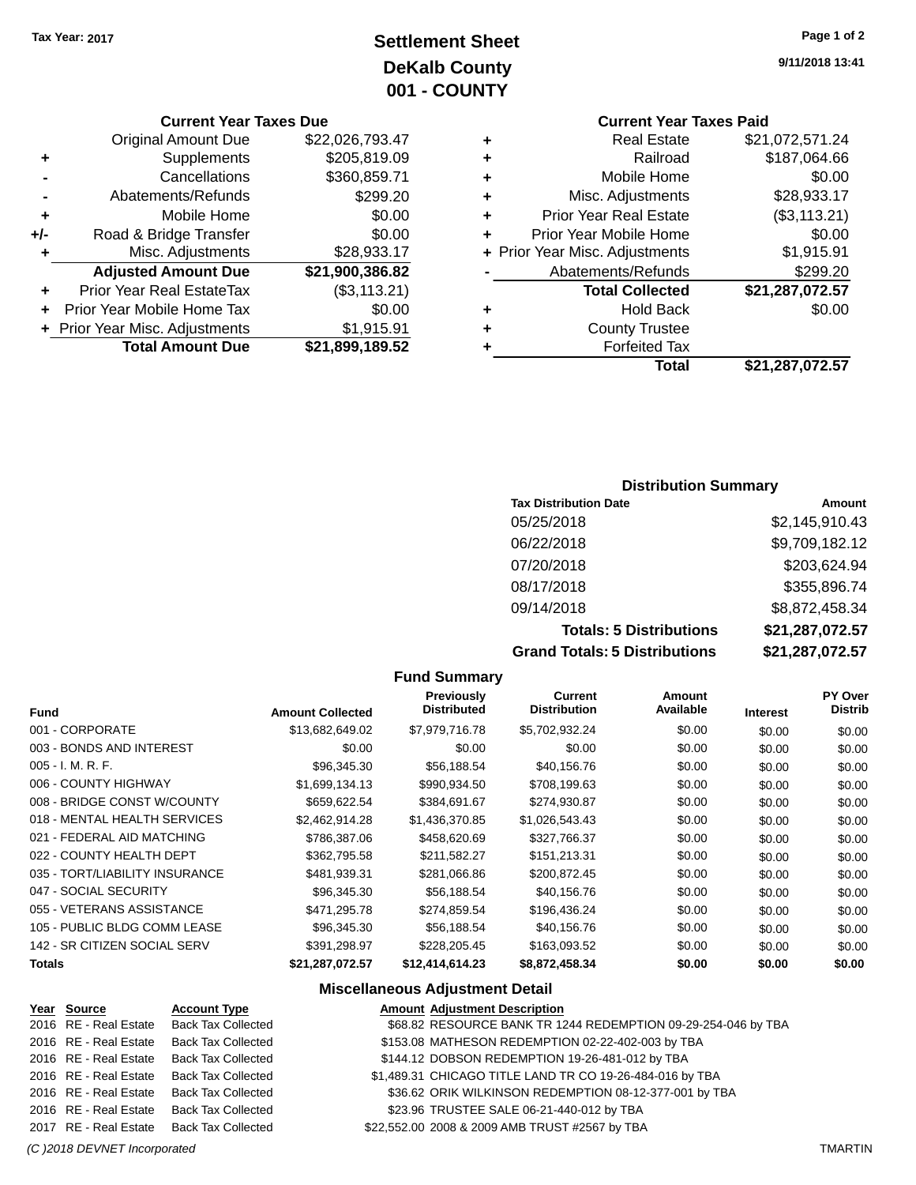**Tax Year: 2017**

# Settlement Sheet
## DeKalb County
## 001 - COUNTY

9/11/2018 13:41

### Current Year Taxes Due

| | | |
|---|---|---|
| | Original Amount Due | $22,026,793.47 |
| + | Supplements | $205,819.09 |
| - | Cancellations | $360,859.71 |
| - | Abatements/Refunds | $299.20 |
| + | Mobile Home | $0.00 |
| +/- | Road & Bridge Transfer | $0.00 |
| + | Misc. Adjustments | $28,933.17 |
| | **Adjusted Amount Due** | **$21,900,386.82** |
| + | Prior Year Real EstateTax | ($3,113.21) |
| + | Prior Year Mobile Home Tax | $0.00 |
| + | Prior Year Misc. Adjustments | $1,915.91 |
| | **Total Amount Due** | **$21,899,189.52** |

### Current Year Taxes Paid

| | | |
|---|---|---|
| + | Real Estate | $21,072,571.24 |
| + | Railroad | $187,064.66 |
| + | Mobile Home | $0.00 |
| + | Misc. Adjustments | $28,933.17 |
| + | Prior Year Real Estate | ($3,113.21) |
| + | Prior Year Mobile Home | $0.00 |
| + | Prior Year Misc. Adjustments | $1,915.91 |
| - | Abatements/Refunds | $299.20 |
| | **Total Collected** | **$21,287,072.57** |
| + | Hold Back | $0.00 |
| + | County Trustee | |
| + | Forfeited Tax | |
| | **Total** | **$21,287,072.57** |

### Distribution Summary

| Tax Distribution Date | Amount |
|---|---|
| 05/25/2018 | $2,145,910.43 |
| 06/22/2018 | $9,709,182.12 |
| 07/20/2018 | $203,624.94 |
| 08/17/2018 | $355,896.74 |
| 09/14/2018 | $8,872,458.34 |
| **Totals: 5 Distributions** | **$21,287,072.57** |
| **Grand Totals: 5 Distributions** | **$21,287,072.57** |

### Fund Summary

| Fund | Amount Collected | Previously Distributed | Current Distribution | Amount Available | Interest | PY Over Distrib |
|---|---|---|---|---|---|---|
| 001 - CORPORATE | $13,682,649.02 | $7,979,716.78 | $5,702,932.24 | $0.00 | $0.00 | $0.00 |
| 003 - BONDS AND INTEREST | $0.00 | $0.00 | $0.00 | $0.00 | $0.00 | $0.00 |
| 005 - I. M. R. F. | $96,345.30 | $56,188.54 | $40,156.76 | $0.00 | $0.00 | $0.00 |
| 006 - COUNTY HIGHWAY | $1,699,134.13 | $990,934.50 | $708,199.63 | $0.00 | $0.00 | $0.00 |
| 008 - BRIDGE CONST W/COUNTY | $659,622.54 | $384,691.67 | $274,930.87 | $0.00 | $0.00 | $0.00 |
| 018 - MENTAL HEALTH SERVICES | $2,462,914.28 | $1,436,370.85 | $1,026,543.43 | $0.00 | $0.00 | $0.00 |
| 021 - FEDERAL AID MATCHING | $786,387.06 | $458,620.69 | $327,766.37 | $0.00 | $0.00 | $0.00 |
| 022 - COUNTY HEALTH DEPT | $362,795.58 | $211,582.27 | $151,213.31 | $0.00 | $0.00 | $0.00 |
| 035 - TORT/LIABILITY INSURANCE | $481,939.31 | $281,066.86 | $200,872.45 | $0.00 | $0.00 | $0.00 |
| 047 - SOCIAL SECURITY | $96,345.30 | $56,188.54 | $40,156.76 | $0.00 | $0.00 | $0.00 |
| 055 - VETERANS ASSISTANCE | $471,295.78 | $274,859.54 | $196,436.24 | $0.00 | $0.00 | $0.00 |
| 105 - PUBLIC BLDG COMM LEASE | $96,345.30 | $56,188.54 | $40,156.76 | $0.00 | $0.00 | $0.00 |
| 142 - SR CITIZEN SOCIAL SERV | $391,298.97 | $228,205.45 | $163,093.52 | $0.00 | $0.00 | $0.00 |
| **Totals** | **$21,287,072.57** | **$12,414,614.23** | **$8,872,458.34** | **$0.00** | **$0.00** | **$0.00** |

### Miscellaneous Adjustment Detail

| Year | Source | Account Type | Amount | Adjustment Description |
|---|---|---|---|---|
| 2016 | RE - Real Estate | Back Tax Collected | $68.82 | RESOURCE BANK TR 1244 REDEMPTION 09-29-254-046 by TBA |
| 2016 | RE - Real Estate | Back Tax Collected | $153.08 | MATHESON REDEMPTION 02-22-402-003 by TBA |
| 2016 | RE - Real Estate | Back Tax Collected | $144.12 | DOBSON REDEMPTION 19-26-481-012 by TBA |
| 2016 | RE - Real Estate | Back Tax Collected | $1,489.31 | CHICAGO TITLE LAND TR CO 19-26-484-016 by TBA |
| 2016 | RE - Real Estate | Back Tax Collected | $36.62 | ORIK WILKINSON REDEMPTION 08-12-377-001 by TBA |
| 2016 | RE - Real Estate | Back Tax Collected | $23.96 | TRUSTEE SALE 06-21-440-012 by TBA |
| 2017 | RE - Real Estate | Back Tax Collected | $22,552.00 | 2008 & 2009 AMB TRUST #2567 by TBA |

*(C )2018 DEVNET Incorporated* TMARTIN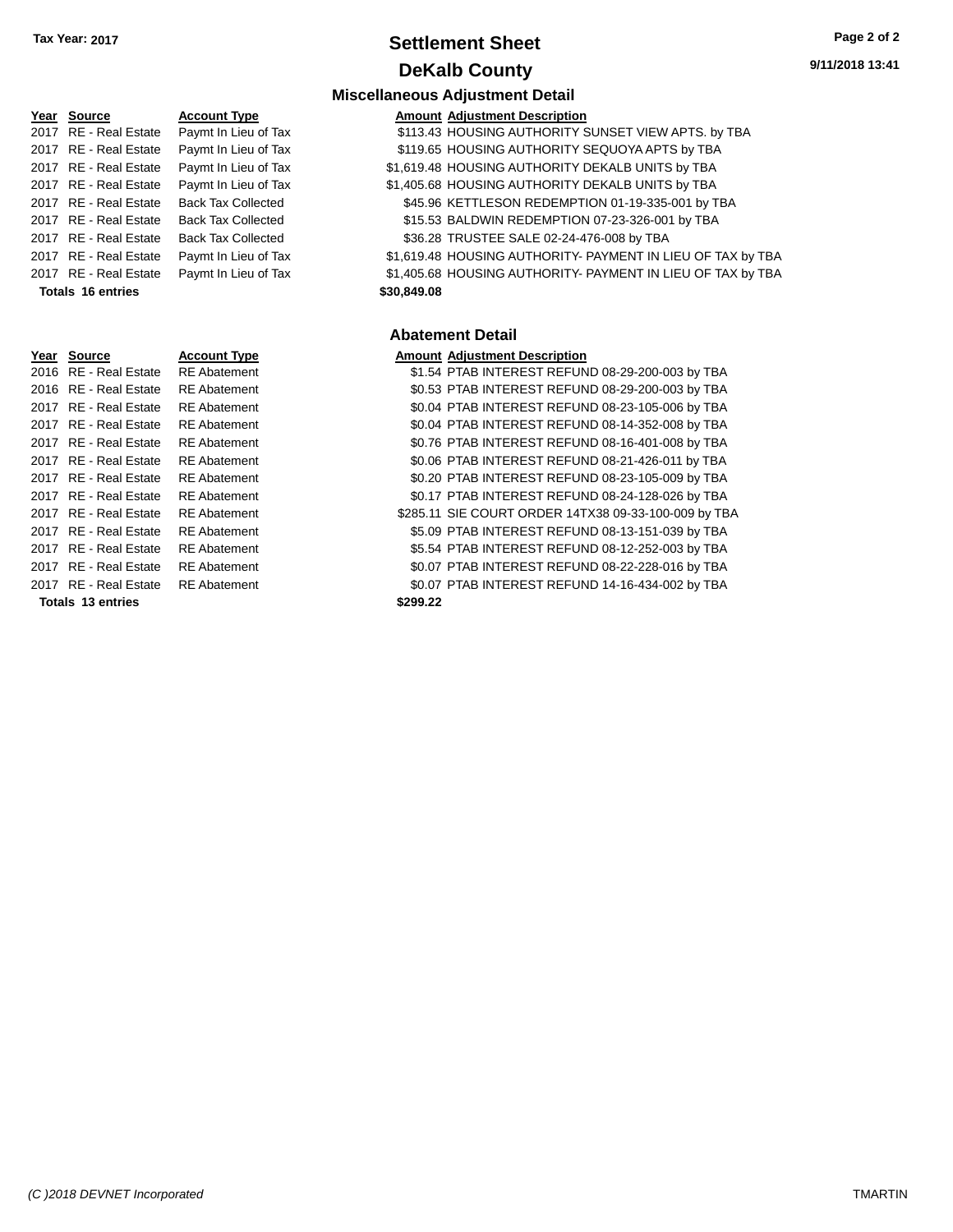**Tax Year: 2017**

# Settlement Sheet

## DeKalb County

9/11/2018 13:41

### Miscellaneous Adjustment Detail

| Year | Source | Account Type | Amount | Adjustment Description |
|---|---|---|---|---|
| 2017 | RE - Real Estate | Paymt In Lieu of Tax | $113.43 | HOUSING AUTHORITY SUNSET VIEW APTS. by TBA |
| 2017 | RE - Real Estate | Paymt In Lieu of Tax | $119.65 | HOUSING AUTHORITY SEQUOYA APTS by TBA |
| 2017 | RE - Real Estate | Paymt In Lieu of Tax | $1,619.48 | HOUSING AUTHORITY DEKALB UNITS by TBA |
| 2017 | RE - Real Estate | Paymt In Lieu of Tax | $1,405.68 | HOUSING AUTHORITY DEKALB UNITS by TBA |
| 2017 | RE - Real Estate | Back Tax Collected | $45.96 | KETTLESON REDEMPTION 01-19-335-001 by TBA |
| 2017 | RE - Real Estate | Back Tax Collected | $15.53 | BALDWIN REDEMPTION 07-23-326-001 by TBA |
| 2017 | RE - Real Estate | Back Tax Collected | $36.28 | TRUSTEE SALE 02-24-476-008 by TBA |
| 2017 | RE - Real Estate | Paymt In Lieu of Tax | $1,619.48 | HOUSING AUTHORITY- PAYMENT IN LIEU OF TAX by TBA |
| 2017 | RE - Real Estate | Paymt In Lieu of Tax | $1,405.68 | HOUSING AUTHORITY- PAYMENT IN LIEU OF TAX by TBA |
| **Totals 16 entries** | | | **$30,849.08** | |

### Abatement Detail

| Year | Source | Account Type | Amount | Adjustment Description |
|---|---|---|---|---|
| 2016 | RE - Real Estate | RE Abatement | $1.54 | PTAB INTEREST REFUND 08-29-200-003 by TBA |
| 2016 | RE - Real Estate | RE Abatement | $0.53 | PTAB INTEREST REFUND 08-29-200-003 by TBA |
| 2017 | RE - Real Estate | RE Abatement | $0.04 | PTAB INTEREST REFUND 08-23-105-006 by TBA |
| 2017 | RE - Real Estate | RE Abatement | $0.04 | PTAB INTEREST REFUND 08-14-352-008 by TBA |
| 2017 | RE - Real Estate | RE Abatement | $0.76 | PTAB INTEREST REFUND 08-16-401-008 by TBA |
| 2017 | RE - Real Estate | RE Abatement | $0.06 | PTAB INTEREST REFUND 08-21-426-011 by TBA |
| 2017 | RE - Real Estate | RE Abatement | $0.20 | PTAB INTEREST REFUND 08-23-105-009 by TBA |
| 2017 | RE - Real Estate | RE Abatement | $0.17 | PTAB INTEREST REFUND 08-24-128-026 by TBA |
| 2017 | RE - Real Estate | RE Abatement | $285.11 | SIE COURT ORDER 14TX38 09-33-100-009 by TBA |
| 2017 | RE - Real Estate | RE Abatement | $5.09 | PTAB INTEREST REFUND 08-13-151-039 by TBA |
| 2017 | RE - Real Estate | RE Abatement | $5.54 | PTAB INTEREST REFUND 08-12-252-003 by TBA |
| 2017 | RE - Real Estate | RE Abatement | $0.07 | PTAB INTEREST REFUND 08-22-228-016 by TBA |
| 2017 | RE - Real Estate | RE Abatement | $0.07 | PTAB INTEREST REFUND 14-16-434-002 by TBA |
| **Totals 13 entries** | | | **$299.22** | |

*(C )2018 DEVNET Incorporated* TMARTIN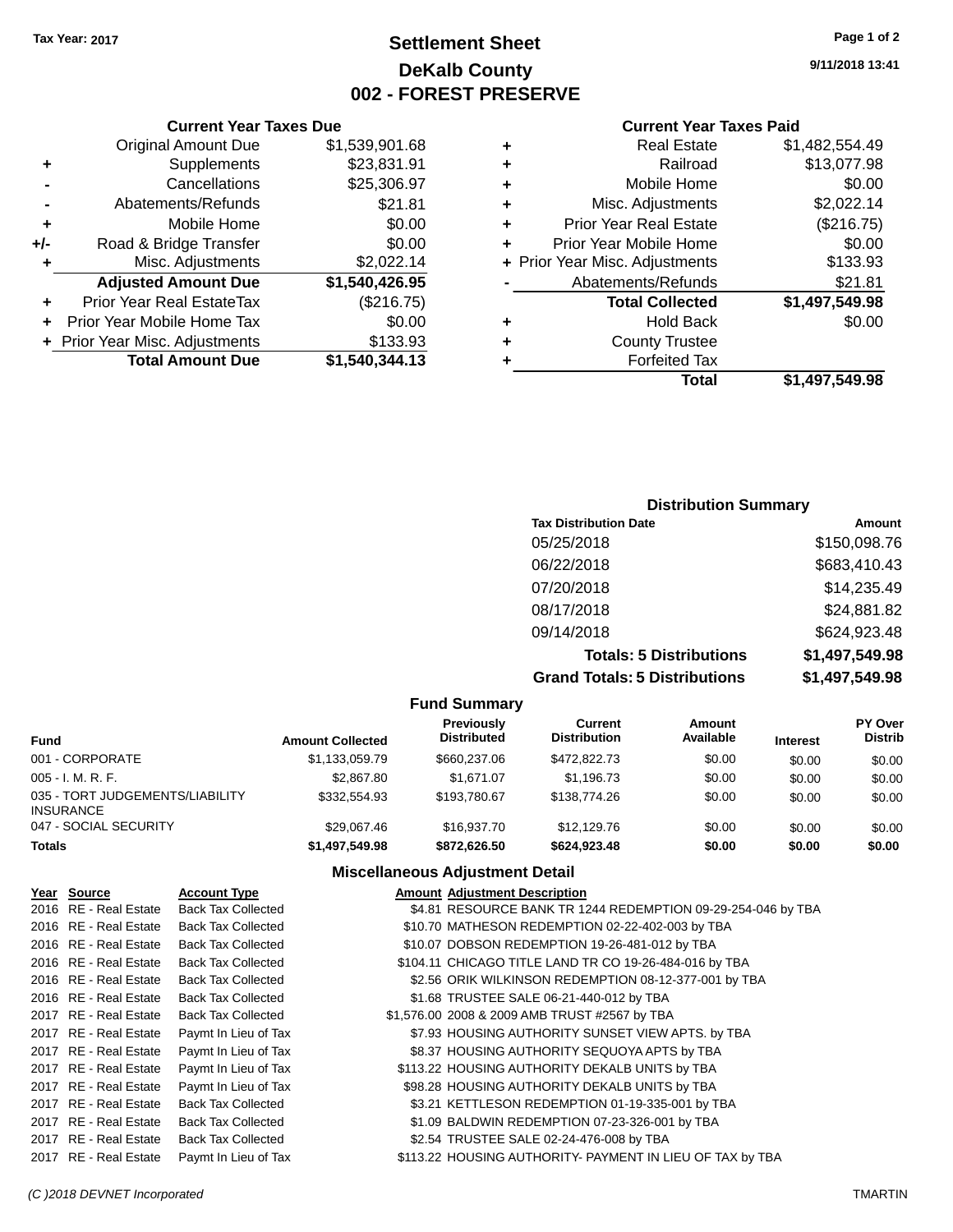Tax Year: 2017

# Settlement Sheet
## DeKalb County
## 002 - FOREST PRESERVE

9/11/2018 13:41

### Current Year Taxes Due

| | | |
|---|---|---|
| | Original Amount Due | $1,539,901.68 |
| + | Supplements | $23,831.91 |
| - | Cancellations | $25,306.97 |
| - | Abatements/Refunds | $21.81 |
| + | Mobile Home | $0.00 |
| +/- | Road & Bridge Transfer | $0.00 |
| + | Misc. Adjustments | $2,022.14 |
| | **Adjusted Amount Due** | **$1,540,426.95** |
| + | Prior Year Real EstateTax | ($216.75) |
| + | Prior Year Mobile Home Tax | $0.00 |
| + | Prior Year Misc. Adjustments | $133.93 |
| | **Total Amount Due** | **$1,540,344.13** |

### Current Year Taxes Paid

| | | |
|---|---|---|
| + | Real Estate | $1,482,554.49 |
| + | Railroad | $13,077.98 |
| + | Mobile Home | $0.00 |
| + | Misc. Adjustments | $2,022.14 |
| + | Prior Year Real Estate | ($216.75) |
| + | Prior Year Mobile Home | $0.00 |
| + | Prior Year Misc. Adjustments | $133.93 |
| - | Abatements/Refunds | $21.81 |
| | **Total Collected** | **$1,497,549.98** |
| + | Hold Back | $0.00 |
| + | County Trustee | |
| + | Forfeited Tax | |
| | **Total** | **$1,497,549.98** |

### Distribution Summary

| Tax Distribution Date | Amount |
|---|---|
| 05/25/2018 | $150,098.76 |
| 06/22/2018 | $683,410.43 |
| 07/20/2018 | $14,235.49 |
| 08/17/2018 | $24,881.82 |
| 09/14/2018 | $624,923.48 |
| **Totals: 5 Distributions** | **$1,497,549.98** |
| **Grand Totals: 5 Distributions** | **$1,497,549.98** |

### Fund Summary

| Fund | Amount Collected | Previously Distributed | Current Distribution | Amount Available | Interest | PY Over Distrib |
|---|---|---|---|---|---|---|
| 001 - CORPORATE | $1,133,059.79 | $660,237.06 | $472,822.73 | $0.00 | $0.00 | $0.00 |
| 005 - I. M. R. F. | $2,867.80 | $1,671.07 | $1,196.73 | $0.00 | $0.00 | $0.00 |
| 035 - TORT JUDGEMENTS/LIABILITY INSURANCE | $332,554.93 | $193,780.67 | $138,774.26 | $0.00 | $0.00 | $0.00 |
| 047 - SOCIAL SECURITY | $29,067.46 | $16,937.70 | $12,129.76 | $0.00 | $0.00 | $0.00 |
| **Totals** | **$1,497,549.98** | **$872,626.50** | **$624,923.48** | **$0.00** | **$0.00** | **$0.00** |

### Miscellaneous Adjustment Detail

| Year | Source | Account Type | Amount | Adjustment Description |
|---|---|---|---|---|
| 2016 | RE - Real Estate | Back Tax Collected | $4.81 | RESOURCE BANK TR 1244 REDEMPTION 09-29-254-046 by TBA |
| 2016 | RE - Real Estate | Back Tax Collected | $10.70 | MATHESON REDEMPTION 02-22-402-003 by TBA |
| 2016 | RE - Real Estate | Back Tax Collected | $10.07 | DOBSON REDEMPTION 19-26-481-012 by TBA |
| 2016 | RE - Real Estate | Back Tax Collected | $104.11 | CHICAGO TITLE LAND TR CO 19-26-484-016 by TBA |
| 2016 | RE - Real Estate | Back Tax Collected | $2.56 | ORIK WILKINSON REDEMPTION 08-12-377-001 by TBA |
| 2016 | RE - Real Estate | Back Tax Collected | $1.68 | TRUSTEE SALE 06-21-440-012 by TBA |
| 2017 | RE - Real Estate | Back Tax Collected | $1,576.00 | 2008 & 2009 AMB TRUST #2567 by TBA |
| 2017 | RE - Real Estate | Paymt In Lieu of Tax | $7.93 | HOUSING AUTHORITY SUNSET VIEW APTS. by TBA |
| 2017 | RE - Real Estate | Paymt In Lieu of Tax | $8.37 | HOUSING AUTHORITY SEQUOYA APTS by TBA |
| 2017 | RE - Real Estate | Paymt In Lieu of Tax | $113.22 | HOUSING AUTHORITY DEKALB UNITS by TBA |
| 2017 | RE - Real Estate | Paymt In Lieu of Tax | $98.28 | HOUSING AUTHORITY DEKALB UNITS by TBA |
| 2017 | RE - Real Estate | Back Tax Collected | $3.21 | KETTLESON REDEMPTION 01-19-335-001 by TBA |
| 2017 | RE - Real Estate | Back Tax Collected | $1.09 | BALDWIN REDEMPTION 07-23-326-001 by TBA |
| 2017 | RE - Real Estate | Back Tax Collected | $2.54 | TRUSTEE SALE 02-24-476-008 by TBA |
| 2017 | RE - Real Estate | Paymt In Lieu of Tax | $113.22 | HOUSING AUTHORITY- PAYMENT IN LIEU OF TAX by TBA |

(C )2018 DEVNET Incorporated TMARTIN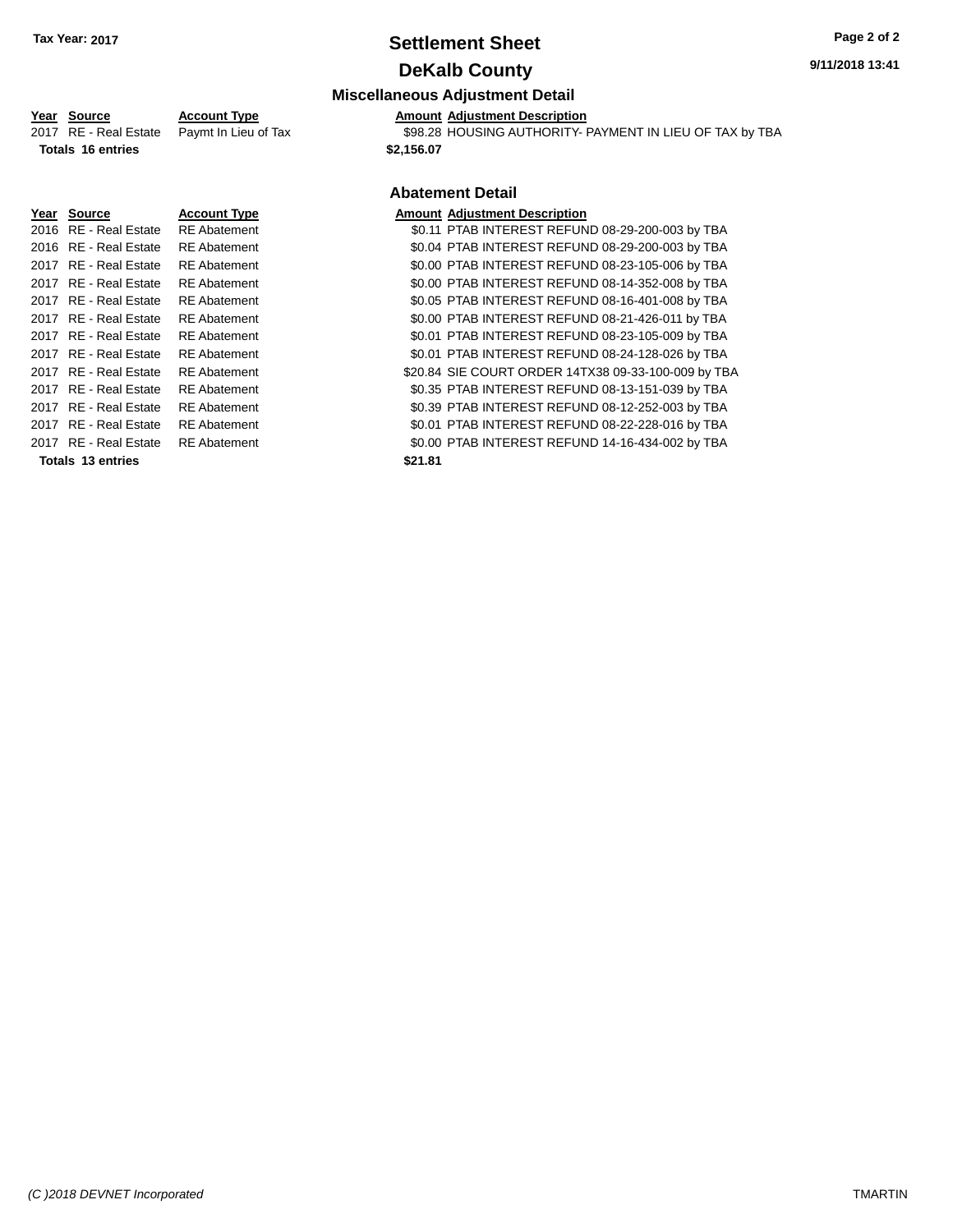# Settlement Sheet

## DeKalb County

### Miscellaneous Adjustment Detail

| Year | Source | Account Type | Amount | Adjustment Description |
|---|---|---|---|---|
| 2017 | RE - Real Estate | Paymt In Lieu of Tax | $98.28 | HOUSING AUTHORITY- PAYMENT IN LIEU OF TAX by TBA |
| **Totals 16 entries** | | | **$2,156.07** | |

### Abatement Detail

| Year | Source | Account Type | Amount | Adjustment Description |
|---|---|---|---|---|
| 2016 | RE - Real Estate | RE Abatement | $0.11 | PTAB INTEREST REFUND 08-29-200-003 by TBA |
| 2016 | RE - Real Estate | RE Abatement | $0.04 | PTAB INTEREST REFUND 08-29-200-003 by TBA |
| 2017 | RE - Real Estate | RE Abatement | $0.00 | PTAB INTEREST REFUND 08-23-105-006 by TBA |
| 2017 | RE - Real Estate | RE Abatement | $0.00 | PTAB INTEREST REFUND 08-14-352-008 by TBA |
| 2017 | RE - Real Estate | RE Abatement | $0.05 | PTAB INTEREST REFUND 08-16-401-008 by TBA |
| 2017 | RE - Real Estate | RE Abatement | $0.00 | PTAB INTEREST REFUND 08-21-426-011 by TBA |
| 2017 | RE - Real Estate | RE Abatement | $0.01 | PTAB INTEREST REFUND 08-23-105-009 by TBA |
| 2017 | RE - Real Estate | RE Abatement | $0.01 | PTAB INTEREST REFUND 08-24-128-026 by TBA |
| 2017 | RE - Real Estate | RE Abatement | $20.84 | SIE COURT ORDER 14TX38 09-33-100-009 by TBA |
| 2017 | RE - Real Estate | RE Abatement | $0.35 | PTAB INTEREST REFUND 08-13-151-039 by TBA |
| 2017 | RE - Real Estate | RE Abatement | $0.39 | PTAB INTEREST REFUND 08-12-252-003 by TBA |
| 2017 | RE - Real Estate | RE Abatement | $0.01 | PTAB INTEREST REFUND 08-22-228-016 by TBA |
| 2017 | RE - Real Estate | RE Abatement | $0.00 | PTAB INTEREST REFUND 14-16-434-002 by TBA |
| **Totals 13 entries** | | | **$21.81** | |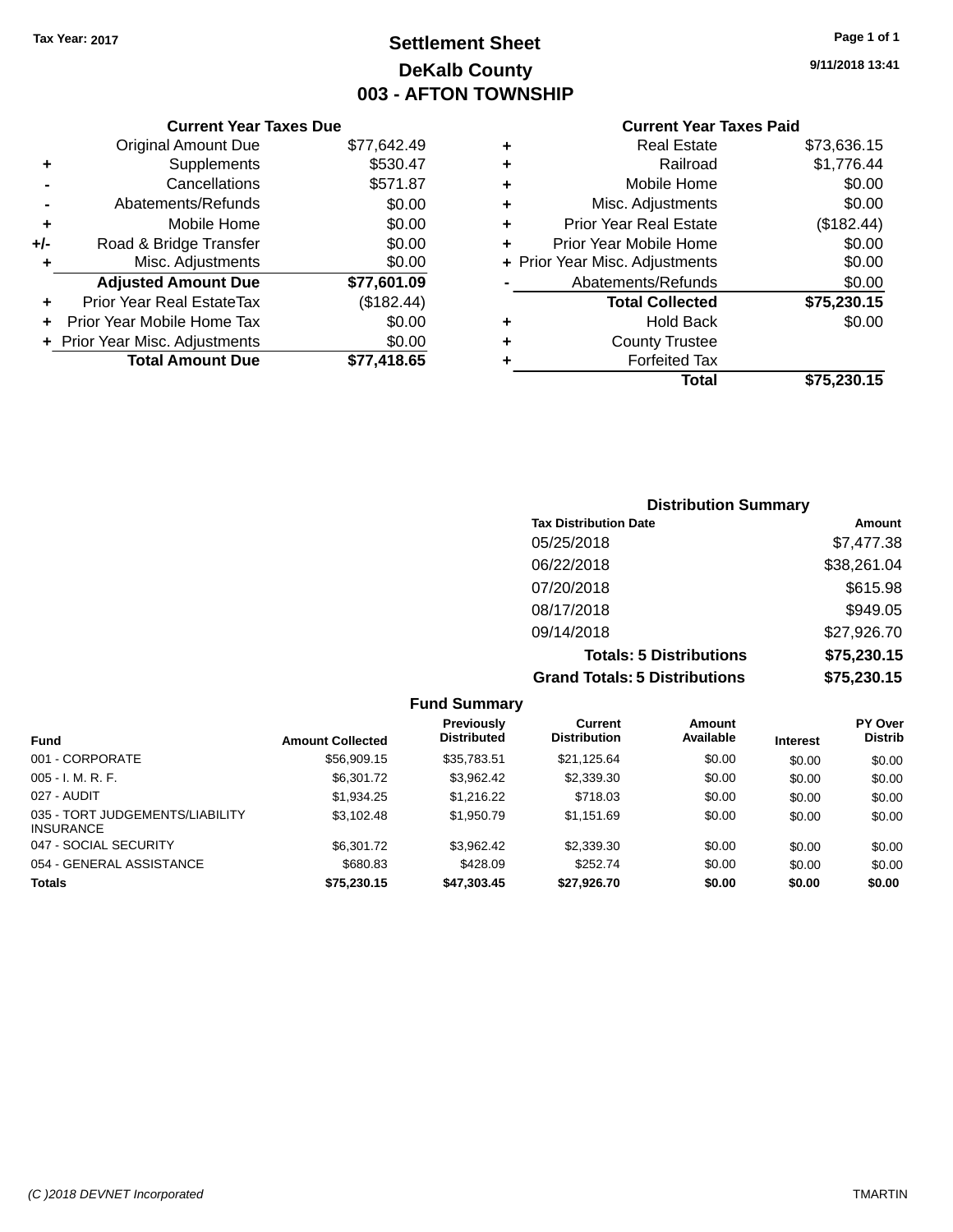Tax Year: 2017

# Settlement Sheet
## DeKalb County
## 003 - AFTON TOWNSHIP

9/11/2018 13:41

### Current Year Taxes Due

| | | |
|---|---|---|
| | Original Amount Due | $77,642.49 |
| + | Supplements | $530.47 |
| - | Cancellations | $571.87 |
| - | Abatements/Refunds | $0.00 |
| + | Mobile Home | $0.00 |
| +/- | Road & Bridge Transfer | $0.00 |
| + | Misc. Adjustments | $0.00 |
| | **Adjusted Amount Due** | **$77,601.09** |
| + | Prior Year Real EstateTax | ($182.44) |
| + | Prior Year Mobile Home Tax | $0.00 |
| + | Prior Year Misc. Adjustments | $0.00 |
| | **Total Amount Due** | **$77,418.65** |

### Current Year Taxes Paid

| | | |
|---|---|---|
| + | Real Estate | $73,636.15 |
| + | Railroad | $1,776.44 |
| + | Mobile Home | $0.00 |
| + | Misc. Adjustments | $0.00 |
| + | Prior Year Real Estate | ($182.44) |
| + | Prior Year Mobile Home | $0.00 |
| + | Prior Year Misc. Adjustments | $0.00 |
| - | Abatements/Refunds | $0.00 |
| | **Total Collected** | **$75,230.15** |
| + | Hold Back | $0.00 |
| + | County Trustee | |
| + | Forfeited Tax | |
| | **Total** | **$75,230.15** |

### Distribution Summary

| Tax Distribution Date | Amount |
|---|---|
| 05/25/2018 | $7,477.38 |
| 06/22/2018 | $38,261.04 |
| 07/20/2018 | $615.98 |
| 08/17/2018 | $949.05 |
| 09/14/2018 | $27,926.70 |
| **Totals: 5 Distributions** | **$75,230.15** |
| **Grand Totals: 5 Distributions** | **$75,230.15** |

### Fund Summary

| Fund | Amount Collected | Previously Distributed | Current Distribution | Amount Available | Interest | PY Over Distrib |
|---|---|---|---|---|---|---|
| 001 - CORPORATE | $56,909.15 | $35,783.51 | $21,125.64 | $0.00 | $0.00 | $0.00 |
| 005 - I. M. R. F. | $6,301.72 | $3,962.42 | $2,339.30 | $0.00 | $0.00 | $0.00 |
| 027 - AUDIT | $1,934.25 | $1,216.22 | $718.03 | $0.00 | $0.00 | $0.00 |
| 035 - TORT JUDGEMENTS/LIABILITY INSURANCE | $3,102.48 | $1,950.79 | $1,151.69 | $0.00 | $0.00 | $0.00 |
| 047 - SOCIAL SECURITY | $6,301.72 | $3,962.42 | $2,339.30 | $0.00 | $0.00 | $0.00 |
| 054 - GENERAL ASSISTANCE | $680.83 | $428.09 | $252.74 | $0.00 | $0.00 | $0.00 |
| **Totals** | **$75,230.15** | **$47,303.45** | **$27,926.70** | **$0.00** | **$0.00** | **$0.00** |

(C )2018 DEVNET Incorporated TMARTIN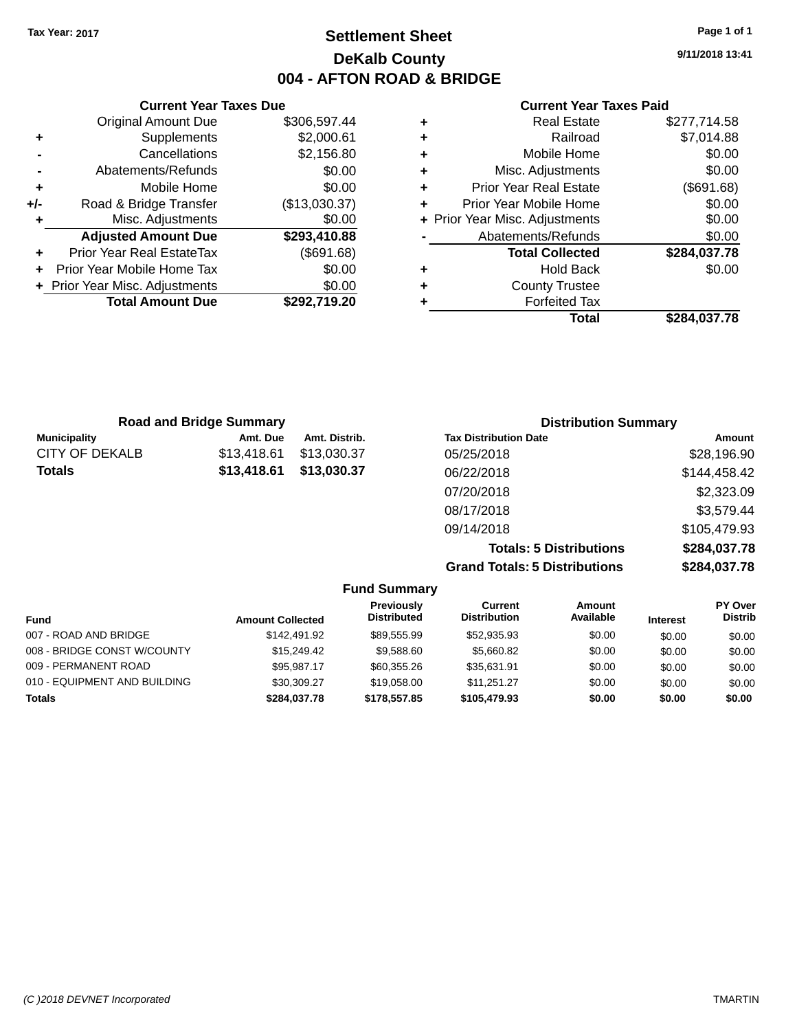Tax Year: 2017

# Settlement Sheet

## DeKalb County

## 004 - AFTON ROAD & BRIDGE

9/11/2018 13:41

### Current Year Taxes Due

| | | |
|---|---|---|
| | Original Amount Due | $306,597.44 |
| + | Supplements | $2,000.61 |
| - | Cancellations | $2,156.80 |
| - | Abatements/Refunds | $0.00 |
| + | Mobile Home | $0.00 |
| +/- | Road & Bridge Transfer | ($13,030.37) |
| + | Misc. Adjustments | $0.00 |
| | **Adjusted Amount Due** | **$293,410.88** |
| + | Prior Year Real EstateTax | ($691.68) |
| + | Prior Year Mobile Home Tax | $0.00 |
| + | Prior Year Misc. Adjustments | $0.00 |
| | **Total Amount Due** | **$292,719.20** |

### Current Year Taxes Paid

| | | |
|---|---|---|
| + | Real Estate | $277,714.58 |
| + | Railroad | $7,014.88 |
| + | Mobile Home | $0.00 |
| + | Misc. Adjustments | $0.00 |
| + | Prior Year Real Estate | ($691.68) |
| + | Prior Year Mobile Home | $0.00 |
| + | Prior Year Misc. Adjustments | $0.00 |
| - | Abatements/Refunds | $0.00 |
| | **Total Collected** | **$284,037.78** |
| + | Hold Back | $0.00 |
| + | County Trustee | |
| + | Forfeited Tax | |
| | **Total** | **$284,037.78** |

### Road and Bridge Summary

| Municipality | Amt. Due | Amt. Distrib. |
|---|---|---|
| CITY OF DEKALB | $13,418.61 | $13,030.37 |
| **Totals** | **$13,418.61** | **$13,030.37** |

### Distribution Summary

| Tax Distribution Date | Amount |
|---|---|
| 05/25/2018 | $28,196.90 |
| 06/22/2018 | $144,458.42 |
| 07/20/2018 | $2,323.09 |
| 08/17/2018 | $3,579.44 |
| 09/14/2018 | $105,479.93 |
| **Totals: 5 Distributions** | **$284,037.78** |
| **Grand Totals: 5 Distributions** | **$284,037.78** |

### Fund Summary

| Fund | Amount Collected | Previously Distributed | Current Distribution | Amount Available | Interest | PY Over Distrib |
|---|---|---|---|---|---|---|
| 007 - ROAD AND BRIDGE | $142,491.92 | $89,555.99 | $52,935.93 | $0.00 | $0.00 | $0.00 |
| 008 - BRIDGE CONST W/COUNTY | $15,249.42 | $9,588.60 | $5,660.82 | $0.00 | $0.00 | $0.00 |
| 009 - PERMANENT ROAD | $95,987.17 | $60,355.26 | $35,631.91 | $0.00 | $0.00 | $0.00 |
| 010 - EQUIPMENT AND BUILDING | $30,309.27 | $19,058.00 | $11,251.27 | $0.00 | $0.00 | $0.00 |
| **Totals** | **$284,037.78** | **$178,557.85** | **$105,479.93** | **$0.00** | **$0.00** | **$0.00** |

(C )2018 DEVNET Incorporated — TMARTIN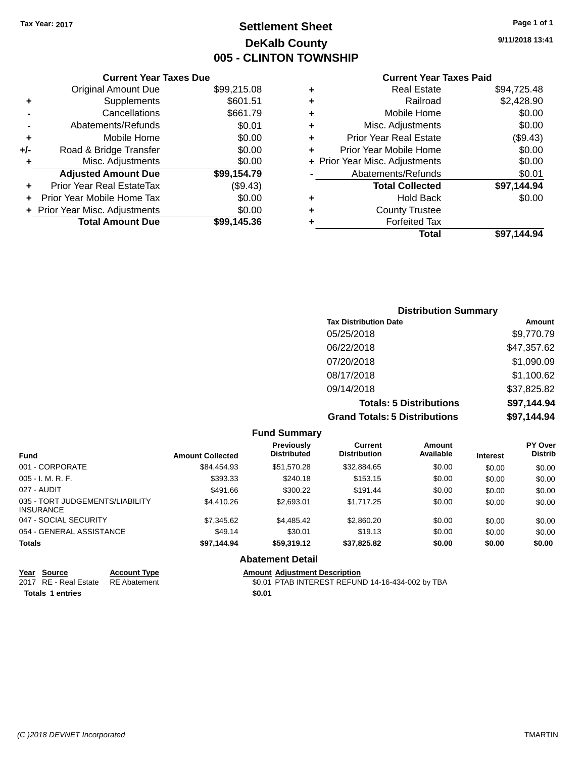Tax Year: 2017

# Settlement Sheet

## DeKalb County

## 005 - CLINTON TOWNSHIP

9/11/2018 13:41

### Current Year Taxes Due

| | | |
|---|---|---|
| | Original Amount Due | $99,215.08 |
| + | Supplements | $601.51 |
| - | Cancellations | $661.79 |
| - | Abatements/Refunds | $0.01 |
| + | Mobile Home | $0.00 |
| +/- | Road & Bridge Transfer | $0.00 |
| + | Misc. Adjustments | $0.00 |
| | **Adjusted Amount Due** | **$99,154.79** |
| + | Prior Year Real EstateTax | ($9.43) |
| + | Prior Year Mobile Home Tax | $0.00 |
| + | Prior Year Misc. Adjustments | $0.00 |
| | **Total Amount Due** | **$99,145.36** |

### Current Year Taxes Paid

| | | |
|---|---|---|
| + | Real Estate | $94,725.48 |
| + | Railroad | $2,428.90 |
| + | Mobile Home | $0.00 |
| + | Misc. Adjustments | $0.00 |
| + | Prior Year Real Estate | ($9.43) |
| + | Prior Year Mobile Home | $0.00 |
| + | Prior Year Misc. Adjustments | $0.00 |
| - | Abatements/Refunds | $0.01 |
| | **Total Collected** | **$97,144.94** |
| + | Hold Back | $0.00 |
| + | County Trustee | |
| + | Forfeited Tax | |
| | **Total** | **$97,144.94** |

### Distribution Summary

| Tax Distribution Date | Amount |
|---|---|
| 05/25/2018 | $9,770.79 |
| 06/22/2018 | $47,357.62 |
| 07/20/2018 | $1,090.09 |
| 08/17/2018 | $1,100.62 |
| 09/14/2018 | $37,825.82 |
| **Totals: 5 Distributions** | **$97,144.94** |
| **Grand Totals: 5 Distributions** | **$97,144.94** |

### Fund Summary

| Fund | Amount Collected | Previously Distributed | Current Distribution | Amount Available | Interest | PY Over Distrib |
|---|---|---|---|---|---|---|
| 001 - CORPORATE | $84,454.93 | $51,570.28 | $32,884.65 | $0.00 | $0.00 | $0.00 |
| 005 - I. M. R. F. | $393.33 | $240.18 | $153.15 | $0.00 | $0.00 | $0.00 |
| 027 - AUDIT | $491.66 | $300.22 | $191.44 | $0.00 | $0.00 | $0.00 |
| 035 - TORT JUDGEMENTS/LIABILITY INSURANCE | $4,410.26 | $2,693.01 | $1,717.25 | $0.00 | $0.00 | $0.00 |
| 047 - SOCIAL SECURITY | $7,345.62 | $4,485.42 | $2,860.20 | $0.00 | $0.00 | $0.00 |
| 054 - GENERAL ASSISTANCE | $49.14 | $30.01 | $19.13 | $0.00 | $0.00 | $0.00 |
| **Totals** | **$97,144.94** | **$59,319.12** | **$37,825.82** | **$0.00** | **$0.00** | **$0.00** |

### Abatement Detail

| Year | Source | Account Type | Amount | Adjustment Description |
|---|---|---|---|---|
| 2017 | RE - Real Estate | RE Abatement | $0.01 | PTAB INTEREST REFUND 14-16-434-002 by TBA |
| **Totals 1 entries** | | | **$0.01** | |

(C )2018 DEVNET Incorporated TMARTIN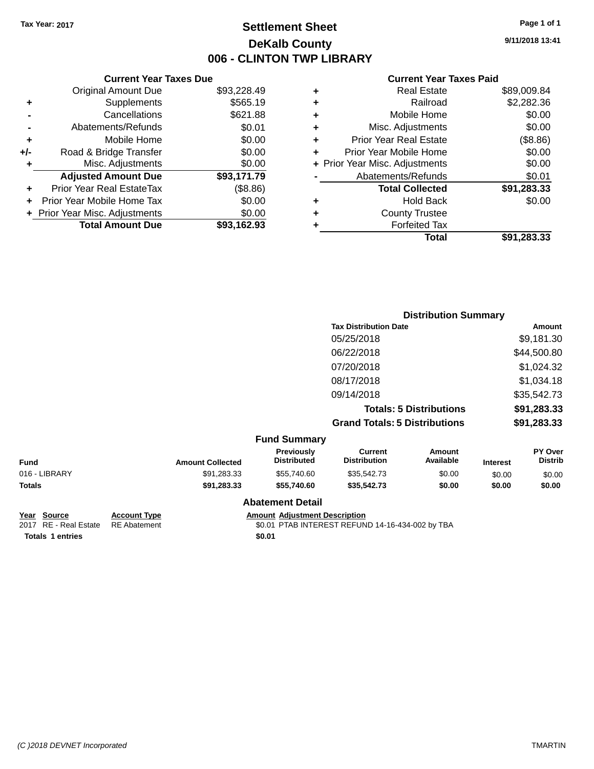Tax Year: 2017

# Settlement Sheet

## DeKalb County

## 006 - CLINTON TWP LIBRARY

9/11/2018 13:41

### Current Year Taxes Due

| | | |
|---|---|---|
| | Original Amount Due | $93,228.49 |
| + | Supplements | $565.19 |
| - | Cancellations | $621.88 |
| - | Abatements/Refunds | $0.01 |
| + | Mobile Home | $0.00 |
| +/- | Road & Bridge Transfer | $0.00 |
| + | Misc. Adjustments | $0.00 |
| | **Adjusted Amount Due** | **$93,171.79** |
| + | Prior Year Real EstateTax | ($8.86) |
| + | Prior Year Mobile Home Tax | $0.00 |
| + | Prior Year Misc. Adjustments | $0.00 |
| | **Total Amount Due** | **$93,162.93** |

### Current Year Taxes Paid

| | | |
|---|---|---|
| + | Real Estate | $89,009.84 |
| + | Railroad | $2,282.36 |
| + | Mobile Home | $0.00 |
| + | Misc. Adjustments | $0.00 |
| + | Prior Year Real Estate | ($8.86) |
| + | Prior Year Mobile Home | $0.00 |
| + | Prior Year Misc. Adjustments | $0.00 |
| - | Abatements/Refunds | $0.01 |
| | **Total Collected** | **$91,283.33** |
| + | Hold Back | $0.00 |
| + | County Trustee | |
| + | Forfeited Tax | |
| | **Total** | **$91,283.33** |

### Distribution Summary

| Tax Distribution Date | Amount |
|---|---|
| 05/25/2018 | $9,181.30 |
| 06/22/2018 | $44,500.80 |
| 07/20/2018 | $1,024.32 |
| 08/17/2018 | $1,034.18 |
| 09/14/2018 | $35,542.73 |
| **Totals: 5 Distributions** | **$91,283.33** |
| **Grand Totals: 5 Distributions** | **$91,283.33** |

### Fund Summary

| Fund | Amount Collected | Previously Distributed | Current Distribution | Amount Available | Interest | PY Over Distrib |
|---|---|---|---|---|---|---|
| 016 - LIBRARY | $91,283.33 | $55,740.60 | $35,542.73 | $0.00 | $0.00 | $0.00 |
| **Totals** | **$91,283.33** | **$55,740.60** | **$35,542.73** | **$0.00** | **$0.00** | **$0.00** |

### Abatement Detail

| Year | Source | Account Type | Amount | Adjustment Description |
|---|---|---|---|---|
| 2017 | RE - Real Estate | RE Abatement | $0.01 | PTAB INTEREST REFUND 14-16-434-002 by TBA |
| **Totals 1 entries** | | | **$0.01** | |

(C )2018 DEVNET Incorporated TMARTIN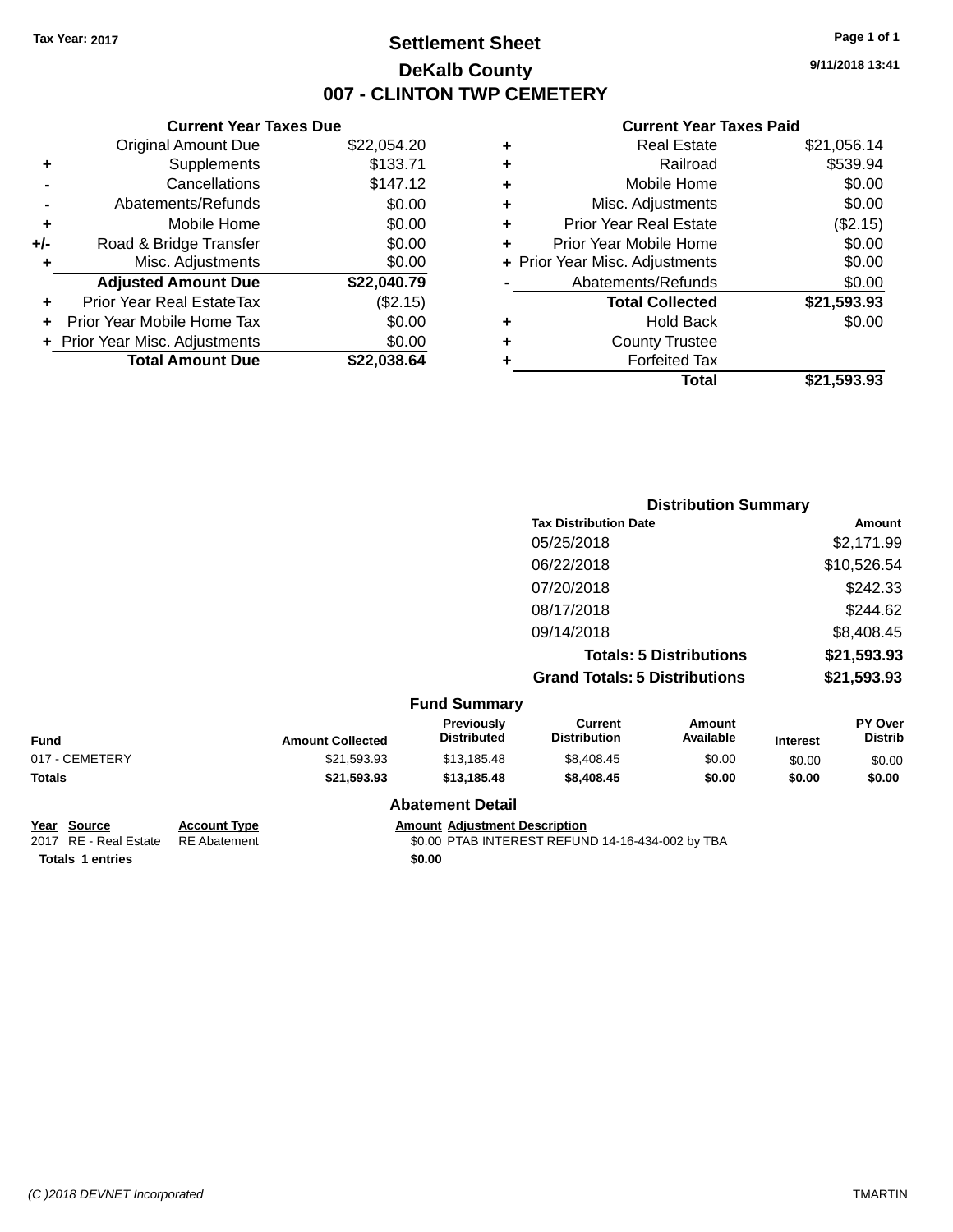**Tax Year: 2017**

# Settlement Sheet

## DeKalb County

## 007 - CLINTON TWP CEMETERY

9/11/2018 13:41

### Current Year Taxes Due

| | | |
|---|---|---|
| | Original Amount Due | $22,054.20 |
| + | Supplements | $133.71 |
| - | Cancellations | $147.12 |
| - | Abatements/Refunds | $0.00 |
| + | Mobile Home | $0.00 |
| +/- | Road & Bridge Transfer | $0.00 |
| + | Misc. Adjustments | $0.00 |
| | **Adjusted Amount Due** | **$22,040.79** |
| + | Prior Year Real EstateTax | ($2.15) |
| + | Prior Year Mobile Home Tax | $0.00 |
| + | Prior Year Misc. Adjustments | $0.00 |
| | **Total Amount Due** | **$22,038.64** |

### Current Year Taxes Paid

| | | |
|---|---|---|
| + | Real Estate | $21,056.14 |
| + | Railroad | $539.94 |
| + | Mobile Home | $0.00 |
| + | Misc. Adjustments | $0.00 |
| + | Prior Year Real Estate | ($2.15) |
| + | Prior Year Mobile Home | $0.00 |
| + | Prior Year Misc. Adjustments | $0.00 |
| - | Abatements/Refunds | $0.00 |
| | **Total Collected** | **$21,593.93** |
| + | Hold Back | $0.00 |
| + | County Trustee | |
| + | Forfeited Tax | |
| | **Total** | **$21,593.93** |

### Distribution Summary

| Tax Distribution Date | Amount |
|---|---|
| 05/25/2018 | $2,171.99 |
| 06/22/2018 | $10,526.54 |
| 07/20/2018 | $242.33 |
| 08/17/2018 | $244.62 |
| 09/14/2018 | $8,408.45 |
| **Totals: 5 Distributions** | **$21,593.93** |
| **Grand Totals: 5 Distributions** | **$21,593.93** |

### Fund Summary

| Fund | Amount Collected | Previously Distributed | Current Distribution | Amount Available | Interest | PY Over Distrib |
|---|---|---|---|---|---|---|
| 017 - CEMETERY | $21,593.93 | $13,185.48 | $8,408.45 | $0.00 | $0.00 | $0.00 |
| **Totals** | **$21,593.93** | **$13,185.48** | **$8,408.45** | **$0.00** | **$0.00** | **$0.00** |

### Abatement Detail

| Year | Source | Account Type | Amount | Adjustment Description |
|---|---|---|---|---|
| 2017 | RE - Real Estate | RE Abatement | $0.00 | PTAB INTEREST REFUND 14-16-434-002 by TBA |
| **Totals 1 entries** | | | **$0.00** | |

(C )2018 DEVNET Incorporated TMARTIN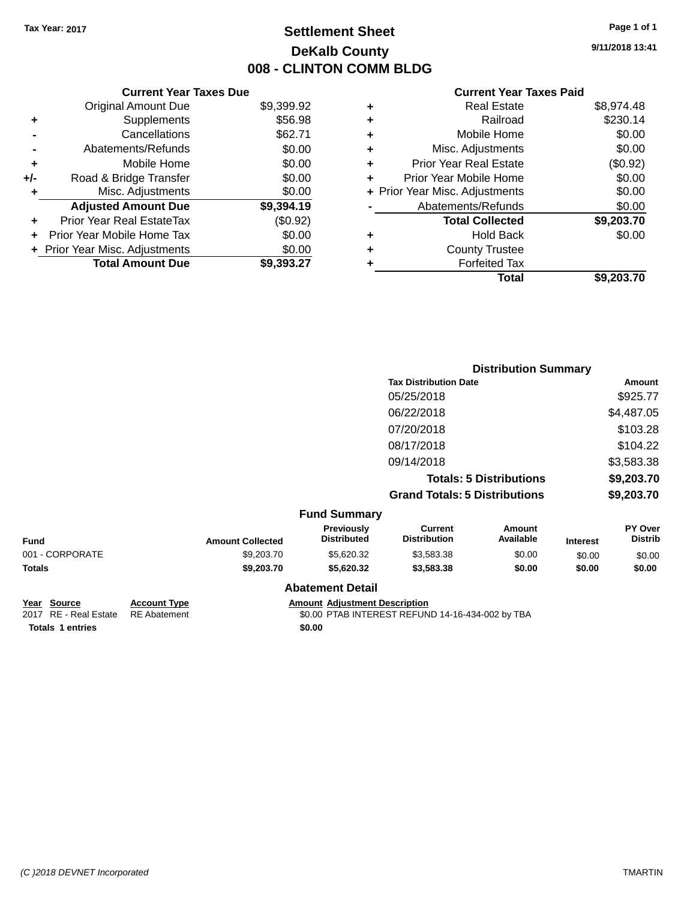Tax Year: 2017

# Settlement Sheet
## DeKalb County
## 008 - CLINTON COMM BLDG

9/11/2018 13:41

| | Current Year Taxes Due | |
|---|---|---|
| | Original Amount Due | $9,399.92 |
| + | Supplements | $56.98 |
| - | Cancellations | $62.71 |
| - | Abatements/Refunds | $0.00 |
| + | Mobile Home | $0.00 |
| +/- | Road & Bridge Transfer | $0.00 |
| + | Misc. Adjustments | $0.00 |
| | **Adjusted Amount Due** | **$9,394.19** |
| + | Prior Year Real EstateTax | ($0.92) |
| + | Prior Year Mobile Home Tax | $0.00 |
| + | Prior Year Misc. Adjustments | $0.00 |
| | **Total Amount Due** | **$9,393.27** |

| | Current Year Taxes Paid | |
|---|---|---|
| + | Real Estate | $8,974.48 |
| + | Railroad | $230.14 |
| + | Mobile Home | $0.00 |
| + | Misc. Adjustments | $0.00 |
| + | Prior Year Real Estate | ($0.92) |
| + | Prior Year Mobile Home | $0.00 |
| + | Prior Year Misc. Adjustments | $0.00 |
| - | Abatements/Refunds | $0.00 |
| | **Total Collected** | **$9,203.70** |
| + | Hold Back | $0.00 |
| + | County Trustee | |
| + | Forfeited Tax | |
| | **Total** | **$9,203.70** |

### Distribution Summary

| Tax Distribution Date | Amount |
|---|---|
| 05/25/2018 | $925.77 |
| 06/22/2018 | $4,487.05 |
| 07/20/2018 | $103.28 |
| 08/17/2018 | $104.22 |
| 09/14/2018 | $3,583.38 |
| **Totals: 5 Distributions** | **$9,203.70** |
| **Grand Totals: 5 Distributions** | **$9,203.70** |

### Fund Summary

| Fund | Amount Collected | Previously Distributed | Current Distribution | Amount Available | Interest | PY Over Distrib |
|---|---|---|---|---|---|---|
| 001 - CORPORATE | $9,203.70 | $5,620.32 | $3,583.38 | $0.00 | $0.00 | $0.00 |
| **Totals** | **$9,203.70** | **$5,620.32** | **$3,583.38** | **$0.00** | **$0.00** | **$0.00** |

### Abatement Detail

| Year | Source | Account Type | Amount | Adjustment Description |
|---|---|---|---|---|
| 2017 | RE - Real Estate | RE Abatement | $0.00 | PTAB INTEREST REFUND 14-16-434-002 by TBA |
| **Totals 1 entries** | | | **$0.00** | |

(C )2018 DEVNET Incorporated TMARTIN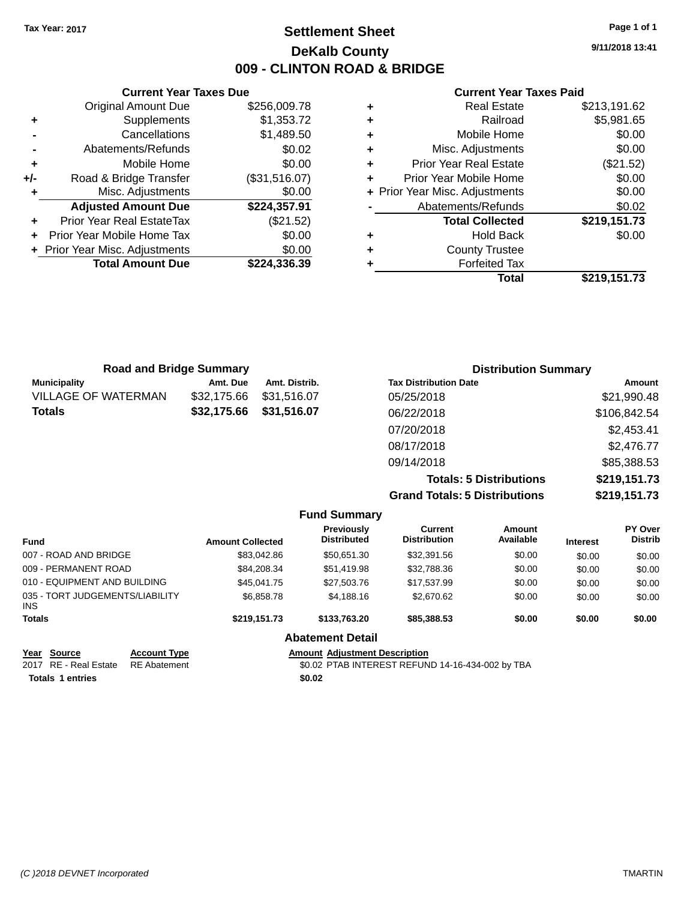Tax Year: 2017

# Settlement Sheet

## DeKalb County

## 009 - CLINTON ROAD & BRIDGE

9/11/2018 13:41

### Current Year Taxes Due

| | | |
|---|---|---|
| | Original Amount Due | $256,009.78 |
| + | Supplements | $1,353.72 |
| - | Cancellations | $1,489.50 |
| - | Abatements/Refunds | $0.02 |
| + | Mobile Home | $0.00 |
| +/- | Road & Bridge Transfer | ($31,516.07) |
| + | Misc. Adjustments | $0.00 |
| | **Adjusted Amount Due** | **$224,357.91** |
| + | Prior Year Real EstateTax | ($21.52) |
| + | Prior Year Mobile Home Tax | $0.00 |
| + | Prior Year Misc. Adjustments | $0.00 |
| | **Total Amount Due** | **$224,336.39** |

### Current Year Taxes Paid

| | | |
|---|---|---|
| + | Real Estate | $213,191.62 |
| + | Railroad | $5,981.65 |
| + | Mobile Home | $0.00 |
| + | Misc. Adjustments | $0.00 |
| + | Prior Year Real Estate | ($21.52) |
| + | Prior Year Mobile Home | $0.00 |
| + | Prior Year Misc. Adjustments | $0.00 |
| - | Abatements/Refunds | $0.02 |
| | **Total Collected** | **$219,151.73** |
| + | Hold Back | $0.00 |
| + | County Trustee | |
| + | Forfeited Tax | |
| | **Total** | **$219,151.73** |

### Road and Bridge Summary

| Municipality | Amt. Due | Amt. Distrib. |
|---|---|---|
| VILLAGE OF WATERMAN | $32,175.66 | $31,516.07 |
| **Totals** | **$32,175.66** | **$31,516.07** |

### Distribution Summary

| Tax Distribution Date | Amount |
|---|---|
| 05/25/2018 | $21,990.48 |
| 06/22/2018 | $106,842.54 |
| 07/20/2018 | $2,453.41 |
| 08/17/2018 | $2,476.77 |
| 09/14/2018 | $85,388.53 |
| **Totals: 5 Distributions** | **$219,151.73** |
| **Grand Totals: 5 Distributions** | **$219,151.73** |

### Fund Summary

| Fund | Amount Collected | Previously Distributed | Current Distribution | Amount Available | Interest | PY Over Distrib |
|---|---|---|---|---|---|---|
| 007 - ROAD AND BRIDGE | $83,042.86 | $50,651.30 | $32,391.56 | $0.00 | $0.00 | $0.00 |
| 009 - PERMANENT ROAD | $84,208.34 | $51,419.98 | $32,788.36 | $0.00 | $0.00 | $0.00 |
| 010 - EQUIPMENT AND BUILDING | $45,041.75 | $27,503.76 | $17,537.99 | $0.00 | $0.00 | $0.00 |
| 035 - TORT JUDGEMENTS/LIABILITY INS | $6,858.78 | $4,188.16 | $2,670.62 | $0.00 | $0.00 | $0.00 |
| **Totals** | **$219,151.73** | **$133,763.20** | **$85,388.53** | **$0.00** | **$0.00** | **$0.00** |

### Abatement Detail

| Year | Source | Account Type | Amount | Adjustment Description |
|---|---|---|---|---|
| 2017 | RE - Real Estate | RE Abatement | $0.02 | PTAB INTEREST REFUND 14-16-434-002 by TBA |
| **Totals** | **1 entries** | | **$0.02** | |

(C )2018 DEVNET Incorporated

TMARTIN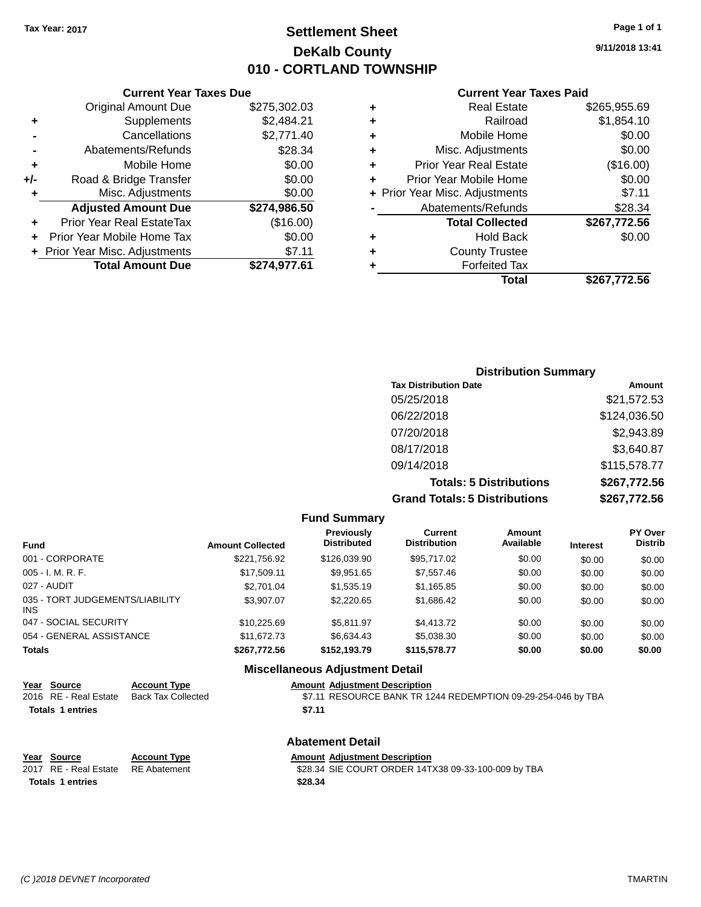**Tax Year: 2017**

# Settlement Sheet
## DeKalb County
## 010 - CORTLAND TOWNSHIP

9/11/2018 13:41

### Current Year Taxes Due

| | | |
|---|---|---|
| | Original Amount Due | $275,302.03 |
| + | Supplements | $2,484.21 |
| - | Cancellations | $2,771.40 |
| - | Abatements/Refunds | $28.34 |
| + | Mobile Home | $0.00 |
| +/- | Road & Bridge Transfer | $0.00 |
| + | Misc. Adjustments | $0.00 |
| | **Adjusted Amount Due** | **$274,986.50** |
| + | Prior Year Real EstateTax | ($16.00) |
| + | Prior Year Mobile Home Tax | $0.00 |
| + | Prior Year Misc. Adjustments | $7.11 |
| | **Total Amount Due** | **$274,977.61** |

### Current Year Taxes Paid

| | | |
|---|---|---|
| + | Real Estate | $265,955.69 |
| + | Railroad | $1,854.10 |
| + | Mobile Home | $0.00 |
| + | Misc. Adjustments | $0.00 |
| + | Prior Year Real Estate | ($16.00) |
| + | Prior Year Mobile Home | $0.00 |
| + | Prior Year Misc. Adjustments | $7.11 |
| - | Abatements/Refunds | $28.34 |
| | **Total Collected** | **$267,772.56** |
| + | Hold Back | $0.00 |
| + | County Trustee | |
| + | Forfeited Tax | |
| | **Total** | **$267,772.56** |

### Distribution Summary

| Tax Distribution Date | Amount |
|---|---|
| 05/25/2018 | $21,572.53 |
| 06/22/2018 | $124,036.50 |
| 07/20/2018 | $2,943.89 |
| 08/17/2018 | $3,640.87 |
| 09/14/2018 | $115,578.77 |
| **Totals: 5 Distributions** | **$267,772.56** |
| **Grand Totals: 5 Distributions** | **$267,772.56** |

### Fund Summary

| Fund | Amount Collected | Previously Distributed | Current Distribution | Amount Available | Interest | PY Over Distrib |
|---|---|---|---|---|---|---|
| 001 - CORPORATE | $221,756.92 | $126,039.90 | $95,717.02 | $0.00 | $0.00 | $0.00 |
| 005 - I. M. R. F. | $17,509.11 | $9,951.65 | $7,557.46 | $0.00 | $0.00 | $0.00 |
| 027 - AUDIT | $2,701.04 | $1,535.19 | $1,165.85 | $0.00 | $0.00 | $0.00 |
| 035 - TORT JUDGEMENTS/LIABILITY INS | $3,907.07 | $2,220.65 | $1,686.42 | $0.00 | $0.00 | $0.00 |
| 047 - SOCIAL SECURITY | $10,225.69 | $5,811.97 | $4,413.72 | $0.00 | $0.00 | $0.00 |
| 054 - GENERAL ASSISTANCE | $11,672.73 | $6,634.43 | $5,038.30 | $0.00 | $0.00 | $0.00 |
| **Totals** | **$267,772.56** | **$152,193.79** | **$115,578.77** | **$0.00** | **$0.00** | **$0.00** |

### Miscellaneous Adjustment Detail

| Year | Source | Account Type | Amount | Adjustment Description |
|---|---|---|---|---|
| 2016 | RE - Real Estate | Back Tax Collected | $7.11 | RESOURCE BANK TR 1244 REDEMPTION 09-29-254-046 by TBA |
| **Totals 1 entries** | | | **$7.11** | |

### Abatement Detail

| Year | Source | Account Type | Amount | Adjustment Description |
|---|---|---|---|---|
| 2017 | RE - Real Estate | RE Abatement | $28.34 | SIE COURT ORDER 14TX38 09-33-100-009 by TBA |
| **Totals 1 entries** | | | **$28.34** | |

(C )2018 DEVNET Incorporated TMARTIN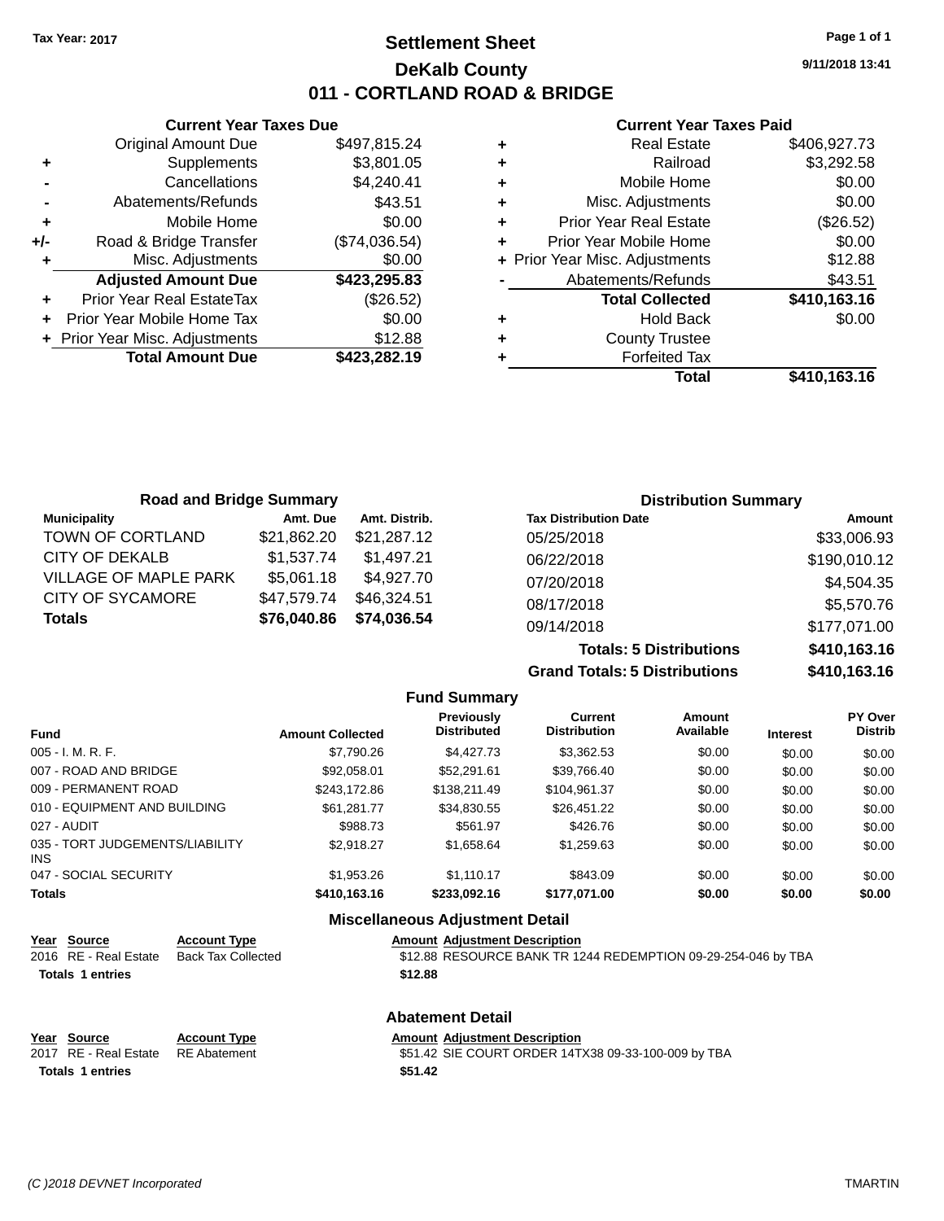Tax Year: 2017

# Settlement Sheet

## DeKalb County

## 011 - CORTLAND ROAD & BRIDGE

9/11/2018 13:41

### Current Year Taxes Due

| | | |
|---|---|---|
| | Original Amount Due | $497,815.24 |
| + | Supplements | $3,801.05 |
| - | Cancellations | $4,240.41 |
| - | Abatements/Refunds | $43.51 |
| + | Mobile Home | $0.00 |
| +/- | Road & Bridge Transfer | ($74,036.54) |
| + | Misc. Adjustments | $0.00 |
| | **Adjusted Amount Due** | **$423,295.83** |
| + | Prior Year Real EstateTax | ($26.52) |
| + | Prior Year Mobile Home Tax | $0.00 |
| + | Prior Year Misc. Adjustments | $12.88 |
| | **Total Amount Due** | **$423,282.19** |

### Current Year Taxes Paid

| | | |
|---|---|---|
| + | Real Estate | $406,927.73 |
| + | Railroad | $3,292.58 |
| + | Mobile Home | $0.00 |
| + | Misc. Adjustments | $0.00 |
| + | Prior Year Real Estate | ($26.52) |
| + | Prior Year Mobile Home | $0.00 |
| + | Prior Year Misc. Adjustments | $12.88 |
| - | Abatements/Refunds | $43.51 |
| | **Total Collected** | **$410,163.16** |
| + | Hold Back | $0.00 |
| + | County Trustee | |
| + | Forfeited Tax | |
| | **Total** | **$410,163.16** |

### Road and Bridge Summary

| Municipality | Amt. Due | Amt. Distrib. |
|---|---|---|
| TOWN OF CORTLAND | $21,862.20 | $21,287.12 |
| CITY OF DEKALB | $1,537.74 | $1,497.21 |
| VILLAGE OF MAPLE PARK | $5,061.18 | $4,927.70 |
| CITY OF SYCAMORE | $47,579.74 | $46,324.51 |
| **Totals** | **$76,040.86** | **$74,036.54** |

### Distribution Summary

| Tax Distribution Date | Amount |
|---|---|
| 05/25/2018 | $33,006.93 |
| 06/22/2018 | $190,010.12 |
| 07/20/2018 | $4,504.35 |
| 08/17/2018 | $5,570.76 |
| 09/14/2018 | $177,071.00 |
| **Totals: 5 Distributions** | **$410,163.16** |
| **Grand Totals: 5 Distributions** | **$410,163.16** |

### Fund Summary

| Fund | Amount Collected | Previously Distributed | Current Distribution | Amount Available | Interest | PY Over Distrib |
|---|---|---|---|---|---|---|
| 005 - I. M. R. F. | $7,790.26 | $4,427.73 | $3,362.53 | $0.00 | $0.00 | $0.00 |
| 007 - ROAD AND BRIDGE | $92,058.01 | $52,291.61 | $39,766.40 | $0.00 | $0.00 | $0.00 |
| 009 - PERMANENT ROAD | $243,172.86 | $138,211.49 | $104,961.37 | $0.00 | $0.00 | $0.00 |
| 010 - EQUIPMENT AND BUILDING | $61,281.77 | $34,830.55 | $26,451.22 | $0.00 | $0.00 | $0.00 |
| 027 - AUDIT | $988.73 | $561.97 | $426.76 | $0.00 | $0.00 | $0.00 |
| 035 - TORT JUDGEMENTS/LIABILITY INS | $2,918.27 | $1,658.64 | $1,259.63 | $0.00 | $0.00 | $0.00 |
| 047 - SOCIAL SECURITY | $1,953.26 | $1,110.17 | $843.09 | $0.00 | $0.00 | $0.00 |
| **Totals** | **$410,163.16** | **$233,092.16** | **$177,071.00** | **$0.00** | **$0.00** | **$0.00** |

### Miscellaneous Adjustment Detail

| Year | Source | Account Type | Amount | Adjustment Description |
|---|---|---|---|---|
| 2016 | RE - Real Estate | Back Tax Collected | $12.88 | RESOURCE BANK TR 1244 REDEMPTION 09-29-254-046 by TBA |
| **Totals** | **1 entries** | | **$12.88** | |

### Abatement Detail

| Year | Source | Account Type | Amount | Adjustment Description |
|---|---|---|---|---|
| 2017 | RE - Real Estate | RE Abatement | $51.42 | SIE COURT ORDER 14TX38 09-33-100-009 by TBA |
| **Totals** | **1 entries** | | **$51.42** | |

(C )2018 DEVNET Incorporated — TMARTIN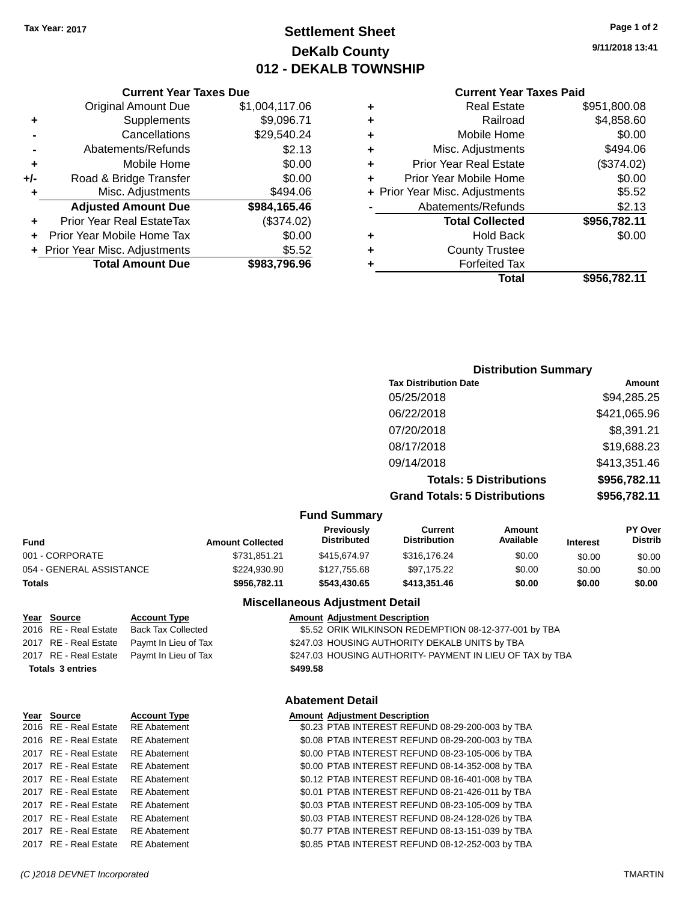Tax Year: 2017

# Settlement Sheet
## DeKalb County
## 012 - DEKALB TOWNSHIP

9/11/2018 13:41

### Current Year Taxes Due

| | | |
|---|---|---|
| | Original Amount Due | $1,004,117.06 |
| + | Supplements | $9,096.71 |
| - | Cancellations | $29,540.24 |
| - | Abatements/Refunds | $2.13 |
| + | Mobile Home | $0.00 |
| +/- | Road & Bridge Transfer | $0.00 |
| + | Misc. Adjustments | $494.06 |
| | **Adjusted Amount Due** | **$984,165.46** |
| + | Prior Year Real EstateTax | ($374.02) |
| + | Prior Year Mobile Home Tax | $0.00 |
| + | Prior Year Misc. Adjustments | $5.52 |
| | **Total Amount Due** | **$983,796.96** |

### Current Year Taxes Paid

| | | |
|---|---|---|
| + | Real Estate | $951,800.08 |
| + | Railroad | $4,858.60 |
| + | Mobile Home | $0.00 |
| + | Misc. Adjustments | $494.06 |
| + | Prior Year Real Estate | ($374.02) |
| + | Prior Year Mobile Home | $0.00 |
| + | Prior Year Misc. Adjustments | $5.52 |
| - | Abatements/Refunds | $2.13 |
| | **Total Collected** | **$956,782.11** |
| + | Hold Back | $0.00 |
| + | County Trustee | |
| + | Forfeited Tax | |
| | **Total** | **$956,782.11** |

### Distribution Summary

| Tax Distribution Date | Amount |
|---|---|
| 05/25/2018 | $94,285.25 |
| 06/22/2018 | $421,065.96 |
| 07/20/2018 | $8,391.21 |
| 08/17/2018 | $19,688.23 |
| 09/14/2018 | $413,351.46 |
| **Totals: 5 Distributions** | **$956,782.11** |
| **Grand Totals: 5 Distributions** | **$956,782.11** |

### Fund Summary

| Fund | Amount Collected | Previously Distributed | Current Distribution | Amount Available | Interest | PY Over Distrib |
|---|---|---|---|---|---|---|
| 001 - CORPORATE | $731,851.21 | $415,674.97 | $316,176.24 | $0.00 | $0.00 | $0.00 |
| 054 - GENERAL ASSISTANCE | $224,930.90 | $127,755.68 | $97,175.22 | $0.00 | $0.00 | $0.00 |
| **Totals** | **$956,782.11** | **$543,430.65** | **$413,351.46** | **$0.00** | **$0.00** | **$0.00** |

### Miscellaneous Adjustment Detail

| Year | Source | Account Type | Amount | Adjustment Description |
|---|---|---|---|---|
| 2016 | RE - Real Estate | Back Tax Collected | $5.52 | ORIK WILKINSON REDEMPTION 08-12-377-001 by TBA |
| 2017 | RE - Real Estate | Paymt In Lieu of Tax | $247.03 | HOUSING AUTHORITY DEKALB UNITS by TBA |
| 2017 | RE - Real Estate | Paymt In Lieu of Tax | $247.03 | HOUSING AUTHORITY- PAYMENT IN LIEU OF TAX by TBA |
| **Totals 3 entries** | | | **$499.58** | |

### Abatement Detail

| Year | Source | Account Type | Amount | Adjustment Description |
|---|---|---|---|---|
| 2016 | RE - Real Estate | RE Abatement | $0.23 | PTAB INTEREST REFUND 08-29-200-003 by TBA |
| 2016 | RE - Real Estate | RE Abatement | $0.08 | PTAB INTEREST REFUND 08-29-200-003 by TBA |
| 2017 | RE - Real Estate | RE Abatement | $0.00 | PTAB INTEREST REFUND 08-23-105-006 by TBA |
| 2017 | RE - Real Estate | RE Abatement | $0.00 | PTAB INTEREST REFUND 08-14-352-008 by TBA |
| 2017 | RE - Real Estate | RE Abatement | $0.12 | PTAB INTEREST REFUND 08-16-401-008 by TBA |
| 2017 | RE - Real Estate | RE Abatement | $0.01 | PTAB INTEREST REFUND 08-21-426-011 by TBA |
| 2017 | RE - Real Estate | RE Abatement | $0.03 | PTAB INTEREST REFUND 08-23-105-009 by TBA |
| 2017 | RE - Real Estate | RE Abatement | $0.03 | PTAB INTEREST REFUND 08-24-128-026 by TBA |
| 2017 | RE - Real Estate | RE Abatement | $0.77 | PTAB INTEREST REFUND 08-13-151-039 by TBA |
| 2017 | RE - Real Estate | RE Abatement | $0.85 | PTAB INTEREST REFUND 08-12-252-003 by TBA |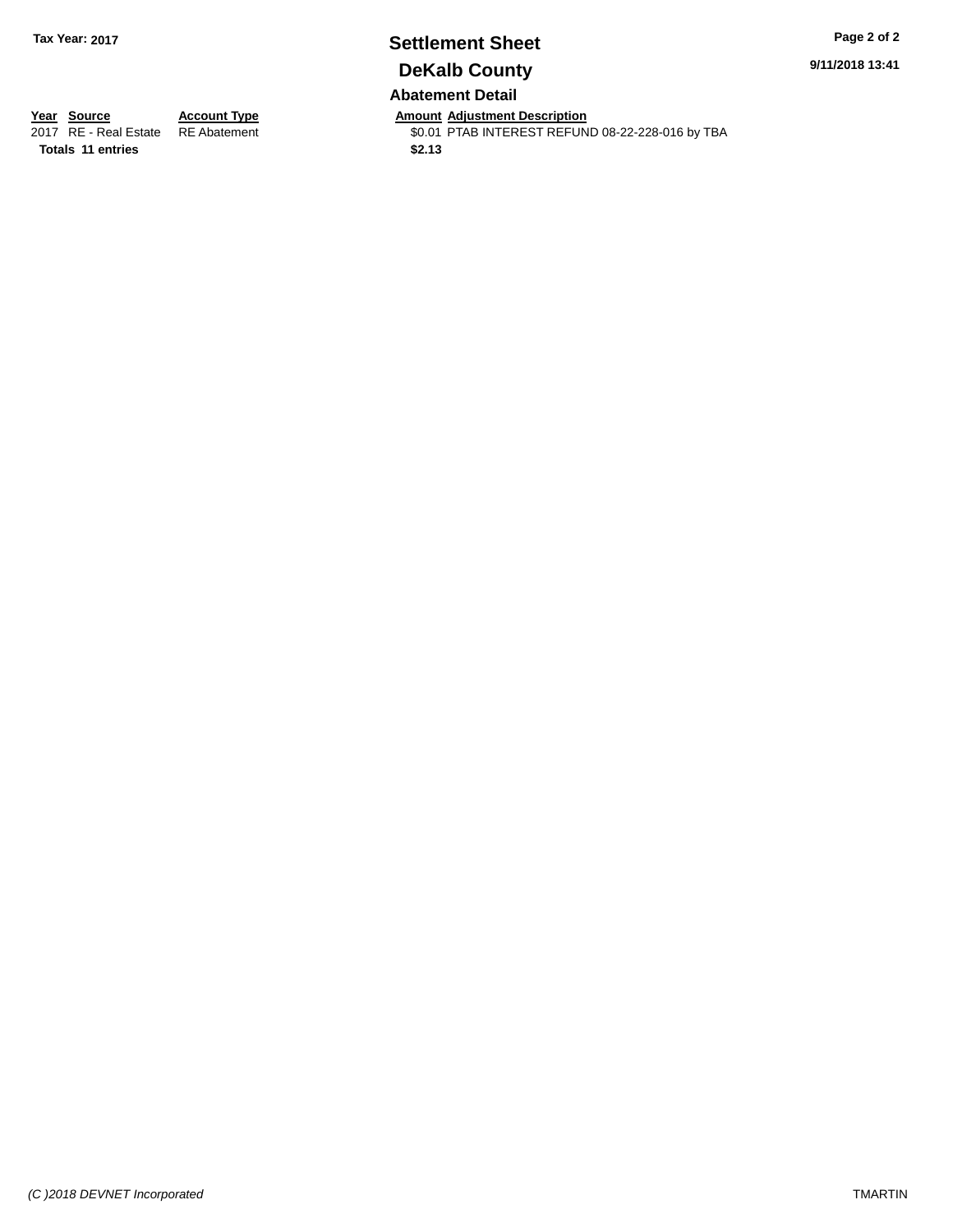Tax Year: 2017

# Settlement Sheet

## DeKalb County

9/11/2018 13:41

### Abatement Detail

| Year | Source | Account Type | Amount | Adjustment Description |
| --- | --- | --- | --- | --- |
| 2017 | RE - Real Estate | RE Abatement | $0.01 | PTAB INTEREST REFUND 08-22-228-016 by TBA |
| **Totals** | **11 entries** | | **$2.13** | |

*(C )2018 DEVNET Incorporated*

TMARTIN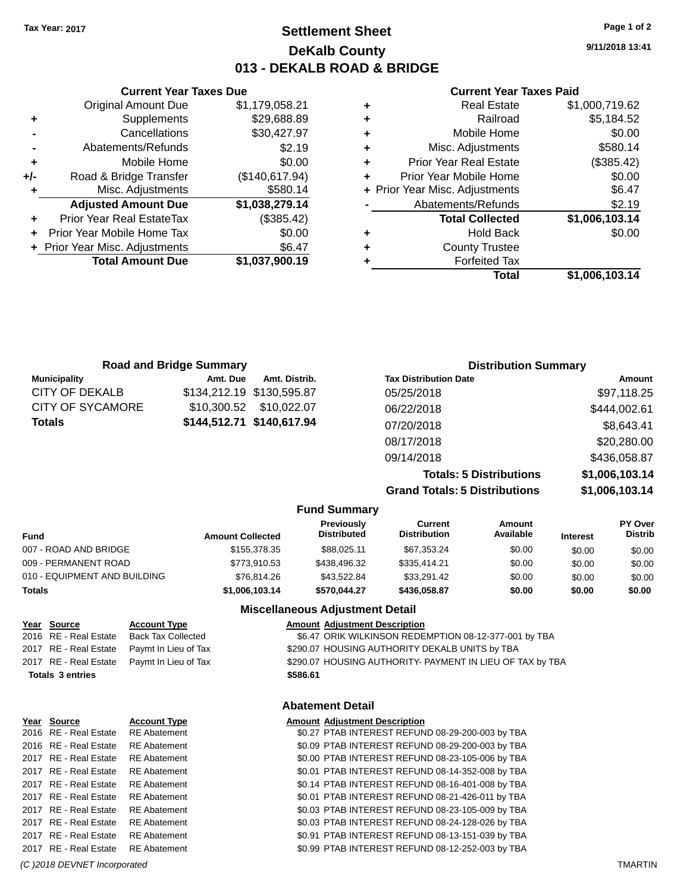Tax Year: 2017

# Settlement Sheet
## DeKalb County
## 013 - DEKALB ROAD & BRIDGE

9/11/2018 13:41

### Current Year Taxes Due

| | | |
|---|---|---|
| | Original Amount Due | $1,179,058.21 |
| + | Supplements | $29,688.89 |
| - | Cancellations | $30,427.97 |
| - | Abatements/Refunds | $2.19 |
| + | Mobile Home | $0.00 |
| +/- | Road & Bridge Transfer | ($140,617.94) |
| + | Misc. Adjustments | $580.14 |
| | **Adjusted Amount Due** | **$1,038,279.14** |
| + | Prior Year Real EstateTax | ($385.42) |
| + | Prior Year Mobile Home Tax | $0.00 |
| + | Prior Year Misc. Adjustments | $6.47 |
| | **Total Amount Due** | **$1,037,900.19** |

### Current Year Taxes Paid

| | | |
|---|---|---|
| + | Real Estate | $1,000,719.62 |
| + | Railroad | $5,184.52 |
| + | Mobile Home | $0.00 |
| + | Misc. Adjustments | $580.14 |
| + | Prior Year Real Estate | ($385.42) |
| + | Prior Year Mobile Home | $0.00 |
| + | Prior Year Misc. Adjustments | $6.47 |
| - | Abatements/Refunds | $2.19 |
| | **Total Collected** | **$1,006,103.14** |
| + | Hold Back | $0.00 |
| + | County Trustee | |
| + | Forfeited Tax | |
| | **Total** | **$1,006,103.14** |

### Road and Bridge Summary

| Municipality | Amt. Due | Amt. Distrib. |
|---|---|---|
| CITY OF DEKALB | $134,212.19 | $130,595.87 |
| CITY OF SYCAMORE | $10,300.52 | $10,022.07 |
| **Totals** | **$144,512.71** | **$140,617.94** |

### Distribution Summary

| Tax Distribution Date | Amount |
|---|---|
| 05/25/2018 | $97,118.25 |
| 06/22/2018 | $444,002.61 |
| 07/20/2018 | $8,643.41 |
| 08/17/2018 | $20,280.00 |
| 09/14/2018 | $436,058.87 |
| **Totals: 5 Distributions** | **$1,006,103.14** |
| **Grand Totals: 5 Distributions** | **$1,006,103.14** |

### Fund Summary

| Fund | Amount Collected | Previously Distributed | Current Distribution | Amount Available | Interest | PY Over Distrib |
|---|---|---|---|---|---|---|
| 007 - ROAD AND BRIDGE | $155,378.35 | $88,025.11 | $67,353.24 | $0.00 | $0.00 | $0.00 |
| 009 - PERMANENT ROAD | $773,910.53 | $438,496.32 | $335,414.21 | $0.00 | $0.00 | $0.00 |
| 010 - EQUIPMENT AND BUILDING | $76,814.26 | $43,522.84 | $33,291.42 | $0.00 | $0.00 | $0.00 |
| **Totals** | **$1,006,103.14** | **$570,044.27** | **$436,058.87** | **$0.00** | **$0.00** | **$0.00** |

### Miscellaneous Adjustment Detail

| Year | Source | Account Type | Amount | Adjustment Description |
|---|---|---|---|---|
| 2016 | RE - Real Estate | Back Tax Collected | $6.47 | ORIK WILKINSON REDEMPTION 08-12-377-001 by TBA |
| 2017 | RE - Real Estate | Paymt In Lieu of Tax | $290.07 | HOUSING AUTHORITY DEKALB UNITS by TBA |
| 2017 | RE - Real Estate | Paymt In Lieu of Tax | $290.07 | HOUSING AUTHORITY- PAYMENT IN LIEU OF TAX by TBA |
| **Totals 3 entries** | | | **$586.61** | |

### Abatement Detail

| Year | Source | Account Type | Amount | Adjustment Description |
|---|---|---|---|---|
| 2016 | RE - Real Estate | RE Abatement | $0.27 | PTAB INTEREST REFUND 08-29-200-003 by TBA |
| 2016 | RE - Real Estate | RE Abatement | $0.09 | PTAB INTEREST REFUND 08-29-200-003 by TBA |
| 2017 | RE - Real Estate | RE Abatement | $0.00 | PTAB INTEREST REFUND 08-23-105-006 by TBA |
| 2017 | RE - Real Estate | RE Abatement | $0.01 | PTAB INTEREST REFUND 08-14-352-008 by TBA |
| 2017 | RE - Real Estate | RE Abatement | $0.14 | PTAB INTEREST REFUND 08-16-401-008 by TBA |
| 2017 | RE - Real Estate | RE Abatement | $0.01 | PTAB INTEREST REFUND 08-21-426-011 by TBA |
| 2017 | RE - Real Estate | RE Abatement | $0.03 | PTAB INTEREST REFUND 08-23-105-009 by TBA |
| 2017 | RE - Real Estate | RE Abatement | $0.03 | PTAB INTEREST REFUND 08-24-128-026 by TBA |
| 2017 | RE - Real Estate | RE Abatement | $0.91 | PTAB INTEREST REFUND 08-13-151-039 by TBA |
| 2017 | RE - Real Estate | RE Abatement | $0.99 | PTAB INTEREST REFUND 08-12-252-003 by TBA |

(C )2018 DEVNET Incorporated TMARTIN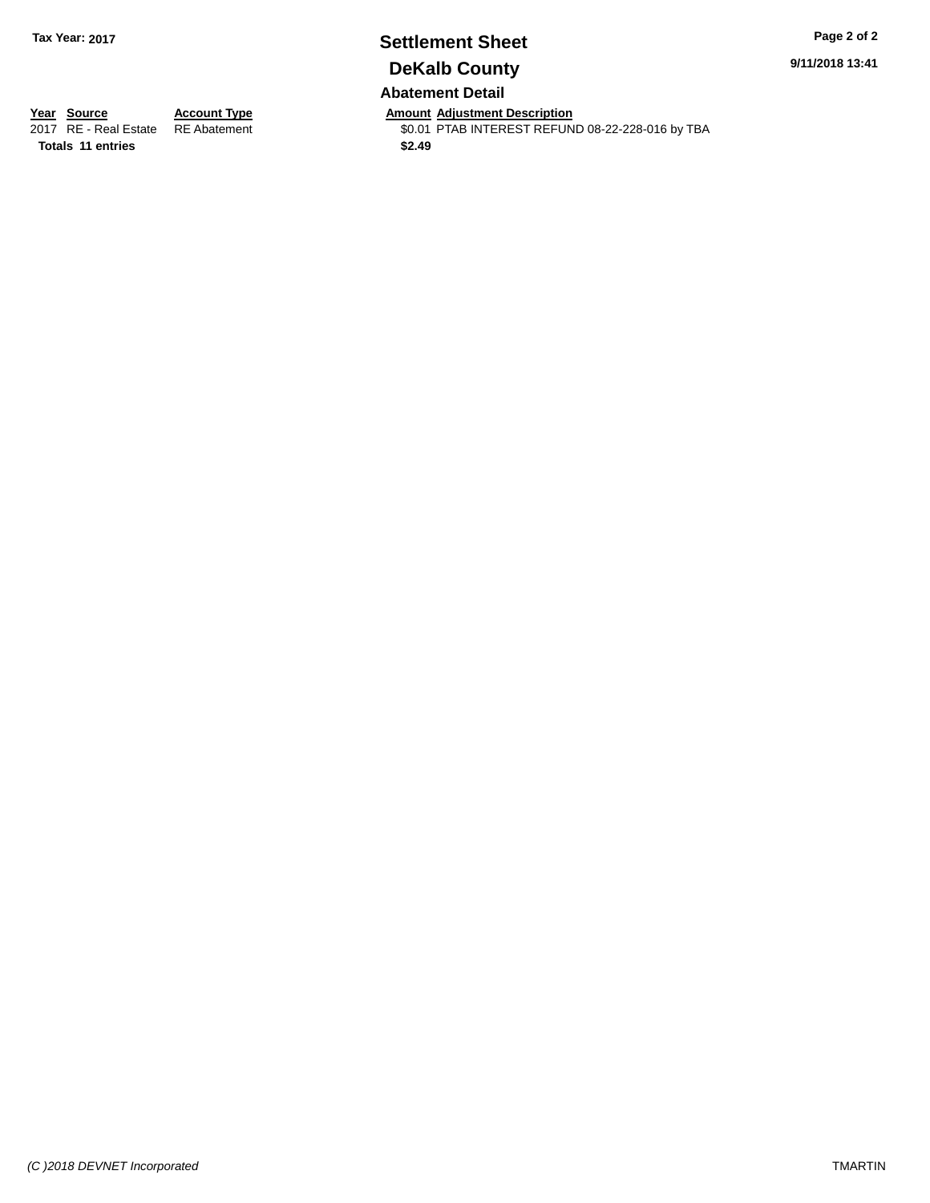**Tax Year: 2017**

# Settlement Sheet

## DeKalb County

### Abatement Detail

| Year | Source | Account Type | Amount | Adjustment Description |
|---|---|---|---|---|
| 2017 | RE - Real Estate | RE Abatement | $0.01 | PTAB INTEREST REFUND 08-22-228-016 by TBA |
| **Totals 11 entries** | | | **$2.49** | |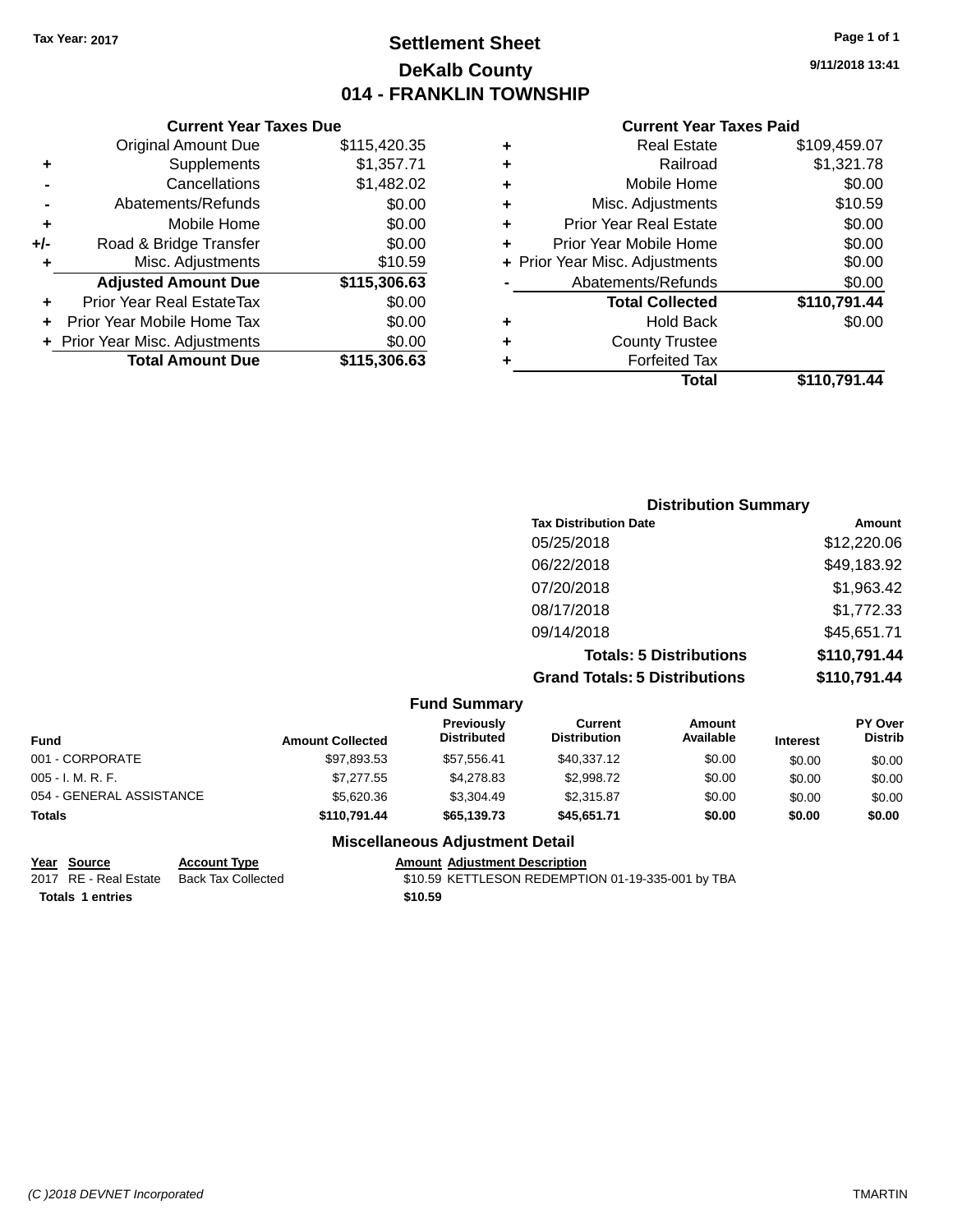Tax Year: 2017

# Settlement Sheet

## DeKalb County

## 014 - FRANKLIN TOWNSHIP

9/11/2018 13:41

### Current Year Taxes Due

| | | |
|---|---|---|
| | Original Amount Due | $115,420.35 |
| + | Supplements | $1,357.71 |
| - | Cancellations | $1,482.02 |
| - | Abatements/Refunds | $0.00 |
| + | Mobile Home | $0.00 |
| +/- | Road & Bridge Transfer | $0.00 |
| + | Misc. Adjustments | $10.59 |
| | **Adjusted Amount Due** | **$115,306.63** |
| + | Prior Year Real EstateTax | $0.00 |
| + | Prior Year Mobile Home Tax | $0.00 |
| + | Prior Year Misc. Adjustments | $0.00 |
| | **Total Amount Due** | **$115,306.63** |

### Current Year Taxes Paid

| | | |
|---|---|---|
| + | Real Estate | $109,459.07 |
| + | Railroad | $1,321.78 |
| + | Mobile Home | $0.00 |
| + | Misc. Adjustments | $10.59 |
| + | Prior Year Real Estate | $0.00 |
| + | Prior Year Mobile Home | $0.00 |
| + | Prior Year Misc. Adjustments | $0.00 |
| - | Abatements/Refunds | $0.00 |
| | **Total Collected** | **$110,791.44** |
| + | Hold Back | $0.00 |
| + | County Trustee | |
| + | Forfeited Tax | |
| | **Total** | **$110,791.44** |

### Distribution Summary

| Tax Distribution Date | Amount |
|---|---|
| 05/25/2018 | $12,220.06 |
| 06/22/2018 | $49,183.92 |
| 07/20/2018 | $1,963.42 |
| 08/17/2018 | $1,772.33 |
| 09/14/2018 | $45,651.71 |
| **Totals: 5 Distributions** | **$110,791.44** |
| **Grand Totals: 5 Distributions** | **$110,791.44** |

### Fund Summary

| Fund | Amount Collected | Previously Distributed | Current Distribution | Amount Available | Interest | PY Over Distrib |
|---|---|---|---|---|---|---|
| 001 - CORPORATE | $97,893.53 | $57,556.41 | $40,337.12 | $0.00 | $0.00 | $0.00 |
| 005 - I. M. R. F. | $7,277.55 | $4,278.83 | $2,998.72 | $0.00 | $0.00 | $0.00 |
| 054 - GENERAL ASSISTANCE | $5,620.36 | $3,304.49 | $2,315.87 | $0.00 | $0.00 | $0.00 |
| **Totals** | **$110,791.44** | **$65,139.73** | **$45,651.71** | **$0.00** | **$0.00** | **$0.00** |

### Miscellaneous Adjustment Detail

| Year | Source | Account Type | Amount | Adjustment Description |
|---|---|---|---|---|
| 2017 | RE - Real Estate | Back Tax Collected | $10.59 | KETTLESON REDEMPTION 01-19-335-001 by TBA |
| **Totals** | **1 entries** | | **$10.59** | |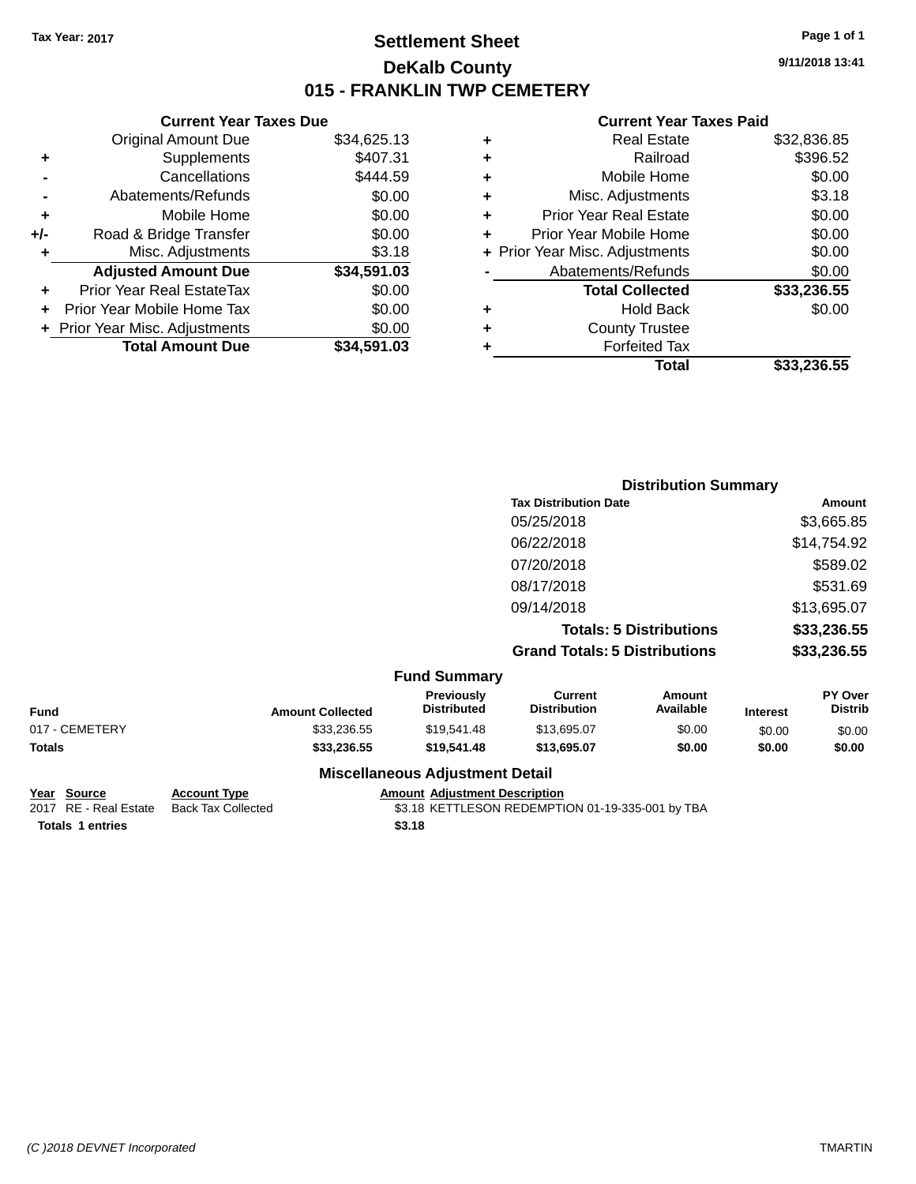Tax Year: 2017

# Settlement Sheet

## DeKalb County

## 015 - FRANKLIN TWP CEMETERY

9/11/2018 13:41

### Current Year Taxes Due

| | | |
|---|---|---|
| | Original Amount Due | $34,625.13 |
| + | Supplements | $407.31 |
| - | Cancellations | $444.59 |
| - | Abatements/Refunds | $0.00 |
| + | Mobile Home | $0.00 |
| +/- | Road & Bridge Transfer | $0.00 |
| + | Misc. Adjustments | $3.18 |
| | **Adjusted Amount Due** | **$34,591.03** |
| + | Prior Year Real EstateTax | $0.00 |
| + | Prior Year Mobile Home Tax | $0.00 |
| + | Prior Year Misc. Adjustments | $0.00 |
| | **Total Amount Due** | **$34,591.03** |

### Current Year Taxes Paid

| | | |
|---|---|---|
| + | Real Estate | $32,836.85 |
| + | Railroad | $396.52 |
| + | Mobile Home | $0.00 |
| + | Misc. Adjustments | $3.18 |
| + | Prior Year Real Estate | $0.00 |
| + | Prior Year Mobile Home | $0.00 |
| + | Prior Year Misc. Adjustments | $0.00 |
| - | Abatements/Refunds | $0.00 |
| | **Total Collected** | **$33,236.55** |
| + | Hold Back | $0.00 |
| + | County Trustee | |
| + | Forfeited Tax | |
| | **Total** | **$33,236.55** |

### Distribution Summary

| Tax Distribution Date | Amount |
|---|---|
| 05/25/2018 | $3,665.85 |
| 06/22/2018 | $14,754.92 |
| 07/20/2018 | $589.02 |
| 08/17/2018 | $531.69 |
| 09/14/2018 | $13,695.07 |
| **Totals: 5 Distributions** | **$33,236.55** |
| **Grand Totals: 5 Distributions** | **$33,236.55** |

### Fund Summary

| Fund | Amount Collected | Previously Distributed | Current Distribution | Amount Available | Interest | PY Over Distrib |
|---|---|---|---|---|---|---|
| 017 - CEMETERY | $33,236.55 | $19,541.48 | $13,695.07 | $0.00 | $0.00 | $0.00 |
| **Totals** | **$33,236.55** | **$19,541.48** | **$13,695.07** | **$0.00** | **$0.00** | **$0.00** |

### Miscellaneous Adjustment Detail

| Year | Source | Account Type | Amount | Adjustment Description |
|---|---|---|---|---|
| 2017 | RE - Real Estate | Back Tax Collected | $3.18 | KETTLESON REDEMPTION 01-19-335-001 by TBA |
| **Totals** | **1 entries** | | **$3.18** | |

(C )2018 DEVNET Incorporated

TMARTIN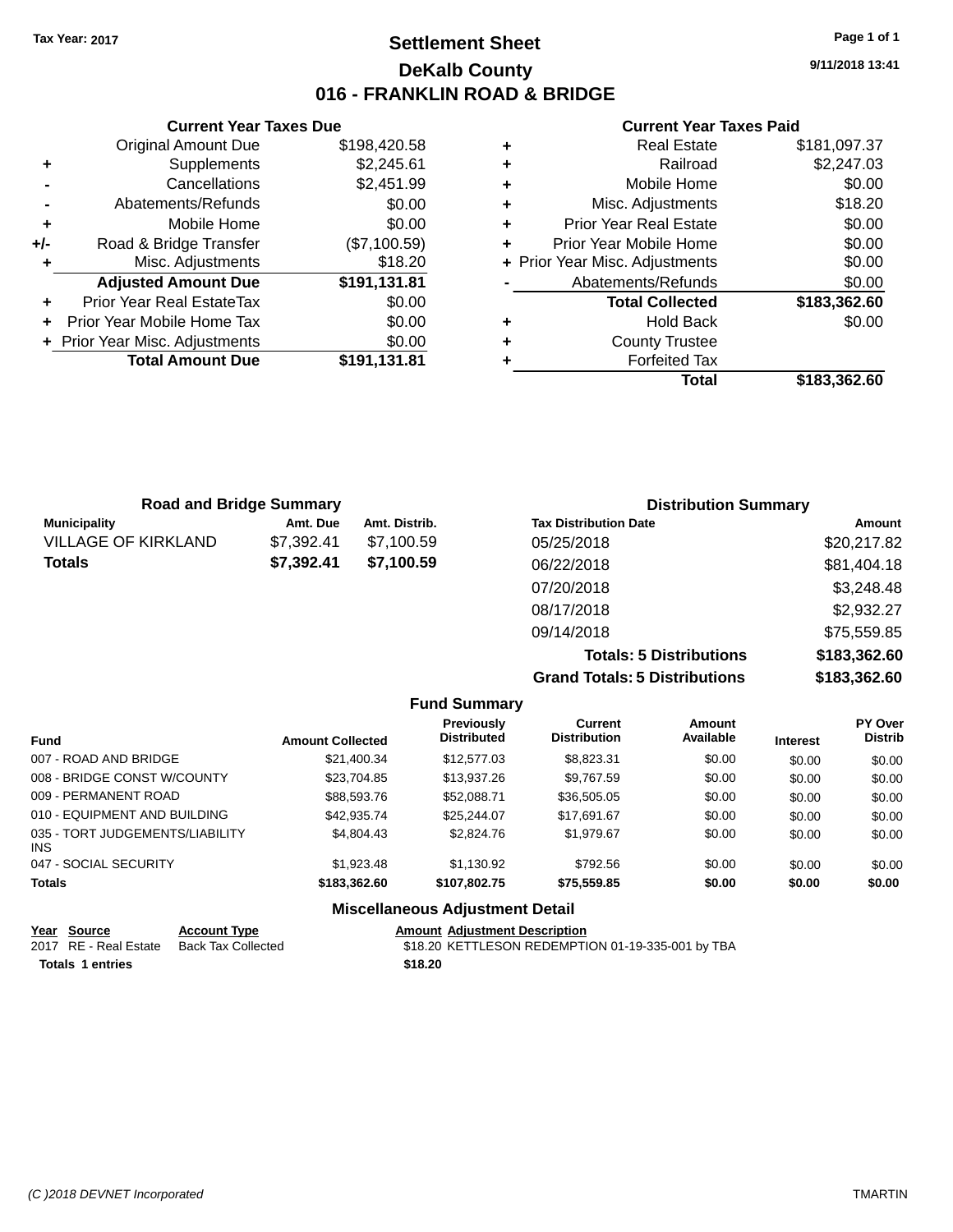Tax Year: 2017

# Settlement Sheet
## DeKalb County
## 016 - FRANKLIN ROAD & BRIDGE

9/11/2018 13:41

### Current Year Taxes Due

| | | |
|---|---|---|
| | Original Amount Due | $198,420.58 |
| + | Supplements | $2,245.61 |
| - | Cancellations | $2,451.99 |
| - | Abatements/Refunds | $0.00 |
| + | Mobile Home | $0.00 |
| +/- | Road & Bridge Transfer | ($7,100.59) |
| + | Misc. Adjustments | $18.20 |
| | **Adjusted Amount Due** | **$191,131.81** |
| + | Prior Year Real EstateTax | $0.00 |
| + | Prior Year Mobile Home Tax | $0.00 |
| + | Prior Year Misc. Adjustments | $0.00 |
| | **Total Amount Due** | **$191,131.81** |

### Current Year Taxes Paid

| | | |
|---|---|---|
| + | Real Estate | $181,097.37 |
| + | Railroad | $2,247.03 |
| + | Mobile Home | $0.00 |
| + | Misc. Adjustments | $18.20 |
| + | Prior Year Real Estate | $0.00 |
| + | Prior Year Mobile Home | $0.00 |
| + | Prior Year Misc. Adjustments | $0.00 |
| - | Abatements/Refunds | $0.00 |
| | **Total Collected** | **$183,362.60** |
| + | Hold Back | $0.00 |
| + | County Trustee | |
| + | Forfeited Tax | |
| | **Total** | **$183,362.60** |

### Road and Bridge Summary

| Municipality | Amt. Due | Amt. Distrib. |
|---|---|---|
| VILLAGE OF KIRKLAND | $7,392.41 | $7,100.59 |
| **Totals** | **$7,392.41** | **$7,100.59** |

### Distribution Summary

| Tax Distribution Date | Amount |
|---|---|
| 05/25/2018 | $20,217.82 |
| 06/22/2018 | $81,404.18 |
| 07/20/2018 | $3,248.48 |
| 08/17/2018 | $2,932.27 |
| 09/14/2018 | $75,559.85 |
| **Totals: 5 Distributions** | **$183,362.60** |
| **Grand Totals: 5 Distributions** | **$183,362.60** |

### Fund Summary

| Fund | Amount Collected | Previously Distributed | Current Distribution | Amount Available | Interest | PY Over Distrib |
|---|---|---|---|---|---|---|
| 007 - ROAD AND BRIDGE | $21,400.34 | $12,577.03 | $8,823.31 | $0.00 | $0.00 | $0.00 |
| 008 - BRIDGE CONST W/COUNTY | $23,704.85 | $13,937.26 | $9,767.59 | $0.00 | $0.00 | $0.00 |
| 009 - PERMANENT ROAD | $88,593.76 | $52,088.71 | $36,505.05 | $0.00 | $0.00 | $0.00 |
| 010 - EQUIPMENT AND BUILDING | $42,935.74 | $25,244.07 | $17,691.67 | $0.00 | $0.00 | $0.00 |
| 035 - TORT JUDGEMENTS/LIABILITY INS | $4,804.43 | $2,824.76 | $1,979.67 | $0.00 | $0.00 | $0.00 |
| 047 - SOCIAL SECURITY | $1,923.48 | $1,130.92 | $792.56 | $0.00 | $0.00 | $0.00 |
| **Totals** | **$183,362.60** | **$107,802.75** | **$75,559.85** | **$0.00** | **$0.00** | **$0.00** |

### Miscellaneous Adjustment Detail

| Year | Source | Account Type | Amount | Adjustment Description |
|---|---|---|---|---|
| 2017 | RE - Real Estate | Back Tax Collected | $18.20 | KETTLESON REDEMPTION 01-19-335-001 by TBA |
| **Totals 1 entries** | | | **$18.20** | |

(C )2018 DEVNET Incorporated

TMARTIN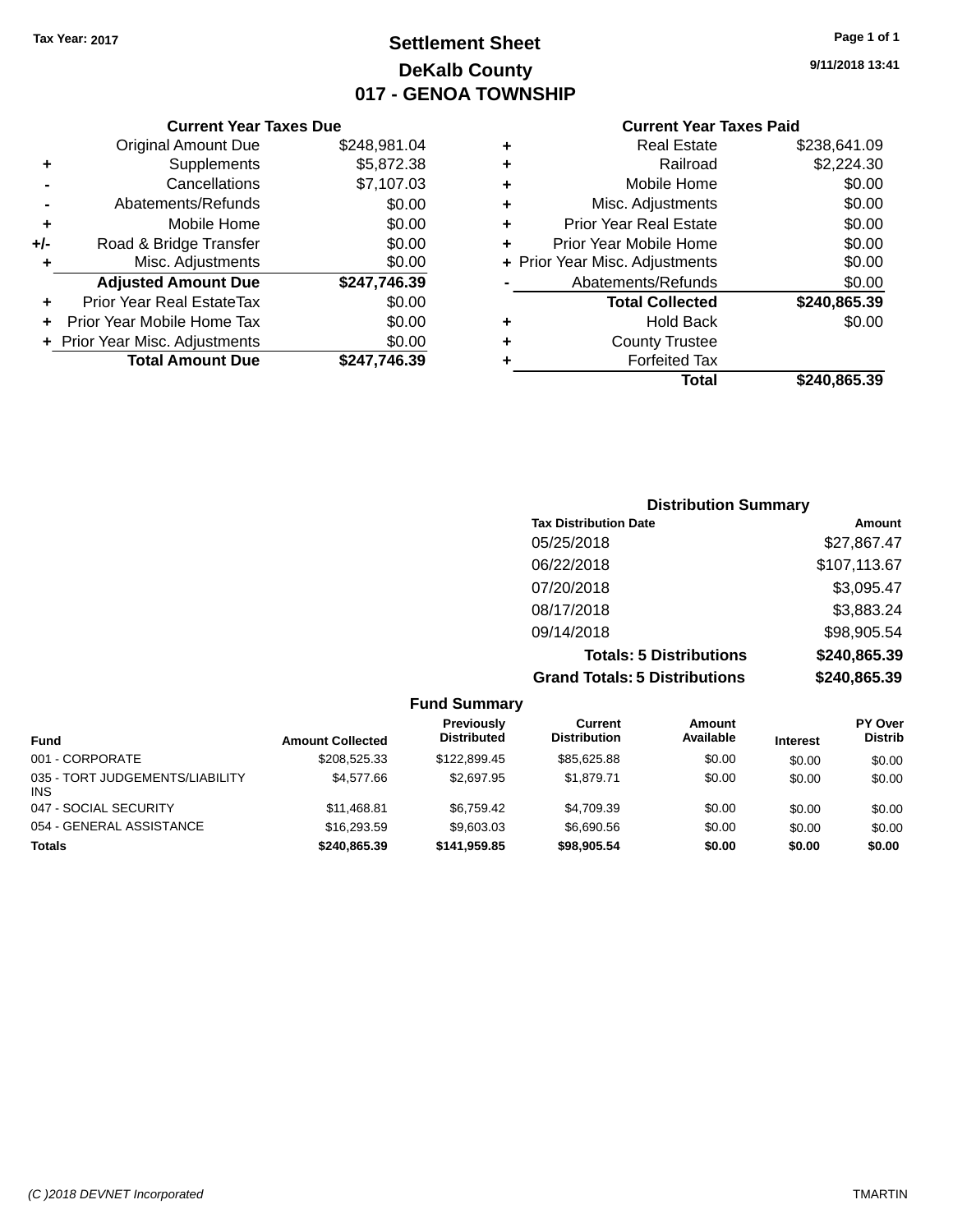Tax Year: 2017

# Settlement Sheet
## DeKalb County
## 017 - GENOA TOWNSHIP

9/11/2018 13:41

### Current Year Taxes Due

| | | |
|---|---|---|
| | Original Amount Due | $248,981.04 |
| + | Supplements | $5,872.38 |
| - | Cancellations | $7,107.03 |
| - | Abatements/Refunds | $0.00 |
| + | Mobile Home | $0.00 |
| +/- | Road & Bridge Transfer | $0.00 |
| + | Misc. Adjustments | $0.00 |
| | **Adjusted Amount Due** | **$247,746.39** |
| + | Prior Year Real EstateTax | $0.00 |
| + | Prior Year Mobile Home Tax | $0.00 |
| + | Prior Year Misc. Adjustments | $0.00 |
| | **Total Amount Due** | **$247,746.39** |

### Current Year Taxes Paid

| | | |
|---|---|---|
| + | Real Estate | $238,641.09 |
| + | Railroad | $2,224.30 |
| + | Mobile Home | $0.00 |
| + | Misc. Adjustments | $0.00 |
| + | Prior Year Real Estate | $0.00 |
| + | Prior Year Mobile Home | $0.00 |
| + | Prior Year Misc. Adjustments | $0.00 |
| - | Abatements/Refunds | $0.00 |
| | **Total Collected** | **$240,865.39** |
| + | Hold Back | $0.00 |
| + | County Trustee | |
| + | Forfeited Tax | |
| | **Total** | **$240,865.39** |

### Distribution Summary

| Tax Distribution Date | Amount |
|---|---|
| 05/25/2018 | $27,867.47 |
| 06/22/2018 | $107,113.67 |
| 07/20/2018 | $3,095.47 |
| 08/17/2018 | $3,883.24 |
| 09/14/2018 | $98,905.54 |
| **Totals: 5 Distributions** | **$240,865.39** |
| **Grand Totals: 5 Distributions** | **$240,865.39** |

### Fund Summary

| Fund | Amount Collected | Previously Distributed | Current Distribution | Amount Available | Interest | PY Over Distrib |
|---|---|---|---|---|---|---|
| 001 - CORPORATE | $208,525.33 | $122,899.45 | $85,625.88 | $0.00 | $0.00 | $0.00 |
| 035 - TORT JUDGEMENTS/LIABILITY INS | $4,577.66 | $2,697.95 | $1,879.71 | $0.00 | $0.00 | $0.00 |
| 047 - SOCIAL SECURITY | $11,468.81 | $6,759.42 | $4,709.39 | $0.00 | $0.00 | $0.00 |
| 054 - GENERAL ASSISTANCE | $16,293.59 | $9,603.03 | $6,690.56 | $0.00 | $0.00 | $0.00 |
| **Totals** | **$240,865.39** | **$141,959.85** | **$98,905.54** | **$0.00** | **$0.00** | **$0.00** |

(C )2018 DEVNET Incorporated — TMARTIN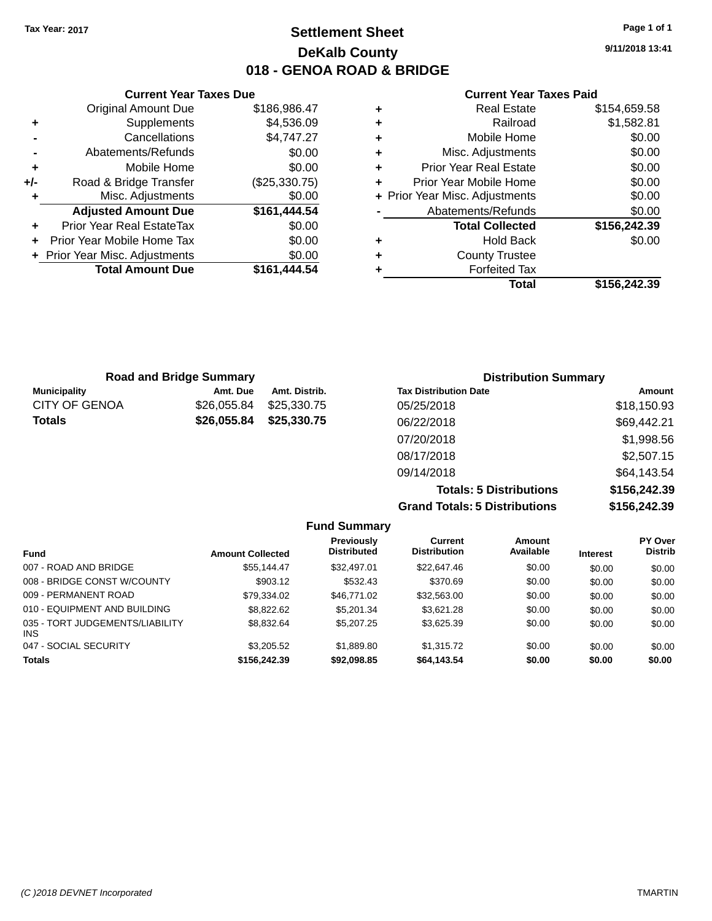Tax Year: 2017

# Settlement Sheet
## DeKalb County
## 018 - GENOA ROAD & BRIDGE

9/11/2018 13:41

### Current Year Taxes Due

| | | |
|---|---|---|
| | Original Amount Due | $186,986.47 |
| + | Supplements | $4,536.09 |
| - | Cancellations | $4,747.27 |
| - | Abatements/Refunds | $0.00 |
| + | Mobile Home | $0.00 |
| +/- | Road & Bridge Transfer | ($25,330.75) |
| + | Misc. Adjustments | $0.00 |
| | **Adjusted Amount Due** | **$161,444.54** |
| + | Prior Year Real EstateTax | $0.00 |
| + | Prior Year Mobile Home Tax | $0.00 |
| + | Prior Year Misc. Adjustments | $0.00 |
| | **Total Amount Due** | **$161,444.54** |

### Current Year Taxes Paid

| | | |
|---|---|---|
| + | Real Estate | $154,659.58 |
| + | Railroad | $1,582.81 |
| + | Mobile Home | $0.00 |
| + | Misc. Adjustments | $0.00 |
| + | Prior Year Real Estate | $0.00 |
| + | Prior Year Mobile Home | $0.00 |
| + | Prior Year Misc. Adjustments | $0.00 |
| - | Abatements/Refunds | $0.00 |
| | **Total Collected** | **$156,242.39** |
| + | Hold Back | $0.00 |
| + | County Trustee | |
| + | Forfeited Tax | |
| | **Total** | **$156,242.39** |

### Road and Bridge Summary

| Municipality | Amt. Due | Amt. Distrib. |
|---|---|---|
| CITY OF GENOA | $26,055.84 | $25,330.75 |
| **Totals** | **$26,055.84** | **$25,330.75** |

### Distribution Summary

| Tax Distribution Date | Amount |
|---|---|
| 05/25/2018 | $18,150.93 |
| 06/22/2018 | $69,442.21 |
| 07/20/2018 | $1,998.56 |
| 08/17/2018 | $2,507.15 |
| 09/14/2018 | $64,143.54 |
| **Totals: 5 Distributions** | **$156,242.39** |
| **Grand Totals: 5 Distributions** | **$156,242.39** |

### Fund Summary

| Fund | Amount Collected | Previously Distributed | Current Distribution | Amount Available | Interest | PY Over Distrib |
|---|---|---|---|---|---|---|
| 007 - ROAD AND BRIDGE | $55,144.47 | $32,497.01 | $22,647.46 | $0.00 | $0.00 | $0.00 |
| 008 - BRIDGE CONST W/COUNTY | $903.12 | $532.43 | $370.69 | $0.00 | $0.00 | $0.00 |
| 009 - PERMANENT ROAD | $79,334.02 | $46,771.02 | $32,563.00 | $0.00 | $0.00 | $0.00 |
| 010 - EQUIPMENT AND BUILDING | $8,822.62 | $5,201.34 | $3,621.28 | $0.00 | $0.00 | $0.00 |
| 035 - TORT JUDGEMENTS/LIABILITY INS | $8,832.64 | $5,207.25 | $3,625.39 | $0.00 | $0.00 | $0.00 |
| 047 - SOCIAL SECURITY | $3,205.52 | $1,889.80 | $1,315.72 | $0.00 | $0.00 | $0.00 |
| **Totals** | **$156,242.39** | **$92,098.85** | **$64,143.54** | **$0.00** | **$0.00** | **$0.00** |

(C )2018 DEVNET Incorporated TMARTIN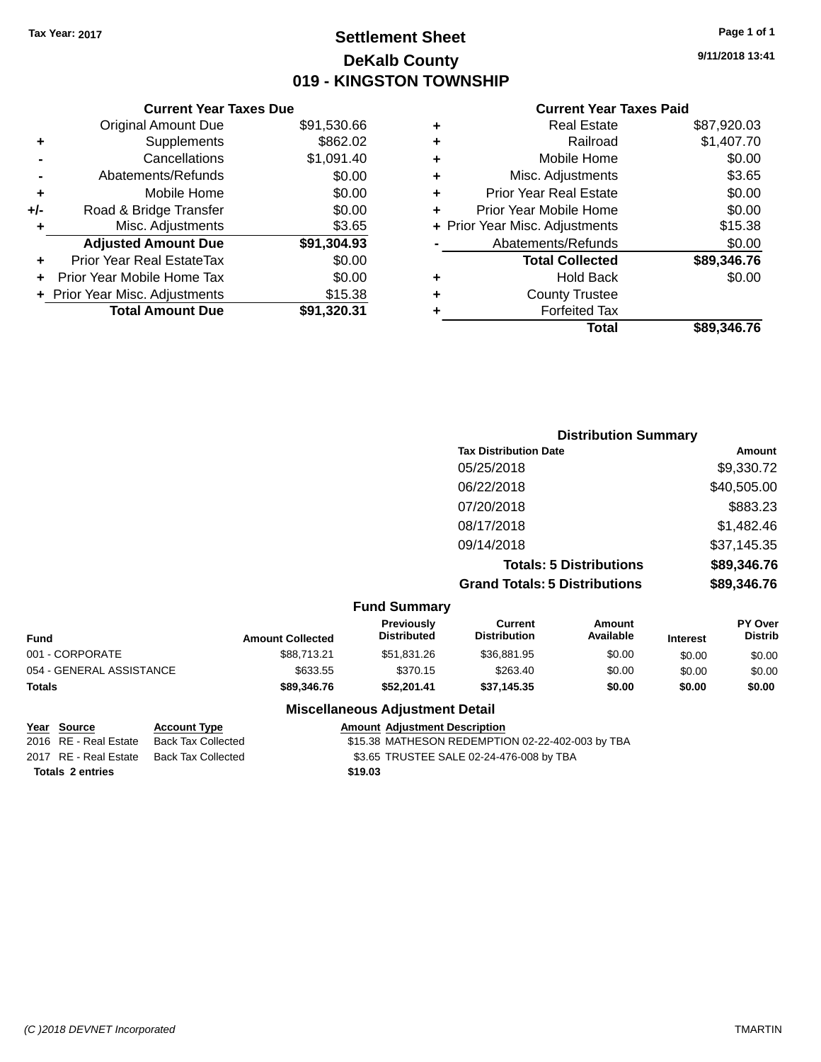Tax Year: 2017

# Settlement Sheet
## DeKalb County
## 019 - KINGSTON TOWNSHIP

9/11/2018 13:41

### Current Year Taxes Due

| | | |
|---|---|---|
| | Original Amount Due | $91,530.66 |
| + | Supplements | $862.02 |
| - | Cancellations | $1,091.40 |
| - | Abatements/Refunds | $0.00 |
| + | Mobile Home | $0.00 |
| +/- | Road & Bridge Transfer | $0.00 |
| + | Misc. Adjustments | $3.65 |
| | **Adjusted Amount Due** | **$91,304.93** |
| + | Prior Year Real EstateTax | $0.00 |
| + | Prior Year Mobile Home Tax | $0.00 |
| + | Prior Year Misc. Adjustments | $15.38 |
| | **Total Amount Due** | **$91,320.31** |

### Current Year Taxes Paid

| | | |
|---|---|---|
| + | Real Estate | $87,920.03 |
| + | Railroad | $1,407.70 |
| + | Mobile Home | $0.00 |
| + | Misc. Adjustments | $3.65 |
| + | Prior Year Real Estate | $0.00 |
| + | Prior Year Mobile Home | $0.00 |
| + | Prior Year Misc. Adjustments | $15.38 |
| - | Abatements/Refunds | $0.00 |
| | **Total Collected** | **$89,346.76** |
| + | Hold Back | $0.00 |
| + | County Trustee | |
| + | Forfeited Tax | |
| | **Total** | **$89,346.76** |

### Distribution Summary

| Tax Distribution Date | Amount |
|---|---|
| 05/25/2018 | $9,330.72 |
| 06/22/2018 | $40,505.00 |
| 07/20/2018 | $883.23 |
| 08/17/2018 | $1,482.46 |
| 09/14/2018 | $37,145.35 |
| **Totals: 5 Distributions** | **$89,346.76** |
| **Grand Totals: 5 Distributions** | **$89,346.76** |

### Fund Summary

| Fund | Amount Collected | Previously Distributed | Current Distribution | Amount Available | Interest | PY Over Distrib |
|---|---|---|---|---|---|---|
| 001 - CORPORATE | $88,713.21 | $51,831.26 | $36,881.95 | $0.00 | $0.00 | $0.00 |
| 054 - GENERAL ASSISTANCE | $633.55 | $370.15 | $263.40 | $0.00 | $0.00 | $0.00 |
| **Totals** | **$89,346.76** | **$52,201.41** | **$37,145.35** | **$0.00** | **$0.00** | **$0.00** |

### Miscellaneous Adjustment Detail

| Year | Source | Account Type | Amount | Adjustment Description |
|---|---|---|---|---|
| 2016 | RE - Real Estate | Back Tax Collected | $15.38 | MATHESON REDEMPTION 02-22-402-003 by TBA |
| 2017 | RE - Real Estate | Back Tax Collected | $3.65 | TRUSTEE SALE 02-24-476-008 by TBA |
| **Totals 2 entries** | | | **$19.03** | |

(C )2018 DEVNET Incorporated TMARTIN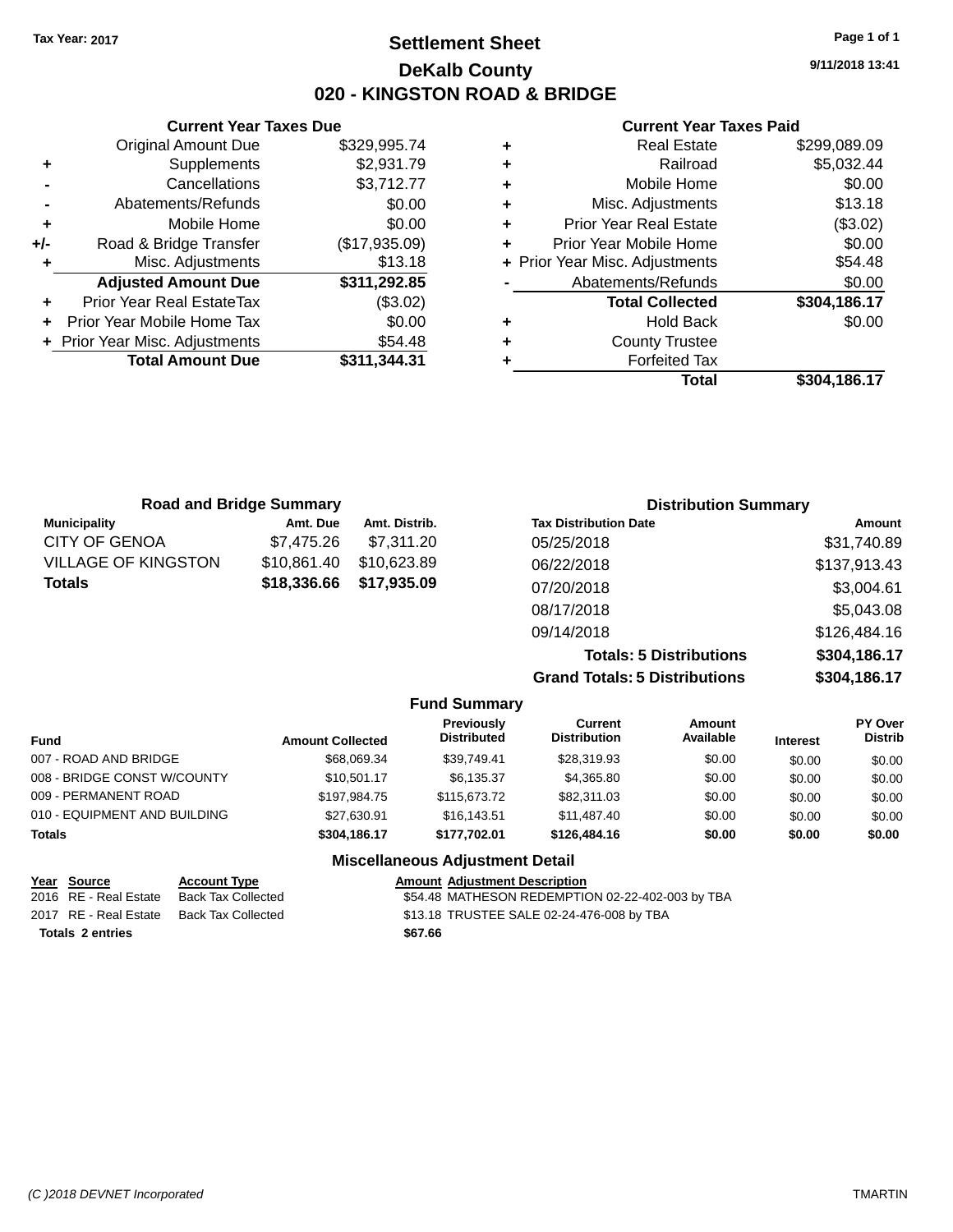Tax Year: 2017

# Settlement Sheet
## DeKalb County
## 020 - KINGSTON ROAD & BRIDGE

9/11/2018 13:41

### Current Year Taxes Due

| | | |
|---|---|---|
| | Original Amount Due | $329,995.74 |
| + | Supplements | $2,931.79 |
| - | Cancellations | $3,712.77 |
| - | Abatements/Refunds | $0.00 |
| + | Mobile Home | $0.00 |
| +/- | Road & Bridge Transfer | ($17,935.09) |
| + | Misc. Adjustments | $13.18 |
| | **Adjusted Amount Due** | **$311,292.85** |
| + | Prior Year Real EstateTax | ($3.02) |
| + | Prior Year Mobile Home Tax | $0.00 |
| + | Prior Year Misc. Adjustments | $54.48 |
| | **Total Amount Due** | **$311,344.31** |

### Current Year Taxes Paid

| | | |
|---|---|---|
| + | Real Estate | $299,089.09 |
| + | Railroad | $5,032.44 |
| + | Mobile Home | $0.00 |
| + | Misc. Adjustments | $13.18 |
| + | Prior Year Real Estate | ($3.02) |
| + | Prior Year Mobile Home | $0.00 |
| + | Prior Year Misc. Adjustments | $54.48 |
| - | Abatements/Refunds | $0.00 |
| | **Total Collected** | **$304,186.17** |
| + | Hold Back | $0.00 |
| + | County Trustee | |
| + | Forfeited Tax | |
| | **Total** | **$304,186.17** |

### Road and Bridge Summary

| Municipality | Amt. Due | Amt. Distrib. |
|---|---|---|
| CITY OF GENOA | $7,475.26 | $7,311.20 |
| VILLAGE OF KINGSTON | $10,861.40 | $10,623.89 |
| **Totals** | **$18,336.66** | **$17,935.09** |

### Distribution Summary

| Tax Distribution Date | Amount |
|---|---|
| 05/25/2018 | $31,740.89 |
| 06/22/2018 | $137,913.43 |
| 07/20/2018 | $3,004.61 |
| 08/17/2018 | $5,043.08 |
| 09/14/2018 | $126,484.16 |
| **Totals: 5 Distributions** | **$304,186.17** |
| **Grand Totals: 5 Distributions** | **$304,186.17** |

### Fund Summary

| Fund | Amount Collected | Previously Distributed | Current Distribution | Amount Available | Interest | PY Over Distrib |
|---|---|---|---|---|---|---|
| 007 - ROAD AND BRIDGE | $68,069.34 | $39,749.41 | $28,319.93 | $0.00 | $0.00 | $0.00 |
| 008 - BRIDGE CONST W/COUNTY | $10,501.17 | $6,135.37 | $4,365.80 | $0.00 | $0.00 | $0.00 |
| 009 - PERMANENT ROAD | $197,984.75 | $115,673.72 | $82,311.03 | $0.00 | $0.00 | $0.00 |
| 010 - EQUIPMENT AND BUILDING | $27,630.91 | $16,143.51 | $11,487.40 | $0.00 | $0.00 | $0.00 |
| **Totals** | **$304,186.17** | **$177,702.01** | **$126,484.16** | **$0.00** | **$0.00** | **$0.00** |

### Miscellaneous Adjustment Detail

| Year | Source | Account Type | Amount | Adjustment Description |
|---|---|---|---|---|
| 2016 | RE - Real Estate | Back Tax Collected | $54.48 | MATHESON REDEMPTION 02-22-402-003 by TBA |
| 2017 | RE - Real Estate | Back Tax Collected | $13.18 | TRUSTEE SALE 02-24-476-008 by TBA |
| **Totals** | **2 entries** | | **$67.66** | |

(C )2018 DEVNET Incorporated TMARTIN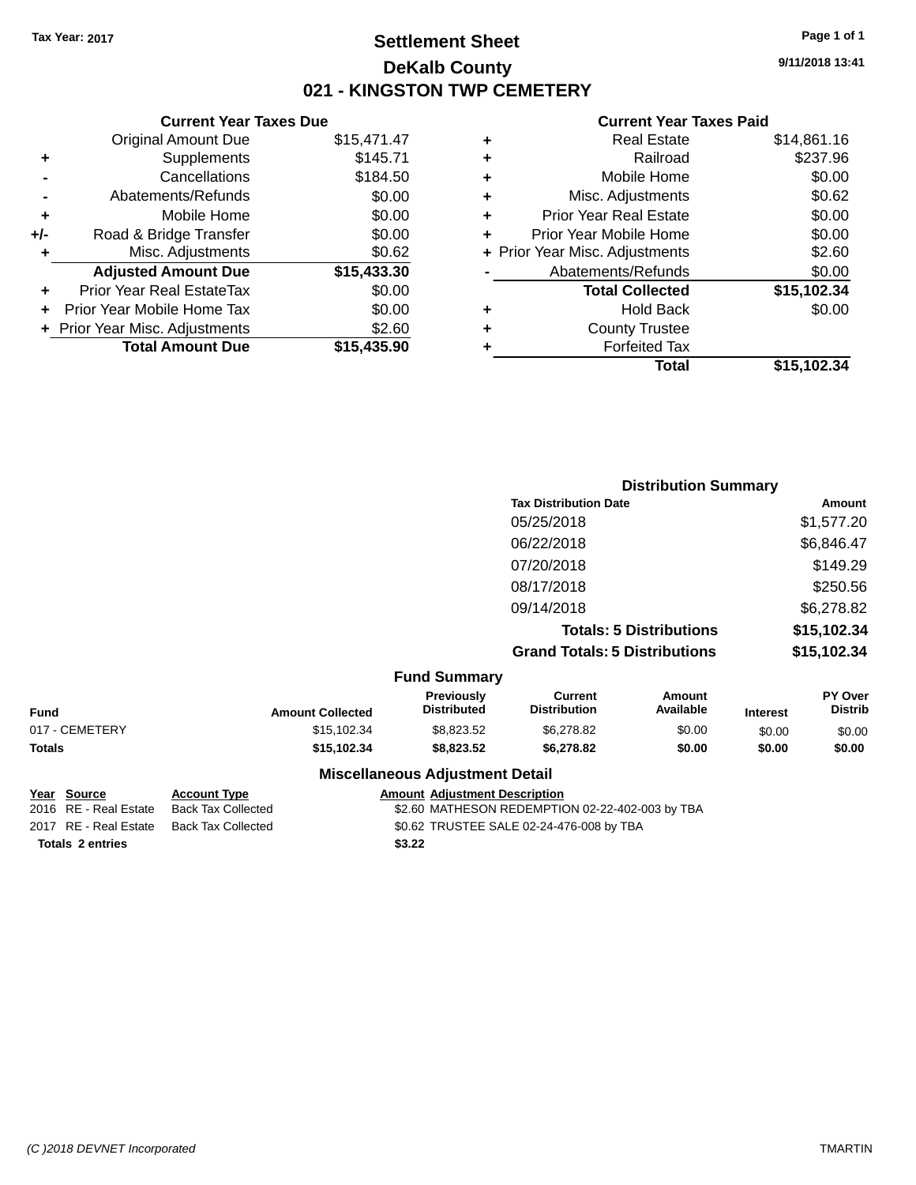Tax Year: 2017

# Settlement Sheet
## DeKalb County
## 021 - KINGSTON TWP CEMETERY

9/11/2018 13:41

### Current Year Taxes Due

| | | |
|---|---|---|
| | Original Amount Due | $15,471.47 |
| + | Supplements | $145.71 |
| - | Cancellations | $184.50 |
| - | Abatements/Refunds | $0.00 |
| + | Mobile Home | $0.00 |
| +/- | Road & Bridge Transfer | $0.00 |
| + | Misc. Adjustments | $0.62 |
| | **Adjusted Amount Due** | **$15,433.30** |
| + | Prior Year Real EstateTax | $0.00 |
| + | Prior Year Mobile Home Tax | $0.00 |
| + | Prior Year Misc. Adjustments | $2.60 |
| | **Total Amount Due** | **$15,435.90** |

### Current Year Taxes Paid

| | | |
|---|---|---|
| + | Real Estate | $14,861.16 |
| + | Railroad | $237.96 |
| + | Mobile Home | $0.00 |
| + | Misc. Adjustments | $0.62 |
| + | Prior Year Real Estate | $0.00 |
| + | Prior Year Mobile Home | $0.00 |
| + | Prior Year Misc. Adjustments | $2.60 |
| - | Abatements/Refunds | $0.00 |
| | **Total Collected** | **$15,102.34** |
| + | Hold Back | $0.00 |
| + | County Trustee | |
| + | Forfeited Tax | |
| | **Total** | **$15,102.34** |

### Distribution Summary

| Tax Distribution Date | Amount |
|---|---|
| 05/25/2018 | $1,577.20 |
| 06/22/2018 | $6,846.47 |
| 07/20/2018 | $149.29 |
| 08/17/2018 | $250.56 |
| 09/14/2018 | $6,278.82 |
| **Totals: 5 Distributions** | **$15,102.34** |
| **Grand Totals: 5 Distributions** | **$15,102.34** |

### Fund Summary

| Fund | Amount Collected | Previously Distributed | Current Distribution | Amount Available | Interest | PY Over Distrib |
|---|---|---|---|---|---|---|
| 017 - CEMETERY | $15,102.34 | $8,823.52 | $6,278.82 | $0.00 | $0.00 | $0.00 |
| **Totals** | **$15,102.34** | **$8,823.52** | **$6,278.82** | **$0.00** | **$0.00** | **$0.00** |

### Miscellaneous Adjustment Detail

| Year | Source | Account Type | Amount | Adjustment Description |
|---|---|---|---|---|
| 2016 | RE - Real Estate | Back Tax Collected | $2.60 | MATHESON REDEMPTION 02-22-402-003 by TBA |
| 2017 | RE - Real Estate | Back Tax Collected | $0.62 | TRUSTEE SALE 02-24-476-008 by TBA |
| **Totals 2 entries** | | | **$3.22** | |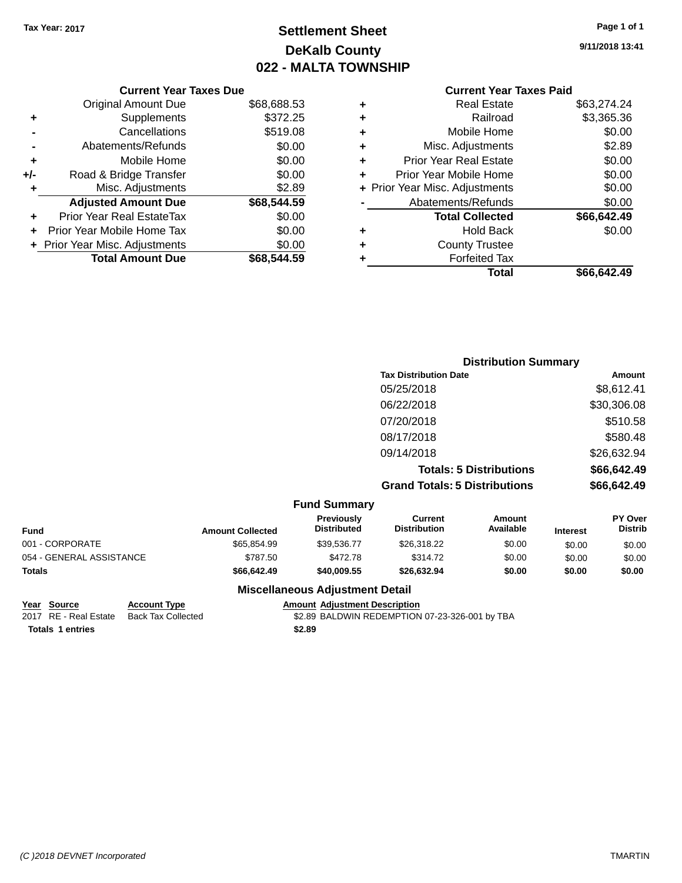Tax Year: 2017

# Settlement Sheet
## DeKalb County
## 022 - MALTA TOWNSHIP

9/11/2018 13:41

### Current Year Taxes Due

| | | |
|---|---|---|
| | Original Amount Due | $68,688.53 |
| + | Supplements | $372.25 |
| - | Cancellations | $519.08 |
| - | Abatements/Refunds | $0.00 |
| + | Mobile Home | $0.00 |
| +/- | Road & Bridge Transfer | $0.00 |
| + | Misc. Adjustments | $2.89 |
| | **Adjusted Amount Due** | **$68,544.59** |
| + | Prior Year Real EstateTax | $0.00 |
| + | Prior Year Mobile Home Tax | $0.00 |
| + | Prior Year Misc. Adjustments | $0.00 |
| | **Total Amount Due** | **$68,544.59** |

### Current Year Taxes Paid

| | | |
|---|---|---|
| + | Real Estate | $63,274.24 |
| + | Railroad | $3,365.36 |
| + | Mobile Home | $0.00 |
| + | Misc. Adjustments | $2.89 |
| + | Prior Year Real Estate | $0.00 |
| + | Prior Year Mobile Home | $0.00 |
| + | Prior Year Misc. Adjustments | $0.00 |
| - | Abatements/Refunds | $0.00 |
| | **Total Collected** | **$66,642.49** |
| + | Hold Back | $0.00 |
| + | County Trustee | |
| + | Forfeited Tax | |
| | **Total** | **$66,642.49** |

### Distribution Summary

| Tax Distribution Date | Amount |
|---|---|
| 05/25/2018 | $8,612.41 |
| 06/22/2018 | $30,306.08 |
| 07/20/2018 | $510.58 |
| 08/17/2018 | $580.48 |
| 09/14/2018 | $26,632.94 |
| **Totals: 5 Distributions** | **$66,642.49** |
| **Grand Totals: 5 Distributions** | **$66,642.49** |

### Fund Summary

| Fund | Amount Collected | Previously Distributed | Current Distribution | Amount Available | Interest | PY Over Distrib |
|---|---|---|---|---|---|---|
| 001 - CORPORATE | $65,854.99 | $39,536.77 | $26,318.22 | $0.00 | $0.00 | $0.00 |
| 054 - GENERAL ASSISTANCE | $787.50 | $472.78 | $314.72 | $0.00 | $0.00 | $0.00 |
| **Totals** | **$66,642.49** | **$40,009.55** | **$26,632.94** | **$0.00** | **$0.00** | **$0.00** |

### Miscellaneous Adjustment Detail

| Year | Source | Account Type | Amount | Adjustment Description |
|---|---|---|---|---|
| 2017 | RE - Real Estate | Back Tax Collected | $2.89 | BALDWIN REDEMPTION 07-23-326-001 by TBA |
| **Totals** | **1 entries** | | **$2.89** | |

(C )2018 DEVNET Incorporated TMARTIN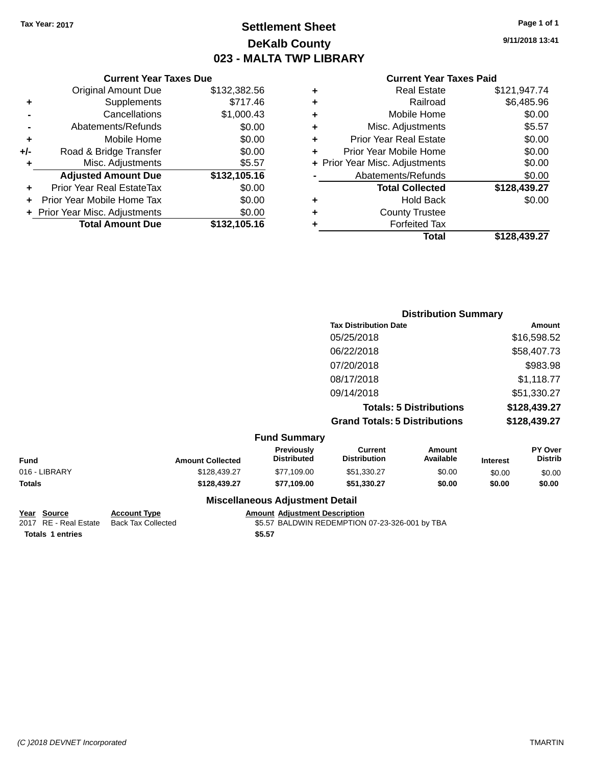Tax Year: 2017

# Settlement Sheet

## DeKalb County

## 023 - MALTA TWP LIBRARY

9/11/2018 13:41

### Current Year Taxes Due

| | | |
|---|---|---|
| | Original Amount Due | $132,382.56 |
| + | Supplements | $717.46 |
| - | Cancellations | $1,000.43 |
| - | Abatements/Refunds | $0.00 |
| + | Mobile Home | $0.00 |
| +/- | Road & Bridge Transfer | $0.00 |
| + | Misc. Adjustments | $5.57 |
| | **Adjusted Amount Due** | **$132,105.16** |
| + | Prior Year Real EstateTax | $0.00 |
| + | Prior Year Mobile Home Tax | $0.00 |
| + | Prior Year Misc. Adjustments | $0.00 |
| | **Total Amount Due** | **$132,105.16** |

### Current Year Taxes Paid

| | | |
|---|---|---|
| + | Real Estate | $121,947.74 |
| + | Railroad | $6,485.96 |
| + | Mobile Home | $0.00 |
| + | Misc. Adjustments | $5.57 |
| + | Prior Year Real Estate | $0.00 |
| + | Prior Year Mobile Home | $0.00 |
| + | Prior Year Misc. Adjustments | $0.00 |
| - | Abatements/Refunds | $0.00 |
| | **Total Collected** | **$128,439.27** |
| + | Hold Back | $0.00 |
| + | County Trustee | |
| + | Forfeited Tax | |
| | **Total** | **$128,439.27** |

### Distribution Summary

| Tax Distribution Date | Amount |
|---|---|
| 05/25/2018 | $16,598.52 |
| 06/22/2018 | $58,407.73 |
| 07/20/2018 | $983.98 |
| 08/17/2018 | $1,118.77 |
| 09/14/2018 | $51,330.27 |
| **Totals: 5 Distributions** | **$128,439.27** |
| **Grand Totals: 5 Distributions** | **$128,439.27** |

### Fund Summary

| Fund | Amount Collected | Previously Distributed | Current Distribution | Amount Available | Interest | PY Over Distrib |
|---|---|---|---|---|---|---|
| 016 - LIBRARY | $128,439.27 | $77,109.00 | $51,330.27 | $0.00 | $0.00 | $0.00 |
| **Totals** | **$128,439.27** | **$77,109.00** | **$51,330.27** | **$0.00** | **$0.00** | **$0.00** |

### Miscellaneous Adjustment Detail

| Year | Source | Account Type | Amount | Adjustment Description |
|---|---|---|---|---|
| 2017 | RE - Real Estate | Back Tax Collected | $5.57 | BALDWIN REDEMPTION 07-23-326-001 by TBA |
| **Totals** | **1 entries** | | **$5.57** | |

(C )2018 DEVNET Incorporated TMARTIN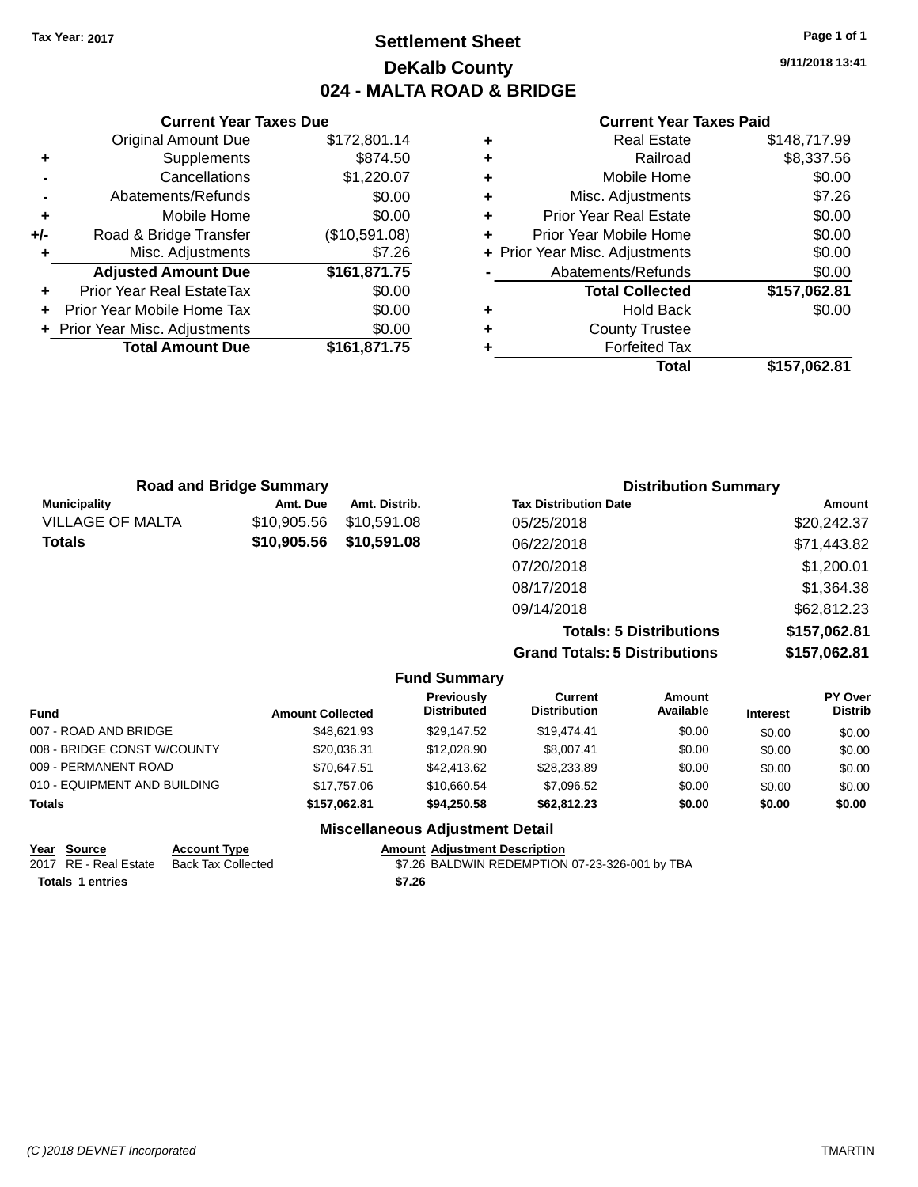Tax Year: 2017

# Settlement Sheet
## DeKalb County
## 024 - MALTA ROAD & BRIDGE

9/11/2018 13:41

### Current Year Taxes Due

| | | |
|---|---|---|
| | Original Amount Due | $172,801.14 |
| + | Supplements | $874.50 |
| - | Cancellations | $1,220.07 |
| - | Abatements/Refunds | $0.00 |
| + | Mobile Home | $0.00 |
| +/- | Road & Bridge Transfer | ($10,591.08) |
| + | Misc. Adjustments | $7.26 |
| | **Adjusted Amount Due** | **$161,871.75** |
| + | Prior Year Real EstateTax | $0.00 |
| + | Prior Year Mobile Home Tax | $0.00 |
| + | Prior Year Misc. Adjustments | $0.00 |
| | **Total Amount Due** | **$161,871.75** |

### Current Year Taxes Paid

| | | |
|---|---|---|
| + | Real Estate | $148,717.99 |
| + | Railroad | $8,337.56 |
| + | Mobile Home | $0.00 |
| + | Misc. Adjustments | $7.26 |
| + | Prior Year Real Estate | $0.00 |
| + | Prior Year Mobile Home | $0.00 |
| + | Prior Year Misc. Adjustments | $0.00 |
| - | Abatements/Refunds | $0.00 |
| | **Total Collected** | **$157,062.81** |
| + | Hold Back | $0.00 |
| + | County Trustee | |
| + | Forfeited Tax | |
| | **Total** | **$157,062.81** |

### Road and Bridge Summary

| Municipality | Amt. Due | Amt. Distrib. |
|---|---|---|
| VILLAGE OF MALTA | $10,905.56 | $10,591.08 |
| **Totals** | **$10,905.56** | **$10,591.08** |

### Distribution Summary

| Tax Distribution Date | Amount |
|---|---|
| 05/25/2018 | $20,242.37 |
| 06/22/2018 | $71,443.82 |
| 07/20/2018 | $1,200.01 |
| 08/17/2018 | $1,364.38 |
| 09/14/2018 | $62,812.23 |
| **Totals: 5 Distributions** | **$157,062.81** |
| **Grand Totals: 5 Distributions** | **$157,062.81** |

### Fund Summary

| Fund | Amount Collected | Previously Distributed | Current Distribution | Amount Available | Interest | PY Over Distrib |
|---|---|---|---|---|---|---|
| 007 - ROAD AND BRIDGE | $48,621.93 | $29,147.52 | $19,474.41 | $0.00 | $0.00 | $0.00 |
| 008 - BRIDGE CONST W/COUNTY | $20,036.31 | $12,028.90 | $8,007.41 | $0.00 | $0.00 | $0.00 |
| 009 - PERMANENT ROAD | $70,647.51 | $42,413.62 | $28,233.89 | $0.00 | $0.00 | $0.00 |
| 010 - EQUIPMENT AND BUILDING | $17,757.06 | $10,660.54 | $7,096.52 | $0.00 | $0.00 | $0.00 |
| **Totals** | **$157,062.81** | **$94,250.58** | **$62,812.23** | **$0.00** | **$0.00** | **$0.00** |

### Miscellaneous Adjustment Detail

| Year | Source | Account Type | Amount | Adjustment Description |
|---|---|---|---|---|
| 2017 | RE - Real Estate | Back Tax Collected | $7.26 | BALDWIN REDEMPTION 07-23-326-001 by TBA |
| **Totals 1 entries** | | | **$7.26** | |

(C )2018 DEVNET Incorporated TMARTIN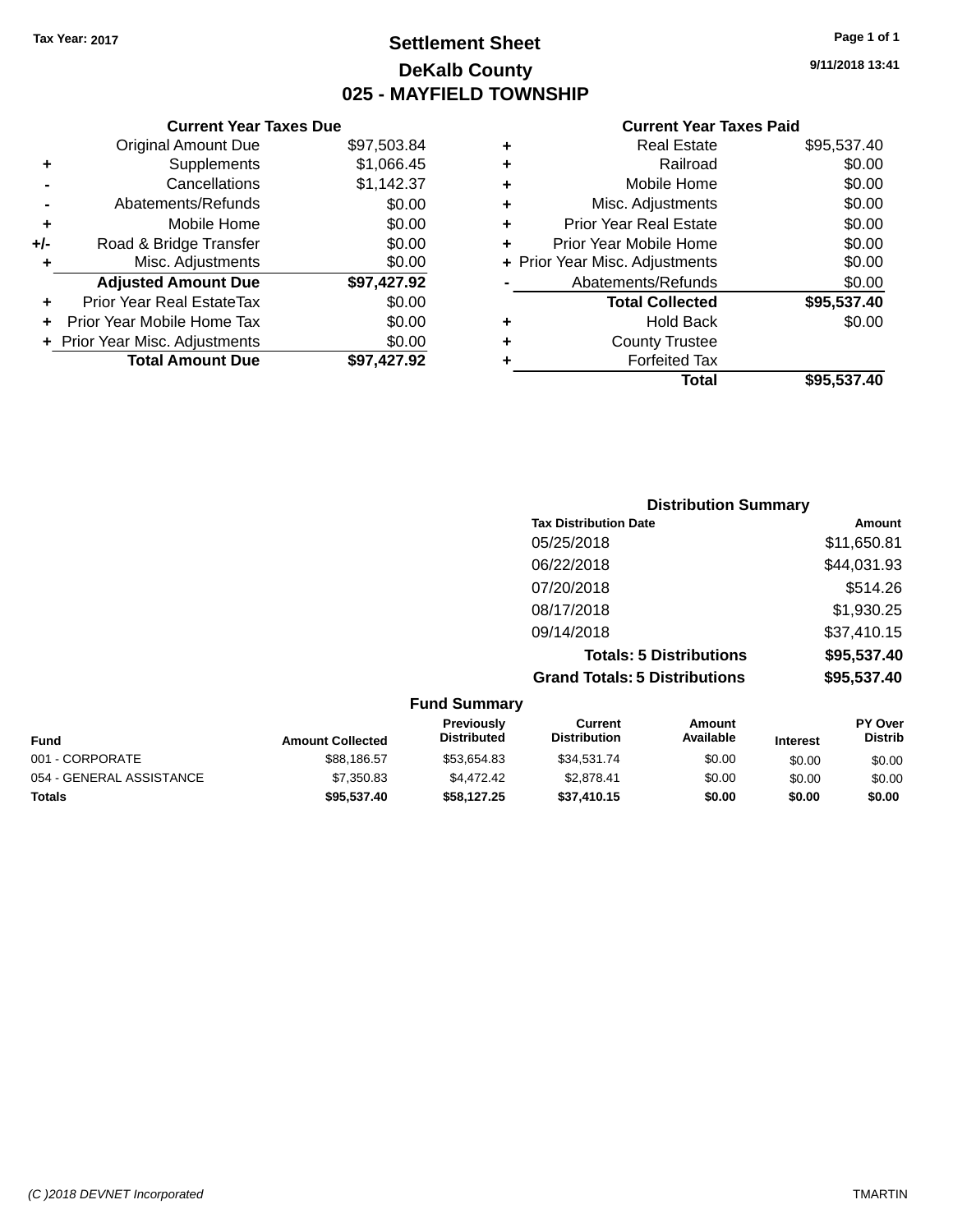Tax Year: 2017

# Settlement Sheet

## DeKalb County

## 025 - MAYFIELD TOWNSHIP

9/11/2018 13:41

### Current Year Taxes Due

| | | |
|---|---|---|
| | Original Amount Due | $97,503.84 |
| + | Supplements | $1,066.45 |
| - | Cancellations | $1,142.37 |
| - | Abatements/Refunds | $0.00 |
| + | Mobile Home | $0.00 |
| +/- | Road & Bridge Transfer | $0.00 |
| + | Misc. Adjustments | $0.00 |
| | **Adjusted Amount Due** | **$97,427.92** |
| + | Prior Year Real EstateTax | $0.00 |
| + | Prior Year Mobile Home Tax | $0.00 |
| + | Prior Year Misc. Adjustments | $0.00 |
| | **Total Amount Due** | **$97,427.92** |

### Current Year Taxes Paid

| | | |
|---|---|---|
| + | Real Estate | $95,537.40 |
| + | Railroad | $0.00 |
| + | Mobile Home | $0.00 |
| + | Misc. Adjustments | $0.00 |
| + | Prior Year Real Estate | $0.00 |
| + | Prior Year Mobile Home | $0.00 |
| + | Prior Year Misc. Adjustments | $0.00 |
| - | Abatements/Refunds | $0.00 |
| | **Total Collected** | **$95,537.40** |
| + | Hold Back | $0.00 |
| + | County Trustee | |
| + | Forfeited Tax | |
| | **Total** | **$95,537.40** |

### Distribution Summary

| Tax Distribution Date | Amount |
|---|---|
| 05/25/2018 | $11,650.81 |
| 06/22/2018 | $44,031.93 |
| 07/20/2018 | $514.26 |
| 08/17/2018 | $1,930.25 |
| 09/14/2018 | $37,410.15 |
| **Totals: 5 Distributions** | **$95,537.40** |
| **Grand Totals: 5 Distributions** | **$95,537.40** |

### Fund Summary

| Fund | Amount Collected | Previously Distributed | Current Distribution | Amount Available | Interest | PY Over Distrib |
|---|---|---|---|---|---|---|
| 001 - CORPORATE | $88,186.57 | $53,654.83 | $34,531.74 | $0.00 | $0.00 | $0.00 |
| 054 - GENERAL ASSISTANCE | $7,350.83 | $4,472.42 | $2,878.41 | $0.00 | $0.00 | $0.00 |
| **Totals** | **$95,537.40** | **$58,127.25** | **$37,410.15** | **$0.00** | **$0.00** | **$0.00** |

(C )2018 DEVNET Incorporated — TMARTIN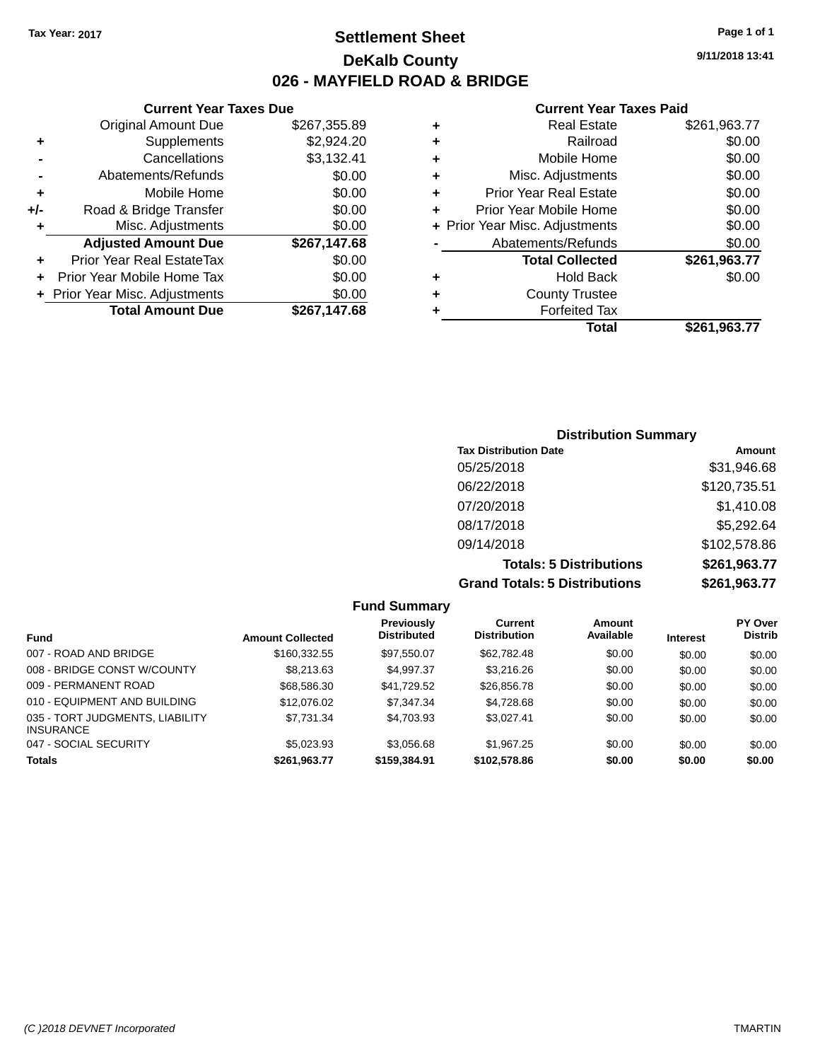Tax Year: 2017

# Settlement Sheet

## DeKalb County

## 026 - MAYFIELD ROAD & BRIDGE

9/11/2018 13:41

### Current Year Taxes Due

| | | |
|---|---|---|
| | Original Amount Due | $267,355.89 |
| + | Supplements | $2,924.20 |
| - | Cancellations | $3,132.41 |
| - | Abatements/Refunds | $0.00 |
| + | Mobile Home | $0.00 |
| +/- | Road & Bridge Transfer | $0.00 |
| + | Misc. Adjustments | $0.00 |
| | **Adjusted Amount Due** | **$267,147.68** |
| + | Prior Year Real EstateTax | $0.00 |
| + | Prior Year Mobile Home Tax | $0.00 |
| + | Prior Year Misc. Adjustments | $0.00 |
| | **Total Amount Due** | **$267,147.68** |

### Current Year Taxes Paid

| | | |
|---|---|---|
| + | Real Estate | $261,963.77 |
| + | Railroad | $0.00 |
| + | Mobile Home | $0.00 |
| + | Misc. Adjustments | $0.00 |
| + | Prior Year Real Estate | $0.00 |
| + | Prior Year Mobile Home | $0.00 |
| + | Prior Year Misc. Adjustments | $0.00 |
| - | Abatements/Refunds | $0.00 |
| | **Total Collected** | **$261,963.77** |
| + | Hold Back | $0.00 |
| + | County Trustee | |
| + | Forfeited Tax | |
| | **Total** | **$261,963.77** |

### Distribution Summary

| Tax Distribution Date | Amount |
|---|---|
| 05/25/2018 | $31,946.68 |
| 06/22/2018 | $120,735.51 |
| 07/20/2018 | $1,410.08 |
| 08/17/2018 | $5,292.64 |
| 09/14/2018 | $102,578.86 |
| **Totals: 5 Distributions** | **$261,963.77** |
| **Grand Totals: 5 Distributions** | **$261,963.77** |

### Fund Summary

| Fund | Amount Collected | Previously Distributed | Current Distribution | Amount Available | Interest | PY Over Distrib |
|---|---|---|---|---|---|---|
| 007 - ROAD AND BRIDGE | $160,332.55 | $97,550.07 | $62,782.48 | $0.00 | $0.00 | $0.00 |
| 008 - BRIDGE CONST W/COUNTY | $8,213.63 | $4,997.37 | $3,216.26 | $0.00 | $0.00 | $0.00 |
| 009 - PERMANENT ROAD | $68,586.30 | $41,729.52 | $26,856.78 | $0.00 | $0.00 | $0.00 |
| 010 - EQUIPMENT AND BUILDING | $12,076.02 | $7,347.34 | $4,728.68 | $0.00 | $0.00 | $0.00 |
| 035 - TORT JUDGMENTS, LIABILITY INSURANCE | $7,731.34 | $4,703.93 | $3,027.41 | $0.00 | $0.00 | $0.00 |
| 047 - SOCIAL SECURITY | $5,023.93 | $3,056.68 | $1,967.25 | $0.00 | $0.00 | $0.00 |
| **Totals** | **$261,963.77** | **$159,384.91** | **$102,578.86** | **$0.00** | **$0.00** | **$0.00** |

(C )2018 DEVNET Incorporated TMARTIN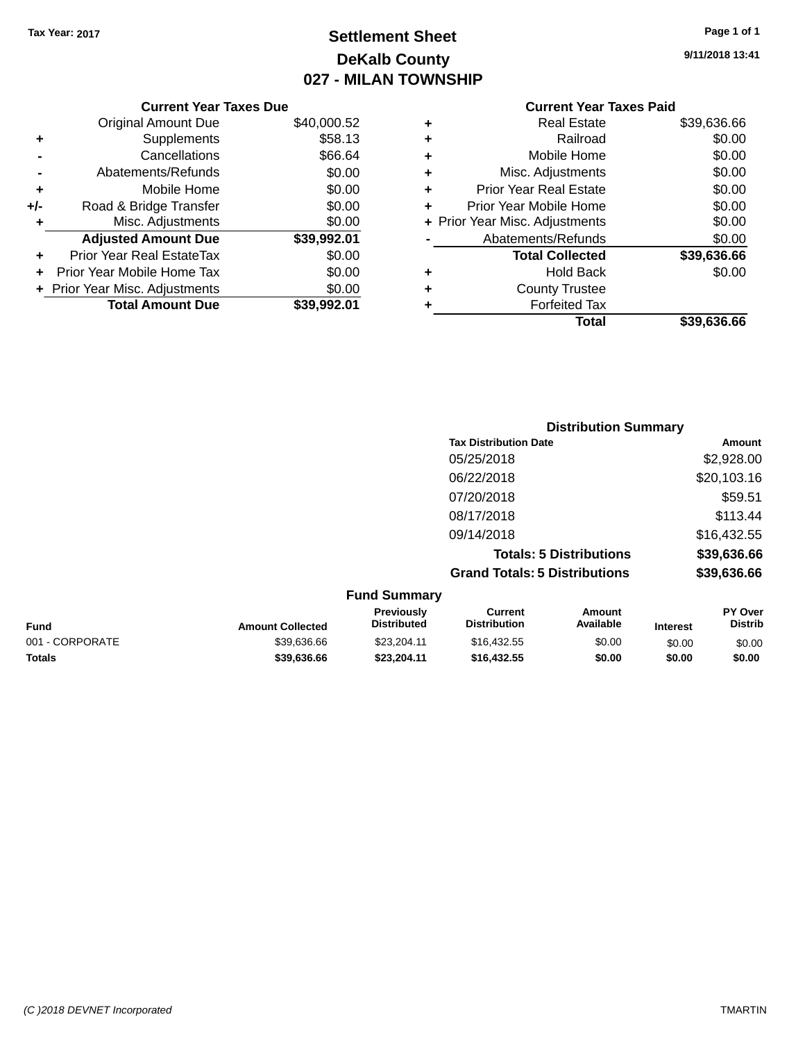Tax Year: 2017

# Settlement Sheet
## DeKalb County
## 027 - MILAN TOWNSHIP

9/11/2018 13:41

### Current Year Taxes Due

| | | |
|---|---|---|
| | Original Amount Due | $40,000.52 |
| + | Supplements | $58.13 |
| - | Cancellations | $66.64 |
| - | Abatements/Refunds | $0.00 |
| + | Mobile Home | $0.00 |
| +/- | Road & Bridge Transfer | $0.00 |
| + | Misc. Adjustments | $0.00 |
| | **Adjusted Amount Due** | **$39,992.01** |
| + | Prior Year Real EstateTax | $0.00 |
| + | Prior Year Mobile Home Tax | $0.00 |
| + | Prior Year Misc. Adjustments | $0.00 |
| | **Total Amount Due** | **$39,992.01** |

### Current Year Taxes Paid

| | | |
|---|---|---|
| + | Real Estate | $39,636.66 |
| + | Railroad | $0.00 |
| + | Mobile Home | $0.00 |
| + | Misc. Adjustments | $0.00 |
| + | Prior Year Real Estate | $0.00 |
| + | Prior Year Mobile Home | $0.00 |
| + | Prior Year Misc. Adjustments | $0.00 |
| - | Abatements/Refunds | $0.00 |
| | **Total Collected** | **$39,636.66** |
| + | Hold Back | $0.00 |
| + | County Trustee | |
| + | Forfeited Tax | |
| | **Total** | **$39,636.66** |

### Distribution Summary

| Tax Distribution Date | Amount |
|---|---|
| 05/25/2018 | $2,928.00 |
| 06/22/2018 | $20,103.16 |
| 07/20/2018 | $59.51 |
| 08/17/2018 | $113.44 |
| 09/14/2018 | $16,432.55 |
| **Totals: 5 Distributions** | **$39,636.66** |
| **Grand Totals: 5 Distributions** | **$39,636.66** |

### Fund Summary

| Fund | Amount Collected | Previously Distributed | Current Distribution | Amount Available | Interest | PY Over Distrib |
|---|---|---|---|---|---|---|
| 001 - CORPORATE | $39,636.66 | $23,204.11 | $16,432.55 | $0.00 | $0.00 | $0.00 |
| **Totals** | **$39,636.66** | **$23,204.11** | **$16,432.55** | **$0.00** | **$0.00** | **$0.00** |

(C )2018 DEVNET Incorporated TMARTIN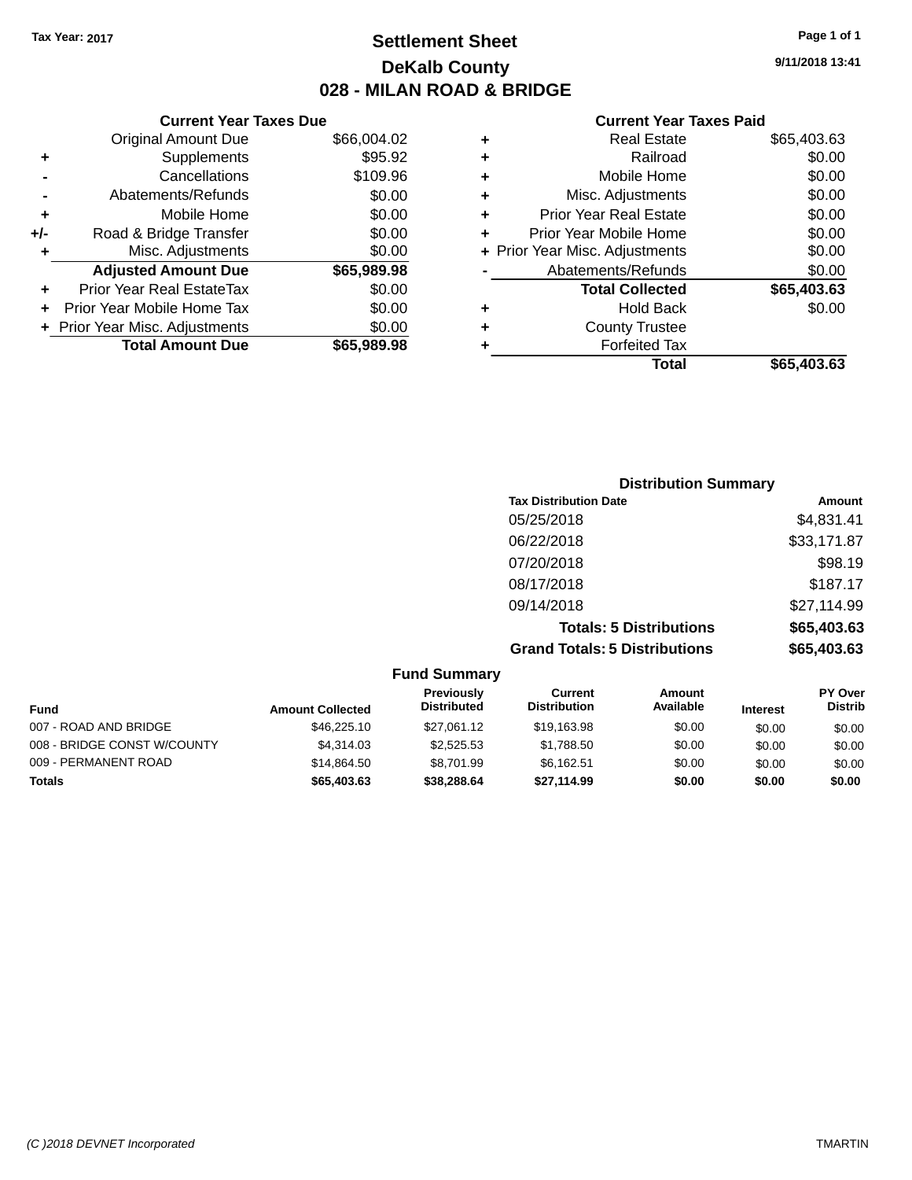Tax Year: 2017

# Settlement Sheet
## DeKalb County
## 028 - MILAN ROAD & BRIDGE

9/11/2018 13:41

### Current Year Taxes Due

| | | |
|---|---|---|
| | Original Amount Due | $66,004.02 |
| + | Supplements | $95.92 |
| - | Cancellations | $109.96 |
| - | Abatements/Refunds | $0.00 |
| + | Mobile Home | $0.00 |
| +/- | Road & Bridge Transfer | $0.00 |
| + | Misc. Adjustments | $0.00 |
| | **Adjusted Amount Due** | **$65,989.98** |
| + | Prior Year Real EstateTax | $0.00 |
| + | Prior Year Mobile Home Tax | $0.00 |
| + | Prior Year Misc. Adjustments | $0.00 |
| | **Total Amount Due** | **$65,989.98** |

### Current Year Taxes Paid

| | | |
|---|---|---|
| + | Real Estate | $65,403.63 |
| + | Railroad | $0.00 |
| + | Mobile Home | $0.00 |
| + | Misc. Adjustments | $0.00 |
| + | Prior Year Real Estate | $0.00 |
| + | Prior Year Mobile Home | $0.00 |
| + | Prior Year Misc. Adjustments | $0.00 |
| - | Abatements/Refunds | $0.00 |
| | **Total Collected** | **$65,403.63** |
| + | Hold Back | $0.00 |
| + | County Trustee | |
| + | Forfeited Tax | |
| | **Total** | **$65,403.63** |

### Distribution Summary

| Tax Distribution Date | Amount |
|---|---|
| 05/25/2018 | $4,831.41 |
| 06/22/2018 | $33,171.87 |
| 07/20/2018 | $98.19 |
| 08/17/2018 | $187.17 |
| 09/14/2018 | $27,114.99 |
| **Totals: 5 Distributions** | **$65,403.63** |
| **Grand Totals: 5 Distributions** | **$65,403.63** |

### Fund Summary

| Fund | Amount Collected | Previously Distributed | Current Distribution | Amount Available | Interest | PY Over Distrib |
|---|---|---|---|---|---|---|
| 007 - ROAD AND BRIDGE | $46,225.10 | $27,061.12 | $19,163.98 | $0.00 | $0.00 | $0.00 |
| 008 - BRIDGE CONST W/COUNTY | $4,314.03 | $2,525.53 | $1,788.50 | $0.00 | $0.00 | $0.00 |
| 009 - PERMANENT ROAD | $14,864.50 | $8,701.99 | $6,162.51 | $0.00 | $0.00 | $0.00 |
| **Totals** | **$65,403.63** | **$38,288.64** | **$27,114.99** | **$0.00** | **$0.00** | **$0.00** |

(C )2018 DEVNET Incorporated TMARTIN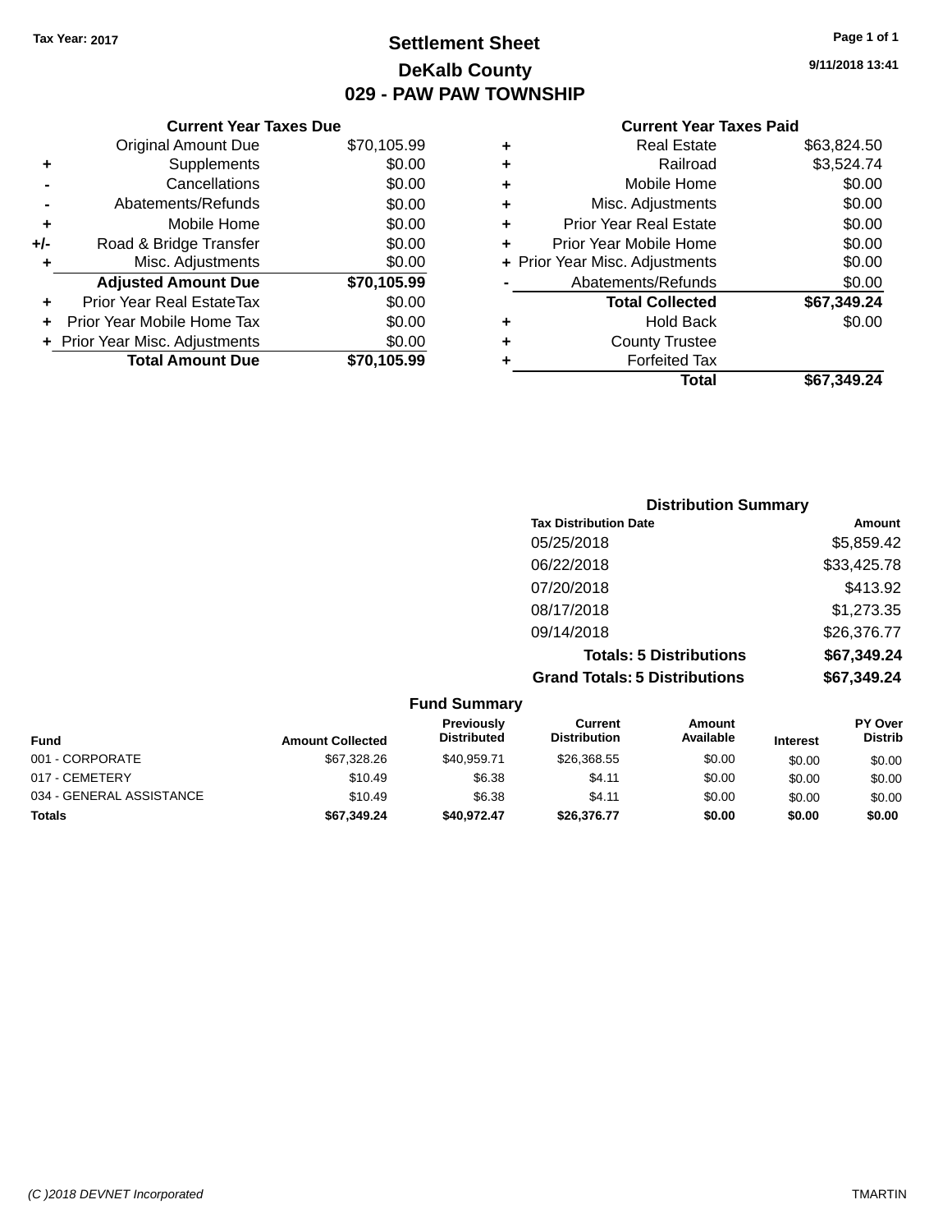Tax Year: 2017

# Settlement Sheet
## DeKalb County
## 029 - PAW PAW TOWNSHIP

9/11/2018 13:41

### Current Year Taxes Due

| | | |
|---|---|---|
| | Original Amount Due | $70,105.99 |
| + | Supplements | $0.00 |
| - | Cancellations | $0.00 |
| - | Abatements/Refunds | $0.00 |
| + | Mobile Home | $0.00 |
| +/- | Road & Bridge Transfer | $0.00 |
| + | Misc. Adjustments | $0.00 |
| | **Adjusted Amount Due** | **$70,105.99** |
| + | Prior Year Real EstateTax | $0.00 |
| + | Prior Year Mobile Home Tax | $0.00 |
| + | Prior Year Misc. Adjustments | $0.00 |
| | **Total Amount Due** | **$70,105.99** |

### Current Year Taxes Paid

| | | |
|---|---|---|
| + | Real Estate | $63,824.50 |
| + | Railroad | $3,524.74 |
| + | Mobile Home | $0.00 |
| + | Misc. Adjustments | $0.00 |
| + | Prior Year Real Estate | $0.00 |
| + | Prior Year Mobile Home | $0.00 |
| + | Prior Year Misc. Adjustments | $0.00 |
| - | Abatements/Refunds | $0.00 |
| | **Total Collected** | **$67,349.24** |
| + | Hold Back | $0.00 |
| + | County Trustee | |
| + | Forfeited Tax | |
| | **Total** | **$67,349.24** |

### Distribution Summary

| Tax Distribution Date | Amount |
|---|---|
| 05/25/2018 | $5,859.42 |
| 06/22/2018 | $33,425.78 |
| 07/20/2018 | $413.92 |
| 08/17/2018 | $1,273.35 |
| 09/14/2018 | $26,376.77 |
| **Totals: 5 Distributions** | **$67,349.24** |
| **Grand Totals: 5 Distributions** | **$67,349.24** |

### Fund Summary

| Fund | Amount Collected | Previously Distributed | Current Distribution | Amount Available | Interest | PY Over Distrib |
|---|---|---|---|---|---|---|
| 001 - CORPORATE | $67,328.26 | $40,959.71 | $26,368.55 | $0.00 | $0.00 | $0.00 |
| 017 - CEMETERY | $10.49 | $6.38 | $4.11 | $0.00 | $0.00 | $0.00 |
| 034 - GENERAL ASSISTANCE | $10.49 | $6.38 | $4.11 | $0.00 | $0.00 | $0.00 |
| **Totals** | **$67,349.24** | **$40,972.47** | **$26,376.77** | **$0.00** | **$0.00** | **$0.00** |

(C )2018 DEVNET Incorporated TMARTIN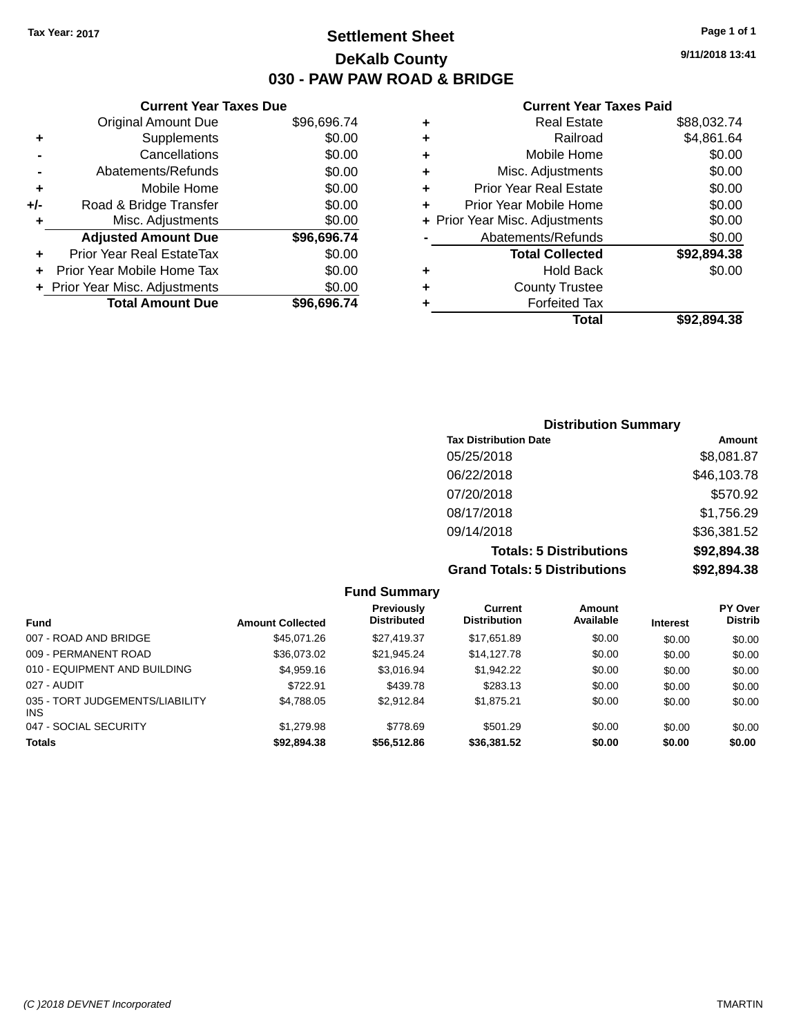Tax Year: 2017

# Settlement Sheet

## DeKalb County

## 030 - PAW PAW ROAD & BRIDGE

9/11/2018 13:41

### Current Year Taxes Due

| | | |
|---|---|---|
| | Original Amount Due | $96,696.74 |
| + | Supplements | $0.00 |
| - | Cancellations | $0.00 |
| - | Abatements/Refunds | $0.00 |
| + | Mobile Home | $0.00 |
| +/- | Road & Bridge Transfer | $0.00 |
| + | Misc. Adjustments | $0.00 |
| | **Adjusted Amount Due** | **$96,696.74** |
| + | Prior Year Real EstateTax | $0.00 |
| + | Prior Year Mobile Home Tax | $0.00 |
| + | Prior Year Misc. Adjustments | $0.00 |
| | **Total Amount Due** | **$96,696.74** |

### Current Year Taxes Paid

| | | |
|---|---|---|
| + | Real Estate | $88,032.74 |
| + | Railroad | $4,861.64 |
| + | Mobile Home | $0.00 |
| + | Misc. Adjustments | $0.00 |
| + | Prior Year Real Estate | $0.00 |
| + | Prior Year Mobile Home | $0.00 |
| + | Prior Year Misc. Adjustments | $0.00 |
| - | Abatements/Refunds | $0.00 |
| | **Total Collected** | **$92,894.38** |
| + | Hold Back | $0.00 |
| + | County Trustee | |
| + | Forfeited Tax | |
| | **Total** | **$92,894.38** |

### Distribution Summary

| Tax Distribution Date | Amount |
|---|---|
| 05/25/2018 | $8,081.87 |
| 06/22/2018 | $46,103.78 |
| 07/20/2018 | $570.92 |
| 08/17/2018 | $1,756.29 |
| 09/14/2018 | $36,381.52 |
| **Totals: 5 Distributions** | **$92,894.38** |
| **Grand Totals: 5 Distributions** | **$92,894.38** |

### Fund Summary

| Fund | Amount Collected | Previously Distributed | Current Distribution | Amount Available | Interest | PY Over Distrib |
|---|---|---|---|---|---|---|
| 007 - ROAD AND BRIDGE | $45,071.26 | $27,419.37 | $17,651.89 | $0.00 | $0.00 | $0.00 |
| 009 - PERMANENT ROAD | $36,073.02 | $21,945.24 | $14,127.78 | $0.00 | $0.00 | $0.00 |
| 010 - EQUIPMENT AND BUILDING | $4,959.16 | $3,016.94 | $1,942.22 | $0.00 | $0.00 | $0.00 |
| 027 - AUDIT | $722.91 | $439.78 | $283.13 | $0.00 | $0.00 | $0.00 |
| 035 - TORT JUDGEMENTS/LIABILITY INS | $4,788.05 | $2,912.84 | $1,875.21 | $0.00 | $0.00 | $0.00 |
| 047 - SOCIAL SECURITY | $1,279.98 | $778.69 | $501.29 | $0.00 | $0.00 | $0.00 |
| **Totals** | **$92,894.38** | **$56,512.86** | **$36,381.52** | **$0.00** | **$0.00** | **$0.00** |

(C )2018 DEVNET Incorporated — TMARTIN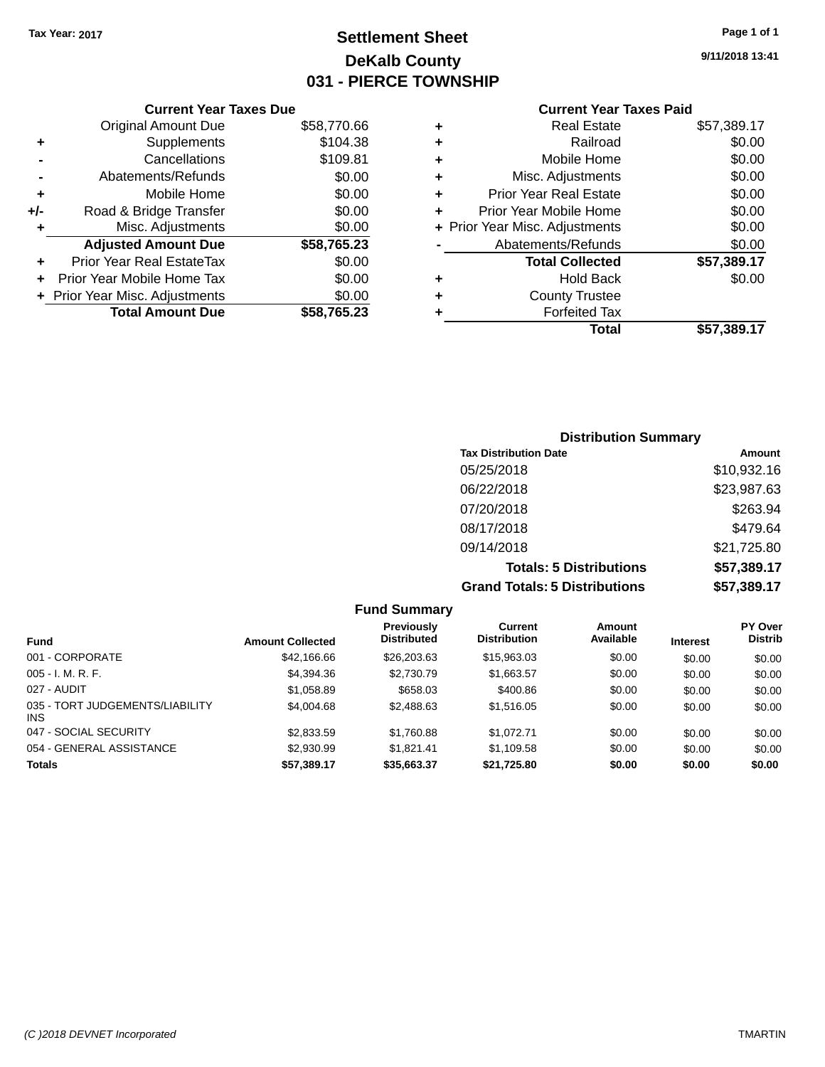Tax Year: 2017

# Settlement Sheet
## DeKalb County
## 031 - PIERCE TOWNSHIP

9/11/2018 13:41

### Current Year Taxes Due

| | | |
|---|---|---|
| | Original Amount Due | $58,770.66 |
| + | Supplements | $104.38 |
| - | Cancellations | $109.81 |
| - | Abatements/Refunds | $0.00 |
| + | Mobile Home | $0.00 |
| +/- | Road & Bridge Transfer | $0.00 |
| + | Misc. Adjustments | $0.00 |
| | **Adjusted Amount Due** | **$58,765.23** |
| + | Prior Year Real EstateTax | $0.00 |
| + | Prior Year Mobile Home Tax | $0.00 |
| + | Prior Year Misc. Adjustments | $0.00 |
| | **Total Amount Due** | **$58,765.23** |

### Current Year Taxes Paid

| | | |
|---|---|---|
| + | Real Estate | $57,389.17 |
| + | Railroad | $0.00 |
| + | Mobile Home | $0.00 |
| + | Misc. Adjustments | $0.00 |
| + | Prior Year Real Estate | $0.00 |
| + | Prior Year Mobile Home | $0.00 |
| + | Prior Year Misc. Adjustments | $0.00 |
| - | Abatements/Refunds | $0.00 |
| | **Total Collected** | **$57,389.17** |
| + | Hold Back | $0.00 |
| + | County Trustee | |
| + | Forfeited Tax | |
| | **Total** | **$57,389.17** |

### Distribution Summary

| Tax Distribution Date | Amount |
|---|---|
| 05/25/2018 | $10,932.16 |
| 06/22/2018 | $23,987.63 |
| 07/20/2018 | $263.94 |
| 08/17/2018 | $479.64 |
| 09/14/2018 | $21,725.80 |
| **Totals: 5 Distributions** | **$57,389.17** |
| **Grand Totals: 5 Distributions** | **$57,389.17** |

### Fund Summary

| Fund | Amount Collected | Previously Distributed | Current Distribution | Amount Available | Interest | PY Over Distrib |
|---|---|---|---|---|---|---|
| 001 - CORPORATE | $42,166.66 | $26,203.63 | $15,963.03 | $0.00 | $0.00 | $0.00 |
| 005 - I. M. R. F. | $4,394.36 | $2,730.79 | $1,663.57 | $0.00 | $0.00 | $0.00 |
| 027 - AUDIT | $1,058.89 | $658.03 | $400.86 | $0.00 | $0.00 | $0.00 |
| 035 - TORT JUDGEMENTS/LIABILITY INS | $4,004.68 | $2,488.63 | $1,516.05 | $0.00 | $0.00 | $0.00 |
| 047 - SOCIAL SECURITY | $2,833.59 | $1,760.88 | $1,072.71 | $0.00 | $0.00 | $0.00 |
| 054 - GENERAL ASSISTANCE | $2,930.99 | $1,821.41 | $1,109.58 | $0.00 | $0.00 | $0.00 |
| **Totals** | **$57,389.17** | **$35,663.37** | **$21,725.80** | **$0.00** | **$0.00** | **$0.00** |

(C )2018 DEVNET Incorporated TMARTIN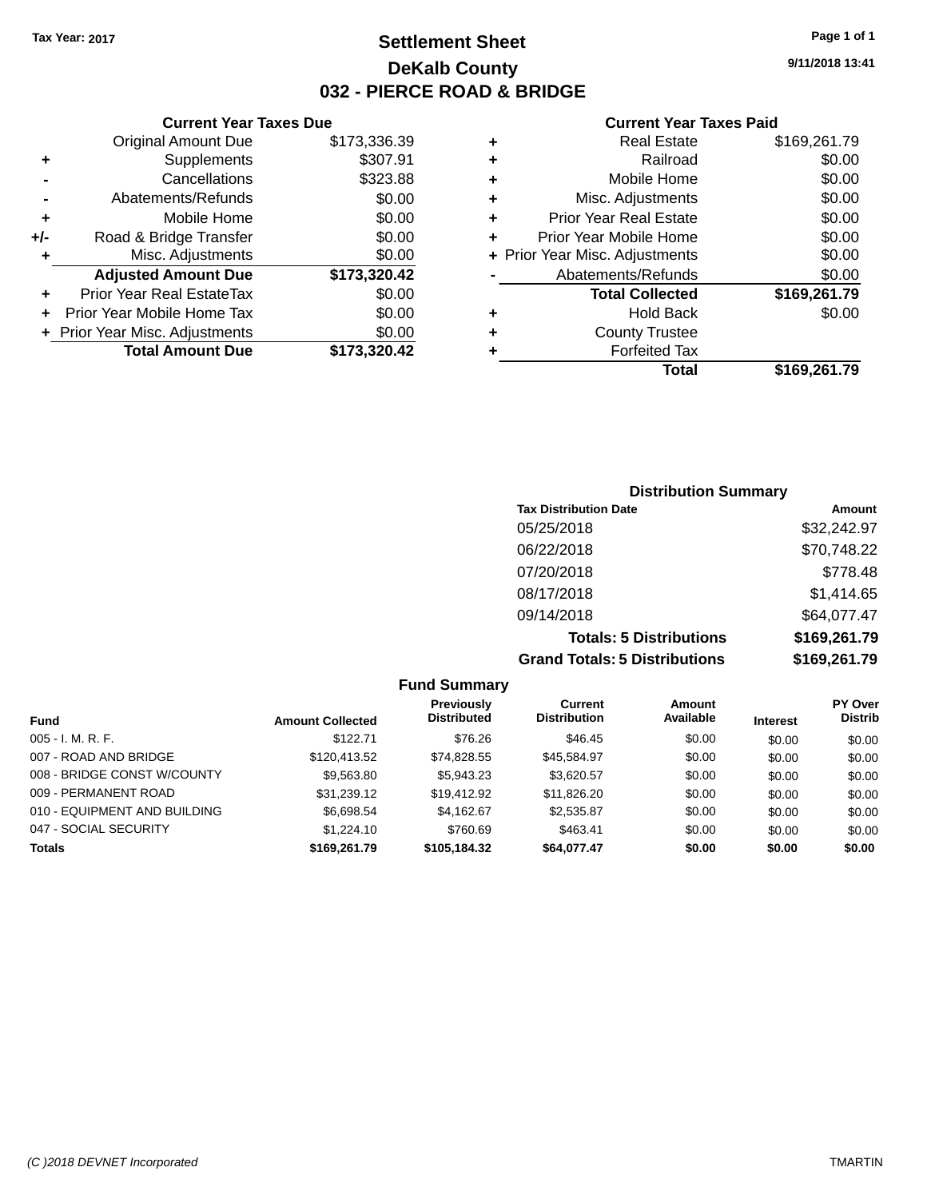Tax Year: 2017

# Settlement Sheet

## DeKalb County

## 032 - PIERCE ROAD & BRIDGE

9/11/2018 13:41

### Current Year Taxes Due

| | | |
|---|---|---|
| | Original Amount Due | $173,336.39 |
| + | Supplements | $307.91 |
| - | Cancellations | $323.88 |
| - | Abatements/Refunds | $0.00 |
| + | Mobile Home | $0.00 |
| +/- | Road & Bridge Transfer | $0.00 |
| + | Misc. Adjustments | $0.00 |
| | **Adjusted Amount Due** | **$173,320.42** |
| + | Prior Year Real EstateTax | $0.00 |
| + | Prior Year Mobile Home Tax | $0.00 |
| + | Prior Year Misc. Adjustments | $0.00 |
| | **Total Amount Due** | **$173,320.42** |

### Current Year Taxes Paid

| | | |
|---|---|---|
| + | Real Estate | $169,261.79 |
| + | Railroad | $0.00 |
| + | Mobile Home | $0.00 |
| + | Misc. Adjustments | $0.00 |
| + | Prior Year Real Estate | $0.00 |
| + | Prior Year Mobile Home | $0.00 |
| + | Prior Year Misc. Adjustments | $0.00 |
| - | Abatements/Refunds | $0.00 |
| | **Total Collected** | **$169,261.79** |
| + | Hold Back | $0.00 |
| + | County Trustee | |
| + | Forfeited Tax | |
| | **Total** | **$169,261.79** |

### Distribution Summary

| Tax Distribution Date | Amount |
|---|---|
| 05/25/2018 | $32,242.97 |
| 06/22/2018 | $70,748.22 |
| 07/20/2018 | $778.48 |
| 08/17/2018 | $1,414.65 |
| 09/14/2018 | $64,077.47 |
| **Totals: 5 Distributions** | **$169,261.79** |
| **Grand Totals: 5 Distributions** | **$169,261.79** |

### Fund Summary

| Fund | Amount Collected | Previously Distributed | Current Distribution | Amount Available | Interest | PY Over Distrib |
|---|---|---|---|---|---|---|
| 005 - I. M. R. F. | $122.71 | $76.26 | $46.45 | $0.00 | $0.00 | $0.00 |
| 007 - ROAD AND BRIDGE | $120,413.52 | $74,828.55 | $45,584.97 | $0.00 | $0.00 | $0.00 |
| 008 - BRIDGE CONST W/COUNTY | $9,563.80 | $5,943.23 | $3,620.57 | $0.00 | $0.00 | $0.00 |
| 009 - PERMANENT ROAD | $31,239.12 | $19,412.92 | $11,826.20 | $0.00 | $0.00 | $0.00 |
| 010 - EQUIPMENT AND BUILDING | $6,698.54 | $4,162.67 | $2,535.87 | $0.00 | $0.00 | $0.00 |
| 047 - SOCIAL SECURITY | $1,224.10 | $760.69 | $463.41 | $0.00 | $0.00 | $0.00 |
| **Totals** | **$169,261.79** | **$105,184.32** | **$64,077.47** | **$0.00** | **$0.00** | **$0.00** |

(C )2018 DEVNET Incorporated TMARTIN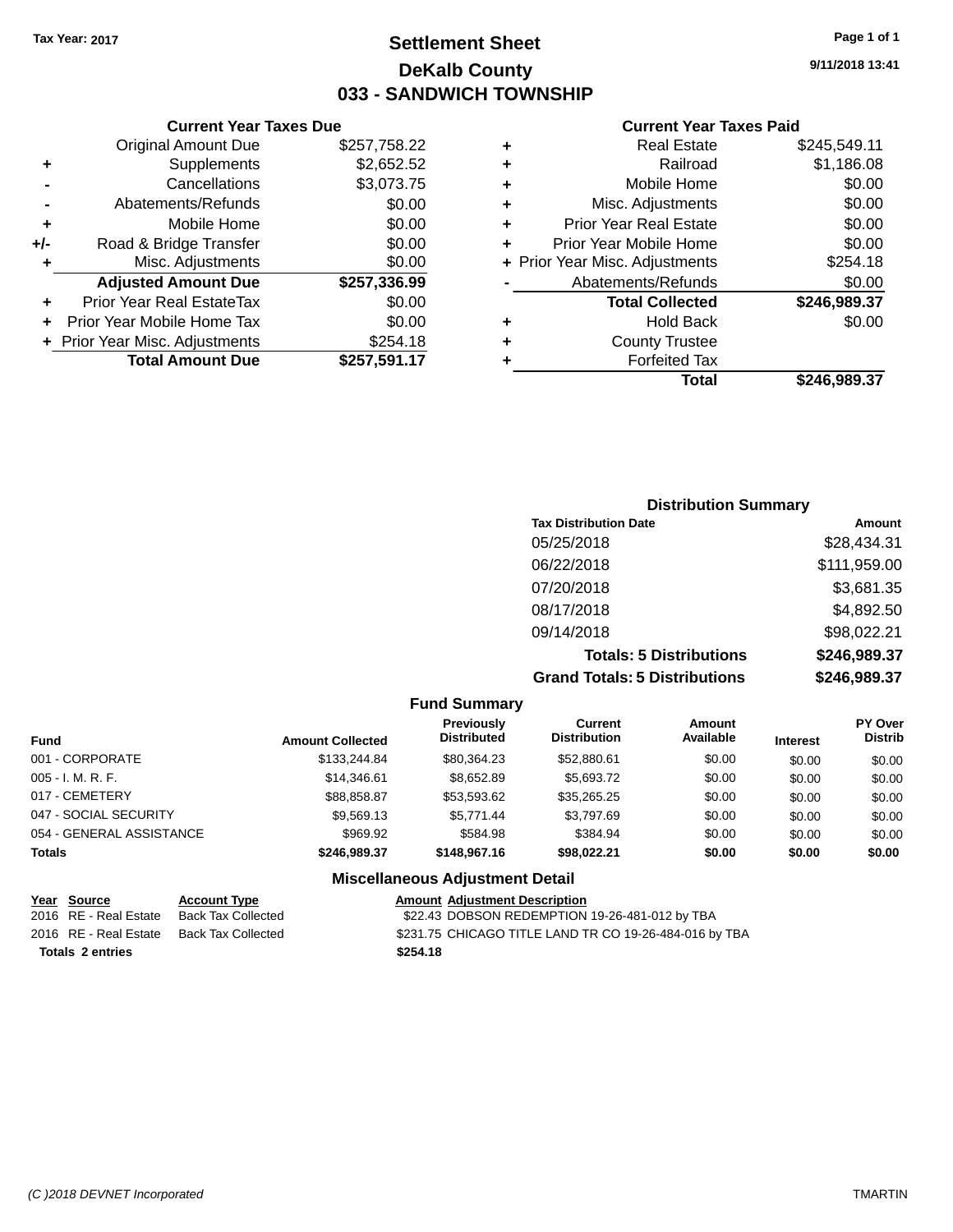Tax Year: 2017

# Settlement Sheet

## DeKalb County

## 033 - SANDWICH TOWNSHIP

9/11/2018 13:41

### Current Year Taxes Due

| | | |
|---|---|---|
| | Original Amount Due | $257,758.22 |
| + | Supplements | $2,652.52 |
| - | Cancellations | $3,073.75 |
| - | Abatements/Refunds | $0.00 |
| + | Mobile Home | $0.00 |
| +/- | Road & Bridge Transfer | $0.00 |
| + | Misc. Adjustments | $0.00 |
| | **Adjusted Amount Due** | **$257,336.99** |
| + | Prior Year Real EstateTax | $0.00 |
| + | Prior Year Mobile Home Tax | $0.00 |
| + | Prior Year Misc. Adjustments | $254.18 |
| | **Total Amount Due** | **$257,591.17** |

### Current Year Taxes Paid

| | | |
|---|---|---|
| + | Real Estate | $245,549.11 |
| + | Railroad | $1,186.08 |
| + | Mobile Home | $0.00 |
| + | Misc. Adjustments | $0.00 |
| + | Prior Year Real Estate | $0.00 |
| + | Prior Year Mobile Home | $0.00 |
| + | Prior Year Misc. Adjustments | $254.18 |
| - | Abatements/Refunds | $0.00 |
| | **Total Collected** | **$246,989.37** |
| + | Hold Back | $0.00 |
| + | County Trustee | |
| + | Forfeited Tax | |
| | **Total** | **$246,989.37** |

### Distribution Summary

| Tax Distribution Date | Amount |
|---|---|
| 05/25/2018 | $28,434.31 |
| 06/22/2018 | $111,959.00 |
| 07/20/2018 | $3,681.35 |
| 08/17/2018 | $4,892.50 |
| 09/14/2018 | $98,022.21 |
| **Totals: 5 Distributions** | **$246,989.37** |
| **Grand Totals: 5 Distributions** | **$246,989.37** |

### Fund Summary

| Fund | Amount Collected | Previously Distributed | Current Distribution | Amount Available | Interest | PY Over Distrib |
|---|---|---|---|---|---|---|
| 001 - CORPORATE | $133,244.84 | $80,364.23 | $52,880.61 | $0.00 | $0.00 | $0.00 |
| 005 - I. M. R. F. | $14,346.61 | $8,652.89 | $5,693.72 | $0.00 | $0.00 | $0.00 |
| 017 - CEMETERY | $88,858.87 | $53,593.62 | $35,265.25 | $0.00 | $0.00 | $0.00 |
| 047 - SOCIAL SECURITY | $9,569.13 | $5,771.44 | $3,797.69 | $0.00 | $0.00 | $0.00 |
| 054 - GENERAL ASSISTANCE | $969.92 | $584.98 | $384.94 | $0.00 | $0.00 | $0.00 |
| **Totals** | **$246,989.37** | **$148,967.16** | **$98,022.21** | **$0.00** | **$0.00** | **$0.00** |

### Miscellaneous Adjustment Detail

| Year | Source | Account Type | Amount | Adjustment Description |
|---|---|---|---|---|
| 2016 | RE - Real Estate | Back Tax Collected | $22.43 | DOBSON REDEMPTION 19-26-481-012 by TBA |
| 2016 | RE - Real Estate | Back Tax Collected | $231.75 | CHICAGO TITLE LAND TR CO 19-26-484-016 by TBA |
| **Totals 2 entries** | | | **$254.18** | |

(C )2018 DEVNET Incorporated TMARTIN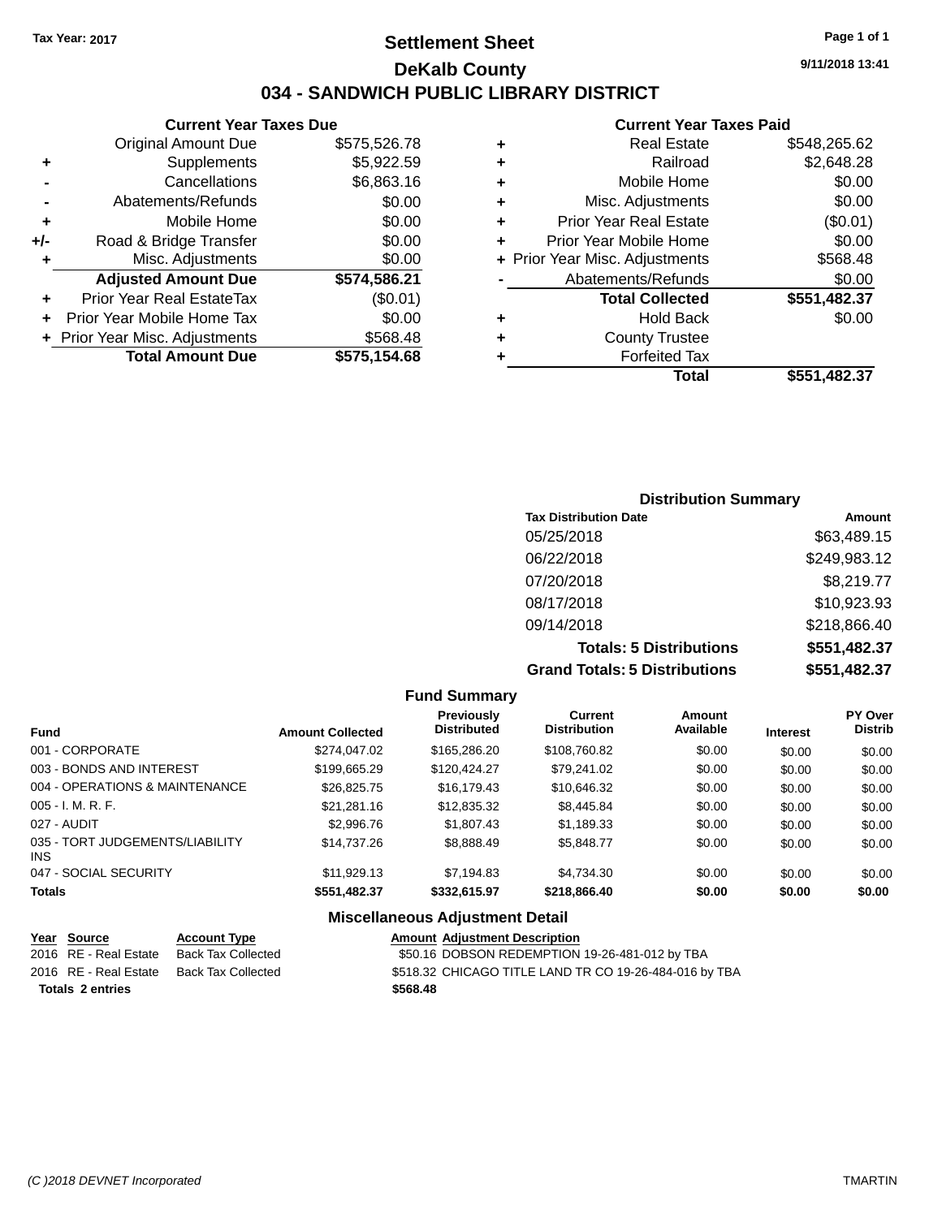Tax Year: 2017

# Settlement Sheet

## DeKalb County

## 034 - SANDWICH PUBLIC LIBRARY DISTRICT

9/11/2018 13:41

### Current Year Taxes Due

| | | |
|---|---|---|
| | Original Amount Due | $575,526.78 |
| + | Supplements | $5,922.59 |
| - | Cancellations | $6,863.16 |
| - | Abatements/Refunds | $0.00 |
| + | Mobile Home | $0.00 |
| +/- | Road & Bridge Transfer | $0.00 |
| + | Misc. Adjustments | $0.00 |
| | **Adjusted Amount Due** | **$574,586.21** |
| + | Prior Year Real EstateTax | ($0.01) |
| + | Prior Year Mobile Home Tax | $0.00 |
| + | Prior Year Misc. Adjustments | $568.48 |
| | **Total Amount Due** | **$575,154.68** |

### Current Year Taxes Paid

| | | |
|---|---|---|
| + | Real Estate | $548,265.62 |
| + | Railroad | $2,648.28 |
| + | Mobile Home | $0.00 |
| + | Misc. Adjustments | $0.00 |
| + | Prior Year Real Estate | ($0.01) |
| + | Prior Year Mobile Home | $0.00 |
| + | Prior Year Misc. Adjustments | $568.48 |
| - | Abatements/Refunds | $0.00 |
| | **Total Collected** | **$551,482.37** |
| + | Hold Back | $0.00 |
| + | County Trustee | |
| + | Forfeited Tax | |
| | **Total** | **$551,482.37** |

### Distribution Summary

| Tax Distribution Date | Amount |
|---|---|
| 05/25/2018 | $63,489.15 |
| 06/22/2018 | $249,983.12 |
| 07/20/2018 | $8,219.77 |
| 08/17/2018 | $10,923.93 |
| 09/14/2018 | $218,866.40 |
| **Totals: 5 Distributions** | **$551,482.37** |
| **Grand Totals: 5 Distributions** | **$551,482.37** |

### Fund Summary

| Fund | Amount Collected | Previously Distributed | Current Distribution | Amount Available | Interest | PY Over Distrib |
|---|---|---|---|---|---|---|
| 001 - CORPORATE | $274,047.02 | $165,286.20 | $108,760.82 | $0.00 | $0.00 | $0.00 |
| 003 - BONDS AND INTEREST | $199,665.29 | $120,424.27 | $79,241.02 | $0.00 | $0.00 | $0.00 |
| 004 - OPERATIONS & MAINTENANCE | $26,825.75 | $16,179.43 | $10,646.32 | $0.00 | $0.00 | $0.00 |
| 005 - I. M. R. F. | $21,281.16 | $12,835.32 | $8,445.84 | $0.00 | $0.00 | $0.00 |
| 027 - AUDIT | $2,996.76 | $1,807.43 | $1,189.33 | $0.00 | $0.00 | $0.00 |
| 035 - TORT JUDGEMENTS/LIABILITY INS | $14,737.26 | $8,888.49 | $5,848.77 | $0.00 | $0.00 | $0.00 |
| 047 - SOCIAL SECURITY | $11,929.13 | $7,194.83 | $4,734.30 | $0.00 | $0.00 | $0.00 |
| **Totals** | **$551,482.37** | **$332,615.97** | **$218,866.40** | **$0.00** | **$0.00** | **$0.00** |

### Miscellaneous Adjustment Detail

| Year | Source | Account Type | Amount | Adjustment Description |
|---|---|---|---|---|
| 2016 | RE - Real Estate | Back Tax Collected | $50.16 | DOBSON REDEMPTION 19-26-481-012 by TBA |
| 2016 | RE - Real Estate | Back Tax Collected | $518.32 | CHICAGO TITLE LAND TR CO 19-26-484-016 by TBA |
| **Totals 2 entries** | | | **$568.48** | |

(C )2018 DEVNET Incorporated TMARTIN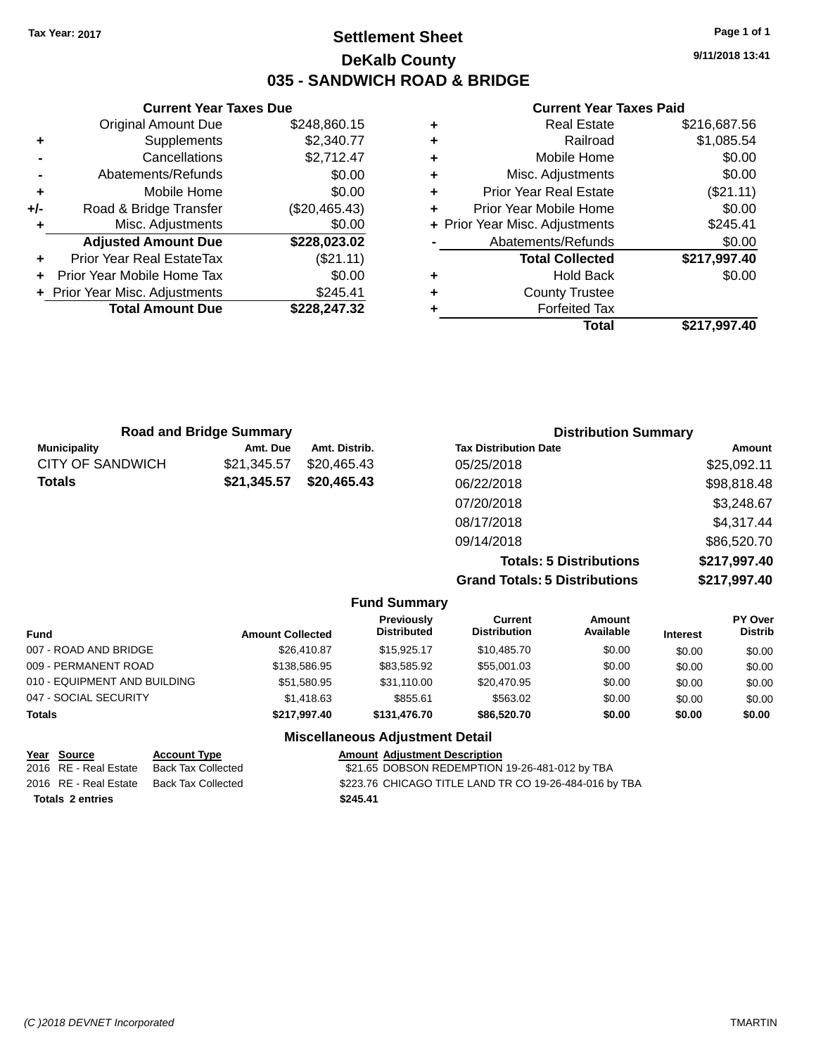Tax Year: 2017

# Settlement Sheet

## DeKalb County

## 035 - SANDWICH ROAD & BRIDGE

9/11/2018 13:41

### Current Year Taxes Due

| | | |
|---|---|---|
| | Original Amount Due | $248,860.15 |
| + | Supplements | $2,340.77 |
| - | Cancellations | $2,712.47 |
| - | Abatements/Refunds | $0.00 |
| + | Mobile Home | $0.00 |
| +/- | Road & Bridge Transfer | ($20,465.43) |
| + | Misc. Adjustments | $0.00 |
| | **Adjusted Amount Due** | **$228,023.02** |
| + | Prior Year Real EstateTax | ($21.11) |
| + | Prior Year Mobile Home Tax | $0.00 |
| + | Prior Year Misc. Adjustments | $245.41 |
| | **Total Amount Due** | **$228,247.32** |

### Current Year Taxes Paid

| | | |
|---|---|---|
| + | Real Estate | $216,687.56 |
| + | Railroad | $1,085.54 |
| + | Mobile Home | $0.00 |
| + | Misc. Adjustments | $0.00 |
| + | Prior Year Real Estate | ($21.11) |
| + | Prior Year Mobile Home | $0.00 |
| + | Prior Year Misc. Adjustments | $245.41 |
| - | Abatements/Refunds | $0.00 |
| | **Total Collected** | **$217,997.40** |
| + | Hold Back | $0.00 |
| + | County Trustee | |
| + | Forfeited Tax | |
| | **Total** | **$217,997.40** |

### Road and Bridge Summary

| Municipality | Amt. Due | Amt. Distrib. |
|---|---|---|
| CITY OF SANDWICH | $21,345.57 | $20,465.43 |
| **Totals** | **$21,345.57** | **$20,465.43** |

### Distribution Summary

| Tax Distribution Date | Amount |
|---|---|
| 05/25/2018 | $25,092.11 |
| 06/22/2018 | $98,818.48 |
| 07/20/2018 | $3,248.67 |
| 08/17/2018 | $4,317.44 |
| 09/14/2018 | $86,520.70 |
| **Totals: 5 Distributions** | **$217,997.40** |
| **Grand Totals: 5 Distributions** | **$217,997.40** |

### Fund Summary

| Fund | Amount Collected | Previously Distributed | Current Distribution | Amount Available | Interest | PY Over Distrib |
|---|---|---|---|---|---|---|
| 007 - ROAD AND BRIDGE | $26,410.87 | $15,925.17 | $10,485.70 | $0.00 | $0.00 | $0.00 |
| 009 - PERMANENT ROAD | $138,586.95 | $83,585.92 | $55,001.03 | $0.00 | $0.00 | $0.00 |
| 010 - EQUIPMENT AND BUILDING | $51,580.95 | $31,110.00 | $20,470.95 | $0.00 | $0.00 | $0.00 |
| 047 - SOCIAL SECURITY | $1,418.63 | $855.61 | $563.02 | $0.00 | $0.00 | $0.00 |
| **Totals** | **$217,997.40** | **$131,476.70** | **$86,520.70** | **$0.00** | **$0.00** | **$0.00** |

### Miscellaneous Adjustment Detail

| Year | Source | Account Type | Amount | Adjustment Description |
|---|---|---|---|---|
| 2016 | RE - Real Estate | Back Tax Collected | $21.65 | DOBSON REDEMPTION 19-26-481-012 by TBA |
| 2016 | RE - Real Estate | Back Tax Collected | $223.76 | CHICAGO TITLE LAND TR CO 19-26-484-016 by TBA |
| **Totals 2 entries** | | | **$245.41** | |

(C )2018 DEVNET Incorporated TMARTIN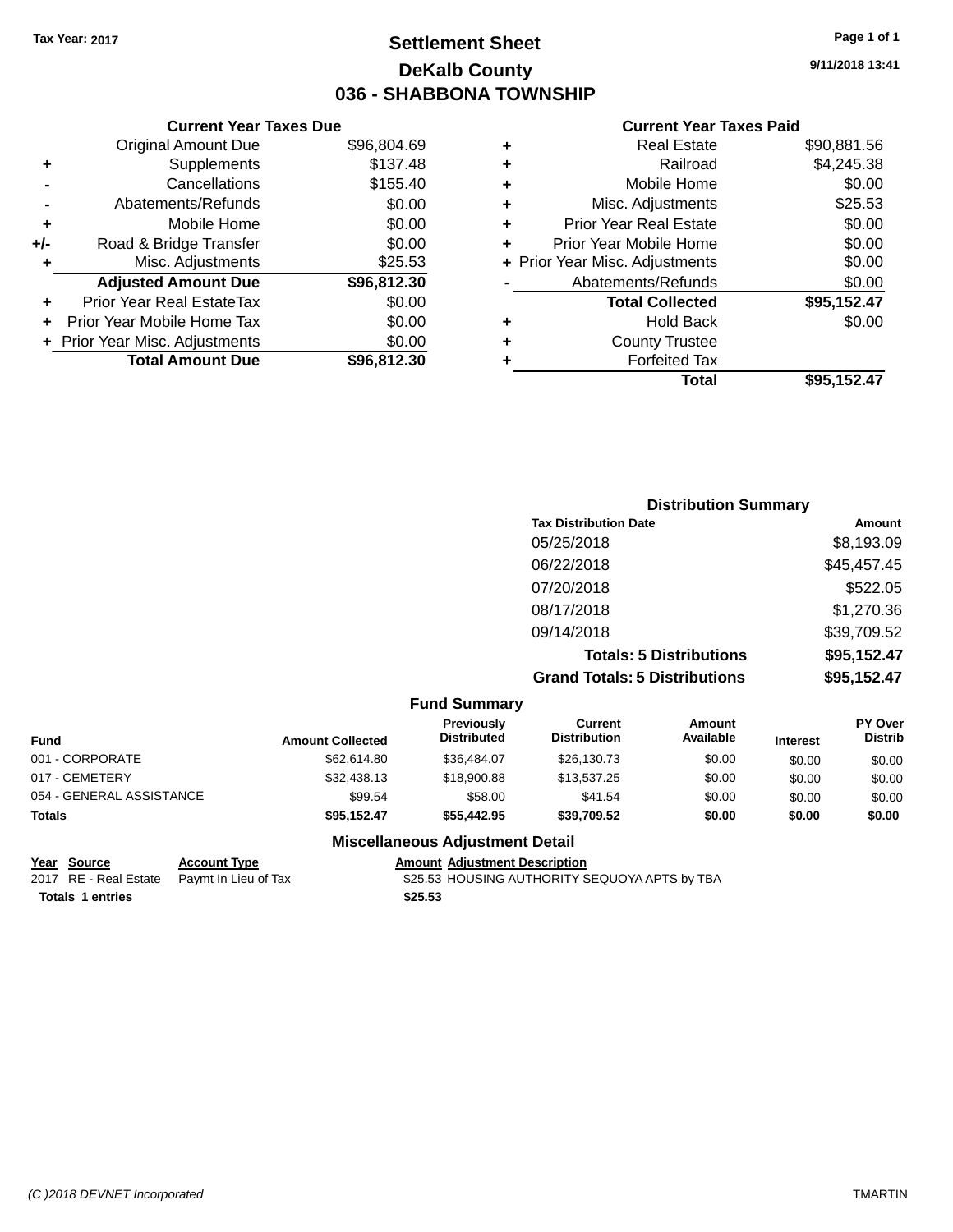Tax Year: 2017

# Settlement Sheet

## DeKalb County

## 036 - SHABBONA TOWNSHIP

9/11/2018 13:41

### Current Year Taxes Due

| | | |
|---|---|---|
| | Original Amount Due | $96,804.69 |
| + | Supplements | $137.48 |
| - | Cancellations | $155.40 |
| - | Abatements/Refunds | $0.00 |
| + | Mobile Home | $0.00 |
| +/- | Road & Bridge Transfer | $0.00 |
| + | Misc. Adjustments | $25.53 |
| | **Adjusted Amount Due** | **$96,812.30** |
| + | Prior Year Real EstateTax | $0.00 |
| + | Prior Year Mobile Home Tax | $0.00 |
| + | Prior Year Misc. Adjustments | $0.00 |
| | **Total Amount Due** | **$96,812.30** |

### Current Year Taxes Paid

| | | |
|---|---|---|
| + | Real Estate | $90,881.56 |
| + | Railroad | $4,245.38 |
| + | Mobile Home | $0.00 |
| + | Misc. Adjustments | $25.53 |
| + | Prior Year Real Estate | $0.00 |
| + | Prior Year Mobile Home | $0.00 |
| + | Prior Year Misc. Adjustments | $0.00 |
| - | Abatements/Refunds | $0.00 |
| | **Total Collected** | **$95,152.47** |
| + | Hold Back | $0.00 |
| + | County Trustee | |
| + | Forfeited Tax | |
| | **Total** | **$95,152.47** |

### Distribution Summary

| Tax Distribution Date | Amount |
|---|---|
| 05/25/2018 | $8,193.09 |
| 06/22/2018 | $45,457.45 |
| 07/20/2018 | $522.05 |
| 08/17/2018 | $1,270.36 |
| 09/14/2018 | $39,709.52 |
| **Totals: 5 Distributions** | **$95,152.47** |
| **Grand Totals: 5 Distributions** | **$95,152.47** |

### Fund Summary

| Fund | Amount Collected | Previously Distributed | Current Distribution | Amount Available | Interest | PY Over Distrib |
|---|---|---|---|---|---|---|
| 001 - CORPORATE | $62,614.80 | $36,484.07 | $26,130.73 | $0.00 | $0.00 | $0.00 |
| 017 - CEMETERY | $32,438.13 | $18,900.88 | $13,537.25 | $0.00 | $0.00 | $0.00 |
| 054 - GENERAL ASSISTANCE | $99.54 | $58.00 | $41.54 | $0.00 | $0.00 | $0.00 |
| **Totals** | **$95,152.47** | **$55,442.95** | **$39,709.52** | **$0.00** | **$0.00** | **$0.00** |

### Miscellaneous Adjustment Detail

| Year | Source | Account Type | Amount | Adjustment Description |
|---|---|---|---|---|
| 2017 | RE - Real Estate | Paymt In Lieu of Tax | $25.53 | HOUSING AUTHORITY SEQUOYA APTS by TBA |
| **Totals** | **1 entries** | | **$25.53** | |

(C )2018 DEVNET Incorporated

TMARTIN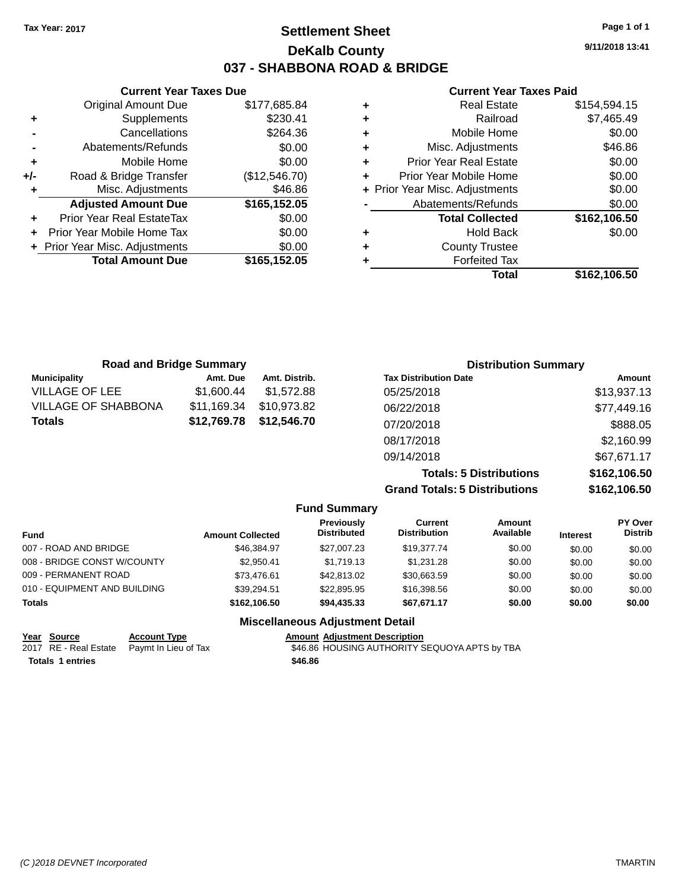Tax Year: 2017

# Settlement Sheet
## DeKalb County
## 037 - SHABBONA ROAD & BRIDGE

9/11/2018 13:41

### Current Year Taxes Due

| | | |
|---|---|---|
| | Original Amount Due | $177,685.84 |
| + | Supplements | $230.41 |
| - | Cancellations | $264.36 |
| - | Abatements/Refunds | $0.00 |
| + | Mobile Home | $0.00 |
| +/- | Road & Bridge Transfer | ($12,546.70) |
| + | Misc. Adjustments | $46.86 |
| | **Adjusted Amount Due** | **$165,152.05** |
| + | Prior Year Real EstateTax | $0.00 |
| + | Prior Year Mobile Home Tax | $0.00 |
| + | Prior Year Misc. Adjustments | $0.00 |
| | **Total Amount Due** | **$165,152.05** |

### Current Year Taxes Paid

| | | |
|---|---|---|
| + | Real Estate | $154,594.15 |
| + | Railroad | $7,465.49 |
| + | Mobile Home | $0.00 |
| + | Misc. Adjustments | $46.86 |
| + | Prior Year Real Estate | $0.00 |
| + | Prior Year Mobile Home | $0.00 |
| + | Prior Year Misc. Adjustments | $0.00 |
| - | Abatements/Refunds | $0.00 |
| | **Total Collected** | **$162,106.50** |
| + | Hold Back | $0.00 |
| + | County Trustee | |
| + | Forfeited Tax | |
| | **Total** | **$162,106.50** |

### Road and Bridge Summary

| Municipality | Amt. Due | Amt. Distrib. |
|---|---|---|
| VILLAGE OF LEE | $1,600.44 | $1,572.88 |
| VILLAGE OF SHABBONA | $11,169.34 | $10,973.82 |
| **Totals** | **$12,769.78** | **$12,546.70** |

### Distribution Summary

| Tax Distribution Date | Amount |
|---|---|
| 05/25/2018 | $13,937.13 |
| 06/22/2018 | $77,449.16 |
| 07/20/2018 | $888.05 |
| 08/17/2018 | $2,160.99 |
| 09/14/2018 | $67,671.17 |
| **Totals: 5 Distributions** | **$162,106.50** |
| **Grand Totals: 5 Distributions** | **$162,106.50** |

### Fund Summary

| Fund | Amount Collected | Previously Distributed | Current Distribution | Amount Available | Interest | PY Over Distrib |
|---|---|---|---|---|---|---|
| 007 - ROAD AND BRIDGE | $46,384.97 | $27,007.23 | $19,377.74 | $0.00 | $0.00 | $0.00 |
| 008 - BRIDGE CONST W/COUNTY | $2,950.41 | $1,719.13 | $1,231.28 | $0.00 | $0.00 | $0.00 |
| 009 - PERMANENT ROAD | $73,476.61 | $42,813.02 | $30,663.59 | $0.00 | $0.00 | $0.00 |
| 010 - EQUIPMENT AND BUILDING | $39,294.51 | $22,895.95 | $16,398.56 | $0.00 | $0.00 | $0.00 |
| **Totals** | **$162,106.50** | **$94,435.33** | **$67,671.17** | **$0.00** | **$0.00** | **$0.00** |

### Miscellaneous Adjustment Detail

| Year | Source | Account Type | Amount | Adjustment Description |
|---|---|---|---|---|
| 2017 | RE - Real Estate | Paymt In Lieu of Tax | $46.86 | HOUSING AUTHORITY SEQUOYA APTS by TBA |
| **Totals 1 entries** | | | **$46.86** | |

(C )2018 DEVNET Incorporated TMARTIN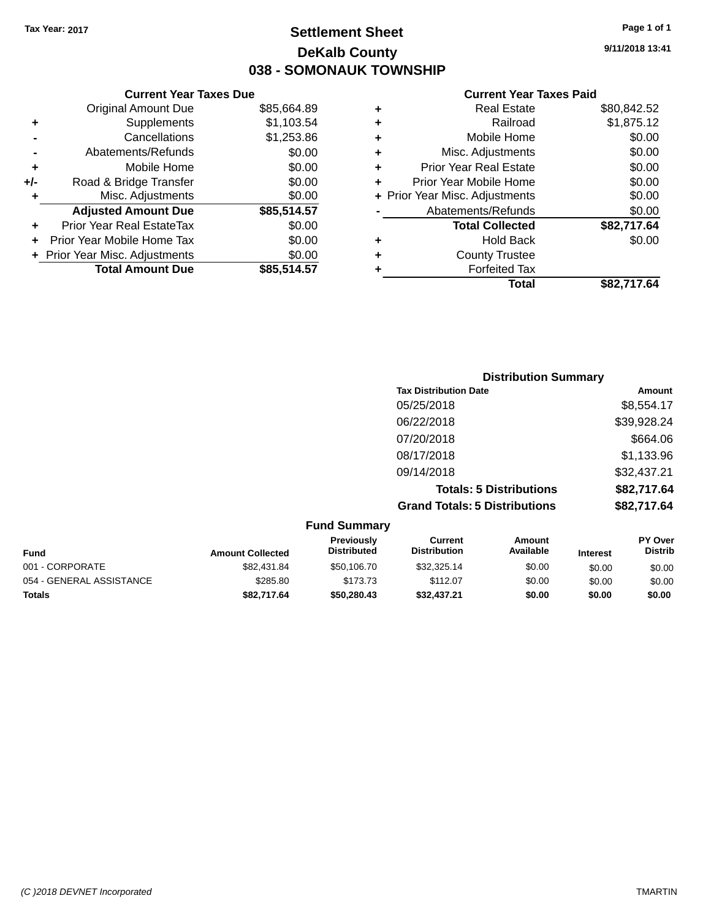Tax Year: 2017

# Settlement Sheet

## DeKalb County

## 038 - SOMONAUK TOWNSHIP

9/11/2018 13:41

### Current Year Taxes Due

| | | |
|---|---|---|
| | Original Amount Due | $85,664.89 |
| + | Supplements | $1,103.54 |
| - | Cancellations | $1,253.86 |
| - | Abatements/Refunds | $0.00 |
| + | Mobile Home | $0.00 |
| +/- | Road & Bridge Transfer | $0.00 |
| + | Misc. Adjustments | $0.00 |
| | **Adjusted Amount Due** | **$85,514.57** |
| + | Prior Year Real EstateTax | $0.00 |
| + | Prior Year Mobile Home Tax | $0.00 |
| + | Prior Year Misc. Adjustments | $0.00 |
| | **Total Amount Due** | **$85,514.57** |

### Current Year Taxes Paid

| | | |
|---|---|---|
| + | Real Estate | $80,842.52 |
| + | Railroad | $1,875.12 |
| + | Mobile Home | $0.00 |
| + | Misc. Adjustments | $0.00 |
| + | Prior Year Real Estate | $0.00 |
| + | Prior Year Mobile Home | $0.00 |
| + | Prior Year Misc. Adjustments | $0.00 |
| - | Abatements/Refunds | $0.00 |
| | **Total Collected** | **$82,717.64** |
| + | Hold Back | $0.00 |
| + | County Trustee | |
| + | Forfeited Tax | |
| | **Total** | **$82,717.64** |

### Distribution Summary

| Tax Distribution Date | Amount |
|---|---|
| 05/25/2018 | $8,554.17 |
| 06/22/2018 | $39,928.24 |
| 07/20/2018 | $664.06 |
| 08/17/2018 | $1,133.96 |
| 09/14/2018 | $32,437.21 |
| **Totals: 5 Distributions** | **$82,717.64** |
| **Grand Totals: 5 Distributions** | **$82,717.64** |

### Fund Summary

| Fund | Amount Collected | Previously Distributed | Current Distribution | Amount Available | Interest | PY Over Distrib |
|---|---|---|---|---|---|---|
| 001 - CORPORATE | $82,431.84 | $50,106.70 | $32,325.14 | $0.00 | $0.00 | $0.00 |
| 054 - GENERAL ASSISTANCE | $285.80 | $173.73 | $112.07 | $0.00 | $0.00 | $0.00 |
| **Totals** | **$82,717.64** | **$50,280.43** | **$32,437.21** | **$0.00** | **$0.00** | **$0.00** |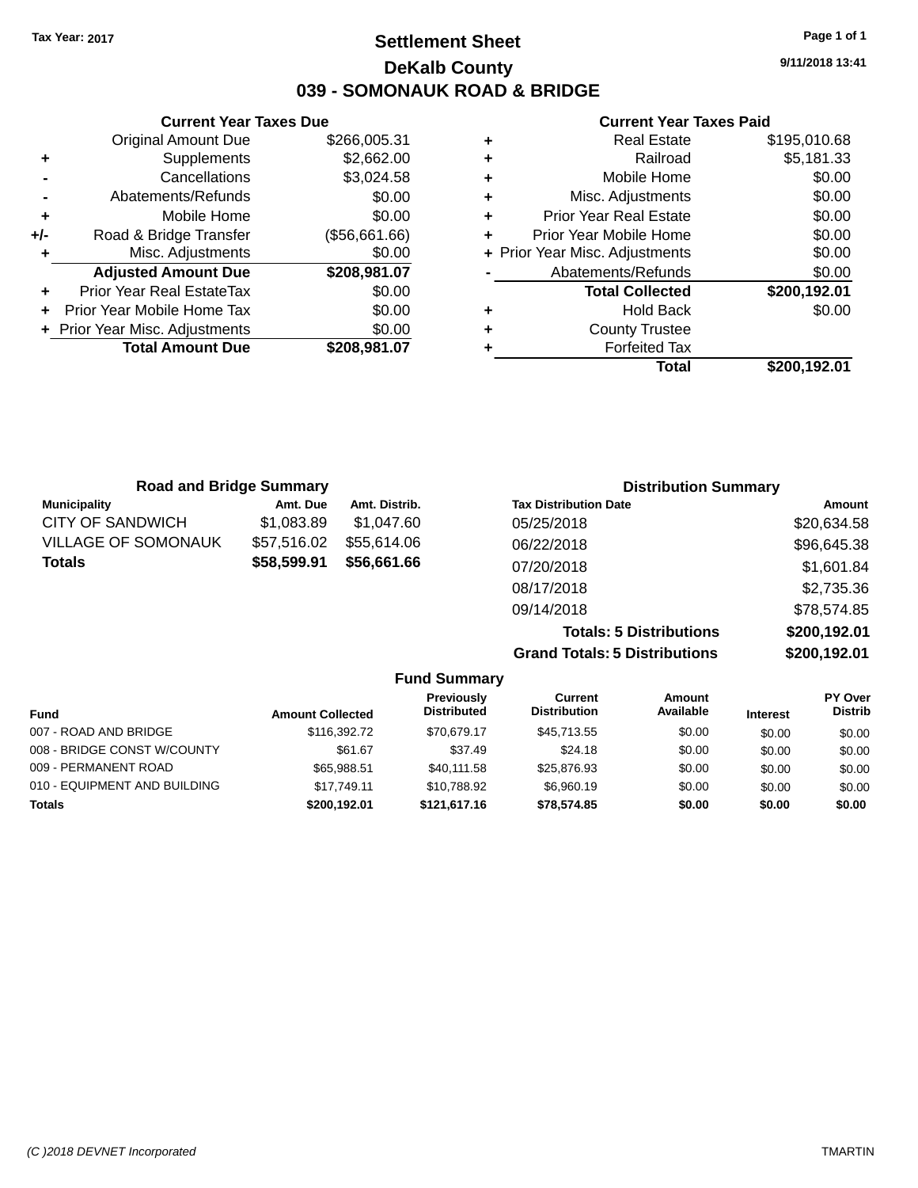Tax Year: 2017

# Settlement Sheet

## DeKalb County

## 039 - SOMONAUK ROAD & BRIDGE

9/11/2018 13:41

### Current Year Taxes Due

| | | |
|---|---|---|
| | Original Amount Due | $266,005.31 |
| + | Supplements | $2,662.00 |
| - | Cancellations | $3,024.58 |
| - | Abatements/Refunds | $0.00 |
| + | Mobile Home | $0.00 |
| +/- | Road & Bridge Transfer | ($56,661.66) |
| + | Misc. Adjustments | $0.00 |
| | **Adjusted Amount Due** | **$208,981.07** |
| + | Prior Year Real EstateTax | $0.00 |
| + | Prior Year Mobile Home Tax | $0.00 |
| + | Prior Year Misc. Adjustments | $0.00 |
| | **Total Amount Due** | **$208,981.07** |

### Current Year Taxes Paid

| | | |
|---|---|---|
| + | Real Estate | $195,010.68 |
| + | Railroad | $5,181.33 |
| + | Mobile Home | $0.00 |
| + | Misc. Adjustments | $0.00 |
| + | Prior Year Real Estate | $0.00 |
| + | Prior Year Mobile Home | $0.00 |
| + | Prior Year Misc. Adjustments | $0.00 |
| - | Abatements/Refunds | $0.00 |
| | **Total Collected** | **$200,192.01** |
| + | Hold Back | $0.00 |
| + | County Trustee | |
| + | Forfeited Tax | |
| | **Total** | **$200,192.01** |

### Road and Bridge Summary

| Municipality | Amt. Due | Amt. Distrib. |
|---|---|---|
| CITY OF SANDWICH | $1,083.89 | $1,047.60 |
| VILLAGE OF SOMONAUK | $57,516.02 | $55,614.06 |
| **Totals** | **$58,599.91** | **$56,661.66** |

### Distribution Summary

| Tax Distribution Date | Amount |
|---|---|
| 05/25/2018 | $20,634.58 |
| 06/22/2018 | $96,645.38 |
| 07/20/2018 | $1,601.84 |
| 08/17/2018 | $2,735.36 |
| 09/14/2018 | $78,574.85 |
| **Totals: 5 Distributions** | **$200,192.01** |
| **Grand Totals: 5 Distributions** | **$200,192.01** |

### Fund Summary

| Fund | Amount Collected | Previously Distributed | Current Distribution | Amount Available | Interest | PY Over Distrib |
|---|---|---|---|---|---|---|
| 007 - ROAD AND BRIDGE | $116,392.72 | $70,679.17 | $45,713.55 | $0.00 | $0.00 | $0.00 |
| 008 - BRIDGE CONST W/COUNTY | $61.67 | $37.49 | $24.18 | $0.00 | $0.00 | $0.00 |
| 009 - PERMANENT ROAD | $65,988.51 | $40,111.58 | $25,876.93 | $0.00 | $0.00 | $0.00 |
| 010 - EQUIPMENT AND BUILDING | $17,749.11 | $10,788.92 | $6,960.19 | $0.00 | $0.00 | $0.00 |
| **Totals** | **$200,192.01** | **$121,617.16** | **$78,574.85** | **$0.00** | **$0.00** | **$0.00** |

(C )2018 DEVNET Incorporated TMARTIN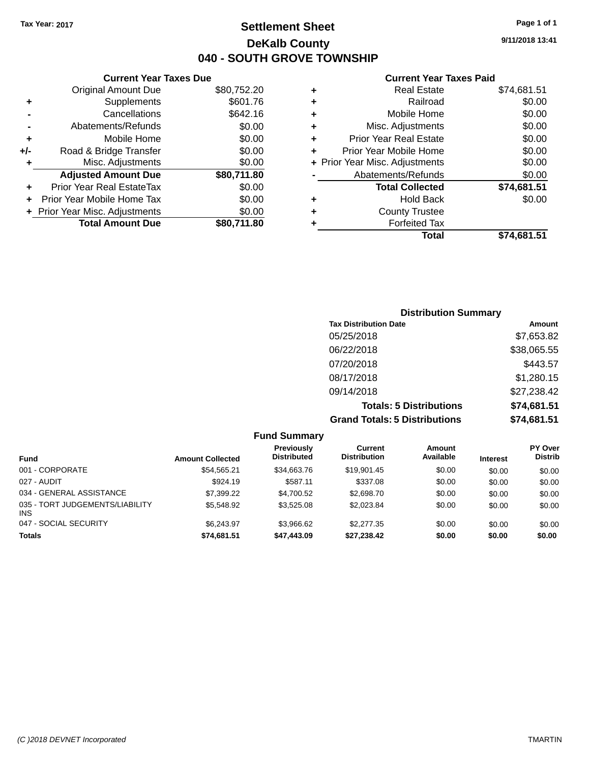Tax Year: 2017

# Settlement Sheet

## DeKalb County

## 040 - SOUTH GROVE TOWNSHIP

9/11/2018 13:41

### Current Year Taxes Due

| | | |
|---|---|---|
| | Original Amount Due | $80,752.20 |
| + | Supplements | $601.76 |
| - | Cancellations | $642.16 |
| - | Abatements/Refunds | $0.00 |
| + | Mobile Home | $0.00 |
| +/- | Road & Bridge Transfer | $0.00 |
| + | Misc. Adjustments | $0.00 |
| | **Adjusted Amount Due** | **$80,711.80** |
| + | Prior Year Real EstateTax | $0.00 |
| + | Prior Year Mobile Home Tax | $0.00 |
| + | Prior Year Misc. Adjustments | $0.00 |
| | **Total Amount Due** | **$80,711.80** |

### Current Year Taxes Paid

| | | |
|---|---|---|
| + | Real Estate | $74,681.51 |
| + | Railroad | $0.00 |
| + | Mobile Home | $0.00 |
| + | Misc. Adjustments | $0.00 |
| + | Prior Year Real Estate | $0.00 |
| + | Prior Year Mobile Home | $0.00 |
| + | Prior Year Misc. Adjustments | $0.00 |
| - | Abatements/Refunds | $0.00 |
| | **Total Collected** | **$74,681.51** |
| + | Hold Back | $0.00 |
| + | County Trustee | |
| + | Forfeited Tax | |
| | **Total** | **$74,681.51** |

### Distribution Summary

| Tax Distribution Date | Amount |
|---|---|
| 05/25/2018 | $7,653.82 |
| 06/22/2018 | $38,065.55 |
| 07/20/2018 | $443.57 |
| 08/17/2018 | $1,280.15 |
| 09/14/2018 | $27,238.42 |
| **Totals: 5 Distributions** | **$74,681.51** |
| **Grand Totals: 5 Distributions** | **$74,681.51** |

### Fund Summary

| Fund | Amount Collected | Previously Distributed | Current Distribution | Amount Available | Interest | PY Over Distrib |
|---|---|---|---|---|---|---|
| 001 - CORPORATE | $54,565.21 | $34,663.76 | $19,901.45 | $0.00 | $0.00 | $0.00 |
| 027 - AUDIT | $924.19 | $587.11 | $337.08 | $0.00 | $0.00 | $0.00 |
| 034 - GENERAL ASSISTANCE | $7,399.22 | $4,700.52 | $2,698.70 | $0.00 | $0.00 | $0.00 |
| 035 - TORT JUDGEMENTS/LIABILITY INS | $5,548.92 | $3,525.08 | $2,023.84 | $0.00 | $0.00 | $0.00 |
| 047 - SOCIAL SECURITY | $6,243.97 | $3,966.62 | $2,277.35 | $0.00 | $0.00 | $0.00 |
| **Totals** | **$74,681.51** | **$47,443.09** | **$27,238.42** | **$0.00** | **$0.00** | **$0.00** |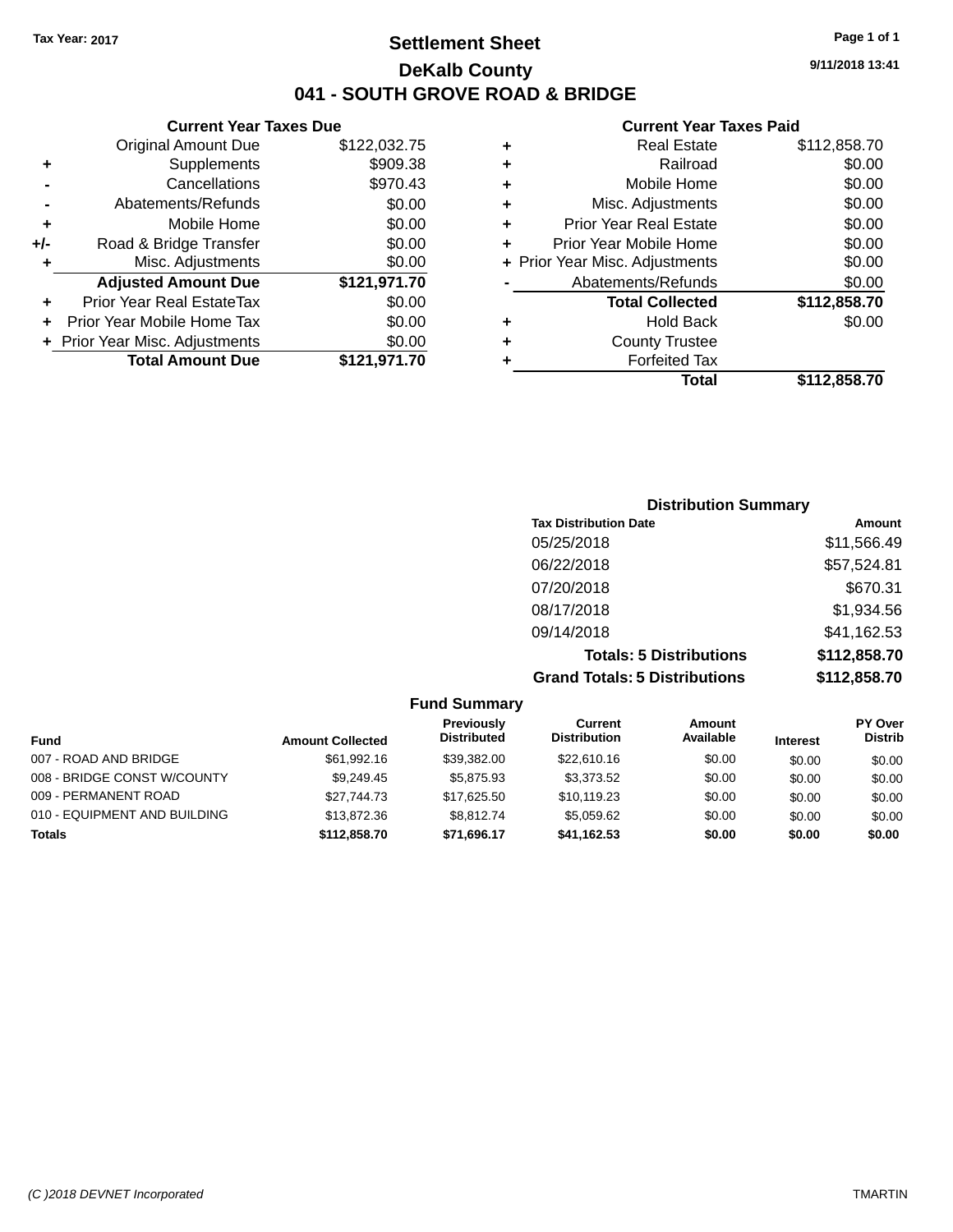Tax Year: 2017

# Settlement Sheet

## DeKalb County

## 041 - SOUTH GROVE ROAD & BRIDGE

9/11/2018 13:41

### Current Year Taxes Due

| | | |
|---|---|---|
| | Original Amount Due | $122,032.75 |
| + | Supplements | $909.38 |
| - | Cancellations | $970.43 |
| - | Abatements/Refunds | $0.00 |
| + | Mobile Home | $0.00 |
| +/- | Road & Bridge Transfer | $0.00 |
| + | Misc. Adjustments | $0.00 |
| | **Adjusted Amount Due** | **$121,971.70** |
| + | Prior Year Real EstateTax | $0.00 |
| + | Prior Year Mobile Home Tax | $0.00 |
| + | Prior Year Misc. Adjustments | $0.00 |
| | **Total Amount Due** | **$121,971.70** |

### Current Year Taxes Paid

| | | |
|---|---|---|
| + | Real Estate | $112,858.70 |
| + | Railroad | $0.00 |
| + | Mobile Home | $0.00 |
| + | Misc. Adjustments | $0.00 |
| + | Prior Year Real Estate | $0.00 |
| + | Prior Year Mobile Home | $0.00 |
| + | Prior Year Misc. Adjustments | $0.00 |
| - | Abatements/Refunds | $0.00 |
| | **Total Collected** | **$112,858.70** |
| + | Hold Back | $0.00 |
| + | County Trustee | |
| + | Forfeited Tax | |
| | **Total** | **$112,858.70** |

### Distribution Summary

| Tax Distribution Date | Amount |
|---|---|
| 05/25/2018 | $11,566.49 |
| 06/22/2018 | $57,524.81 |
| 07/20/2018 | $670.31 |
| 08/17/2018 | $1,934.56 |
| 09/14/2018 | $41,162.53 |
| **Totals: 5 Distributions** | **$112,858.70** |
| **Grand Totals: 5 Distributions** | **$112,858.70** |

### Fund Summary

| Fund | Amount Collected | Previously Distributed | Current Distribution | Amount Available | Interest | PY Over Distrib |
|---|---|---|---|---|---|---|
| 007 - ROAD AND BRIDGE | $61,992.16 | $39,382.00 | $22,610.16 | $0.00 | $0.00 | $0.00 |
| 008 - BRIDGE CONST W/COUNTY | $9,249.45 | $5,875.93 | $3,373.52 | $0.00 | $0.00 | $0.00 |
| 009 - PERMANENT ROAD | $27,744.73 | $17,625.50 | $10,119.23 | $0.00 | $0.00 | $0.00 |
| 010 - EQUIPMENT AND BUILDING | $13,872.36 | $8,812.74 | $5,059.62 | $0.00 | $0.00 | $0.00 |
| **Totals** | **$112,858.70** | **$71,696.17** | **$41,162.53** | **$0.00** | **$0.00** | **$0.00** |

(C )2018 DEVNET Incorporated — TMARTIN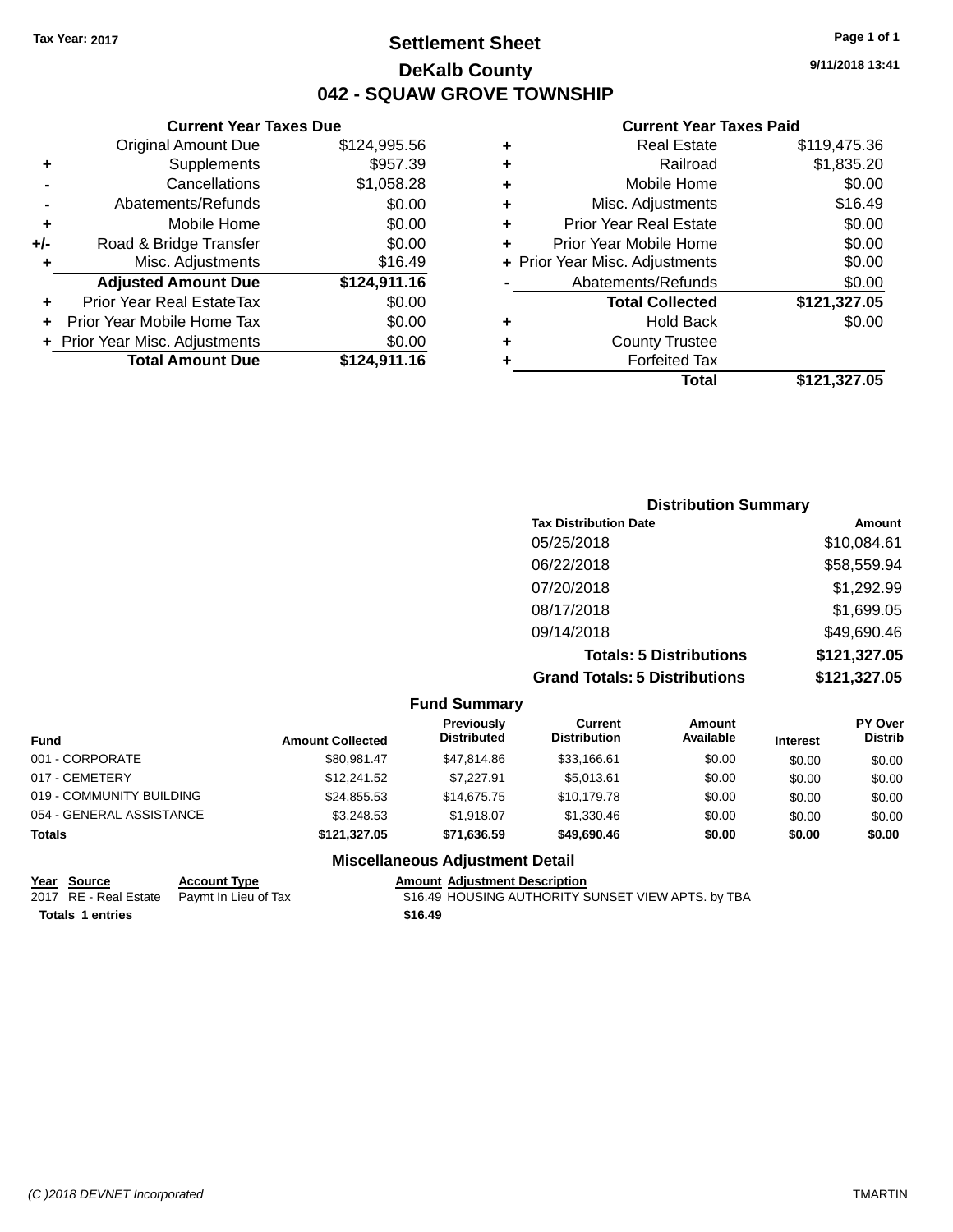Tax Year: 2017

# Settlement Sheet
## DeKalb County
## 042 - SQUAW GROVE TOWNSHIP

9/11/2018 13:41

### Current Year Taxes Due

| | | |
|---|---|---|
| | Original Amount Due | $124,995.56 |
| + | Supplements | $957.39 |
| - | Cancellations | $1,058.28 |
| - | Abatements/Refunds | $0.00 |
| + | Mobile Home | $0.00 |
| +/- | Road & Bridge Transfer | $0.00 |
| + | Misc. Adjustments | $16.49 |
| | **Adjusted Amount Due** | **$124,911.16** |
| + | Prior Year Real EstateTax | $0.00 |
| + | Prior Year Mobile Home Tax | $0.00 |
| + | Prior Year Misc. Adjustments | $0.00 |
| | **Total Amount Due** | **$124,911.16** |

### Current Year Taxes Paid

| | | |
|---|---|---|
| + | Real Estate | $119,475.36 |
| + | Railroad | $1,835.20 |
| + | Mobile Home | $0.00 |
| + | Misc. Adjustments | $16.49 |
| + | Prior Year Real Estate | $0.00 |
| + | Prior Year Mobile Home | $0.00 |
| + | Prior Year Misc. Adjustments | $0.00 |
| - | Abatements/Refunds | $0.00 |
| | **Total Collected** | **$121,327.05** |
| + | Hold Back | $0.00 |
| + | County Trustee | |
| + | Forfeited Tax | |
| | **Total** | **$121,327.05** |

### Distribution Summary

| Tax Distribution Date | Amount |
|---|---|
| 05/25/2018 | $10,084.61 |
| 06/22/2018 | $58,559.94 |
| 07/20/2018 | $1,292.99 |
| 08/17/2018 | $1,699.05 |
| 09/14/2018 | $49,690.46 |
| **Totals: 5 Distributions** | **$121,327.05** |
| **Grand Totals: 5 Distributions** | **$121,327.05** |

### Fund Summary

| Fund | Amount Collected | Previously Distributed | Current Distribution | Amount Available | Interest | PY Over Distrib |
|---|---|---|---|---|---|---|
| 001 - CORPORATE | $80,981.47 | $47,814.86 | $33,166.61 | $0.00 | $0.00 | $0.00 |
| 017 - CEMETERY | $12,241.52 | $7,227.91 | $5,013.61 | $0.00 | $0.00 | $0.00 |
| 019 - COMMUNITY BUILDING | $24,855.53 | $14,675.75 | $10,179.78 | $0.00 | $0.00 | $0.00 |
| 054 - GENERAL ASSISTANCE | $3,248.53 | $1,918.07 | $1,330.46 | $0.00 | $0.00 | $0.00 |
| **Totals** | **$121,327.05** | **$71,636.59** | **$49,690.46** | **$0.00** | **$0.00** | **$0.00** |

### Miscellaneous Adjustment Detail

| Year | Source | Account Type | Amount | Adjustment Description |
|---|---|---|---|---|
| 2017 | RE - Real Estate | Paymt In Lieu of Tax | $16.49 | HOUSING AUTHORITY SUNSET VIEW APTS. by TBA |
| **Totals 1 entries** | | | **$16.49** | |

(C )2018 DEVNET Incorporated — TMARTIN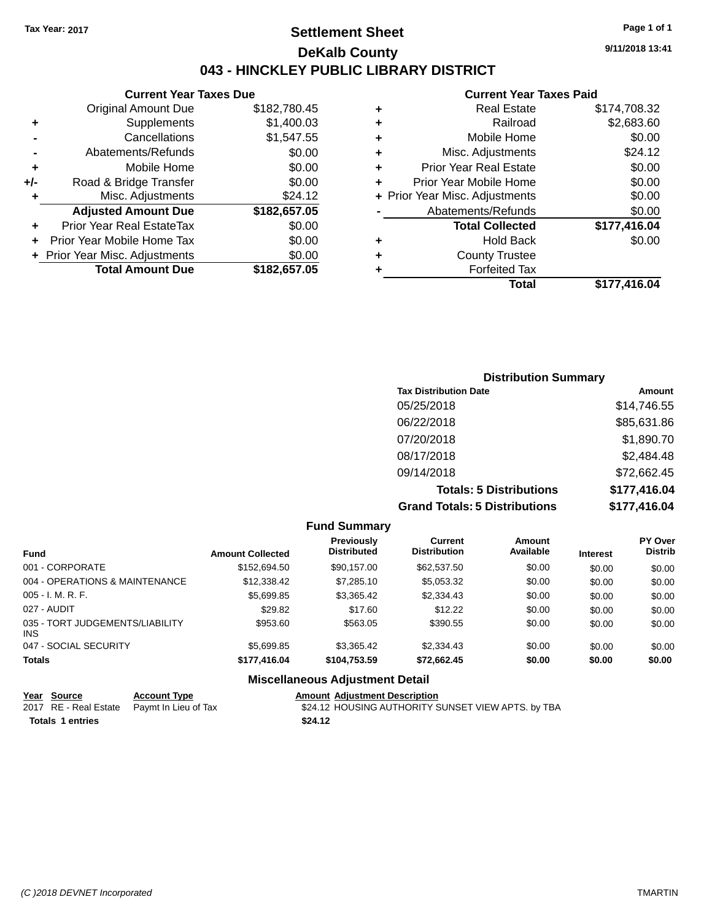Tax Year: 2017

# Settlement Sheet

## DeKalb County

## 043 - HINCKLEY PUBLIC LIBRARY DISTRICT

9/11/2018 13:41

### Current Year Taxes Due

| | | |
|---|---|---|
| | Original Amount Due | $182,780.45 |
| + | Supplements | $1,400.03 |
| - | Cancellations | $1,547.55 |
| - | Abatements/Refunds | $0.00 |
| + | Mobile Home | $0.00 |
| +/- | Road & Bridge Transfer | $0.00 |
| + | Misc. Adjustments | $24.12 |
| | **Adjusted Amount Due** | **$182,657.05** |
| + | Prior Year Real EstateTax | $0.00 |
| + | Prior Year Mobile Home Tax | $0.00 |
| + | Prior Year Misc. Adjustments | $0.00 |
| | **Total Amount Due** | **$182,657.05** |

### Current Year Taxes Paid

| | | |
|---|---|---|
| + | Real Estate | $174,708.32 |
| + | Railroad | $2,683.60 |
| + | Mobile Home | $0.00 |
| + | Misc. Adjustments | $24.12 |
| + | Prior Year Real Estate | $0.00 |
| + | Prior Year Mobile Home | $0.00 |
| + | Prior Year Misc. Adjustments | $0.00 |
| - | Abatements/Refunds | $0.00 |
| | **Total Collected** | **$177,416.04** |
| + | Hold Back | $0.00 |
| + | County Trustee | |
| + | Forfeited Tax | |
| | **Total** | **$177,416.04** |

### Distribution Summary

| Tax Distribution Date | Amount |
|---|---|
| 05/25/2018 | $14,746.55 |
| 06/22/2018 | $85,631.86 |
| 07/20/2018 | $1,890.70 |
| 08/17/2018 | $2,484.48 |
| 09/14/2018 | $72,662.45 |
| **Totals: 5 Distributions** | **$177,416.04** |
| **Grand Totals: 5 Distributions** | **$177,416.04** |

### Fund Summary

| Fund | Amount Collected | Previously Distributed | Current Distribution | Amount Available | Interest | PY Over Distrib |
|---|---|---|---|---|---|---|
| 001 - CORPORATE | $152,694.50 | $90,157.00 | $62,537.50 | $0.00 | $0.00 | $0.00 |
| 004 - OPERATIONS & MAINTENANCE | $12,338.42 | $7,285.10 | $5,053.32 | $0.00 | $0.00 | $0.00 |
| 005 - I. M. R. F. | $5,699.85 | $3,365.42 | $2,334.43 | $0.00 | $0.00 | $0.00 |
| 027 - AUDIT | $29.82 | $17.60 | $12.22 | $0.00 | $0.00 | $0.00 |
| 035 - TORT JUDGEMENTS/LIABILITY INS | $953.60 | $563.05 | $390.55 | $0.00 | $0.00 | $0.00 |
| 047 - SOCIAL SECURITY | $5,699.85 | $3,365.42 | $2,334.43 | $0.00 | $0.00 | $0.00 |
| **Totals** | **$177,416.04** | **$104,753.59** | **$72,662.45** | **$0.00** | **$0.00** | **$0.00** |

### Miscellaneous Adjustment Detail

| Year | Source | Account Type | Amount | Adjustment Description |
|---|---|---|---|---|
| 2017 | RE - Real Estate | Paymt In Lieu of Tax | $24.12 | HOUSING AUTHORITY SUNSET VIEW APTS. by TBA |
| **Totals 1 entries** | | | **$24.12** | |

(C )2018 DEVNET Incorporated

TMARTIN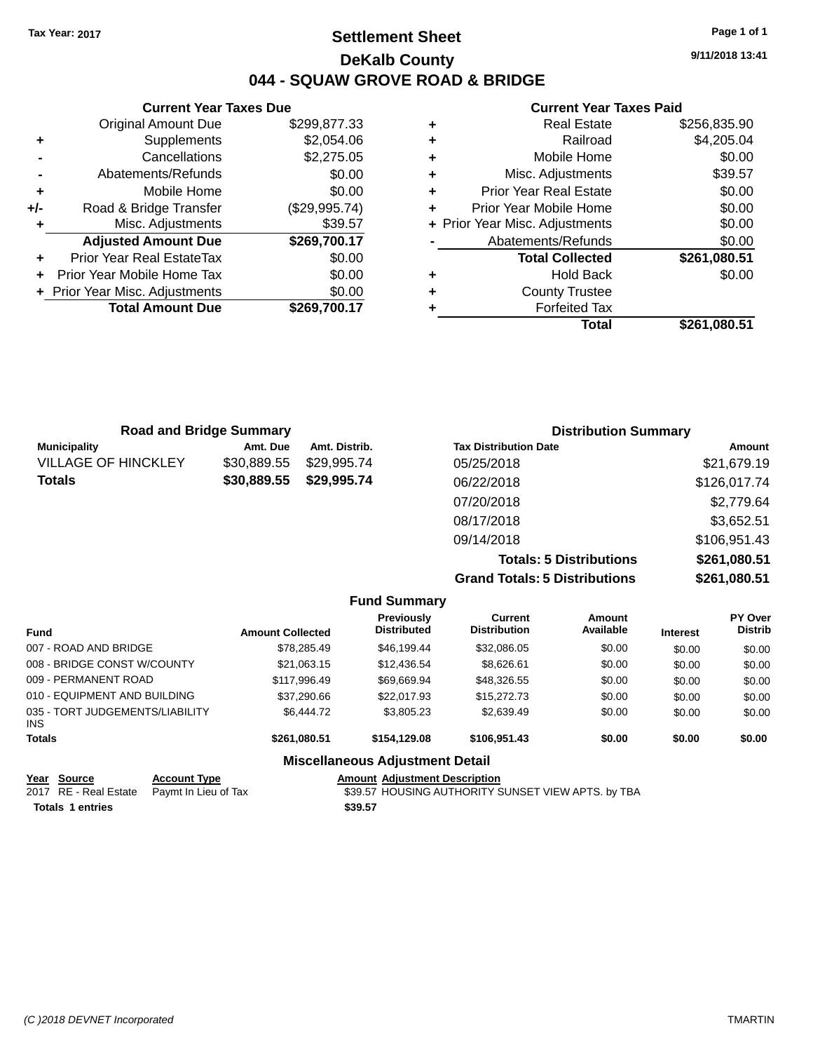Tax Year: 2017

# Settlement Sheet

## DeKalb County

## 044 - SQUAW GROVE ROAD & BRIDGE

9/11/2018 13:41

### Current Year Taxes Due

| | | |
|---|---|---|
| | Original Amount Due | $299,877.33 |
| + | Supplements | $2,054.06 |
| - | Cancellations | $2,275.05 |
| - | Abatements/Refunds | $0.00 |
| + | Mobile Home | $0.00 |
| +/- | Road & Bridge Transfer | ($29,995.74) |
| + | Misc. Adjustments | $39.57 |
| | **Adjusted Amount Due** | **$269,700.17** |
| + | Prior Year Real EstateTax | $0.00 |
| + | Prior Year Mobile Home Tax | $0.00 |
| + | Prior Year Misc. Adjustments | $0.00 |
| | **Total Amount Due** | **$269,700.17** |

### Current Year Taxes Paid

| | | |
|---|---|---|
| + | Real Estate | $256,835.90 |
| + | Railroad | $4,205.04 |
| + | Mobile Home | $0.00 |
| + | Misc. Adjustments | $39.57 |
| + | Prior Year Real Estate | $0.00 |
| + | Prior Year Mobile Home | $0.00 |
| + | Prior Year Misc. Adjustments | $0.00 |
| - | Abatements/Refunds | $0.00 |
| | **Total Collected** | **$261,080.51** |
| + | Hold Back | $0.00 |
| + | County Trustee | |
| + | Forfeited Tax | |
| | **Total** | **$261,080.51** |

### Road and Bridge Summary

| Municipality | Amt. Due | Amt. Distrib. |
|---|---|---|
| VILLAGE OF HINCKLEY | $30,889.55 | $29,995.74 |
| **Totals** | **$30,889.55** | **$29,995.74** |

### Distribution Summary

| Tax Distribution Date | Amount |
|---|---|
| 05/25/2018 | $21,679.19 |
| 06/22/2018 | $126,017.74 |
| 07/20/2018 | $2,779.64 |
| 08/17/2018 | $3,652.51 |
| 09/14/2018 | $106,951.43 |
| **Totals: 5 Distributions** | **$261,080.51** |
| **Grand Totals: 5 Distributions** | **$261,080.51** |

### Fund Summary

| Fund | Amount Collected | Previously Distributed | Current Distribution | Amount Available | Interest | PY Over Distrib |
|---|---|---|---|---|---|---|
| 007 - ROAD AND BRIDGE | $78,285.49 | $46,199.44 | $32,086.05 | $0.00 | $0.00 | $0.00 |
| 008 - BRIDGE CONST W/COUNTY | $21,063.15 | $12,436.54 | $8,626.61 | $0.00 | $0.00 | $0.00 |
| 009 - PERMANENT ROAD | $117,996.49 | $69,669.94 | $48,326.55 | $0.00 | $0.00 | $0.00 |
| 010 - EQUIPMENT AND BUILDING | $37,290.66 | $22,017.93 | $15,272.73 | $0.00 | $0.00 | $0.00 |
| 035 - TORT JUDGEMENTS/LIABILITY INS | $6,444.72 | $3,805.23 | $2,639.49 | $0.00 | $0.00 | $0.00 |
| **Totals** | **$261,080.51** | **$154,129.08** | **$106,951.43** | **$0.00** | **$0.00** | **$0.00** |

### Miscellaneous Adjustment Detail

| Year | Source | Account Type | Amount | Adjustment Description |
|---|---|---|---|---|
| 2017 | RE - Real Estate | Paymt In Lieu of Tax | $39.57 | HOUSING AUTHORITY SUNSET VIEW APTS. by TBA |
| **Totals** | **1 entries** | | **$39.57** | |

(C )2018 DEVNET Incorporated — TMARTIN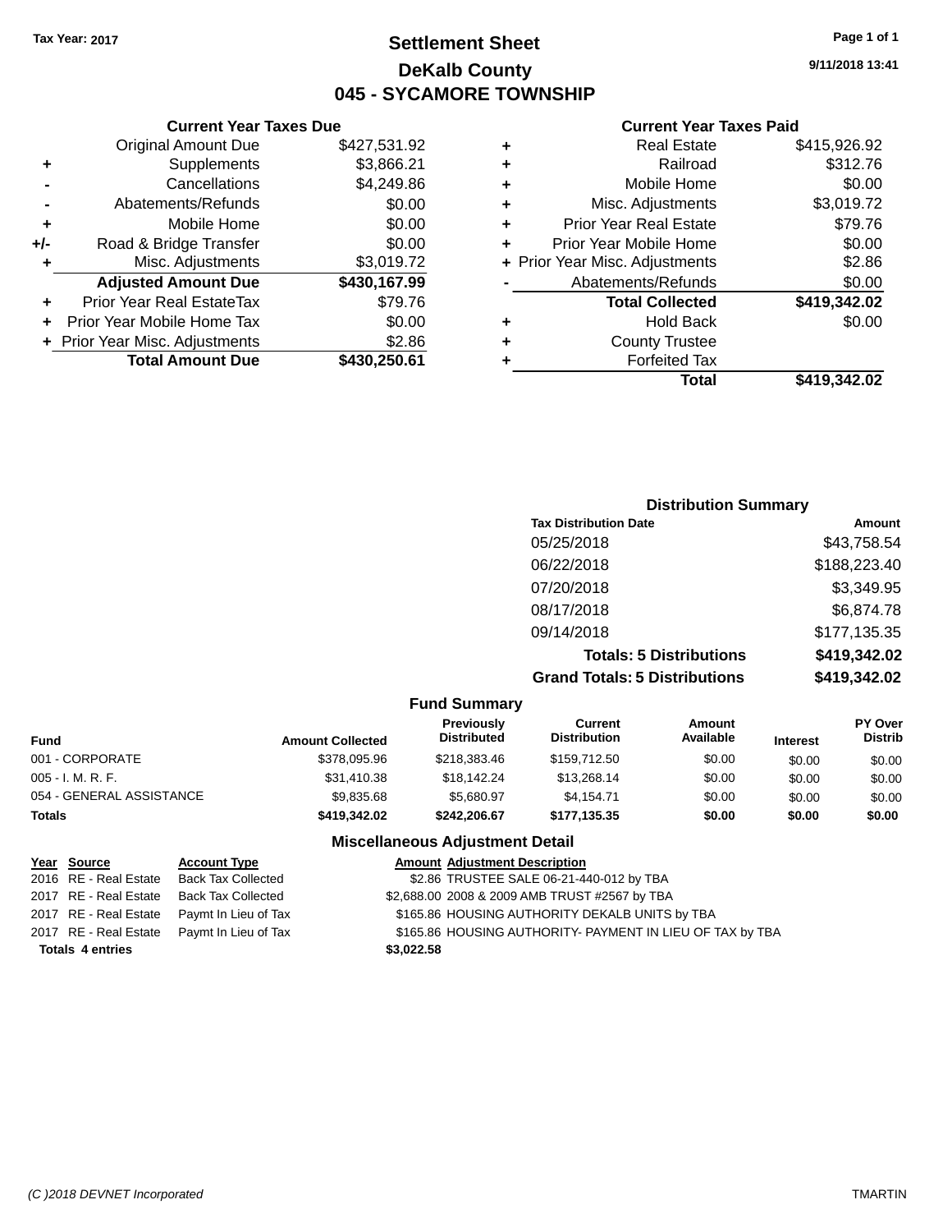Tax Year: 2017

# Settlement Sheet
## DeKalb County
## 045 - SYCAMORE TOWNSHIP

9/11/2018 13:41

### Current Year Taxes Due

| | | |
|---|---|---|
| | Original Amount Due | $427,531.92 |
| + | Supplements | $3,866.21 |
| - | Cancellations | $4,249.86 |
| - | Abatements/Refunds | $0.00 |
| + | Mobile Home | $0.00 |
| +/- | Road & Bridge Transfer | $0.00 |
| + | Misc. Adjustments | $3,019.72 |
| | **Adjusted Amount Due** | **$430,167.99** |
| + | Prior Year Real EstateTax | $79.76 |
| + | Prior Year Mobile Home Tax | $0.00 |
| + | Prior Year Misc. Adjustments | $2.86 |
| | **Total Amount Due** | **$430,250.61** |

### Current Year Taxes Paid

| | | |
|---|---|---|
| + | Real Estate | $415,926.92 |
| + | Railroad | $312.76 |
| + | Mobile Home | $0.00 |
| + | Misc. Adjustments | $3,019.72 |
| + | Prior Year Real Estate | $79.76 |
| + | Prior Year Mobile Home | $0.00 |
| + | Prior Year Misc. Adjustments | $2.86 |
| - | Abatements/Refunds | $0.00 |
| | **Total Collected** | **$419,342.02** |
| + | Hold Back | $0.00 |
| + | County Trustee | |
| + | Forfeited Tax | |
| | **Total** | **$419,342.02** |

### Distribution Summary

| Tax Distribution Date | Amount |
|---|---|
| 05/25/2018 | $43,758.54 |
| 06/22/2018 | $188,223.40 |
| 07/20/2018 | $3,349.95 |
| 08/17/2018 | $6,874.78 |
| 09/14/2018 | $177,135.35 |
| **Totals: 5 Distributions** | **$419,342.02** |
| **Grand Totals: 5 Distributions** | **$419,342.02** |

### Fund Summary

| Fund | Amount Collected | Previously Distributed | Current Distribution | Amount Available | Interest | PY Over Distrib |
|---|---|---|---|---|---|---|
| 001 - CORPORATE | $378,095.96 | $218,383.46 | $159,712.50 | $0.00 | $0.00 | $0.00 |
| 005 - I. M. R. F. | $31,410.38 | $18,142.24 | $13,268.14 | $0.00 | $0.00 | $0.00 |
| 054 - GENERAL ASSISTANCE | $9,835.68 | $5,680.97 | $4,154.71 | $0.00 | $0.00 | $0.00 |
| **Totals** | **$419,342.02** | **$242,206.67** | **$177,135.35** | **$0.00** | **$0.00** | **$0.00** |

### Miscellaneous Adjustment Detail

| Year | Source | Account Type | Amount | Adjustment Description |
|---|---|---|---|---|
| 2016 | RE - Real Estate | Back Tax Collected | $2.86 | TRUSTEE SALE 06-21-440-012 by TBA |
| 2017 | RE - Real Estate | Back Tax Collected | $2,688.00 | 2008 & 2009 AMB TRUST #2567 by TBA |
| 2017 | RE - Real Estate | Paymt In Lieu of Tax | $165.86 | HOUSING AUTHORITY DEKALB UNITS by TBA |
| 2017 | RE - Real Estate | Paymt In Lieu of Tax | $165.86 | HOUSING AUTHORITY- PAYMENT IN LIEU OF TAX by TBA |
| **Totals 4 entries** | | | **$3,022.58** | |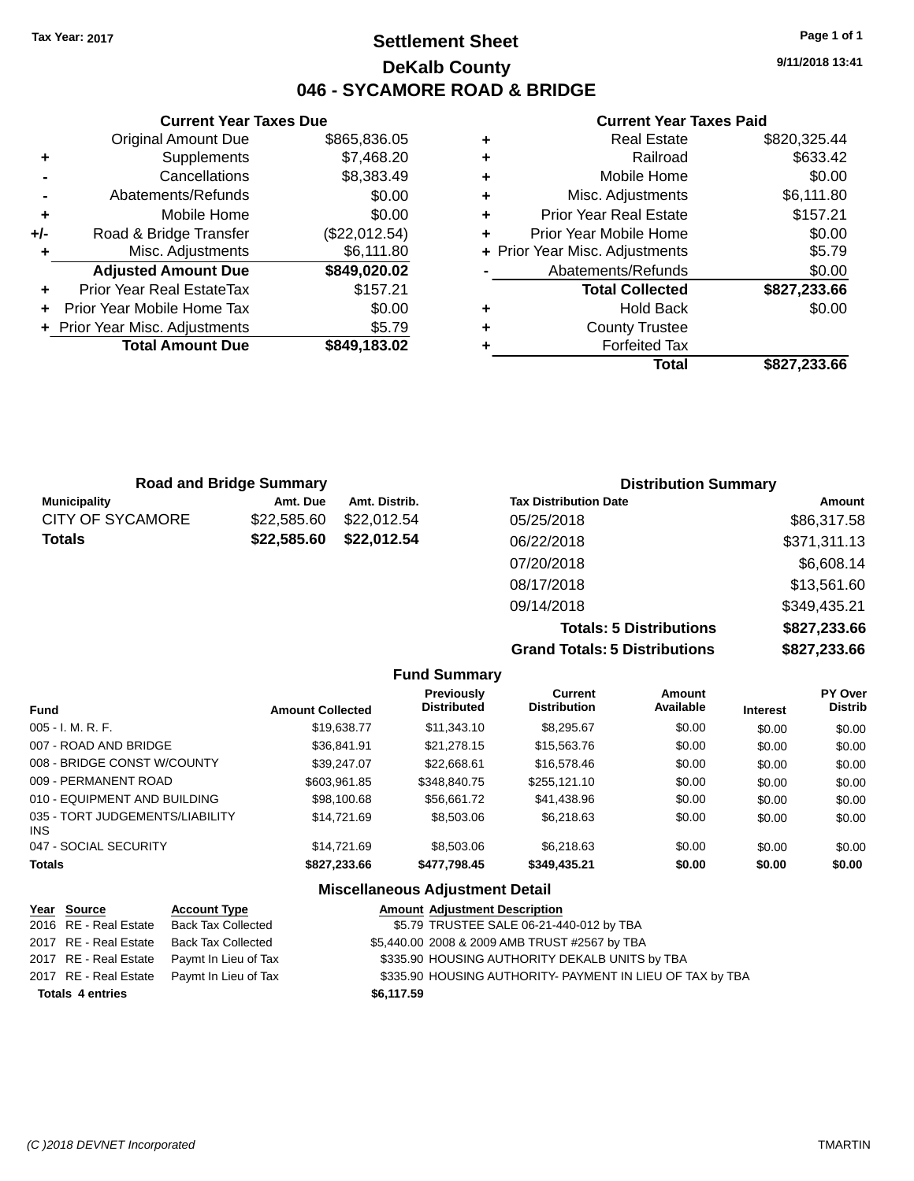Tax Year: 2017

# Settlement Sheet

## DeKalb County

## 046 - SYCAMORE ROAD & BRIDGE

9/11/2018 13:41

### Current Year Taxes Due

| | | |
|---|---|---|
| | Original Amount Due | $865,836.05 |
| + | Supplements | $7,468.20 |
| - | Cancellations | $8,383.49 |
| - | Abatements/Refunds | $0.00 |
| + | Mobile Home | $0.00 |
| +/- | Road & Bridge Transfer | ($22,012.54) |
| + | Misc. Adjustments | $6,111.80 |
| | **Adjusted Amount Due** | **$849,020.02** |
| + | Prior Year Real EstateTax | $157.21 |
| + | Prior Year Mobile Home Tax | $0.00 |
| + | Prior Year Misc. Adjustments | $5.79 |
| | **Total Amount Due** | **$849,183.02** |

### Current Year Taxes Paid

| | | |
|---|---|---|
| + | Real Estate | $820,325.44 |
| + | Railroad | $633.42 |
| + | Mobile Home | $0.00 |
| + | Misc. Adjustments | $6,111.80 |
| + | Prior Year Real Estate | $157.21 |
| + | Prior Year Mobile Home | $0.00 |
| + | Prior Year Misc. Adjustments | $5.79 |
| - | Abatements/Refunds | $0.00 |
| | **Total Collected** | **$827,233.66** |
| + | Hold Back | $0.00 |
| + | County Trustee | |
| + | Forfeited Tax | |
| | **Total** | **$827,233.66** |

### Road and Bridge Summary

| Municipality | Amt. Due | Amt. Distrib. |
|---|---|---|
| CITY OF SYCAMORE | $22,585.60 | $22,012.54 |
| **Totals** | **$22,585.60** | **$22,012.54** |

### Distribution Summary

| Tax Distribution Date | Amount |
|---|---|
| 05/25/2018 | $86,317.58 |
| 06/22/2018 | $371,311.13 |
| 07/20/2018 | $6,608.14 |
| 08/17/2018 | $13,561.60 |
| 09/14/2018 | $349,435.21 |
| **Totals: 5 Distributions** | **$827,233.66** |
| **Grand Totals: 5 Distributions** | **$827,233.66** |

### Fund Summary

| Fund | Amount Collected | Previously Distributed | Current Distribution | Amount Available | Interest | PY Over Distrib |
|---|---|---|---|---|---|---|
| 005 - I. M. R. F. | $19,638.77 | $11,343.10 | $8,295.67 | $0.00 | $0.00 | $0.00 |
| 007 - ROAD AND BRIDGE | $36,841.91 | $21,278.15 | $15,563.76 | $0.00 | $0.00 | $0.00 |
| 008 - BRIDGE CONST W/COUNTY | $39,247.07 | $22,668.61 | $16,578.46 | $0.00 | $0.00 | $0.00 |
| 009 - PERMANENT ROAD | $603,961.85 | $348,840.75 | $255,121.10 | $0.00 | $0.00 | $0.00 |
| 010 - EQUIPMENT AND BUILDING | $98,100.68 | $56,661.72 | $41,438.96 | $0.00 | $0.00 | $0.00 |
| 035 - TORT JUDGEMENTS/LIABILITY INS | $14,721.69 | $8,503.06 | $6,218.63 | $0.00 | $0.00 | $0.00 |
| 047 - SOCIAL SECURITY | $14,721.69 | $8,503.06 | $6,218.63 | $0.00 | $0.00 | $0.00 |
| **Totals** | **$827,233.66** | **$477,798.45** | **$349,435.21** | **$0.00** | **$0.00** | **$0.00** |

### Miscellaneous Adjustment Detail

| Year | Source | Account Type | Amount | Adjustment Description |
|---|---|---|---|---|
| 2016 | RE - Real Estate | Back Tax Collected | $5.79 | TRUSTEE SALE 06-21-440-012 by TBA |
| 2017 | RE - Real Estate | Back Tax Collected | $5,440.00 | 2008 & 2009 AMB TRUST #2567 by TBA |
| 2017 | RE - Real Estate | Paymt In Lieu of Tax | $335.90 | HOUSING AUTHORITY DEKALB UNITS by TBA |
| 2017 | RE - Real Estate | Paymt In Lieu of Tax | $335.90 | HOUSING AUTHORITY- PAYMENT IN LIEU OF TAX by TBA |
| **Totals** | **4 entries** | | **$6,117.59** | |

(C )2018 DEVNET Incorporated — TMARTIN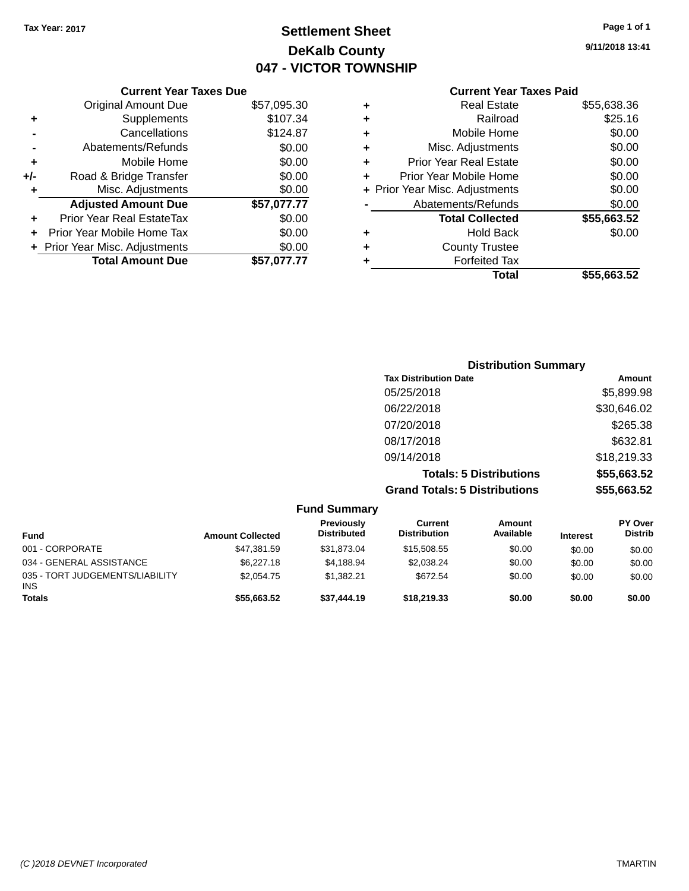Tax Year: 2017

# Settlement Sheet

## DeKalb County

## 047 - VICTOR TOWNSHIP

9/11/2018 13:41

### Current Year Taxes Due

| | | |
|---|---|---|
| | Original Amount Due | $57,095.30 |
| + | Supplements | $107.34 |
| - | Cancellations | $124.87 |
| - | Abatements/Refunds | $0.00 |
| + | Mobile Home | $0.00 |
| +/- | Road & Bridge Transfer | $0.00 |
| + | Misc. Adjustments | $0.00 |
| | **Adjusted Amount Due** | **$57,077.77** |
| + | Prior Year Real EstateTax | $0.00 |
| + | Prior Year Mobile Home Tax | $0.00 |
| + | Prior Year Misc. Adjustments | $0.00 |
| | **Total Amount Due** | **$57,077.77** |

### Current Year Taxes Paid

| | | |
|---|---|---|
| + | Real Estate | $55,638.36 |
| + | Railroad | $25.16 |
| + | Mobile Home | $0.00 |
| + | Misc. Adjustments | $0.00 |
| + | Prior Year Real Estate | $0.00 |
| + | Prior Year Mobile Home | $0.00 |
| + | Prior Year Misc. Adjustments | $0.00 |
| - | Abatements/Refunds | $0.00 |
| | **Total Collected** | **$55,663.52** |
| + | Hold Back | $0.00 |
| + | County Trustee | |
| + | Forfeited Tax | |
| | **Total** | **$55,663.52** |

### Distribution Summary

| Tax Distribution Date | Amount |
|---|---|
| 05/25/2018 | $5,899.98 |
| 06/22/2018 | $30,646.02 |
| 07/20/2018 | $265.38 |
| 08/17/2018 | $632.81 |
| 09/14/2018 | $18,219.33 |
| **Totals: 5 Distributions** | **$55,663.52** |
| **Grand Totals: 5 Distributions** | **$55,663.52** |

### Fund Summary

| Fund | Amount Collected | Previously Distributed | Current Distribution | Amount Available | Interest | PY Over Distrib |
|---|---|---|---|---|---|---|
| 001 - CORPORATE | $47,381.59 | $31,873.04 | $15,508.55 | $0.00 | $0.00 | $0.00 |
| 034 - GENERAL ASSISTANCE | $6,227.18 | $4,188.94 | $2,038.24 | $0.00 | $0.00 | $0.00 |
| 035 - TORT JUDGEMENTS/LIABILITY INS | $2,054.75 | $1,382.21 | $672.54 | $0.00 | $0.00 | $0.00 |
| **Totals** | **$55,663.52** | **$37,444.19** | **$18,219.33** | **$0.00** | **$0.00** | **$0.00** |

(C )2018 DEVNET Incorporated TMARTIN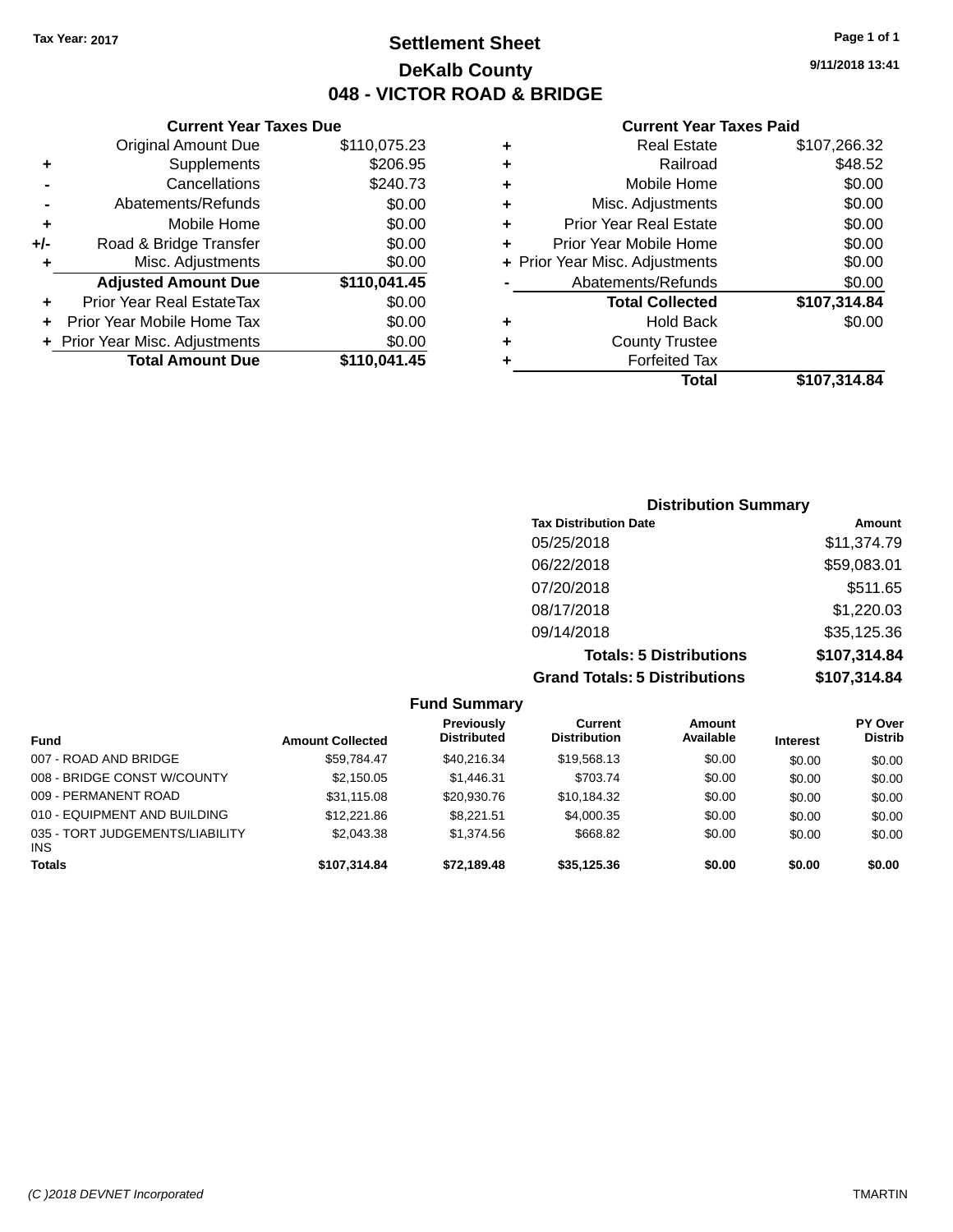Tax Year: 2017

# Settlement Sheet

## DeKalb County

## 048 - VICTOR ROAD & BRIDGE

9/11/2018 13:41

### Current Year Taxes Due

| | | |
|---|---|---|
| | Original Amount Due | $110,075.23 |
| + | Supplements | $206.95 |
| - | Cancellations | $240.73 |
| - | Abatements/Refunds | $0.00 |
| + | Mobile Home | $0.00 |
| +/- | Road & Bridge Transfer | $0.00 |
| + | Misc. Adjustments | $0.00 |
| | **Adjusted Amount Due** | **$110,041.45** |
| + | Prior Year Real EstateTax | $0.00 |
| + | Prior Year Mobile Home Tax | $0.00 |
| + | Prior Year Misc. Adjustments | $0.00 |
| | **Total Amount Due** | **$110,041.45** |

### Current Year Taxes Paid

| | | |
|---|---|---|
| + | Real Estate | $107,266.32 |
| + | Railroad | $48.52 |
| + | Mobile Home | $0.00 |
| + | Misc. Adjustments | $0.00 |
| + | Prior Year Real Estate | $0.00 |
| + | Prior Year Mobile Home | $0.00 |
| + | Prior Year Misc. Adjustments | $0.00 |
| - | Abatements/Refunds | $0.00 |
| | **Total Collected** | **$107,314.84** |
| + | Hold Back | $0.00 |
| + | County Trustee | |
| + | Forfeited Tax | |
| | **Total** | **$107,314.84** |

### Distribution Summary

| Tax Distribution Date | Amount |
|---|---|
| 05/25/2018 | $11,374.79 |
| 06/22/2018 | $59,083.01 |
| 07/20/2018 | $511.65 |
| 08/17/2018 | $1,220.03 |
| 09/14/2018 | $35,125.36 |
| **Totals: 5 Distributions** | **$107,314.84** |
| **Grand Totals: 5 Distributions** | **$107,314.84** |

### Fund Summary

| Fund | Amount Collected | Previously Distributed | Current Distribution | Amount Available | Interest | PY Over Distrib |
|---|---|---|---|---|---|---|
| 007 - ROAD AND BRIDGE | $59,784.47 | $40,216.34 | $19,568.13 | $0.00 | $0.00 | $0.00 |
| 008 - BRIDGE CONST W/COUNTY | $2,150.05 | $1,446.31 | $703.74 | $0.00 | $0.00 | $0.00 |
| 009 - PERMANENT ROAD | $31,115.08 | $20,930.76 | $10,184.32 | $0.00 | $0.00 | $0.00 |
| 010 - EQUIPMENT AND BUILDING | $12,221.86 | $8,221.51 | $4,000.35 | $0.00 | $0.00 | $0.00 |
| 035 - TORT JUDGEMENTS/LIABILITY INS | $2,043.38 | $1,374.56 | $668.82 | $0.00 | $0.00 | $0.00 |
| **Totals** | **$107,314.84** | **$72,189.48** | **$35,125.36** | **$0.00** | **$0.00** | **$0.00** |

(C )2018 DEVNET Incorporated TMARTIN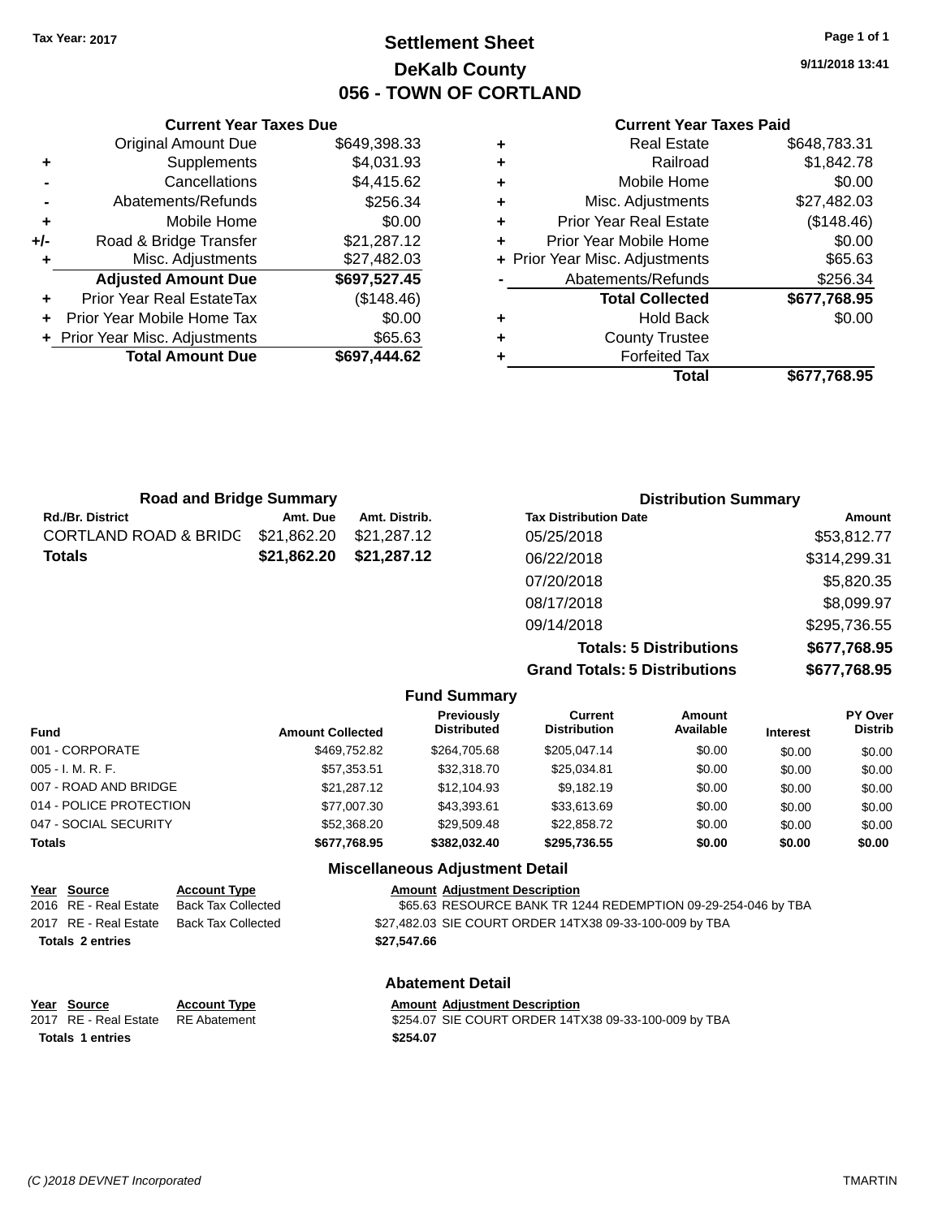Tax Year: 2017

# Settlement Sheet
## DeKalb County
## 056 - TOWN OF CORTLAND

9/11/2018 13:41

### Current Year Taxes Due

| | | |
|---|---|---|
| | Original Amount Due | $649,398.33 |
| + | Supplements | $4,031.93 |
| - | Cancellations | $4,415.62 |
| - | Abatements/Refunds | $256.34 |
| + | Mobile Home | $0.00 |
| +/- | Road & Bridge Transfer | $21,287.12 |
| + | Misc. Adjustments | $27,482.03 |
| | **Adjusted Amount Due** | **$697,527.45** |
| + | Prior Year Real EstateTax | ($148.46) |
| + | Prior Year Mobile Home Tax | $0.00 |
| + | Prior Year Misc. Adjustments | $65.63 |
| | **Total Amount Due** | **$697,444.62** |

### Current Year Taxes Paid

| | | |
|---|---|---|
| + | Real Estate | $648,783.31 |
| + | Railroad | $1,842.78 |
| + | Mobile Home | $0.00 |
| + | Misc. Adjustments | $27,482.03 |
| + | Prior Year Real Estate | ($148.46) |
| + | Prior Year Mobile Home | $0.00 |
| + | Prior Year Misc. Adjustments | $65.63 |
| - | Abatements/Refunds | $256.34 |
| | **Total Collected** | **$677,768.95** |
| + | Hold Back | $0.00 |
| + | County Trustee | |
| + | Forfeited Tax | |
| | **Total** | **$677,768.95** |

### Road and Bridge Summary

| Rd./Br. District | Amt. Due | Amt. Distrib. |
|---|---|---|
| CORTLAND ROAD & BRIDG | $21,862.20 | $21,287.12 |
| **Totals** | **$21,862.20** | **$21,287.12** |

### Distribution Summary

| Tax Distribution Date | Amount |
|---|---|
| 05/25/2018 | $53,812.77 |
| 06/22/2018 | $314,299.31 |
| 07/20/2018 | $5,820.35 |
| 08/17/2018 | $8,099.97 |
| 09/14/2018 | $295,736.55 |
| **Totals: 5 Distributions** | **$677,768.95** |
| **Grand Totals: 5 Distributions** | **$677,768.95** |

### Fund Summary

| Fund | Amount Collected | Previously Distributed | Current Distribution | Amount Available | Interest | PY Over Distrib |
|---|---|---|---|---|---|---|
| 001 - CORPORATE | $469,752.82 | $264,705.68 | $205,047.14 | $0.00 | $0.00 | $0.00 |
| 005 - I. M. R. F. | $57,353.51 | $32,318.70 | $25,034.81 | $0.00 | $0.00 | $0.00 |
| 007 - ROAD AND BRIDGE | $21,287.12 | $12,104.93 | $9,182.19 | $0.00 | $0.00 | $0.00 |
| 014 - POLICE PROTECTION | $77,007.30 | $43,393.61 | $33,613.69 | $0.00 | $0.00 | $0.00 |
| 047 - SOCIAL SECURITY | $52,368.20 | $29,509.48 | $22,858.72 | $0.00 | $0.00 | $0.00 |
| **Totals** | **$677,768.95** | **$382,032.40** | **$295,736.55** | **$0.00** | **$0.00** | **$0.00** |

### Miscellaneous Adjustment Detail

| Year | Source | Account Type | Amount | Adjustment Description |
|---|---|---|---|---|
| 2016 | RE - Real Estate | Back Tax Collected | $65.63 | RESOURCE BANK TR 1244 REDEMPTION 09-29-254-046 by TBA |
| 2017 | RE - Real Estate | Back Tax Collected | $27,482.03 | SIE COURT ORDER 14TX38 09-33-100-009 by TBA |
| **Totals 2 entries** | | | **$27,547.66** | |

### Abatement Detail

| Year | Source | Account Type | Amount | Adjustment Description |
|---|---|---|---|---|
| 2017 | RE - Real Estate | RE Abatement | $254.07 | SIE COURT ORDER 14TX38 09-33-100-009 by TBA |
| **Totals 1 entries** | | | **$254.07** | |

(C )2018 DEVNET Incorporated TMARTIN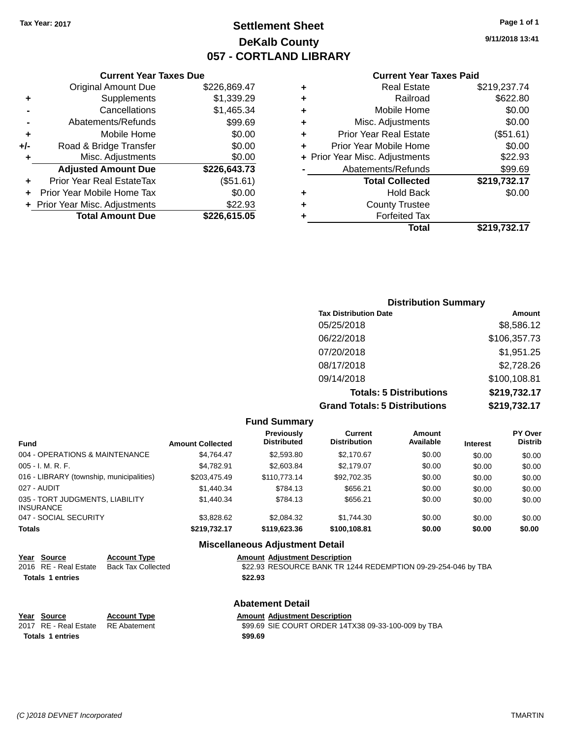Tax Year: 2017

# Settlement Sheet
## DeKalb County
## 057 - CORTLAND LIBRARY

9/11/2018 13:41

### Current Year Taxes Due

| | | |
|---|---|---|
| | Original Amount Due | $226,869.47 |
| + | Supplements | $1,339.29 |
| - | Cancellations | $1,465.34 |
| - | Abatements/Refunds | $99.69 |
| + | Mobile Home | $0.00 |
| +/- | Road & Bridge Transfer | $0.00 |
| + | Misc. Adjustments | $0.00 |
| | **Adjusted Amount Due** | **$226,643.73** |
| + | Prior Year Real EstateTax | ($51.61) |
| + | Prior Year Mobile Home Tax | $0.00 |
| + | Prior Year Misc. Adjustments | $22.93 |
| | **Total Amount Due** | **$226,615.05** |

### Current Year Taxes Paid

| | | |
|---|---|---|
| + | Real Estate | $219,237.74 |
| + | Railroad | $622.80 |
| + | Mobile Home | $0.00 |
| + | Misc. Adjustments | $0.00 |
| + | Prior Year Real Estate | ($51.61) |
| + | Prior Year Mobile Home | $0.00 |
| + | Prior Year Misc. Adjustments | $22.93 |
| - | Abatements/Refunds | $99.69 |
| | **Total Collected** | **$219,732.17** |
| + | Hold Back | $0.00 |
| + | County Trustee | |
| + | Forfeited Tax | |
| | **Total** | **$219,732.17** |

### Distribution Summary

| Tax Distribution Date | Amount |
|---|---|
| 05/25/2018 | $8,586.12 |
| 06/22/2018 | $106,357.73 |
| 07/20/2018 | $1,951.25 |
| 08/17/2018 | $2,728.26 |
| 09/14/2018 | $100,108.81 |
| **Totals: 5 Distributions** | **$219,732.17** |
| **Grand Totals: 5 Distributions** | **$219,732.17** |

### Fund Summary

| Fund | Amount Collected | Previously Distributed | Current Distribution | Amount Available | Interest | PY Over Distrib |
|---|---|---|---|---|---|---|
| 004 - OPERATIONS & MAINTENANCE | $4,764.47 | $2,593.80 | $2,170.67 | $0.00 | $0.00 | $0.00 |
| 005 - I. M. R. F. | $4,782.91 | $2,603.84 | $2,179.07 | $0.00 | $0.00 | $0.00 |
| 016 - LIBRARY (township, municipalities) | $203,475.49 | $110,773.14 | $92,702.35 | $0.00 | $0.00 | $0.00 |
| 027 - AUDIT | $1,440.34 | $784.13 | $656.21 | $0.00 | $0.00 | $0.00 |
| 035 - TORT JUDGMENTS, LIABILITY INSURANCE | $1,440.34 | $784.13 | $656.21 | $0.00 | $0.00 | $0.00 |
| 047 - SOCIAL SECURITY | $3,828.62 | $2,084.32 | $1,744.30 | $0.00 | $0.00 | $0.00 |
| **Totals** | **$219,732.17** | **$119,623.36** | **$100,108.81** | **$0.00** | **$0.00** | **$0.00** |

### Miscellaneous Adjustment Detail

| Year | Source | Account Type | Amount | Adjustment Description |
|---|---|---|---|---|
| 2016 | RE - Real Estate | Back Tax Collected | $22.93 | RESOURCE BANK TR 1244 REDEMPTION 09-29-254-046 by TBA |
| **Totals 1 entries** | | | **$22.93** | |

### Abatement Detail

| Year | Source | Account Type | Amount | Adjustment Description |
|---|---|---|---|---|
| 2017 | RE - Real Estate | RE Abatement | $99.69 | SIE COURT ORDER 14TX38 09-33-100-009 by TBA |
| **Totals 1 entries** | | | **$99.69** | |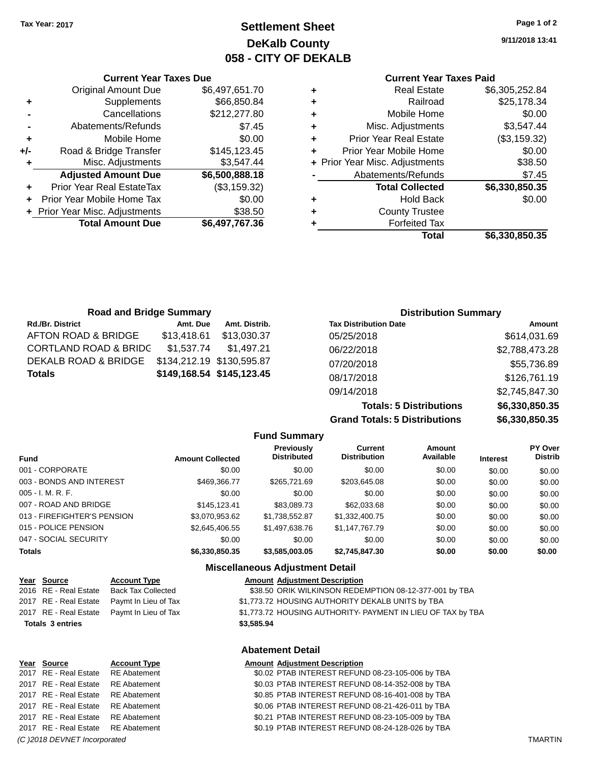Tax Year: 2017

# Settlement Sheet
## DeKalb County
## 058 - CITY OF DEKALB

9/11/2018 13:41

### Current Year Taxes Due

| | | |
|---|---|---|
| | Original Amount Due | $6,497,651.70 |
| + | Supplements | $66,850.84 |
| - | Cancellations | $212,277.80 |
| - | Abatements/Refunds | $7.45 |
| + | Mobile Home | $0.00 |
| +/- | Road & Bridge Transfer | $145,123.45 |
| + | Misc. Adjustments | $3,547.44 |
| | **Adjusted Amount Due** | **$6,500,888.18** |
| + | Prior Year Real EstateTax | ($3,159.32) |
| + | Prior Year Mobile Home Tax | $0.00 |
| + | Prior Year Misc. Adjustments | $38.50 |
| | **Total Amount Due** | **$6,497,767.36** |

### Current Year Taxes Paid

| | | |
|---|---|---|
| + | Real Estate | $6,305,252.84 |
| + | Railroad | $25,178.34 |
| + | Mobile Home | $0.00 |
| + | Misc. Adjustments | $3,547.44 |
| + | Prior Year Real Estate | ($3,159.32) |
| + | Prior Year Mobile Home | $0.00 |
| + | Prior Year Misc. Adjustments | $38.50 |
| - | Abatements/Refunds | $7.45 |
| | **Total Collected** | **$6,330,850.35** |
| + | Hold Back | $0.00 |
| + | County Trustee | |
| + | Forfeited Tax | |
| | **Total** | **$6,330,850.35** |

### Road and Bridge Summary

| Rd./Br. District | Amt. Due | Amt. Distrib. |
|---|---|---|
| AFTON ROAD & BRIDGE | $13,418.61 | $13,030.37 |
| CORTLAND ROAD & BRIDG | $1,537.74 | $1,497.21 |
| DEKALB ROAD & BRIDGE | $134,212.19 | $130,595.87 |
| **Totals** | **$149,168.54** | **$145,123.45** |

### Distribution Summary

| Tax Distribution Date | Amount |
|---|---|
| 05/25/2018 | $614,031.69 |
| 06/22/2018 | $2,788,473.28 |
| 07/20/2018 | $55,736.89 |
| 08/17/2018 | $126,761.19 |
| 09/14/2018 | $2,745,847.30 |
| **Totals: 5 Distributions** | **$6,330,850.35** |
| **Grand Totals: 5 Distributions** | **$6,330,850.35** |

### Fund Summary

| Fund | Amount Collected | Previously Distributed | Current Distribution | Amount Available | Interest | PY Over Distrib |
|---|---|---|---|---|---|---|
| 001 - CORPORATE | $0.00 | $0.00 | $0.00 | $0.00 | $0.00 | $0.00 |
| 003 - BONDS AND INTEREST | $469,366.77 | $265,721.69 | $203,645.08 | $0.00 | $0.00 | $0.00 |
| 005 - I. M. R. F. | $0.00 | $0.00 | $0.00 | $0.00 | $0.00 | $0.00 |
| 007 - ROAD AND BRIDGE | $145,123.41 | $83,089.73 | $62,033.68 | $0.00 | $0.00 | $0.00 |
| 013 - FIREFIGHTER'S PENSION | $3,070,953.62 | $1,738,552.87 | $1,332,400.75 | $0.00 | $0.00 | $0.00 |
| 015 - POLICE PENSION | $2,645,406.55 | $1,497,638.76 | $1,147,767.79 | $0.00 | $0.00 | $0.00 |
| 047 - SOCIAL SECURITY | $0.00 | $0.00 | $0.00 | $0.00 | $0.00 | $0.00 |
| **Totals** | **$6,330,850.35** | **$3,585,003.05** | **$2,745,847.30** | **$0.00** | **$0.00** | **$0.00** |

### Miscellaneous Adjustment Detail

| Year | Source | Account Type | Amount | Adjustment Description |
|---|---|---|---|---|
| 2016 | RE - Real Estate | Back Tax Collected | $38.50 | ORIK WILKINSON REDEMPTION 08-12-377-001 by TBA |
| 2017 | RE - Real Estate | Paymt In Lieu of Tax | $1,773.72 | HOUSING AUTHORITY DEKALB UNITS by TBA |
| 2017 | RE - Real Estate | Paymt In Lieu of Tax | $1,773.72 | HOUSING AUTHORITY- PAYMENT IN LIEU OF TAX by TBA |
| **Totals 3 entries** | | | **$3,585.94** | |

### Abatement Detail

| Year | Source | Account Type | Amount | Adjustment Description |
|---|---|---|---|---|
| 2017 | RE - Real Estate | RE Abatement | $0.02 | PTAB INTEREST REFUND 08-23-105-006 by TBA |
| 2017 | RE - Real Estate | RE Abatement | $0.03 | PTAB INTEREST REFUND 08-14-352-008 by TBA |
| 2017 | RE - Real Estate | RE Abatement | $0.85 | PTAB INTEREST REFUND 08-16-401-008 by TBA |
| 2017 | RE - Real Estate | RE Abatement | $0.06 | PTAB INTEREST REFUND 08-21-426-011 by TBA |
| 2017 | RE - Real Estate | RE Abatement | $0.21 | PTAB INTEREST REFUND 08-23-105-009 by TBA |
| 2017 | RE - Real Estate | RE Abatement | $0.19 | PTAB INTEREST REFUND 08-24-128-026 by TBA |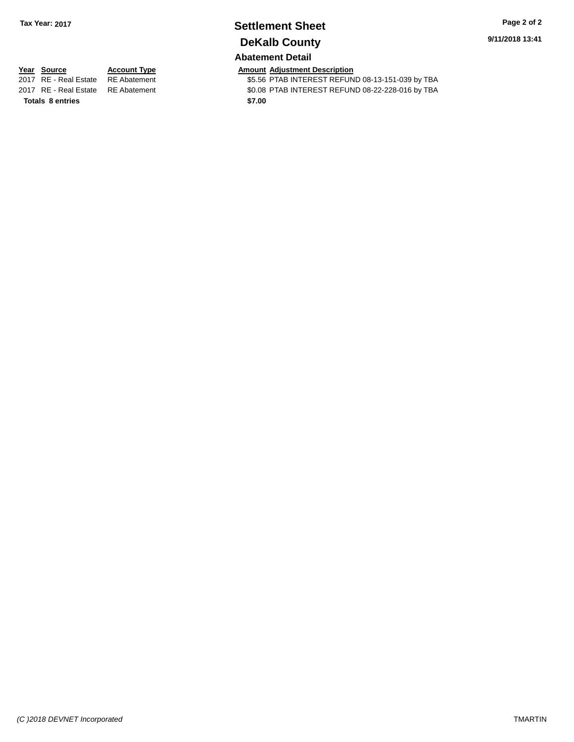**Tax Year: 2017**

# Settlement Sheet

# DeKalb County

9/11/2018 13:41

## Abatement Detail

| Year | Source | Account Type | Amount | Adjustment Description |
|---|---|---|---|---|
| 2017 | RE - Real Estate | RE Abatement | $5.56 | PTAB INTEREST REFUND 08-13-151-039 by TBA |
| 2017 | RE - Real Estate | RE Abatement | $0.08 | PTAB INTEREST REFUND 08-22-228-016 by TBA |
| **Totals** | **8 entries** | | **$7.00** | |

*(C )2018 DEVNET Incorporated*

TMARTIN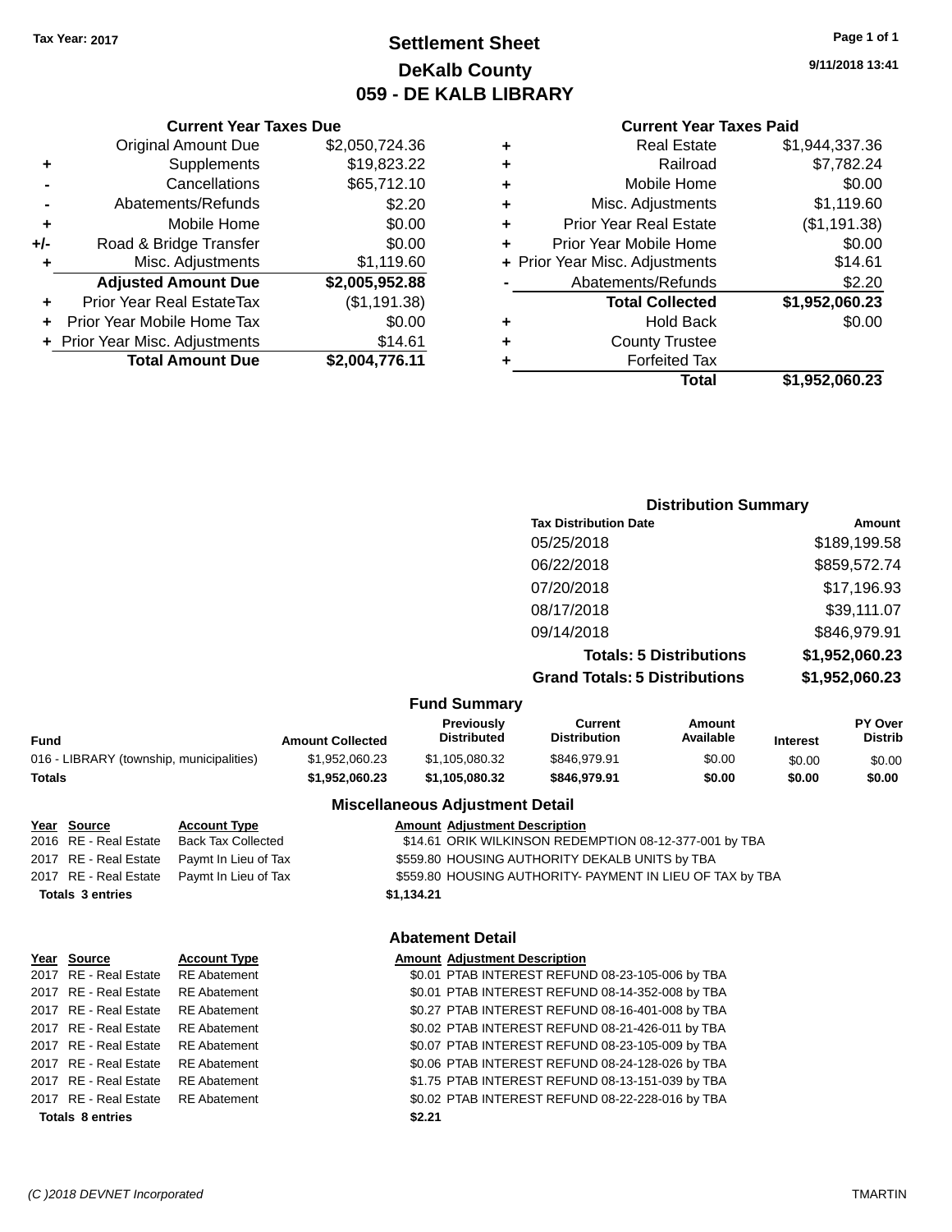Tax Year: 2017

# Settlement Sheet
## DeKalb County
## 059 - DE KALB LIBRARY

9/11/2018 13:41

### Current Year Taxes Due

| | | |
|---|---|---|
| | Original Amount Due | $2,050,724.36 |
| + | Supplements | $19,823.22 |
| - | Cancellations | $65,712.10 |
| - | Abatements/Refunds | $2.20 |
| + | Mobile Home | $0.00 |
| +/- | Road & Bridge Transfer | $0.00 |
| + | Misc. Adjustments | $1,119.60 |
| | **Adjusted Amount Due** | **$2,005,952.88** |
| + | Prior Year Real EstateTax | ($1,191.38) |
| + | Prior Year Mobile Home Tax | $0.00 |
| + | Prior Year Misc. Adjustments | $14.61 |
| | **Total Amount Due** | **$2,004,776.11** |

### Current Year Taxes Paid

| | | |
|---|---|---|
| + | Real Estate | $1,944,337.36 |
| + | Railroad | $7,782.24 |
| + | Mobile Home | $0.00 |
| + | Misc. Adjustments | $1,119.60 |
| + | Prior Year Real Estate | ($1,191.38) |
| + | Prior Year Mobile Home | $0.00 |
| + | Prior Year Misc. Adjustments | $14.61 |
| - | Abatements/Refunds | $2.20 |
| | **Total Collected** | **$1,952,060.23** |
| + | Hold Back | $0.00 |
| + | County Trustee | |
| + | Forfeited Tax | |
| | **Total** | **$1,952,060.23** |

### Distribution Summary

| Tax Distribution Date | Amount |
|---|---|
| 05/25/2018 | $189,199.58 |
| 06/22/2018 | $859,572.74 |
| 07/20/2018 | $17,196.93 |
| 08/17/2018 | $39,111.07 |
| 09/14/2018 | $846,979.91 |
| **Totals: 5 Distributions** | **$1,952,060.23** |
| **Grand Totals: 5 Distributions** | **$1,952,060.23** |

### Fund Summary

| Fund | Amount Collected | Previously Distributed | Current Distribution | Amount Available | Interest | PY Over Distrib |
|---|---|---|---|---|---|---|
| 016 - LIBRARY (township, municipalities) | $1,952,060.23 | $1,105,080.32 | $846,979.91 | $0.00 | $0.00 | $0.00 |
| **Totals** | **$1,952,060.23** | **$1,105,080.32** | **$846,979.91** | **$0.00** | **$0.00** | **$0.00** |

### Miscellaneous Adjustment Detail

| Year | Source | Account Type | Amount | Adjustment Description |
|---|---|---|---|---|
| 2016 | RE - Real Estate | Back Tax Collected | $14.61 | ORIK WILKINSON REDEMPTION 08-12-377-001 by TBA |
| 2017 | RE - Real Estate | Paymt In Lieu of Tax | $559.80 | HOUSING AUTHORITY DEKALB UNITS by TBA |
| 2017 | RE - Real Estate | Paymt In Lieu of Tax | $559.80 | HOUSING AUTHORITY- PAYMENT IN LIEU OF TAX by TBA |
| **Totals 3 entries** | | | **$1,134.21** | |

### Abatement Detail

| Year | Source | Account Type | Amount | Adjustment Description |
|---|---|---|---|---|
| 2017 | RE - Real Estate | RE Abatement | $0.01 | PTAB INTEREST REFUND 08-23-105-006 by TBA |
| 2017 | RE - Real Estate | RE Abatement | $0.01 | PTAB INTEREST REFUND 08-14-352-008 by TBA |
| 2017 | RE - Real Estate | RE Abatement | $0.27 | PTAB INTEREST REFUND 08-16-401-008 by TBA |
| 2017 | RE - Real Estate | RE Abatement | $0.02 | PTAB INTEREST REFUND 08-21-426-011 by TBA |
| 2017 | RE - Real Estate | RE Abatement | $0.07 | PTAB INTEREST REFUND 08-23-105-009 by TBA |
| 2017 | RE - Real Estate | RE Abatement | $0.06 | PTAB INTEREST REFUND 08-24-128-026 by TBA |
| 2017 | RE - Real Estate | RE Abatement | $1.75 | PTAB INTEREST REFUND 08-13-151-039 by TBA |
| 2017 | RE - Real Estate | RE Abatement | $0.02 | PTAB INTEREST REFUND 08-22-228-016 by TBA |
| **Totals 8 entries** | | | **$2.21** | |

(C )2018 DEVNET Incorporated TMARTIN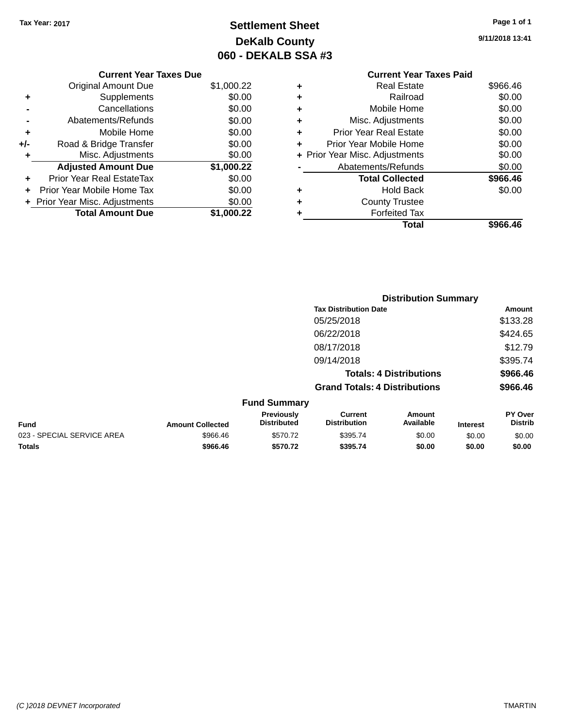Tax Year: 2017

# Settlement Sheet
## DeKalb County
## 060 - DEKALB SSA #3

9/11/2018 13:41

| | Current Year Taxes Due | |
|---|---|---|
| | Original Amount Due | $1,000.22 |
| + | Supplements | $0.00 |
| - | Cancellations | $0.00 |
| - | Abatements/Refunds | $0.00 |
| + | Mobile Home | $0.00 |
| +/- | Road & Bridge Transfer | $0.00 |
| + | Misc. Adjustments | $0.00 |
| | **Adjusted Amount Due** | **$1,000.22** |
| + | Prior Year Real EstateTax | $0.00 |
| + | Prior Year Mobile Home Tax | $0.00 |
| + | Prior Year Misc. Adjustments | $0.00 |
| | **Total Amount Due** | **$1,000.22** |

| | Current Year Taxes Paid | |
|---|---|---|
| + | Real Estate | $966.46 |
| + | Railroad | $0.00 |
| + | Mobile Home | $0.00 |
| + | Misc. Adjustments | $0.00 |
| + | Prior Year Real Estate | $0.00 |
| + | Prior Year Mobile Home | $0.00 |
| + | Prior Year Misc. Adjustments | $0.00 |
| - | Abatements/Refunds | $0.00 |
| | **Total Collected** | **$966.46** |
| + | Hold Back | $0.00 |
| + | County Trustee | |
| + | Forfeited Tax | |
| | **Total** | **$966.46** |

### Distribution Summary

| Tax Distribution Date | Amount |
|---|---|
| 05/25/2018 | $133.28 |
| 06/22/2018 | $424.65 |
| 08/17/2018 | $12.79 |
| 09/14/2018 | $395.74 |
| **Totals: 4 Distributions** | **$966.46** |
| **Grand Totals: 4 Distributions** | **$966.46** |

### Fund Summary

| Fund | Amount Collected | Previously Distributed | Current Distribution | Amount Available | Interest | PY Over Distrib |
|---|---|---|---|---|---|---|
| 023 - SPECIAL SERVICE AREA | $966.46 | $570.72 | $395.74 | $0.00 | $0.00 | $0.00 |
| **Totals** | **$966.46** | **$570.72** | **$395.74** | **$0.00** | **$0.00** | **$0.00** |

(C )2018 DEVNET Incorporated    TMARTIN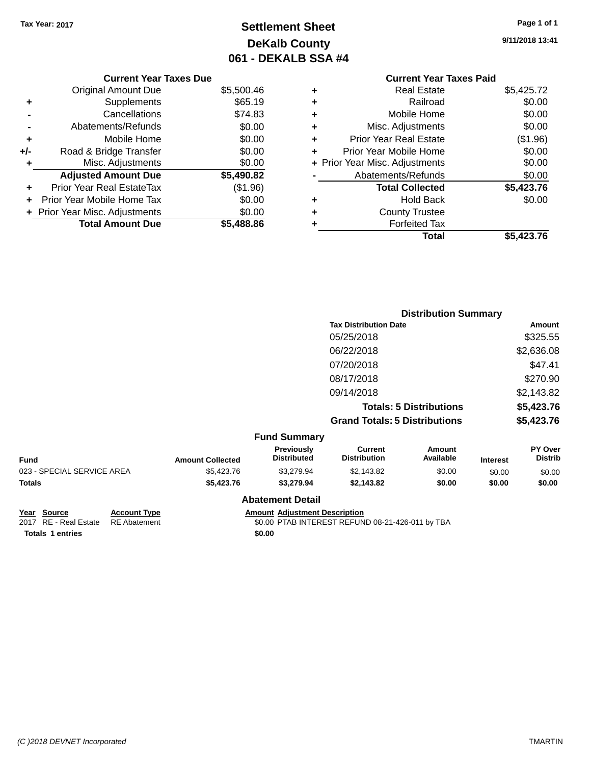Tax Year: 2017

# Settlement Sheet

## DeKalb County

## 061 - DEKALB SSA #4

9/11/2018 13:41

### Current Year Taxes Due

| | | |
|---|---|---|
| | Original Amount Due | $5,500.46 |
| + | Supplements | $65.19 |
| - | Cancellations | $74.83 |
| - | Abatements/Refunds | $0.00 |
| + | Mobile Home | $0.00 |
| +/- | Road & Bridge Transfer | $0.00 |
| + | Misc. Adjustments | $0.00 |
| | **Adjusted Amount Due** | **$5,490.82** |
| + | Prior Year Real EstateTax | ($1.96) |
| + | Prior Year Mobile Home Tax | $0.00 |
| + | Prior Year Misc. Adjustments | $0.00 |
| | **Total Amount Due** | **$5,488.86** |

### Current Year Taxes Paid

| | | |
|---|---|---|
| + | Real Estate | $5,425.72 |
| + | Railroad | $0.00 |
| + | Mobile Home | $0.00 |
| + | Misc. Adjustments | $0.00 |
| + | Prior Year Real Estate | ($1.96) |
| + | Prior Year Mobile Home | $0.00 |
| + | Prior Year Misc. Adjustments | $0.00 |
| - | Abatements/Refunds | $0.00 |
| | **Total Collected** | **$5,423.76** |
| + | Hold Back | $0.00 |
| + | County Trustee | |
| + | Forfeited Tax | |
| | **Total** | **$5,423.76** |

### Distribution Summary

| Tax Distribution Date | Amount |
|---|---|
| 05/25/2018 | $325.55 |
| 06/22/2018 | $2,636.08 |
| 07/20/2018 | $47.41 |
| 08/17/2018 | $270.90 |
| 09/14/2018 | $2,143.82 |
| **Totals: 5 Distributions** | **$5,423.76** |
| **Grand Totals: 5 Distributions** | **$5,423.76** |

### Fund Summary

| Fund | Amount Collected | Previously Distributed | Current Distribution | Amount Available | Interest | PY Over Distrib |
|---|---|---|---|---|---|---|
| 023 - SPECIAL SERVICE AREA | $5,423.76 | $3,279.94 | $2,143.82 | $0.00 | $0.00 | $0.00 |
| **Totals** | **$5,423.76** | **$3,279.94** | **$2,143.82** | **$0.00** | **$0.00** | **$0.00** |

### Abatement Detail

| Year | Source | Account Type | Amount | Adjustment Description |
|---|---|---|---|---|
| 2017 | RE - Real Estate | RE Abatement | $0.00 | PTAB INTEREST REFUND 08-21-426-011 by TBA |
| **Totals 1 entries** | | | **$0.00** | |

(C )2018 DEVNET Incorporated TMARTIN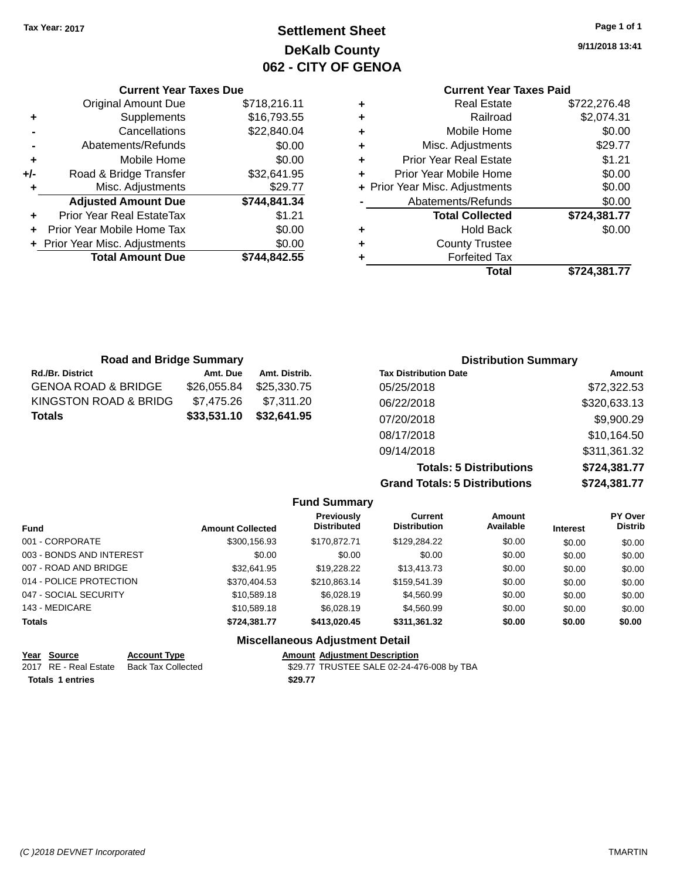Tax Year: 2017

# Settlement Sheet
## DeKalb County
## 062 - CITY OF GENOA

9/11/2018 13:41

### Current Year Taxes Due

| | | |
|---|---|---|
| | Original Amount Due | $718,216.11 |
| + | Supplements | $16,793.55 |
| - | Cancellations | $22,840.04 |
| - | Abatements/Refunds | $0.00 |
| + | Mobile Home | $0.00 |
| +/- | Road & Bridge Transfer | $32,641.95 |
| + | Misc. Adjustments | $29.77 |
| | **Adjusted Amount Due** | **$744,841.34** |
| + | Prior Year Real EstateTax | $1.21 |
| + | Prior Year Mobile Home Tax | $0.00 |
| + | Prior Year Misc. Adjustments | $0.00 |
| | **Total Amount Due** | **$744,842.55** |

### Current Year Taxes Paid

| | | |
|---|---|---|
| + | Real Estate | $722,276.48 |
| + | Railroad | $2,074.31 |
| + | Mobile Home | $0.00 |
| + | Misc. Adjustments | $29.77 |
| + | Prior Year Real Estate | $1.21 |
| + | Prior Year Mobile Home | $0.00 |
| + | Prior Year Misc. Adjustments | $0.00 |
| - | Abatements/Refunds | $0.00 |
| | **Total Collected** | **$724,381.77** |
| + | Hold Back | $0.00 |
| + | County Trustee | |
| + | Forfeited Tax | |
| | **Total** | **$724,381.77** |

### Road and Bridge Summary

| Rd./Br. District | Amt. Due | Amt. Distrib. |
|---|---|---|
| GENOA ROAD & BRIDGE | $26,055.84 | $25,330.75 |
| KINGSTON ROAD & BRIDG | $7,475.26 | $7,311.20 |
| **Totals** | **$33,531.10** | **$32,641.95** |

### Distribution Summary

| Tax Distribution Date | Amount |
|---|---|
| 05/25/2018 | $72,322.53 |
| 06/22/2018 | $320,633.13 |
| 07/20/2018 | $9,900.29 |
| 08/17/2018 | $10,164.50 |
| 09/14/2018 | $311,361.32 |
| **Totals: 5 Distributions** | **$724,381.77** |
| **Grand Totals: 5 Distributions** | **$724,381.77** |

### Fund Summary

| Fund | Amount Collected | Previously Distributed | Current Distribution | Amount Available | Interest | PY Over Distrib |
|---|---|---|---|---|---|---|
| 001 - CORPORATE | $300,156.93 | $170,872.71 | $129,284.22 | $0.00 | $0.00 | $0.00 |
| 003 - BONDS AND INTEREST | $0.00 | $0.00 | $0.00 | $0.00 | $0.00 | $0.00 |
| 007 - ROAD AND BRIDGE | $32,641.95 | $19,228.22 | $13,413.73 | $0.00 | $0.00 | $0.00 |
| 014 - POLICE PROTECTION | $370,404.53 | $210,863.14 | $159,541.39 | $0.00 | $0.00 | $0.00 |
| 047 - SOCIAL SECURITY | $10,589.18 | $6,028.19 | $4,560.99 | $0.00 | $0.00 | $0.00 |
| 143 - MEDICARE | $10,589.18 | $6,028.19 | $4,560.99 | $0.00 | $0.00 | $0.00 |
| **Totals** | **$724,381.77** | **$413,020.45** | **$311,361.32** | **$0.00** | **$0.00** | **$0.00** |

### Miscellaneous Adjustment Detail

| Year | Source | Account Type | Amount | Adjustment Description |
|---|---|---|---|---|
| 2017 | RE - Real Estate | Back Tax Collected | $29.77 | TRUSTEE SALE 02-24-476-008 by TBA |
| **Totals 1 entries** | | | **$29.77** | |

(C )2018 DEVNET Incorporated TMARTIN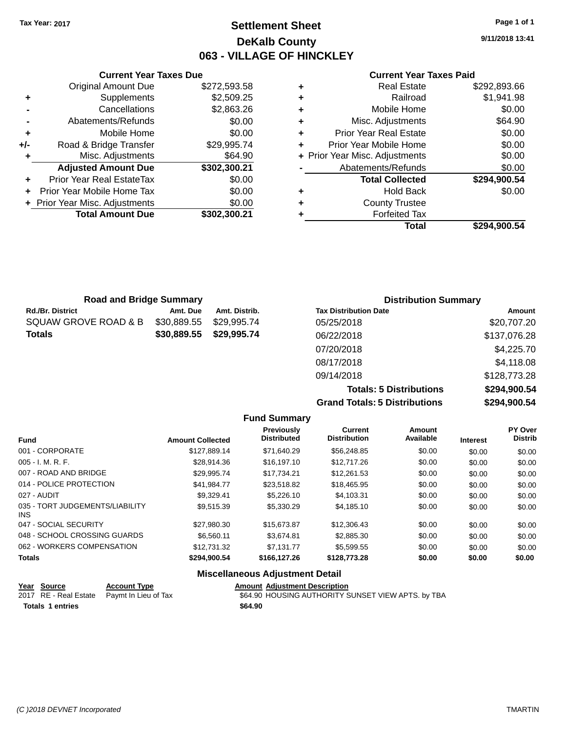Tax Year: 2017

# Settlement Sheet
## DeKalb County
## 063 - VILLAGE OF HINCKLEY

9/11/2018 13:41

### Current Year Taxes Due

| | | |
|---|---|---|
| | Original Amount Due | $272,593.58 |
| + | Supplements | $2,509.25 |
| - | Cancellations | $2,863.26 |
| - | Abatements/Refunds | $0.00 |
| + | Mobile Home | $0.00 |
| +/- | Road & Bridge Transfer | $29,995.74 |
| + | Misc. Adjustments | $64.90 |
| | **Adjusted Amount Due** | **$302,300.21** |
| + | Prior Year Real EstateTax | $0.00 |
| + | Prior Year Mobile Home Tax | $0.00 |
| + | Prior Year Misc. Adjustments | $0.00 |
| | **Total Amount Due** | **$302,300.21** |

### Current Year Taxes Paid

| | | |
|---|---|---|
| + | Real Estate | $292,893.66 |
| + | Railroad | $1,941.98 |
| + | Mobile Home | $0.00 |
| + | Misc. Adjustments | $64.90 |
| + | Prior Year Real Estate | $0.00 |
| + | Prior Year Mobile Home | $0.00 |
| + | Prior Year Misc. Adjustments | $0.00 |
| - | Abatements/Refunds | $0.00 |
| | **Total Collected** | **$294,900.54** |
| + | Hold Back | $0.00 |
| + | County Trustee | |
| + | Forfeited Tax | |
| | **Total** | **$294,900.54** |

### Road and Bridge Summary

| Rd./Br. District | Amt. Due | Amt. Distrib. |
|---|---|---|
| SQUAW GROVE ROAD & B | $30,889.55 | $29,995.74 |
| **Totals** | **$30,889.55** | **$29,995.74** |

### Distribution Summary

| Tax Distribution Date | Amount |
|---|---|
| 05/25/2018 | $20,707.20 |
| 06/22/2018 | $137,076.28 |
| 07/20/2018 | $4,225.70 |
| 08/17/2018 | $4,118.08 |
| 09/14/2018 | $128,773.28 |
| **Totals: 5 Distributions** | **$294,900.54** |
| **Grand Totals: 5 Distributions** | **$294,900.54** |

### Fund Summary

| Fund | Amount Collected | Previously Distributed | Current Distribution | Amount Available | Interest | PY Over Distrib |
|---|---|---|---|---|---|---|
| 001 - CORPORATE | $127,889.14 | $71,640.29 | $56,248.85 | $0.00 | $0.00 | $0.00 |
| 005 - I. M. R. F. | $28,914.36 | $16,197.10 | $12,717.26 | $0.00 | $0.00 | $0.00 |
| 007 - ROAD AND BRIDGE | $29,995.74 | $17,734.21 | $12,261.53 | $0.00 | $0.00 | $0.00 |
| 014 - POLICE PROTECTION | $41,984.77 | $23,518.82 | $18,465.95 | $0.00 | $0.00 | $0.00 |
| 027 - AUDIT | $9,329.41 | $5,226.10 | $4,103.31 | $0.00 | $0.00 | $0.00 |
| 035 - TORT JUDGEMENTS/LIABILITY INS | $9,515.39 | $5,330.29 | $4,185.10 | $0.00 | $0.00 | $0.00 |
| 047 - SOCIAL SECURITY | $27,980.30 | $15,673.87 | $12,306.43 | $0.00 | $0.00 | $0.00 |
| 048 - SCHOOL CROSSING GUARDS | $6,560.11 | $3,674.81 | $2,885.30 | $0.00 | $0.00 | $0.00 |
| 062 - WORKERS COMPENSATION | $12,731.32 | $7,131.77 | $5,599.55 | $0.00 | $0.00 | $0.00 |
| **Totals** | **$294,900.54** | **$166,127.26** | **$128,773.28** | **$0.00** | **$0.00** | **$0.00** |

### Miscellaneous Adjustment Detail

| Year | Source | Account Type | Amount | Adjustment Description |
|---|---|---|---|---|
| 2017 | RE - Real Estate | Paymt In Lieu of Tax | $64.90 | HOUSING AUTHORITY SUNSET VIEW APTS. by TBA |
| **Totals** | **1 entries** | | **$64.90** | |

(C )2018 DEVNET Incorporated TMARTIN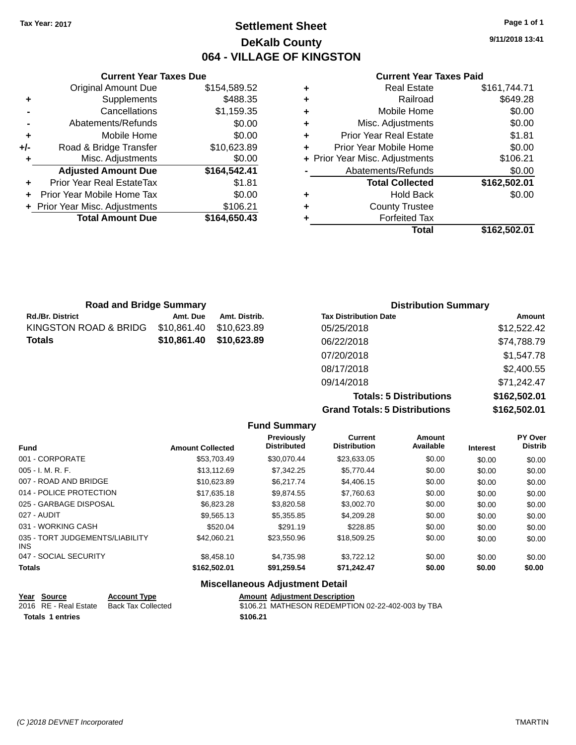Tax Year: 2017

# Settlement Sheet
## DeKalb County
## 064 - VILLAGE OF KINGSTON

9/11/2018 13:41

### Current Year Taxes Due

| | | |
|---|---|---|
| | Original Amount Due | $154,589.52 |
| + | Supplements | $488.35 |
| - | Cancellations | $1,159.35 |
| - | Abatements/Refunds | $0.00 |
| + | Mobile Home | $0.00 |
| +/- | Road & Bridge Transfer | $10,623.89 |
| + | Misc. Adjustments | $0.00 |
| | **Adjusted Amount Due** | **$164,542.41** |
| + | Prior Year Real EstateTax | $1.81 |
| + | Prior Year Mobile Home Tax | $0.00 |
| + | Prior Year Misc. Adjustments | $106.21 |
| | **Total Amount Due** | **$164,650.43** |

### Current Year Taxes Paid

| | | |
|---|---|---|
| + | Real Estate | $161,744.71 |
| + | Railroad | $649.28 |
| + | Mobile Home | $0.00 |
| + | Misc. Adjustments | $0.00 |
| + | Prior Year Real Estate | $1.81 |
| + | Prior Year Mobile Home | $0.00 |
| + | Prior Year Misc. Adjustments | $106.21 |
| - | Abatements/Refunds | $0.00 |
| | **Total Collected** | **$162,502.01** |
| + | Hold Back | $0.00 |
| + | County Trustee | |
| + | Forfeited Tax | |
| | **Total** | **$162,502.01** |

### Road and Bridge Summary

| Rd./Br. District | Amt. Due | Amt. Distrib. |
|---|---|---|
| KINGSTON ROAD & BRIDG | $10,861.40 | $10,623.89 |
| **Totals** | **$10,861.40** | **$10,623.89** |

### Distribution Summary

| Tax Distribution Date | Amount |
|---|---|
| 05/25/2018 | $12,522.42 |
| 06/22/2018 | $74,788.79 |
| 07/20/2018 | $1,547.78 |
| 08/17/2018 | $2,400.55 |
| 09/14/2018 | $71,242.47 |
| **Totals: 5 Distributions** | **$162,502.01** |
| **Grand Totals: 5 Distributions** | **$162,502.01** |

### Fund Summary

| Fund | Amount Collected | Previously Distributed | Current Distribution | Amount Available | Interest | PY Over Distrib |
|---|---|---|---|---|---|---|
| 001 - CORPORATE | $53,703.49 | $30,070.44 | $23,633.05 | $0.00 | $0.00 | $0.00 |
| 005 - I. M. R. F. | $13,112.69 | $7,342.25 | $5,770.44 | $0.00 | $0.00 | $0.00 |
| 007 - ROAD AND BRIDGE | $10,623.89 | $6,217.74 | $4,406.15 | $0.00 | $0.00 | $0.00 |
| 014 - POLICE PROTECTION | $17,635.18 | $9,874.55 | $7,760.63 | $0.00 | $0.00 | $0.00 |
| 025 - GARBAGE DISPOSAL | $6,823.28 | $3,820.58 | $3,002.70 | $0.00 | $0.00 | $0.00 |
| 027 - AUDIT | $9,565.13 | $5,355.85 | $4,209.28 | $0.00 | $0.00 | $0.00 |
| 031 - WORKING CASH | $520.04 | $291.19 | $228.85 | $0.00 | $0.00 | $0.00 |
| 035 - TORT JUDGEMENTS/LIABILITY INS | $42,060.21 | $23,550.96 | $18,509.25 | $0.00 | $0.00 | $0.00 |
| 047 - SOCIAL SECURITY | $8,458.10 | $4,735.98 | $3,722.12 | $0.00 | $0.00 | $0.00 |
| **Totals** | **$162,502.01** | **$91,259.54** | **$71,242.47** | **$0.00** | **$0.00** | **$0.00** |

### Miscellaneous Adjustment Detail

| Year | Source | Account Type | Amount | Adjustment Description |
|---|---|---|---|---|
| 2016 | RE - Real Estate | Back Tax Collected | $106.21 | MATHESON REDEMPTION 02-22-402-003 by TBA |
| **Totals 1 entries** | | | **$106.21** | |

(C )2018 DEVNET Incorporated TMARTIN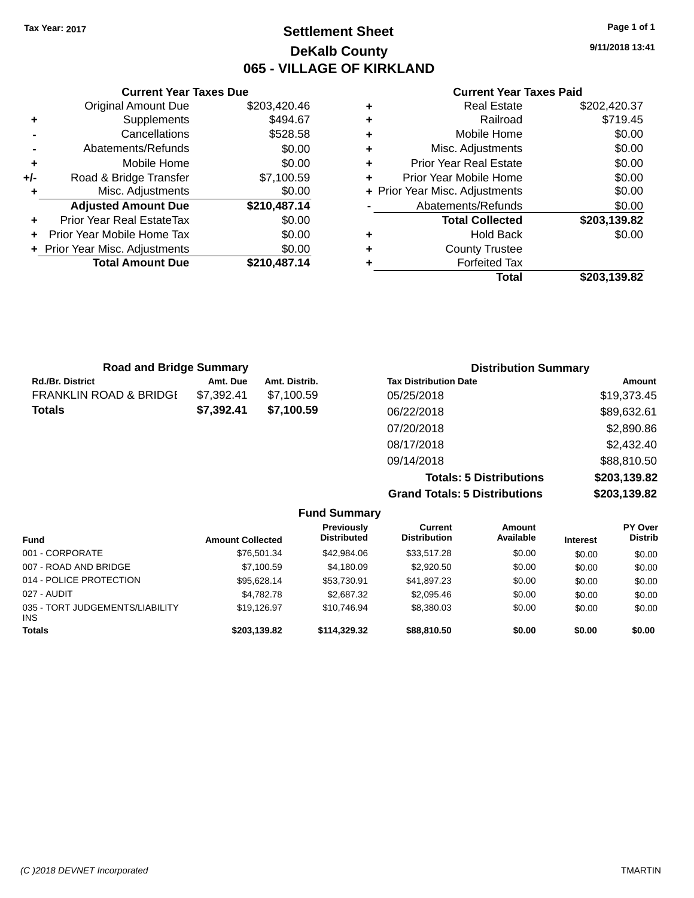Tax Year: 2017

# Settlement Sheet

## DeKalb County

## 065 - VILLAGE OF KIRKLAND

9/11/2018 13:41

### Current Year Taxes Due

| | | |
|---|---|---|
| | Original Amount Due | $203,420.46 |
| + | Supplements | $494.67 |
| - | Cancellations | $528.58 |
| - | Abatements/Refunds | $0.00 |
| + | Mobile Home | $0.00 |
| +/- | Road & Bridge Transfer | $7,100.59 |
| + | Misc. Adjustments | $0.00 |
| | **Adjusted Amount Due** | **$210,487.14** |
| + | Prior Year Real EstateTax | $0.00 |
| + | Prior Year Mobile Home Tax | $0.00 |
| + | Prior Year Misc. Adjustments | $0.00 |
| | **Total Amount Due** | **$210,487.14** |

### Current Year Taxes Paid

| | | |
|---|---|---|
| + | Real Estate | $202,420.37 |
| + | Railroad | $719.45 |
| + | Mobile Home | $0.00 |
| + | Misc. Adjustments | $0.00 |
| + | Prior Year Real Estate | $0.00 |
| + | Prior Year Mobile Home | $0.00 |
| + | Prior Year Misc. Adjustments | $0.00 |
| - | Abatements/Refunds | $0.00 |
| | **Total Collected** | **$203,139.82** |
| + | Hold Back | $0.00 |
| + | County Trustee | |
| + | Forfeited Tax | |
| | **Total** | **$203,139.82** |

### Road and Bridge Summary

| Rd./Br. District | Amt. Due | Amt. Distrib. |
|---|---|---|
| FRANKLIN ROAD & BRIDGE | $7,392.41 | $7,100.59 |
| **Totals** | **$7,392.41** | **$7,100.59** |

### Distribution Summary

| Tax Distribution Date | Amount |
|---|---|
| 05/25/2018 | $19,373.45 |
| 06/22/2018 | $89,632.61 |
| 07/20/2018 | $2,890.86 |
| 08/17/2018 | $2,432.40 |
| 09/14/2018 | $88,810.50 |
| **Totals: 5 Distributions** | **$203,139.82** |
| **Grand Totals: 5 Distributions** | **$203,139.82** |

### Fund Summary

| Fund | Amount Collected | Previously Distributed | Current Distribution | Amount Available | Interest | PY Over Distrib |
|---|---|---|---|---|---|---|
| 001 - CORPORATE | $76,501.34 | $42,984.06 | $33,517.28 | $0.00 | $0.00 | $0.00 |
| 007 - ROAD AND BRIDGE | $7,100.59 | $4,180.09 | $2,920.50 | $0.00 | $0.00 | $0.00 |
| 014 - POLICE PROTECTION | $95,628.14 | $53,730.91 | $41,897.23 | $0.00 | $0.00 | $0.00 |
| 027 - AUDIT | $4,782.78 | $2,687.32 | $2,095.46 | $0.00 | $0.00 | $0.00 |
| 035 - TORT JUDGEMENTS/LIABILITY INS | $19,126.97 | $10,746.94 | $8,380.03 | $0.00 | $0.00 | $0.00 |
| **Totals** | **$203,139.82** | **$114,329.32** | **$88,810.50** | **$0.00** | **$0.00** | **$0.00** |

(C )2018 DEVNET Incorporated TMARTIN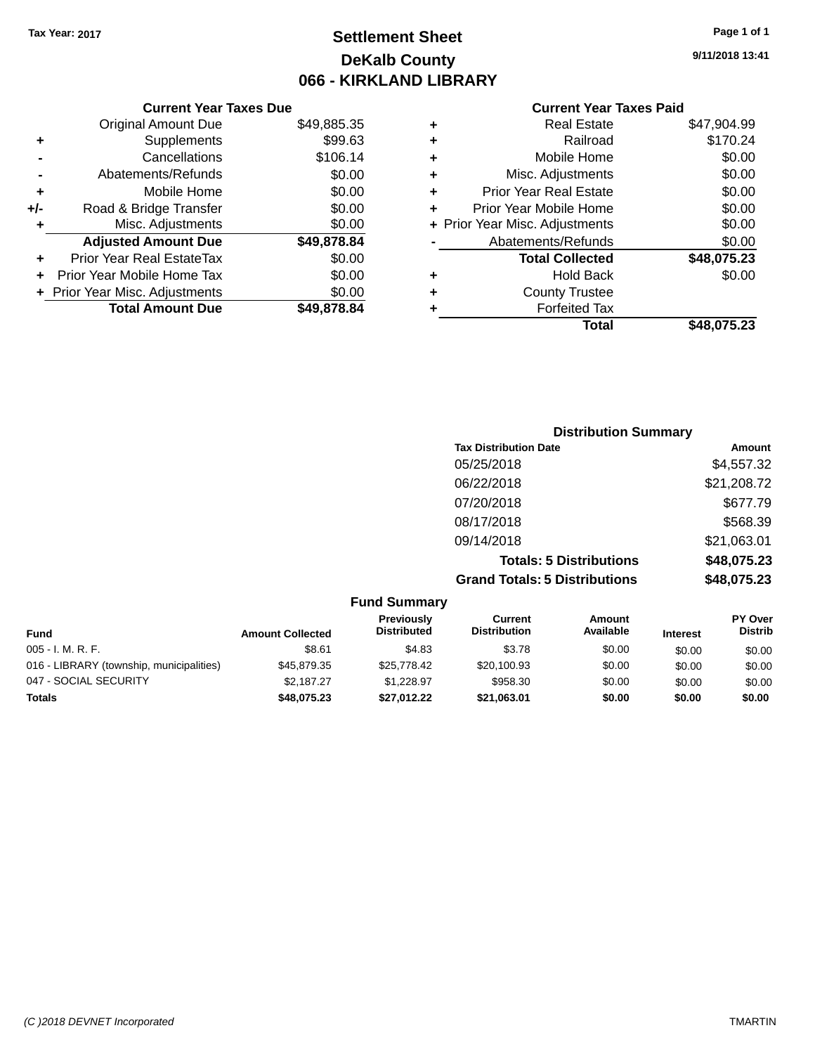Tax Year: 2017

# Settlement Sheet

## DeKalb County

## 066 - KIRKLAND LIBRARY

9/11/2018 13:41

### Current Year Taxes Due

| | | |
|---|---|---|
| | Original Amount Due | $49,885.35 |
| + | Supplements | $99.63 |
| - | Cancellations | $106.14 |
| - | Abatements/Refunds | $0.00 |
| + | Mobile Home | $0.00 |
| +/- | Road & Bridge Transfer | $0.00 |
| + | Misc. Adjustments | $0.00 |
| | **Adjusted Amount Due** | **$49,878.84** |
| + | Prior Year Real EstateTax | $0.00 |
| + | Prior Year Mobile Home Tax | $0.00 |
| + | Prior Year Misc. Adjustments | $0.00 |
| | **Total Amount Due** | **$49,878.84** |

### Current Year Taxes Paid

| | | |
|---|---|---|
| + | Real Estate | $47,904.99 |
| + | Railroad | $170.24 |
| + | Mobile Home | $0.00 |
| + | Misc. Adjustments | $0.00 |
| + | Prior Year Real Estate | $0.00 |
| + | Prior Year Mobile Home | $0.00 |
| + | Prior Year Misc. Adjustments | $0.00 |
| - | Abatements/Refunds | $0.00 |
| | **Total Collected** | **$48,075.23** |
| + | Hold Back | $0.00 |
| + | County Trustee | |
| + | Forfeited Tax | |
| | **Total** | **$48,075.23** |

### Distribution Summary

| Tax Distribution Date | Amount |
|---|---|
| 05/25/2018 | $4,557.32 |
| 06/22/2018 | $21,208.72 |
| 07/20/2018 | $677.79 |
| 08/17/2018 | $568.39 |
| 09/14/2018 | $21,063.01 |
| **Totals: 5 Distributions** | **$48,075.23** |
| **Grand Totals: 5 Distributions** | **$48,075.23** |

### Fund Summary

| Fund | Amount Collected | Previously Distributed | Current Distribution | Amount Available | Interest | PY Over Distrib |
|---|---|---|---|---|---|---|
| 005 - I. M. R. F. | $8.61 | $4.83 | $3.78 | $0.00 | $0.00 | $0.00 |
| 016 - LIBRARY (township, municipalities) | $45,879.35 | $25,778.42 | $20,100.93 | $0.00 | $0.00 | $0.00 |
| 047 - SOCIAL SECURITY | $2,187.27 | $1,228.97 | $958.30 | $0.00 | $0.00 | $0.00 |
| **Totals** | **$48,075.23** | **$27,012.22** | **$21,063.01** | **$0.00** | **$0.00** | **$0.00** |

(C )2018 DEVNET Incorporated TMARTIN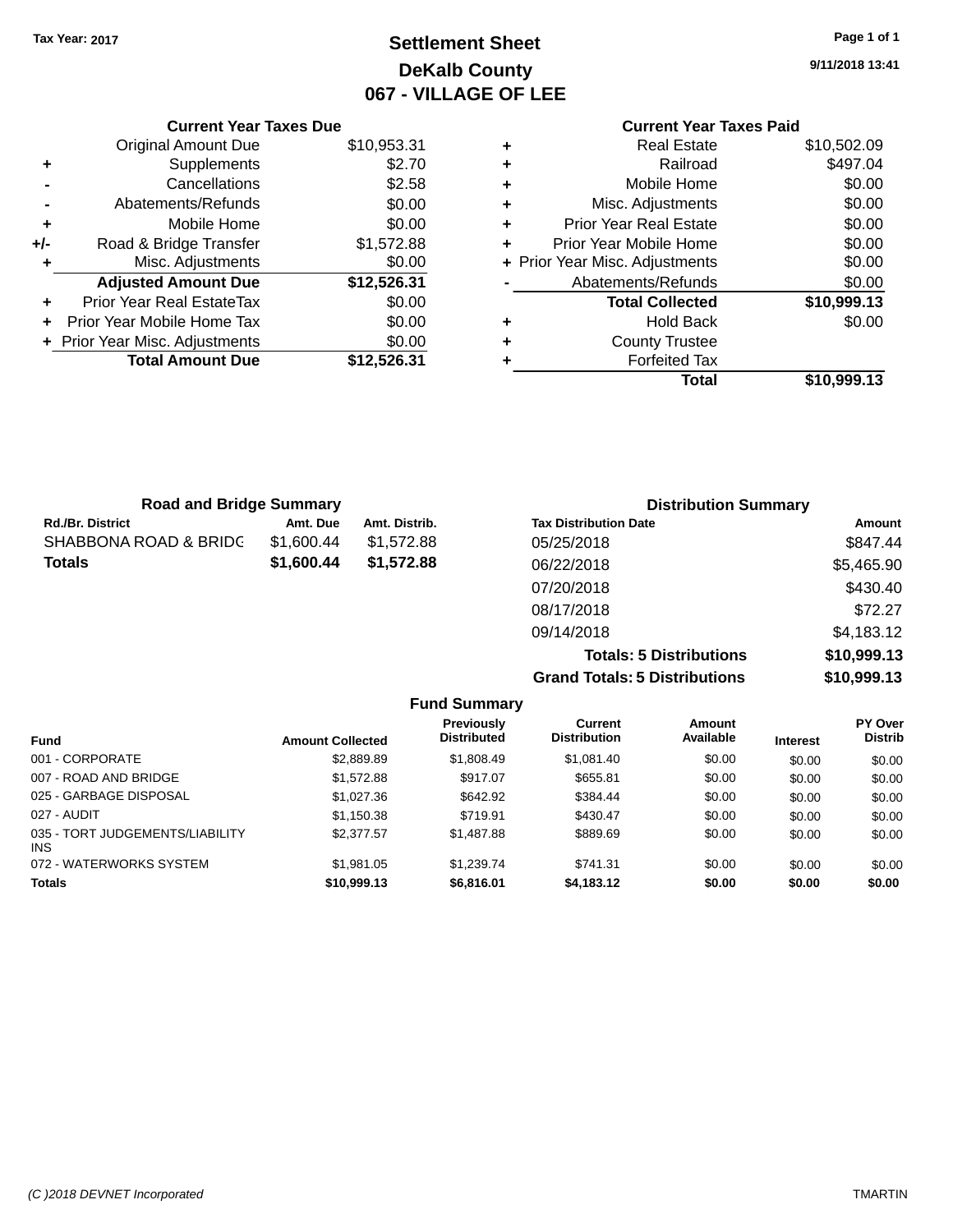Tax Year: 2017

# Settlement Sheet
## DeKalb County
## 067 - VILLAGE OF LEE

9/11/2018 13:41

### Current Year Taxes Due

| | | |
|---|---|---|
| | Original Amount Due | $10,953.31 |
| + | Supplements | $2.70 |
| - | Cancellations | $2.58 |
| - | Abatements/Refunds | $0.00 |
| + | Mobile Home | $0.00 |
| +/- | Road & Bridge Transfer | $1,572.88 |
| + | Misc. Adjustments | $0.00 |
| | **Adjusted Amount Due** | **$12,526.31** |
| + | Prior Year Real EstateTax | $0.00 |
| + | Prior Year Mobile Home Tax | $0.00 |
| + | Prior Year Misc. Adjustments | $0.00 |
| | **Total Amount Due** | **$12,526.31** |

### Current Year Taxes Paid

| | | |
|---|---|---|
| + | Real Estate | $10,502.09 |
| + | Railroad | $497.04 |
| + | Mobile Home | $0.00 |
| + | Misc. Adjustments | $0.00 |
| + | Prior Year Real Estate | $0.00 |
| + | Prior Year Mobile Home | $0.00 |
| + | Prior Year Misc. Adjustments | $0.00 |
| - | Abatements/Refunds | $0.00 |
| | **Total Collected** | **$10,999.13** |
| + | Hold Back | $0.00 |
| + | County Trustee | |
| + | Forfeited Tax | |
| | **Total** | **$10,999.13** |

### Road and Bridge Summary

| Rd./Br. District | Amt. Due | Amt. Distrib. |
|---|---|---|
| SHABBONA ROAD & BRIDG | $1,600.44 | $1,572.88 |
| **Totals** | **$1,600.44** | **$1,572.88** |

### Distribution Summary

| Tax Distribution Date | Amount |
|---|---|
| 05/25/2018 | $847.44 |
| 06/22/2018 | $5,465.90 |
| 07/20/2018 | $430.40 |
| 08/17/2018 | $72.27 |
| 09/14/2018 | $4,183.12 |
| **Totals: 5 Distributions** | **$10,999.13** |
| **Grand Totals: 5 Distributions** | **$10,999.13** |

### Fund Summary

| Fund | Amount Collected | Previously Distributed | Current Distribution | Amount Available | Interest | PY Over Distrib |
|---|---|---|---|---|---|---|
| 001 - CORPORATE | $2,889.89 | $1,808.49 | $1,081.40 | $0.00 | $0.00 | $0.00 |
| 007 - ROAD AND BRIDGE | $1,572.88 | $917.07 | $655.81 | $0.00 | $0.00 | $0.00 |
| 025 - GARBAGE DISPOSAL | $1,027.36 | $642.92 | $384.44 | $0.00 | $0.00 | $0.00 |
| 027 - AUDIT | $1,150.38 | $719.91 | $430.47 | $0.00 | $0.00 | $0.00 |
| 035 - TORT JUDGEMENTS/LIABILITY INS | $2,377.57 | $1,487.88 | $889.69 | $0.00 | $0.00 | $0.00 |
| 072 - WATERWORKS SYSTEM | $1,981.05 | $1,239.74 | $741.31 | $0.00 | $0.00 | $0.00 |
| **Totals** | **$10,999.13** | **$6,816.01** | **$4,183.12** | **$0.00** | **$0.00** | **$0.00** |

(C )2018 DEVNET Incorporated TMARTIN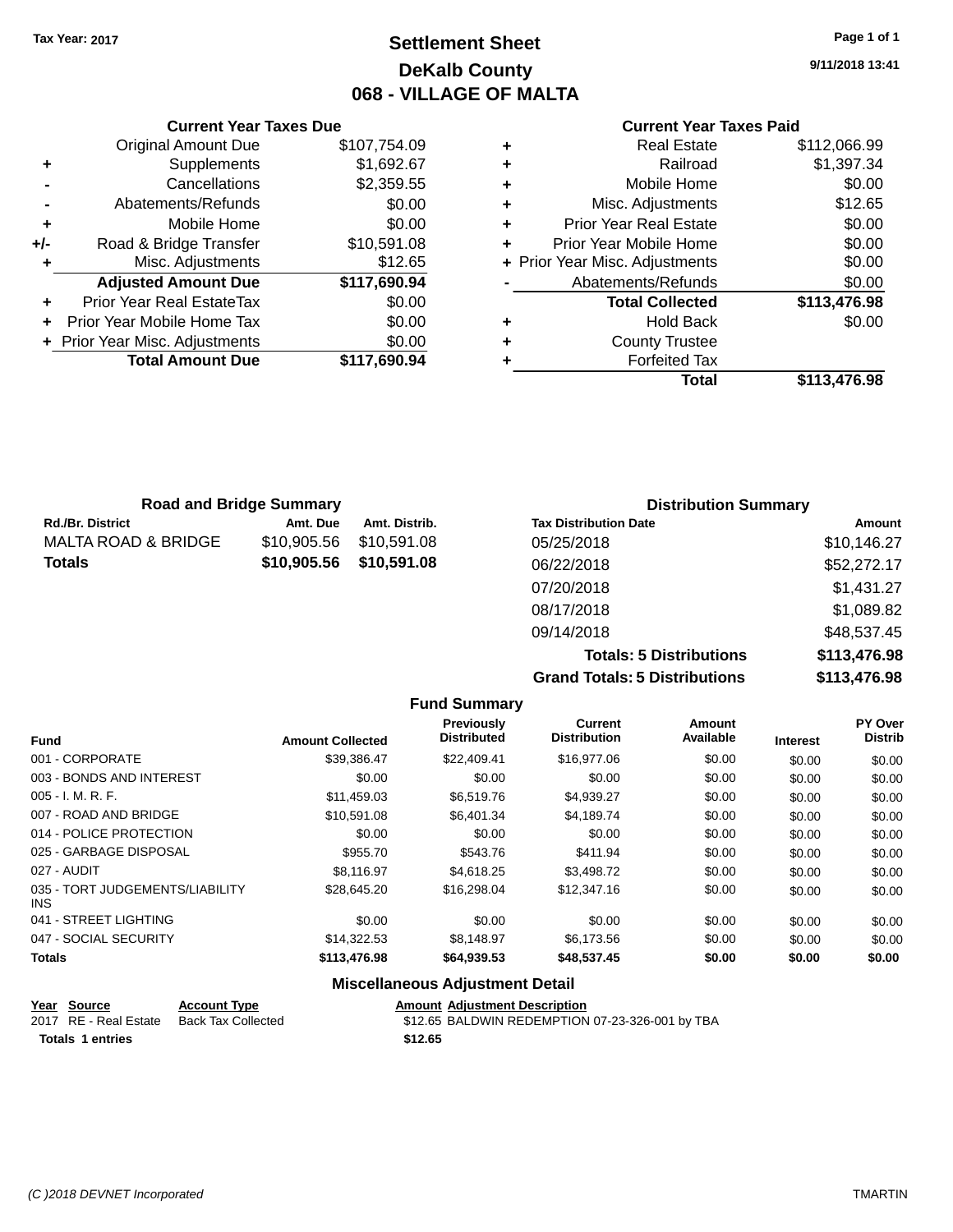Tax Year: 2017

# Settlement Sheet

## DeKalb County

## 068 - VILLAGE OF MALTA

9/11/2018 13:41

### Current Year Taxes Due

| | | |
|---|---|---|
| | Original Amount Due | $107,754.09 |
| + | Supplements | $1,692.67 |
| - | Cancellations | $2,359.55 |
| - | Abatements/Refunds | $0.00 |
| + | Mobile Home | $0.00 |
| +/- | Road & Bridge Transfer | $10,591.08 |
| + | Misc. Adjustments | $12.65 |
| | **Adjusted Amount Due** | **$117,690.94** |
| + | Prior Year Real EstateTax | $0.00 |
| + | Prior Year Mobile Home Tax | $0.00 |
| + | Prior Year Misc. Adjustments | $0.00 |
| | **Total Amount Due** | **$117,690.94** |

### Current Year Taxes Paid

| | | |
|---|---|---|
| + | Real Estate | $112,066.99 |
| + | Railroad | $1,397.34 |
| + | Mobile Home | $0.00 |
| + | Misc. Adjustments | $12.65 |
| + | Prior Year Real Estate | $0.00 |
| + | Prior Year Mobile Home | $0.00 |
| + | Prior Year Misc. Adjustments | $0.00 |
| - | Abatements/Refunds | $0.00 |
| | **Total Collected** | **$113,476.98** |
| + | Hold Back | $0.00 |
| + | County Trustee | |
| + | Forfeited Tax | |
| | **Total** | **$113,476.98** |

### Road and Bridge Summary

| Rd./Br. District | Amt. Due | Amt. Distrib. |
|---|---|---|
| MALTA ROAD & BRIDGE | $10,905.56 | $10,591.08 |
| **Totals** | **$10,905.56** | **$10,591.08** |

### Distribution Summary

| Tax Distribution Date | Amount |
|---|---|
| 05/25/2018 | $10,146.27 |
| 06/22/2018 | $52,272.17 |
| 07/20/2018 | $1,431.27 |
| 08/17/2018 | $1,089.82 |
| 09/14/2018 | $48,537.45 |
| **Totals: 5 Distributions** | **$113,476.98** |
| **Grand Totals: 5 Distributions** | **$113,476.98** |

### Fund Summary

| Fund | Amount Collected | Previously Distributed | Current Distribution | Amount Available | Interest | PY Over Distrib |
|---|---|---|---|---|---|---|
| 001 - CORPORATE | $39,386.47 | $22,409.41 | $16,977.06 | $0.00 | $0.00 | $0.00 |
| 003 - BONDS AND INTEREST | $0.00 | $0.00 | $0.00 | $0.00 | $0.00 | $0.00 |
| 005 - I. M. R. F. | $11,459.03 | $6,519.76 | $4,939.27 | $0.00 | $0.00 | $0.00 |
| 007 - ROAD AND BRIDGE | $10,591.08 | $6,401.34 | $4,189.74 | $0.00 | $0.00 | $0.00 |
| 014 - POLICE PROTECTION | $0.00 | $0.00 | $0.00 | $0.00 | $0.00 | $0.00 |
| 025 - GARBAGE DISPOSAL | $955.70 | $543.76 | $411.94 | $0.00 | $0.00 | $0.00 |
| 027 - AUDIT | $8,116.97 | $4,618.25 | $3,498.72 | $0.00 | $0.00 | $0.00 |
| 035 - TORT JUDGEMENTS/LIABILITY INS | $28,645.20 | $16,298.04 | $12,347.16 | $0.00 | $0.00 | $0.00 |
| 041 - STREET LIGHTING | $0.00 | $0.00 | $0.00 | $0.00 | $0.00 | $0.00 |
| 047 - SOCIAL SECURITY | $14,322.53 | $8,148.97 | $6,173.56 | $0.00 | $0.00 | $0.00 |
| **Totals** | **$113,476.98** | **$64,939.53** | **$48,537.45** | **$0.00** | **$0.00** | **$0.00** |

### Miscellaneous Adjustment Detail

| Year | Source | Account Type | Amount | Adjustment Description |
|---|---|---|---|---|
| 2017 | RE - Real Estate | Back Tax Collected | $12.65 | BALDWIN REDEMPTION 07-23-326-001 by TBA |
| **Totals 1 entries** | | | **$12.65** | |

(C )2018 DEVNET Incorporated — TMARTIN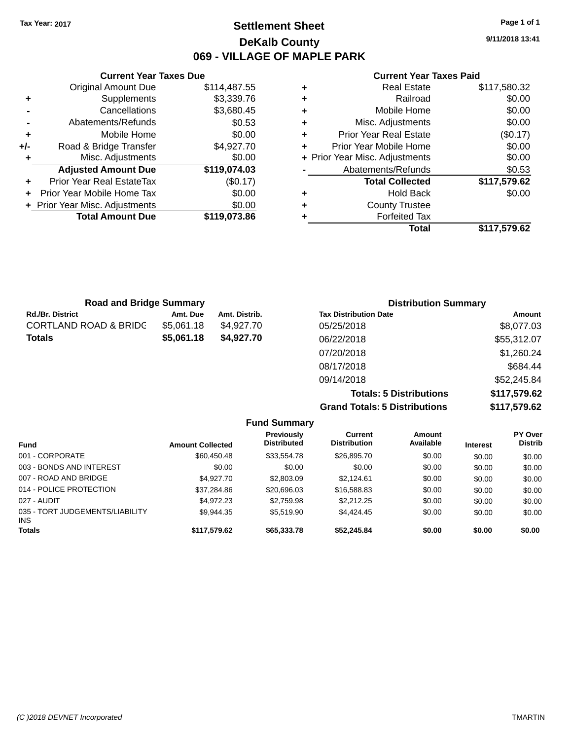Tax Year: 2017

# Settlement Sheet

## DeKalb County

## 069 - VILLAGE OF MAPLE PARK

9/11/2018 13:41

### Current Year Taxes Due

| | | |
|---|---|---|
| | Original Amount Due | $114,487.55 |
| + | Supplements | $3,339.76 |
| - | Cancellations | $3,680.45 |
| - | Abatements/Refunds | $0.53 |
| + | Mobile Home | $0.00 |
| +/- | Road & Bridge Transfer | $4,927.70 |
| + | Misc. Adjustments | $0.00 |
| | **Adjusted Amount Due** | **$119,074.03** |
| + | Prior Year Real EstateTax | ($0.17) |
| + | Prior Year Mobile Home Tax | $0.00 |
| + | Prior Year Misc. Adjustments | $0.00 |
| | **Total Amount Due** | **$119,073.86** |

### Current Year Taxes Paid

| | | |
|---|---|---|
| + | Real Estate | $117,580.32 |
| + | Railroad | $0.00 |
| + | Mobile Home | $0.00 |
| + | Misc. Adjustments | $0.00 |
| + | Prior Year Real Estate | ($0.17) |
| + | Prior Year Mobile Home | $0.00 |
| + | Prior Year Misc. Adjustments | $0.00 |
| - | Abatements/Refunds | $0.53 |
| | **Total Collected** | **$117,579.62** |
| + | Hold Back | $0.00 |
| + | County Trustee | |
| + | Forfeited Tax | |
| | **Total** | **$117,579.62** |

### Road and Bridge Summary

| Rd./Br. District | Amt. Due | Amt. Distrib. |
|---|---|---|
| CORTLAND ROAD & BRIDG | $5,061.18 | $4,927.70 |
| **Totals** | **$5,061.18** | **$4,927.70** |

### Distribution Summary

| Tax Distribution Date | Amount |
|---|---|
| 05/25/2018 | $8,077.03 |
| 06/22/2018 | $55,312.07 |
| 07/20/2018 | $1,260.24 |
| 08/17/2018 | $684.44 |
| 09/14/2018 | $52,245.84 |
| **Totals: 5 Distributions** | **$117,579.62** |
| **Grand Totals: 5 Distributions** | **$117,579.62** |

### Fund Summary

| Fund | Amount Collected | Previously Distributed | Current Distribution | Amount Available | Interest | PY Over Distrib |
|---|---|---|---|---|---|---|
| 001 - CORPORATE | $60,450.48 | $33,554.78 | $26,895.70 | $0.00 | $0.00 | $0.00 |
| 003 - BONDS AND INTEREST | $0.00 | $0.00 | $0.00 | $0.00 | $0.00 | $0.00 |
| 007 - ROAD AND BRIDGE | $4,927.70 | $2,803.09 | $2,124.61 | $0.00 | $0.00 | $0.00 |
| 014 - POLICE PROTECTION | $37,284.86 | $20,696.03 | $16,588.83 | $0.00 | $0.00 | $0.00 |
| 027 - AUDIT | $4,972.23 | $2,759.98 | $2,212.25 | $0.00 | $0.00 | $0.00 |
| 035 - TORT JUDGEMENTS/LIABILITY INS | $9,944.35 | $5,519.90 | $4,424.45 | $0.00 | $0.00 | $0.00 |
| **Totals** | **$117,579.62** | **$65,333.78** | **$52,245.84** | **$0.00** | **$0.00** | **$0.00** |

(C )2018 DEVNET Incorporated TMARTIN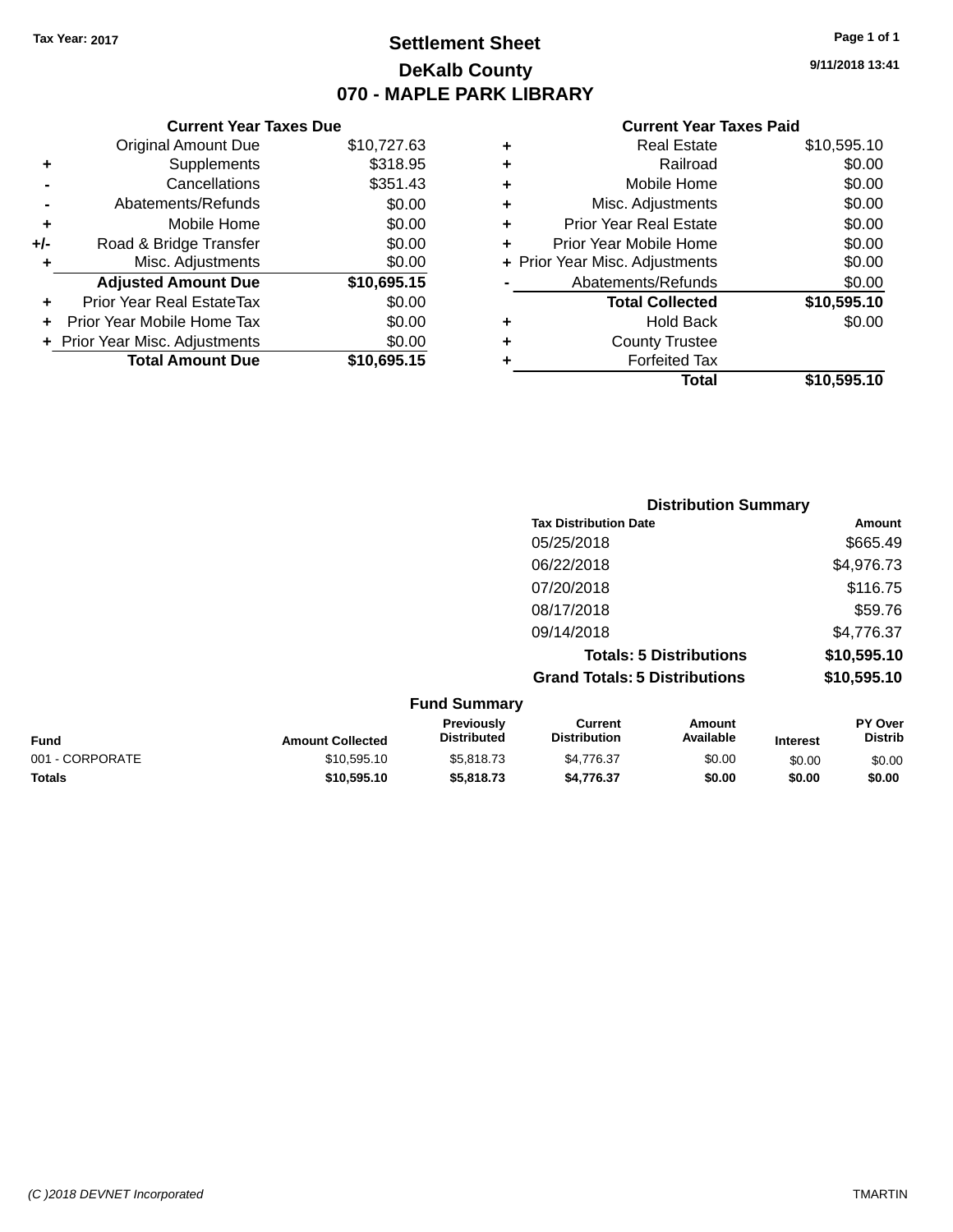Tax Year: 2017

# Settlement Sheet
## DeKalb County
## 070 - MAPLE PARK LIBRARY

9/11/2018 13:41

### Current Year Taxes Due

| | | |
|---|---|---|
| | Original Amount Due | $10,727.63 |
| + | Supplements | $318.95 |
| - | Cancellations | $351.43 |
| - | Abatements/Refunds | $0.00 |
| + | Mobile Home | $0.00 |
| +/- | Road & Bridge Transfer | $0.00 |
| + | Misc. Adjustments | $0.00 |
| | **Adjusted Amount Due** | **$10,695.15** |
| + | Prior Year Real EstateTax | $0.00 |
| + | Prior Year Mobile Home Tax | $0.00 |
| + | Prior Year Misc. Adjustments | $0.00 |
| | **Total Amount Due** | **$10,695.15** |

### Current Year Taxes Paid

| | | |
|---|---|---|
| + | Real Estate | $10,595.10 |
| + | Railroad | $0.00 |
| + | Mobile Home | $0.00 |
| + | Misc. Adjustments | $0.00 |
| + | Prior Year Real Estate | $0.00 |
| + | Prior Year Mobile Home | $0.00 |
| + | Prior Year Misc. Adjustments | $0.00 |
| - | Abatements/Refunds | $0.00 |
| | **Total Collected** | **$10,595.10** |
| + | Hold Back | $0.00 |
| + | County Trustee | |
| + | Forfeited Tax | |
| | **Total** | **$10,595.10** |

### Distribution Summary

| Tax Distribution Date | Amount |
|---|---|
| 05/25/2018 | $665.49 |
| 06/22/2018 | $4,976.73 |
| 07/20/2018 | $116.75 |
| 08/17/2018 | $59.76 |
| 09/14/2018 | $4,776.37 |
| **Totals: 5 Distributions** | **$10,595.10** |
| **Grand Totals: 5 Distributions** | **$10,595.10** |

### Fund Summary

| Fund | Amount Collected | Previously Distributed | Current Distribution | Amount Available | Interest | PY Over Distrib |
|---|---|---|---|---|---|---|
| 001 - CORPORATE | $10,595.10 | $5,818.73 | $4,776.37 | $0.00 | $0.00 | $0.00 |
| **Totals** | **$10,595.10** | **$5,818.73** | **$4,776.37** | **$0.00** | **$0.00** | **$0.00** |

(C )2018 DEVNET Incorporated TMARTIN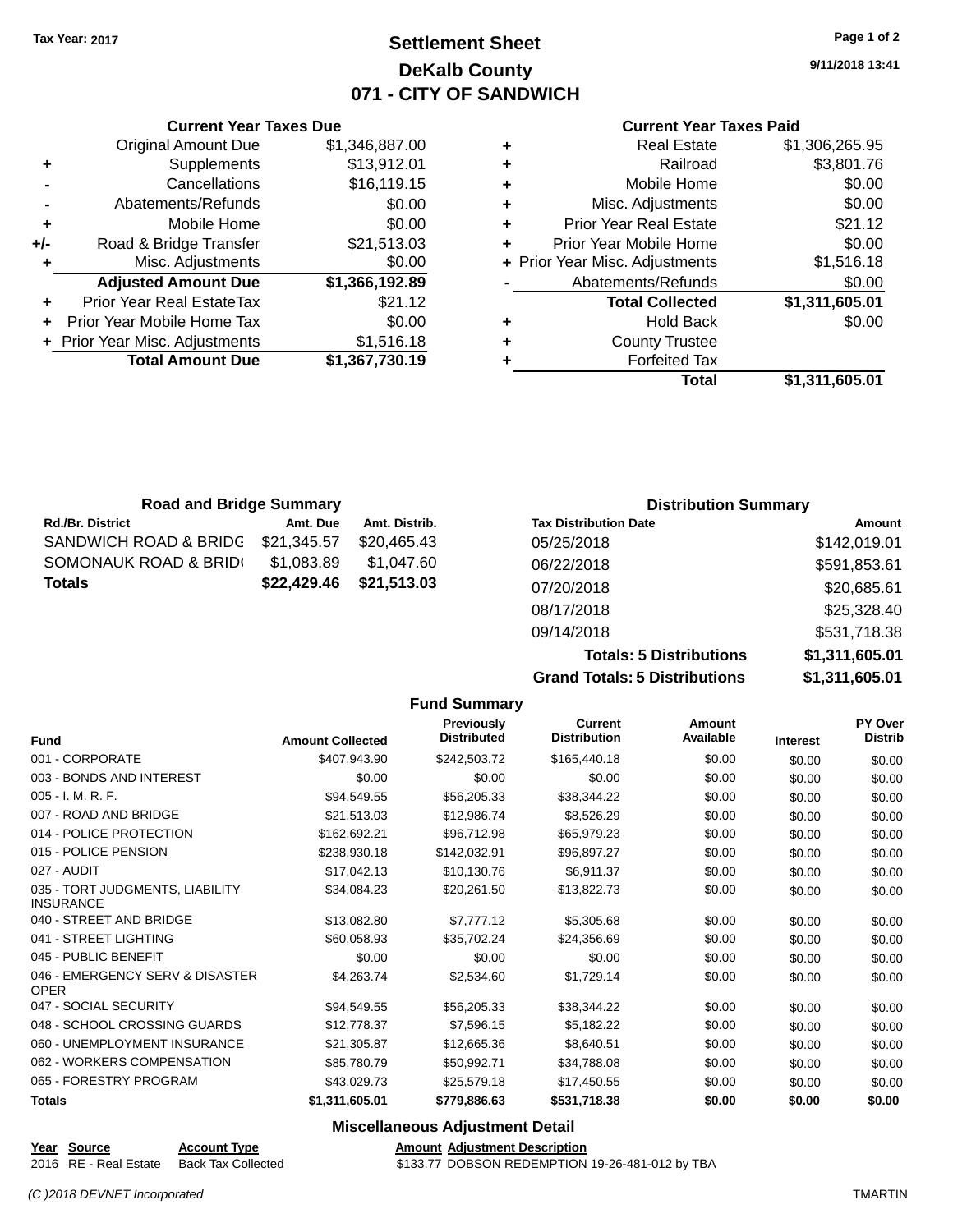**Tax Year: 2017**

# Settlement Sheet
## DeKalb County
## 071 - CITY OF SANDWICH

9/11/2018 13:41

### Current Year Taxes Due

| | | |
|---|---|---|
| | Original Amount Due | $1,346,887.00 |
| + | Supplements | $13,912.01 |
| - | Cancellations | $16,119.15 |
| - | Abatements/Refunds | $0.00 |
| + | Mobile Home | $0.00 |
| +/- | Road & Bridge Transfer | $21,513.03 |
| + | Misc. Adjustments | $0.00 |
| | **Adjusted Amount Due** | **$1,366,192.89** |
| + | Prior Year Real EstateTax | $21.12 |
| + | Prior Year Mobile Home Tax | $0.00 |
| + | Prior Year Misc. Adjustments | $1,516.18 |
| | **Total Amount Due** | **$1,367,730.19** |

### Current Year Taxes Paid

| | | |
|---|---|---|
| + | Real Estate | $1,306,265.95 |
| + | Railroad | $3,801.76 |
| + | Mobile Home | $0.00 |
| + | Misc. Adjustments | $0.00 |
| + | Prior Year Real Estate | $21.12 |
| + | Prior Year Mobile Home | $0.00 |
| + | Prior Year Misc. Adjustments | $1,516.18 |
| - | Abatements/Refunds | $0.00 |
| | **Total Collected** | **$1,311,605.01** |
| + | Hold Back | $0.00 |
| + | County Trustee | |
| + | Forfeited Tax | |
| | **Total** | **$1,311,605.01** |

### Road and Bridge Summary

| Rd./Br. District | Amt. Due | Amt. Distrib. |
|---|---|---|
| SANDWICH ROAD & BRIDG | $21,345.57 | $20,465.43 |
| SOMONAUK ROAD & BRID( | $1,083.89 | $1,047.60 |
| **Totals** | **$22,429.46** | **$21,513.03** |

### Distribution Summary

| Tax Distribution Date | Amount |
|---|---|
| 05/25/2018 | $142,019.01 |
| 06/22/2018 | $591,853.61 |
| 07/20/2018 | $20,685.61 |
| 08/17/2018 | $25,328.40 |
| 09/14/2018 | $531,718.38 |
| **Totals: 5 Distributions** | **$1,311,605.01** |
| **Grand Totals: 5 Distributions** | **$1,311,605.01** |

### Fund Summary

| Fund | Amount Collected | Previously Distributed | Current Distribution | Amount Available | Interest | PY Over Distrib |
|---|---|---|---|---|---|---|
| 001 - CORPORATE | $407,943.90 | $242,503.72 | $165,440.18 | $0.00 | $0.00 | $0.00 |
| 003 - BONDS AND INTEREST | $0.00 | $0.00 | $0.00 | $0.00 | $0.00 | $0.00 |
| 005 - I. M. R. F. | $94,549.55 | $56,205.33 | $38,344.22 | $0.00 | $0.00 | $0.00 |
| 007 - ROAD AND BRIDGE | $21,513.03 | $12,986.74 | $8,526.29 | $0.00 | $0.00 | $0.00 |
| 014 - POLICE PROTECTION | $162,692.21 | $96,712.98 | $65,979.23 | $0.00 | $0.00 | $0.00 |
| 015 - POLICE PENSION | $238,930.18 | $142,032.91 | $96,897.27 | $0.00 | $0.00 | $0.00 |
| 027 - AUDIT | $17,042.13 | $10,130.76 | $6,911.37 | $0.00 | $0.00 | $0.00 |
| 035 - TORT JUDGMENTS, LIABILITY INSURANCE | $34,084.23 | $20,261.50 | $13,822.73 | $0.00 | $0.00 | $0.00 |
| 040 - STREET AND BRIDGE | $13,082.80 | $7,777.12 | $5,305.68 | $0.00 | $0.00 | $0.00 |
| 041 - STREET LIGHTING | $60,058.93 | $35,702.24 | $24,356.69 | $0.00 | $0.00 | $0.00 |
| 045 - PUBLIC BENEFIT | $0.00 | $0.00 | $0.00 | $0.00 | $0.00 | $0.00 |
| 046 - EMERGENCY SERV & DISASTER OPER | $4,263.74 | $2,534.60 | $1,729.14 | $0.00 | $0.00 | $0.00 |
| 047 - SOCIAL SECURITY | $94,549.55 | $56,205.33 | $38,344.22 | $0.00 | $0.00 | $0.00 |
| 048 - SCHOOL CROSSING GUARDS | $12,778.37 | $7,596.15 | $5,182.22 | $0.00 | $0.00 | $0.00 |
| 060 - UNEMPLOYMENT INSURANCE | $21,305.87 | $12,665.36 | $8,640.51 | $0.00 | $0.00 | $0.00 |
| 062 - WORKERS COMPENSATION | $85,780.79 | $50,992.71 | $34,788.08 | $0.00 | $0.00 | $0.00 |
| 065 - FORESTRY PROGRAM | $43,029.73 | $25,579.18 | $17,450.55 | $0.00 | $0.00 | $0.00 |
| **Totals** | **$1,311,605.01** | **$779,886.63** | **$531,718.38** | **$0.00** | **$0.00** | **$0.00** |

### Miscellaneous Adjustment Detail

| Year | Source | Account Type | Amount | Adjustment Description |
|---|---|---|---|---|
| 2016 | RE - Real Estate | Back Tax Collected | $133.77 | DOBSON REDEMPTION 19-26-481-012 by TBA |

*(C )2018 DEVNET Incorporated* TMARTIN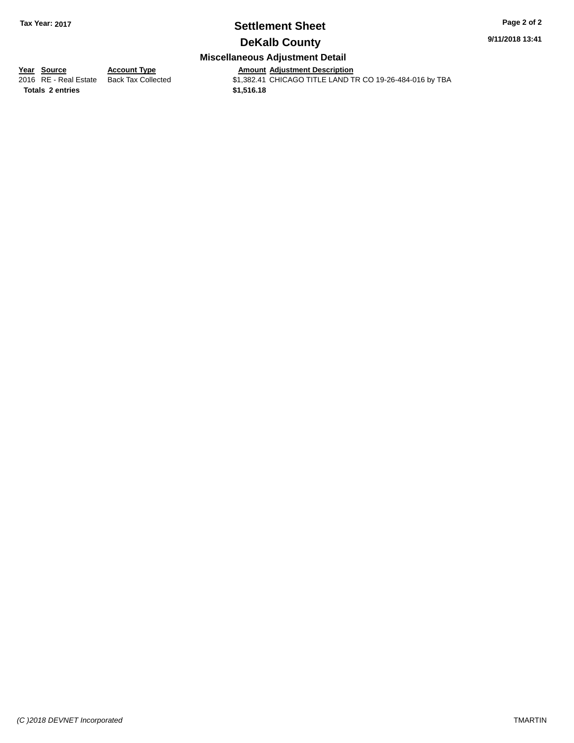**Tax Year: 2017**

# Settlement Sheet

## DeKalb County

### Miscellaneous Adjustment Detail

| Year | Source | Account Type | Amount | Adjustment Description |
|---|---|---|---|---|
| 2016 | RE - Real Estate | Back Tax Collected | $1,382.41 | CHICAGO TITLE LAND TR CO 19-26-484-016 by TBA |
| **Totals** | **2 entries** | | **$1,516.18** | |

*(C )2018 DEVNET Incorporated* TMARTIN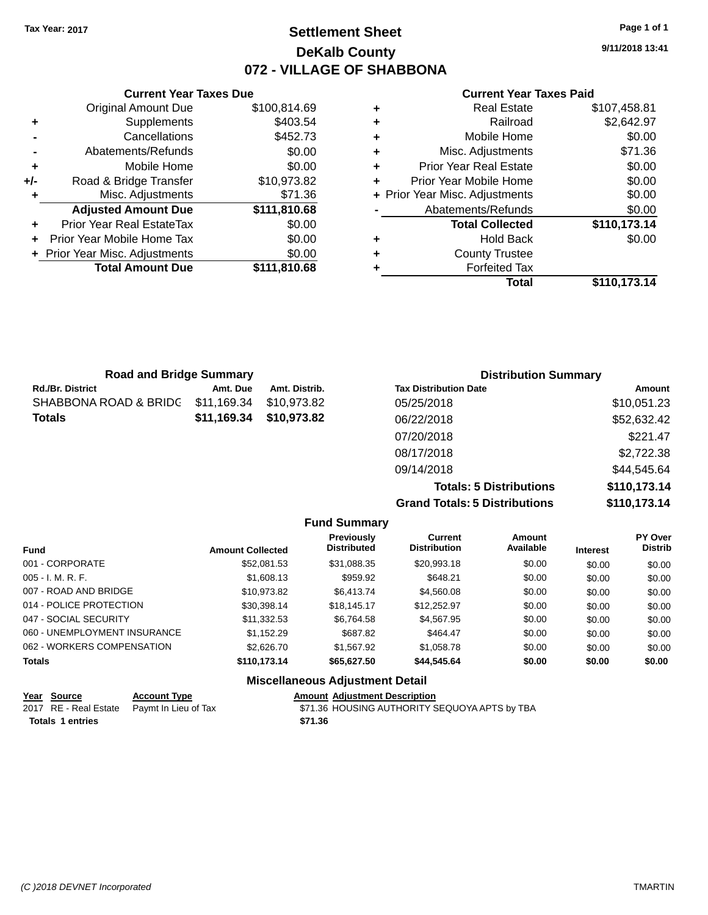Tax Year: 2017

# Settlement Sheet
## DeKalb County
## 072 - VILLAGE OF SHABBONA

9/11/2018 13:41

### Current Year Taxes Due

| | | |
|---|---|---|
| | Original Amount Due | $100,814.69 |
| + | Supplements | $403.54 |
| - | Cancellations | $452.73 |
| - | Abatements/Refunds | $0.00 |
| + | Mobile Home | $0.00 |
| +/- | Road & Bridge Transfer | $10,973.82 |
| + | Misc. Adjustments | $71.36 |
| | **Adjusted Amount Due** | **$111,810.68** |
| + | Prior Year Real EstateTax | $0.00 |
| + | Prior Year Mobile Home Tax | $0.00 |
| + | Prior Year Misc. Adjustments | $0.00 |
| | **Total Amount Due** | **$111,810.68** |

### Current Year Taxes Paid

| | | |
|---|---|---|
| + | Real Estate | $107,458.81 |
| + | Railroad | $2,642.97 |
| + | Mobile Home | $0.00 |
| + | Misc. Adjustments | $71.36 |
| + | Prior Year Real Estate | $0.00 |
| + | Prior Year Mobile Home | $0.00 |
| + | Prior Year Misc. Adjustments | $0.00 |
| - | Abatements/Refunds | $0.00 |
| | **Total Collected** | **$110,173.14** |
| + | Hold Back | $0.00 |
| + | County Trustee | |
| + | Forfeited Tax | |
| | **Total** | **$110,173.14** |

### Road and Bridge Summary

| Rd./Br. District | Amt. Due | Amt. Distrib. |
|---|---|---|
| SHABBONA ROAD & BRIDG | $11,169.34 | $10,973.82 |
| **Totals** | **$11,169.34** | **$10,973.82** |

### Distribution Summary

| Tax Distribution Date | Amount |
|---|---|
| 05/25/2018 | $10,051.23 |
| 06/22/2018 | $52,632.42 |
| 07/20/2018 | $221.47 |
| 08/17/2018 | $2,722.38 |
| 09/14/2018 | $44,545.64 |
| **Totals: 5 Distributions** | **$110,173.14** |
| **Grand Totals: 5 Distributions** | **$110,173.14** |

### Fund Summary

| Fund | Amount Collected | Previously Distributed | Current Distribution | Amount Available | Interest | PY Over Distrib |
|---|---|---|---|---|---|---|
| 001 - CORPORATE | $52,081.53 | $31,088.35 | $20,993.18 | $0.00 | $0.00 | $0.00 |
| 005 - I. M. R. F. | $1,608.13 | $959.92 | $648.21 | $0.00 | $0.00 | $0.00 |
| 007 - ROAD AND BRIDGE | $10,973.82 | $6,413.74 | $4,560.08 | $0.00 | $0.00 | $0.00 |
| 014 - POLICE PROTECTION | $30,398.14 | $18,145.17 | $12,252.97 | $0.00 | $0.00 | $0.00 |
| 047 - SOCIAL SECURITY | $11,332.53 | $6,764.58 | $4,567.95 | $0.00 | $0.00 | $0.00 |
| 060 - UNEMPLOYMENT INSURANCE | $1,152.29 | $687.82 | $464.47 | $0.00 | $0.00 | $0.00 |
| 062 - WORKERS COMPENSATION | $2,626.70 | $1,567.92 | $1,058.78 | $0.00 | $0.00 | $0.00 |
| **Totals** | **$110,173.14** | **$65,627.50** | **$44,545.64** | **$0.00** | **$0.00** | **$0.00** |

### Miscellaneous Adjustment Detail

| Year | Source | Account Type | Amount | Adjustment Description |
|---|---|---|---|---|
| 2017 | RE - Real Estate | Paymt In Lieu of Tax | $71.36 | HOUSING AUTHORITY SEQUOYA APTS by TBA |
| **Totals** | **1 entries** | | **$71.36** | |

(C )2018 DEVNET Incorporated — TMARTIN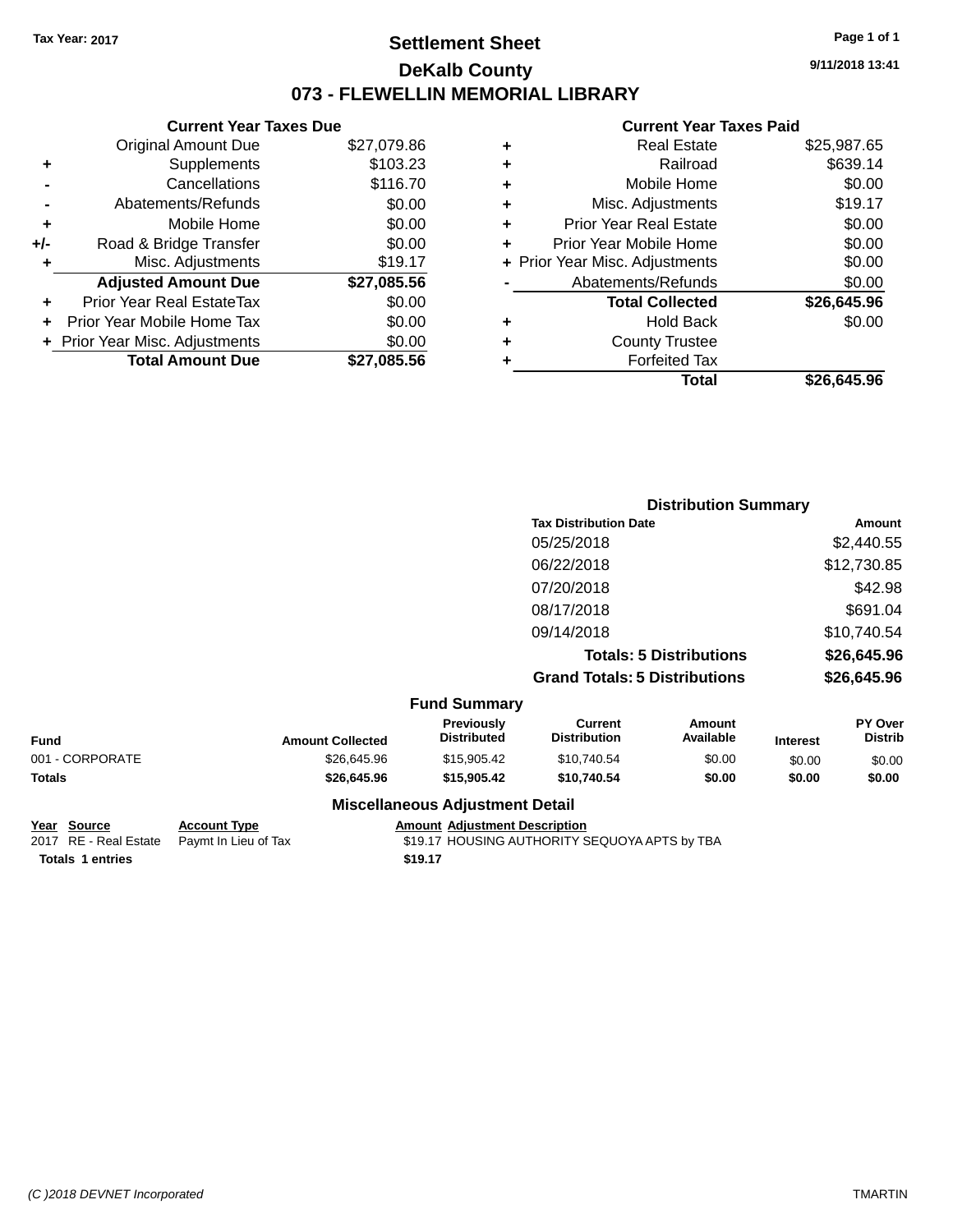Tax Year: 2017

# Settlement Sheet

## DeKalb County

## 073 - FLEWELLIN MEMORIAL LIBRARY

9/11/2018 13:41

### Current Year Taxes Due

| | | |
|---|---|---|
| | Original Amount Due | $27,079.86 |
| + | Supplements | $103.23 |
| - | Cancellations | $116.70 |
| - | Abatements/Refunds | $0.00 |
| + | Mobile Home | $0.00 |
| +/- | Road & Bridge Transfer | $0.00 |
| + | Misc. Adjustments | $19.17 |
| | **Adjusted Amount Due** | **$27,085.56** |
| + | Prior Year Real EstateTax | $0.00 |
| + | Prior Year Mobile Home Tax | $0.00 |
| + | Prior Year Misc. Adjustments | $0.00 |
| | **Total Amount Due** | **$27,085.56** |

### Current Year Taxes Paid

| | | |
|---|---|---|
| + | Real Estate | $25,987.65 |
| + | Railroad | $639.14 |
| + | Mobile Home | $0.00 |
| + | Misc. Adjustments | $19.17 |
| + | Prior Year Real Estate | $0.00 |
| + | Prior Year Mobile Home | $0.00 |
| + | Prior Year Misc. Adjustments | $0.00 |
| - | Abatements/Refunds | $0.00 |
| | **Total Collected** | **$26,645.96** |
| + | Hold Back | $0.00 |
| + | County Trustee | |
| + | Forfeited Tax | |
| | **Total** | **$26,645.96** |

### Distribution Summary

| Tax Distribution Date | Amount |
|---|---|
| 05/25/2018 | $2,440.55 |
| 06/22/2018 | $12,730.85 |
| 07/20/2018 | $42.98 |
| 08/17/2018 | $691.04 |
| 09/14/2018 | $10,740.54 |
| **Totals: 5 Distributions** | **$26,645.96** |
| **Grand Totals: 5 Distributions** | **$26,645.96** |

### Fund Summary

| Fund | Amount Collected | Previously Distributed | Current Distribution | Amount Available | Interest | PY Over Distrib |
|---|---|---|---|---|---|---|
| 001 - CORPORATE | $26,645.96 | $15,905.42 | $10,740.54 | $0.00 | $0.00 | $0.00 |
| **Totals** | **$26,645.96** | **$15,905.42** | **$10,740.54** | **$0.00** | **$0.00** | **$0.00** |

### Miscellaneous Adjustment Detail

| Year | Source | Account Type | Amount | Adjustment Description |
|---|---|---|---|---|
| 2017 | RE - Real Estate | Paymt In Lieu of Tax | $19.17 | HOUSING AUTHORITY SEQUOYA APTS by TBA |
| **Totals** | **1 entries** | | **$19.17** | |

(C )2018 DEVNET Incorporated TMARTIN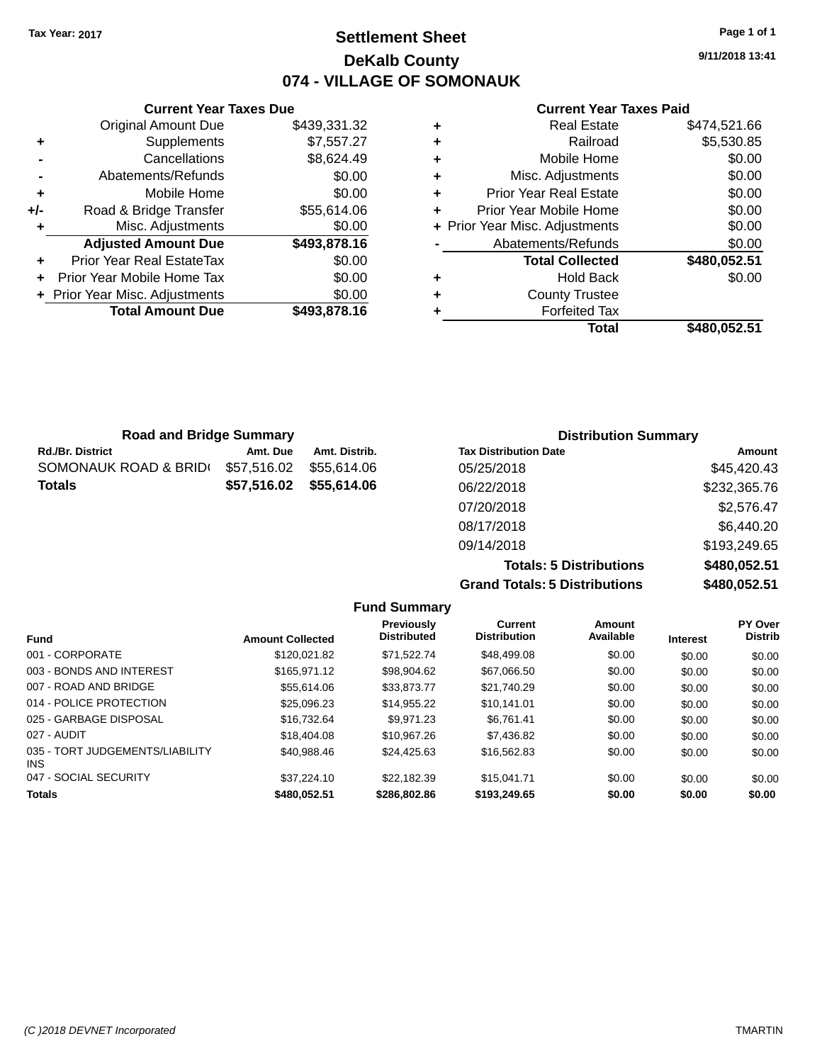Tax Year: 2017

# Settlement Sheet

## DeKalb County

## 074 - VILLAGE OF SOMONAUK

9/11/2018 13:41

### Current Year Taxes Due

| | | |
|---|---|---|
| | Original Amount Due | $439,331.32 |
| + | Supplements | $7,557.27 |
| - | Cancellations | $8,624.49 |
| - | Abatements/Refunds | $0.00 |
| + | Mobile Home | $0.00 |
| +/- | Road & Bridge Transfer | $55,614.06 |
| + | Misc. Adjustments | $0.00 |
| | **Adjusted Amount Due** | **$493,878.16** |
| + | Prior Year Real EstateTax | $0.00 |
| + | Prior Year Mobile Home Tax | $0.00 |
| + | Prior Year Misc. Adjustments | $0.00 |
| | **Total Amount Due** | **$493,878.16** |

### Current Year Taxes Paid

| | | |
|---|---|---|
| + | Real Estate | $474,521.66 |
| + | Railroad | $5,530.85 |
| + | Mobile Home | $0.00 |
| + | Misc. Adjustments | $0.00 |
| + | Prior Year Real Estate | $0.00 |
| + | Prior Year Mobile Home | $0.00 |
| + | Prior Year Misc. Adjustments | $0.00 |
| - | Abatements/Refunds | $0.00 |
| | **Total Collected** | **$480,052.51** |
| + | Hold Back | $0.00 |
| + | County Trustee | |
| + | Forfeited Tax | |
| | **Total** | **$480,052.51** |

### Road and Bridge Summary

| Rd./Br. District | Amt. Due | Amt. Distrib. |
|---|---|---|
| SOMONAUK ROAD & BRID( | $57,516.02 | $55,614.06 |
| **Totals** | **$57,516.02** | **$55,614.06** |

### Distribution Summary

| Tax Distribution Date | Amount |
|---|---|
| 05/25/2018 | $45,420.43 |
| 06/22/2018 | $232,365.76 |
| 07/20/2018 | $2,576.47 |
| 08/17/2018 | $6,440.20 |
| 09/14/2018 | $193,249.65 |
| **Totals: 5 Distributions** | **$480,052.51** |
| **Grand Totals: 5 Distributions** | **$480,052.51** |

### Fund Summary

| Fund | Amount Collected | Previously Distributed | Current Distribution | Amount Available | Interest | PY Over Distrib |
|---|---|---|---|---|---|---|
| 001 - CORPORATE | $120,021.82 | $71,522.74 | $48,499.08 | $0.00 | $0.00 | $0.00 |
| 003 - BONDS AND INTEREST | $165,971.12 | $98,904.62 | $67,066.50 | $0.00 | $0.00 | $0.00 |
| 007 - ROAD AND BRIDGE | $55,614.06 | $33,873.77 | $21,740.29 | $0.00 | $0.00 | $0.00 |
| 014 - POLICE PROTECTION | $25,096.23 | $14,955.22 | $10,141.01 | $0.00 | $0.00 | $0.00 |
| 025 - GARBAGE DISPOSAL | $16,732.64 | $9,971.23 | $6,761.41 | $0.00 | $0.00 | $0.00 |
| 027 - AUDIT | $18,404.08 | $10,967.26 | $7,436.82 | $0.00 | $0.00 | $0.00 |
| 035 - TORT JUDGEMENTS/LIABILITY INS | $40,988.46 | $24,425.63 | $16,562.83 | $0.00 | $0.00 | $0.00 |
| 047 - SOCIAL SECURITY | $37,224.10 | $22,182.39 | $15,041.71 | $0.00 | $0.00 | $0.00 |
| **Totals** | **$480,052.51** | **$286,802.86** | **$193,249.65** | **$0.00** | **$0.00** | **$0.00** |

(C )2018 DEVNET Incorporated — TMARTIN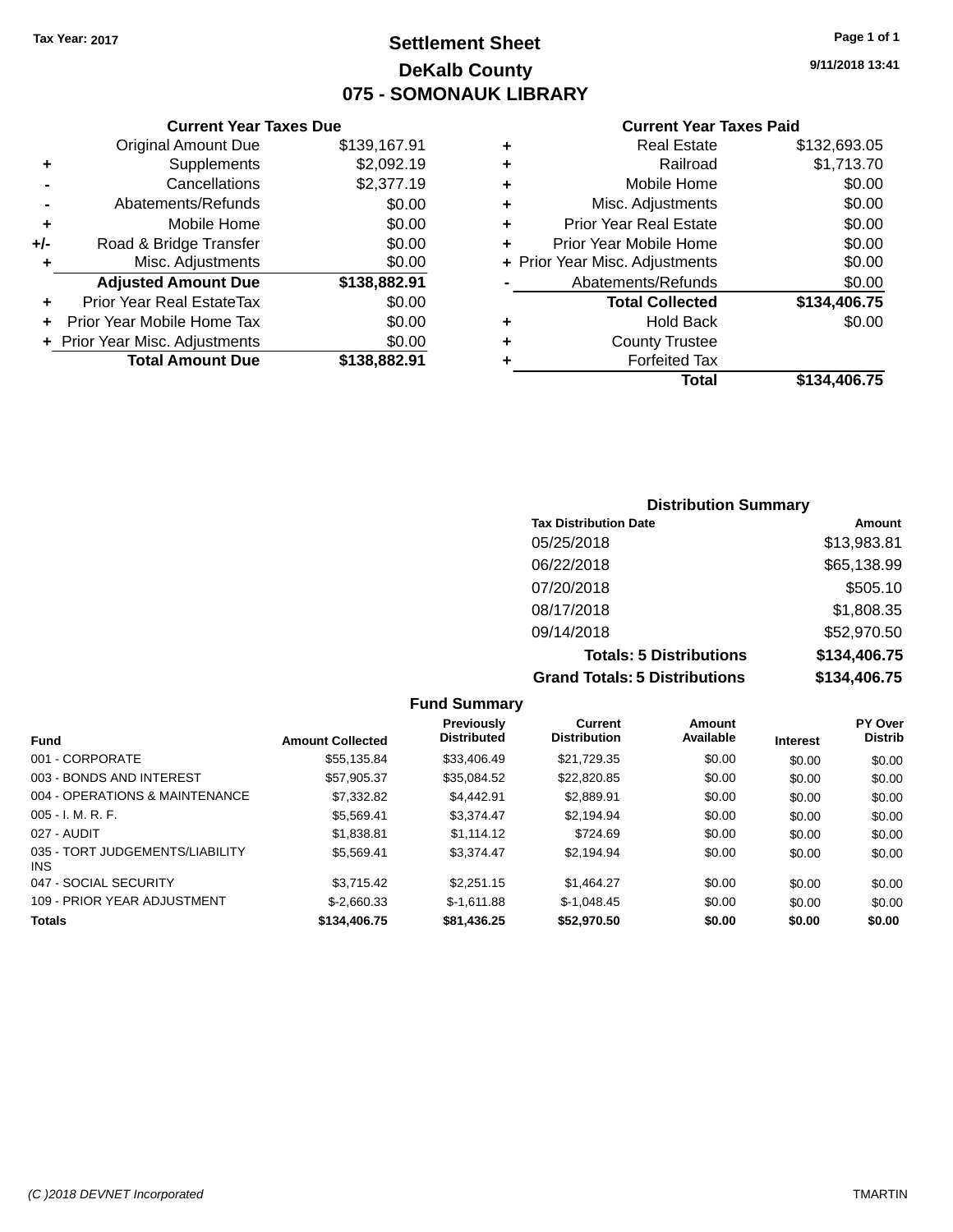Tax Year: 2017

# Settlement Sheet
## DeKalb County
## 075 - SOMONAUK LIBRARY

9/11/2018 13:41

### Current Year Taxes Due

| | | |
|---|---|---|
| | Original Amount Due | $139,167.91 |
| + | Supplements | $2,092.19 |
| - | Cancellations | $2,377.19 |
| - | Abatements/Refunds | $0.00 |
| + | Mobile Home | $0.00 |
| +/- | Road & Bridge Transfer | $0.00 |
| + | Misc. Adjustments | $0.00 |
| | **Adjusted Amount Due** | **$138,882.91** |
| + | Prior Year Real EstateTax | $0.00 |
| + | Prior Year Mobile Home Tax | $0.00 |
| + | Prior Year Misc. Adjustments | $0.00 |
| | **Total Amount Due** | **$138,882.91** |

### Current Year Taxes Paid

| | | |
|---|---|---|
| + | Real Estate | $132,693.05 |
| + | Railroad | $1,713.70 |
| + | Mobile Home | $0.00 |
| + | Misc. Adjustments | $0.00 |
| + | Prior Year Real Estate | $0.00 |
| + | Prior Year Mobile Home | $0.00 |
| + | Prior Year Misc. Adjustments | $0.00 |
| - | Abatements/Refunds | $0.00 |
| | **Total Collected** | **$134,406.75** |
| + | Hold Back | $0.00 |
| + | County Trustee | |
| + | Forfeited Tax | |
| | **Total** | **$134,406.75** |

### Distribution Summary

| Tax Distribution Date | Amount |
|---|---|
| 05/25/2018 | $13,983.81 |
| 06/22/2018 | $65,138.99 |
| 07/20/2018 | $505.10 |
| 08/17/2018 | $1,808.35 |
| 09/14/2018 | $52,970.50 |
| **Totals: 5 Distributions** | **$134,406.75** |
| **Grand Totals: 5 Distributions** | **$134,406.75** |

### Fund Summary

| Fund | Amount Collected | Previously Distributed | Current Distribution | Amount Available | Interest | PY Over Distrib |
|---|---|---|---|---|---|---|
| 001 - CORPORATE | $55,135.84 | $33,406.49 | $21,729.35 | $0.00 | $0.00 | $0.00 |
| 003 - BONDS AND INTEREST | $57,905.37 | $35,084.52 | $22,820.85 | $0.00 | $0.00 | $0.00 |
| 004 - OPERATIONS & MAINTENANCE | $7,332.82 | $4,442.91 | $2,889.91 | $0.00 | $0.00 | $0.00 |
| 005 - I. M. R. F. | $5,569.41 | $3,374.47 | $2,194.94 | $0.00 | $0.00 | $0.00 |
| 027 - AUDIT | $1,838.81 | $1,114.12 | $724.69 | $0.00 | $0.00 | $0.00 |
| 035 - TORT JUDGEMENTS/LIABILITY INS | $5,569.41 | $3,374.47 | $2,194.94 | $0.00 | $0.00 | $0.00 |
| 047 - SOCIAL SECURITY | $3,715.42 | $2,251.15 | $1,464.27 | $0.00 | $0.00 | $0.00 |
| 109 - PRIOR YEAR ADJUSTMENT | $-2,660.33 | $-1,611.88 | $-1,048.45 | $0.00 | $0.00 | $0.00 |
| **Totals** | **$134,406.75** | **$81,436.25** | **$52,970.50** | **$0.00** | **$0.00** | **$0.00** |

(C )2018 DEVNET Incorporated — TMARTIN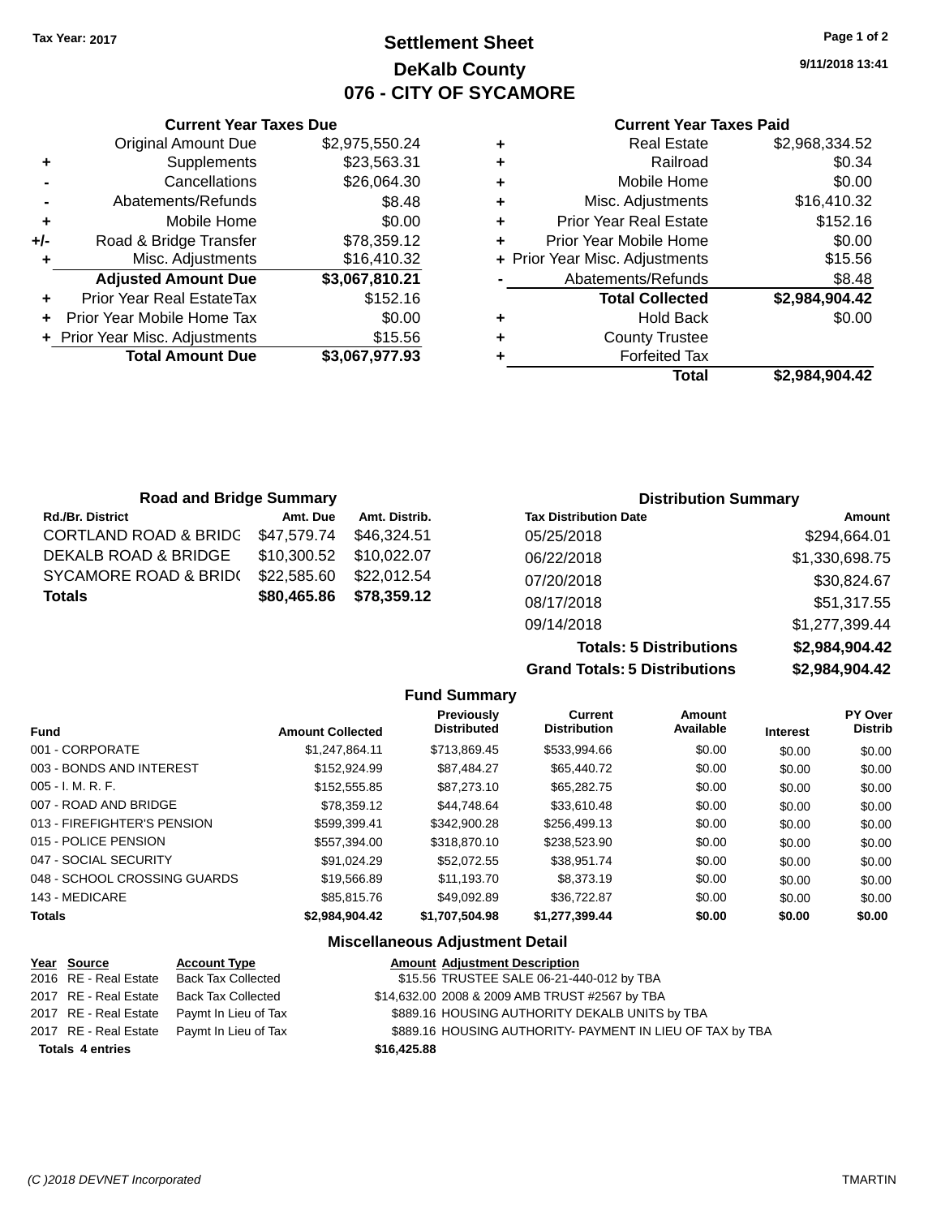Tax Year: 2017

# Settlement Sheet
## DeKalb County
## 076 - CITY OF SYCAMORE

9/11/2018 13:41

### Current Year Taxes Due

| | | |
|---|---|---|
| | Original Amount Due | $2,975,550.24 |
| + | Supplements | $23,563.31 |
| - | Cancellations | $26,064.30 |
| - | Abatements/Refunds | $8.48 |
| + | Mobile Home | $0.00 |
| +/- | Road & Bridge Transfer | $78,359.12 |
| + | Misc. Adjustments | $16,410.32 |
| | **Adjusted Amount Due** | **$3,067,810.21** |
| + | Prior Year Real EstateTax | $152.16 |
| + | Prior Year Mobile Home Tax | $0.00 |
| + | Prior Year Misc. Adjustments | $15.56 |
| | **Total Amount Due** | **$3,067,977.93** |

### Current Year Taxes Paid

| | | |
|---|---|---|
| + | Real Estate | $2,968,334.52 |
| + | Railroad | $0.34 |
| + | Mobile Home | $0.00 |
| + | Misc. Adjustments | $16,410.32 |
| + | Prior Year Real Estate | $152.16 |
| + | Prior Year Mobile Home | $0.00 |
| + | Prior Year Misc. Adjustments | $15.56 |
| - | Abatements/Refunds | $8.48 |
| | **Total Collected** | **$2,984,904.42** |
| + | Hold Back | $0.00 |
| + | County Trustee | |
| + | Forfeited Tax | |
| | **Total** | **$2,984,904.42** |

### Road and Bridge Summary

| Rd./Br. District | Amt. Due | Amt. Distrib. |
|---|---|---|
| CORTLAND ROAD & BRIDG | $47,579.74 | $46,324.51 |
| DEKALB ROAD & BRIDGE | $10,300.52 | $10,022.07 |
| SYCAMORE ROAD & BRID( | $22,585.60 | $22,012.54 |
| **Totals** | **$80,465.86** | **$78,359.12** |

### Distribution Summary

| Tax Distribution Date | Amount |
|---|---|
| 05/25/2018 | $294,664.01 |
| 06/22/2018 | $1,330,698.75 |
| 07/20/2018 | $30,824.67 |
| 08/17/2018 | $51,317.55 |
| 09/14/2018 | $1,277,399.44 |
| **Totals: 5 Distributions** | **$2,984,904.42** |
| **Grand Totals: 5 Distributions** | **$2,984,904.42** |

### Fund Summary

| Fund | Amount Collected | Previously Distributed | Current Distribution | Amount Available | Interest | PY Over Distrib |
|---|---|---|---|---|---|---|
| 001 - CORPORATE | $1,247,864.11 | $713,869.45 | $533,994.66 | $0.00 | $0.00 | $0.00 |
| 003 - BONDS AND INTEREST | $152,924.99 | $87,484.27 | $65,440.72 | $0.00 | $0.00 | $0.00 |
| 005 - I. M. R. F. | $152,555.85 | $87,273.10 | $65,282.75 | $0.00 | $0.00 | $0.00 |
| 007 - ROAD AND BRIDGE | $78,359.12 | $44,748.64 | $33,610.48 | $0.00 | $0.00 | $0.00 |
| 013 - FIREFIGHTER'S PENSION | $599,399.41 | $342,900.28 | $256,499.13 | $0.00 | $0.00 | $0.00 |
| 015 - POLICE PENSION | $557,394.00 | $318,870.10 | $238,523.90 | $0.00 | $0.00 | $0.00 |
| 047 - SOCIAL SECURITY | $91,024.29 | $52,072.55 | $38,951.74 | $0.00 | $0.00 | $0.00 |
| 048 - SCHOOL CROSSING GUARDS | $19,566.89 | $11,193.70 | $8,373.19 | $0.00 | $0.00 | $0.00 |
| 143 - MEDICARE | $85,815.76 | $49,092.89 | $36,722.87 | $0.00 | $0.00 | $0.00 |
| **Totals** | **$2,984,904.42** | **$1,707,504.98** | **$1,277,399.44** | **$0.00** | **$0.00** | **$0.00** |

### Miscellaneous Adjustment Detail

| Year | Source | Account Type | Amount | Adjustment Description |
|---|---|---|---|---|
| 2016 | RE - Real Estate | Back Tax Collected | $15.56 | TRUSTEE SALE 06-21-440-012 by TBA |
| 2017 | RE - Real Estate | Back Tax Collected | $14,632.00 | 2008 & 2009 AMB TRUST #2567 by TBA |
| 2017 | RE - Real Estate | Paymt In Lieu of Tax | $889.16 | HOUSING AUTHORITY DEKALB UNITS by TBA |
| 2017 | RE - Real Estate | Paymt In Lieu of Tax | $889.16 | HOUSING AUTHORITY- PAYMENT IN LIEU OF TAX by TBA |
| **Totals 4 entries** | | | **$16,425.88** | |

(C )2018 DEVNET Incorporated TMARTIN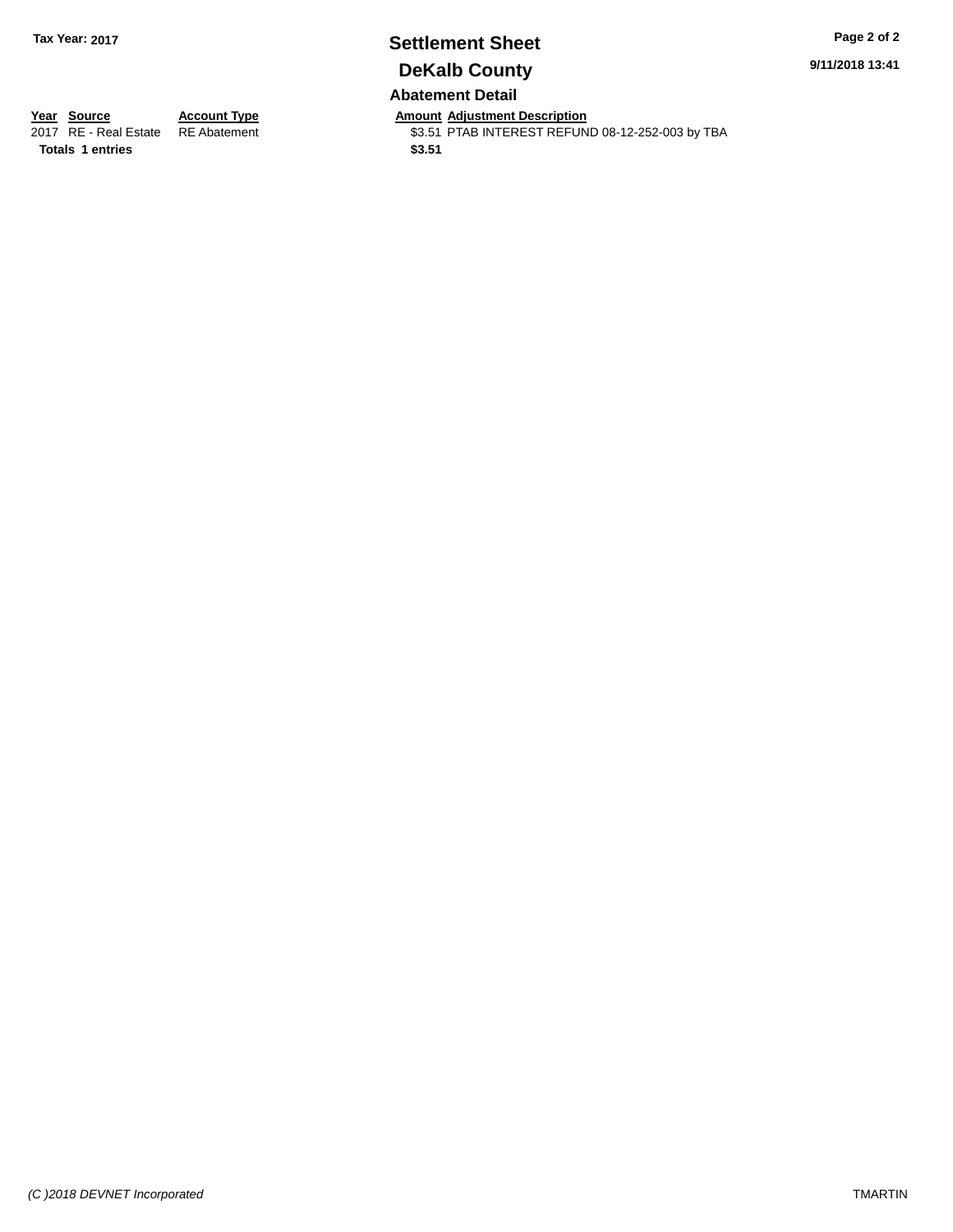**Tax Year: 2017**

# Settlement Sheet

## DeKalb County

9/11/2018 13:41

### Abatement Detail

| Year | Source | Account Type | Amount | Adjustment Description |
|---|---|---|---|---|
| 2017 | RE - Real Estate | RE Abatement | $3.51 | PTAB INTEREST REFUND 08-12-252-003 by TBA |
| **Totals** | **1 entries** | | **$3.51** | |

*(C )2018 DEVNET Incorporated*

TMARTIN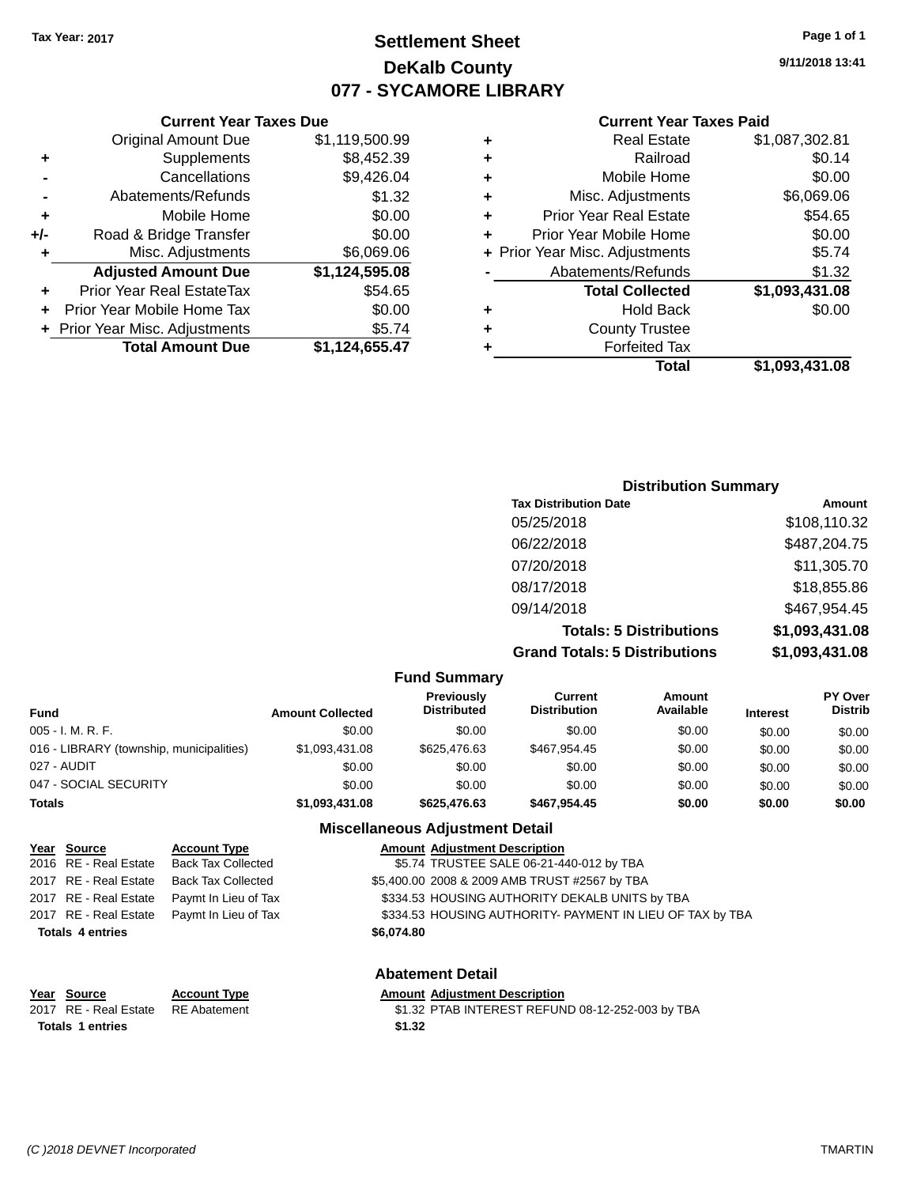Tax Year: 2017

# Settlement Sheet
## DeKalb County
## 077 - SYCAMORE LIBRARY

9/11/2018 13:41

### Current Year Taxes Due

| | | |
|---|---|---|
| | Original Amount Due | $1,119,500.99 |
| + | Supplements | $8,452.39 |
| - | Cancellations | $9,426.04 |
| - | Abatements/Refunds | $1.32 |
| + | Mobile Home | $0.00 |
| +/- | Road & Bridge Transfer | $0.00 |
| + | Misc. Adjustments | $6,069.06 |
| | **Adjusted Amount Due** | **$1,124,595.08** |
| + | Prior Year Real EstateTax | $54.65 |
| + | Prior Year Mobile Home Tax | $0.00 |
| + | Prior Year Misc. Adjustments | $5.74 |
| | **Total Amount Due** | **$1,124,655.47** |

### Current Year Taxes Paid

| | | |
|---|---|---|
| + | Real Estate | $1,087,302.81 |
| + | Railroad | $0.14 |
| + | Mobile Home | $0.00 |
| + | Misc. Adjustments | $6,069.06 |
| + | Prior Year Real Estate | $54.65 |
| + | Prior Year Mobile Home | $0.00 |
| + | Prior Year Misc. Adjustments | $5.74 |
| - | Abatements/Refunds | $1.32 |
| | **Total Collected** | **$1,093,431.08** |
| + | Hold Back | $0.00 |
| + | County Trustee | |
| + | Forfeited Tax | |
| | **Total** | **$1,093,431.08** |

### Distribution Summary

| Tax Distribution Date | Amount |
|---|---|
| 05/25/2018 | $108,110.32 |
| 06/22/2018 | $487,204.75 |
| 07/20/2018 | $11,305.70 |
| 08/17/2018 | $18,855.86 |
| 09/14/2018 | $467,954.45 |
| **Totals: 5 Distributions** | **$1,093,431.08** |
| **Grand Totals: 5 Distributions** | **$1,093,431.08** |

### Fund Summary

| Fund | Amount Collected | Previously Distributed | Current Distribution | Amount Available | Interest | PY Over Distrib |
|---|---|---|---|---|---|---|
| 005 - I. M. R. F. | $0.00 | $0.00 | $0.00 | $0.00 | $0.00 | $0.00 |
| 016 - LIBRARY (township, municipalities) | $1,093,431.08 | $625,476.63 | $467,954.45 | $0.00 | $0.00 | $0.00 |
| 027 - AUDIT | $0.00 | $0.00 | $0.00 | $0.00 | $0.00 | $0.00 |
| 047 - SOCIAL SECURITY | $0.00 | $0.00 | $0.00 | $0.00 | $0.00 | $0.00 |
| **Totals** | **$1,093,431.08** | **$625,476.63** | **$467,954.45** | **$0.00** | **$0.00** | **$0.00** |

### Miscellaneous Adjustment Detail

| Year | Source | Account Type | Amount | Adjustment Description |
|---|---|---|---|---|
| 2016 | RE - Real Estate | Back Tax Collected | $5.74 | TRUSTEE SALE 06-21-440-012 by TBA |
| 2017 | RE - Real Estate | Back Tax Collected | $5,400.00 | 2008 & 2009 AMB TRUST #2567 by TBA |
| 2017 | RE - Real Estate | Paymt In Lieu of Tax | $334.53 | HOUSING AUTHORITY DEKALB UNITS by TBA |
| 2017 | RE - Real Estate | Paymt In Lieu of Tax | $334.53 | HOUSING AUTHORITY- PAYMENT IN LIEU OF TAX by TBA |
| **Totals 4 entries** | | | **$6,074.80** | |

### Abatement Detail

| Year | Source | Account Type | Amount | Adjustment Description |
|---|---|---|---|---|
| 2017 | RE - Real Estate | RE Abatement | $1.32 | PTAB INTEREST REFUND 08-12-252-003 by TBA |
| **Totals 1 entries** | | | **$1.32** | |

(C )2018 DEVNET Incorporated TMARTIN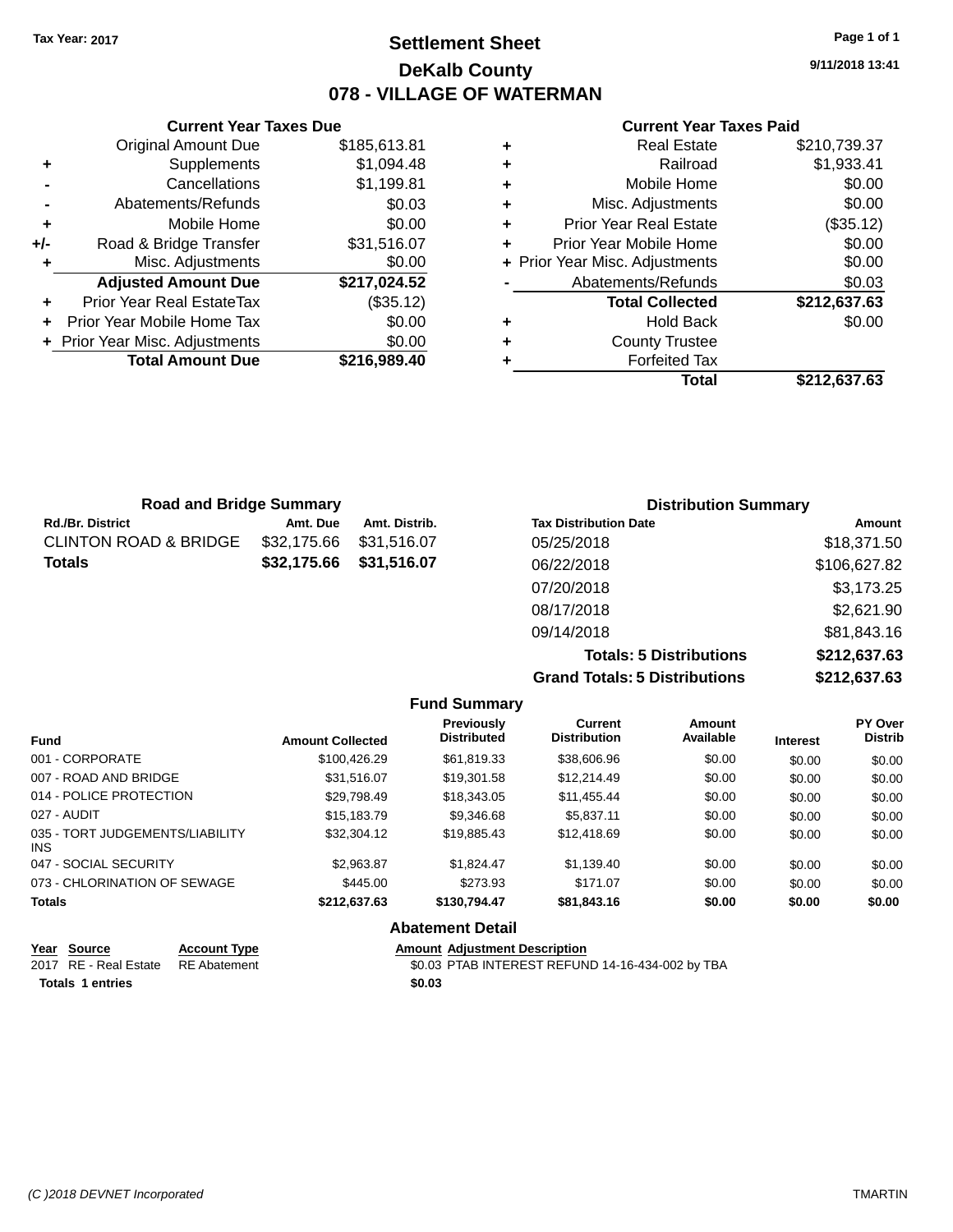Tax Year: 2017

# Settlement Sheet
## DeKalb County
## 078 - VILLAGE OF WATERMAN

9/11/2018 13:41

### Current Year Taxes Due

| | | |
|---|---|---|
| | Original Amount Due | $185,613.81 |
| + | Supplements | $1,094.48 |
| - | Cancellations | $1,199.81 |
| - | Abatements/Refunds | $0.03 |
| + | Mobile Home | $0.00 |
| +/- | Road & Bridge Transfer | $31,516.07 |
| + | Misc. Adjustments | $0.00 |
| | **Adjusted Amount Due** | **$217,024.52** |
| + | Prior Year Real EstateTax | ($35.12) |
| + | Prior Year Mobile Home Tax | $0.00 |
| + | Prior Year Misc. Adjustments | $0.00 |
| | **Total Amount Due** | **$216,989.40** |

### Current Year Taxes Paid

| | | |
|---|---|---|
| + | Real Estate | $210,739.37 |
| + | Railroad | $1,933.41 |
| + | Mobile Home | $0.00 |
| + | Misc. Adjustments | $0.00 |
| + | Prior Year Real Estate | ($35.12) |
| + | Prior Year Mobile Home | $0.00 |
| + | Prior Year Misc. Adjustments | $0.00 |
| - | Abatements/Refunds | $0.03 |
| | **Total Collected** | **$212,637.63** |
| + | Hold Back | $0.00 |
| + | County Trustee | |
| + | Forfeited Tax | |
| | **Total** | **$212,637.63** |

### Road and Bridge Summary

| Rd./Br. District | Amt. Due | Amt. Distrib. |
|---|---|---|
| CLINTON ROAD & BRIDGE | $32,175.66 | $31,516.07 |
| **Totals** | **$32,175.66** | **$31,516.07** |

### Distribution Summary

| Tax Distribution Date | Amount |
|---|---|
| 05/25/2018 | $18,371.50 |
| 06/22/2018 | $106,627.82 |
| 07/20/2018 | $3,173.25 |
| 08/17/2018 | $2,621.90 |
| 09/14/2018 | $81,843.16 |
| **Totals: 5 Distributions** | **$212,637.63** |
| **Grand Totals: 5 Distributions** | **$212,637.63** |

### Fund Summary

| Fund | Amount Collected | Previously Distributed | Current Distribution | Amount Available | Interest | PY Over Distrib |
|---|---|---|---|---|---|---|
| 001 - CORPORATE | $100,426.29 | $61,819.33 | $38,606.96 | $0.00 | $0.00 | $0.00 |
| 007 - ROAD AND BRIDGE | $31,516.07 | $19,301.58 | $12,214.49 | $0.00 | $0.00 | $0.00 |
| 014 - POLICE PROTECTION | $29,798.49 | $18,343.05 | $11,455.44 | $0.00 | $0.00 | $0.00 |
| 027 - AUDIT | $15,183.79 | $9,346.68 | $5,837.11 | $0.00 | $0.00 | $0.00 |
| 035 - TORT JUDGEMENTS/LIABILITY INS | $32,304.12 | $19,885.43 | $12,418.69 | $0.00 | $0.00 | $0.00 |
| 047 - SOCIAL SECURITY | $2,963.87 | $1,824.47 | $1,139.40 | $0.00 | $0.00 | $0.00 |
| 073 - CHLORINATION OF SEWAGE | $445.00 | $273.93 | $171.07 | $0.00 | $0.00 | $0.00 |
| **Totals** | **$212,637.63** | **$130,794.47** | **$81,843.16** | **$0.00** | **$0.00** | **$0.00** |

### Abatement Detail

| Year | Source | Account Type | Amount | Adjustment Description |
|---|---|---|---|---|
| 2017 | RE - Real Estate | RE Abatement | $0.03 | PTAB INTEREST REFUND 14-16-434-002 by TBA |
| **Totals 1 entries** | | | **$0.03** | |

(C )2018 DEVNET Incorporated — TMARTIN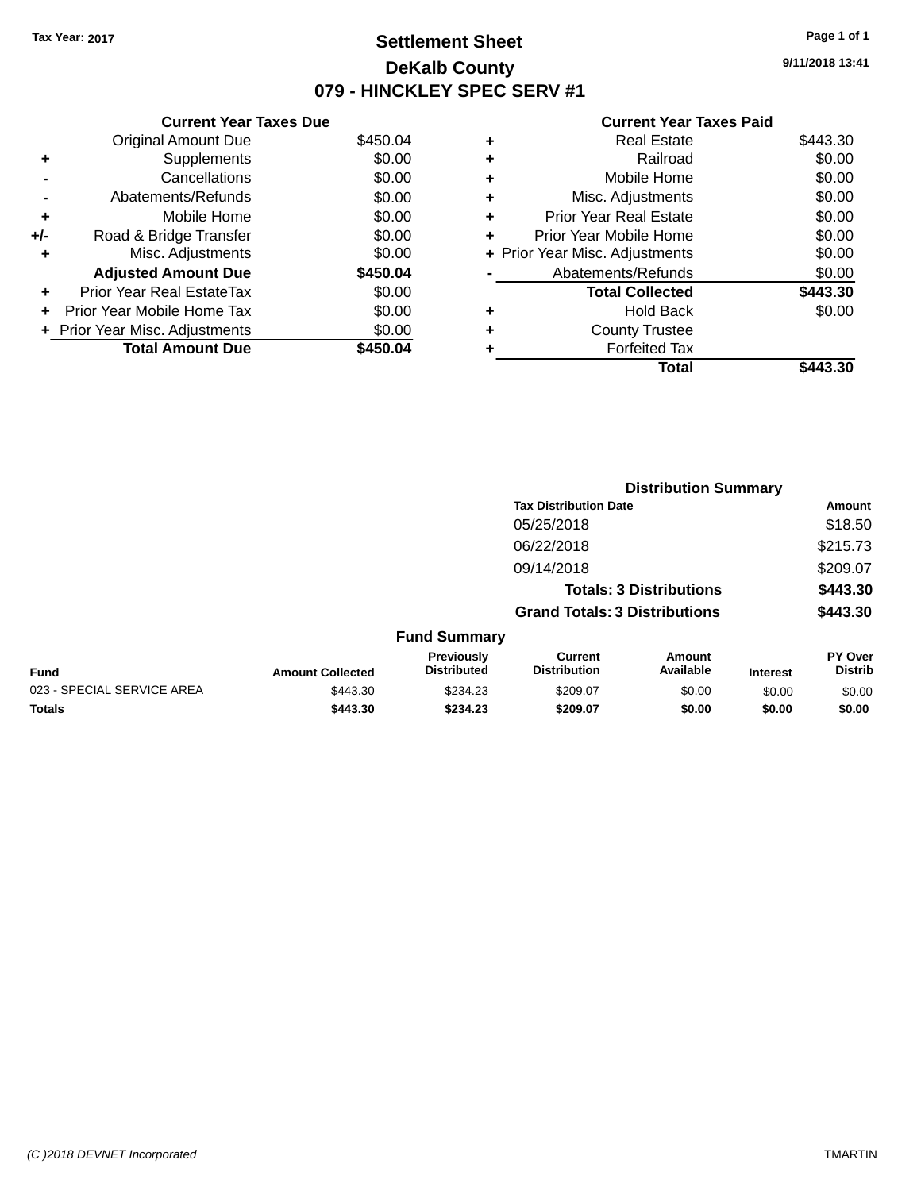Tax Year: 2017

# Settlement Sheet

## DeKalb County

## 079 - HINCKLEY SPEC SERV #1

9/11/2018 13:41

| | Current Year Taxes Due | |
|---|---|---|
| | Original Amount Due | $450.04 |
| + | Supplements | $0.00 |
| - | Cancellations | $0.00 |
| - | Abatements/Refunds | $0.00 |
| + | Mobile Home | $0.00 |
| +/- | Road & Bridge Transfer | $0.00 |
| + | Misc. Adjustments | $0.00 |
| | **Adjusted Amount Due** | **$450.04** |
| + | Prior Year Real EstateTax | $0.00 |
| + | Prior Year Mobile Home Tax | $0.00 |
| + | Prior Year Misc. Adjustments | $0.00 |
| | **Total Amount Due** | **$450.04** |

| | Current Year Taxes Paid | |
|---|---|---|
| + | Real Estate | $443.30 |
| + | Railroad | $0.00 |
| + | Mobile Home | $0.00 |
| + | Misc. Adjustments | $0.00 |
| + | Prior Year Real Estate | $0.00 |
| + | Prior Year Mobile Home | $0.00 |
| + | Prior Year Misc. Adjustments | $0.00 |
| - | Abatements/Refunds | $0.00 |
| | **Total Collected** | **$443.30** |
| + | Hold Back | $0.00 |
| + | County Trustee | |
| + | Forfeited Tax | |
| | **Total** | **$443.30** |

### Distribution Summary

| Tax Distribution Date | Amount |
|---|---|
| 05/25/2018 | $18.50 |
| 06/22/2018 | $215.73 |
| 09/14/2018 | $209.07 |
| **Totals: 3 Distributions** | **$443.30** |
| **Grand Totals: 3 Distributions** | **$443.30** |

### Fund Summary

| Fund | Amount Collected | Previously Distributed | Current Distribution | Amount Available | Interest | PY Over Distrib |
|---|---|---|---|---|---|---|
| 023 - SPECIAL SERVICE AREA | $443.30 | $234.23 | $209.07 | $0.00 | $0.00 | $0.00 |
| **Totals** | **$443.30** | **$234.23** | **$209.07** | **$0.00** | **$0.00** | **$0.00** |

(C )2018 DEVNET Incorporated TMARTIN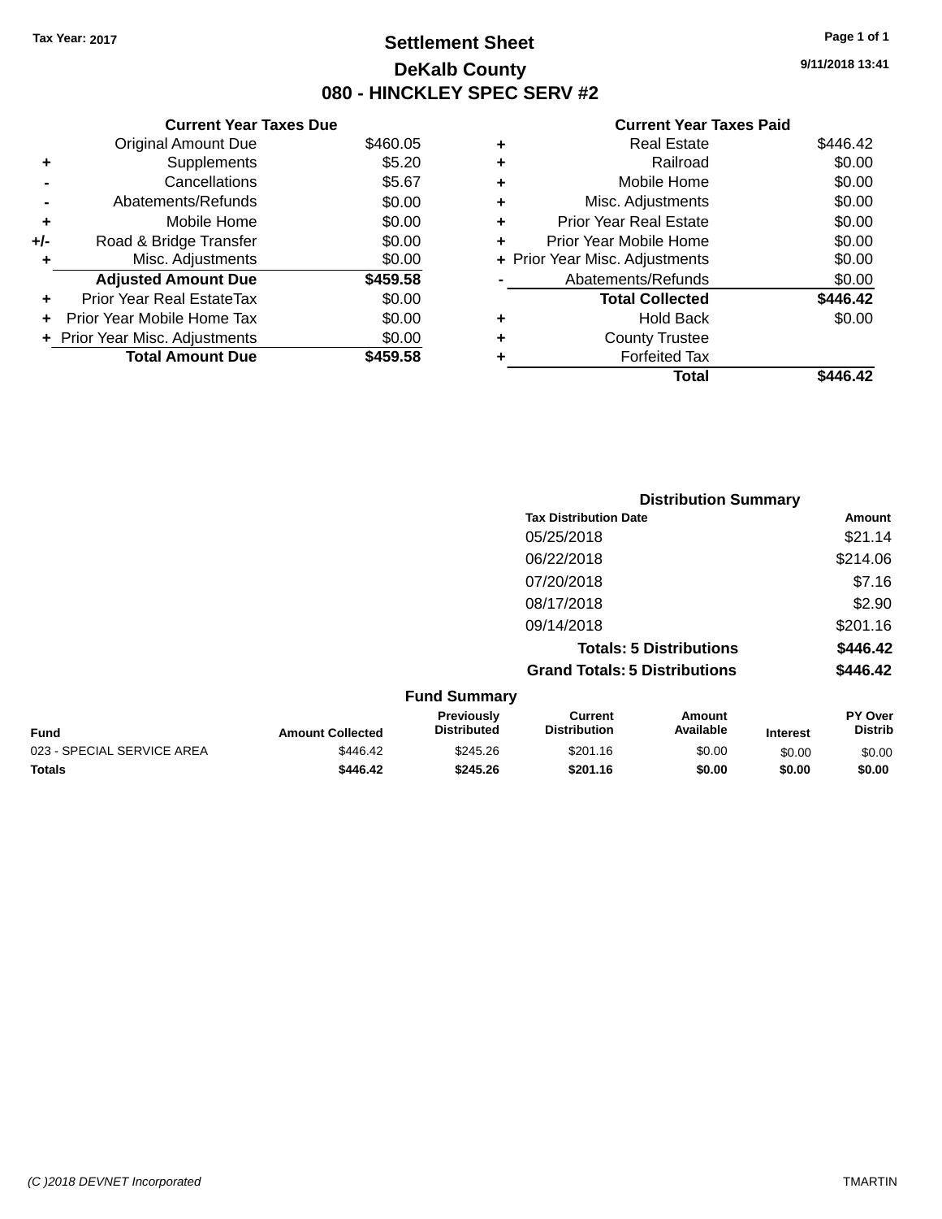Tax Year: 2017

# Settlement Sheet

## DeKalb County

## 080 - HINCKLEY SPEC SERV #2

9/11/2018 13:41

### Current Year Taxes Due

| | | |
|---|---|---|
| | Original Amount Due | $460.05 |
| + | Supplements | $5.20 |
| - | Cancellations | $5.67 |
| - | Abatements/Refunds | $0.00 |
| + | Mobile Home | $0.00 |
| +/- | Road & Bridge Transfer | $0.00 |
| + | Misc. Adjustments | $0.00 |
| | **Adjusted Amount Due** | **$459.58** |
| + | Prior Year Real EstateTax | $0.00 |
| + | Prior Year Mobile Home Tax | $0.00 |
| + | Prior Year Misc. Adjustments | $0.00 |
| | **Total Amount Due** | **$459.58** |

### Current Year Taxes Paid

| | | |
|---|---|---|
| + | Real Estate | $446.42 |
| + | Railroad | $0.00 |
| + | Mobile Home | $0.00 |
| + | Misc. Adjustments | $0.00 |
| + | Prior Year Real Estate | $0.00 |
| + | Prior Year Mobile Home | $0.00 |
| + | Prior Year Misc. Adjustments | $0.00 |
| - | Abatements/Refunds | $0.00 |
| | **Total Collected** | **$446.42** |
| + | Hold Back | $0.00 |
| + | County Trustee | |
| + | Forfeited Tax | |
| | **Total** | **$446.42** |

### Distribution Summary

| Tax Distribution Date | Amount |
|---|---|
| 05/25/2018 | $21.14 |
| 06/22/2018 | $214.06 |
| 07/20/2018 | $7.16 |
| 08/17/2018 | $2.90 |
| 09/14/2018 | $201.16 |
| **Totals: 5 Distributions** | **$446.42** |
| **Grand Totals: 5 Distributions** | **$446.42** |

### Fund Summary

| Fund | Amount Collected | Previously Distributed | Current Distribution | Amount Available | Interest | PY Over Distrib |
|---|---|---|---|---|---|---|
| 023 - SPECIAL SERVICE AREA | $446.42 | $245.26 | $201.16 | $0.00 | $0.00 | $0.00 |
| **Totals** | **$446.42** | **$245.26** | **$201.16** | **$0.00** | **$0.00** | **$0.00** |

(C )2018 DEVNET Incorporated TMARTIN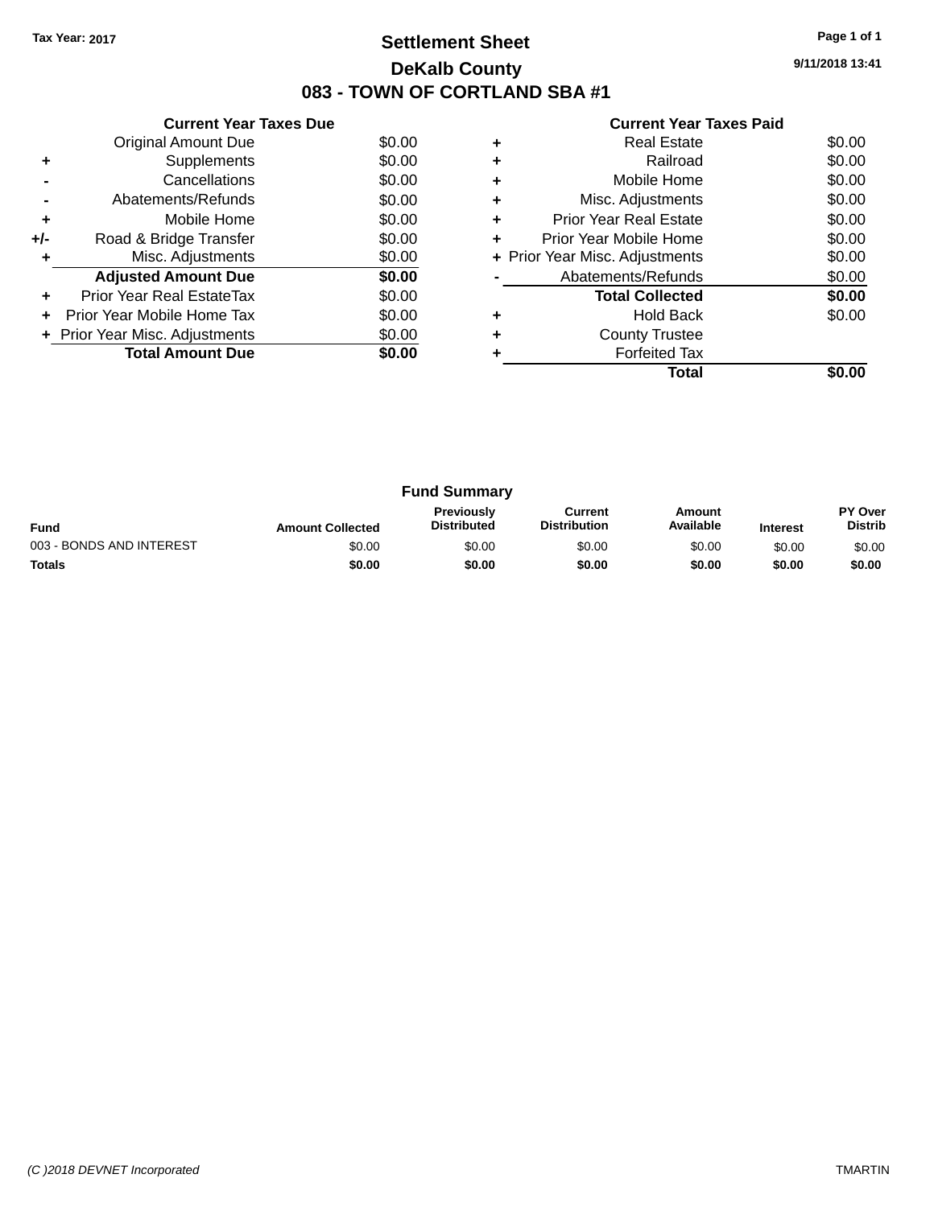Tax Year: 2017

# Settlement Sheet

## DeKalb County

## 083 - TOWN OF CORTLAND SBA #1

9/11/2018 13:41

### Current Year Taxes Due

| | | |
|---|---|---|
| | Original Amount Due | $0.00 |
| + | Supplements | $0.00 |
| - | Cancellations | $0.00 |
| - | Abatements/Refunds | $0.00 |
| + | Mobile Home | $0.00 |
| +/- | Road & Bridge Transfer | $0.00 |
| + | Misc. Adjustments | $0.00 |
| | **Adjusted Amount Due** | **$0.00** |
| + | Prior Year Real EstateTax | $0.00 |
| + | Prior Year Mobile Home Tax | $0.00 |
| + | Prior Year Misc. Adjustments | $0.00 |
| | **Total Amount Due** | **$0.00** |

### Current Year Taxes Paid

| | | |
|---|---|---|
| + | Real Estate | $0.00 |
| + | Railroad | $0.00 |
| + | Mobile Home | $0.00 |
| + | Misc. Adjustments | $0.00 |
| + | Prior Year Real Estate | $0.00 |
| + | Prior Year Mobile Home | $0.00 |
| + | Prior Year Misc. Adjustments | $0.00 |
| - | Abatements/Refunds | $0.00 |
| | **Total Collected** | **$0.00** |
| + | Hold Back | $0.00 |
| + | County Trustee | |
| + | Forfeited Tax | |
| | **Total** | **$0.00** |

### Fund Summary

| Fund | Amount Collected | Previously Distributed | Current Distribution | Amount Available | Interest | PY Over Distrib |
|---|---|---|---|---|---|---|
| 003 - BONDS AND INTEREST | $0.00 | $0.00 | $0.00 | $0.00 | $0.00 | $0.00 |
| **Totals** | **$0.00** | **$0.00** | **$0.00** | **$0.00** | **$0.00** | **$0.00** |

(C )2018 DEVNET Incorporated TMARTIN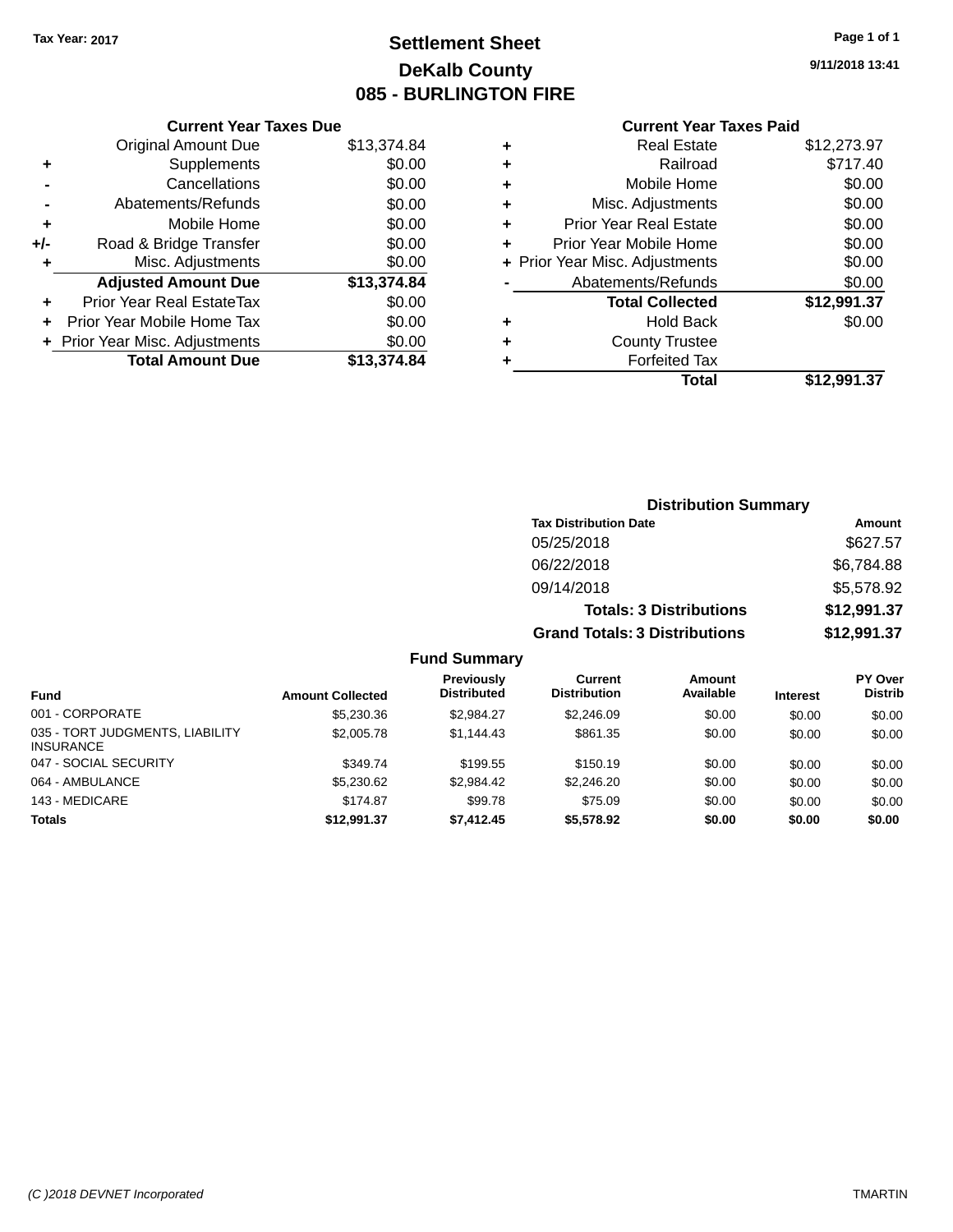Tax Year: 2017

# Settlement Sheet
## DeKalb County
## 085 - BURLINGTON FIRE

9/11/2018 13:41

**Current Year Taxes Due**

| | | |
|---|---|---|
| | Original Amount Due | $13,374.84 |
| + | Supplements | $0.00 |
| - | Cancellations | $0.00 |
| - | Abatements/Refunds | $0.00 |
| + | Mobile Home | $0.00 |
| +/- | Road & Bridge Transfer | $0.00 |
| + | Misc. Adjustments | $0.00 |
| | **Adjusted Amount Due** | **$13,374.84** |
| + | Prior Year Real EstateTax | $0.00 |
| + | Prior Year Mobile Home Tax | $0.00 |
| + | Prior Year Misc. Adjustments | $0.00 |
| | **Total Amount Due** | **$13,374.84** |

**Current Year Taxes Paid**

| | | |
|---|---|---|
| + | Real Estate | $12,273.97 |
| + | Railroad | $717.40 |
| + | Mobile Home | $0.00 |
| + | Misc. Adjustments | $0.00 |
| + | Prior Year Real Estate | $0.00 |
| + | Prior Year Mobile Home | $0.00 |
| + | Prior Year Misc. Adjustments | $0.00 |
| - | Abatements/Refunds | $0.00 |
| | **Total Collected** | **$12,991.37** |
| + | Hold Back | $0.00 |
| + | County Trustee | |
| + | Forfeited Tax | |
| | **Total** | **$12,991.37** |

**Distribution Summary**

| Tax Distribution Date | Amount |
|---|---|
| 05/25/2018 | $627.57 |
| 06/22/2018 | $6,784.88 |
| 09/14/2018 | $5,578.92 |
| **Totals: 3 Distributions** | **$12,991.37** |
| **Grand Totals: 3 Distributions** | **$12,991.37** |

**Fund Summary**

| Fund | Amount Collected | Previously Distributed | Current Distribution | Amount Available | Interest | PY Over Distrib |
|---|---|---|---|---|---|---|
| 001 - CORPORATE | $5,230.36 | $2,984.27 | $2,246.09 | $0.00 | $0.00 | $0.00 |
| 035 - TORT JUDGMENTS, LIABILITY INSURANCE | $2,005.78 | $1,144.43 | $861.35 | $0.00 | $0.00 | $0.00 |
| 047 - SOCIAL SECURITY | $349.74 | $199.55 | $150.19 | $0.00 | $0.00 | $0.00 |
| 064 - AMBULANCE | $5,230.62 | $2,984.42 | $2,246.20 | $0.00 | $0.00 | $0.00 |
| 143 - MEDICARE | $174.87 | $99.78 | $75.09 | $0.00 | $0.00 | $0.00 |
| **Totals** | **$12,991.37** | **$7,412.45** | **$5,578.92** | **$0.00** | **$0.00** | **$0.00** |

(C )2018 DEVNET Incorporated — TMARTIN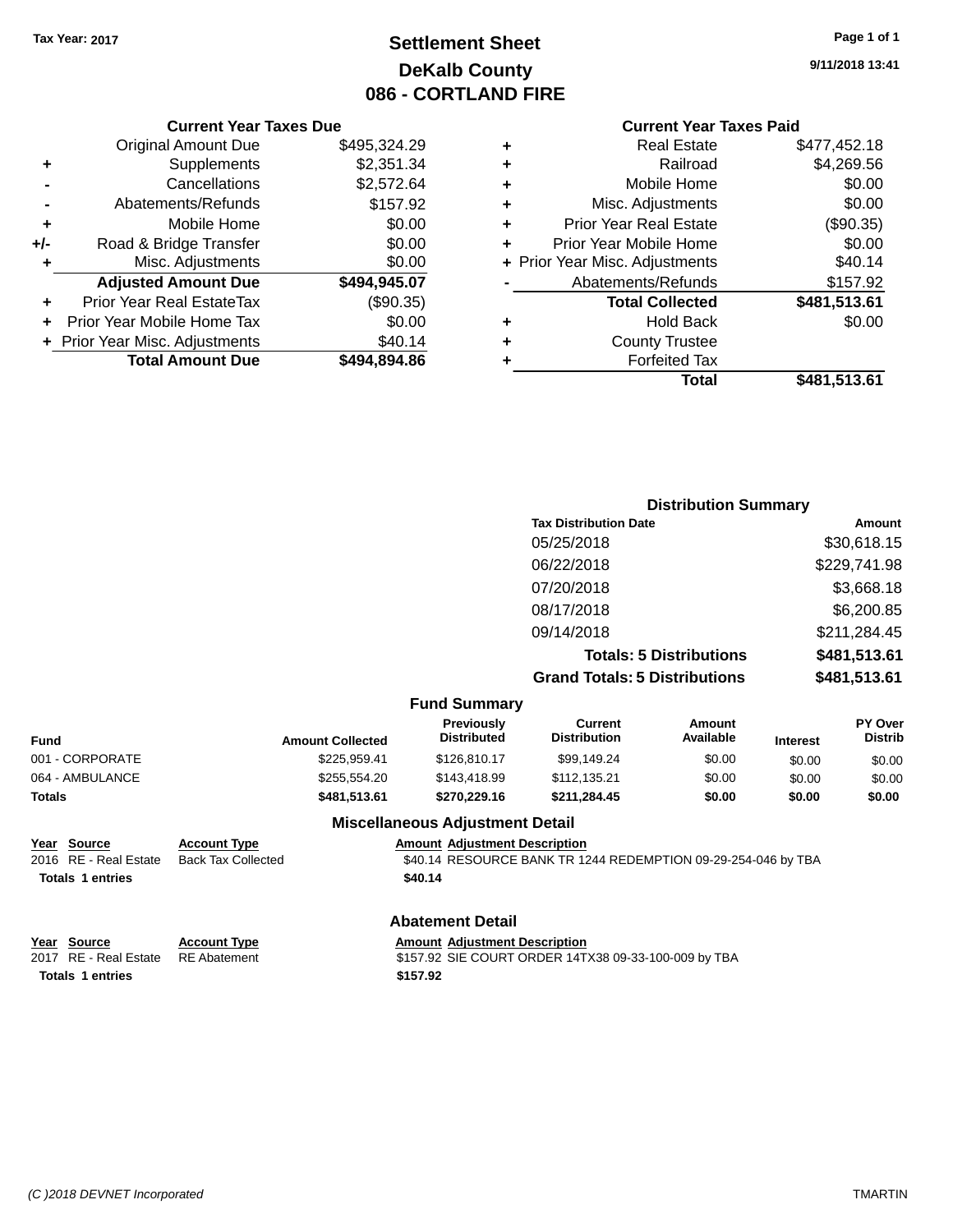Tax Year: 2017

# Settlement Sheet
## DeKalb County
## 086 - CORTLAND FIRE

9/11/2018 13:41

### Current Year Taxes Due

| | | |
|---|---|---|
| | Original Amount Due | $495,324.29 |
| + | Supplements | $2,351.34 |
| - | Cancellations | $2,572.64 |
| - | Abatements/Refunds | $157.92 |
| + | Mobile Home | $0.00 |
| +/- | Road & Bridge Transfer | $0.00 |
| + | Misc. Adjustments | $0.00 |
| | **Adjusted Amount Due** | **$494,945.07** |
| + | Prior Year Real EstateTax | ($90.35) |
| + | Prior Year Mobile Home Tax | $0.00 |
| + | Prior Year Misc. Adjustments | $40.14 |
| | **Total Amount Due** | **$494,894.86** |

### Current Year Taxes Paid

| | | |
|---|---|---|
| + | Real Estate | $477,452.18 |
| + | Railroad | $4,269.56 |
| + | Mobile Home | $0.00 |
| + | Misc. Adjustments | $0.00 |
| + | Prior Year Real Estate | ($90.35) |
| + | Prior Year Mobile Home | $0.00 |
| + | Prior Year Misc. Adjustments | $40.14 |
| - | Abatements/Refunds | $157.92 |
| | **Total Collected** | **$481,513.61** |
| + | Hold Back | $0.00 |
| + | County Trustee | |
| + | Forfeited Tax | |
| | **Total** | **$481,513.61** |

### Distribution Summary

| Tax Distribution Date | Amount |
|---|---|
| 05/25/2018 | $30,618.15 |
| 06/22/2018 | $229,741.98 |
| 07/20/2018 | $3,668.18 |
| 08/17/2018 | $6,200.85 |
| 09/14/2018 | $211,284.45 |
| **Totals: 5 Distributions** | **$481,513.61** |
| **Grand Totals: 5 Distributions** | **$481,513.61** |

### Fund Summary

| Fund | Amount Collected | Previously Distributed | Current Distribution | Amount Available | Interest | PY Over Distrib |
|---|---|---|---|---|---|---|
| 001 - CORPORATE | $225,959.41 | $126,810.17 | $99,149.24 | $0.00 | $0.00 | $0.00 |
| 064 - AMBULANCE | $255,554.20 | $143,418.99 | $112,135.21 | $0.00 | $0.00 | $0.00 |
| **Totals** | **$481,513.61** | **$270,229.16** | **$211,284.45** | **$0.00** | **$0.00** | **$0.00** |

### Miscellaneous Adjustment Detail

| Year | Source | Account Type | Amount | Adjustment Description |
|---|---|---|---|---|
| 2016 | RE - Real Estate | Back Tax Collected | $40.14 | RESOURCE BANK TR 1244 REDEMPTION 09-29-254-046 by TBA |
| **Totals** | **1 entries** | | **$40.14** | |

### Abatement Detail

| Year | Source | Account Type | Amount | Adjustment Description |
|---|---|---|---|---|
| 2017 | RE - Real Estate | RE Abatement | $157.92 | SIE COURT ORDER 14TX38 09-33-100-009 by TBA |
| **Totals** | **1 entries** | | **$157.92** | |

(C )2018 DEVNET Incorporated — TMARTIN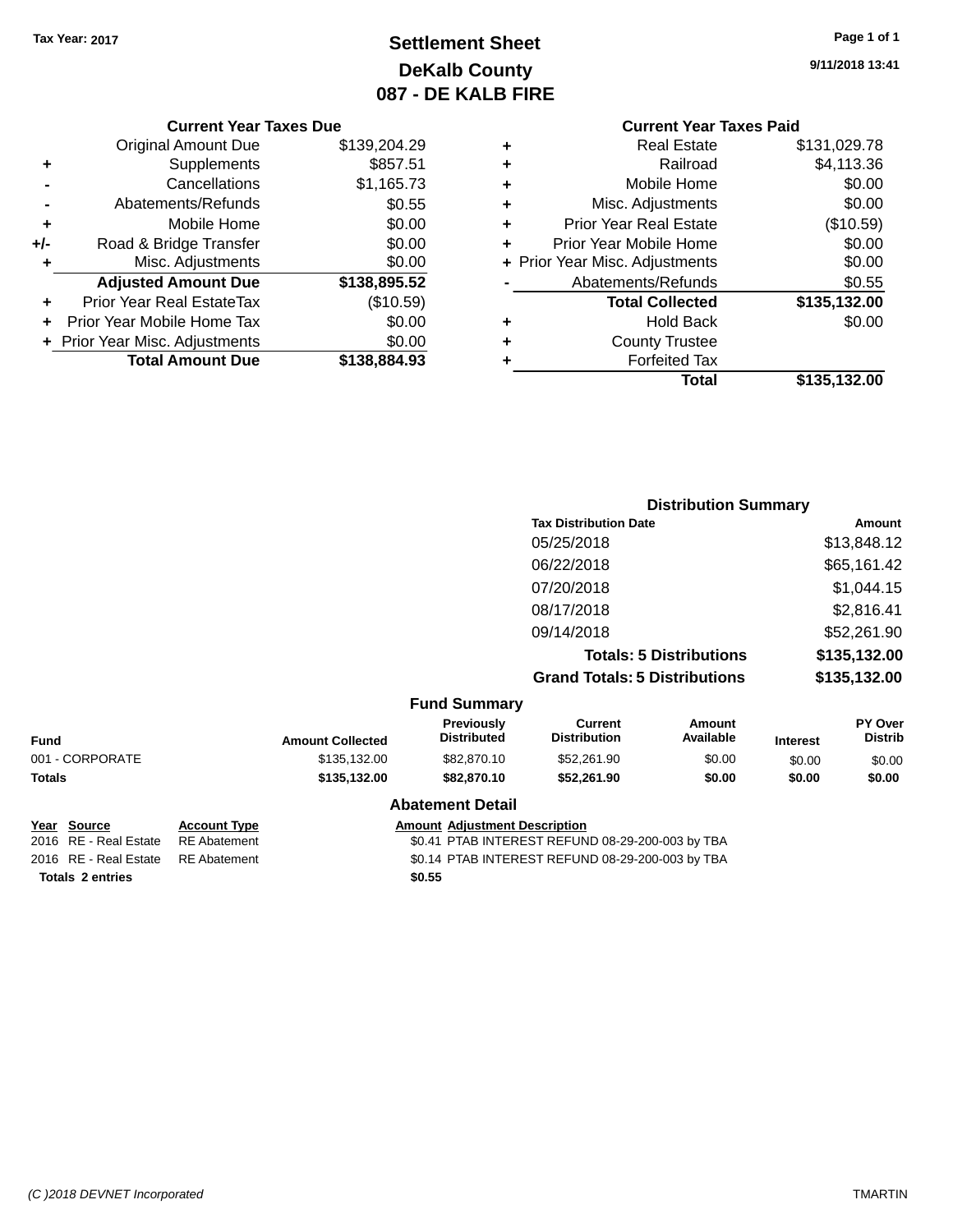Tax Year: 2017

# Settlement Sheet
## DeKalb County
## 087 - DE KALB FIRE

9/11/2018 13:41

### Current Year Taxes Due

| | | |
|---|---|---|
| | Original Amount Due | $139,204.29 |
| + | Supplements | $857.51 |
| - | Cancellations | $1,165.73 |
| - | Abatements/Refunds | $0.55 |
| + | Mobile Home | $0.00 |
| +/- | Road & Bridge Transfer | $0.00 |
| + | Misc. Adjustments | $0.00 |
| | **Adjusted Amount Due** | **$138,895.52** |
| + | Prior Year Real EstateTax | ($10.59) |
| + | Prior Year Mobile Home Tax | $0.00 |
| + | Prior Year Misc. Adjustments | $0.00 |
| | **Total Amount Due** | **$138,884.93** |

### Current Year Taxes Paid

| | | |
|---|---|---|
| + | Real Estate | $131,029.78 |
| + | Railroad | $4,113.36 |
| + | Mobile Home | $0.00 |
| + | Misc. Adjustments | $0.00 |
| + | Prior Year Real Estate | ($10.59) |
| + | Prior Year Mobile Home | $0.00 |
| + | Prior Year Misc. Adjustments | $0.00 |
| - | Abatements/Refunds | $0.55 |
| | **Total Collected** | **$135,132.00** |
| + | Hold Back | $0.00 |
| + | County Trustee | |
| + | Forfeited Tax | |
| | **Total** | **$135,132.00** |

### Distribution Summary

| Tax Distribution Date | Amount |
|---|---|
| 05/25/2018 | $13,848.12 |
| 06/22/2018 | $65,161.42 |
| 07/20/2018 | $1,044.15 |
| 08/17/2018 | $2,816.41 |
| 09/14/2018 | $52,261.90 |
| **Totals: 5 Distributions** | **$135,132.00** |
| **Grand Totals: 5 Distributions** | **$135,132.00** |

### Fund Summary

| Fund | Amount Collected | Previously Distributed | Current Distribution | Amount Available | Interest | PY Over Distrib |
|---|---|---|---|---|---|---|
| 001 - CORPORATE | $135,132.00 | $82,870.10 | $52,261.90 | $0.00 | $0.00 | $0.00 |
| **Totals** | **$135,132.00** | **$82,870.10** | **$52,261.90** | **$0.00** | **$0.00** | **$0.00** |

### Abatement Detail

| Year | Source | Account Type | Amount | Adjustment Description |
|---|---|---|---|---|
| 2016 | RE - Real Estate | RE Abatement | $0.41 | PTAB INTEREST REFUND 08-29-200-003 by TBA |
| 2016 | RE - Real Estate | RE Abatement | $0.14 | PTAB INTEREST REFUND 08-29-200-003 by TBA |
| **Totals** | **2 entries** | | **$0.55** | |

(C )2018 DEVNET Incorporated TMARTIN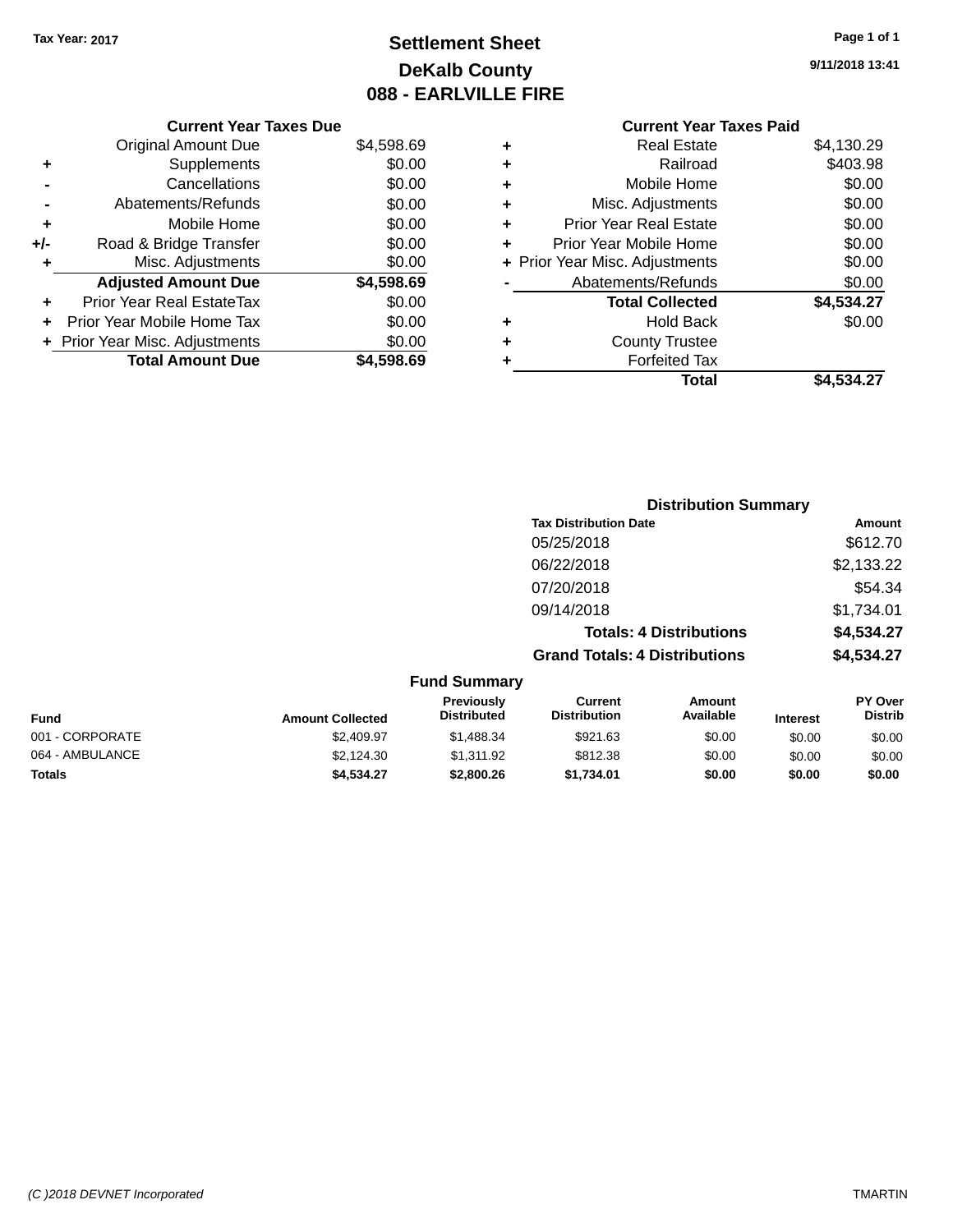Tax Year: 2017

# Settlement Sheet
## DeKalb County
## 088 - EARLVILLE FIRE

9/11/2018 13:41

### Current Year Taxes Due

| | | Amount |
|---|---|---|
| | Original Amount Due | $4,598.69 |
| + | Supplements | $0.00 |
| - | Cancellations | $0.00 |
| - | Abatements/Refunds | $0.00 |
| + | Mobile Home | $0.00 |
| +/- | Road & Bridge Transfer | $0.00 |
| + | Misc. Adjustments | $0.00 |
| | **Adjusted Amount Due** | **$4,598.69** |
| + | Prior Year Real EstateTax | $0.00 |
| + | Prior Year Mobile Home Tax | $0.00 |
| + | Prior Year Misc. Adjustments | $0.00 |
| | **Total Amount Due** | **$4,598.69** |

### Current Year Taxes Paid

| | | Amount |
|---|---|---|
| + | Real Estate | $4,130.29 |
| + | Railroad | $403.98 |
| + | Mobile Home | $0.00 |
| + | Misc. Adjustments | $0.00 |
| + | Prior Year Real Estate | $0.00 |
| + | Prior Year Mobile Home | $0.00 |
| + | Prior Year Misc. Adjustments | $0.00 |
| - | Abatements/Refunds | $0.00 |
| | **Total Collected** | **$4,534.27** |
| + | Hold Back | $0.00 |
| + | County Trustee | |
| + | Forfeited Tax | |
| | **Total** | **$4,534.27** |

### Distribution Summary

| Tax Distribution Date | Amount |
|---|---|
| 05/25/2018 | $612.70 |
| 06/22/2018 | $2,133.22 |
| 07/20/2018 | $54.34 |
| 09/14/2018 | $1,734.01 |
| **Totals: 4 Distributions** | **$4,534.27** |
| **Grand Totals: 4 Distributions** | **$4,534.27** |

### Fund Summary

| Fund | Amount Collected | Previously Distributed | Current Distribution | Amount Available | Interest | PY Over Distrib |
|---|---|---|---|---|---|---|
| 001 - CORPORATE | $2,409.97 | $1,488.34 | $921.63 | $0.00 | $0.00 | $0.00 |
| 064 - AMBULANCE | $2,124.30 | $1,311.92 | $812.38 | $0.00 | $0.00 | $0.00 |
| **Totals** | **$4,534.27** | **$2,800.26** | **$1,734.01** | **$0.00** | **$0.00** | **$0.00** |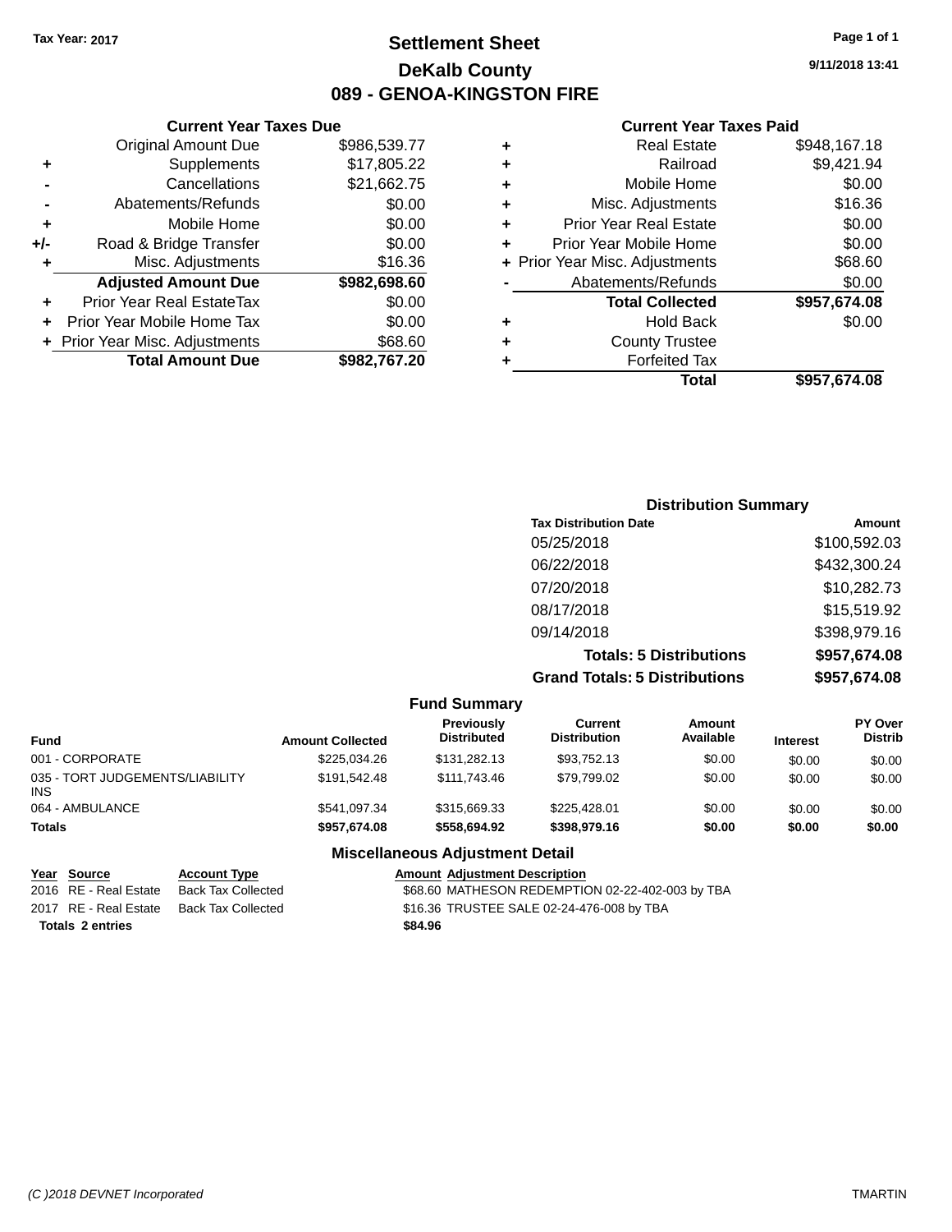Tax Year: 2017

# Settlement Sheet
## DeKalb County
## 089 - GENOA-KINGSTON FIRE

9/11/2018 13:41

### Current Year Taxes Due

| | | |
|---|---|---|
| | Original Amount Due | $986,539.77 |
| + | Supplements | $17,805.22 |
| - | Cancellations | $21,662.75 |
| - | Abatements/Refunds | $0.00 |
| + | Mobile Home | $0.00 |
| +/- | Road & Bridge Transfer | $0.00 |
| + | Misc. Adjustments | $16.36 |
| | **Adjusted Amount Due** | **$982,698.60** |
| + | Prior Year Real EstateTax | $0.00 |
| + | Prior Year Mobile Home Tax | $0.00 |
| + | Prior Year Misc. Adjustments | $68.60 |
| | **Total Amount Due** | **$982,767.20** |

### Current Year Taxes Paid

| | | |
|---|---|---|
| + | Real Estate | $948,167.18 |
| + | Railroad | $9,421.94 |
| + | Mobile Home | $0.00 |
| + | Misc. Adjustments | $16.36 |
| + | Prior Year Real Estate | $0.00 |
| + | Prior Year Mobile Home | $0.00 |
| + | Prior Year Misc. Adjustments | $68.60 |
| - | Abatements/Refunds | $0.00 |
| | **Total Collected** | **$957,674.08** |
| + | Hold Back | $0.00 |
| + | County Trustee | |
| + | Forfeited Tax | |
| | **Total** | **$957,674.08** |

### Distribution Summary

| Tax Distribution Date | Amount |
|---|---|
| 05/25/2018 | $100,592.03 |
| 06/22/2018 | $432,300.24 |
| 07/20/2018 | $10,282.73 |
| 08/17/2018 | $15,519.92 |
| 09/14/2018 | $398,979.16 |
| **Totals: 5 Distributions** | **$957,674.08** |
| **Grand Totals: 5 Distributions** | **$957,674.08** |

### Fund Summary

| Fund | Amount Collected | Previously Distributed | Current Distribution | Amount Available | Interest | PY Over Distrib |
|---|---|---|---|---|---|---|
| 001 - CORPORATE | $225,034.26 | $131,282.13 | $93,752.13 | $0.00 | $0.00 | $0.00 |
| 035 - TORT JUDGEMENTS/LIABILITY INS | $191,542.48 | $111,743.46 | $79,799.02 | $0.00 | $0.00 | $0.00 |
| 064 - AMBULANCE | $541,097.34 | $315,669.33 | $225,428.01 | $0.00 | $0.00 | $0.00 |
| **Totals** | **$957,674.08** | **$558,694.92** | **$398,979.16** | **$0.00** | **$0.00** | **$0.00** |

### Miscellaneous Adjustment Detail

| Year | Source | Account Type | Amount | Adjustment Description |
|---|---|---|---|---|
| 2016 | RE - Real Estate | Back Tax Collected | $68.60 | MATHESON REDEMPTION 02-22-402-003 by TBA |
| 2017 | RE - Real Estate | Back Tax Collected | $16.36 | TRUSTEE SALE 02-24-476-008 by TBA |
| **Totals 2 entries** | | | **$84.96** | |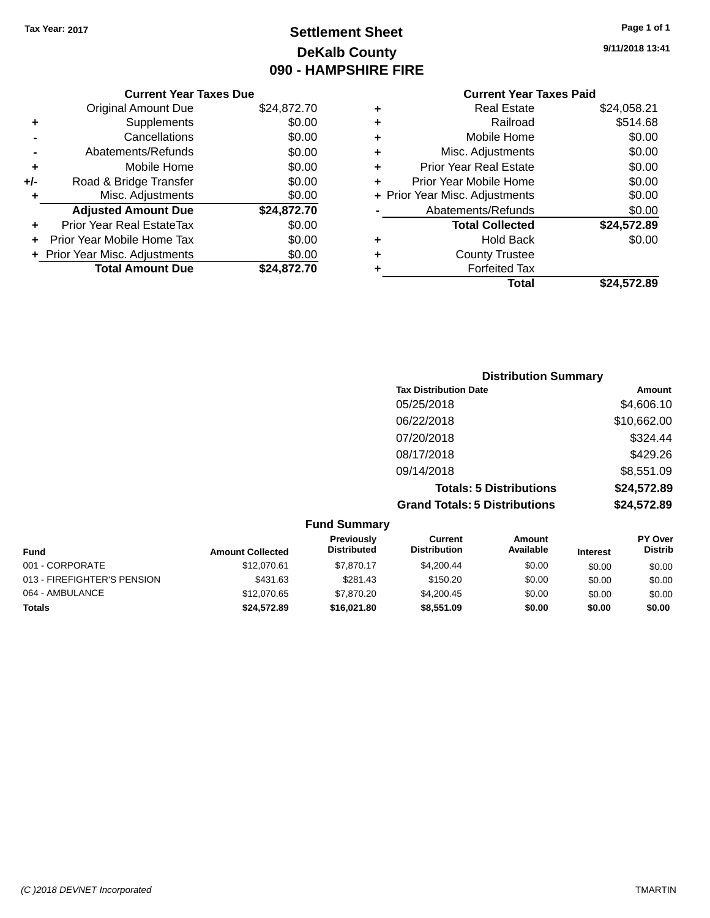Tax Year: 2017

# Settlement Sheet
## DeKalb County
## 090 - HAMPSHIRE FIRE

9/11/2018 13:41

### Current Year Taxes Due

| | | |
|---|---|---|
| | Original Amount Due | $24,872.70 |
| + | Supplements | $0.00 |
| - | Cancellations | $0.00 |
| - | Abatements/Refunds | $0.00 |
| + | Mobile Home | $0.00 |
| +/- | Road & Bridge Transfer | $0.00 |
| + | Misc. Adjustments | $0.00 |
| | **Adjusted Amount Due** | **$24,872.70** |
| + | Prior Year Real EstateTax | $0.00 |
| + | Prior Year Mobile Home Tax | $0.00 |
| + | Prior Year Misc. Adjustments | $0.00 |
| | **Total Amount Due** | **$24,872.70** |

### Current Year Taxes Paid

| | | |
|---|---|---|
| + | Real Estate | $24,058.21 |
| + | Railroad | $514.68 |
| + | Mobile Home | $0.00 |
| + | Misc. Adjustments | $0.00 |
| + | Prior Year Real Estate | $0.00 |
| + | Prior Year Mobile Home | $0.00 |
| + | Prior Year Misc. Adjustments | $0.00 |
| - | Abatements/Refunds | $0.00 |
| | **Total Collected** | **$24,572.89** |
| + | Hold Back | $0.00 |
| + | County Trustee | |
| + | Forfeited Tax | |
| | **Total** | **$24,572.89** |

### Distribution Summary

| Tax Distribution Date | Amount |
|---|---|
| 05/25/2018 | $4,606.10 |
| 06/22/2018 | $10,662.00 |
| 07/20/2018 | $324.44 |
| 08/17/2018 | $429.26 |
| 09/14/2018 | $8,551.09 |
| **Totals: 5 Distributions** | **$24,572.89** |
| **Grand Totals: 5 Distributions** | **$24,572.89** |

### Fund Summary

| Fund | Amount Collected | Previously Distributed | Current Distribution | Amount Available | Interest | PY Over Distrib |
|---|---|---|---|---|---|---|
| 001 - CORPORATE | $12,070.61 | $7,870.17 | $4,200.44 | $0.00 | $0.00 | $0.00 |
| 013 - FIREFIGHTER'S PENSION | $431.63 | $281.43 | $150.20 | $0.00 | $0.00 | $0.00 |
| 064 - AMBULANCE | $12,070.65 | $7,870.20 | $4,200.45 | $0.00 | $0.00 | $0.00 |
| **Totals** | **$24,572.89** | **$16,021.80** | **$8,551.09** | **$0.00** | **$0.00** | **$0.00** |

(C )2018 DEVNET Incorporated TMARTIN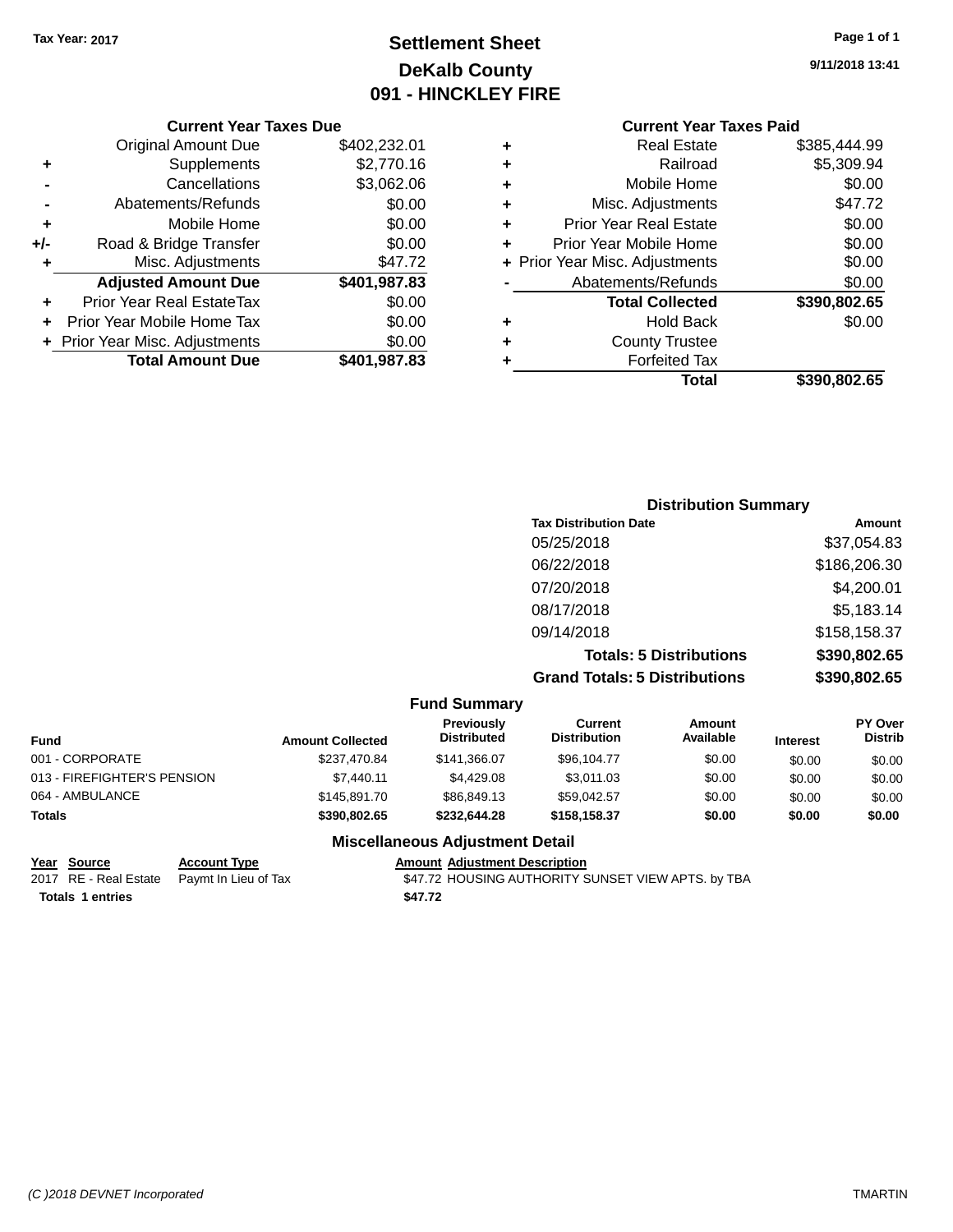Tax Year: 2017

# Settlement Sheet
## DeKalb County
## 091 - HINCKLEY FIRE

9/11/2018 13:41

### Current Year Taxes Due

| | | |
|---|---|---|
| | Original Amount Due | $402,232.01 |
| + | Supplements | $2,770.16 |
| - | Cancellations | $3,062.06 |
| - | Abatements/Refunds | $0.00 |
| + | Mobile Home | $0.00 |
| +/- | Road & Bridge Transfer | $0.00 |
| + | Misc. Adjustments | $47.72 |
| | **Adjusted Amount Due** | **$401,987.83** |
| + | Prior Year Real EstateTax | $0.00 |
| + | Prior Year Mobile Home Tax | $0.00 |
| + | Prior Year Misc. Adjustments | $0.00 |
| | **Total Amount Due** | **$401,987.83** |

### Current Year Taxes Paid

| | | |
|---|---|---|
| + | Real Estate | $385,444.99 |
| + | Railroad | $5,309.94 |
| + | Mobile Home | $0.00 |
| + | Misc. Adjustments | $47.72 |
| + | Prior Year Real Estate | $0.00 |
| + | Prior Year Mobile Home | $0.00 |
| + | Prior Year Misc. Adjustments | $0.00 |
| - | Abatements/Refunds | $0.00 |
| | **Total Collected** | **$390,802.65** |
| + | Hold Back | $0.00 |
| + | County Trustee | |
| + | Forfeited Tax | |
| | **Total** | **$390,802.65** |

### Distribution Summary

| Tax Distribution Date | Amount |
|---|---|
| 05/25/2018 | $37,054.83 |
| 06/22/2018 | $186,206.30 |
| 07/20/2018 | $4,200.01 |
| 08/17/2018 | $5,183.14 |
| 09/14/2018 | $158,158.37 |
| **Totals: 5 Distributions** | **$390,802.65** |
| **Grand Totals: 5 Distributions** | **$390,802.65** |

### Fund Summary

| Fund | Amount Collected | Previously Distributed | Current Distribution | Amount Available | Interest | PY Over Distrib |
|---|---|---|---|---|---|---|
| 001 - CORPORATE | $237,470.84 | $141,366.07 | $96,104.77 | $0.00 | $0.00 | $0.00 |
| 013 - FIREFIGHTER'S PENSION | $7,440.11 | $4,429.08 | $3,011.03 | $0.00 | $0.00 | $0.00 |
| 064 - AMBULANCE | $145,891.70 | $86,849.13 | $59,042.57 | $0.00 | $0.00 | $0.00 |
| **Totals** | **$390,802.65** | **$232,644.28** | **$158,158.37** | **$0.00** | **$0.00** | **$0.00** |

### Miscellaneous Adjustment Detail

| Year | Source | Account Type | Amount | Adjustment Description |
|---|---|---|---|---|
| 2017 | RE - Real Estate | Paymt In Lieu of Tax | $47.72 | HOUSING AUTHORITY SUNSET VIEW APTS. by TBA |
| **Totals** | **1 entries** | | **$47.72** | |

(C )2018 DEVNET Incorporated — TMARTIN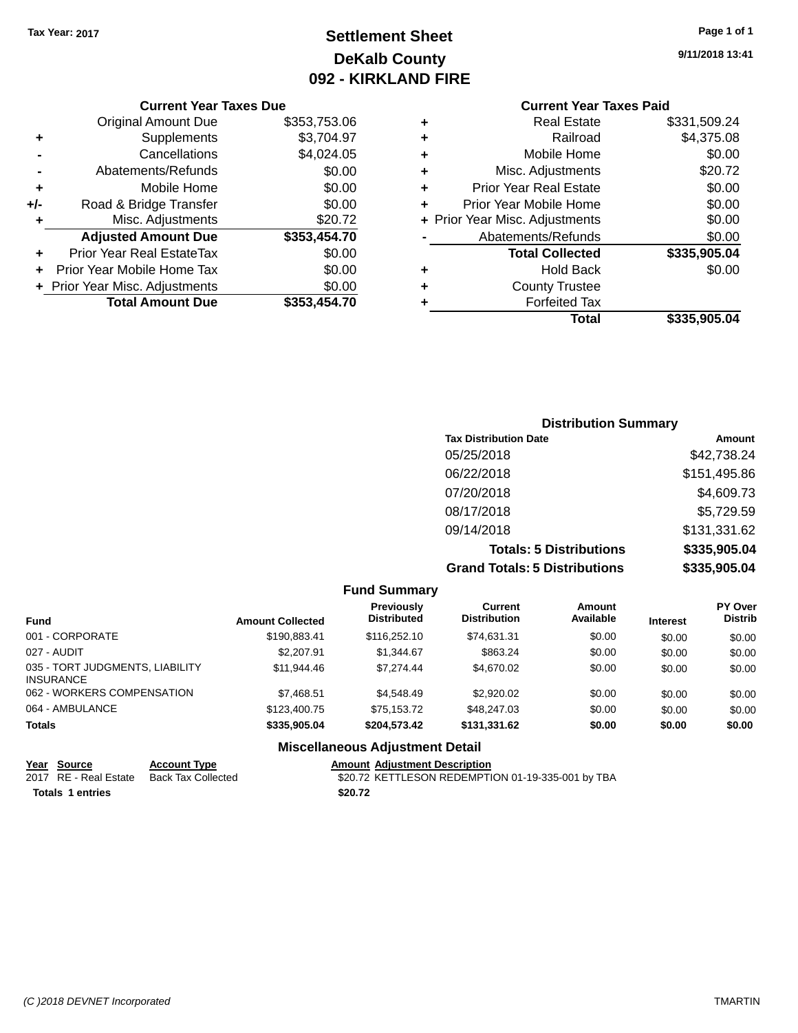Tax Year: 2017

# Settlement Sheet
## DeKalb County
## 092 - KIRKLAND FIRE

9/11/2018 13:41

### Current Year Taxes Due

| | | |
|---|---|---|
| | Original Amount Due | $353,753.06 |
| + | Supplements | $3,704.97 |
| - | Cancellations | $4,024.05 |
| - | Abatements/Refunds | $0.00 |
| + | Mobile Home | $0.00 |
| +/- | Road & Bridge Transfer | $0.00 |
| + | Misc. Adjustments | $20.72 |
| | **Adjusted Amount Due** | **$353,454.70** |
| + | Prior Year Real EstateTax | $0.00 |
| + | Prior Year Mobile Home Tax | $0.00 |
| + | Prior Year Misc. Adjustments | $0.00 |
| | **Total Amount Due** | **$353,454.70** |

### Current Year Taxes Paid

| | | |
|---|---|---|
| + | Real Estate | $331,509.24 |
| + | Railroad | $4,375.08 |
| + | Mobile Home | $0.00 |
| + | Misc. Adjustments | $20.72 |
| + | Prior Year Real Estate | $0.00 |
| + | Prior Year Mobile Home | $0.00 |
| + | Prior Year Misc. Adjustments | $0.00 |
| - | Abatements/Refunds | $0.00 |
| | **Total Collected** | **$335,905.04** |
| + | Hold Back | $0.00 |
| + | County Trustee | |
| + | Forfeited Tax | |
| | **Total** | **$335,905.04** |

### Distribution Summary

| Tax Distribution Date | Amount |
|---|---|
| 05/25/2018 | $42,738.24 |
| 06/22/2018 | $151,495.86 |
| 07/20/2018 | $4,609.73 |
| 08/17/2018 | $5,729.59 |
| 09/14/2018 | $131,331.62 |
| **Totals: 5 Distributions** | **$335,905.04** |
| **Grand Totals: 5 Distributions** | **$335,905.04** |

### Fund Summary

| Fund | Amount Collected | Previously Distributed | Current Distribution | Amount Available | Interest | PY Over Distrib |
|---|---|---|---|---|---|---|
| 001 - CORPORATE | $190,883.41 | $116,252.10 | $74,631.31 | $0.00 | $0.00 | $0.00 |
| 027 - AUDIT | $2,207.91 | $1,344.67 | $863.24 | $0.00 | $0.00 | $0.00 |
| 035 - TORT JUDGMENTS, LIABILITY INSURANCE | $11,944.46 | $7,274.44 | $4,670.02 | $0.00 | $0.00 | $0.00 |
| 062 - WORKERS COMPENSATION | $7,468.51 | $4,548.49 | $2,920.02 | $0.00 | $0.00 | $0.00 |
| 064 - AMBULANCE | $123,400.75 | $75,153.72 | $48,247.03 | $0.00 | $0.00 | $0.00 |
| **Totals** | **$335,905.04** | **$204,573.42** | **$131,331.62** | **$0.00** | **$0.00** | **$0.00** |

### Miscellaneous Adjustment Detail

| Year | Source | Account Type | Amount | Adjustment Description |
|---|---|---|---|---|
| 2017 | RE - Real Estate | Back Tax Collected | $20.72 | KETTLESON REDEMPTION 01-19-335-001 by TBA |
| **Totals** | **1 entries** | | **$20.72** | |

(C )2018 DEVNET Incorporated

TMARTIN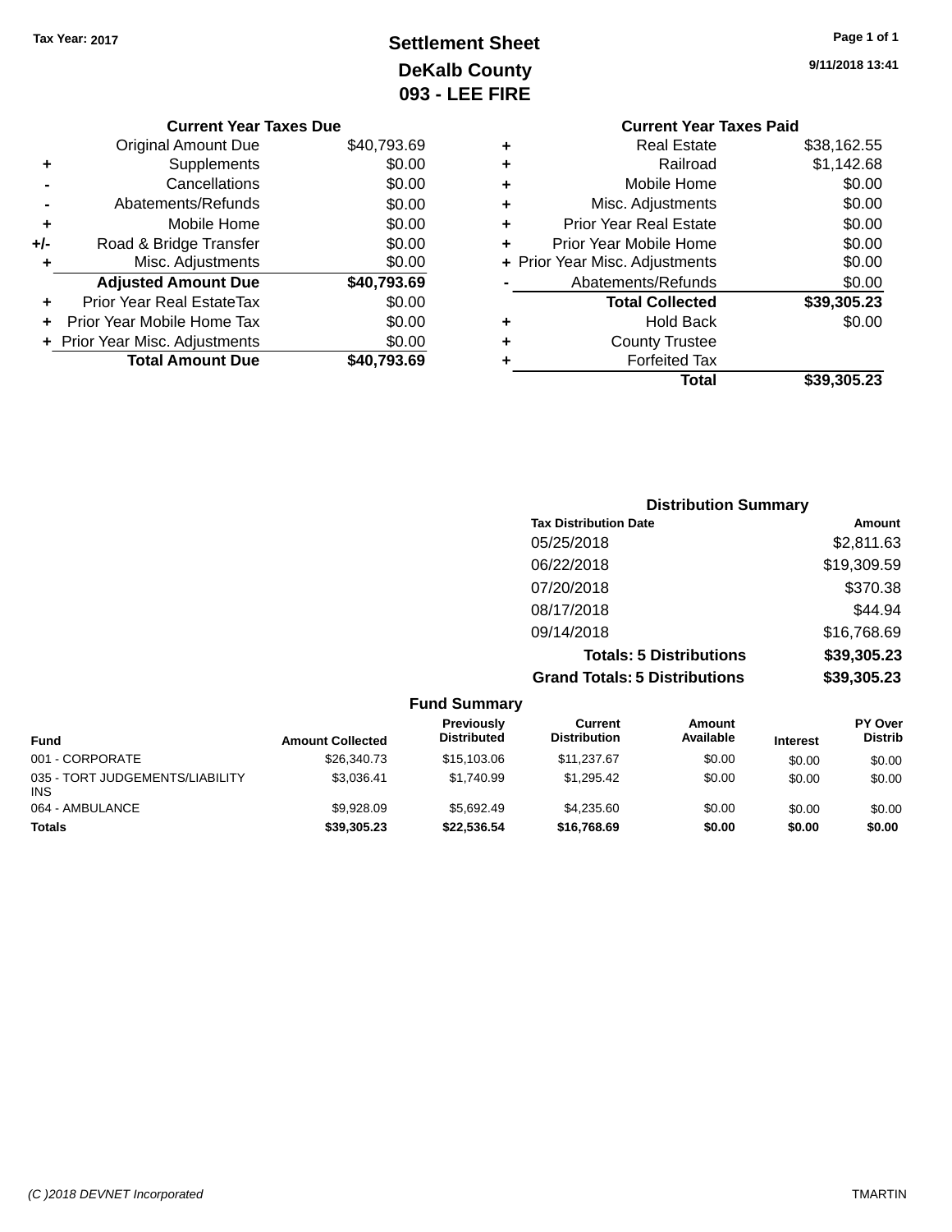Tax Year: 2017

# Settlement Sheet

## DeKalb County

## 093 - LEE FIRE

9/11/2018 13:41

### Current Year Taxes Due

| | | |
|---|---|---|
| | Original Amount Due | $40,793.69 |
| + | Supplements | $0.00 |
| - | Cancellations | $0.00 |
| - | Abatements/Refunds | $0.00 |
| + | Mobile Home | $0.00 |
| +/- | Road & Bridge Transfer | $0.00 |
| + | Misc. Adjustments | $0.00 |
| | **Adjusted Amount Due** | **$40,793.69** |
| + | Prior Year Real EstateTax | $0.00 |
| + | Prior Year Mobile Home Tax | $0.00 |
| + | Prior Year Misc. Adjustments | $0.00 |
| | **Total Amount Due** | **$40,793.69** |

### Current Year Taxes Paid

| | | |
|---|---|---|
| + | Real Estate | $38,162.55 |
| + | Railroad | $1,142.68 |
| + | Mobile Home | $0.00 |
| + | Misc. Adjustments | $0.00 |
| + | Prior Year Real Estate | $0.00 |
| + | Prior Year Mobile Home | $0.00 |
| + | Prior Year Misc. Adjustments | $0.00 |
| - | Abatements/Refunds | $0.00 |
| | **Total Collected** | **$39,305.23** |
| + | Hold Back | $0.00 |
| + | County Trustee | |
| + | Forfeited Tax | |
| | **Total** | **$39,305.23** |

### Distribution Summary

| Tax Distribution Date | Amount |
|---|---|
| 05/25/2018 | $2,811.63 |
| 06/22/2018 | $19,309.59 |
| 07/20/2018 | $370.38 |
| 08/17/2018 | $44.94 |
| 09/14/2018 | $16,768.69 |
| **Totals: 5 Distributions** | **$39,305.23** |
| **Grand Totals: 5 Distributions** | **$39,305.23** |

### Fund Summary

| Fund | Amount Collected | Previously Distributed | Current Distribution | Amount Available | Interest | PY Over Distrib |
|---|---|---|---|---|---|---|
| 001 - CORPORATE | $26,340.73 | $15,103.06 | $11,237.67 | $0.00 | $0.00 | $0.00 |
| 035 - TORT JUDGEMENTS/LIABILITY INS | $3,036.41 | $1,740.99 | $1,295.42 | $0.00 | $0.00 | $0.00 |
| 064 - AMBULANCE | $9,928.09 | $5,692.49 | $4,235.60 | $0.00 | $0.00 | $0.00 |
| **Totals** | **$39,305.23** | **$22,536.54** | **$16,768.69** | **$0.00** | **$0.00** | **$0.00** |

(C )2018 DEVNET Incorporated TMARTIN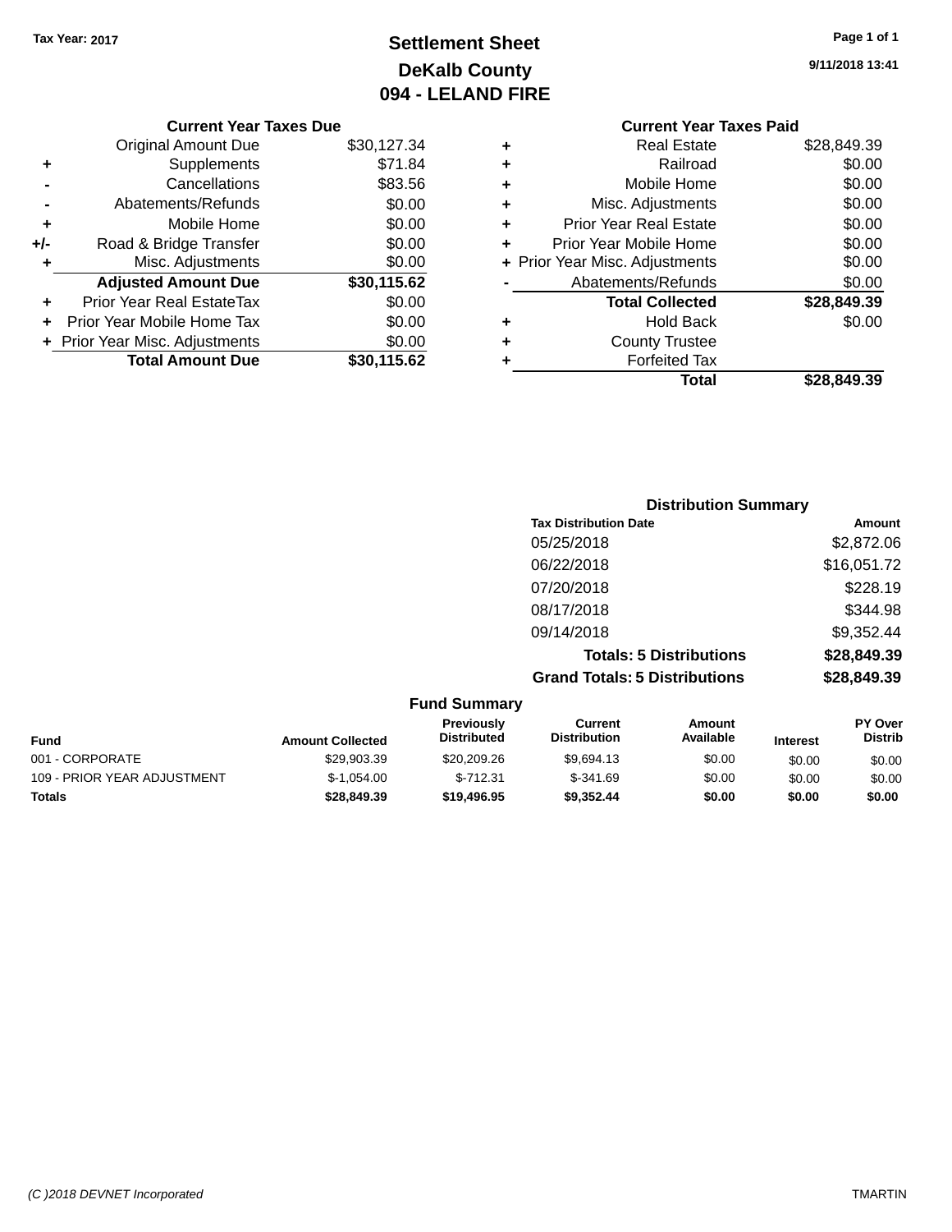Tax Year: 2017

# Settlement Sheet
## DeKalb County
## 094 - LELAND FIRE

9/11/2018 13:41

### Current Year Taxes Due

| | | |
|---|---|---|
| | Original Amount Due | $30,127.34 |
| + | Supplements | $71.84 |
| - | Cancellations | $83.56 |
| - | Abatements/Refunds | $0.00 |
| + | Mobile Home | $0.00 |
| +/- | Road & Bridge Transfer | $0.00 |
| + | Misc. Adjustments | $0.00 |
| | **Adjusted Amount Due** | **$30,115.62** |
| + | Prior Year Real EstateTax | $0.00 |
| + | Prior Year Mobile Home Tax | $0.00 |
| + | Prior Year Misc. Adjustments | $0.00 |
| | **Total Amount Due** | **$30,115.62** |

### Current Year Taxes Paid

| | | |
|---|---|---|
| + | Real Estate | $28,849.39 |
| + | Railroad | $0.00 |
| + | Mobile Home | $0.00 |
| + | Misc. Adjustments | $0.00 |
| + | Prior Year Real Estate | $0.00 |
| + | Prior Year Mobile Home | $0.00 |
| + | Prior Year Misc. Adjustments | $0.00 |
| - | Abatements/Refunds | $0.00 |
| | **Total Collected** | **$28,849.39** |
| + | Hold Back | $0.00 |
| + | County Trustee | |
| + | Forfeited Tax | |
| | **Total** | **$28,849.39** |

### Distribution Summary

| Tax Distribution Date | Amount |
|---|---|
| 05/25/2018 | $2,872.06 |
| 06/22/2018 | $16,051.72 |
| 07/20/2018 | $228.19 |
| 08/17/2018 | $344.98 |
| 09/14/2018 | $9,352.44 |
| **Totals: 5 Distributions** | **$28,849.39** |
| **Grand Totals: 5 Distributions** | **$28,849.39** |

### Fund Summary

| Fund | Amount Collected | Previously Distributed | Current Distribution | Amount Available | Interest | PY Over Distrib |
|---|---|---|---|---|---|---|
| 001 - CORPORATE | $29,903.39 | $20,209.26 | $9,694.13 | $0.00 | $0.00 | $0.00 |
| 109 - PRIOR YEAR ADJUSTMENT | $-1,054.00 | $-712.31 | $-341.69 | $0.00 | $0.00 | $0.00 |
| **Totals** | **$28,849.39** | **$19,496.95** | **$9,352.44** | **$0.00** | **$0.00** | **$0.00** |

(C )2018 DEVNET Incorporated TMARTIN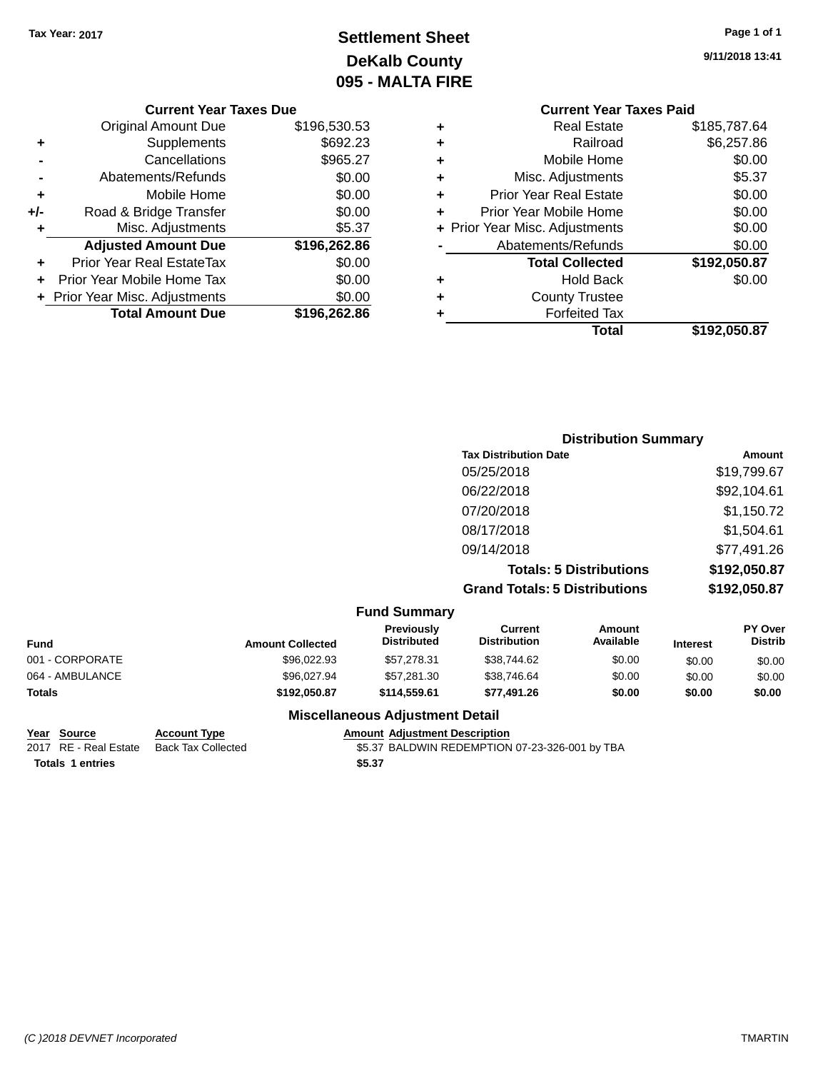Tax Year: 2017

# Settlement Sheet
## DeKalb County
## 095 - MALTA FIRE

9/11/2018 13:41

### Current Year Taxes Due

| | | |
|---|---|---|
| | Original Amount Due | $196,530.53 |
| + | Supplements | $692.23 |
| - | Cancellations | $965.27 |
| - | Abatements/Refunds | $0.00 |
| + | Mobile Home | $0.00 |
| +/- | Road & Bridge Transfer | $0.00 |
| + | Misc. Adjustments | $5.37 |
| | **Adjusted Amount Due** | **$196,262.86** |
| + | Prior Year Real EstateTax | $0.00 |
| + | Prior Year Mobile Home Tax | $0.00 |
| + | Prior Year Misc. Adjustments | $0.00 |
| | **Total Amount Due** | **$196,262.86** |

### Current Year Taxes Paid

| | | |
|---|---|---|
| + | Real Estate | $185,787.64 |
| + | Railroad | $6,257.86 |
| + | Mobile Home | $0.00 |
| + | Misc. Adjustments | $5.37 |
| + | Prior Year Real Estate | $0.00 |
| + | Prior Year Mobile Home | $0.00 |
| + | Prior Year Misc. Adjustments | $0.00 |
| - | Abatements/Refunds | $0.00 |
| | **Total Collected** | **$192,050.87** |
| + | Hold Back | $0.00 |
| + | County Trustee | |
| + | Forfeited Tax | |
| | **Total** | **$192,050.87** |

### Distribution Summary

| Tax Distribution Date | Amount |
|---|---|
| 05/25/2018 | $19,799.67 |
| 06/22/2018 | $92,104.61 |
| 07/20/2018 | $1,150.72 |
| 08/17/2018 | $1,504.61 |
| 09/14/2018 | $77,491.26 |
| **Totals: 5 Distributions** | **$192,050.87** |
| **Grand Totals: 5 Distributions** | **$192,050.87** |

### Fund Summary

| Fund | Amount Collected | Previously Distributed | Current Distribution | Amount Available | Interest | PY Over Distrib |
|---|---|---|---|---|---|---|
| 001 - CORPORATE | $96,022.93 | $57,278.31 | $38,744.62 | $0.00 | $0.00 | $0.00 |
| 064 - AMBULANCE | $96,027.94 | $57,281.30 | $38,746.64 | $0.00 | $0.00 | $0.00 |
| **Totals** | **$192,050.87** | **$114,559.61** | **$77,491.26** | **$0.00** | **$0.00** | **$0.00** |

### Miscellaneous Adjustment Detail

| Year | Source | Account Type | Amount | Adjustment Description |
|---|---|---|---|---|
| 2017 | RE - Real Estate | Back Tax Collected | $5.37 | BALDWIN REDEMPTION 07-23-326-001 by TBA |
| **Totals** | **1 entries** | | **$5.37** | |

(C )2018 DEVNET Incorporated TMARTIN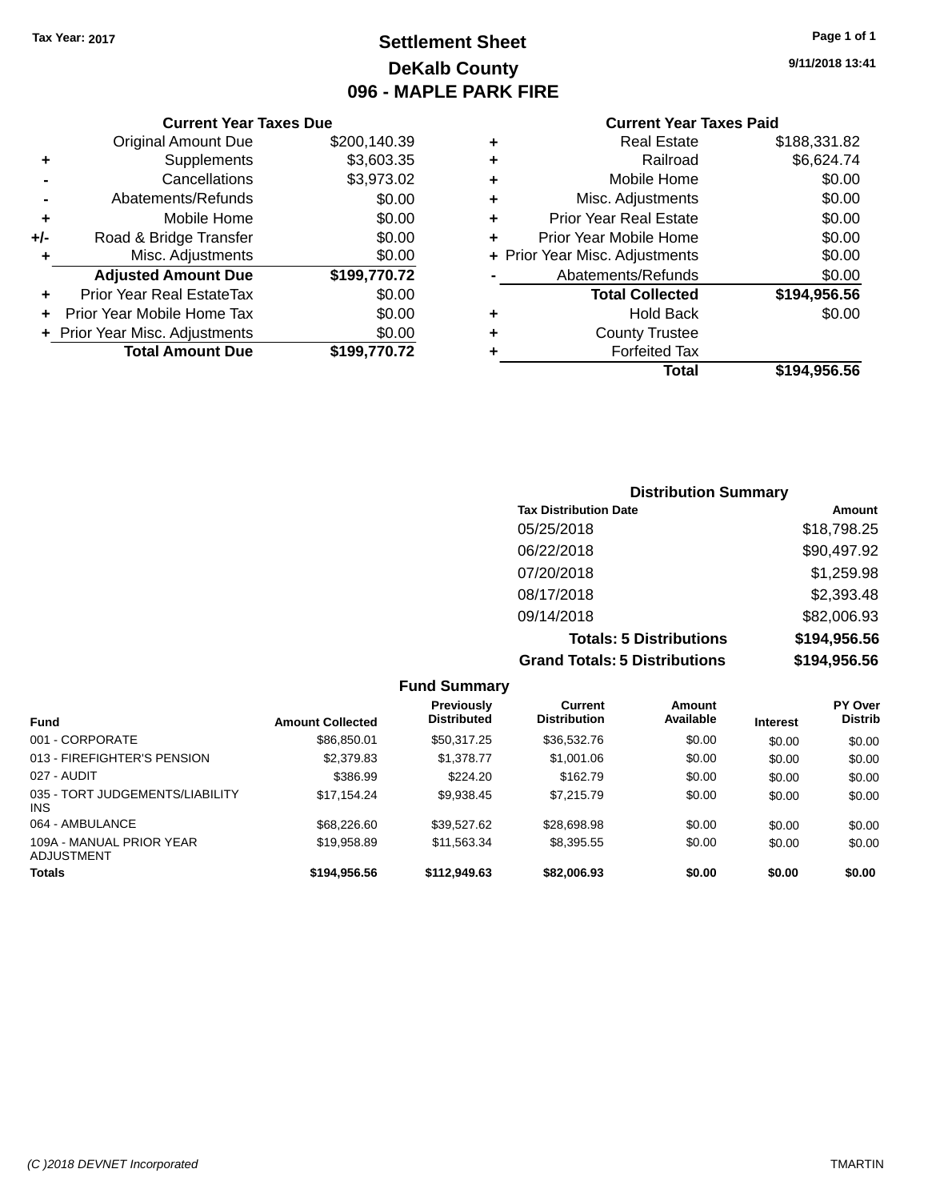Tax Year: 2017

# Settlement Sheet
## DeKalb County
## 096 - MAPLE PARK FIRE

9/11/2018 13:41

### Current Year Taxes Due

| | | |
|---|---|---|
| | Original Amount Due | $200,140.39 |
| + | Supplements | $3,603.35 |
| - | Cancellations | $3,973.02 |
| - | Abatements/Refunds | $0.00 |
| + | Mobile Home | $0.00 |
| +/- | Road & Bridge Transfer | $0.00 |
| + | Misc. Adjustments | $0.00 |
| | **Adjusted Amount Due** | **$199,770.72** |
| + | Prior Year Real EstateTax | $0.00 |
| + | Prior Year Mobile Home Tax | $0.00 |
| + | Prior Year Misc. Adjustments | $0.00 |
| | **Total Amount Due** | **$199,770.72** |

### Current Year Taxes Paid

| | | |
|---|---|---|
| + | Real Estate | $188,331.82 |
| + | Railroad | $6,624.74 |
| + | Mobile Home | $0.00 |
| + | Misc. Adjustments | $0.00 |
| + | Prior Year Real Estate | $0.00 |
| + | Prior Year Mobile Home | $0.00 |
| + | Prior Year Misc. Adjustments | $0.00 |
| - | Abatements/Refunds | $0.00 |
| | **Total Collected** | **$194,956.56** |
| + | Hold Back | $0.00 |
| + | County Trustee | |
| + | Forfeited Tax | |
| | **Total** | **$194,956.56** |

### Distribution Summary

| Tax Distribution Date | Amount |
|---|---|
| 05/25/2018 | $18,798.25 |
| 06/22/2018 | $90,497.92 |
| 07/20/2018 | $1,259.98 |
| 08/17/2018 | $2,393.48 |
| 09/14/2018 | $82,006.93 |
| **Totals: 5 Distributions** | **$194,956.56** |
| **Grand Totals: 5 Distributions** | **$194,956.56** |

### Fund Summary

| Fund | Amount Collected | Previously Distributed | Current Distribution | Amount Available | Interest | PY Over Distrib |
|---|---|---|---|---|---|---|
| 001 - CORPORATE | $86,850.01 | $50,317.25 | $36,532.76 | $0.00 | $0.00 | $0.00 |
| 013 - FIREFIGHTER'S PENSION | $2,379.83 | $1,378.77 | $1,001.06 | $0.00 | $0.00 | $0.00 |
| 027 - AUDIT | $386.99 | $224.20 | $162.79 | $0.00 | $0.00 | $0.00 |
| 035 - TORT JUDGEMENTS/LIABILITY INS | $17,154.24 | $9,938.45 | $7,215.79 | $0.00 | $0.00 | $0.00 |
| 064 - AMBULANCE | $68,226.60 | $39,527.62 | $28,698.98 | $0.00 | $0.00 | $0.00 |
| 109A - MANUAL PRIOR YEAR ADJUSTMENT | $19,958.89 | $11,563.34 | $8,395.55 | $0.00 | $0.00 | $0.00 |
| **Totals** | **$194,956.56** | **$112,949.63** | **$82,006.93** | **$0.00** | **$0.00** | **$0.00** |

(C )2018 DEVNET Incorporated — TMARTIN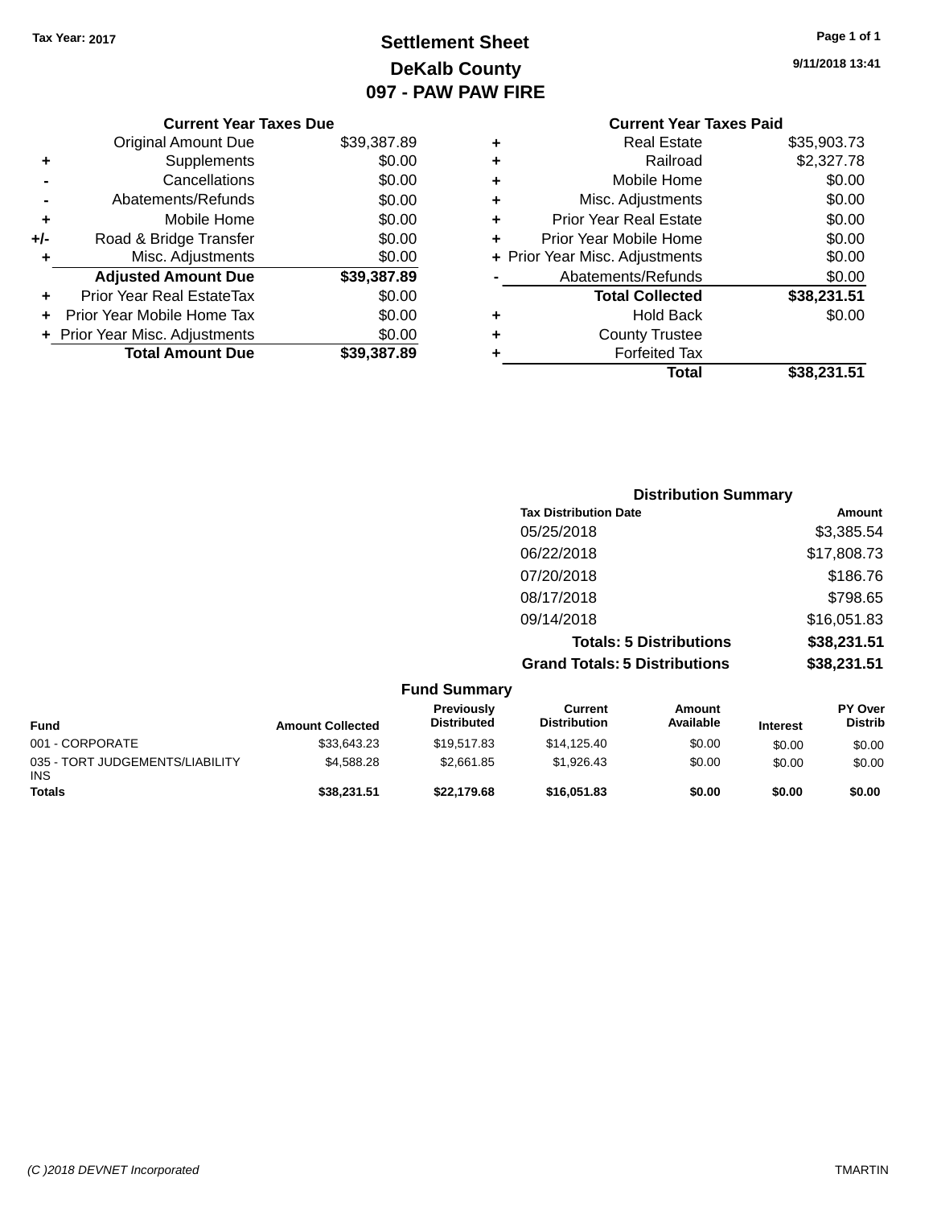Tax Year: 2017

# Settlement Sheet
## DeKalb County
## 097 - PAW PAW FIRE

9/11/2018 13:41

### Current Year Taxes Due

| | | |
|---|---|---|
| | Original Amount Due | $39,387.89 |
| + | Supplements | $0.00 |
| - | Cancellations | $0.00 |
| - | Abatements/Refunds | $0.00 |
| + | Mobile Home | $0.00 |
| +/- | Road & Bridge Transfer | $0.00 |
| + | Misc. Adjustments | $0.00 |
| | **Adjusted Amount Due** | **$39,387.89** |
| + | Prior Year Real EstateTax | $0.00 |
| + | Prior Year Mobile Home Tax | $0.00 |
| + | Prior Year Misc. Adjustments | $0.00 |
| | **Total Amount Due** | **$39,387.89** |

### Current Year Taxes Paid

| | | |
|---|---|---|
| + | Real Estate | $35,903.73 |
| + | Railroad | $2,327.78 |
| + | Mobile Home | $0.00 |
| + | Misc. Adjustments | $0.00 |
| + | Prior Year Real Estate | $0.00 |
| + | Prior Year Mobile Home | $0.00 |
| + | Prior Year Misc. Adjustments | $0.00 |
| - | Abatements/Refunds | $0.00 |
| | **Total Collected** | **$38,231.51** |
| + | Hold Back | $0.00 |
| + | County Trustee | |
| + | Forfeited Tax | |
| | **Total** | **$38,231.51** |

### Distribution Summary

| Tax Distribution Date | Amount |
|---|---|
| 05/25/2018 | $3,385.54 |
| 06/22/2018 | $17,808.73 |
| 07/20/2018 | $186.76 |
| 08/17/2018 | $798.65 |
| 09/14/2018 | $16,051.83 |
| **Totals: 5 Distributions** | **$38,231.51** |
| **Grand Totals: 5 Distributions** | **$38,231.51** |

### Fund Summary

| Fund | Amount Collected | Previously Distributed | Current Distribution | Amount Available | Interest | PY Over Distrib |
|---|---|---|---|---|---|---|
| 001 - CORPORATE | $33,643.23 | $19,517.83 | $14,125.40 | $0.00 | $0.00 | $0.00 |
| 035 - TORT JUDGEMENTS/LIABILITY INS | $4,588.28 | $2,661.85 | $1,926.43 | $0.00 | $0.00 | $0.00 |
| **Totals** | **$38,231.51** | **$22,179.68** | **$16,051.83** | **$0.00** | **$0.00** | **$0.00** |

(C )2018 DEVNET Incorporated TMARTIN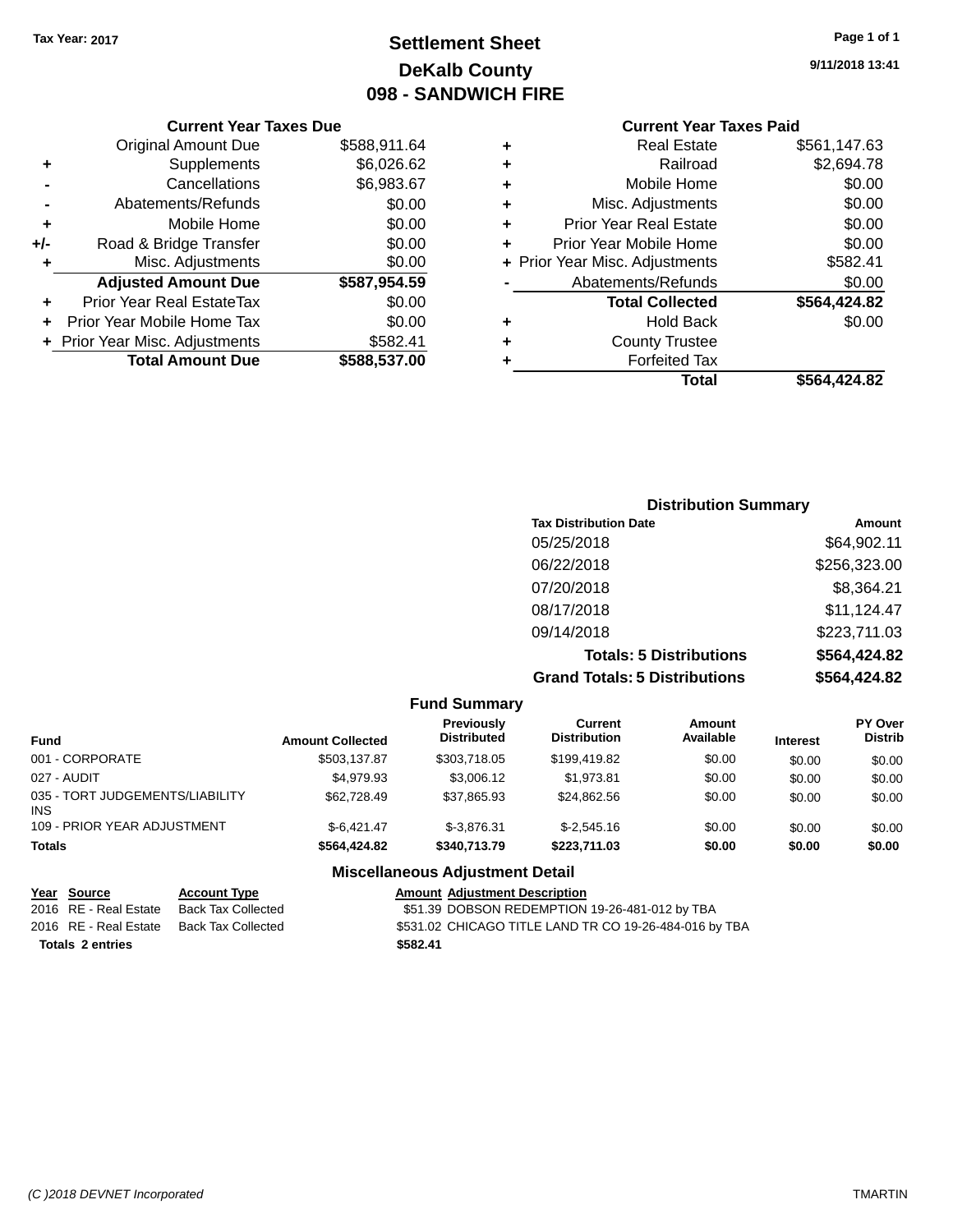Tax Year: 2017

# Settlement Sheet
## DeKalb County
## 098 - SANDWICH FIRE

9/11/2018 13:41

### Current Year Taxes Due

| | | |
|---|---|---|
| | Original Amount Due | $588,911.64 |
| + | Supplements | $6,026.62 |
| - | Cancellations | $6,983.67 |
| - | Abatements/Refunds | $0.00 |
| + | Mobile Home | $0.00 |
| +/- | Road & Bridge Transfer | $0.00 |
| + | Misc. Adjustments | $0.00 |
| | **Adjusted Amount Due** | **$587,954.59** |
| + | Prior Year Real EstateTax | $0.00 |
| + | Prior Year Mobile Home Tax | $0.00 |
| + | Prior Year Misc. Adjustments | $582.41 |
| | **Total Amount Due** | **$588,537.00** |

### Current Year Taxes Paid

| | | |
|---|---|---|
| + | Real Estate | $561,147.63 |
| + | Railroad | $2,694.78 |
| + | Mobile Home | $0.00 |
| + | Misc. Adjustments | $0.00 |
| + | Prior Year Real Estate | $0.00 |
| + | Prior Year Mobile Home | $0.00 |
| + | Prior Year Misc. Adjustments | $582.41 |
| - | Abatements/Refunds | $0.00 |
| | **Total Collected** | **$564,424.82** |
| + | Hold Back | $0.00 |
| + | County Trustee | |
| + | Forfeited Tax | |
| | **Total** | **$564,424.82** |

### Distribution Summary

| Tax Distribution Date | Amount |
|---|---|
| 05/25/2018 | $64,902.11 |
| 06/22/2018 | $256,323.00 |
| 07/20/2018 | $8,364.21 |
| 08/17/2018 | $11,124.47 |
| 09/14/2018 | $223,711.03 |
| **Totals: 5 Distributions** | **$564,424.82** |
| **Grand Totals: 5 Distributions** | **$564,424.82** |

### Fund Summary

| Fund | Amount Collected | Previously Distributed | Current Distribution | Amount Available | Interest | PY Over Distrib |
|---|---|---|---|---|---|---|
| 001 - CORPORATE | $503,137.87 | $303,718.05 | $199,419.82 | $0.00 | $0.00 | $0.00 |
| 027 - AUDIT | $4,979.93 | $3,006.12 | $1,973.81 | $0.00 | $0.00 | $0.00 |
| 035 - TORT JUDGEMENTS/LIABILITY INS | $62,728.49 | $37,865.93 | $24,862.56 | $0.00 | $0.00 | $0.00 |
| 109 - PRIOR YEAR ADJUSTMENT | $-6,421.47 | $-3,876.31 | $-2,545.16 | $0.00 | $0.00 | $0.00 |
| **Totals** | **$564,424.82** | **$340,713.79** | **$223,711.03** | **$0.00** | **$0.00** | **$0.00** |

### Miscellaneous Adjustment Detail

| Year | Source | Account Type | Amount | Adjustment Description |
|---|---|---|---|---|
| 2016 | RE - Real Estate | Back Tax Collected | $51.39 | DOBSON REDEMPTION 19-26-481-012 by TBA |
| 2016 | RE - Real Estate | Back Tax Collected | $531.02 | CHICAGO TITLE LAND TR CO 19-26-484-016 by TBA |
| **Totals 2 entries** | | | **$582.41** | |

(C )2018 DEVNET Incorporated TMARTIN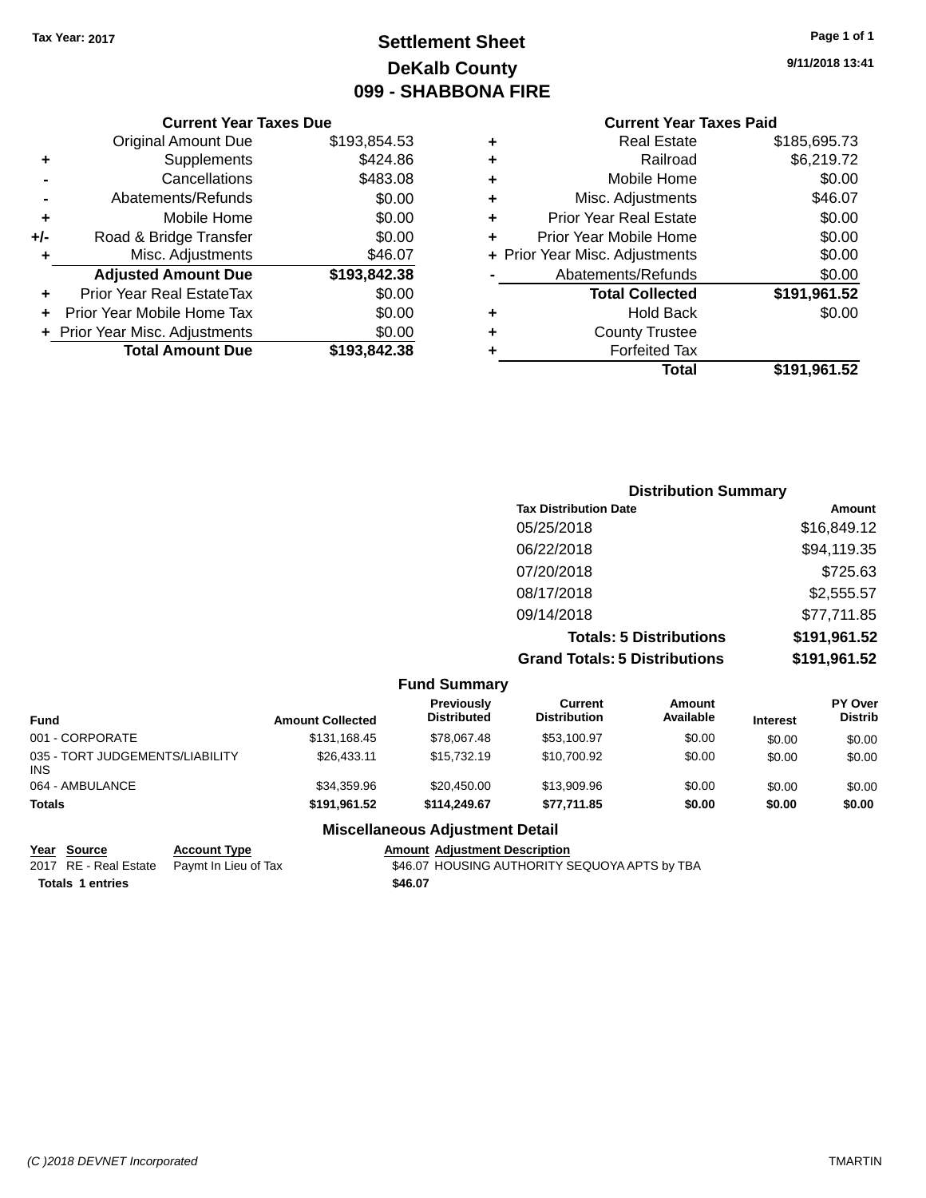Tax Year: 2017

# Settlement Sheet
## DeKalb County
## 099 - SHABBONA FIRE

9/11/2018 13:41

### Current Year Taxes Due

| | | |
|---|---|---|
| | Original Amount Due | $193,854.53 |
| + | Supplements | $424.86 |
| - | Cancellations | $483.08 |
| - | Abatements/Refunds | $0.00 |
| + | Mobile Home | $0.00 |
| +/- | Road & Bridge Transfer | $0.00 |
| + | Misc. Adjustments | $46.07 |
| | **Adjusted Amount Due** | **$193,842.38** |
| + | Prior Year Real EstateTax | $0.00 |
| + | Prior Year Mobile Home Tax | $0.00 |
| + | Prior Year Misc. Adjustments | $0.00 |
| | **Total Amount Due** | **$193,842.38** |

### Current Year Taxes Paid

| | | |
|---|---|---|
| + | Real Estate | $185,695.73 |
| + | Railroad | $6,219.72 |
| + | Mobile Home | $0.00 |
| + | Misc. Adjustments | $46.07 |
| + | Prior Year Real Estate | $0.00 |
| + | Prior Year Mobile Home | $0.00 |
| + | Prior Year Misc. Adjustments | $0.00 |
| - | Abatements/Refunds | $0.00 |
| | **Total Collected** | **$191,961.52** |
| + | Hold Back | $0.00 |
| + | County Trustee | |
| + | Forfeited Tax | |
| | **Total** | **$191,961.52** |

### Distribution Summary

| Tax Distribution Date | Amount |
|---|---|
| 05/25/2018 | $16,849.12 |
| 06/22/2018 | $94,119.35 |
| 07/20/2018 | $725.63 |
| 08/17/2018 | $2,555.57 |
| 09/14/2018 | $77,711.85 |
| **Totals: 5 Distributions** | **$191,961.52** |
| **Grand Totals: 5 Distributions** | **$191,961.52** |

### Fund Summary

| Fund | Amount Collected | Previously Distributed | Current Distribution | Amount Available | Interest | PY Over Distrib |
|---|---|---|---|---|---|---|
| 001 - CORPORATE | $131,168.45 | $78,067.48 | $53,100.97 | $0.00 | $0.00 | $0.00 |
| 035 - TORT JUDGEMENTS/LIABILITY INS | $26,433.11 | $15,732.19 | $10,700.92 | $0.00 | $0.00 | $0.00 |
| 064 - AMBULANCE | $34,359.96 | $20,450.00 | $13,909.96 | $0.00 | $0.00 | $0.00 |
| **Totals** | **$191,961.52** | **$114,249.67** | **$77,711.85** | **$0.00** | **$0.00** | **$0.00** |

### Miscellaneous Adjustment Detail

| Year | Source | Account Type | Amount | Adjustment Description |
|---|---|---|---|---|
| 2017 | RE - Real Estate | Paymt In Lieu of Tax | $46.07 | HOUSING AUTHORITY SEQUOYA APTS by TBA |
| **Totals** | **1 entries** | | **$46.07** | |

(C )2018 DEVNET Incorporated TMARTIN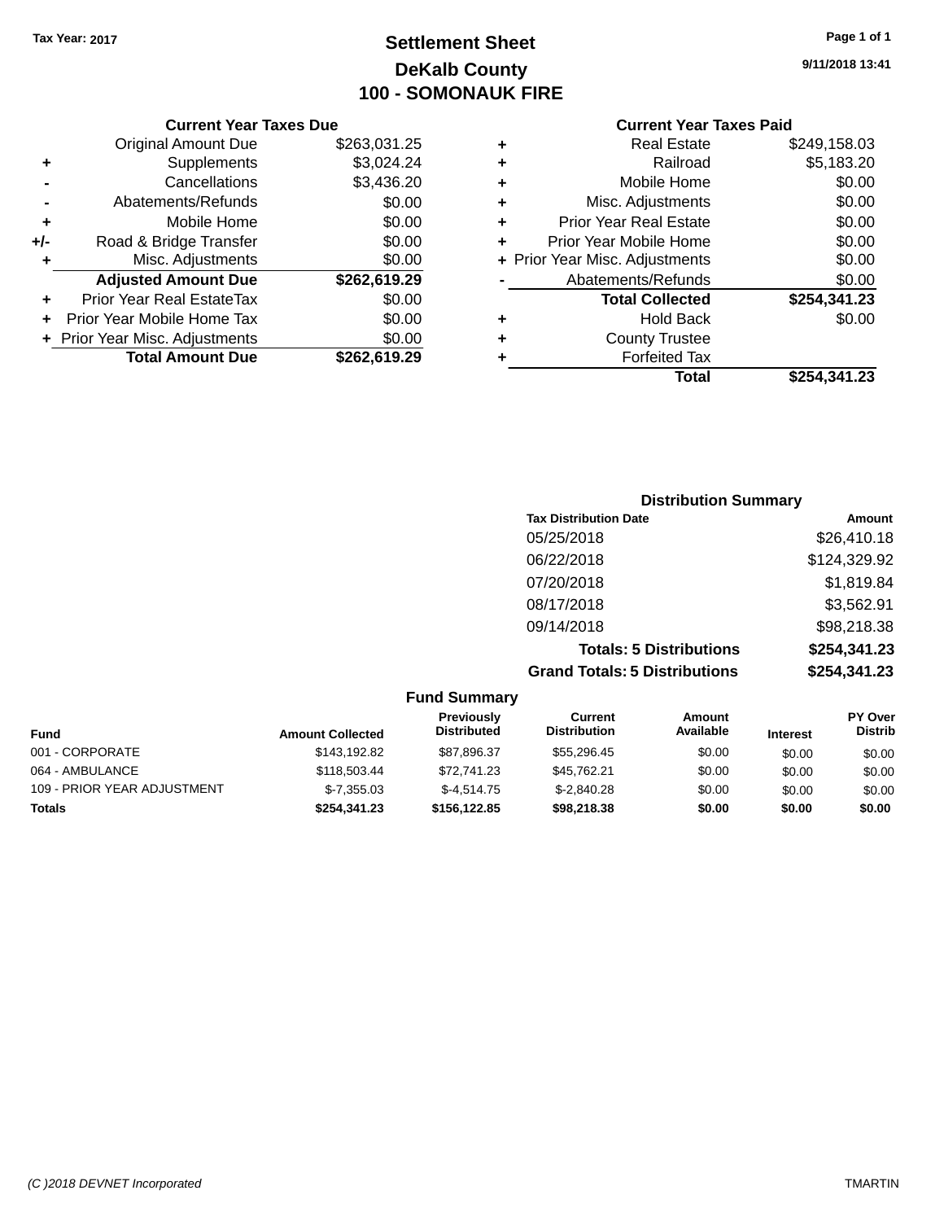Tax Year: 2017

# Settlement Sheet
## DeKalb County
## 100 - SOMONAUK FIRE

9/11/2018 13:41

### Current Year Taxes Due

| | | |
|---|---|---|
| | Original Amount Due | $263,031.25 |
| + | Supplements | $3,024.24 |
| - | Cancellations | $3,436.20 |
| - | Abatements/Refunds | $0.00 |
| + | Mobile Home | $0.00 |
| +/- | Road & Bridge Transfer | $0.00 |
| + | Misc. Adjustments | $0.00 |
| | **Adjusted Amount Due** | **$262,619.29** |
| + | Prior Year Real EstateTax | $0.00 |
| + | Prior Year Mobile Home Tax | $0.00 |
| + | Prior Year Misc. Adjustments | $0.00 |
| | **Total Amount Due** | **$262,619.29** |

### Current Year Taxes Paid

| | | |
|---|---|---|
| + | Real Estate | $249,158.03 |
| + | Railroad | $5,183.20 |
| + | Mobile Home | $0.00 |
| + | Misc. Adjustments | $0.00 |
| + | Prior Year Real Estate | $0.00 |
| + | Prior Year Mobile Home | $0.00 |
| + | Prior Year Misc. Adjustments | $0.00 |
| - | Abatements/Refunds | $0.00 |
| | **Total Collected** | **$254,341.23** |
| + | Hold Back | $0.00 |
| + | County Trustee | |
| + | Forfeited Tax | |
| | **Total** | **$254,341.23** |

### Distribution Summary

| Tax Distribution Date | Amount |
|---|---|
| 05/25/2018 | $26,410.18 |
| 06/22/2018 | $124,329.92 |
| 07/20/2018 | $1,819.84 |
| 08/17/2018 | $3,562.91 |
| 09/14/2018 | $98,218.38 |
| **Totals: 5 Distributions** | **$254,341.23** |
| **Grand Totals: 5 Distributions** | **$254,341.23** |

### Fund Summary

| Fund | Amount Collected | Previously Distributed | Current Distribution | Amount Available | Interest | PY Over Distrib |
|---|---|---|---|---|---|---|
| 001 - CORPORATE | $143,192.82 | $87,896.37 | $55,296.45 | $0.00 | $0.00 | $0.00 |
| 064 - AMBULANCE | $118,503.44 | $72,741.23 | $45,762.21 | $0.00 | $0.00 | $0.00 |
| 109 - PRIOR YEAR ADJUSTMENT | $-7,355.03 | $-4,514.75 | $-2,840.28 | $0.00 | $0.00 | $0.00 |
| **Totals** | **$254,341.23** | **$156,122.85** | **$98,218.38** | **$0.00** | **$0.00** | **$0.00** |

(C )2018 DEVNET Incorporated TMARTIN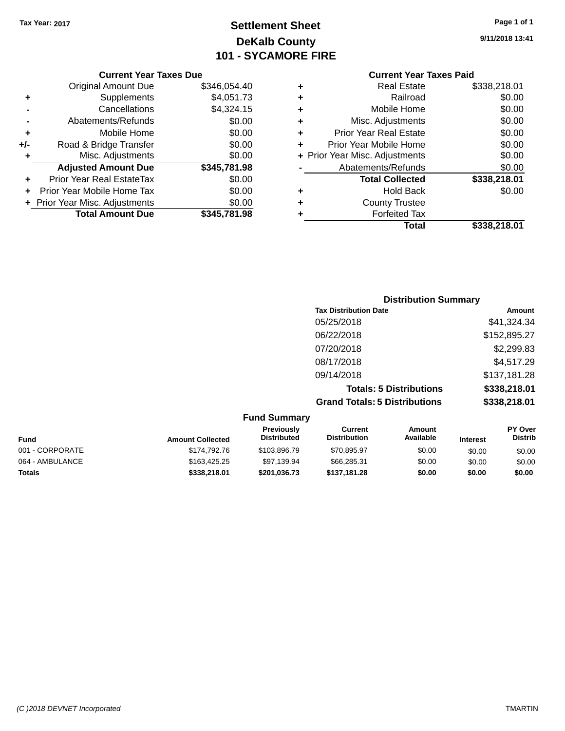Tax Year: 2017

# Settlement Sheet
## DeKalb County
## 101 - SYCAMORE FIRE

9/11/2018 13:41

### Current Year Taxes Due

| | | |
|---|---|---|
| | Original Amount Due | $346,054.40 |
| + | Supplements | $4,051.73 |
| - | Cancellations | $4,324.15 |
| - | Abatements/Refunds | $0.00 |
| + | Mobile Home | $0.00 |
| +/- | Road & Bridge Transfer | $0.00 |
| + | Misc. Adjustments | $0.00 |
| | **Adjusted Amount Due** | **$345,781.98** |
| + | Prior Year Real EstateTax | $0.00 |
| + | Prior Year Mobile Home Tax | $0.00 |
| + | Prior Year Misc. Adjustments | $0.00 |
| | **Total Amount Due** | **$345,781.98** |

### Current Year Taxes Paid

| | | |
|---|---|---|
| + | Real Estate | $338,218.01 |
| + | Railroad | $0.00 |
| + | Mobile Home | $0.00 |
| + | Misc. Adjustments | $0.00 |
| + | Prior Year Real Estate | $0.00 |
| + | Prior Year Mobile Home | $0.00 |
| + | Prior Year Misc. Adjustments | $0.00 |
| - | Abatements/Refunds | $0.00 |
| | **Total Collected** | **$338,218.01** |
| + | Hold Back | $0.00 |
| + | County Trustee | |
| + | Forfeited Tax | |
| | **Total** | **$338,218.01** |

### Distribution Summary

| Tax Distribution Date | Amount |
|---|---|
| 05/25/2018 | $41,324.34 |
| 06/22/2018 | $152,895.27 |
| 07/20/2018 | $2,299.83 |
| 08/17/2018 | $4,517.29 |
| 09/14/2018 | $137,181.28 |
| **Totals: 5 Distributions** | **$338,218.01** |
| **Grand Totals: 5 Distributions** | **$338,218.01** |

### Fund Summary

| Fund | Amount Collected | Previously Distributed | Current Distribution | Amount Available | Interest | PY Over Distrib |
|---|---|---|---|---|---|---|
| 001 - CORPORATE | $174,792.76 | $103,896.79 | $70,895.97 | $0.00 | $0.00 | $0.00 |
| 064 - AMBULANCE | $163,425.25 | $97,139.94 | $66,285.31 | $0.00 | $0.00 | $0.00 |
| **Totals** | **$338,218.01** | **$201,036.73** | **$137,181.28** | **$0.00** | **$0.00** | **$0.00** |

(C )2018 DEVNET Incorporated — TMARTIN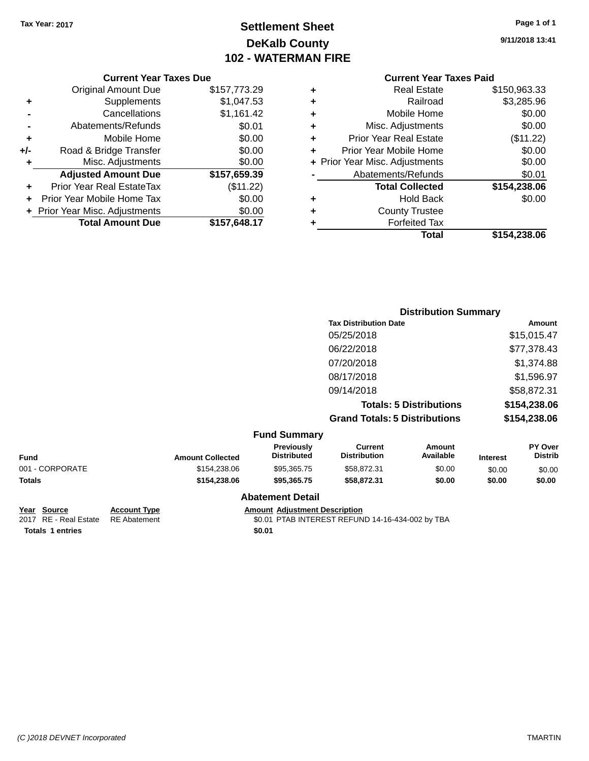Tax Year: 2017

# Settlement Sheet
## DeKalb County
## 102 - WATERMAN FIRE

9/11/2018 13:41

### Current Year Taxes Due

| | | |
|---|---|---|
| | Original Amount Due | $157,773.29 |
| + | Supplements | $1,047.53 |
| - | Cancellations | $1,161.42 |
| - | Abatements/Refunds | $0.01 |
| + | Mobile Home | $0.00 |
| +/- | Road & Bridge Transfer | $0.00 |
| + | Misc. Adjustments | $0.00 |
| | **Adjusted Amount Due** | **$157,659.39** |
| + | Prior Year Real EstateTax | ($11.22) |
| + | Prior Year Mobile Home Tax | $0.00 |
| + | Prior Year Misc. Adjustments | $0.00 |
| | **Total Amount Due** | **$157,648.17** |

### Current Year Taxes Paid

| | | |
|---|---|---|
| + | Real Estate | $150,963.33 |
| + | Railroad | $3,285.96 |
| + | Mobile Home | $0.00 |
| + | Misc. Adjustments | $0.00 |
| + | Prior Year Real Estate | ($11.22) |
| + | Prior Year Mobile Home | $0.00 |
| + | Prior Year Misc. Adjustments | $0.00 |
| - | Abatements/Refunds | $0.01 |
| | **Total Collected** | **$154,238.06** |
| + | Hold Back | $0.00 |
| + | County Trustee | |
| + | Forfeited Tax | |
| | **Total** | **$154,238.06** |

### Distribution Summary

| Tax Distribution Date | Amount |
|---|---|
| 05/25/2018 | $15,015.47 |
| 06/22/2018 | $77,378.43 |
| 07/20/2018 | $1,374.88 |
| 08/17/2018 | $1,596.97 |
| 09/14/2018 | $58,872.31 |
| **Totals: 5 Distributions** | **$154,238.06** |
| **Grand Totals: 5 Distributions** | **$154,238.06** |

### Fund Summary

| Fund | Amount Collected | Previously Distributed | Current Distribution | Amount Available | Interest | PY Over Distrib |
|---|---|---|---|---|---|---|
| 001 - CORPORATE | $154,238.06 | $95,365.75 | $58,872.31 | $0.00 | $0.00 | $0.00 |
| **Totals** | **$154,238.06** | **$95,365.75** | **$58,872.31** | **$0.00** | **$0.00** | **$0.00** |

### Abatement Detail

| Year | Source | Account Type | Amount | Adjustment Description |
|---|---|---|---|---|
| 2017 | RE - Real Estate | RE Abatement | $0.01 | PTAB INTEREST REFUND 14-16-434-002 by TBA |
| **Totals** | **1 entries** | | **$0.01** | |

(C )2018 DEVNET Incorporated TMARTIN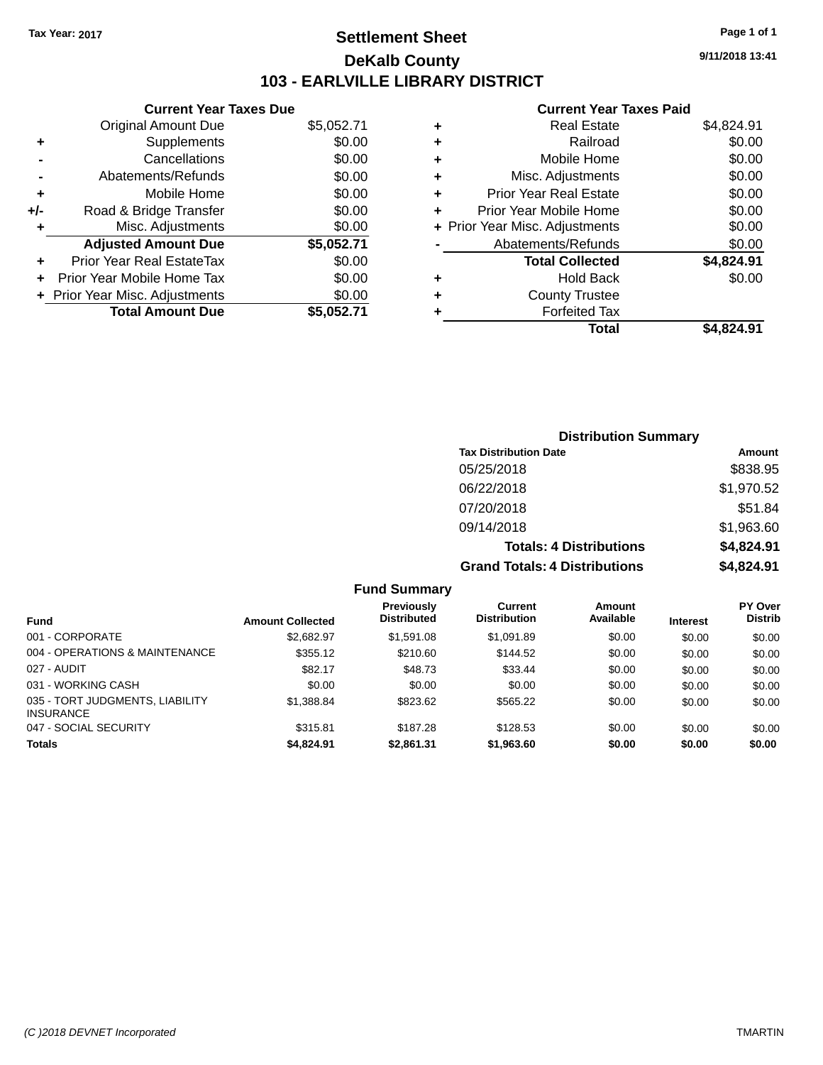Tax Year: 2017

# Settlement Sheet

## DeKalb County

## 103 - EARLVILLE LIBRARY DISTRICT

9/11/2018 13:41

### Current Year Taxes Due

| | | |
|---|---|---|
| | Original Amount Due | $5,052.71 |
| + | Supplements | $0.00 |
| - | Cancellations | $0.00 |
| - | Abatements/Refunds | $0.00 |
| + | Mobile Home | $0.00 |
| +/- | Road & Bridge Transfer | $0.00 |
| + | Misc. Adjustments | $0.00 |
| | **Adjusted Amount Due** | **$5,052.71** |
| + | Prior Year Real EstateTax | $0.00 |
| + | Prior Year Mobile Home Tax | $0.00 |
| + | Prior Year Misc. Adjustments | $0.00 |
| | **Total Amount Due** | **$5,052.71** |

### Current Year Taxes Paid

| | | |
|---|---|---|
| + | Real Estate | $4,824.91 |
| + | Railroad | $0.00 |
| + | Mobile Home | $0.00 |
| + | Misc. Adjustments | $0.00 |
| + | Prior Year Real Estate | $0.00 |
| + | Prior Year Mobile Home | $0.00 |
| + | Prior Year Misc. Adjustments | $0.00 |
| - | Abatements/Refunds | $0.00 |
| | **Total Collected** | **$4,824.91** |
| + | Hold Back | $0.00 |
| + | County Trustee | |
| + | Forfeited Tax | |
| | **Total** | **$4,824.91** |

### Distribution Summary

| Tax Distribution Date | Amount |
|---|---|
| 05/25/2018 | $838.95 |
| 06/22/2018 | $1,970.52 |
| 07/20/2018 | $51.84 |
| 09/14/2018 | $1,963.60 |
| **Totals: 4 Distributions** | **$4,824.91** |
| **Grand Totals: 4 Distributions** | **$4,824.91** |

### Fund Summary

| Fund | Amount Collected | Previously Distributed | Current Distribution | Amount Available | Interest | PY Over Distrib |
|---|---|---|---|---|---|---|
| 001 - CORPORATE | $2,682.97 | $1,591.08 | $1,091.89 | $0.00 | $0.00 | $0.00 |
| 004 - OPERATIONS & MAINTENANCE | $355.12 | $210.60 | $144.52 | $0.00 | $0.00 | $0.00 |
| 027 - AUDIT | $82.17 | $48.73 | $33.44 | $0.00 | $0.00 | $0.00 |
| 031 - WORKING CASH | $0.00 | $0.00 | $0.00 | $0.00 | $0.00 | $0.00 |
| 035 - TORT JUDGMENTS, LIABILITY INSURANCE | $1,388.84 | $823.62 | $565.22 | $0.00 | $0.00 | $0.00 |
| 047 - SOCIAL SECURITY | $315.81 | $187.28 | $128.53 | $0.00 | $0.00 | $0.00 |
| **Totals** | **$4,824.91** | **$2,861.31** | **$1,963.60** | **$0.00** | **$0.00** | **$0.00** |

(C )2018 DEVNET Incorporated TMARTIN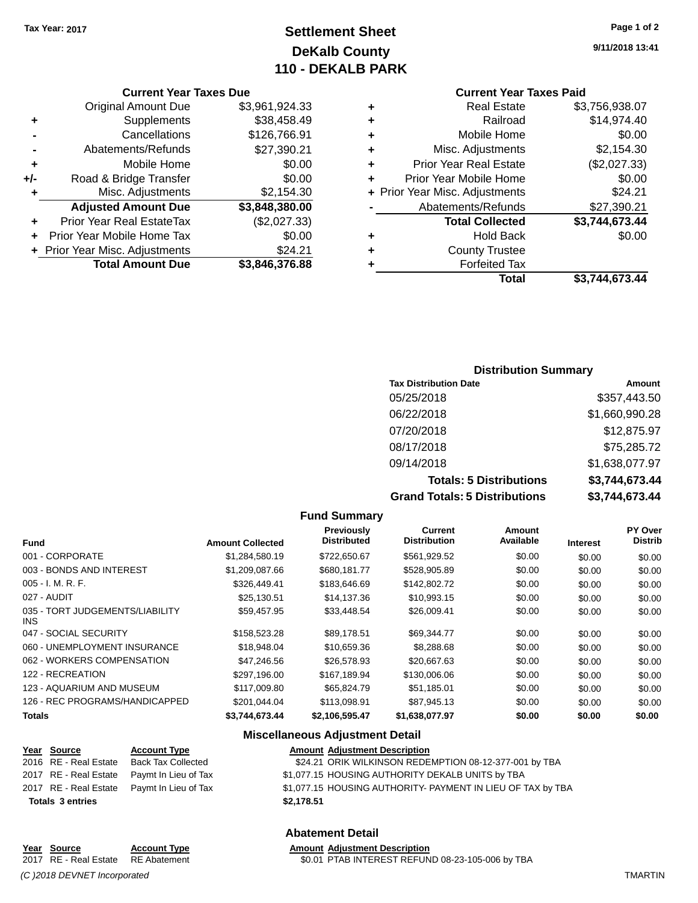**Tax Year: 2017**

# Settlement Sheet
## DeKalb County
## 110 - DEKALB PARK

9/11/2018 13:41

### Current Year Taxes Due

| | | |
|---|---|---|
| | Original Amount Due | $3,961,924.33 |
| + | Supplements | $38,458.49 |
| - | Cancellations | $126,766.91 |
| - | Abatements/Refunds | $27,390.21 |
| + | Mobile Home | $0.00 |
| +/- | Road & Bridge Transfer | $0.00 |
| + | Misc. Adjustments | $2,154.30 |
| | **Adjusted Amount Due** | **$3,848,380.00** |
| + | Prior Year Real EstateTax | ($2,027.33) |
| + | Prior Year Mobile Home Tax | $0.00 |
| + | Prior Year Misc. Adjustments | $24.21 |
| | **Total Amount Due** | **$3,846,376.88** |

### Current Year Taxes Paid

| | | |
|---|---|---|
| + | Real Estate | $3,756,938.07 |
| + | Railroad | $14,974.40 |
| + | Mobile Home | $0.00 |
| + | Misc. Adjustments | $2,154.30 |
| + | Prior Year Real Estate | ($2,027.33) |
| + | Prior Year Mobile Home | $0.00 |
| + | Prior Year Misc. Adjustments | $24.21 |
| - | Abatements/Refunds | $27,390.21 |
| | **Total Collected** | **$3,744,673.44** |
| + | Hold Back | $0.00 |
| + | County Trustee | |
| + | Forfeited Tax | |
| | **Total** | **$3,744,673.44** |

### Distribution Summary

| Tax Distribution Date | Amount |
|---|---|
| 05/25/2018 | $357,443.50 |
| 06/22/2018 | $1,660,990.28 |
| 07/20/2018 | $12,875.97 |
| 08/17/2018 | $75,285.72 |
| 09/14/2018 | $1,638,077.97 |
| **Totals: 5 Distributions** | **$3,744,673.44** |
| **Grand Totals: 5 Distributions** | **$3,744,673.44** |

### Fund Summary

| Fund | Amount Collected | Previously Distributed | Current Distribution | Amount Available | Interest | PY Over Distrib |
|---|---|---|---|---|---|---|
| 001 - CORPORATE | $1,284,580.19 | $722,650.67 | $561,929.52 | $0.00 | $0.00 | $0.00 |
| 003 - BONDS AND INTEREST | $1,209,087.66 | $680,181.77 | $528,905.89 | $0.00 | $0.00 | $0.00 |
| 005 - I. M. R. F. | $326,449.41 | $183,646.69 | $142,802.72 | $0.00 | $0.00 | $0.00 |
| 027 - AUDIT | $25,130.51 | $14,137.36 | $10,993.15 | $0.00 | $0.00 | $0.00 |
| 035 - TORT JUDGEMENTS/LIABILITY INS | $59,457.95 | $33,448.54 | $26,009.41 | $0.00 | $0.00 | $0.00 |
| 047 - SOCIAL SECURITY | $158,523.28 | $89,178.51 | $69,344.77 | $0.00 | $0.00 | $0.00 |
| 060 - UNEMPLOYMENT INSURANCE | $18,948.04 | $10,659.36 | $8,288.68 | $0.00 | $0.00 | $0.00 |
| 062 - WORKERS COMPENSATION | $47,246.56 | $26,578.93 | $20,667.63 | $0.00 | $0.00 | $0.00 |
| 122 - RECREATION | $297,196.00 | $167,189.94 | $130,006.06 | $0.00 | $0.00 | $0.00 |
| 123 - AQUARIUM AND MUSEUM | $117,009.80 | $65,824.79 | $51,185.01 | $0.00 | $0.00 | $0.00 |
| 126 - REC PROGRAMS/HANDICAPPED | $201,044.04 | $113,098.91 | $87,945.13 | $0.00 | $0.00 | $0.00 |
| **Totals** | **$3,744,673.44** | **$2,106,595.47** | **$1,638,077.97** | **$0.00** | **$0.00** | **$0.00** |

### Miscellaneous Adjustment Detail

| Year | Source | Account Type | Amount | Adjustment Description |
|---|---|---|---|---|
| 2016 | RE - Real Estate | Back Tax Collected | $24.21 | ORIK WILKINSON REDEMPTION 08-12-377-001 by TBA |
| 2017 | RE - Real Estate | Paymt In Lieu of Tax | $1,077.15 | HOUSING AUTHORITY DEKALB UNITS by TBA |
| 2017 | RE - Real Estate | Paymt In Lieu of Tax | $1,077.15 | HOUSING AUTHORITY- PAYMENT IN LIEU OF TAX by TBA |
| **Totals 3 entries** | | | **$2,178.51** | |

### Abatement Detail

| Year | Source | Account Type | Amount | Adjustment Description |
|---|---|---|---|---|
| 2017 | RE - Real Estate | RE Abatement | $0.01 | PTAB INTEREST REFUND 08-23-105-006 by TBA |

*(C )2018 DEVNET Incorporated* TMARTIN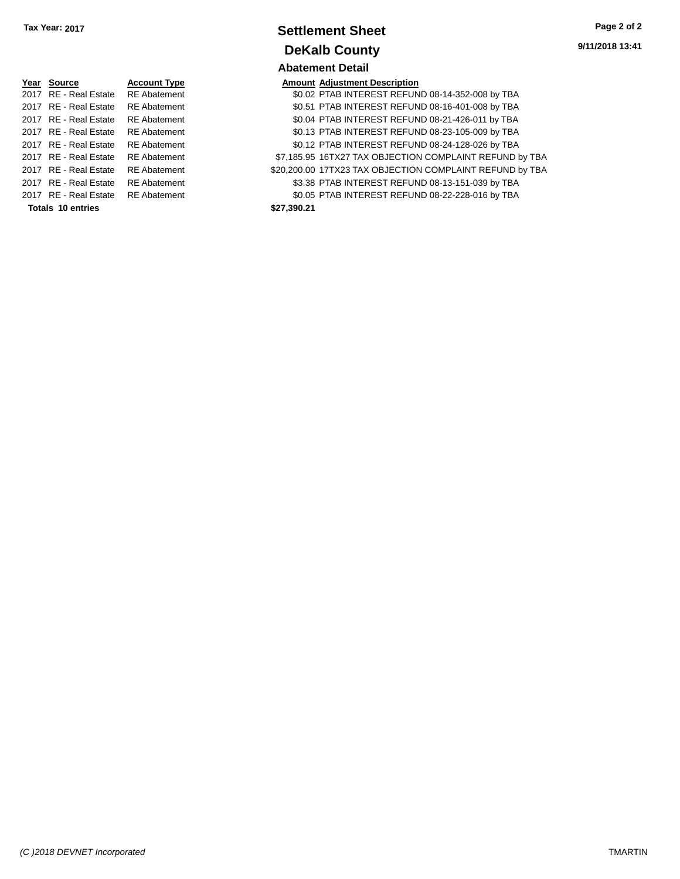Tax Year: 2017

# Settlement Sheet

## DeKalb County

9/11/2018 13:41

### Abatement Detail

| Year | Source | Account Type | Amount | Adjustment Description |
|---|---|---|---|---|
| 2017 | RE - Real Estate | RE Abatement | $0.02 | PTAB INTEREST REFUND 08-14-352-008 by TBA |
| 2017 | RE - Real Estate | RE Abatement | $0.51 | PTAB INTEREST REFUND 08-16-401-008 by TBA |
| 2017 | RE - Real Estate | RE Abatement | $0.04 | PTAB INTEREST REFUND 08-21-426-011 by TBA |
| 2017 | RE - Real Estate | RE Abatement | $0.13 | PTAB INTEREST REFUND 08-23-105-009 by TBA |
| 2017 | RE - Real Estate | RE Abatement | $0.12 | PTAB INTEREST REFUND 08-24-128-026 by TBA |
| 2017 | RE - Real Estate | RE Abatement | $7,185.95 | 16TX27 TAX OBJECTION COMPLAINT REFUND by TBA |
| 2017 | RE - Real Estate | RE Abatement | $20,200.00 | 17TX23 TAX OBJECTION COMPLAINT REFUND by TBA |
| 2017 | RE - Real Estate | RE Abatement | $3.38 | PTAB INTEREST REFUND 08-13-151-039 by TBA |
| 2017 | RE - Real Estate | RE Abatement | $0.05 | PTAB INTEREST REFUND 08-22-228-016 by TBA |
| **Totals** | **10 entries** | | **$27,390.21** | |

*(C )2018 DEVNET Incorporated* TMARTIN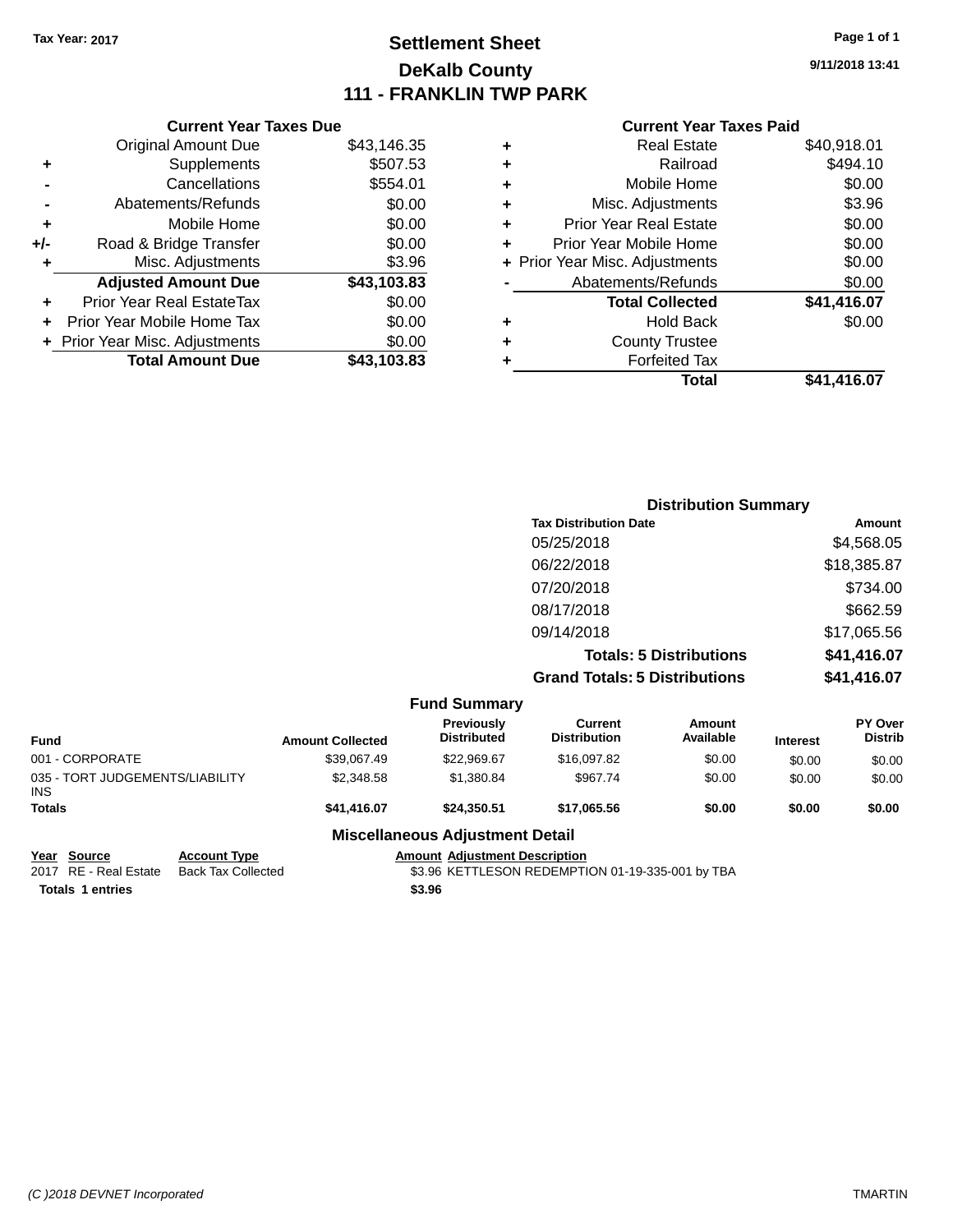Tax Year: 2017

# Settlement Sheet
## DeKalb County
## 111 - FRANKLIN TWP PARK

9/11/2018 13:41

### Current Year Taxes Due

| | | |
|---|---|---|
| | Original Amount Due | $43,146.35 |
| + | Supplements | $507.53 |
| - | Cancellations | $554.01 |
| - | Abatements/Refunds | $0.00 |
| + | Mobile Home | $0.00 |
| +/- | Road & Bridge Transfer | $0.00 |
| + | Misc. Adjustments | $3.96 |
| | **Adjusted Amount Due** | **$43,103.83** |
| + | Prior Year Real EstateTax | $0.00 |
| + | Prior Year Mobile Home Tax | $0.00 |
| + | Prior Year Misc. Adjustments | $0.00 |
| | **Total Amount Due** | **$43,103.83** |

### Current Year Taxes Paid

| | | |
|---|---|---|
| + | Real Estate | $40,918.01 |
| + | Railroad | $494.10 |
| + | Mobile Home | $0.00 |
| + | Misc. Adjustments | $3.96 |
| + | Prior Year Real Estate | $0.00 |
| + | Prior Year Mobile Home | $0.00 |
| + | Prior Year Misc. Adjustments | $0.00 |
| - | Abatements/Refunds | $0.00 |
| | **Total Collected** | **$41,416.07** |
| + | Hold Back | $0.00 |
| + | County Trustee | |
| + | Forfeited Tax | |
| | **Total** | **$41,416.07** |

### Distribution Summary

| Tax Distribution Date | Amount |
|---|---|
| 05/25/2018 | $4,568.05 |
| 06/22/2018 | $18,385.87 |
| 07/20/2018 | $734.00 |
| 08/17/2018 | $662.59 |
| 09/14/2018 | $17,065.56 |
| **Totals: 5 Distributions** | **$41,416.07** |
| **Grand Totals: 5 Distributions** | **$41,416.07** |

### Fund Summary

| Fund | Amount Collected | Previously Distributed | Current Distribution | Amount Available | Interest | PY Over Distrib |
|---|---|---|---|---|---|---|
| 001 - CORPORATE | $39,067.49 | $22,969.67 | $16,097.82 | $0.00 | $0.00 | $0.00 |
| 035 - TORT JUDGEMENTS/LIABILITY INS | $2,348.58 | $1,380.84 | $967.74 | $0.00 | $0.00 | $0.00 |
| **Totals** | **$41,416.07** | **$24,350.51** | **$17,065.56** | **$0.00** | **$0.00** | **$0.00** |

### Miscellaneous Adjustment Detail

| Year | Source | Account Type | Amount | Adjustment Description |
|---|---|---|---|---|
| 2017 | RE - Real Estate | Back Tax Collected | $3.96 | KETTLESON REDEMPTION 01-19-335-001 by TBA |
| **Totals 1 entries** | | | **$3.96** | |

(C )2018 DEVNET Incorporated — TMARTIN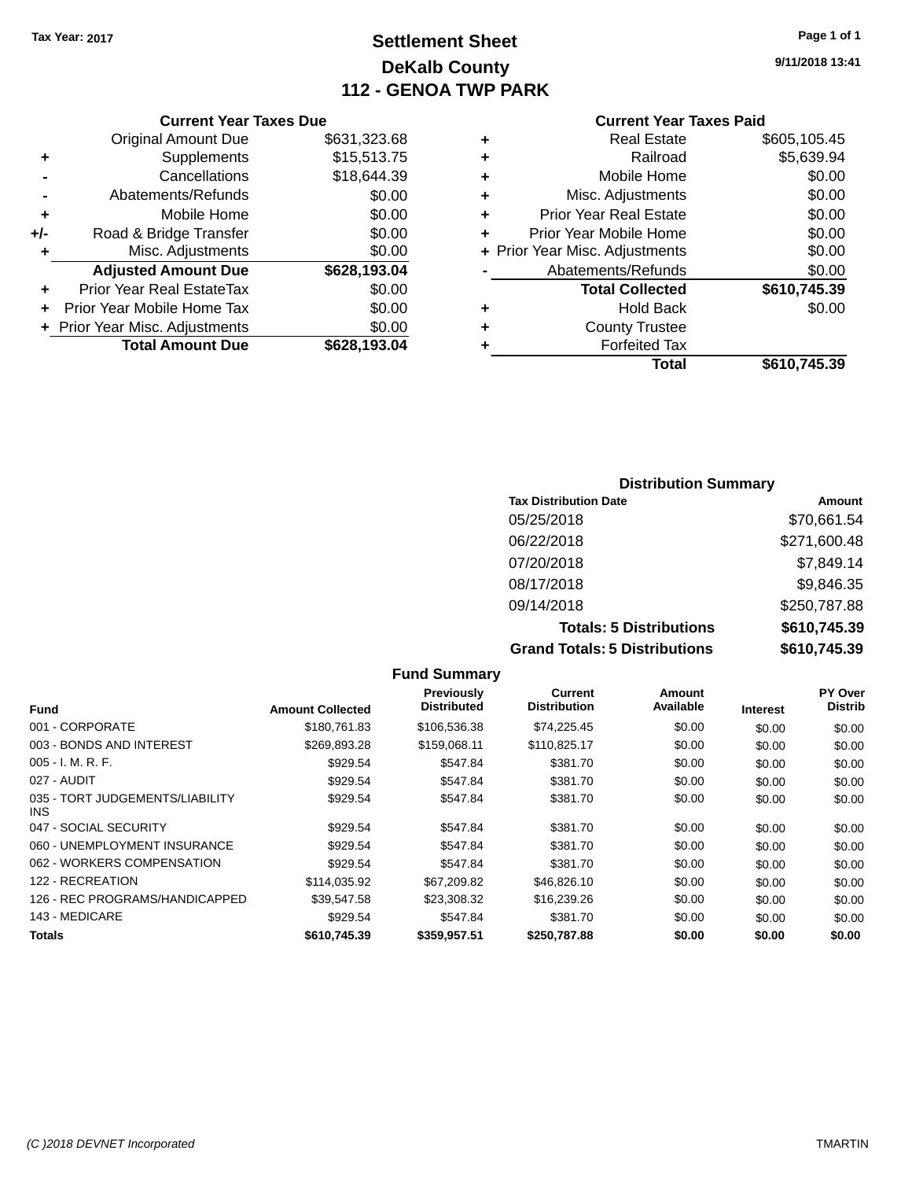Tax Year: 2017

# Settlement Sheet
## DeKalb County
## 112 - GENOA TWP PARK

9/11/2018 13:41

### Current Year Taxes Due

| | | |
|---|---|---|
| | Original Amount Due | $631,323.68 |
| + | Supplements | $15,513.75 |
| - | Cancellations | $18,644.39 |
| - | Abatements/Refunds | $0.00 |
| + | Mobile Home | $0.00 |
| +/- | Road & Bridge Transfer | $0.00 |
| + | Misc. Adjustments | $0.00 |
| | **Adjusted Amount Due** | **$628,193.04** |
| + | Prior Year Real EstateTax | $0.00 |
| + | Prior Year Mobile Home Tax | $0.00 |
| + | Prior Year Misc. Adjustments | $0.00 |
| | **Total Amount Due** | **$628,193.04** |

### Current Year Taxes Paid

| | | |
|---|---|---|
| + | Real Estate | $605,105.45 |
| + | Railroad | $5,639.94 |
| + | Mobile Home | $0.00 |
| + | Misc. Adjustments | $0.00 |
| + | Prior Year Real Estate | $0.00 |
| + | Prior Year Mobile Home | $0.00 |
| + | Prior Year Misc. Adjustments | $0.00 |
| - | Abatements/Refunds | $0.00 |
| | **Total Collected** | **$610,745.39** |
| + | Hold Back | $0.00 |
| + | County Trustee | |
| + | Forfeited Tax | |
| | **Total** | **$610,745.39** |

### Distribution Summary

| Tax Distribution Date | Amount |
|---|---|
| 05/25/2018 | $70,661.54 |
| 06/22/2018 | $271,600.48 |
| 07/20/2018 | $7,849.14 |
| 08/17/2018 | $9,846.35 |
| 09/14/2018 | $250,787.88 |
| **Totals: 5 Distributions** | **$610,745.39** |
| **Grand Totals: 5 Distributions** | **$610,745.39** |

### Fund Summary

| Fund | Amount Collected | Previously Distributed | Current Distribution | Amount Available | Interest | PY Over Distrib |
|---|---|---|---|---|---|---|
| 001 - CORPORATE | $180,761.83 | $106,536.38 | $74,225.45 | $0.00 | $0.00 | $0.00 |
| 003 - BONDS AND INTEREST | $269,893.28 | $159,068.11 | $110,825.17 | $0.00 | $0.00 | $0.00 |
| 005 - I. M. R. F. | $929.54 | $547.84 | $381.70 | $0.00 | $0.00 | $0.00 |
| 027 - AUDIT | $929.54 | $547.84 | $381.70 | $0.00 | $0.00 | $0.00 |
| 035 - TORT JUDGEMENTS/LIABILITY INS | $929.54 | $547.84 | $381.70 | $0.00 | $0.00 | $0.00 |
| 047 - SOCIAL SECURITY | $929.54 | $547.84 | $381.70 | $0.00 | $0.00 | $0.00 |
| 060 - UNEMPLOYMENT INSURANCE | $929.54 | $547.84 | $381.70 | $0.00 | $0.00 | $0.00 |
| 062 - WORKERS COMPENSATION | $929.54 | $547.84 | $381.70 | $0.00 | $0.00 | $0.00 |
| 122 - RECREATION | $114,035.92 | $67,209.82 | $46,826.10 | $0.00 | $0.00 | $0.00 |
| 126 - REC PROGRAMS/HANDICAPPED | $39,547.58 | $23,308.32 | $16,239.26 | $0.00 | $0.00 | $0.00 |
| 143 - MEDICARE | $929.54 | $547.84 | $381.70 | $0.00 | $0.00 | $0.00 |
| **Totals** | **$610,745.39** | **$359,957.51** | **$250,787.88** | **$0.00** | **$0.00** | **$0.00** |

(C )2018 DEVNET Incorporated — TMARTIN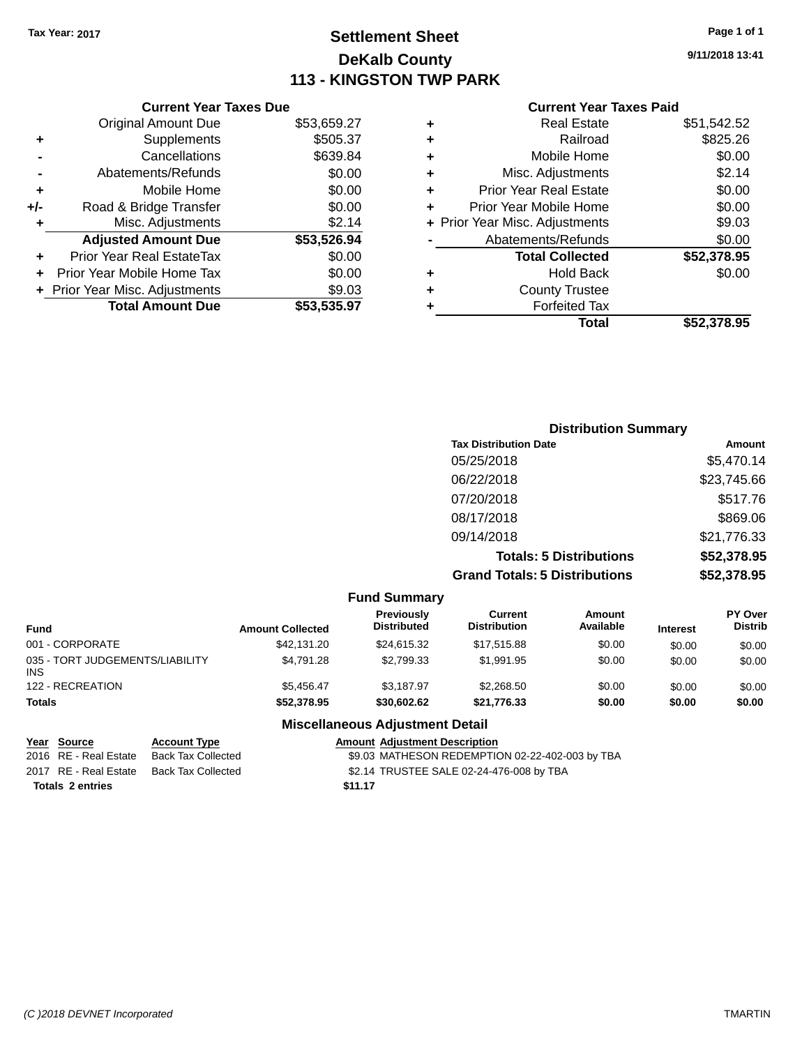Tax Year: 2017

# Settlement Sheet
## DeKalb County
## 113 - KINGSTON TWP PARK

9/11/2018 13:41

### Current Year Taxes Due

| | | |
|---|---|---|
| | Original Amount Due | $53,659.27 |
| + | Supplements | $505.37 |
| - | Cancellations | $639.84 |
| - | Abatements/Refunds | $0.00 |
| + | Mobile Home | $0.00 |
| +/- | Road & Bridge Transfer | $0.00 |
| + | Misc. Adjustments | $2.14 |
| | **Adjusted Amount Due** | **$53,526.94** |
| + | Prior Year Real EstateTax | $0.00 |
| + | Prior Year Mobile Home Tax | $0.00 |
| + | Prior Year Misc. Adjustments | $9.03 |
| | **Total Amount Due** | **$53,535.97** |

### Current Year Taxes Paid

| | | |
|---|---|---|
| + | Real Estate | $51,542.52 |
| + | Railroad | $825.26 |
| + | Mobile Home | $0.00 |
| + | Misc. Adjustments | $2.14 |
| + | Prior Year Real Estate | $0.00 |
| + | Prior Year Mobile Home | $0.00 |
| + | Prior Year Misc. Adjustments | $9.03 |
| - | Abatements/Refunds | $0.00 |
| | **Total Collected** | **$52,378.95** |
| + | Hold Back | $0.00 |
| + | County Trustee | |
| + | Forfeited Tax | |
| | **Total** | **$52,378.95** |

### Distribution Summary

| Tax Distribution Date | Amount |
|---|---|
| 05/25/2018 | $5,470.14 |
| 06/22/2018 | $23,745.66 |
| 07/20/2018 | $517.76 |
| 08/17/2018 | $869.06 |
| 09/14/2018 | $21,776.33 |
| **Totals: 5 Distributions** | **$52,378.95** |
| **Grand Totals: 5 Distributions** | **$52,378.95** |

### Fund Summary

| Fund | Amount Collected | Previously Distributed | Current Distribution | Amount Available | Interest | PY Over Distrib |
|---|---|---|---|---|---|---|
| 001 - CORPORATE | $42,131.20 | $24,615.32 | $17,515.88 | $0.00 | $0.00 | $0.00 |
| 035 - TORT JUDGEMENTS/LIABILITY INS | $4,791.28 | $2,799.33 | $1,991.95 | $0.00 | $0.00 | $0.00 |
| 122 - RECREATION | $5,456.47 | $3,187.97 | $2,268.50 | $0.00 | $0.00 | $0.00 |
| **Totals** | **$52,378.95** | **$30,602.62** | **$21,776.33** | **$0.00** | **$0.00** | **$0.00** |

### Miscellaneous Adjustment Detail

| Year | Source | Account Type | Amount | Adjustment Description |
|---|---|---|---|---|
| 2016 | RE - Real Estate | Back Tax Collected | $9.03 | MATHESON REDEMPTION 02-22-402-003 by TBA |
| 2017 | RE - Real Estate | Back Tax Collected | $2.14 | TRUSTEE SALE 02-24-476-008 by TBA |
| **Totals 2 entries** | | | **$11.17** | |

(C )2018 DEVNET Incorporated TMARTIN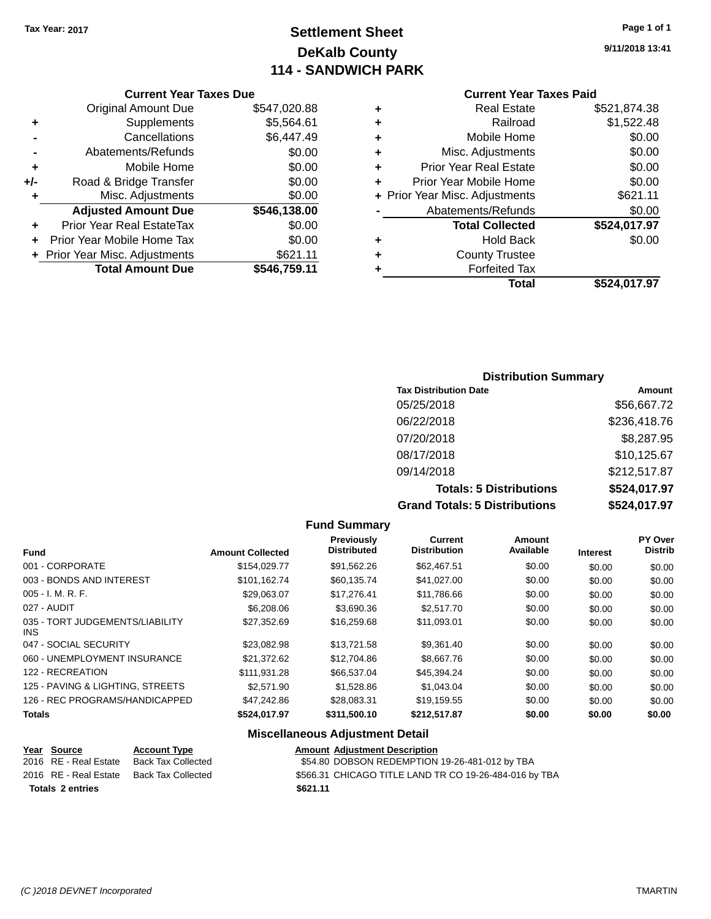Tax Year: 2017

# Settlement Sheet

## DeKalb County

## 114 - SANDWICH PARK

9/11/2018 13:41

### Current Year Taxes Due

| | | |
|---|---|---|
| | Original Amount Due | $547,020.88 |
| + | Supplements | $5,564.61 |
| - | Cancellations | $6,447.49 |
| - | Abatements/Refunds | $0.00 |
| + | Mobile Home | $0.00 |
| +/- | Road & Bridge Transfer | $0.00 |
| + | Misc. Adjustments | $0.00 |
| | **Adjusted Amount Due** | **$546,138.00** |
| + | Prior Year Real EstateTax | $0.00 |
| + | Prior Year Mobile Home Tax | $0.00 |
| + | Prior Year Misc. Adjustments | $621.11 |
| | **Total Amount Due** | **$546,759.11** |

### Current Year Taxes Paid

| | | |
|---|---|---|
| + | Real Estate | $521,874.38 |
| + | Railroad | $1,522.48 |
| + | Mobile Home | $0.00 |
| + | Misc. Adjustments | $0.00 |
| + | Prior Year Real Estate | $0.00 |
| + | Prior Year Mobile Home | $0.00 |
| + | Prior Year Misc. Adjustments | $621.11 |
| - | Abatements/Refunds | $0.00 |
| | **Total Collected** | **$524,017.97** |
| + | Hold Back | $0.00 |
| + | County Trustee | |
| + | Forfeited Tax | |
| | **Total** | **$524,017.97** |

### Distribution Summary

| Tax Distribution Date | Amount |
|---|---|
| 05/25/2018 | $56,667.72 |
| 06/22/2018 | $236,418.76 |
| 07/20/2018 | $8,287.95 |
| 08/17/2018 | $10,125.67 |
| 09/14/2018 | $212,517.87 |
| **Totals: 5 Distributions** | **$524,017.97** |
| **Grand Totals: 5 Distributions** | **$524,017.97** |

### Fund Summary

| Fund | Amount Collected | Previously Distributed | Current Distribution | Amount Available | Interest | PY Over Distrib |
|---|---|---|---|---|---|---|
| 001 - CORPORATE | $154,029.77 | $91,562.26 | $62,467.51 | $0.00 | $0.00 | $0.00 |
| 003 - BONDS AND INTEREST | $101,162.74 | $60,135.74 | $41,027.00 | $0.00 | $0.00 | $0.00 |
| 005 - I. M. R. F. | $29,063.07 | $17,276.41 | $11,786.66 | $0.00 | $0.00 | $0.00 |
| 027 - AUDIT | $6,208.06 | $3,690.36 | $2,517.70 | $0.00 | $0.00 | $0.00 |
| 035 - TORT JUDGEMENTS/LIABILITY INS | $27,352.69 | $16,259.68 | $11,093.01 | $0.00 | $0.00 | $0.00 |
| 047 - SOCIAL SECURITY | $23,082.98 | $13,721.58 | $9,361.40 | $0.00 | $0.00 | $0.00 |
| 060 - UNEMPLOYMENT INSURANCE | $21,372.62 | $12,704.86 | $8,667.76 | $0.00 | $0.00 | $0.00 |
| 122 - RECREATION | $111,931.28 | $66,537.04 | $45,394.24 | $0.00 | $0.00 | $0.00 |
| 125 - PAVING & LIGHTING, STREETS | $2,571.90 | $1,528.86 | $1,043.04 | $0.00 | $0.00 | $0.00 |
| 126 - REC PROGRAMS/HANDICAPPED | $47,242.86 | $28,083.31 | $19,159.55 | $0.00 | $0.00 | $0.00 |
| **Totals** | **$524,017.97** | **$311,500.10** | **$212,517.87** | **$0.00** | **$0.00** | **$0.00** |

### Miscellaneous Adjustment Detail

| Year | Source | Account Type | Amount | Adjustment Description |
|---|---|---|---|---|
| 2016 | RE - Real Estate | Back Tax Collected | $54.80 | DOBSON REDEMPTION 19-26-481-012 by TBA |
| 2016 | RE - Real Estate | Back Tax Collected | $566.31 | CHICAGO TITLE LAND TR CO 19-26-484-016 by TBA |
| **Totals 2 entries** | | | **$621.11** | |

(C )2018 DEVNET Incorporated — TMARTIN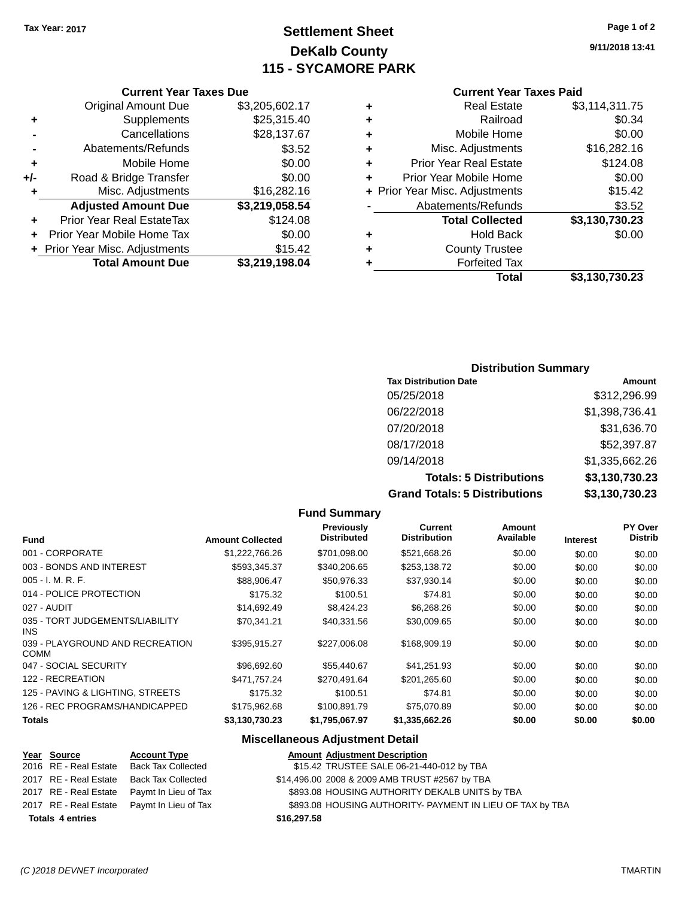Tax Year: 2017

# Settlement Sheet
## DeKalb County
## 115 - SYCAMORE PARK

9/11/2018 13:41

### Current Year Taxes Due

| | | |
|---|---|---|
| | Original Amount Due | $3,205,602.17 |
| + | Supplements | $25,315.40 |
| - | Cancellations | $28,137.67 |
| - | Abatements/Refunds | $3.52 |
| + | Mobile Home | $0.00 |
| +/- | Road & Bridge Transfer | $0.00 |
| + | Misc. Adjustments | $16,282.16 |
| | **Adjusted Amount Due** | **$3,219,058.54** |
| + | Prior Year Real EstateTax | $124.08 |
| + | Prior Year Mobile Home Tax | $0.00 |
| + | Prior Year Misc. Adjustments | $15.42 |
| | **Total Amount Due** | **$3,219,198.04** |

### Current Year Taxes Paid

| | | |
|---|---|---|
| + | Real Estate | $3,114,311.75 |
| + | Railroad | $0.34 |
| + | Mobile Home | $0.00 |
| + | Misc. Adjustments | $16,282.16 |
| + | Prior Year Real Estate | $124.08 |
| + | Prior Year Mobile Home | $0.00 |
| + | Prior Year Misc. Adjustments | $15.42 |
| - | Abatements/Refunds | $3.52 |
| | **Total Collected** | **$3,130,730.23** |
| + | Hold Back | $0.00 |
| + | County Trustee | |
| + | Forfeited Tax | |
| | **Total** | **$3,130,730.23** |

### Distribution Summary

| Tax Distribution Date | Amount |
|---|---|
| 05/25/2018 | $312,296.99 |
| 06/22/2018 | $1,398,736.41 |
| 07/20/2018 | $31,636.70 |
| 08/17/2018 | $52,397.87 |
| 09/14/2018 | $1,335,662.26 |
| **Totals: 5 Distributions** | **$3,130,730.23** |
| **Grand Totals: 5 Distributions** | **$3,130,730.23** |

### Fund Summary

| Fund | Amount Collected | Previously Distributed | Current Distribution | Amount Available | Interest | PY Over Distrib |
|---|---|---|---|---|---|---|
| 001 - CORPORATE | $1,222,766.26 | $701,098.00 | $521,668.26 | $0.00 | $0.00 | $0.00 |
| 003 - BONDS AND INTEREST | $593,345.37 | $340,206.65 | $253,138.72 | $0.00 | $0.00 | $0.00 |
| 005 - I. M. R. F. | $88,906.47 | $50,976.33 | $37,930.14 | $0.00 | $0.00 | $0.00 |
| 014 - POLICE PROTECTION | $175.32 | $100.51 | $74.81 | $0.00 | $0.00 | $0.00 |
| 027 - AUDIT | $14,692.49 | $8,424.23 | $6,268.26 | $0.00 | $0.00 | $0.00 |
| 035 - TORT JUDGEMENTS/LIABILITY INS | $70,341.21 | $40,331.56 | $30,009.65 | $0.00 | $0.00 | $0.00 |
| 039 - PLAYGROUND AND RECREATION COMM | $395,915.27 | $227,006.08 | $168,909.19 | $0.00 | $0.00 | $0.00 |
| 047 - SOCIAL SECURITY | $96,692.60 | $55,440.67 | $41,251.93 | $0.00 | $0.00 | $0.00 |
| 122 - RECREATION | $471,757.24 | $270,491.64 | $201,265.60 | $0.00 | $0.00 | $0.00 |
| 125 - PAVING & LIGHTING, STREETS | $175.32 | $100.51 | $74.81 | $0.00 | $0.00 | $0.00 |
| 126 - REC PROGRAMS/HANDICAPPED | $175,962.68 | $100,891.79 | $75,070.89 | $0.00 | $0.00 | $0.00 |
| **Totals** | **$3,130,730.23** | **$1,795,067.97** | **$1,335,662.26** | **$0.00** | **$0.00** | **$0.00** |

### Miscellaneous Adjustment Detail

| Year | Source | Account Type | Amount | Adjustment Description |
|---|---|---|---|---|
| 2016 | RE - Real Estate | Back Tax Collected | $15.42 | TRUSTEE SALE 06-21-440-012 by TBA |
| 2017 | RE - Real Estate | Back Tax Collected | $14,496.00 | 2008 & 2009 AMB TRUST #2567 by TBA |
| 2017 | RE - Real Estate | Paymt In Lieu of Tax | $893.08 | HOUSING AUTHORITY DEKALB UNITS by TBA |
| 2017 | RE - Real Estate | Paymt In Lieu of Tax | $893.08 | HOUSING AUTHORITY- PAYMENT IN LIEU OF TAX by TBA |
| **Totals 4 entries** | | | **$16,297.58** | |

(C )2018 DEVNET Incorporated TMARTIN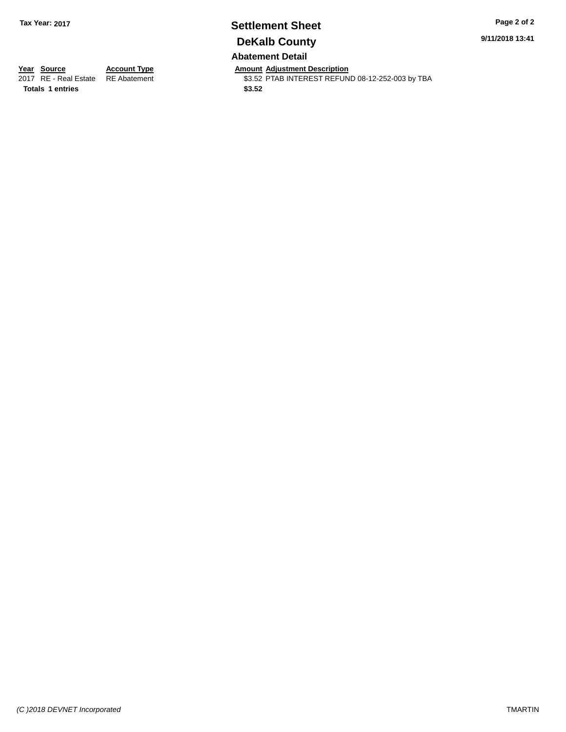Tax Year: 2017

# Settlement Sheet

## DeKalb County

9/11/2018 13:41

### Abatement Detail

| Year | Source | Account Type | Amount | Adjustment Description |
|---|---|---|---|---|
| 2017 | RE - Real Estate | RE Abatement | $3.52 | PTAB INTEREST REFUND 08-12-252-003 by TBA |
| **Totals** | **1 entries** | | **$3.52** | |

*(C )2018 DEVNET Incorporated*

TMARTIN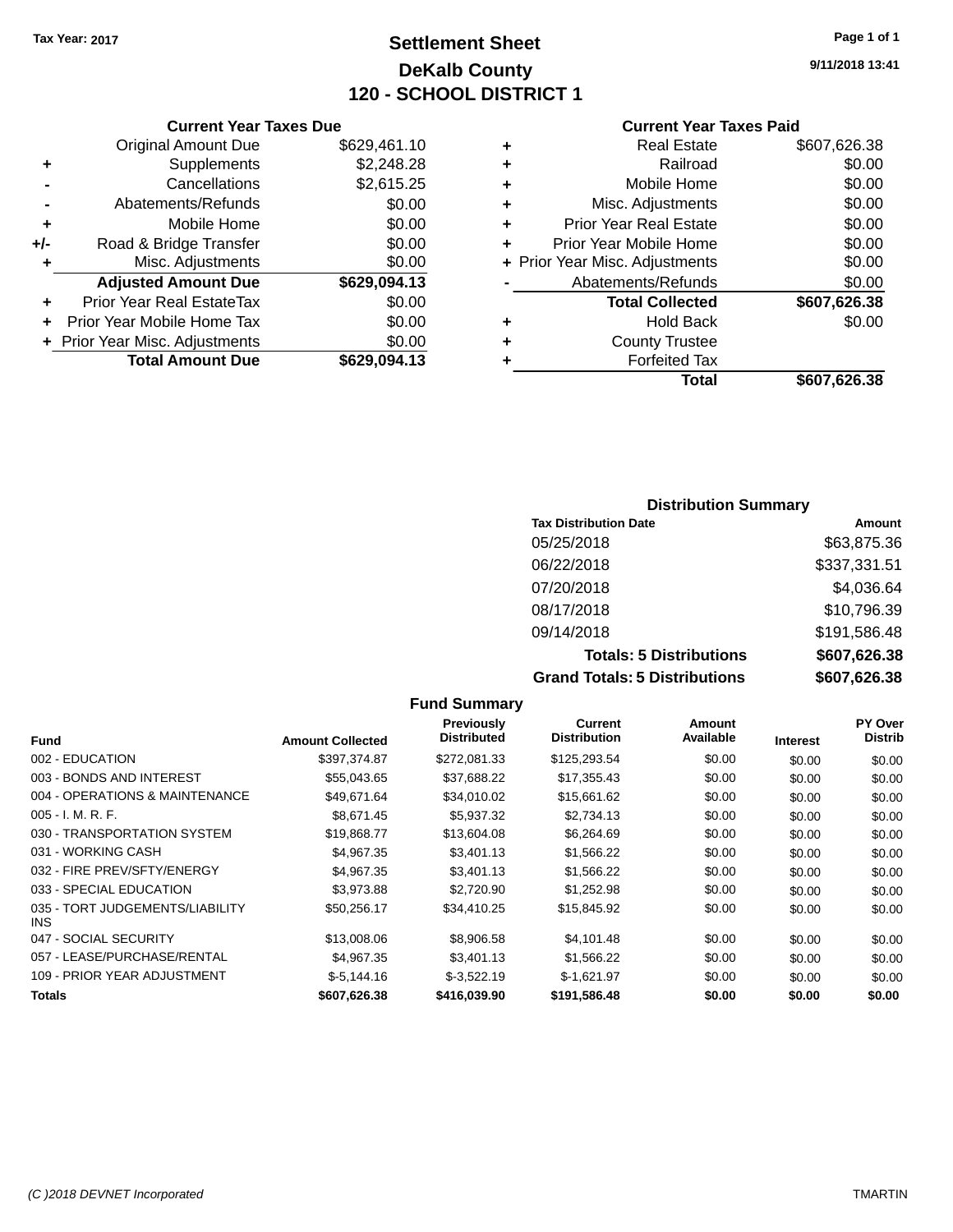Tax Year: 2017

# Settlement Sheet
## DeKalb County
## 120 - SCHOOL DISTRICT 1

9/11/2018 13:41

### Current Year Taxes Due

| | | |
|---|---|---|
| | Original Amount Due | $629,461.10 |
| + | Supplements | $2,248.28 |
| - | Cancellations | $2,615.25 |
| - | Abatements/Refunds | $0.00 |
| + | Mobile Home | $0.00 |
| +/- | Road & Bridge Transfer | $0.00 |
| + | Misc. Adjustments | $0.00 |
| | **Adjusted Amount Due** | **$629,094.13** |
| + | Prior Year Real EstateTax | $0.00 |
| + | Prior Year Mobile Home Tax | $0.00 |
| + | Prior Year Misc. Adjustments | $0.00 |
| | **Total Amount Due** | **$629,094.13** |

### Current Year Taxes Paid

| | | |
|---|---|---|
| + | Real Estate | $607,626.38 |
| + | Railroad | $0.00 |
| + | Mobile Home | $0.00 |
| + | Misc. Adjustments | $0.00 |
| + | Prior Year Real Estate | $0.00 |
| + | Prior Year Mobile Home | $0.00 |
| + | Prior Year Misc. Adjustments | $0.00 |
| - | Abatements/Refunds | $0.00 |
| | **Total Collected** | **$607,626.38** |
| + | Hold Back | $0.00 |
| + | County Trustee | |
| + | Forfeited Tax | |
| | **Total** | **$607,626.38** |

### Distribution Summary

| Tax Distribution Date | Amount |
|---|---|
| 05/25/2018 | $63,875.36 |
| 06/22/2018 | $337,331.51 |
| 07/20/2018 | $4,036.64 |
| 08/17/2018 | $10,796.39 |
| 09/14/2018 | $191,586.48 |
| **Totals: 5 Distributions** | **$607,626.38** |
| **Grand Totals: 5 Distributions** | **$607,626.38** |

### Fund Summary

| Fund | Amount Collected | Previously Distributed | Current Distribution | Amount Available | Interest | PY Over Distrib |
|---|---|---|---|---|---|---|
| 002 - EDUCATION | $397,374.87 | $272,081.33 | $125,293.54 | $0.00 | $0.00 | $0.00 |
| 003 - BONDS AND INTEREST | $55,043.65 | $37,688.22 | $17,355.43 | $0.00 | $0.00 | $0.00 |
| 004 - OPERATIONS & MAINTENANCE | $49,671.64 | $34,010.02 | $15,661.62 | $0.00 | $0.00 | $0.00 |
| 005 - I. M. R. F. | $8,671.45 | $5,937.32 | $2,734.13 | $0.00 | $0.00 | $0.00 |
| 030 - TRANSPORTATION SYSTEM | $19,868.77 | $13,604.08 | $6,264.69 | $0.00 | $0.00 | $0.00 |
| 031 - WORKING CASH | $4,967.35 | $3,401.13 | $1,566.22 | $0.00 | $0.00 | $0.00 |
| 032 - FIRE PREV/SFTY/ENERGY | $4,967.35 | $3,401.13 | $1,566.22 | $0.00 | $0.00 | $0.00 |
| 033 - SPECIAL EDUCATION | $3,973.88 | $2,720.90 | $1,252.98 | $0.00 | $0.00 | $0.00 |
| 035 - TORT JUDGEMENTS/LIABILITY INS | $50,256.17 | $34,410.25 | $15,845.92 | $0.00 | $0.00 | $0.00 |
| 047 - SOCIAL SECURITY | $13,008.06 | $8,906.58 | $4,101.48 | $0.00 | $0.00 | $0.00 |
| 057 - LEASE/PURCHASE/RENTAL | $4,967.35 | $3,401.13 | $1,566.22 | $0.00 | $0.00 | $0.00 |
| 109 - PRIOR YEAR ADJUSTMENT | $-5,144.16 | $-3,522.19 | $-1,621.97 | $0.00 | $0.00 | $0.00 |
| **Totals** | **$607,626.38** | **$416,039.90** | **$191,586.48** | **$0.00** | **$0.00** | **$0.00** |

(C )2018 DEVNET Incorporated TMARTIN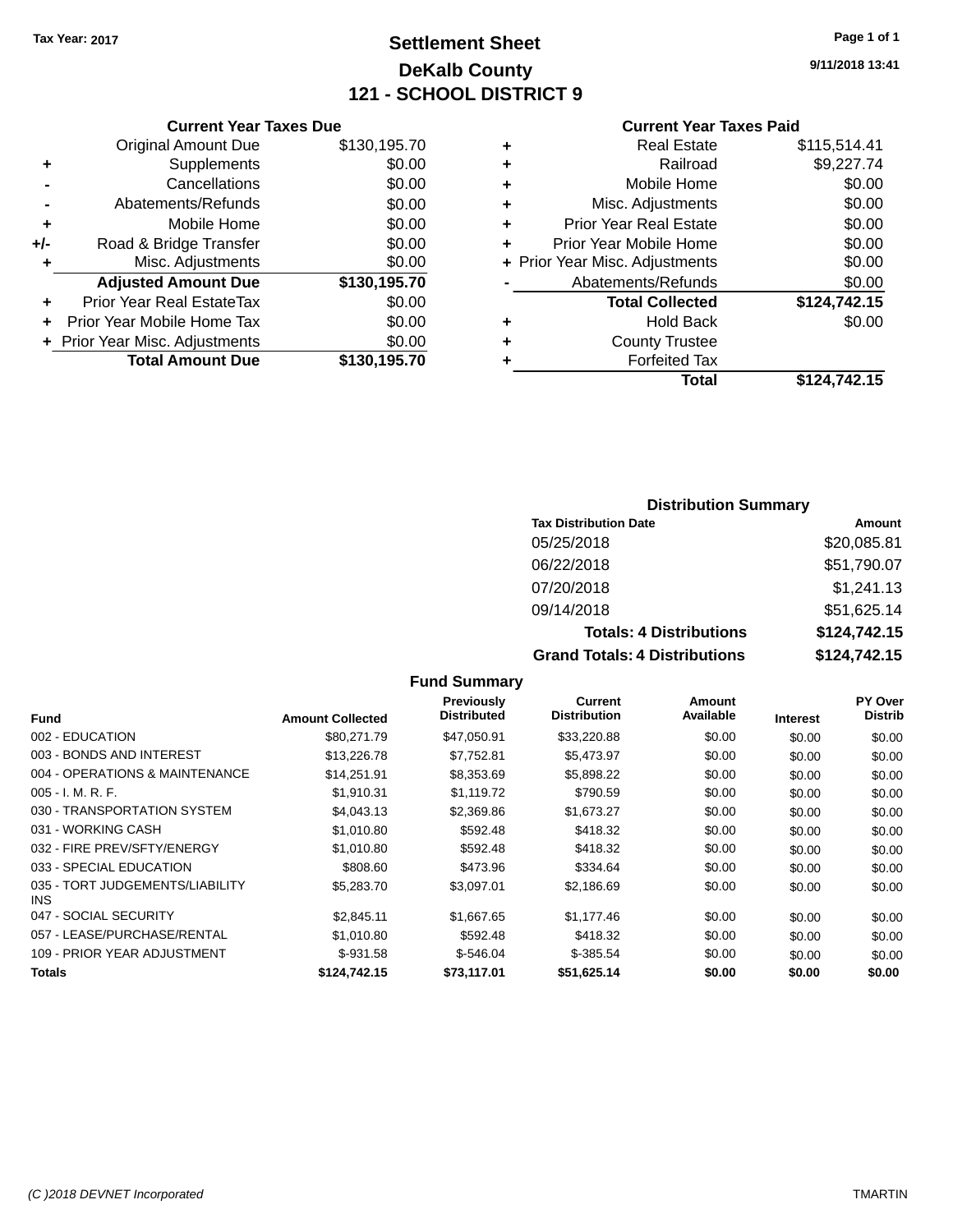Tax Year: 2017

# Settlement Sheet

## DeKalb County

## 121 - SCHOOL DISTRICT 9

9/11/2018 13:41

### Current Year Taxes Due

| | | |
|---|---|---|
| | Original Amount Due | $130,195.70 |
| + | Supplements | $0.00 |
| - | Cancellations | $0.00 |
| - | Abatements/Refunds | $0.00 |
| + | Mobile Home | $0.00 |
| +/- | Road & Bridge Transfer | $0.00 |
| + | Misc. Adjustments | $0.00 |
| | **Adjusted Amount Due** | **$130,195.70** |
| + | Prior Year Real EstateTax | $0.00 |
| + | Prior Year Mobile Home Tax | $0.00 |
| + | Prior Year Misc. Adjustments | $0.00 |
| | **Total Amount Due** | **$130,195.70** |

### Current Year Taxes Paid

| | | |
|---|---|---|
| + | Real Estate | $115,514.41 |
| + | Railroad | $9,227.74 |
| + | Mobile Home | $0.00 |
| + | Misc. Adjustments | $0.00 |
| + | Prior Year Real Estate | $0.00 |
| + | Prior Year Mobile Home | $0.00 |
| + | Prior Year Misc. Adjustments | $0.00 |
| - | Abatements/Refunds | $0.00 |
| | **Total Collected** | **$124,742.15** |
| + | Hold Back | $0.00 |
| + | County Trustee | |
| + | Forfeited Tax | |
| | **Total** | **$124,742.15** |

### Distribution Summary

| Tax Distribution Date | Amount |
|---|---|
| 05/25/2018 | $20,085.81 |
| 06/22/2018 | $51,790.07 |
| 07/20/2018 | $1,241.13 |
| 09/14/2018 | $51,625.14 |
| **Totals: 4 Distributions** | **$124,742.15** |
| **Grand Totals: 4 Distributions** | **$124,742.15** |

### Fund Summary

| Fund | Amount Collected | Previously Distributed | Current Distribution | Amount Available | Interest | PY Over Distrib |
|---|---|---|---|---|---|---|
| 002 - EDUCATION | $80,271.79 | $47,050.91 | $33,220.88 | $0.00 | $0.00 | $0.00 |
| 003 - BONDS AND INTEREST | $13,226.78 | $7,752.81 | $5,473.97 | $0.00 | $0.00 | $0.00 |
| 004 - OPERATIONS & MAINTENANCE | $14,251.91 | $8,353.69 | $5,898.22 | $0.00 | $0.00 | $0.00 |
| 005 - I. M. R. F. | $1,910.31 | $1,119.72 | $790.59 | $0.00 | $0.00 | $0.00 |
| 030 - TRANSPORTATION SYSTEM | $4,043.13 | $2,369.86 | $1,673.27 | $0.00 | $0.00 | $0.00 |
| 031 - WORKING CASH | $1,010.80 | $592.48 | $418.32 | $0.00 | $0.00 | $0.00 |
| 032 - FIRE PREV/SFTY/ENERGY | $1,010.80 | $592.48 | $418.32 | $0.00 | $0.00 | $0.00 |
| 033 - SPECIAL EDUCATION | $808.60 | $473.96 | $334.64 | $0.00 | $0.00 | $0.00 |
| 035 - TORT JUDGEMENTS/LIABILITY INS | $5,283.70 | $3,097.01 | $2,186.69 | $0.00 | $0.00 | $0.00 |
| 047 - SOCIAL SECURITY | $2,845.11 | $1,667.65 | $1,177.46 | $0.00 | $0.00 | $0.00 |
| 057 - LEASE/PURCHASE/RENTAL | $1,010.80 | $592.48 | $418.32 | $0.00 | $0.00 | $0.00 |
| 109 - PRIOR YEAR ADJUSTMENT | $-931.58 | $-546.04 | $-385.54 | $0.00 | $0.00 | $0.00 |
| **Totals** | **$124,742.15** | **$73,117.01** | **$51,625.14** | **$0.00** | **$0.00** | **$0.00** |

(C )2018 DEVNET Incorporated TMARTIN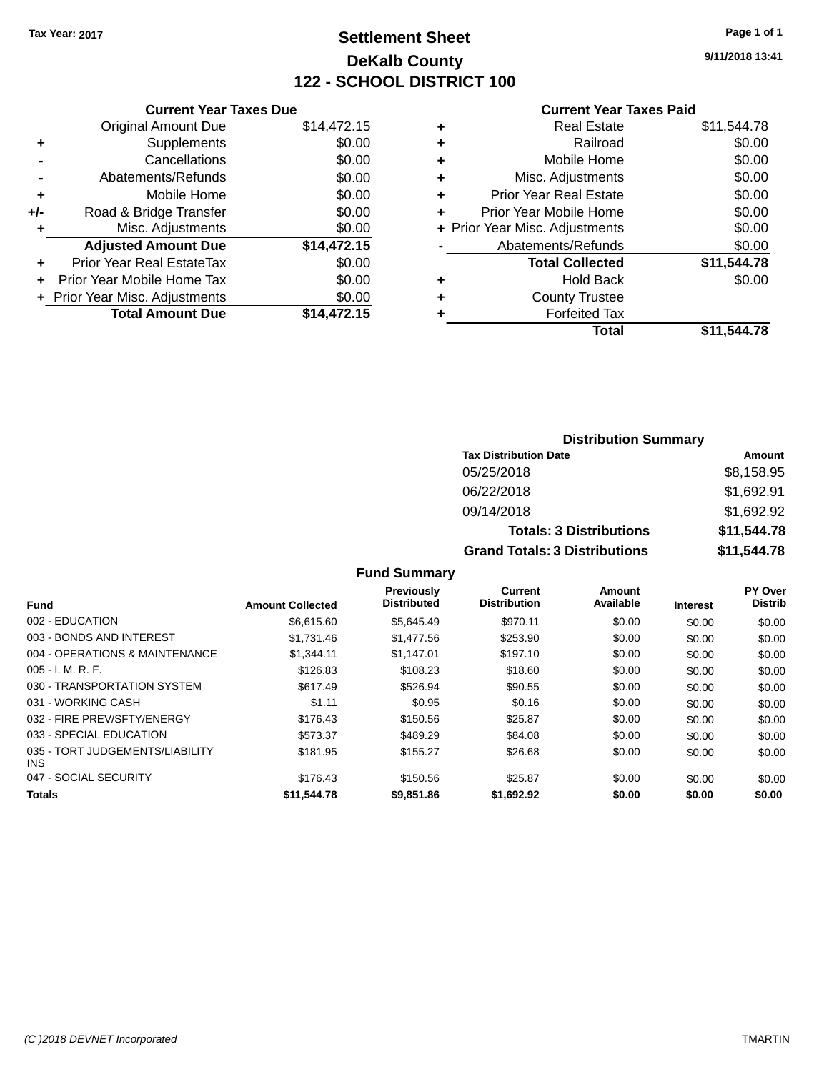Tax Year: 2017

# Settlement Sheet

## DeKalb County

## 122 - SCHOOL DISTRICT 100

9/11/2018 13:41

### Current Year Taxes Due

| | | |
|---|---|---|
| | Original Amount Due | $14,472.15 |
| + | Supplements | $0.00 |
| - | Cancellations | $0.00 |
| - | Abatements/Refunds | $0.00 |
| + | Mobile Home | $0.00 |
| +/- | Road & Bridge Transfer | $0.00 |
| + | Misc. Adjustments | $0.00 |
| | **Adjusted Amount Due** | **$14,472.15** |
| + | Prior Year Real EstateTax | $0.00 |
| + | Prior Year Mobile Home Tax | $0.00 |
| + | Prior Year Misc. Adjustments | $0.00 |
| | **Total Amount Due** | **$14,472.15** |

### Current Year Taxes Paid

| | | |
|---|---|---|
| + | Real Estate | $11,544.78 |
| + | Railroad | $0.00 |
| + | Mobile Home | $0.00 |
| + | Misc. Adjustments | $0.00 |
| + | Prior Year Real Estate | $0.00 |
| + | Prior Year Mobile Home | $0.00 |
| + | Prior Year Misc. Adjustments | $0.00 |
| - | Abatements/Refunds | $0.00 |
| | **Total Collected** | **$11,544.78** |
| + | Hold Back | $0.00 |
| + | County Trustee | |
| + | Forfeited Tax | |
| | **Total** | **$11,544.78** |

### Distribution Summary

| Tax Distribution Date | Amount |
|---|---|
| 05/25/2018 | $8,158.95 |
| 06/22/2018 | $1,692.91 |
| 09/14/2018 | $1,692.92 |
| **Totals: 3 Distributions** | **$11,544.78** |
| **Grand Totals: 3 Distributions** | **$11,544.78** |

### Fund Summary

| Fund | Amount Collected | Previously Distributed | Current Distribution | Amount Available | Interest | PY Over Distrib |
|---|---|---|---|---|---|---|
| 002 - EDUCATION | $6,615.60 | $5,645.49 | $970.11 | $0.00 | $0.00 | $0.00 |
| 003 - BONDS AND INTEREST | $1,731.46 | $1,477.56 | $253.90 | $0.00 | $0.00 | $0.00 |
| 004 - OPERATIONS & MAINTENANCE | $1,344.11 | $1,147.01 | $197.10 | $0.00 | $0.00 | $0.00 |
| 005 - I. M. R. F. | $126.83 | $108.23 | $18.60 | $0.00 | $0.00 | $0.00 |
| 030 - TRANSPORTATION SYSTEM | $617.49 | $526.94 | $90.55 | $0.00 | $0.00 | $0.00 |
| 031 - WORKING CASH | $1.11 | $0.95 | $0.16 | $0.00 | $0.00 | $0.00 |
| 032 - FIRE PREV/SFTY/ENERGY | $176.43 | $150.56 | $25.87 | $0.00 | $0.00 | $0.00 |
| 033 - SPECIAL EDUCATION | $573.37 | $489.29 | $84.08 | $0.00 | $0.00 | $0.00 |
| 035 - TORT JUDGEMENTS/LIABILITY INS | $181.95 | $155.27 | $26.68 | $0.00 | $0.00 | $0.00 |
| 047 - SOCIAL SECURITY | $176.43 | $150.56 | $25.87 | $0.00 | $0.00 | $0.00 |
| **Totals** | **$11,544.78** | **$9,851.86** | **$1,692.92** | **$0.00** | **$0.00** | **$0.00** |

(C )2018 DEVNET Incorporated TMARTIN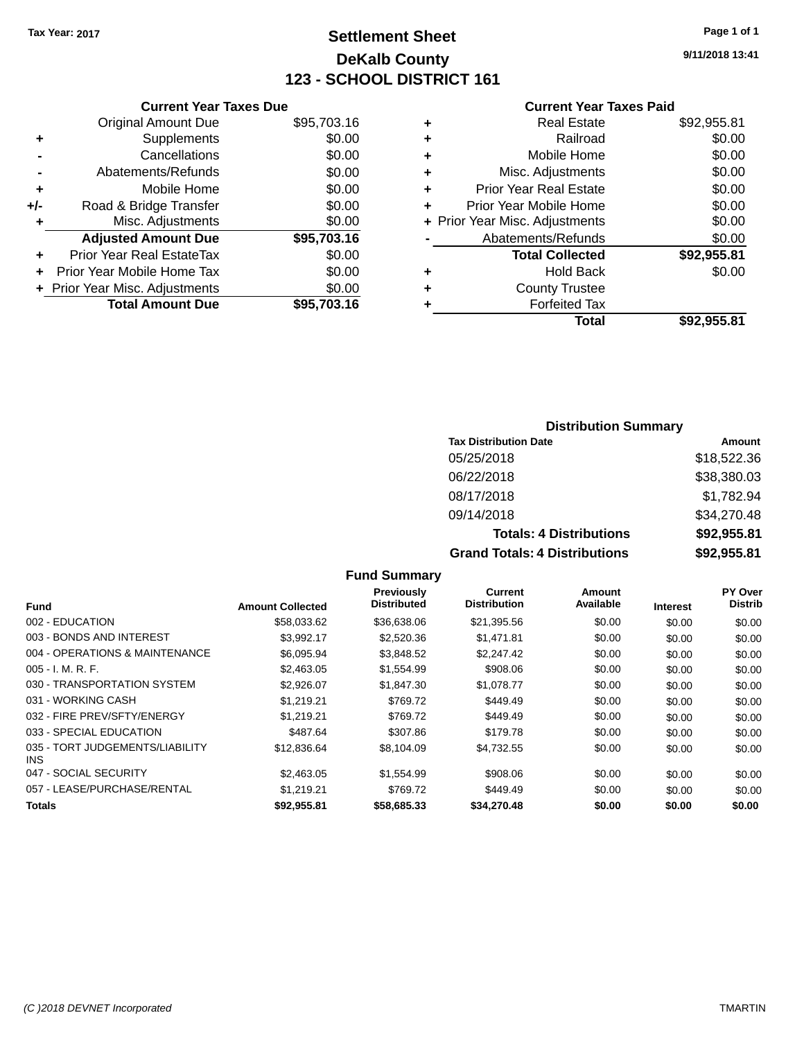Tax Year: 2017

# Settlement Sheet

## DeKalb County

## 123 - SCHOOL DISTRICT 161

9/11/2018 13:41

### Current Year Taxes Due

| | | |
|---|---|---|
| | Original Amount Due | $95,703.16 |
| + | Supplements | $0.00 |
| - | Cancellations | $0.00 |
| - | Abatements/Refunds | $0.00 |
| + | Mobile Home | $0.00 |
| +/- | Road & Bridge Transfer | $0.00 |
| + | Misc. Adjustments | $0.00 |
| | **Adjusted Amount Due** | **$95,703.16** |
| + | Prior Year Real EstateTax | $0.00 |
| + | Prior Year Mobile Home Tax | $0.00 |
| + | Prior Year Misc. Adjustments | $0.00 |
| | **Total Amount Due** | **$95,703.16** |

### Current Year Taxes Paid

| | | |
|---|---|---|
| + | Real Estate | $92,955.81 |
| + | Railroad | $0.00 |
| + | Mobile Home | $0.00 |
| + | Misc. Adjustments | $0.00 |
| + | Prior Year Real Estate | $0.00 |
| + | Prior Year Mobile Home | $0.00 |
| + | Prior Year Misc. Adjustments | $0.00 |
| - | Abatements/Refunds | $0.00 |
| | **Total Collected** | **$92,955.81** |
| + | Hold Back | $0.00 |
| + | County Trustee | |
| + | Forfeited Tax | |
| | **Total** | **$92,955.81** |

### Distribution Summary

| Tax Distribution Date | Amount |
|---|---|
| 05/25/2018 | $18,522.36 |
| 06/22/2018 | $38,380.03 |
| 08/17/2018 | $1,782.94 |
| 09/14/2018 | $34,270.48 |
| **Totals: 4 Distributions** | **$92,955.81** |
| **Grand Totals: 4 Distributions** | **$92,955.81** |

### Fund Summary

| Fund | Amount Collected | Previously Distributed | Current Distribution | Amount Available | Interest | PY Over Distrib |
|---|---|---|---|---|---|---|
| 002 - EDUCATION | $58,033.62 | $36,638.06 | $21,395.56 | $0.00 | $0.00 | $0.00 |
| 003 - BONDS AND INTEREST | $3,992.17 | $2,520.36 | $1,471.81 | $0.00 | $0.00 | $0.00 |
| 004 - OPERATIONS & MAINTENANCE | $6,095.94 | $3,848.52 | $2,247.42 | $0.00 | $0.00 | $0.00 |
| 005 - I. M. R. F. | $2,463.05 | $1,554.99 | $908.06 | $0.00 | $0.00 | $0.00 |
| 030 - TRANSPORTATION SYSTEM | $2,926.07 | $1,847.30 | $1,078.77 | $0.00 | $0.00 | $0.00 |
| 031 - WORKING CASH | $1,219.21 | $769.72 | $449.49 | $0.00 | $0.00 | $0.00 |
| 032 - FIRE PREV/SFTY/ENERGY | $1,219.21 | $769.72 | $449.49 | $0.00 | $0.00 | $0.00 |
| 033 - SPECIAL EDUCATION | $487.64 | $307.86 | $179.78 | $0.00 | $0.00 | $0.00 |
| 035 - TORT JUDGEMENTS/LIABILITY INS | $12,836.64 | $8,104.09 | $4,732.55 | $0.00 | $0.00 | $0.00 |
| 047 - SOCIAL SECURITY | $2,463.05 | $1,554.99 | $908.06 | $0.00 | $0.00 | $0.00 |
| 057 - LEASE/PURCHASE/RENTAL | $1,219.21 | $769.72 | $449.49 | $0.00 | $0.00 | $0.00 |
| **Totals** | **$92,955.81** | **$58,685.33** | **$34,270.48** | **$0.00** | **$0.00** | **$0.00** |

(C )2018 DEVNET Incorporated TMARTIN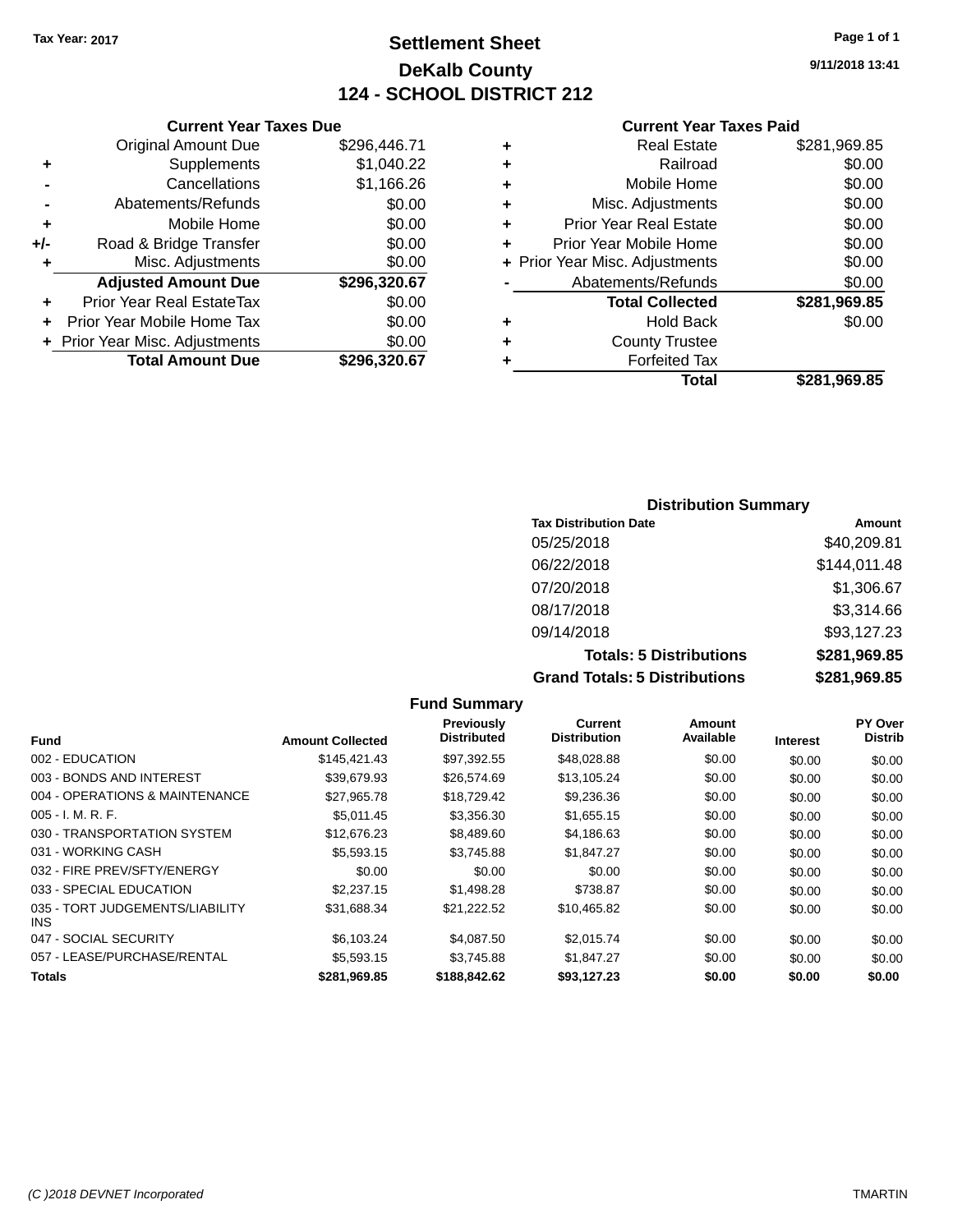**Tax Year: 2017**

# Settlement Sheet

## DeKalb County

## 124 - SCHOOL DISTRICT 212

9/11/2018 13:41

### Current Year Taxes Due

| | | |
|---|---|---|
| | Original Amount Due | $296,446.71 |
| + | Supplements | $1,040.22 |
| - | Cancellations | $1,166.26 |
| - | Abatements/Refunds | $0.00 |
| + | Mobile Home | $0.00 |
| +/- | Road & Bridge Transfer | $0.00 |
| + | Misc. Adjustments | $0.00 |
| | **Adjusted Amount Due** | **$296,320.67** |
| + | Prior Year Real EstateTax | $0.00 |
| + | Prior Year Mobile Home Tax | $0.00 |
| + | Prior Year Misc. Adjustments | $0.00 |
| | **Total Amount Due** | **$296,320.67** |

### Current Year Taxes Paid

| | | |
|---|---|---|
| + | Real Estate | $281,969.85 |
| + | Railroad | $0.00 |
| + | Mobile Home | $0.00 |
| + | Misc. Adjustments | $0.00 |
| + | Prior Year Real Estate | $0.00 |
| + | Prior Year Mobile Home | $0.00 |
| + | Prior Year Misc. Adjustments | $0.00 |
| - | Abatements/Refunds | $0.00 |
| | **Total Collected** | **$281,969.85** |
| + | Hold Back | $0.00 |
| + | County Trustee | |
| + | Forfeited Tax | |
| | **Total** | **$281,969.85** |

### Distribution Summary

| Tax Distribution Date | Amount |
|---|---|
| 05/25/2018 | $40,209.81 |
| 06/22/2018 | $144,011.48 |
| 07/20/2018 | $1,306.67 |
| 08/17/2018 | $3,314.66 |
| 09/14/2018 | $93,127.23 |
| **Totals: 5 Distributions** | **$281,969.85** |
| **Grand Totals: 5 Distributions** | **$281,969.85** |

### Fund Summary

| Fund | Amount Collected | Previously Distributed | Current Distribution | Amount Available | Interest | PY Over Distrib |
|---|---|---|---|---|---|---|
| 002 - EDUCATION | $145,421.43 | $97,392.55 | $48,028.88 | $0.00 | $0.00 | $0.00 |
| 003 - BONDS AND INTEREST | $39,679.93 | $26,574.69 | $13,105.24 | $0.00 | $0.00 | $0.00 |
| 004 - OPERATIONS & MAINTENANCE | $27,965.78 | $18,729.42 | $9,236.36 | $0.00 | $0.00 | $0.00 |
| 005 - I. M. R. F. | $5,011.45 | $3,356.30 | $1,655.15 | $0.00 | $0.00 | $0.00 |
| 030 - TRANSPORTATION SYSTEM | $12,676.23 | $8,489.60 | $4,186.63 | $0.00 | $0.00 | $0.00 |
| 031 - WORKING CASH | $5,593.15 | $3,745.88 | $1,847.27 | $0.00 | $0.00 | $0.00 |
| 032 - FIRE PREV/SFTY/ENERGY | $0.00 | $0.00 | $0.00 | $0.00 | $0.00 | $0.00 |
| 033 - SPECIAL EDUCATION | $2,237.15 | $1,498.28 | $738.87 | $0.00 | $0.00 | $0.00 |
| 035 - TORT JUDGEMENTS/LIABILITY INS | $31,688.34 | $21,222.52 | $10,465.82 | $0.00 | $0.00 | $0.00 |
| 047 - SOCIAL SECURITY | $6,103.24 | $4,087.50 | $2,015.74 | $0.00 | $0.00 | $0.00 |
| 057 - LEASE/PURCHASE/RENTAL | $5,593.15 | $3,745.88 | $1,847.27 | $0.00 | $0.00 | $0.00 |
| **Totals** | **$281,969.85** | **$188,842.62** | **$93,127.23** | **$0.00** | **$0.00** | **$0.00** |

(C )2018 DEVNET Incorporated TMARTIN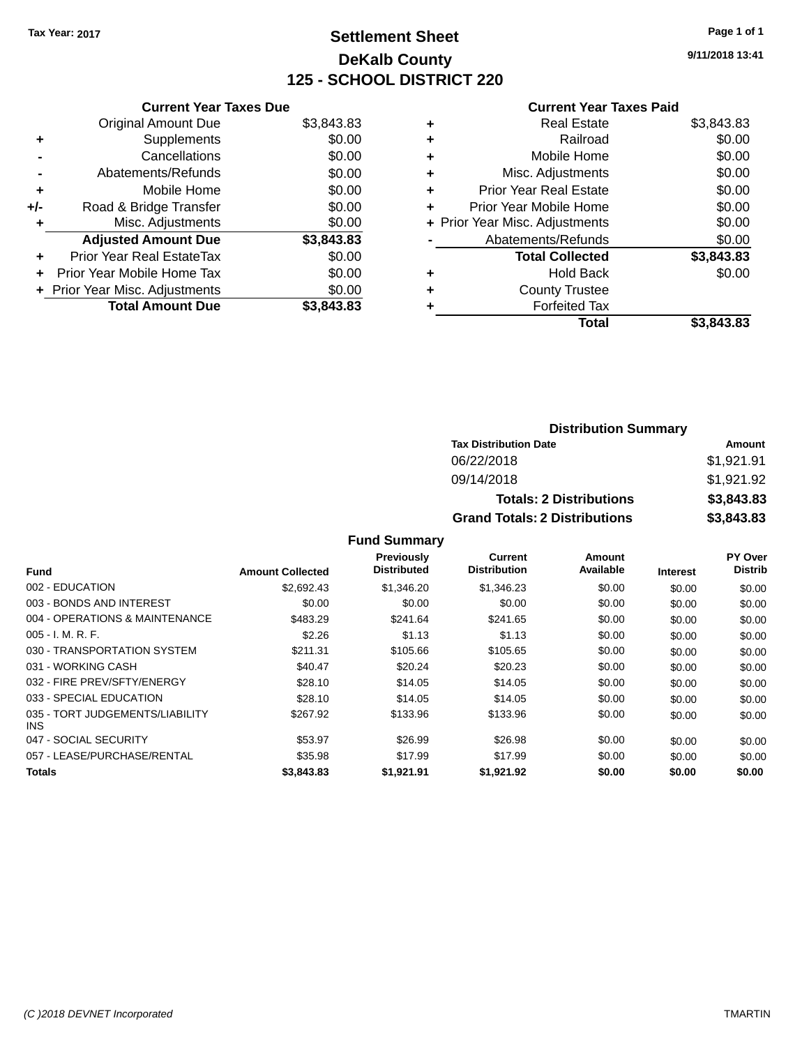Tax Year: 2017

# Settlement Sheet
## DeKalb County
## 125 - SCHOOL DISTRICT 220

9/11/2018 13:41

### Current Year Taxes Due

| | | |
|---|---|---|
| | Original Amount Due | $3,843.83 |
| + | Supplements | $0.00 |
| - | Cancellations | $0.00 |
| - | Abatements/Refunds | $0.00 |
| + | Mobile Home | $0.00 |
| +/- | Road & Bridge Transfer | $0.00 |
| + | Misc. Adjustments | $0.00 |
| | **Adjusted Amount Due** | **$3,843.83** |
| + | Prior Year Real EstateTax | $0.00 |
| + | Prior Year Mobile Home Tax | $0.00 |
| + | Prior Year Misc. Adjustments | $0.00 |
| | **Total Amount Due** | **$3,843.83** |

### Current Year Taxes Paid

| | | |
|---|---|---|
| + | Real Estate | $3,843.83 |
| + | Railroad | $0.00 |
| + | Mobile Home | $0.00 |
| + | Misc. Adjustments | $0.00 |
| + | Prior Year Real Estate | $0.00 |
| + | Prior Year Mobile Home | $0.00 |
| + | Prior Year Misc. Adjustments | $0.00 |
| - | Abatements/Refunds | $0.00 |
| | **Total Collected** | **$3,843.83** |
| + | Hold Back | $0.00 |
| + | County Trustee | |
| + | Forfeited Tax | |
| | **Total** | **$3,843.83** |

### Distribution Summary

| Tax Distribution Date | Amount |
|---|---|
| 06/22/2018 | $1,921.91 |
| 09/14/2018 | $1,921.92 |
| **Totals: 2 Distributions** | **$3,843.83** |
| **Grand Totals: 2 Distributions** | **$3,843.83** |

### Fund Summary

| Fund | Amount Collected | Previously Distributed | Current Distribution | Amount Available | Interest | PY Over Distrib |
|---|---|---|---|---|---|---|
| 002 - EDUCATION | $2,692.43 | $1,346.20 | $1,346.23 | $0.00 | $0.00 | $0.00 |
| 003 - BONDS AND INTEREST | $0.00 | $0.00 | $0.00 | $0.00 | $0.00 | $0.00 |
| 004 - OPERATIONS & MAINTENANCE | $483.29 | $241.64 | $241.65 | $0.00 | $0.00 | $0.00 |
| 005 - I. M. R. F. | $2.26 | $1.13 | $1.13 | $0.00 | $0.00 | $0.00 |
| 030 - TRANSPORTATION SYSTEM | $211.31 | $105.66 | $105.65 | $0.00 | $0.00 | $0.00 |
| 031 - WORKING CASH | $40.47 | $20.24 | $20.23 | $0.00 | $0.00 | $0.00 |
| 032 - FIRE PREV/SFTY/ENERGY | $28.10 | $14.05 | $14.05 | $0.00 | $0.00 | $0.00 |
| 033 - SPECIAL EDUCATION | $28.10 | $14.05 | $14.05 | $0.00 | $0.00 | $0.00 |
| 035 - TORT JUDGEMENTS/LIABILITY INS | $267.92 | $133.96 | $133.96 | $0.00 | $0.00 | $0.00 |
| 047 - SOCIAL SECURITY | $53.97 | $26.99 | $26.98 | $0.00 | $0.00 | $0.00 |
| 057 - LEASE/PURCHASE/RENTAL | $35.98 | $17.99 | $17.99 | $0.00 | $0.00 | $0.00 |
| **Totals** | **$3,843.83** | **$1,921.91** | **$1,921.92** | **$0.00** | **$0.00** | **$0.00** |

(C )2018 DEVNET Incorporated TMARTIN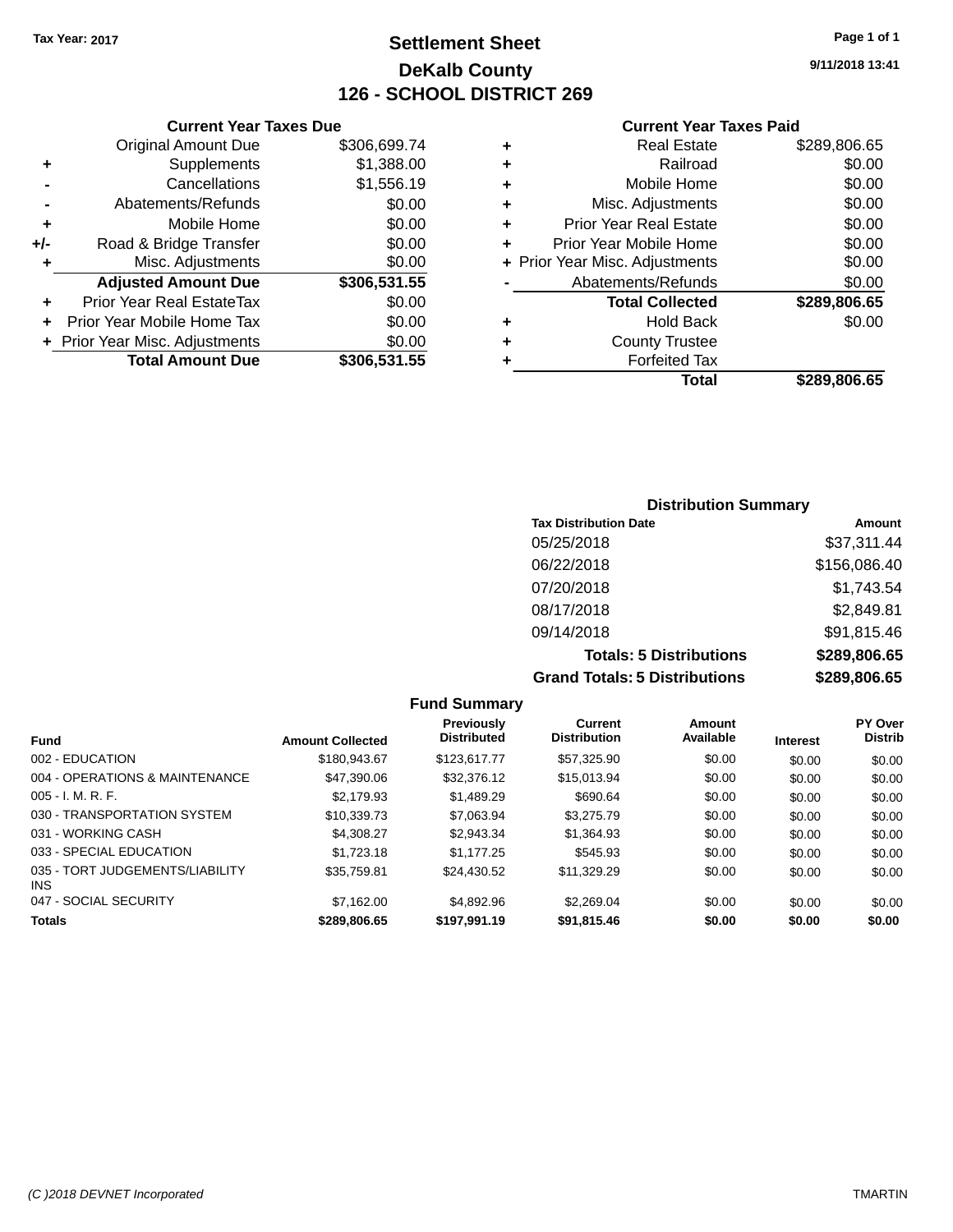Tax Year: 2017

# Settlement Sheet
## DeKalb County
## 126 - SCHOOL DISTRICT 269

9/11/2018 13:41

### Current Year Taxes Due

| | | |
|---|---|---|
| | Original Amount Due | $306,699.74 |
| + | Supplements | $1,388.00 |
| - | Cancellations | $1,556.19 |
| - | Abatements/Refunds | $0.00 |
| + | Mobile Home | $0.00 |
| +/- | Road & Bridge Transfer | $0.00 |
| + | Misc. Adjustments | $0.00 |
| | **Adjusted Amount Due** | **$306,531.55** |
| + | Prior Year Real EstateTax | $0.00 |
| + | Prior Year Mobile Home Tax | $0.00 |
| + | Prior Year Misc. Adjustments | $0.00 |
| | **Total Amount Due** | **$306,531.55** |

### Current Year Taxes Paid

| | | |
|---|---|---|
| + | Real Estate | $289,806.65 |
| + | Railroad | $0.00 |
| + | Mobile Home | $0.00 |
| + | Misc. Adjustments | $0.00 |
| + | Prior Year Real Estate | $0.00 |
| + | Prior Year Mobile Home | $0.00 |
| + | Prior Year Misc. Adjustments | $0.00 |
| - | Abatements/Refunds | $0.00 |
| | **Total Collected** | **$289,806.65** |
| + | Hold Back | $0.00 |
| + | County Trustee | |
| + | Forfeited Tax | |
| | **Total** | **$289,806.65** |

### Distribution Summary

| Tax Distribution Date | Amount |
|---|---|
| 05/25/2018 | $37,311.44 |
| 06/22/2018 | $156,086.40 |
| 07/20/2018 | $1,743.54 |
| 08/17/2018 | $2,849.81 |
| 09/14/2018 | $91,815.46 |
| **Totals: 5 Distributions** | **$289,806.65** |
| **Grand Totals: 5 Distributions** | **$289,806.65** |

### Fund Summary

| Fund | Amount Collected | Previously Distributed | Current Distribution | Amount Available | Interest | PY Over Distrib |
|---|---|---|---|---|---|---|
| 002 - EDUCATION | $180,943.67 | $123,617.77 | $57,325.90 | $0.00 | $0.00 | $0.00 |
| 004 - OPERATIONS & MAINTENANCE | $47,390.06 | $32,376.12 | $15,013.94 | $0.00 | $0.00 | $0.00 |
| 005 - I. M. R. F. | $2,179.93 | $1,489.29 | $690.64 | $0.00 | $0.00 | $0.00 |
| 030 - TRANSPORTATION SYSTEM | $10,339.73 | $7,063.94 | $3,275.79 | $0.00 | $0.00 | $0.00 |
| 031 - WORKING CASH | $4,308.27 | $2,943.34 | $1,364.93 | $0.00 | $0.00 | $0.00 |
| 033 - SPECIAL EDUCATION | $1,723.18 | $1,177.25 | $545.93 | $0.00 | $0.00 | $0.00 |
| 035 - TORT JUDGEMENTS/LIABILITY INS | $35,759.81 | $24,430.52 | $11,329.29 | $0.00 | $0.00 | $0.00 |
| 047 - SOCIAL SECURITY | $7,162.00 | $4,892.96 | $2,269.04 | $0.00 | $0.00 | $0.00 |
| **Totals** | **$289,806.65** | **$197,991.19** | **$91,815.46** | **$0.00** | **$0.00** | **$0.00** |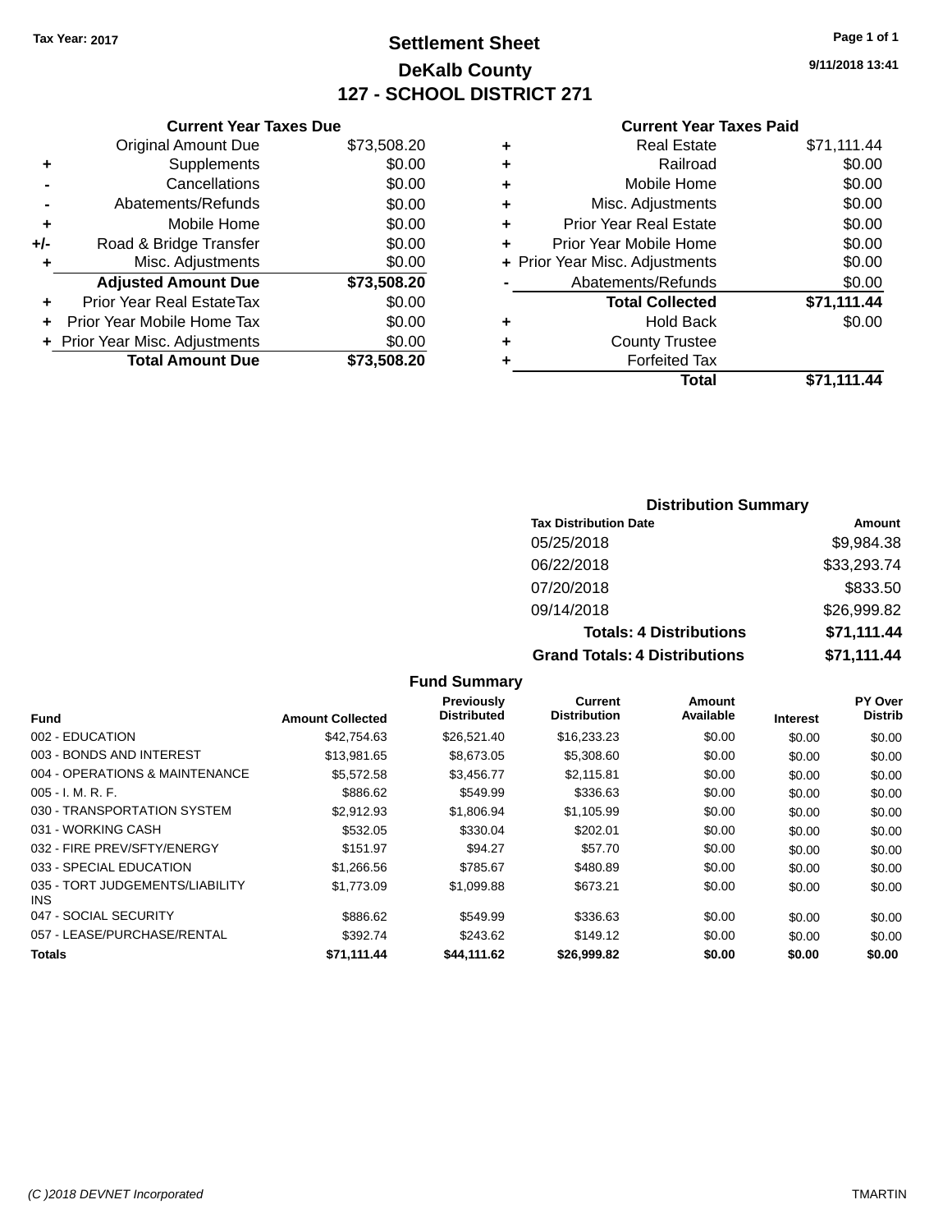Tax Year: 2017

# Settlement Sheet

## DeKalb County

## 127 - SCHOOL DISTRICT 271

9/11/2018 13:41

### Current Year Taxes Due

| | | |
|---|---|---|
| | Original Amount Due | $73,508.20 |
| + | Supplements | $0.00 |
| - | Cancellations | $0.00 |
| - | Abatements/Refunds | $0.00 |
| + | Mobile Home | $0.00 |
| +/- | Road & Bridge Transfer | $0.00 |
| + | Misc. Adjustments | $0.00 |
| | **Adjusted Amount Due** | **$73,508.20** |
| + | Prior Year Real EstateTax | $0.00 |
| + | Prior Year Mobile Home Tax | $0.00 |
| + | Prior Year Misc. Adjustments | $0.00 |
| | **Total Amount Due** | **$73,508.20** |

### Current Year Taxes Paid

| | | |
|---|---|---|
| + | Real Estate | $71,111.44 |
| + | Railroad | $0.00 |
| + | Mobile Home | $0.00 |
| + | Misc. Adjustments | $0.00 |
| + | Prior Year Real Estate | $0.00 |
| + | Prior Year Mobile Home | $0.00 |
| + | Prior Year Misc. Adjustments | $0.00 |
| - | Abatements/Refunds | $0.00 |
| | **Total Collected** | **$71,111.44** |
| + | Hold Back | $0.00 |
| + | County Trustee | |
| + | Forfeited Tax | |
| | **Total** | **$71,111.44** |

### Distribution Summary

| Tax Distribution Date | Amount |
|---|---|
| 05/25/2018 | $9,984.38 |
| 06/22/2018 | $33,293.74 |
| 07/20/2018 | $833.50 |
| 09/14/2018 | $26,999.82 |
| **Totals: 4 Distributions** | **$71,111.44** |
| **Grand Totals: 4 Distributions** | **$71,111.44** |

### Fund Summary

| Fund | Amount Collected | Previously Distributed | Current Distribution | Amount Available | Interest | PY Over Distrib |
|---|---|---|---|---|---|---|
| 002 - EDUCATION | $42,754.63 | $26,521.40 | $16,233.23 | $0.00 | $0.00 | $0.00 |
| 003 - BONDS AND INTEREST | $13,981.65 | $8,673.05 | $5,308.60 | $0.00 | $0.00 | $0.00 |
| 004 - OPERATIONS & MAINTENANCE | $5,572.58 | $3,456.77 | $2,115.81 | $0.00 | $0.00 | $0.00 |
| 005 - I. M. R. F. | $886.62 | $549.99 | $336.63 | $0.00 | $0.00 | $0.00 |
| 030 - TRANSPORTATION SYSTEM | $2,912.93 | $1,806.94 | $1,105.99 | $0.00 | $0.00 | $0.00 |
| 031 - WORKING CASH | $532.05 | $330.04 | $202.01 | $0.00 | $0.00 | $0.00 |
| 032 - FIRE PREV/SFTY/ENERGY | $151.97 | $94.27 | $57.70 | $0.00 | $0.00 | $0.00 |
| 033 - SPECIAL EDUCATION | $1,266.56 | $785.67 | $480.89 | $0.00 | $0.00 | $0.00 |
| 035 - TORT JUDGEMENTS/LIABILITY INS | $1,773.09 | $1,099.88 | $673.21 | $0.00 | $0.00 | $0.00 |
| 047 - SOCIAL SECURITY | $886.62 | $549.99 | $336.63 | $0.00 | $0.00 | $0.00 |
| 057 - LEASE/PURCHASE/RENTAL | $392.74 | $243.62 | $149.12 | $0.00 | $0.00 | $0.00 |
| **Totals** | **$71,111.44** | **$44,111.62** | **$26,999.82** | **$0.00** | **$0.00** | **$0.00** |

(C )2018 DEVNET Incorporated — TMARTIN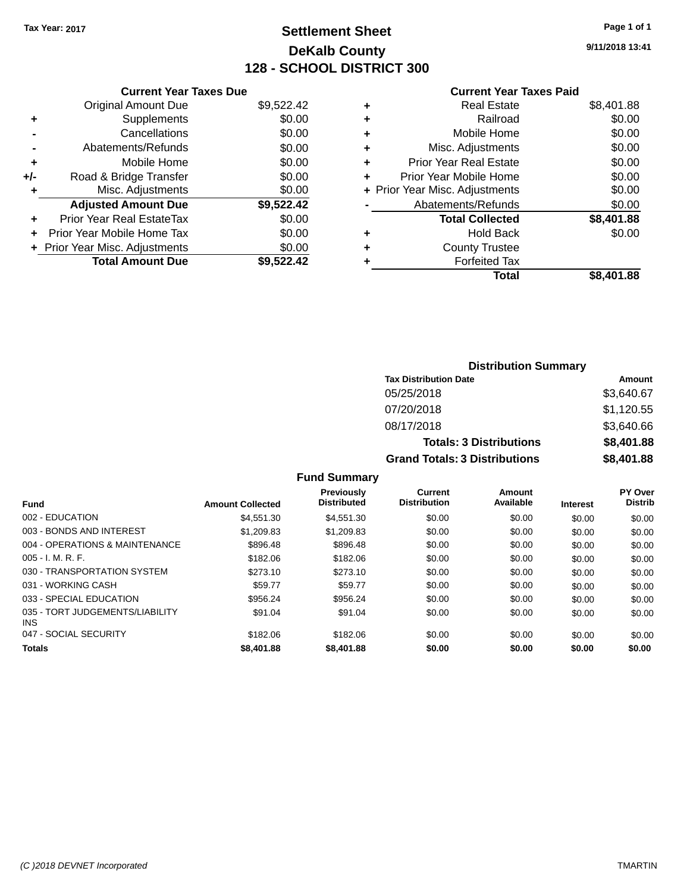Tax Year: 2017

# Settlement Sheet

## DeKalb County

## 128 - SCHOOL DISTRICT 300

9/11/2018 13:41

### Current Year Taxes Due

| | | |
|---|---|---|
| | Original Amount Due | $9,522.42 |
| + | Supplements | $0.00 |
| - | Cancellations | $0.00 |
| - | Abatements/Refunds | $0.00 |
| + | Mobile Home | $0.00 |
| +/- | Road & Bridge Transfer | $0.00 |
| + | Misc. Adjustments | $0.00 |
| | **Adjusted Amount Due** | **$9,522.42** |
| + | Prior Year Real EstateTax | $0.00 |
| + | Prior Year Mobile Home Tax | $0.00 |
| + | Prior Year Misc. Adjustments | $0.00 |
| | **Total Amount Due** | **$9,522.42** |

### Current Year Taxes Paid

| | | |
|---|---|---|
| + | Real Estate | $8,401.88 |
| + | Railroad | $0.00 |
| + | Mobile Home | $0.00 |
| + | Misc. Adjustments | $0.00 |
| + | Prior Year Real Estate | $0.00 |
| + | Prior Year Mobile Home | $0.00 |
| + | Prior Year Misc. Adjustments | $0.00 |
| - | Abatements/Refunds | $0.00 |
| | **Total Collected** | **$8,401.88** |
| + | Hold Back | $0.00 |
| + | County Trustee | |
| + | Forfeited Tax | |
| | **Total** | **$8,401.88** |

### Distribution Summary

| Tax Distribution Date | Amount |
|---|---|
| 05/25/2018 | $3,640.67 |
| 07/20/2018 | $1,120.55 |
| 08/17/2018 | $3,640.66 |
| **Totals: 3 Distributions** | **$8,401.88** |
| **Grand Totals: 3 Distributions** | **$8,401.88** |

### Fund Summary

| Fund | Amount Collected | Previously Distributed | Current Distribution | Amount Available | Interest | PY Over Distrib |
|---|---|---|---|---|---|---|
| 002 - EDUCATION | $4,551.30 | $4,551.30 | $0.00 | $0.00 | $0.00 | $0.00 |
| 003 - BONDS AND INTEREST | $1,209.83 | $1,209.83 | $0.00 | $0.00 | $0.00 | $0.00 |
| 004 - OPERATIONS & MAINTENANCE | $896.48 | $896.48 | $0.00 | $0.00 | $0.00 | $0.00 |
| 005 - I. M. R. F. | $182.06 | $182.06 | $0.00 | $0.00 | $0.00 | $0.00 |
| 030 - TRANSPORTATION SYSTEM | $273.10 | $273.10 | $0.00 | $0.00 | $0.00 | $0.00 |
| 031 - WORKING CASH | $59.77 | $59.77 | $0.00 | $0.00 | $0.00 | $0.00 |
| 033 - SPECIAL EDUCATION | $956.24 | $956.24 | $0.00 | $0.00 | $0.00 | $0.00 |
| 035 - TORT JUDGEMENTS/LIABILITY INS | $91.04 | $91.04 | $0.00 | $0.00 | $0.00 | $0.00 |
| 047 - SOCIAL SECURITY | $182.06 | $182.06 | $0.00 | $0.00 | $0.00 | $0.00 |
| **Totals** | **$8,401.88** | **$8,401.88** | **$0.00** | **$0.00** | **$0.00** | **$0.00** |

(C )2018 DEVNET Incorporated TMARTIN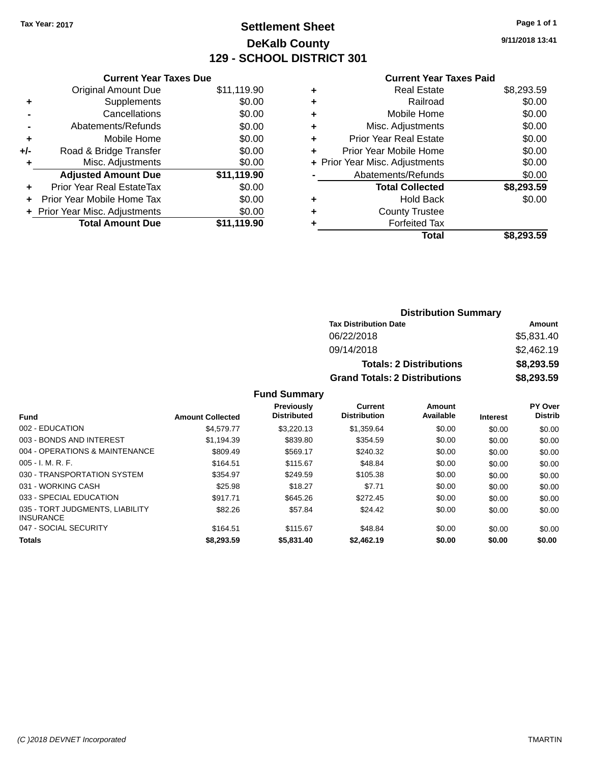Tax Year: 2017

# Settlement Sheet

## DeKalb County

## 129 - SCHOOL DISTRICT 301

9/11/2018 13:41

### Current Year Taxes Due

| | | |
|---|---|---|
| | Original Amount Due | $11,119.90 |
| + | Supplements | $0.00 |
| - | Cancellations | $0.00 |
| - | Abatements/Refunds | $0.00 |
| + | Mobile Home | $0.00 |
| +/- | Road & Bridge Transfer | $0.00 |
| + | Misc. Adjustments | $0.00 |
| | **Adjusted Amount Due** | **$11,119.90** |
| + | Prior Year Real EstateTax | $0.00 |
| + | Prior Year Mobile Home Tax | $0.00 |
| + | Prior Year Misc. Adjustments | $0.00 |
| | **Total Amount Due** | **$11,119.90** |

### Current Year Taxes Paid

| | | |
|---|---|---|
| + | Real Estate | $8,293.59 |
| + | Railroad | $0.00 |
| + | Mobile Home | $0.00 |
| + | Misc. Adjustments | $0.00 |
| + | Prior Year Real Estate | $0.00 |
| + | Prior Year Mobile Home | $0.00 |
| + | Prior Year Misc. Adjustments | $0.00 |
| - | Abatements/Refunds | $0.00 |
| | **Total Collected** | **$8,293.59** |
| + | Hold Back | $0.00 |
| + | County Trustee | |
| + | Forfeited Tax | |
| | **Total** | **$8,293.59** |

### Distribution Summary

| Tax Distribution Date | Amount |
|---|---|
| 06/22/2018 | $5,831.40 |
| 09/14/2018 | $2,462.19 |
| **Totals: 2 Distributions** | **$8,293.59** |
| **Grand Totals: 2 Distributions** | **$8,293.59** |

### Fund Summary

| Fund | Amount Collected | Previously Distributed | Current Distribution | Amount Available | Interest | PY Over Distrib |
|---|---|---|---|---|---|---|
| 002 - EDUCATION | $4,579.77 | $3,220.13 | $1,359.64 | $0.00 | $0.00 | $0.00 |
| 003 - BONDS AND INTEREST | $1,194.39 | $839.80 | $354.59 | $0.00 | $0.00 | $0.00 |
| 004 - OPERATIONS & MAINTENANCE | $809.49 | $569.17 | $240.32 | $0.00 | $0.00 | $0.00 |
| 005 - I. M. R. F. | $164.51 | $115.67 | $48.84 | $0.00 | $0.00 | $0.00 |
| 030 - TRANSPORTATION SYSTEM | $354.97 | $249.59 | $105.38 | $0.00 | $0.00 | $0.00 |
| 031 - WORKING CASH | $25.98 | $18.27 | $7.71 | $0.00 | $0.00 | $0.00 |
| 033 - SPECIAL EDUCATION | $917.71 | $645.26 | $272.45 | $0.00 | $0.00 | $0.00 |
| 035 - TORT JUDGMENTS, LIABILITY INSURANCE | $82.26 | $57.84 | $24.42 | $0.00 | $0.00 | $0.00 |
| 047 - SOCIAL SECURITY | $164.51 | $115.67 | $48.84 | $0.00 | $0.00 | $0.00 |
| **Totals** | **$8,293.59** | **$5,831.40** | **$2,462.19** | **$0.00** | **$0.00** | **$0.00** |

(C )2018 DEVNET Incorporated — TMARTIN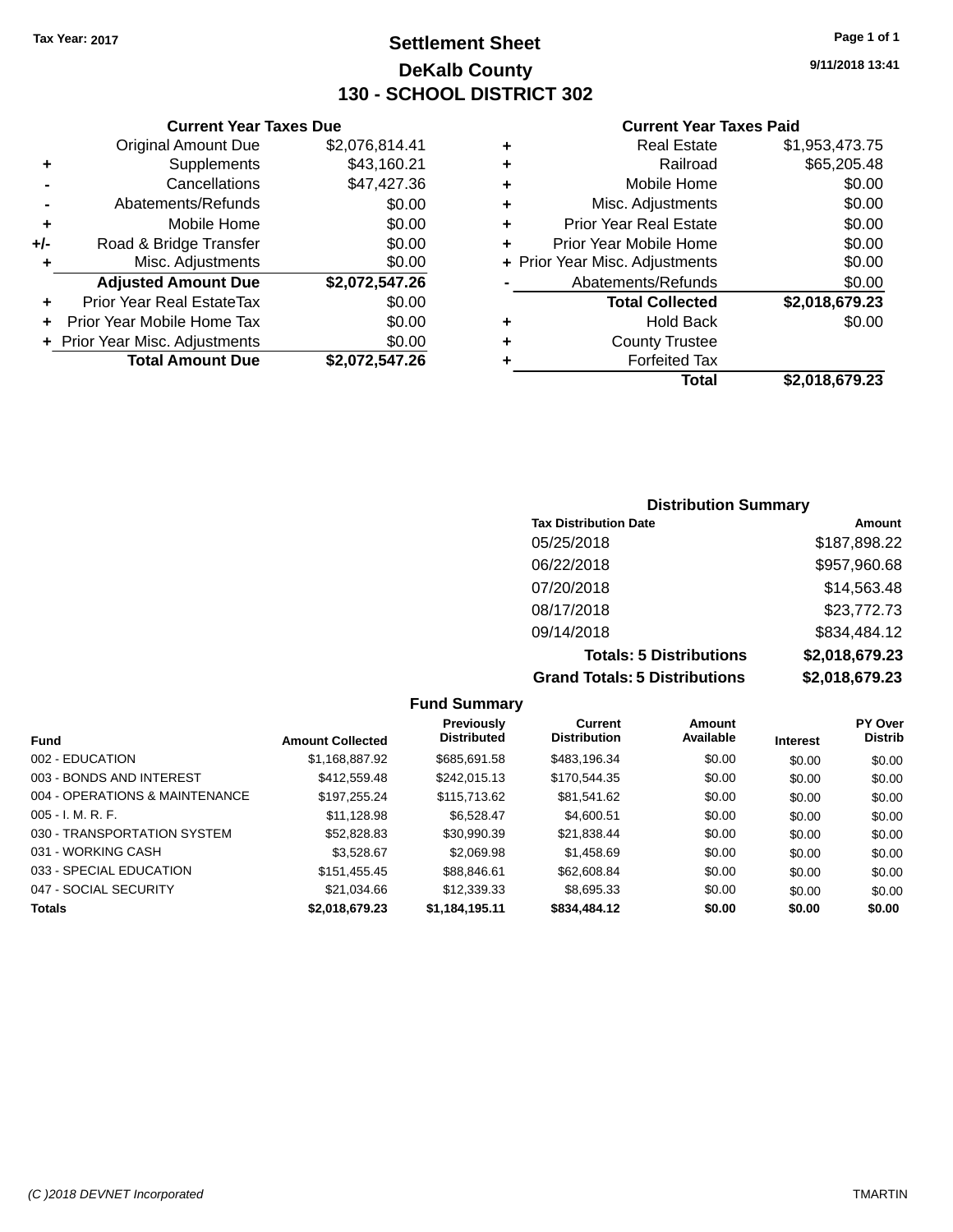Tax Year: 2017

# Settlement Sheet

## DeKalb County

## 130 - SCHOOL DISTRICT 302

9/11/2018 13:41

### Current Year Taxes Due

| | | |
|---|---|---|
| | Original Amount Due | $2,076,814.41 |
| + | Supplements | $43,160.21 |
| - | Cancellations | $47,427.36 |
| - | Abatements/Refunds | $0.00 |
| + | Mobile Home | $0.00 |
| +/- | Road & Bridge Transfer | $0.00 |
| + | Misc. Adjustments | $0.00 |
| | **Adjusted Amount Due** | **$2,072,547.26** |
| + | Prior Year Real EstateTax | $0.00 |
| + | Prior Year Mobile Home Tax | $0.00 |
| + | Prior Year Misc. Adjustments | $0.00 |
| | **Total Amount Due** | **$2,072,547.26** |

### Current Year Taxes Paid

| | | |
|---|---|---|
| + | Real Estate | $1,953,473.75 |
| + | Railroad | $65,205.48 |
| + | Mobile Home | $0.00 |
| + | Misc. Adjustments | $0.00 |
| + | Prior Year Real Estate | $0.00 |
| + | Prior Year Mobile Home | $0.00 |
| + | Prior Year Misc. Adjustments | $0.00 |
| - | Abatements/Refunds | $0.00 |
| | **Total Collected** | **$2,018,679.23** |
| + | Hold Back | $0.00 |
| + | County Trustee | |
| + | Forfeited Tax | |
| | **Total** | **$2,018,679.23** |

### Distribution Summary

| Tax Distribution Date | Amount |
|---|---|
| 05/25/2018 | $187,898.22 |
| 06/22/2018 | $957,960.68 |
| 07/20/2018 | $14,563.48 |
| 08/17/2018 | $23,772.73 |
| 09/14/2018 | $834,484.12 |
| **Totals: 5 Distributions** | **$2,018,679.23** |
| **Grand Totals: 5 Distributions** | **$2,018,679.23** |

### Fund Summary

| Fund | Amount Collected | Previously Distributed | Current Distribution | Amount Available | Interest | PY Over Distrib |
|---|---|---|---|---|---|---|
| 002 - EDUCATION | $1,168,887.92 | $685,691.58 | $483,196.34 | $0.00 | $0.00 | $0.00 |
| 003 - BONDS AND INTEREST | $412,559.48 | $242,015.13 | $170,544.35 | $0.00 | $0.00 | $0.00 |
| 004 - OPERATIONS & MAINTENANCE | $197,255.24 | $115,713.62 | $81,541.62 | $0.00 | $0.00 | $0.00 |
| 005 - I. M. R. F. | $11,128.98 | $6,528.47 | $4,600.51 | $0.00 | $0.00 | $0.00 |
| 030 - TRANSPORTATION SYSTEM | $52,828.83 | $30,990.39 | $21,838.44 | $0.00 | $0.00 | $0.00 |
| 031 - WORKING CASH | $3,528.67 | $2,069.98 | $1,458.69 | $0.00 | $0.00 | $0.00 |
| 033 - SPECIAL EDUCATION | $151,455.45 | $88,846.61 | $62,608.84 | $0.00 | $0.00 | $0.00 |
| 047 - SOCIAL SECURITY | $21,034.66 | $12,339.33 | $8,695.33 | $0.00 | $0.00 | $0.00 |
| **Totals** | **$2,018,679.23** | **$1,184,195.11** | **$834,484.12** | **$0.00** | **$0.00** | **$0.00** |

(C )2018 DEVNET Incorporated — TMARTIN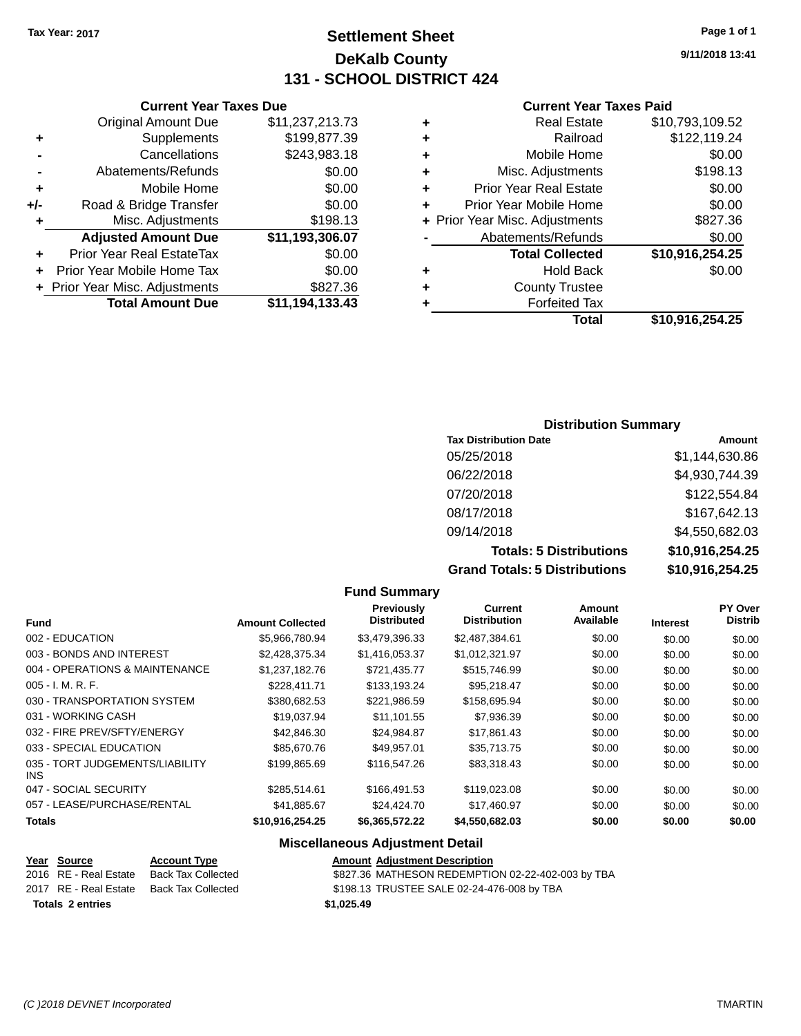Tax Year: 2017

# Settlement Sheet
## DeKalb County
## 131 - SCHOOL DISTRICT 424

9/11/2018 13:41

### Current Year Taxes Due

| | | |
|---|---|---|
| | Original Amount Due | $11,237,213.73 |
| + | Supplements | $199,877.39 |
| - | Cancellations | $243,983.18 |
| - | Abatements/Refunds | $0.00 |
| + | Mobile Home | $0.00 |
| +/- | Road & Bridge Transfer | $0.00 |
| + | Misc. Adjustments | $198.13 |
| | **Adjusted Amount Due** | **$11,193,306.07** |
| + | Prior Year Real EstateTax | $0.00 |
| + | Prior Year Mobile Home Tax | $0.00 |
| + | Prior Year Misc. Adjustments | $827.36 |
| | **Total Amount Due** | **$11,194,133.43** |

### Current Year Taxes Paid

| | | |
|---|---|---|
| + | Real Estate | $10,793,109.52 |
| + | Railroad | $122,119.24 |
| + | Mobile Home | $0.00 |
| + | Misc. Adjustments | $198.13 |
| + | Prior Year Real Estate | $0.00 |
| + | Prior Year Mobile Home | $0.00 |
| + | Prior Year Misc. Adjustments | $827.36 |
| - | Abatements/Refunds | $0.00 |
| | **Total Collected** | **$10,916,254.25** |
| + | Hold Back | $0.00 |
| + | County Trustee | |
| + | Forfeited Tax | |
| | **Total** | **$10,916,254.25** |

### Distribution Summary

| Tax Distribution Date | Amount |
|---|---|
| 05/25/2018 | $1,144,630.86 |
| 06/22/2018 | $4,930,744.39 |
| 07/20/2018 | $122,554.84 |
| 08/17/2018 | $167,642.13 |
| 09/14/2018 | $4,550,682.03 |
| **Totals: 5 Distributions** | **$10,916,254.25** |
| **Grand Totals: 5 Distributions** | **$10,916,254.25** |

### Fund Summary

| Fund | Amount Collected | Previously Distributed | Current Distribution | Amount Available | Interest | PY Over Distrib |
|---|---|---|---|---|---|---|
| 002 - EDUCATION | $5,966,780.94 | $3,479,396.33 | $2,487,384.61 | $0.00 | $0.00 | $0.00 |
| 003 - BONDS AND INTEREST | $2,428,375.34 | $1,416,053.37 | $1,012,321.97 | $0.00 | $0.00 | $0.00 |
| 004 - OPERATIONS & MAINTENANCE | $1,237,182.76 | $721,435.77 | $515,746.99 | $0.00 | $0.00 | $0.00 |
| 005 - I. M. R. F. | $228,411.71 | $133,193.24 | $95,218.47 | $0.00 | $0.00 | $0.00 |
| 030 - TRANSPORTATION SYSTEM | $380,682.53 | $221,986.59 | $158,695.94 | $0.00 | $0.00 | $0.00 |
| 031 - WORKING CASH | $19,037.94 | $11,101.55 | $7,936.39 | $0.00 | $0.00 | $0.00 |
| 032 - FIRE PREV/SFTY/ENERGY | $42,846.30 | $24,984.87 | $17,861.43 | $0.00 | $0.00 | $0.00 |
| 033 - SPECIAL EDUCATION | $85,670.76 | $49,957.01 | $35,713.75 | $0.00 | $0.00 | $0.00 |
| 035 - TORT JUDGEMENTS/LIABILITY INS | $199,865.69 | $116,547.26 | $83,318.43 | $0.00 | $0.00 | $0.00 |
| 047 - SOCIAL SECURITY | $285,514.61 | $166,491.53 | $119,023.08 | $0.00 | $0.00 | $0.00 |
| 057 - LEASE/PURCHASE/RENTAL | $41,885.67 | $24,424.70 | $17,460.97 | $0.00 | $0.00 | $0.00 |
| **Totals** | **$10,916,254.25** | **$6,365,572.22** | **$4,550,682.03** | **$0.00** | **$0.00** | **$0.00** |

### Miscellaneous Adjustment Detail

| Year | Source | Account Type | Amount | Adjustment Description |
|---|---|---|---|---|
| 2016 | RE - Real Estate | Back Tax Collected | $827.36 | MATHESON REDEMPTION 02-22-402-003 by TBA |
| 2017 | RE - Real Estate | Back Tax Collected | $198.13 | TRUSTEE SALE 02-24-476-008 by TBA |
| **Totals 2 entries** | | | **$1,025.49** | |

(C )2018 DEVNET Incorporated TMARTIN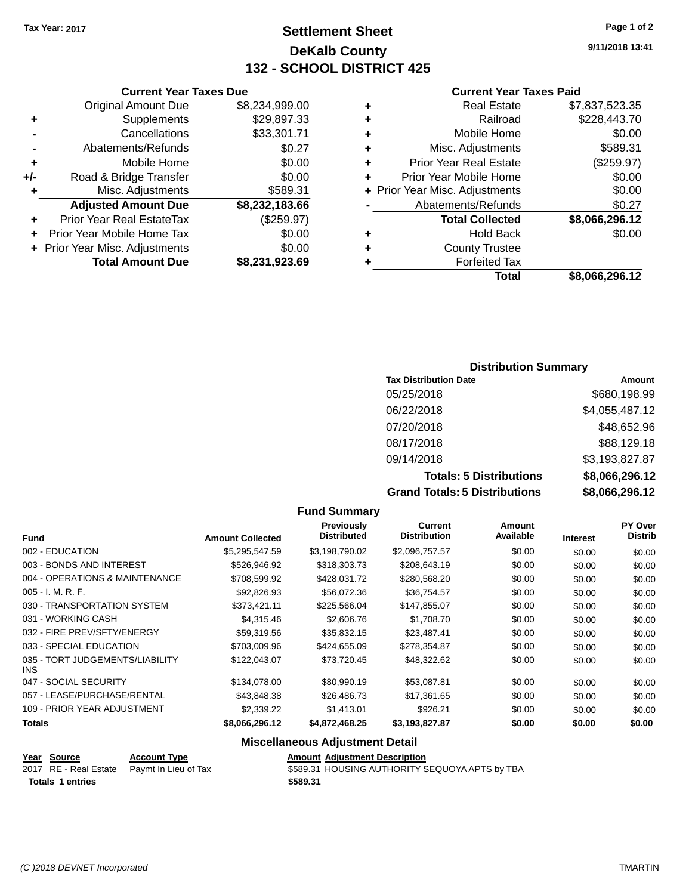Tax Year: 2017

# Settlement Sheet
## DeKalb County
## 132 - SCHOOL DISTRICT 425

9/11/2018 13:41

### Current Year Taxes Due

| | | |
|---|---|---|
| | Original Amount Due | $8,234,999.00 |
| + | Supplements | $29,897.33 |
| - | Cancellations | $33,301.71 |
| - | Abatements/Refunds | $0.27 |
| + | Mobile Home | $0.00 |
| +/- | Road & Bridge Transfer | $0.00 |
| + | Misc. Adjustments | $589.31 |
| | **Adjusted Amount Due** | **$8,232,183.66** |
| + | Prior Year Real EstateTax | ($259.97) |
| + | Prior Year Mobile Home Tax | $0.00 |
| + | Prior Year Misc. Adjustments | $0.00 |
| | **Total Amount Due** | **$8,231,923.69** |

### Current Year Taxes Paid

| | | |
|---|---|---|
| + | Real Estate | $7,837,523.35 |
| + | Railroad | $228,443.70 |
| + | Mobile Home | $0.00 |
| + | Misc. Adjustments | $589.31 |
| + | Prior Year Real Estate | ($259.97) |
| + | Prior Year Mobile Home | $0.00 |
| + | Prior Year Misc. Adjustments | $0.00 |
| - | Abatements/Refunds | $0.27 |
| | **Total Collected** | **$8,066,296.12** |
| + | Hold Back | $0.00 |
| + | County Trustee | |
| + | Forfeited Tax | |
| | **Total** | **$8,066,296.12** |

### Distribution Summary

| Tax Distribution Date | Amount |
|---|---|
| 05/25/2018 | $680,198.99 |
| 06/22/2018 | $4,055,487.12 |
| 07/20/2018 | $48,652.96 |
| 08/17/2018 | $88,129.18 |
| 09/14/2018 | $3,193,827.87 |
| **Totals: 5 Distributions** | **$8,066,296.12** |
| **Grand Totals: 5 Distributions** | **$8,066,296.12** |

### Fund Summary

| Fund | Amount Collected | Previously Distributed | Current Distribution | Amount Available | Interest | PY Over Distrib |
|---|---|---|---|---|---|---|
| 002 - EDUCATION | $5,295,547.59 | $3,198,790.02 | $2,096,757.57 | $0.00 | $0.00 | $0.00 |
| 003 - BONDS AND INTEREST | $526,946.92 | $318,303.73 | $208,643.19 | $0.00 | $0.00 | $0.00 |
| 004 - OPERATIONS & MAINTENANCE | $708,599.92 | $428,031.72 | $280,568.20 | $0.00 | $0.00 | $0.00 |
| 005 - I. M. R. F. | $92,826.93 | $56,072.36 | $36,754.57 | $0.00 | $0.00 | $0.00 |
| 030 - TRANSPORTATION SYSTEM | $373,421.11 | $225,566.04 | $147,855.07 | $0.00 | $0.00 | $0.00 |
| 031 - WORKING CASH | $4,315.46 | $2,606.76 | $1,708.70 | $0.00 | $0.00 | $0.00 |
| 032 - FIRE PREV/SFTY/ENERGY | $59,319.56 | $35,832.15 | $23,487.41 | $0.00 | $0.00 | $0.00 |
| 033 - SPECIAL EDUCATION | $703,009.96 | $424,655.09 | $278,354.87 | $0.00 | $0.00 | $0.00 |
| 035 - TORT JUDGEMENTS/LIABILITY INS | $122,043.07 | $73,720.45 | $48,322.62 | $0.00 | $0.00 | $0.00 |
| 047 - SOCIAL SECURITY | $134,078.00 | $80,990.19 | $53,087.81 | $0.00 | $0.00 | $0.00 |
| 057 - LEASE/PURCHASE/RENTAL | $43,848.38 | $26,486.73 | $17,361.65 | $0.00 | $0.00 | $0.00 |
| 109 - PRIOR YEAR ADJUSTMENT | $2,339.22 | $1,413.01 | $926.21 | $0.00 | $0.00 | $0.00 |
| **Totals** | **$8,066,296.12** | **$4,872,468.25** | **$3,193,827.87** | **$0.00** | **$0.00** | **$0.00** |

### Miscellaneous Adjustment Detail

| Year | Source | Account Type | Amount | Adjustment Description |
|---|---|---|---|---|
| 2017 | RE - Real Estate | Paymt In Lieu of Tax | $589.31 | HOUSING AUTHORITY SEQUOYA APTS by TBA |
| **Totals** | **1 entries** | | **$589.31** | |

(C )2018 DEVNET Incorporated — TMARTIN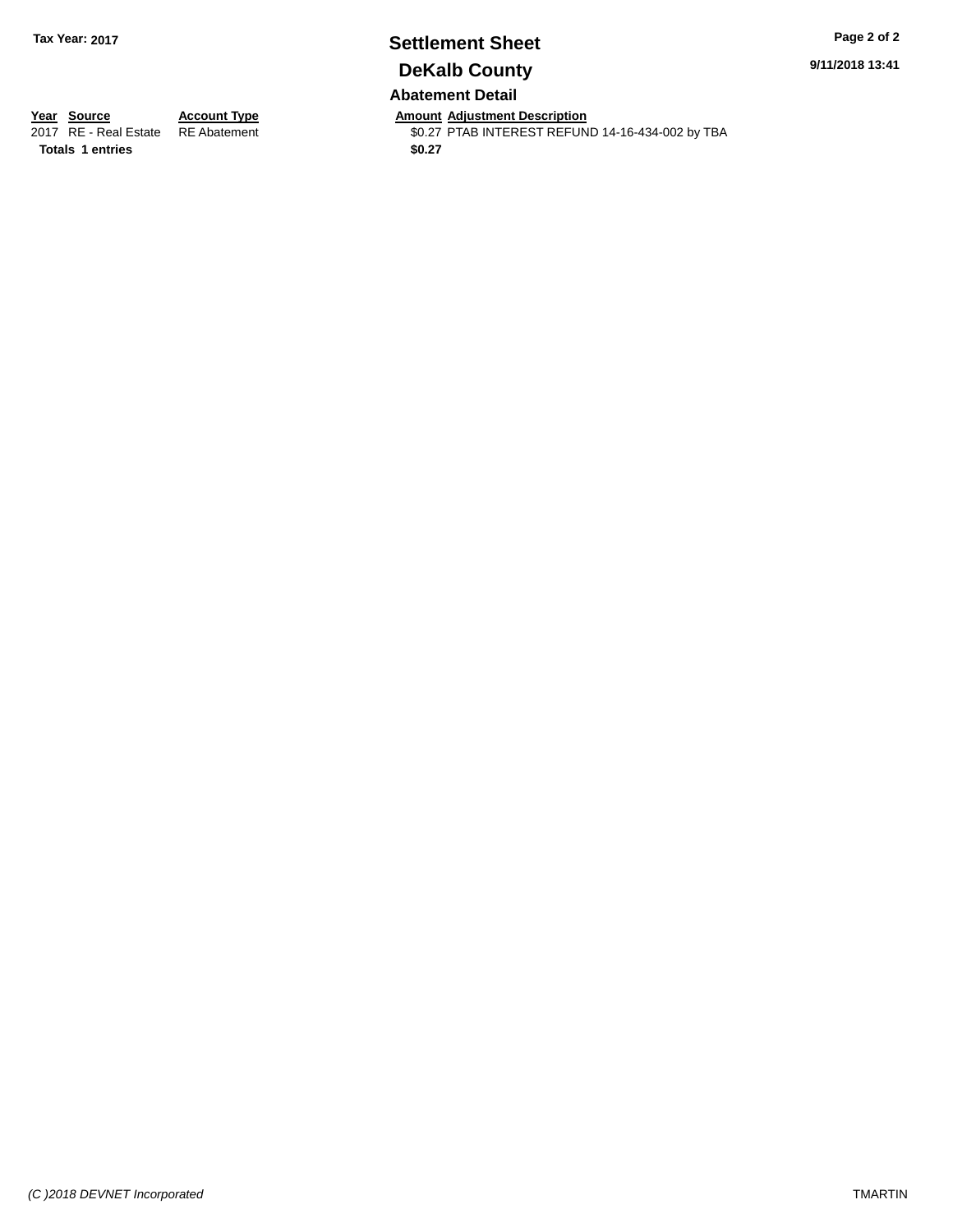**Tax Year: 2017**

# Settlement Sheet

## DeKalb County

9/11/2018 13:41

### Abatement Detail

| Year | Source | Account Type | Amount | Adjustment Description |
|---|---|---|---|---|
| 2017 | RE - Real Estate | RE Abatement | $0.27 | PTAB INTEREST REFUND 14-16-434-002 by TBA |
| **Totals** | **1 entries** | | **$0.27** | |

*(C )2018 DEVNET Incorporated*

TMARTIN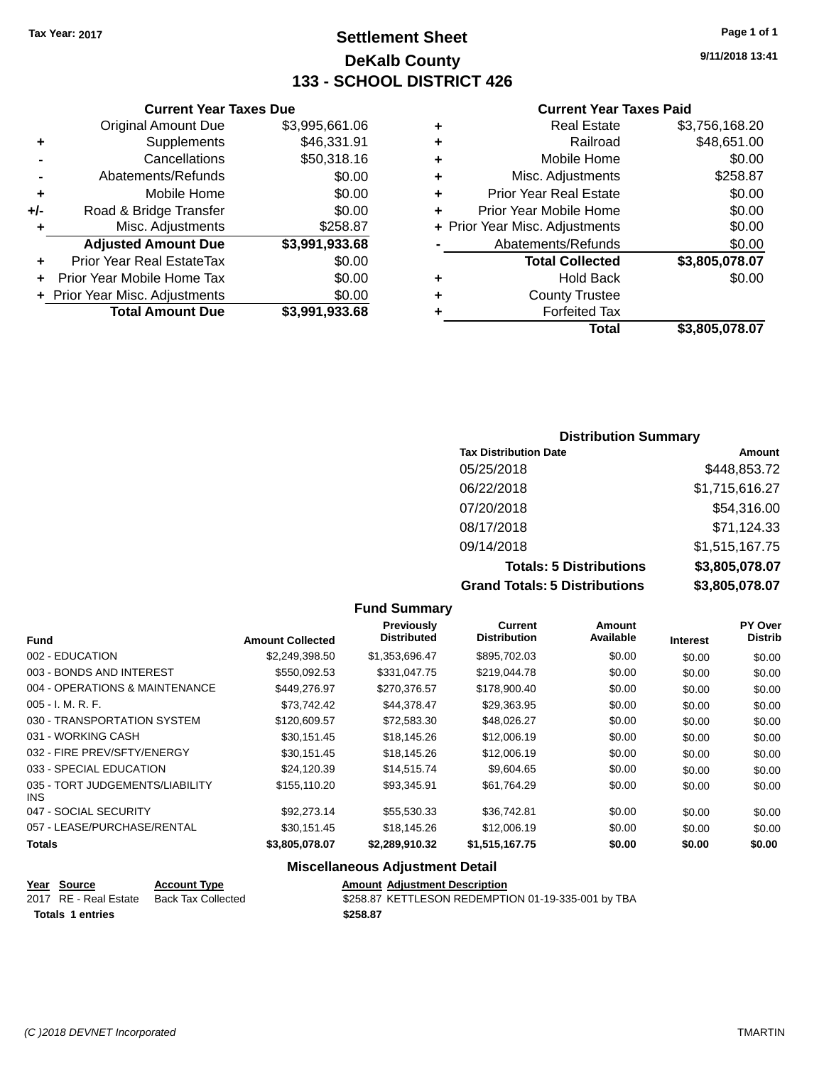Tax Year: 2017

# Settlement Sheet
## DeKalb County
## 133 - SCHOOL DISTRICT 426

9/11/2018 13:41

### Current Year Taxes Due

| | | |
|---|---|---|
| | Original Amount Due | $3,995,661.06 |
| + | Supplements | $46,331.91 |
| - | Cancellations | $50,318.16 |
| - | Abatements/Refunds | $0.00 |
| + | Mobile Home | $0.00 |
| +/- | Road & Bridge Transfer | $0.00 |
| + | Misc. Adjustments | $258.87 |
| | **Adjusted Amount Due** | **$3,991,933.68** |
| + | Prior Year Real EstateTax | $0.00 |
| + | Prior Year Mobile Home Tax | $0.00 |
| + | Prior Year Misc. Adjustments | $0.00 |
| | **Total Amount Due** | **$3,991,933.68** |

### Current Year Taxes Paid

| | | |
|---|---|---|
| + | Real Estate | $3,756,168.20 |
| + | Railroad | $48,651.00 |
| + | Mobile Home | $0.00 |
| + | Misc. Adjustments | $258.87 |
| + | Prior Year Real Estate | $0.00 |
| + | Prior Year Mobile Home | $0.00 |
| + | Prior Year Misc. Adjustments | $0.00 |
| - | Abatements/Refunds | $0.00 |
| | **Total Collected** | **$3,805,078.07** |
| + | Hold Back | $0.00 |
| + | County Trustee | |
| + | Forfeited Tax | |
| | **Total** | **$3,805,078.07** |

### Distribution Summary

| Tax Distribution Date | Amount |
|---|---|
| 05/25/2018 | $448,853.72 |
| 06/22/2018 | $1,715,616.27 |
| 07/20/2018 | $54,316.00 |
| 08/17/2018 | $71,124.33 |
| 09/14/2018 | $1,515,167.75 |
| **Totals: 5 Distributions** | **$3,805,078.07** |
| **Grand Totals: 5 Distributions** | **$3,805,078.07** |

### Fund Summary

| Fund | Amount Collected | Previously Distributed | Current Distribution | Amount Available | Interest | PY Over Distrib |
|---|---|---|---|---|---|---|
| 002 - EDUCATION | $2,249,398.50 | $1,353,696.47 | $895,702.03 | $0.00 | $0.00 | $0.00 |
| 003 - BONDS AND INTEREST | $550,092.53 | $331,047.75 | $219,044.78 | $0.00 | $0.00 | $0.00 |
| 004 - OPERATIONS & MAINTENANCE | $449,276.97 | $270,376.57 | $178,900.40 | $0.00 | $0.00 | $0.00 |
| 005 - I. M. R. F. | $73,742.42 | $44,378.47 | $29,363.95 | $0.00 | $0.00 | $0.00 |
| 030 - TRANSPORTATION SYSTEM | $120,609.57 | $72,583.30 | $48,026.27 | $0.00 | $0.00 | $0.00 |
| 031 - WORKING CASH | $30,151.45 | $18,145.26 | $12,006.19 | $0.00 | $0.00 | $0.00 |
| 032 - FIRE PREV/SFTY/ENERGY | $30,151.45 | $18,145.26 | $12,006.19 | $0.00 | $0.00 | $0.00 |
| 033 - SPECIAL EDUCATION | $24,120.39 | $14,515.74 | $9,604.65 | $0.00 | $0.00 | $0.00 |
| 035 - TORT JUDGEMENTS/LIABILITY INS | $155,110.20 | $93,345.91 | $61,764.29 | $0.00 | $0.00 | $0.00 |
| 047 - SOCIAL SECURITY | $92,273.14 | $55,530.33 | $36,742.81 | $0.00 | $0.00 | $0.00 |
| 057 - LEASE/PURCHASE/RENTAL | $30,151.45 | $18,145.26 | $12,006.19 | $0.00 | $0.00 | $0.00 |
| **Totals** | **$3,805,078.07** | **$2,289,910.32** | **$1,515,167.75** | **$0.00** | **$0.00** | **$0.00** |

### Miscellaneous Adjustment Detail

| Year | Source | Account Type | Amount | Adjustment Description |
|---|---|---|---|---|
| 2017 | RE - Real Estate | Back Tax Collected | $258.87 | KETTLESON REDEMPTION 01-19-335-001 by TBA |
| **Totals 1 entries** | | | **$258.87** | |

(C )2018 DEVNET Incorporated — TMARTIN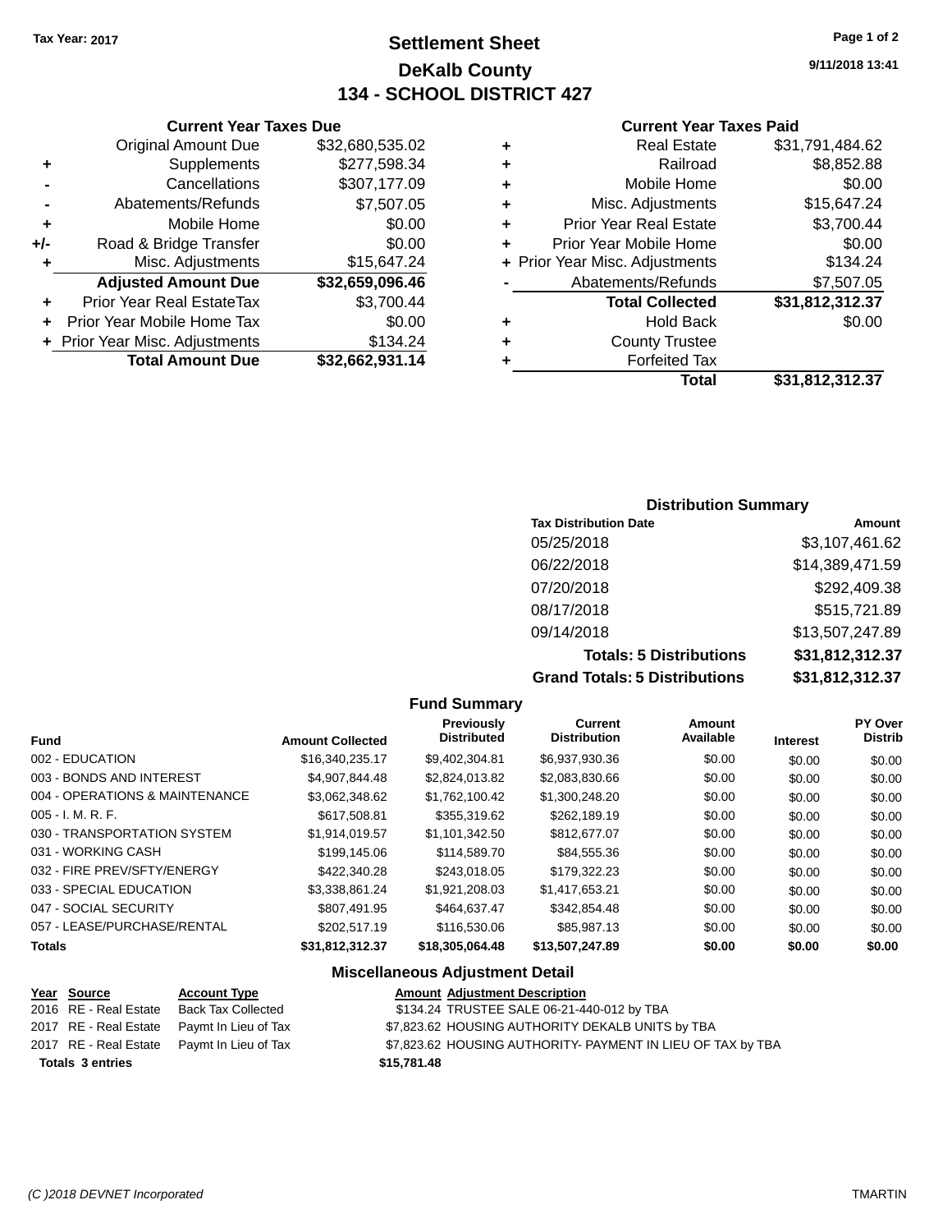Tax Year: 2017

# Settlement Sheet
## DeKalb County
## 134 - SCHOOL DISTRICT 427

9/11/2018 13:41

### Current Year Taxes Due

| | | |
|---|---|---|
| | Original Amount Due | $32,680,535.02 |
| + | Supplements | $277,598.34 |
| - | Cancellations | $307,177.09 |
| - | Abatements/Refunds | $7,507.05 |
| + | Mobile Home | $0.00 |
| +/- | Road & Bridge Transfer | $0.00 |
| + | Misc. Adjustments | $15,647.24 |
| | **Adjusted Amount Due** | **$32,659,096.46** |
| + | Prior Year Real EstateTax | $3,700.44 |
| + | Prior Year Mobile Home Tax | $0.00 |
| + | Prior Year Misc. Adjustments | $134.24 |
| | **Total Amount Due** | **$32,662,931.14** |

### Current Year Taxes Paid

| | | |
|---|---|---|
| + | Real Estate | $31,791,484.62 |
| + | Railroad | $8,852.88 |
| + | Mobile Home | $0.00 |
| + | Misc. Adjustments | $15,647.24 |
| + | Prior Year Real Estate | $3,700.44 |
| + | Prior Year Mobile Home | $0.00 |
| + | Prior Year Misc. Adjustments | $134.24 |
| - | Abatements/Refunds | $7,507.05 |
| | **Total Collected** | **$31,812,312.37** |
| + | Hold Back | $0.00 |
| + | County Trustee | |
| + | Forfeited Tax | |
| | **Total** | **$31,812,312.37** |

### Distribution Summary

| Tax Distribution Date | Amount |
|---|---|
| 05/25/2018 | $3,107,461.62 |
| 06/22/2018 | $14,389,471.59 |
| 07/20/2018 | $292,409.38 |
| 08/17/2018 | $515,721.89 |
| 09/14/2018 | $13,507,247.89 |
| **Totals: 5 Distributions** | **$31,812,312.37** |
| **Grand Totals: 5 Distributions** | **$31,812,312.37** |

### Fund Summary

| Fund | Amount Collected | Previously Distributed | Current Distribution | Amount Available | Interest | PY Over Distrib |
|---|---|---|---|---|---|---|
| 002 - EDUCATION | $16,340,235.17 | $9,402,304.81 | $6,937,930.36 | $0.00 | $0.00 | $0.00 |
| 003 - BONDS AND INTEREST | $4,907,844.48 | $2,824,013.82 | $2,083,830.66 | $0.00 | $0.00 | $0.00 |
| 004 - OPERATIONS & MAINTENANCE | $3,062,348.62 | $1,762,100.42 | $1,300,248.20 | $0.00 | $0.00 | $0.00 |
| 005 - I. M. R. F. | $617,508.81 | $355,319.62 | $262,189.19 | $0.00 | $0.00 | $0.00 |
| 030 - TRANSPORTATION SYSTEM | $1,914,019.57 | $1,101,342.50 | $812,677.07 | $0.00 | $0.00 | $0.00 |
| 031 - WORKING CASH | $199,145.06 | $114,589.70 | $84,555.36 | $0.00 | $0.00 | $0.00 |
| 032 - FIRE PREV/SFTY/ENERGY | $422,340.28 | $243,018.05 | $179,322.23 | $0.00 | $0.00 | $0.00 |
| 033 - SPECIAL EDUCATION | $3,338,861.24 | $1,921,208.03 | $1,417,653.21 | $0.00 | $0.00 | $0.00 |
| 047 - SOCIAL SECURITY | $807,491.95 | $464,637.47 | $342,854.48 | $0.00 | $0.00 | $0.00 |
| 057 - LEASE/PURCHASE/RENTAL | $202,517.19 | $116,530.06 | $85,987.13 | $0.00 | $0.00 | $0.00 |
| **Totals** | **$31,812,312.37** | **$18,305,064.48** | **$13,507,247.89** | **$0.00** | **$0.00** | **$0.00** |

### Miscellaneous Adjustment Detail

| Year | Source | Account Type | Amount | Adjustment Description |
|---|---|---|---|---|
| 2016 | RE - Real Estate | Back Tax Collected | $134.24 | TRUSTEE SALE 06-21-440-012 by TBA |
| 2017 | RE - Real Estate | Paymt In Lieu of Tax | $7,823.62 | HOUSING AUTHORITY DEKALB UNITS by TBA |
| 2017 | RE - Real Estate | Paymt In Lieu of Tax | $7,823.62 | HOUSING AUTHORITY- PAYMENT IN LIEU OF TAX by TBA |
| **Totals 3 entries** | | | **$15,781.48** | |

(C )2018 DEVNET Incorporated — TMARTIN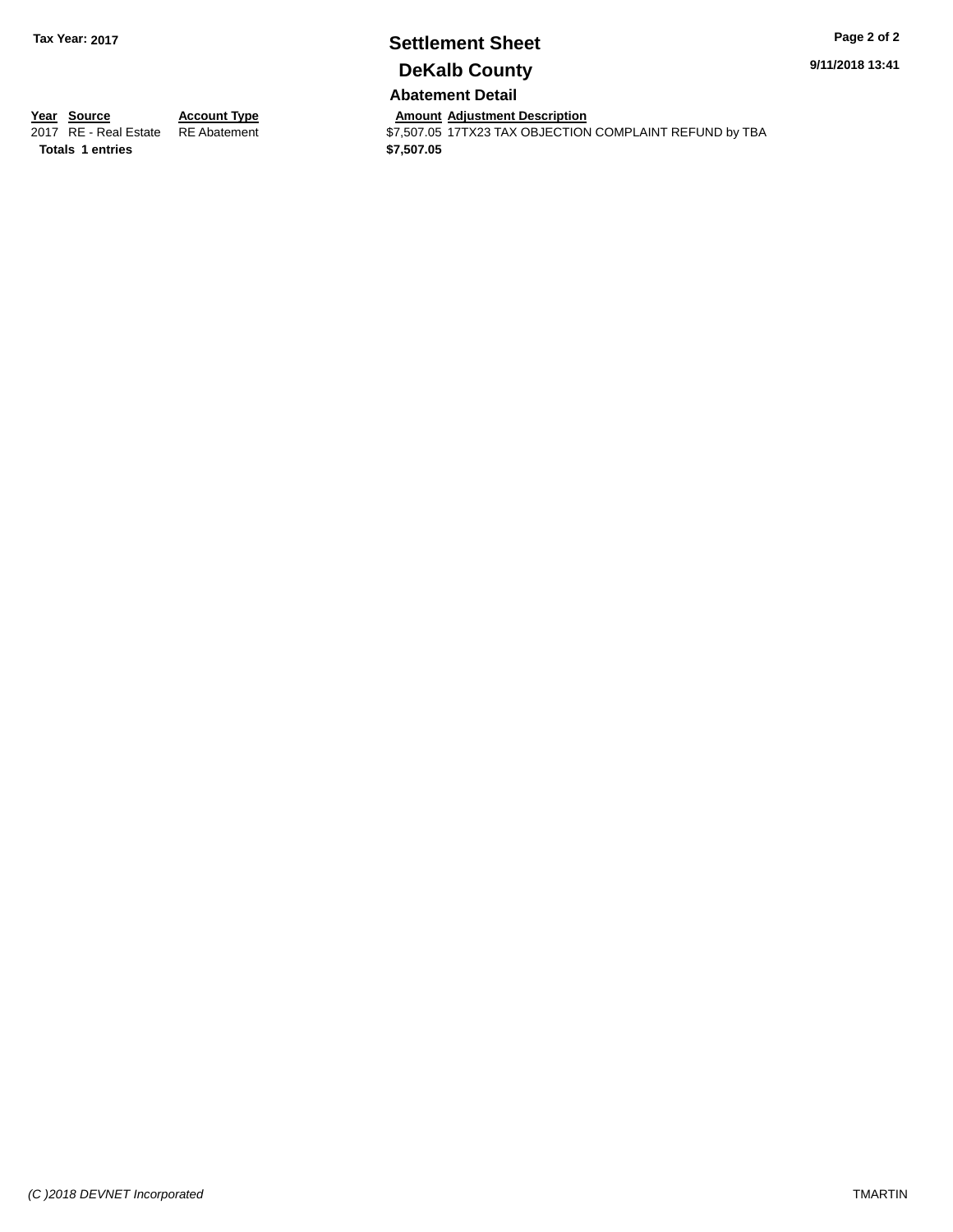**Tax Year: 2017**

# Settlement Sheet

## DeKalb County

### Abatement Detail

| Year | Source | Account Type | Amount | Adjustment Description |
|---|---|---|---|---|
| 2017 | RE - Real Estate | RE Abatement | $7,507.05 | 17TX23 TAX OBJECTION COMPLAINT REFUND by TBA |
| **Totals 1 entries** | | | **$7,507.05** | |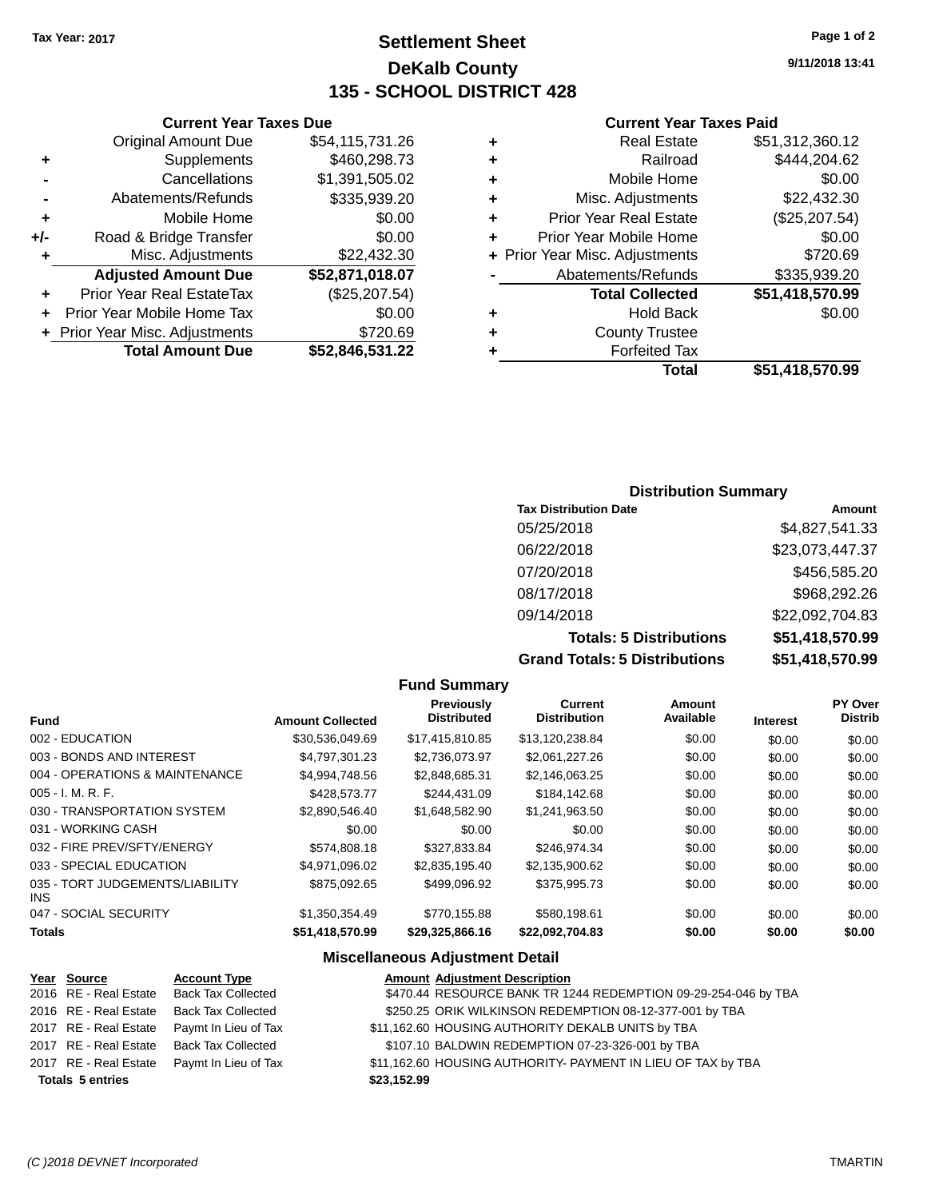Tax Year: 2017

# Settlement Sheet
## DeKalb County
## 135 - SCHOOL DISTRICT 428

9/11/2018 13:41

### Current Year Taxes Due

| | | |
|---|---|---|
| | Original Amount Due | $54,115,731.26 |
| + | Supplements | $460,298.73 |
| - | Cancellations | $1,391,505.02 |
| - | Abatements/Refunds | $335,939.20 |
| + | Mobile Home | $0.00 |
| +/- | Road & Bridge Transfer | $0.00 |
| + | Misc. Adjustments | $22,432.30 |
| | **Adjusted Amount Due** | **$52,871,018.07** |
| + | Prior Year Real EstateTax | ($25,207.54) |
| + | Prior Year Mobile Home Tax | $0.00 |
| + | Prior Year Misc. Adjustments | $720.69 |
| | **Total Amount Due** | **$52,846,531.22** |

### Current Year Taxes Paid

| | | |
|---|---|---|
| + | Real Estate | $51,312,360.12 |
| + | Railroad | $444,204.62 |
| + | Mobile Home | $0.00 |
| + | Misc. Adjustments | $22,432.30 |
| + | Prior Year Real Estate | ($25,207.54) |
| + | Prior Year Mobile Home | $0.00 |
| + | Prior Year Misc. Adjustments | $720.69 |
| - | Abatements/Refunds | $335,939.20 |
| | **Total Collected** | **$51,418,570.99** |
| + | Hold Back | $0.00 |
| + | County Trustee | |
| + | Forfeited Tax | |
| | **Total** | **$51,418,570.99** |

### Distribution Summary

| Tax Distribution Date | Amount |
|---|---|
| 05/25/2018 | $4,827,541.33 |
| 06/22/2018 | $23,073,447.37 |
| 07/20/2018 | $456,585.20 |
| 08/17/2018 | $968,292.26 |
| 09/14/2018 | $22,092,704.83 |
| **Totals: 5 Distributions** | **$51,418,570.99** |
| **Grand Totals: 5 Distributions** | **$51,418,570.99** |

### Fund Summary

| Fund | Amount Collected | Previously Distributed | Current Distribution | Amount Available | Interest | PY Over Distrib |
|---|---|---|---|---|---|---|
| 002 - EDUCATION | $30,536,049.69 | $17,415,810.85 | $13,120,238.84 | $0.00 | $0.00 | $0.00 |
| 003 - BONDS AND INTEREST | $4,797,301.23 | $2,736,073.97 | $2,061,227.26 | $0.00 | $0.00 | $0.00 |
| 004 - OPERATIONS & MAINTENANCE | $4,994,748.56 | $2,848,685.31 | $2,146,063.25 | $0.00 | $0.00 | $0.00 |
| 005 - I. M. R. F. | $428,573.77 | $244,431.09 | $184,142.68 | $0.00 | $0.00 | $0.00 |
| 030 - TRANSPORTATION SYSTEM | $2,890,546.40 | $1,648,582.90 | $1,241,963.50 | $0.00 | $0.00 | $0.00 |
| 031 - WORKING CASH | $0.00 | $0.00 | $0.00 | $0.00 | $0.00 | $0.00 |
| 032 - FIRE PREV/SFTY/ENERGY | $574,808.18 | $327,833.84 | $246,974.34 | $0.00 | $0.00 | $0.00 |
| 033 - SPECIAL EDUCATION | $4,971,096.02 | $2,835,195.40 | $2,135,900.62 | $0.00 | $0.00 | $0.00 |
| 035 - TORT JUDGEMENTS/LIABILITY INS | $875,092.65 | $499,096.92 | $375,995.73 | $0.00 | $0.00 | $0.00 |
| 047 - SOCIAL SECURITY | $1,350,354.49 | $770,155.88 | $580,198.61 | $0.00 | $0.00 | $0.00 |
| **Totals** | **$51,418,570.99** | **$29,325,866.16** | **$22,092,704.83** | **$0.00** | **$0.00** | **$0.00** |

### Miscellaneous Adjustment Detail

| Year | Source | Account Type | Amount | Adjustment Description |
|---|---|---|---|---|
| 2016 | RE - Real Estate | Back Tax Collected | $470.44 | RESOURCE BANK TR 1244 REDEMPTION 09-29-254-046 by TBA |
| 2016 | RE - Real Estate | Back Tax Collected | $250.25 | ORIK WILKINSON REDEMPTION 08-12-377-001 by TBA |
| 2017 | RE - Real Estate | Paymt In Lieu of Tax | $11,162.60 | HOUSING AUTHORITY DEKALB UNITS by TBA |
| 2017 | RE - Real Estate | Back Tax Collected | $107.10 | BALDWIN REDEMPTION 07-23-326-001 by TBA |
| 2017 | RE - Real Estate | Paymt In Lieu of Tax | $11,162.60 | HOUSING AUTHORITY- PAYMENT IN LIEU OF TAX by TBA |
| **Totals 5 entries** | | | **$23,152.99** | |

(C )2018 DEVNET Incorporated TMARTIN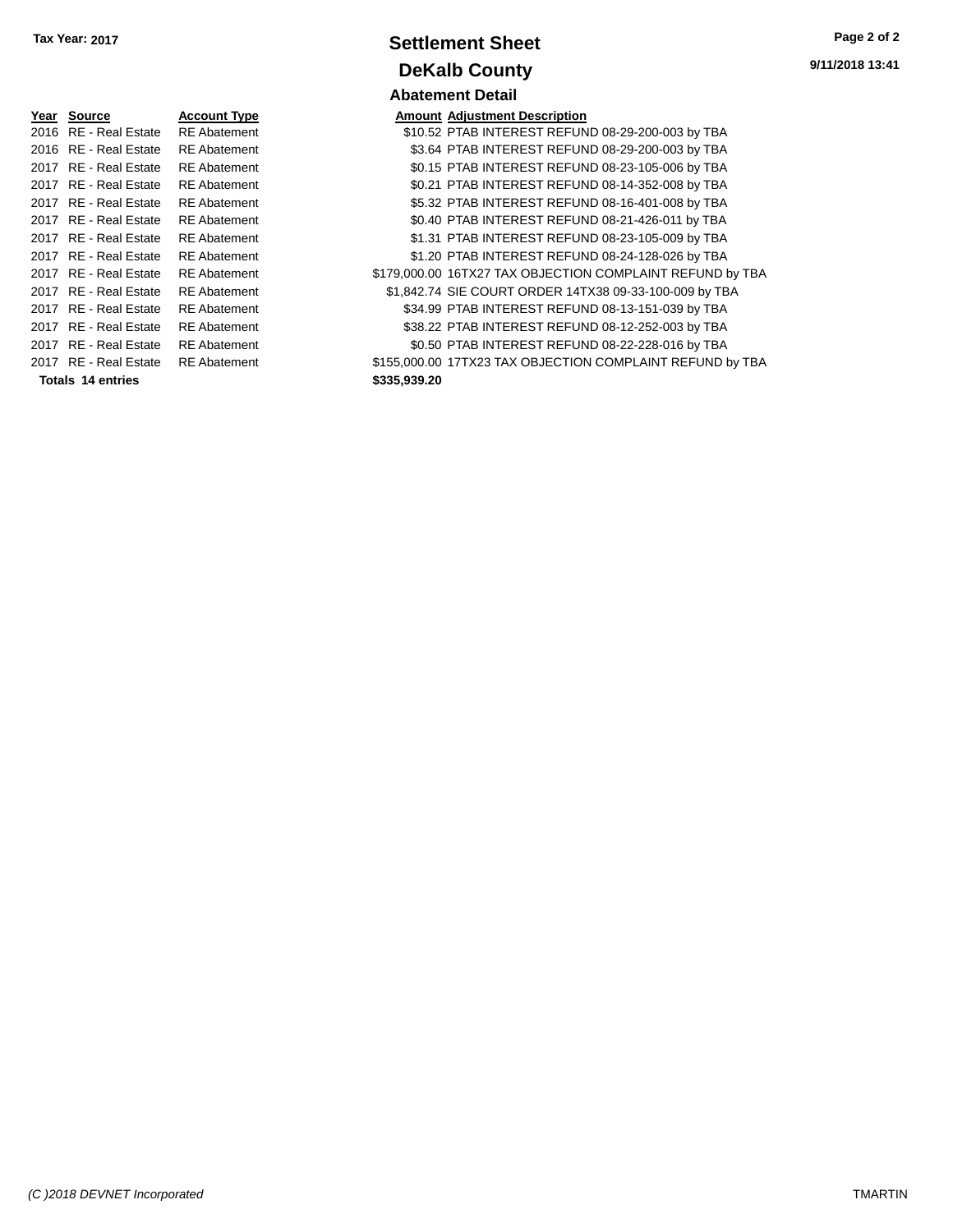Tax Year: 2017

# Settlement Sheet

## DeKalb County

### Abatement Detail

| Year | Source | Account Type | Amount | Adjustment Description |
|---|---|---|---|---|
| 2016 | RE - Real Estate | RE Abatement | $10.52 | PTAB INTEREST REFUND 08-29-200-003 by TBA |
| 2016 | RE - Real Estate | RE Abatement | $3.64 | PTAB INTEREST REFUND 08-29-200-003 by TBA |
| 2017 | RE - Real Estate | RE Abatement | $0.15 | PTAB INTEREST REFUND 08-23-105-006 by TBA |
| 2017 | RE - Real Estate | RE Abatement | $0.21 | PTAB INTEREST REFUND 08-14-352-008 by TBA |
| 2017 | RE - Real Estate | RE Abatement | $5.32 | PTAB INTEREST REFUND 08-16-401-008 by TBA |
| 2017 | RE - Real Estate | RE Abatement | $0.40 | PTAB INTEREST REFUND 08-21-426-011 by TBA |
| 2017 | RE - Real Estate | RE Abatement | $1.31 | PTAB INTEREST REFUND 08-23-105-009 by TBA |
| 2017 | RE - Real Estate | RE Abatement | $1.20 | PTAB INTEREST REFUND 08-24-128-026 by TBA |
| 2017 | RE - Real Estate | RE Abatement | $179,000.00 | 16TX27 TAX OBJECTION COMPLAINT REFUND by TBA |
| 2017 | RE - Real Estate | RE Abatement | $1,842.74 | SIE COURT ORDER 14TX38 09-33-100-009 by TBA |
| 2017 | RE - Real Estate | RE Abatement | $34.99 | PTAB INTEREST REFUND 08-13-151-039 by TBA |
| 2017 | RE - Real Estate | RE Abatement | $38.22 | PTAB INTEREST REFUND 08-12-252-003 by TBA |
| 2017 | RE - Real Estate | RE Abatement | $0.50 | PTAB INTEREST REFUND 08-22-228-016 by TBA |
| 2017 | RE - Real Estate | RE Abatement | $155,000.00 | 17TX23 TAX OBJECTION COMPLAINT REFUND by TBA |
| **Totals 14 entries** | | | **$335,939.20** | |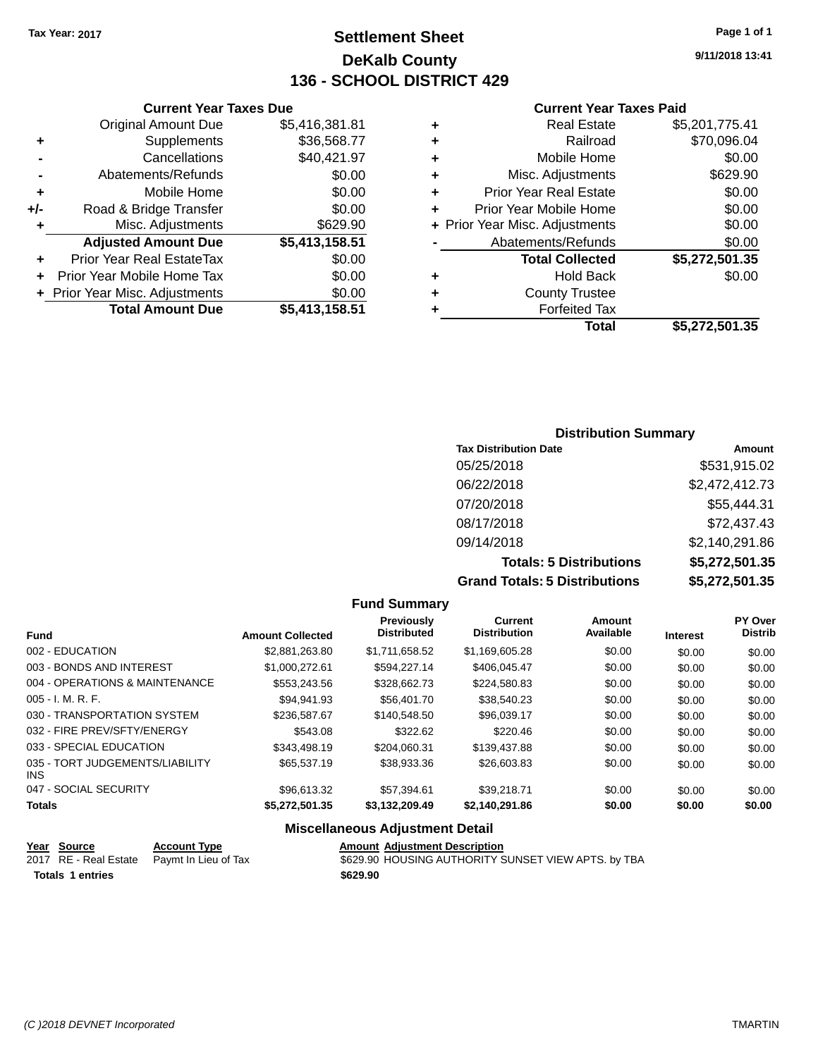Tax Year: 2017

# Settlement Sheet
## DeKalb County
## 136 - SCHOOL DISTRICT 429

9/11/2018 13:41

### Current Year Taxes Due

| | | |
|---|---|---|
| | Original Amount Due | $5,416,381.81 |
| + | Supplements | $36,568.77 |
| - | Cancellations | $40,421.97 |
| - | Abatements/Refunds | $0.00 |
| + | Mobile Home | $0.00 |
| +/- | Road & Bridge Transfer | $0.00 |
| + | Misc. Adjustments | $629.90 |
| | **Adjusted Amount Due** | **$5,413,158.51** |
| + | Prior Year Real EstateTax | $0.00 |
| + | Prior Year Mobile Home Tax | $0.00 |
| + | Prior Year Misc. Adjustments | $0.00 |
| | **Total Amount Due** | **$5,413,158.51** |

### Current Year Taxes Paid

| | | |
|---|---|---|
| + | Real Estate | $5,201,775.41 |
| + | Railroad | $70,096.04 |
| + | Mobile Home | $0.00 |
| + | Misc. Adjustments | $629.90 |
| + | Prior Year Real Estate | $0.00 |
| + | Prior Year Mobile Home | $0.00 |
| + | Prior Year Misc. Adjustments | $0.00 |
| - | Abatements/Refunds | $0.00 |
| | **Total Collected** | **$5,272,501.35** |
| + | Hold Back | $0.00 |
| + | County Trustee | |
| + | Forfeited Tax | |
| | **Total** | **$5,272,501.35** |

### Distribution Summary

| Tax Distribution Date | Amount |
|---|---|
| 05/25/2018 | $531,915.02 |
| 06/22/2018 | $2,472,412.73 |
| 07/20/2018 | $55,444.31 |
| 08/17/2018 | $72,437.43 |
| 09/14/2018 | $2,140,291.86 |
| **Totals: 5 Distributions** | **$5,272,501.35** |
| **Grand Totals: 5 Distributions** | **$5,272,501.35** |

### Fund Summary

| Fund | Amount Collected | Previously Distributed | Current Distribution | Amount Available | Interest | PY Over Distrib |
|---|---|---|---|---|---|---|
| 002 - EDUCATION | $2,881,263.80 | $1,711,658.52 | $1,169,605.28 | $0.00 | $0.00 | $0.00 |
| 003 - BONDS AND INTEREST | $1,000,272.61 | $594,227.14 | $406,045.47 | $0.00 | $0.00 | $0.00 |
| 004 - OPERATIONS & MAINTENANCE | $553,243.56 | $328,662.73 | $224,580.83 | $0.00 | $0.00 | $0.00 |
| 005 - I. M. R. F. | $94,941.93 | $56,401.70 | $38,540.23 | $0.00 | $0.00 | $0.00 |
| 030 - TRANSPORTATION SYSTEM | $236,587.67 | $140,548.50 | $96,039.17 | $0.00 | $0.00 | $0.00 |
| 032 - FIRE PREV/SFTY/ENERGY | $543.08 | $322.62 | $220.46 | $0.00 | $0.00 | $0.00 |
| 033 - SPECIAL EDUCATION | $343,498.19 | $204,060.31 | $139,437.88 | $0.00 | $0.00 | $0.00 |
| 035 - TORT JUDGEMENTS/LIABILITY INS | $65,537.19 | $38,933.36 | $26,603.83 | $0.00 | $0.00 | $0.00 |
| 047 - SOCIAL SECURITY | $96,613.32 | $57,394.61 | $39,218.71 | $0.00 | $0.00 | $0.00 |
| **Totals** | **$5,272,501.35** | **$3,132,209.49** | **$2,140,291.86** | **$0.00** | **$0.00** | **$0.00** |

### Miscellaneous Adjustment Detail

| Year | Source | Account Type | Amount | Adjustment Description |
|---|---|---|---|---|
| 2017 | RE - Real Estate | Paymt In Lieu of Tax | $629.90 | HOUSING AUTHORITY SUNSET VIEW APTS. by TBA |
| **Totals 1 entries** | | | **$629.90** | |

(C )2018 DEVNET Incorporated — TMARTIN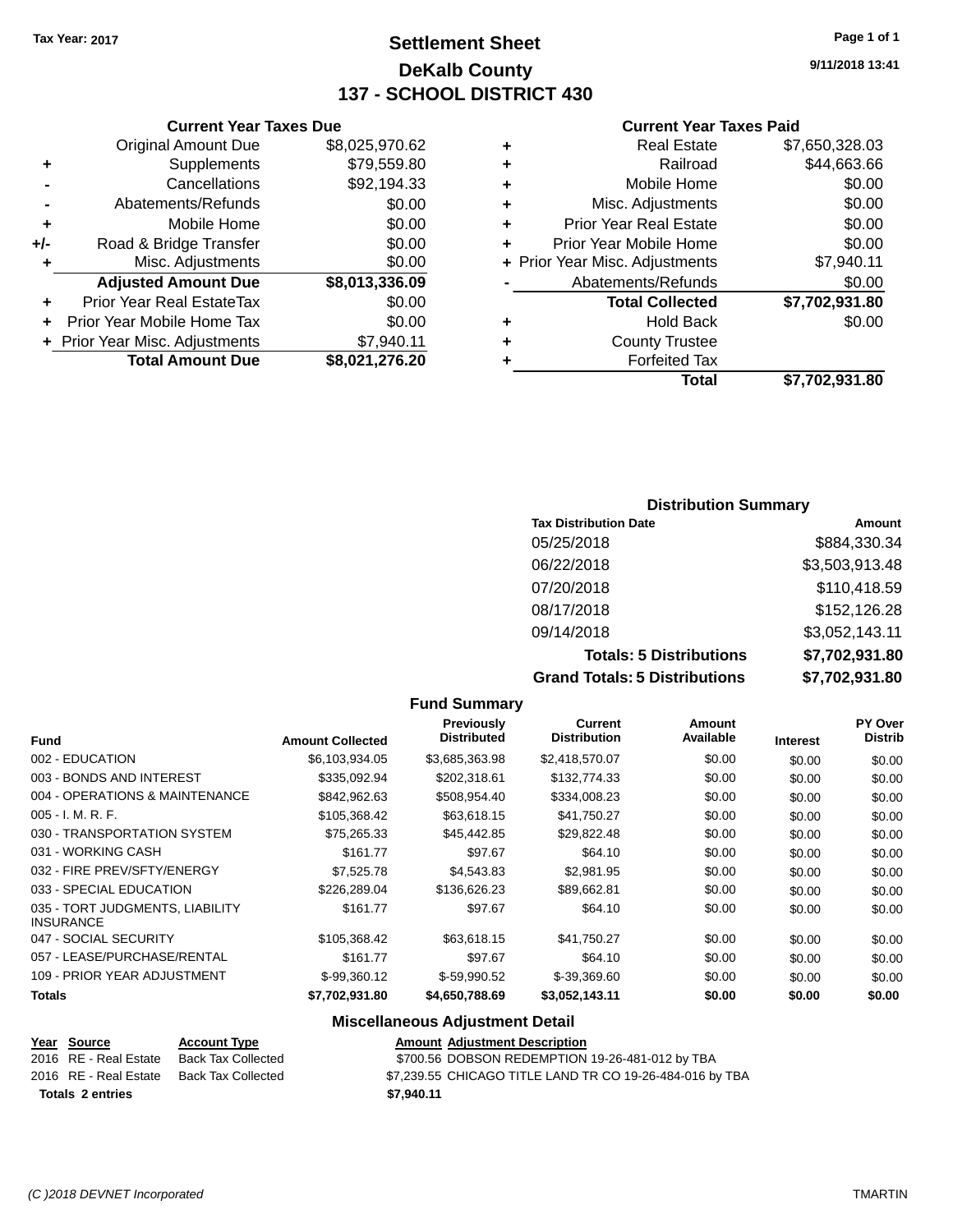**Tax Year: 2017**

# Settlement Sheet
## DeKalb County
## 137 - SCHOOL DISTRICT 430

9/11/2018 13:41

### Current Year Taxes Due

| | | |
|---|---|---|
| | Original Amount Due | $8,025,970.62 |
| + | Supplements | $79,559.80 |
| - | Cancellations | $92,194.33 |
| - | Abatements/Refunds | $0.00 |
| + | Mobile Home | $0.00 |
| +/- | Road & Bridge Transfer | $0.00 |
| + | Misc. Adjustments | $0.00 |
| | **Adjusted Amount Due** | **$8,013,336.09** |
| + | Prior Year Real EstateTax | $0.00 |
| + | Prior Year Mobile Home Tax | $0.00 |
| + | Prior Year Misc. Adjustments | $7,940.11 |
| | **Total Amount Due** | **$8,021,276.20** |

### Current Year Taxes Paid

| | | |
|---|---|---|
| + | Real Estate | $7,650,328.03 |
| + | Railroad | $44,663.66 |
| + | Mobile Home | $0.00 |
| + | Misc. Adjustments | $0.00 |
| + | Prior Year Real Estate | $0.00 |
| + | Prior Year Mobile Home | $0.00 |
| + | Prior Year Misc. Adjustments | $7,940.11 |
| - | Abatements/Refunds | $0.00 |
| | **Total Collected** | **$7,702,931.80** |
| + | Hold Back | $0.00 |
| + | County Trustee | |
| + | Forfeited Tax | |
| | **Total** | **$7,702,931.80** |

### Distribution Summary

| Tax Distribution Date | Amount |
|---|---|
| 05/25/2018 | $884,330.34 |
| 06/22/2018 | $3,503,913.48 |
| 07/20/2018 | $110,418.59 |
| 08/17/2018 | $152,126.28 |
| 09/14/2018 | $3,052,143.11 |
| **Totals: 5 Distributions** | **$7,702,931.80** |
| **Grand Totals: 5 Distributions** | **$7,702,931.80** |

### Fund Summary

| Fund | Amount Collected | Previously Distributed | Current Distribution | Amount Available | Interest | PY Over Distrib |
|---|---|---|---|---|---|---|
| 002 - EDUCATION | $6,103,934.05 | $3,685,363.98 | $2,418,570.07 | $0.00 | $0.00 | $0.00 |
| 003 - BONDS AND INTEREST | $335,092.94 | $202,318.61 | $132,774.33 | $0.00 | $0.00 | $0.00 |
| 004 - OPERATIONS & MAINTENANCE | $842,962.63 | $508,954.40 | $334,008.23 | $0.00 | $0.00 | $0.00 |
| 005 - I. M. R. F. | $105,368.42 | $63,618.15 | $41,750.27 | $0.00 | $0.00 | $0.00 |
| 030 - TRANSPORTATION SYSTEM | $75,265.33 | $45,442.85 | $29,822.48 | $0.00 | $0.00 | $0.00 |
| 031 - WORKING CASH | $161.77 | $97.67 | $64.10 | $0.00 | $0.00 | $0.00 |
| 032 - FIRE PREV/SFTY/ENERGY | $7,525.78 | $4,543.83 | $2,981.95 | $0.00 | $0.00 | $0.00 |
| 033 - SPECIAL EDUCATION | $226,289.04 | $136,626.23 | $89,662.81 | $0.00 | $0.00 | $0.00 |
| 035 - TORT JUDGMENTS, LIABILITY INSURANCE | $161.77 | $97.67 | $64.10 | $0.00 | $0.00 | $0.00 |
| 047 - SOCIAL SECURITY | $105,368.42 | $63,618.15 | $41,750.27 | $0.00 | $0.00 | $0.00 |
| 057 - LEASE/PURCHASE/RENTAL | $161.77 | $97.67 | $64.10 | $0.00 | $0.00 | $0.00 |
| 109 - PRIOR YEAR ADJUSTMENT | $-99,360.12 | $-59,990.52 | $-39,369.60 | $0.00 | $0.00 | $0.00 |
| **Totals** | **$7,702,931.80** | **$4,650,788.69** | **$3,052,143.11** | **$0.00** | **$0.00** | **$0.00** |

### Miscellaneous Adjustment Detail

| Year | Source | Account Type | Amount | Adjustment Description |
|---|---|---|---|---|
| 2016 | RE - Real Estate | Back Tax Collected | $700.56 | DOBSON REDEMPTION 19-26-481-012 by TBA |
| 2016 | RE - Real Estate | Back Tax Collected | $7,239.55 | CHICAGO TITLE LAND TR CO 19-26-484-016 by TBA |
| **Totals 2 entries** | | | **$7,940.11** | |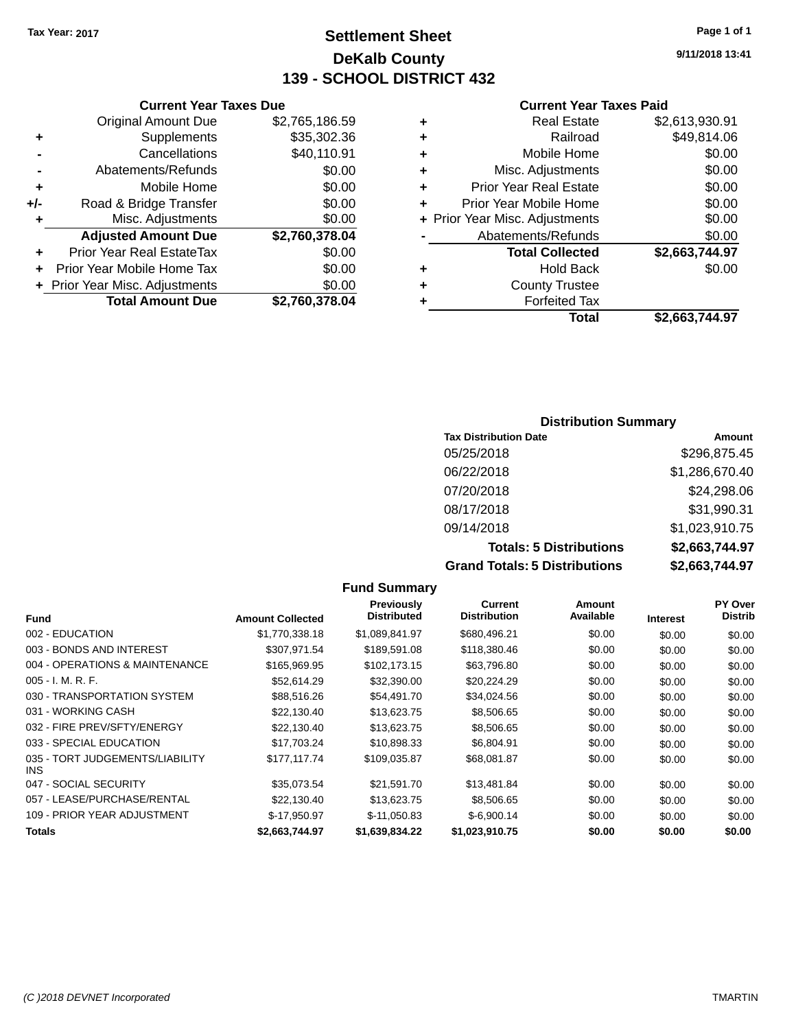Tax Year: 2017

# Settlement Sheet
## DeKalb County
## 139 - SCHOOL DISTRICT 432

9/11/2018 13:41

### Current Year Taxes Due

| | | |
|---|---|---|
| | Original Amount Due | $2,765,186.59 |
| + | Supplements | $35,302.36 |
| - | Cancellations | $40,110.91 |
| - | Abatements/Refunds | $0.00 |
| + | Mobile Home | $0.00 |
| +/- | Road & Bridge Transfer | $0.00 |
| + | Misc. Adjustments | $0.00 |
| | **Adjusted Amount Due** | **$2,760,378.04** |
| + | Prior Year Real EstateTax | $0.00 |
| + | Prior Year Mobile Home Tax | $0.00 |
| + | Prior Year Misc. Adjustments | $0.00 |
| | **Total Amount Due** | **$2,760,378.04** |

### Current Year Taxes Paid

| | | |
|---|---|---|
| + | Real Estate | $2,613,930.91 |
| + | Railroad | $49,814.06 |
| + | Mobile Home | $0.00 |
| + | Misc. Adjustments | $0.00 |
| + | Prior Year Real Estate | $0.00 |
| + | Prior Year Mobile Home | $0.00 |
| + | Prior Year Misc. Adjustments | $0.00 |
| - | Abatements/Refunds | $0.00 |
| | **Total Collected** | **$2,663,744.97** |
| + | Hold Back | $0.00 |
| + | County Trustee | |
| + | Forfeited Tax | |
| | **Total** | **$2,663,744.97** |

### Distribution Summary

| Tax Distribution Date | Amount |
|---|---|
| 05/25/2018 | $296,875.45 |
| 06/22/2018 | $1,286,670.40 |
| 07/20/2018 | $24,298.06 |
| 08/17/2018 | $31,990.31 |
| 09/14/2018 | $1,023,910.75 |
| **Totals: 5 Distributions** | **$2,663,744.97** |
| **Grand Totals: 5 Distributions** | **$2,663,744.97** |

### Fund Summary

| Fund | Amount Collected | Previously Distributed | Current Distribution | Amount Available | Interest | PY Over Distrib |
|---|---|---|---|---|---|---|
| 002 - EDUCATION | $1,770,338.18 | $1,089,841.97 | $680,496.21 | $0.00 | $0.00 | $0.00 |
| 003 - BONDS AND INTEREST | $307,971.54 | $189,591.08 | $118,380.46 | $0.00 | $0.00 | $0.00 |
| 004 - OPERATIONS & MAINTENANCE | $165,969.95 | $102,173.15 | $63,796.80 | $0.00 | $0.00 | $0.00 |
| 005 - I. M. R. F. | $52,614.29 | $32,390.00 | $20,224.29 | $0.00 | $0.00 | $0.00 |
| 030 - TRANSPORTATION SYSTEM | $88,516.26 | $54,491.70 | $34,024.56 | $0.00 | $0.00 | $0.00 |
| 031 - WORKING CASH | $22,130.40 | $13,623.75 | $8,506.65 | $0.00 | $0.00 | $0.00 |
| 032 - FIRE PREV/SFTY/ENERGY | $22,130.40 | $13,623.75 | $8,506.65 | $0.00 | $0.00 | $0.00 |
| 033 - SPECIAL EDUCATION | $17,703.24 | $10,898.33 | $6,804.91 | $0.00 | $0.00 | $0.00 |
| 035 - TORT JUDGEMENTS/LIABILITY INS | $177,117.74 | $109,035.87 | $68,081.87 | $0.00 | $0.00 | $0.00 |
| 047 - SOCIAL SECURITY | $35,073.54 | $21,591.70 | $13,481.84 | $0.00 | $0.00 | $0.00 |
| 057 - LEASE/PURCHASE/RENTAL | $22,130.40 | $13,623.75 | $8,506.65 | $0.00 | $0.00 | $0.00 |
| 109 - PRIOR YEAR ADJUSTMENT | $-17,950.97 | $-11,050.83 | $-6,900.14 | $0.00 | $0.00 | $0.00 |
| **Totals** | **$2,663,744.97** | **$1,639,834.22** | **$1,023,910.75** | **$0.00** | **$0.00** | **$0.00** |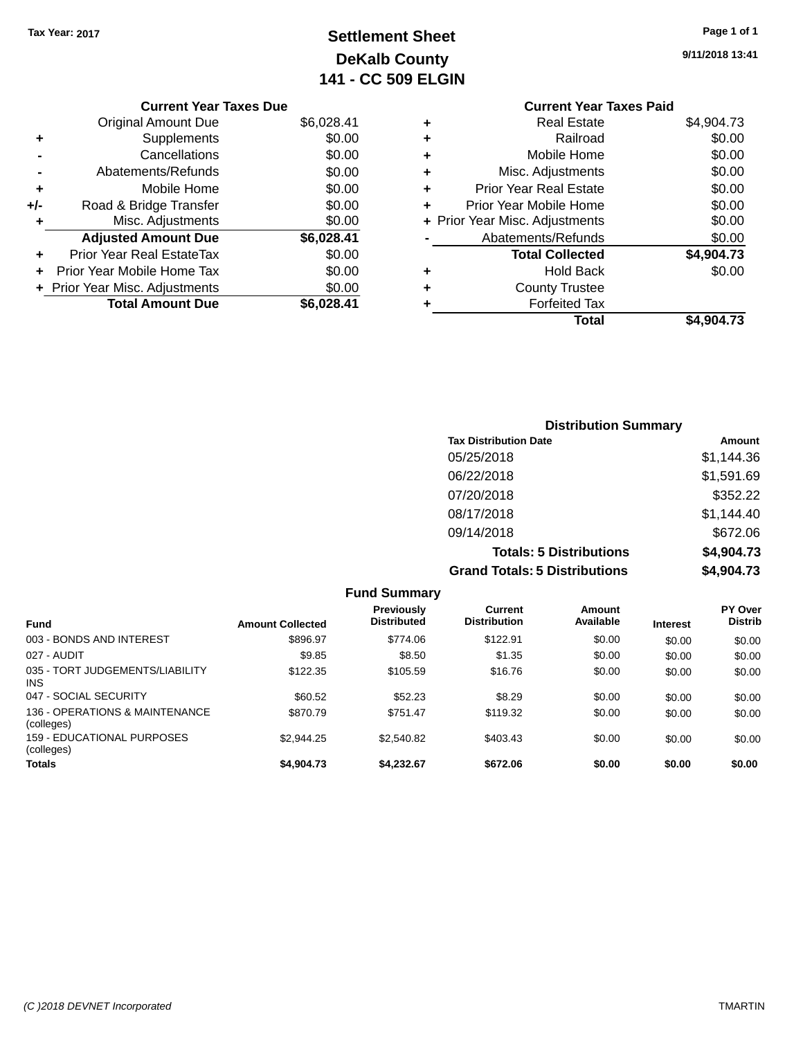Tax Year: 2017

# Settlement Sheet
## DeKalb County
## 141 - CC 509 ELGIN

9/11/2018 13:41

### Current Year Taxes Due

| | | |
|---|---|---|
| | Original Amount Due | $6,028.41 |
| + | Supplements | $0.00 |
| - | Cancellations | $0.00 |
| - | Abatements/Refunds | $0.00 |
| + | Mobile Home | $0.00 |
| +/- | Road & Bridge Transfer | $0.00 |
| + | Misc. Adjustments | $0.00 |
| | **Adjusted Amount Due** | **$6,028.41** |
| + | Prior Year Real EstateTax | $0.00 |
| + | Prior Year Mobile Home Tax | $0.00 |
| + | Prior Year Misc. Adjustments | $0.00 |
| | **Total Amount Due** | **$6,028.41** |

### Current Year Taxes Paid

| | | |
|---|---|---|
| + | Real Estate | $4,904.73 |
| + | Railroad | $0.00 |
| + | Mobile Home | $0.00 |
| + | Misc. Adjustments | $0.00 |
| + | Prior Year Real Estate | $0.00 |
| + | Prior Year Mobile Home | $0.00 |
| + | Prior Year Misc. Adjustments | $0.00 |
| - | Abatements/Refunds | $0.00 |
| | **Total Collected** | **$4,904.73** |
| + | Hold Back | $0.00 |
| + | County Trustee | |
| + | Forfeited Tax | |
| | **Total** | **$4,904.73** |

### Distribution Summary

| Tax Distribution Date | Amount |
|---|---|
| 05/25/2018 | $1,144.36 |
| 06/22/2018 | $1,591.69 |
| 07/20/2018 | $352.22 |
| 08/17/2018 | $1,144.40 |
| 09/14/2018 | $672.06 |
| **Totals: 5 Distributions** | **$4,904.73** |
| **Grand Totals: 5 Distributions** | **$4,904.73** |

### Fund Summary

| Fund | Amount Collected | Previously Distributed | Current Distribution | Amount Available | Interest | PY Over Distrib |
|---|---|---|---|---|---|---|
| 003 - BONDS AND INTEREST | $896.97 | $774.06 | $122.91 | $0.00 | $0.00 | $0.00 |
| 027 - AUDIT | $9.85 | $8.50 | $1.35 | $0.00 | $0.00 | $0.00 |
| 035 - TORT JUDGEMENTS/LIABILITY INS | $122.35 | $105.59 | $16.76 | $0.00 | $0.00 | $0.00 |
| 047 - SOCIAL SECURITY | $60.52 | $52.23 | $8.29 | $0.00 | $0.00 | $0.00 |
| 136 - OPERATIONS & MAINTENANCE (colleges) | $870.79 | $751.47 | $119.32 | $0.00 | $0.00 | $0.00 |
| 159 - EDUCATIONAL PURPOSES (colleges) | $2,944.25 | $2,540.82 | $403.43 | $0.00 | $0.00 | $0.00 |
| **Totals** | **$4,904.73** | **$4,232.67** | **$672.06** | **$0.00** | **$0.00** | **$0.00** |

(C )2018 DEVNET Incorporated TMARTIN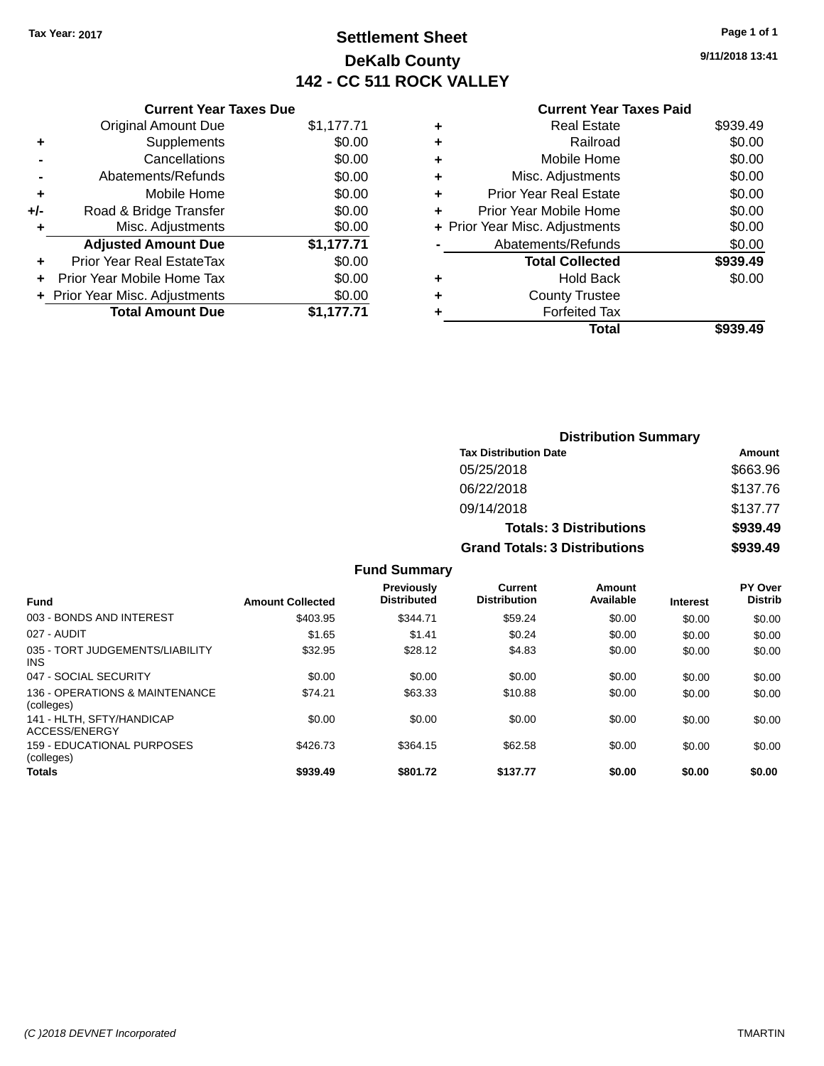Tax Year: 2017

# Settlement Sheet

## DeKalb County

## 142 - CC 511 ROCK VALLEY

9/11/2018 13:41

### Current Year Taxes Due

| | | |
|---|---|---|
| | Original Amount Due | $1,177.71 |
| + | Supplements | $0.00 |
| - | Cancellations | $0.00 |
| - | Abatements/Refunds | $0.00 |
| + | Mobile Home | $0.00 |
| +/- | Road & Bridge Transfer | $0.00 |
| + | Misc. Adjustments | $0.00 |
| | **Adjusted Amount Due** | **$1,177.71** |
| + | Prior Year Real EstateTax | $0.00 |
| + | Prior Year Mobile Home Tax | $0.00 |
| + | Prior Year Misc. Adjustments | $0.00 |
| | **Total Amount Due** | **$1,177.71** |

### Current Year Taxes Paid

| | | |
|---|---|---|
| + | Real Estate | $939.49 |
| + | Railroad | $0.00 |
| + | Mobile Home | $0.00 |
| + | Misc. Adjustments | $0.00 |
| + | Prior Year Real Estate | $0.00 |
| + | Prior Year Mobile Home | $0.00 |
| + | Prior Year Misc. Adjustments | $0.00 |
| - | Abatements/Refunds | $0.00 |
| | **Total Collected** | **$939.49** |
| + | Hold Back | $0.00 |
| + | County Trustee | |
| + | Forfeited Tax | |
| | **Total** | **$939.49** |

### Distribution Summary

| Tax Distribution Date | Amount |
|---|---|
| 05/25/2018 | $663.96 |
| 06/22/2018 | $137.76 |
| 09/14/2018 | $137.77 |
| **Totals: 3 Distributions** | **$939.49** |
| **Grand Totals: 3 Distributions** | **$939.49** |

### Fund Summary

| Fund | Amount Collected | Previously Distributed | Current Distribution | Amount Available | Interest | PY Over Distrib |
|---|---|---|---|---|---|---|
| 003 - BONDS AND INTEREST | $403.95 | $344.71 | $59.24 | $0.00 | $0.00 | $0.00 |
| 027 - AUDIT | $1.65 | $1.41 | $0.24 | $0.00 | $0.00 | $0.00 |
| 035 - TORT JUDGEMENTS/LIABILITY INS | $32.95 | $28.12 | $4.83 | $0.00 | $0.00 | $0.00 |
| 047 - SOCIAL SECURITY | $0.00 | $0.00 | $0.00 | $0.00 | $0.00 | $0.00 |
| 136 - OPERATIONS & MAINTENANCE (colleges) | $74.21 | $63.33 | $10.88 | $0.00 | $0.00 | $0.00 |
| 141 - HLTH, SFTY/HANDICAP ACCESS/ENERGY | $0.00 | $0.00 | $0.00 | $0.00 | $0.00 | $0.00 |
| 159 - EDUCATIONAL PURPOSES (colleges) | $426.73 | $364.15 | $62.58 | $0.00 | $0.00 | $0.00 |
| **Totals** | **$939.49** | **$801.72** | **$137.77** | **$0.00** | **$0.00** | **$0.00** |

(C )2018 DEVNET Incorporated TMARTIN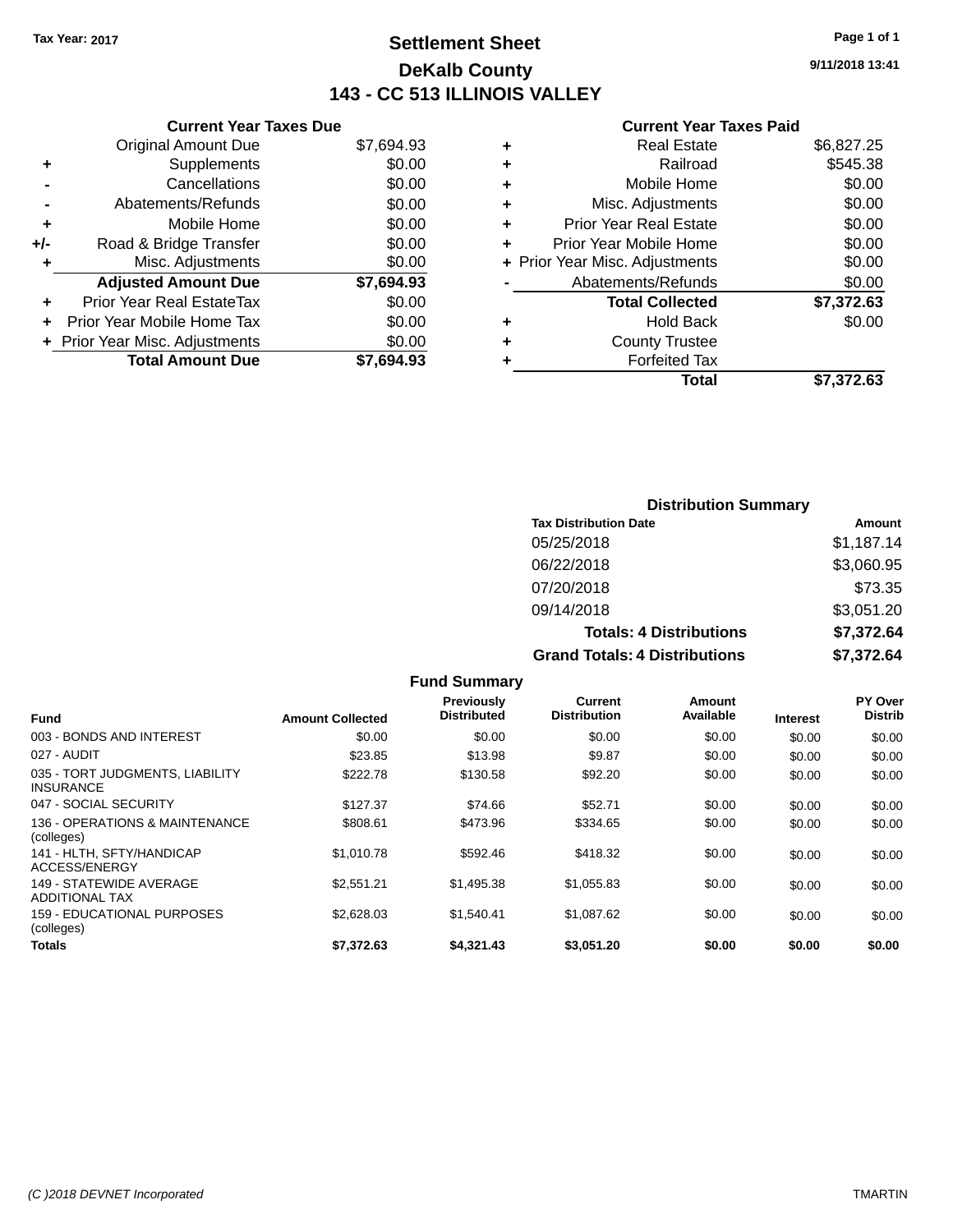Tax Year: 2017

# Settlement Sheet
## DeKalb County
## 143 - CC 513 ILLINOIS VALLEY

9/11/2018 13:41

### Current Year Taxes Due

| | | |
|---|---|---|
| | Original Amount Due | $7,694.93 |
| + | Supplements | $0.00 |
| - | Cancellations | $0.00 |
| - | Abatements/Refunds | $0.00 |
| + | Mobile Home | $0.00 |
| +/- | Road & Bridge Transfer | $0.00 |
| + | Misc. Adjustments | $0.00 |
| | **Adjusted Amount Due** | **$7,694.93** |
| + | Prior Year Real EstateTax | $0.00 |
| + | Prior Year Mobile Home Tax | $0.00 |
| + | Prior Year Misc. Adjustments | $0.00 |
| | **Total Amount Due** | **$7,694.93** |

### Current Year Taxes Paid

| | | |
|---|---|---|
| + | Real Estate | $6,827.25 |
| + | Railroad | $545.38 |
| + | Mobile Home | $0.00 |
| + | Misc. Adjustments | $0.00 |
| + | Prior Year Real Estate | $0.00 |
| + | Prior Year Mobile Home | $0.00 |
| + | Prior Year Misc. Adjustments | $0.00 |
| - | Abatements/Refunds | $0.00 |
| | **Total Collected** | **$7,372.63** |
| + | Hold Back | $0.00 |
| + | County Trustee | |
| + | Forfeited Tax | |
| | **Total** | **$7,372.63** |

### Distribution Summary

| Tax Distribution Date | Amount |
|---|---|
| 05/25/2018 | $1,187.14 |
| 06/22/2018 | $3,060.95 |
| 07/20/2018 | $73.35 |
| 09/14/2018 | $3,051.20 |
| **Totals: 4 Distributions** | **$7,372.64** |
| **Grand Totals: 4 Distributions** | **$7,372.64** |

### Fund Summary

| Fund | Amount Collected | Previously Distributed | Current Distribution | Amount Available | Interest | PY Over Distrib |
|---|---|---|---|---|---|---|
| 003 - BONDS AND INTEREST | $0.00 | $0.00 | $0.00 | $0.00 | $0.00 | $0.00 |
| 027 - AUDIT | $23.85 | $13.98 | $9.87 | $0.00 | $0.00 | $0.00 |
| 035 - TORT JUDGMENTS, LIABILITY INSURANCE | $222.78 | $130.58 | $92.20 | $0.00 | $0.00 | $0.00 |
| 047 - SOCIAL SECURITY | $127.37 | $74.66 | $52.71 | $0.00 | $0.00 | $0.00 |
| 136 - OPERATIONS & MAINTENANCE (colleges) | $808.61 | $473.96 | $334.65 | $0.00 | $0.00 | $0.00 |
| 141 - HLTH, SFTY/HANDICAP ACCESS/ENERGY | $1,010.78 | $592.46 | $418.32 | $0.00 | $0.00 | $0.00 |
| 149 - STATEWIDE AVERAGE ADDITIONAL TAX | $2,551.21 | $1,495.38 | $1,055.83 | $0.00 | $0.00 | $0.00 |
| 159 - EDUCATIONAL PURPOSES (colleges) | $2,628.03 | $1,540.41 | $1,087.62 | $0.00 | $0.00 | $0.00 |
| **Totals** | **$7,372.63** | **$4,321.43** | **$3,051.20** | **$0.00** | **$0.00** | **$0.00** |

(C )2018 DEVNET Incorporated TMARTIN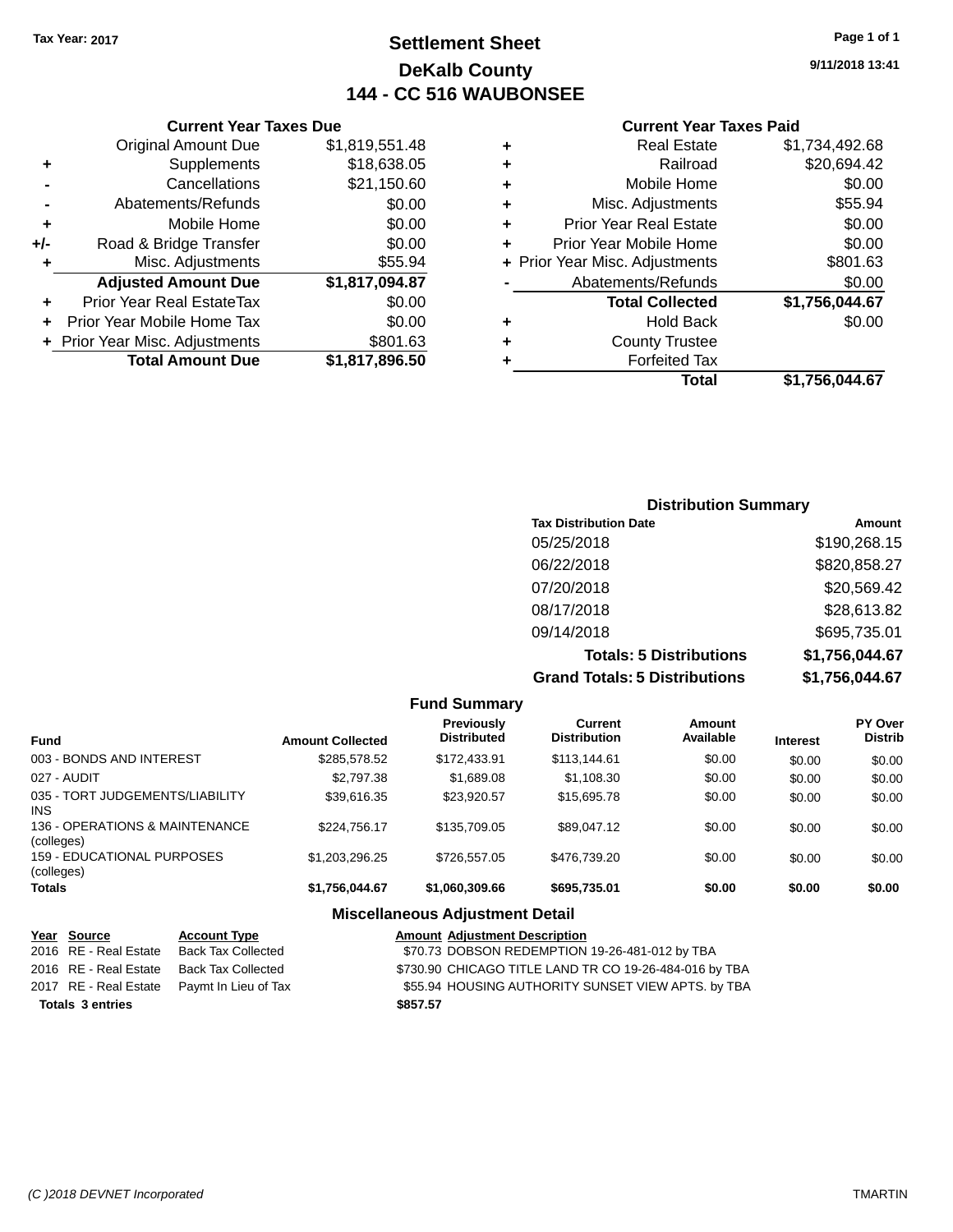**Tax Year: 2017**

# Settlement Sheet
## DeKalb County
## 144 - CC 516 WAUBONSEE

9/11/2018 13:41

### Current Year Taxes Due

| | | |
|---|---|---|
| | Original Amount Due | $1,819,551.48 |
| + | Supplements | $18,638.05 |
| - | Cancellations | $21,150.60 |
| - | Abatements/Refunds | $0.00 |
| + | Mobile Home | $0.00 |
| +/- | Road & Bridge Transfer | $0.00 |
| + | Misc. Adjustments | $55.94 |
| | **Adjusted Amount Due** | **$1,817,094.87** |
| + | Prior Year Real EstateTax | $0.00 |
| + | Prior Year Mobile Home Tax | $0.00 |
| + | Prior Year Misc. Adjustments | $801.63 |
| | **Total Amount Due** | **$1,817,896.50** |

### Current Year Taxes Paid

| | | |
|---|---|---|
| + | Real Estate | $1,734,492.68 |
| + | Railroad | $20,694.42 |
| + | Mobile Home | $0.00 |
| + | Misc. Adjustments | $55.94 |
| + | Prior Year Real Estate | $0.00 |
| + | Prior Year Mobile Home | $0.00 |
| + | Prior Year Misc. Adjustments | $801.63 |
| - | Abatements/Refunds | $0.00 |
| | **Total Collected** | **$1,756,044.67** |
| + | Hold Back | $0.00 |
| + | County Trustee | |
| + | Forfeited Tax | |
| | **Total** | **$1,756,044.67** |

### Distribution Summary

| Tax Distribution Date | Amount |
|---|---|
| 05/25/2018 | $190,268.15 |
| 06/22/2018 | $820,858.27 |
| 07/20/2018 | $20,569.42 |
| 08/17/2018 | $28,613.82 |
| 09/14/2018 | $695,735.01 |
| **Totals: 5 Distributions** | **$1,756,044.67** |
| **Grand Totals: 5 Distributions** | **$1,756,044.67** |

### Fund Summary

| Fund | Amount Collected | Previously Distributed | Current Distribution | Amount Available | Interest | PY Over Distrib |
|---|---|---|---|---|---|---|
| 003 - BONDS AND INTEREST | $285,578.52 | $172,433.91 | $113,144.61 | $0.00 | $0.00 | $0.00 |
| 027 - AUDIT | $2,797.38 | $1,689.08 | $1,108.30 | $0.00 | $0.00 | $0.00 |
| 035 - TORT JUDGEMENTS/LIABILITY INS | $39,616.35 | $23,920.57 | $15,695.78 | $0.00 | $0.00 | $0.00 |
| 136 - OPERATIONS & MAINTENANCE (colleges) | $224,756.17 | $135,709.05 | $89,047.12 | $0.00 | $0.00 | $0.00 |
| 159 - EDUCATIONAL PURPOSES (colleges) | $1,203,296.25 | $726,557.05 | $476,739.20 | $0.00 | $0.00 | $0.00 |
| **Totals** | **$1,756,044.67** | **$1,060,309.66** | **$695,735.01** | **$0.00** | **$0.00** | **$0.00** |

### Miscellaneous Adjustment Detail

| Year | Source | Account Type | Amount | Adjustment Description |
|---|---|---|---|---|
| 2016 | RE - Real Estate | Back Tax Collected | $70.73 | DOBSON REDEMPTION 19-26-481-012 by TBA |
| 2016 | RE - Real Estate | Back Tax Collected | $730.90 | CHICAGO TITLE LAND TR CO 19-26-484-016 by TBA |
| 2017 | RE - Real Estate | Paymt In Lieu of Tax | $55.94 | HOUSING AUTHORITY SUNSET VIEW APTS. by TBA |
| **Totals** | **3 entries** | | **$857.57** | |

(C )2018 DEVNET Incorporated — TMARTIN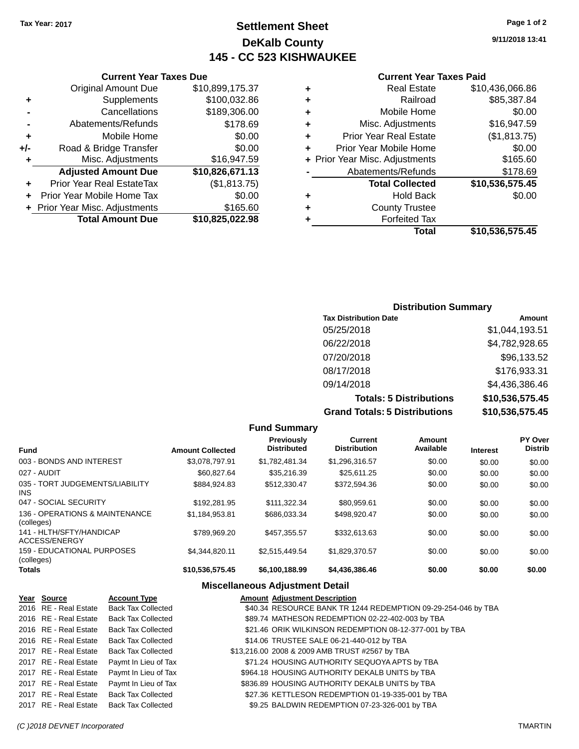Tax Year: 2017

# Settlement Sheet
## DeKalb County
## 145 - CC 523 KISHWAUKEE

9/11/2018 13:41

### Current Year Taxes Due

| | | |
|---|---|---|
| | Original Amount Due | $10,899,175.37 |
| + | Supplements | $100,032.86 |
| - | Cancellations | $189,306.00 |
| - | Abatements/Refunds | $178.69 |
| + | Mobile Home | $0.00 |
| +/- | Road & Bridge Transfer | $0.00 |
| + | Misc. Adjustments | $16,947.59 |
| | **Adjusted Amount Due** | **$10,826,671.13** |
| + | Prior Year Real EstateTax | ($1,813.75) |
| + | Prior Year Mobile Home Tax | $0.00 |
| + | Prior Year Misc. Adjustments | $165.60 |
| | **Total Amount Due** | **$10,825,022.98** |

### Current Year Taxes Paid

| | | |
|---|---|---|
| + | Real Estate | $10,436,066.86 |
| + | Railroad | $85,387.84 |
| + | Mobile Home | $0.00 |
| + | Misc. Adjustments | $16,947.59 |
| + | Prior Year Real Estate | ($1,813.75) |
| + | Prior Year Mobile Home | $0.00 |
| + | Prior Year Misc. Adjustments | $165.60 |
| - | Abatements/Refunds | $178.69 |
| | **Total Collected** | **$10,536,575.45** |
| + | Hold Back | $0.00 |
| + | County Trustee | |
| + | Forfeited Tax | |
| | **Total** | **$10,536,575.45** |

### Distribution Summary

| Tax Distribution Date | Amount |
|---|---|
| 05/25/2018 | $1,044,193.51 |
| 06/22/2018 | $4,782,928.65 |
| 07/20/2018 | $96,133.52 |
| 08/17/2018 | $176,933.31 |
| 09/14/2018 | $4,436,386.46 |
| **Totals: 5 Distributions** | **$10,536,575.45** |
| **Grand Totals: 5 Distributions** | **$10,536,575.45** |

### Fund Summary

| Fund | Amount Collected | Previously Distributed | Current Distribution | Amount Available | Interest | PY Over Distrib |
|---|---|---|---|---|---|---|
| 003 - BONDS AND INTEREST | $3,078,797.91 | $1,782,481.34 | $1,296,316.57 | $0.00 | $0.00 | $0.00 |
| 027 - AUDIT | $60,827.64 | $35,216.39 | $25,611.25 | $0.00 | $0.00 | $0.00 |
| 035 - TORT JUDGEMENTS/LIABILITY INS | $884,924.83 | $512,330.47 | $372,594.36 | $0.00 | $0.00 | $0.00 |
| 047 - SOCIAL SECURITY | $192,281.95 | $111,322.34 | $80,959.61 | $0.00 | $0.00 | $0.00 |
| 136 - OPERATIONS & MAINTENANCE (colleges) | $1,184,953.81 | $686,033.34 | $498,920.47 | $0.00 | $0.00 | $0.00 |
| 141 - HLTH/SFTY/HANDICAP ACCESS/ENERGY | $789,969.20 | $457,355.57 | $332,613.63 | $0.00 | $0.00 | $0.00 |
| 159 - EDUCATIONAL PURPOSES (colleges) | $4,344,820.11 | $2,515,449.54 | $1,829,370.57 | $0.00 | $0.00 | $0.00 |
| **Totals** | **$10,536,575.45** | **$6,100,188.99** | **$4,436,386.46** | **$0.00** | **$0.00** | **$0.00** |

### Miscellaneous Adjustment Detail

| Year | Source | Account Type | Amount | Adjustment Description |
|---|---|---|---|---|
| 2016 | RE - Real Estate | Back Tax Collected | $40.34 | RESOURCE BANK TR 1244 REDEMPTION 09-29-254-046 by TBA |
| 2016 | RE - Real Estate | Back Tax Collected | $89.74 | MATHESON REDEMPTION 02-22-402-003 by TBA |
| 2016 | RE - Real Estate | Back Tax Collected | $21.46 | ORIK WILKINSON REDEMPTION 08-12-377-001 by TBA |
| 2016 | RE - Real Estate | Back Tax Collected | $14.06 | TRUSTEE SALE 06-21-440-012 by TBA |
| 2017 | RE - Real Estate | Back Tax Collected | $13,216.00 | 2008 & 2009 AMB TRUST #2567 by TBA |
| 2017 | RE - Real Estate | Paymt In Lieu of Tax | $71.24 | HOUSING AUTHORITY SEQUOYA APTS by TBA |
| 2017 | RE - Real Estate | Paymt In Lieu of Tax | $964.18 | HOUSING AUTHORITY DEKALB UNITS by TBA |
| 2017 | RE - Real Estate | Paymt In Lieu of Tax | $836.89 | HOUSING AUTHORITY DEKALB UNITS by TBA |
| 2017 | RE - Real Estate | Back Tax Collected | $27.36 | KETTLESON REDEMPTION 01-19-335-001 by TBA |
| 2017 | RE - Real Estate | Back Tax Collected | $9.25 | BALDWIN REDEMPTION 07-23-326-001 by TBA |

(C )2018 DEVNET Incorporated TMARTIN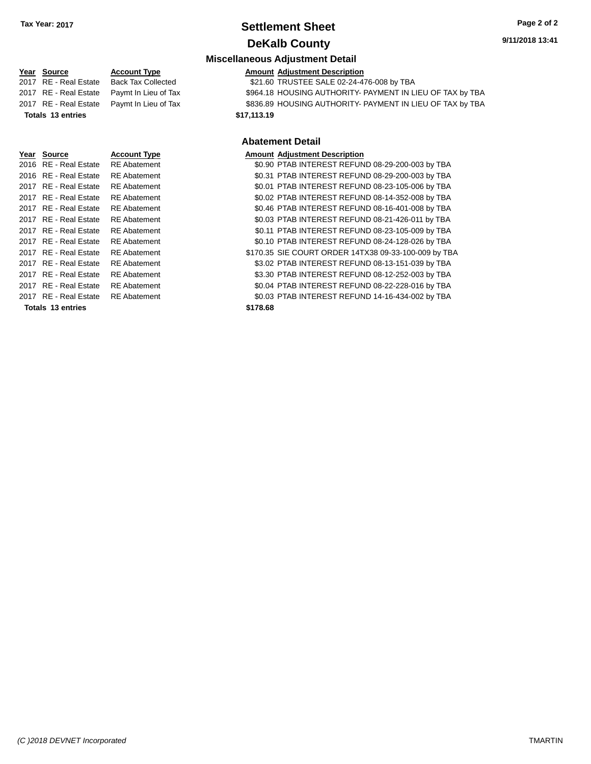## Settlement Sheet

## DeKalb County

Tax Year: 2017

### Miscellaneous Adjustment Detail

| Year | Source | Account Type | Amount | Adjustment Description |
|---|---|---|---|---|
| 2017 | RE - Real Estate | Back Tax Collected | $21.60 | TRUSTEE SALE 02-24-476-008 by TBA |
| 2017 | RE - Real Estate | Paymt In Lieu of Tax | $964.18 | HOUSING AUTHORITY- PAYMENT IN LIEU OF TAX by TBA |
| 2017 | RE - Real Estate | Paymt In Lieu of Tax | $836.89 | HOUSING AUTHORITY- PAYMENT IN LIEU OF TAX by TBA |
| **Totals** | **13 entries** | | **$17,113.19** | |

### Abatement Detail

| Year | Source | Account Type | Amount | Adjustment Description |
|---|---|---|---|---|
| 2016 | RE - Real Estate | RE Abatement | $0.90 | PTAB INTEREST REFUND 08-29-200-003 by TBA |
| 2016 | RE - Real Estate | RE Abatement | $0.31 | PTAB INTEREST REFUND 08-29-200-003 by TBA |
| 2017 | RE - Real Estate | RE Abatement | $0.01 | PTAB INTEREST REFUND 08-23-105-006 by TBA |
| 2017 | RE - Real Estate | RE Abatement | $0.02 | PTAB INTEREST REFUND 08-14-352-008 by TBA |
| 2017 | RE - Real Estate | RE Abatement | $0.46 | PTAB INTEREST REFUND 08-16-401-008 by TBA |
| 2017 | RE - Real Estate | RE Abatement | $0.03 | PTAB INTEREST REFUND 08-21-426-011 by TBA |
| 2017 | RE - Real Estate | RE Abatement | $0.11 | PTAB INTEREST REFUND 08-23-105-009 by TBA |
| 2017 | RE - Real Estate | RE Abatement | $0.10 | PTAB INTEREST REFUND 08-24-128-026 by TBA |
| 2017 | RE - Real Estate | RE Abatement | $170.35 | SIE COURT ORDER 14TX38 09-33-100-009 by TBA |
| 2017 | RE - Real Estate | RE Abatement | $3.02 | PTAB INTEREST REFUND 08-13-151-039 by TBA |
| 2017 | RE - Real Estate | RE Abatement | $3.30 | PTAB INTEREST REFUND 08-12-252-003 by TBA |
| 2017 | RE - Real Estate | RE Abatement | $0.04 | PTAB INTEREST REFUND 08-22-228-016 by TBA |
| 2017 | RE - Real Estate | RE Abatement | $0.03 | PTAB INTEREST REFUND 14-16-434-002 by TBA |
| **Totals** | **13 entries** | | **$178.68** | |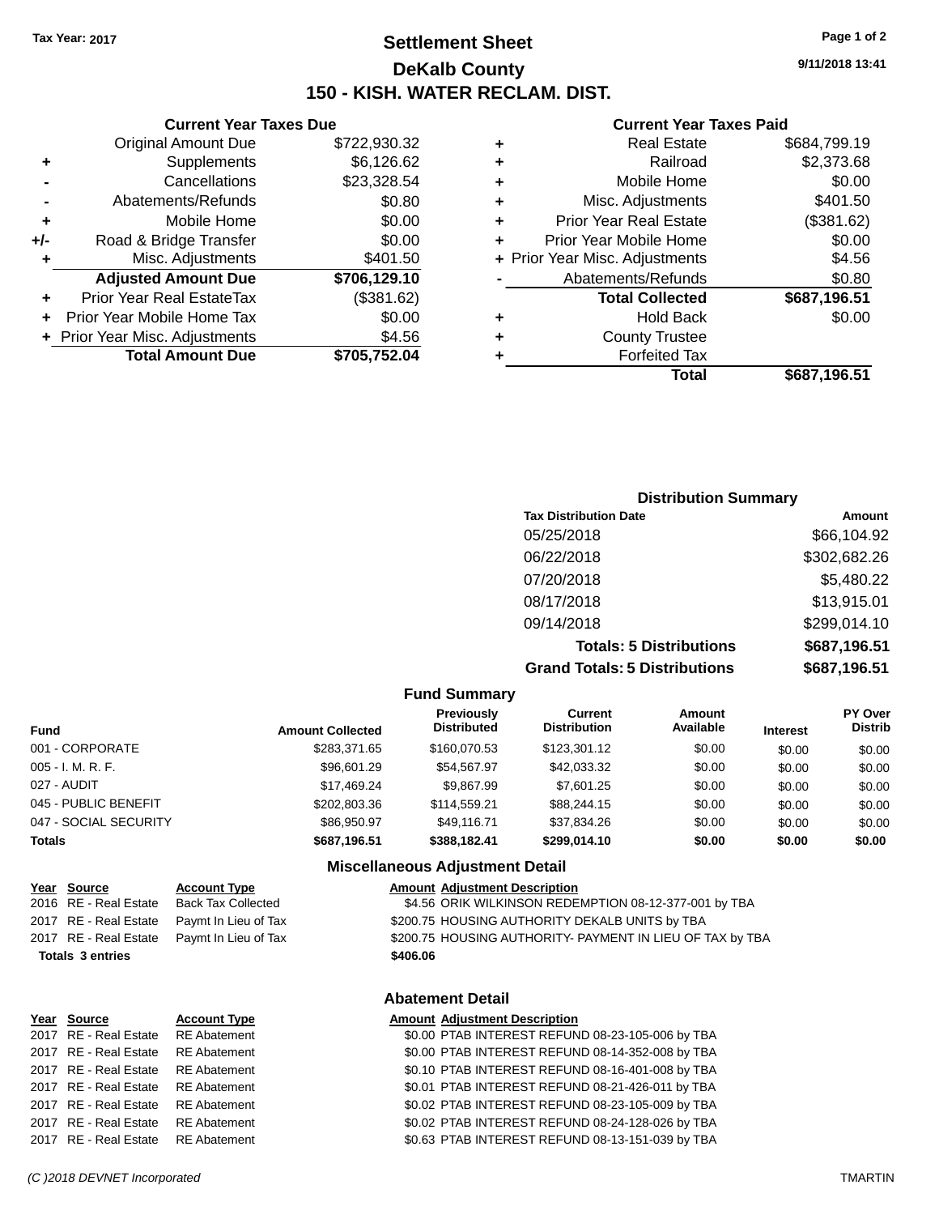Tax Year: 2017

# Settlement Sheet
## DeKalb County
## 150 - KISH. WATER RECLAM. DIST.

9/11/2018 13:41

### Current Year Taxes Due

| | | |
|---|---|---|
| | Original Amount Due | $722,930.32 |
| + | Supplements | $6,126.62 |
| - | Cancellations | $23,328.54 |
| - | Abatements/Refunds | $0.80 |
| + | Mobile Home | $0.00 |
| +/- | Road & Bridge Transfer | $0.00 |
| + | Misc. Adjustments | $401.50 |
| | **Adjusted Amount Due** | **$706,129.10** |
| + | Prior Year Real EstateTax | ($381.62) |
| + | Prior Year Mobile Home Tax | $0.00 |
| + | Prior Year Misc. Adjustments | $4.56 |
| | **Total Amount Due** | **$705,752.04** |

### Current Year Taxes Paid

| | | |
|---|---|---|
| + | Real Estate | $684,799.19 |
| + | Railroad | $2,373.68 |
| + | Mobile Home | $0.00 |
| + | Misc. Adjustments | $401.50 |
| + | Prior Year Real Estate | ($381.62) |
| + | Prior Year Mobile Home | $0.00 |
| + | Prior Year Misc. Adjustments | $4.56 |
| - | Abatements/Refunds | $0.80 |
| | **Total Collected** | **$687,196.51** |
| + | Hold Back | $0.00 |
| + | County Trustee | |
| + | Forfeited Tax | |
| | **Total** | **$687,196.51** |

### Distribution Summary

| Tax Distribution Date | Amount |
|---|---|
| 05/25/2018 | $66,104.92 |
| 06/22/2018 | $302,682.26 |
| 07/20/2018 | $5,480.22 |
| 08/17/2018 | $13,915.01 |
| 09/14/2018 | $299,014.10 |
| **Totals: 5 Distributions** | **$687,196.51** |
| **Grand Totals: 5 Distributions** | **$687,196.51** |

### Fund Summary

| Fund | Amount Collected | Previously Distributed | Current Distribution | Amount Available | Interest | PY Over Distrib |
|---|---|---|---|---|---|---|
| 001 - CORPORATE | $283,371.65 | $160,070.53 | $123,301.12 | $0.00 | $0.00 | $0.00 |
| 005 - I. M. R. F. | $96,601.29 | $54,567.97 | $42,033.32 | $0.00 | $0.00 | $0.00 |
| 027 - AUDIT | $17,469.24 | $9,867.99 | $7,601.25 | $0.00 | $0.00 | $0.00 |
| 045 - PUBLIC BENEFIT | $202,803.36 | $114,559.21 | $88,244.15 | $0.00 | $0.00 | $0.00 |
| 047 - SOCIAL SECURITY | $86,950.97 | $49,116.71 | $37,834.26 | $0.00 | $0.00 | $0.00 |
| **Totals** | **$687,196.51** | **$388,182.41** | **$299,014.10** | **$0.00** | **$0.00** | **$0.00** |

### Miscellaneous Adjustment Detail

| Year | Source | Account Type | Amount | Adjustment Description |
|---|---|---|---|---|
| 2016 | RE - Real Estate | Back Tax Collected | $4.56 | ORIK WILKINSON REDEMPTION 08-12-377-001 by TBA |
| 2017 | RE - Real Estate | Paymt In Lieu of Tax | $200.75 | HOUSING AUTHORITY DEKALB UNITS by TBA |
| 2017 | RE - Real Estate | Paymt In Lieu of Tax | $200.75 | HOUSING AUTHORITY- PAYMENT IN LIEU OF TAX by TBA |
| **Totals 3 entries** | | | **$406.06** | |

### Abatement Detail

| Year | Source | Account Type | Amount | Adjustment Description |
|---|---|---|---|---|
| 2017 | RE - Real Estate | RE Abatement | $0.00 | PTAB INTEREST REFUND 08-23-105-006 by TBA |
| 2017 | RE - Real Estate | RE Abatement | $0.00 | PTAB INTEREST REFUND 08-14-352-008 by TBA |
| 2017 | RE - Real Estate | RE Abatement | $0.10 | PTAB INTEREST REFUND 08-16-401-008 by TBA |
| 2017 | RE - Real Estate | RE Abatement | $0.01 | PTAB INTEREST REFUND 08-21-426-011 by TBA |
| 2017 | RE - Real Estate | RE Abatement | $0.02 | PTAB INTEREST REFUND 08-23-105-009 by TBA |
| 2017 | RE - Real Estate | RE Abatement | $0.02 | PTAB INTEREST REFUND 08-24-128-026 by TBA |
| 2017 | RE - Real Estate | RE Abatement | $0.63 | PTAB INTEREST REFUND 08-13-151-039 by TBA |

(C )2018 DEVNET Incorporated TMARTIN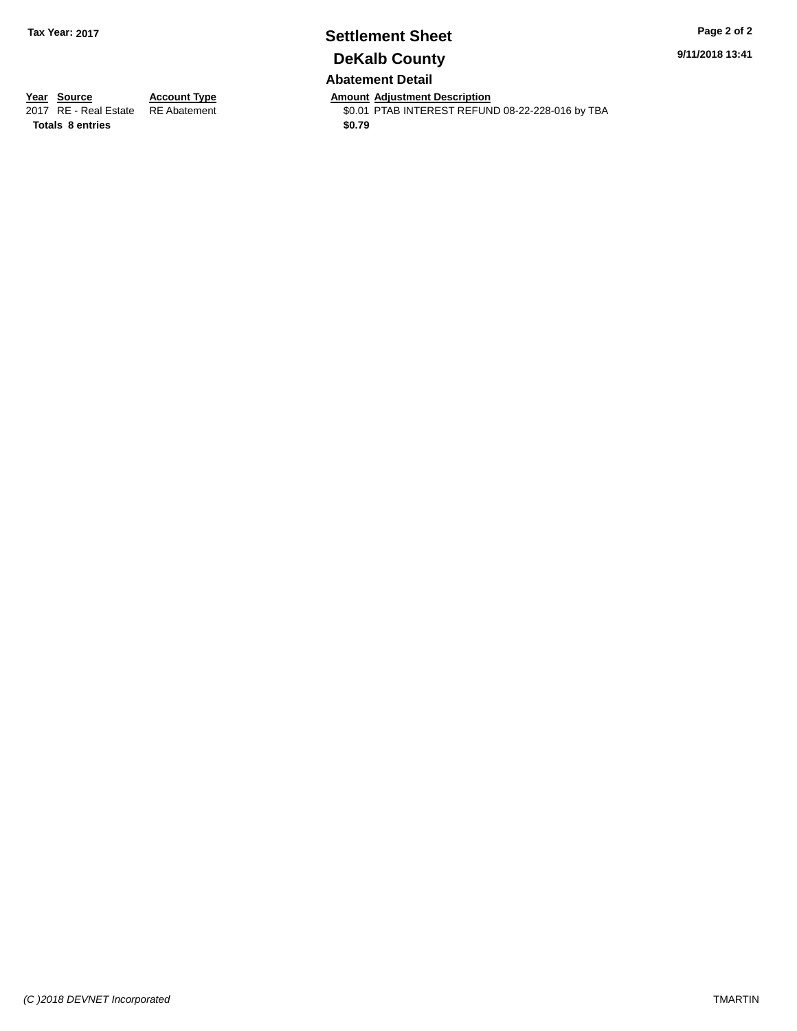# Settlement Sheet

## DeKalb County

### Abatement Detail

| Year | Source | Account Type | Amount | Adjustment Description |
|---|---|---|---|---|
| 2017 | RE - Real Estate | RE Abatement | $0.01 | PTAB INTEREST REFUND 08-22-228-016 by TBA |
| **Totals** | **8 entries** | | **$0.79** | |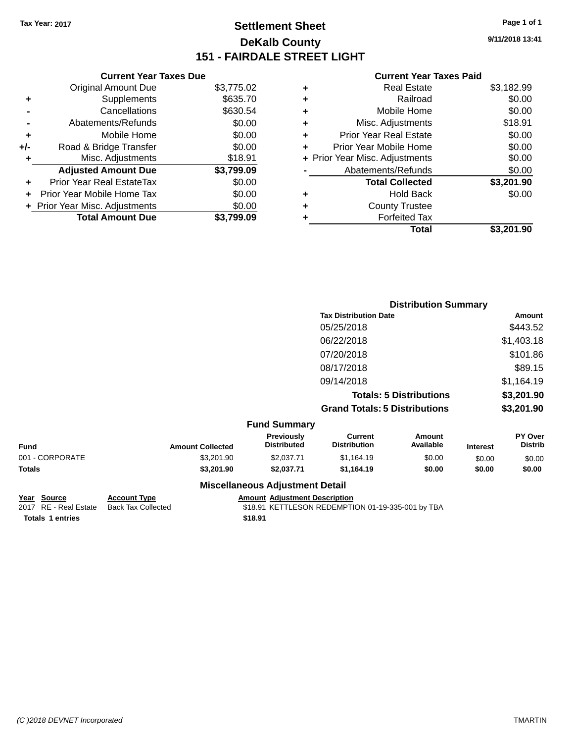Tax Year: 2017

# Settlement Sheet
## DeKalb County
## 151 - FAIRDALE STREET LIGHT

9/11/2018 13:41

### Current Year Taxes Due

| | | |
|---|---|---|
| | Original Amount Due | $3,775.02 |
| + | Supplements | $635.70 |
| - | Cancellations | $630.54 |
| - | Abatements/Refunds | $0.00 |
| + | Mobile Home | $0.00 |
| +/- | Road & Bridge Transfer | $0.00 |
| + | Misc. Adjustments | $18.91 |
| | **Adjusted Amount Due** | **$3,799.09** |
| + | Prior Year Real EstateTax | $0.00 |
| + | Prior Year Mobile Home Tax | $0.00 |
| + | Prior Year Misc. Adjustments | $0.00 |
| | **Total Amount Due** | **$3,799.09** |

### Current Year Taxes Paid

| | | |
|---|---|---|
| + | Real Estate | $3,182.99 |
| + | Railroad | $0.00 |
| + | Mobile Home | $0.00 |
| + | Misc. Adjustments | $18.91 |
| + | Prior Year Real Estate | $0.00 |
| + | Prior Year Mobile Home | $0.00 |
| + | Prior Year Misc. Adjustments | $0.00 |
| - | Abatements/Refunds | $0.00 |
| | **Total Collected** | **$3,201.90** |
| + | Hold Back | $0.00 |
| + | County Trustee | |
| + | Forfeited Tax | |
| | **Total** | **$3,201.90** |

### Distribution Summary

| Tax Distribution Date | Amount |
|---|---|
| 05/25/2018 | $443.52 |
| 06/22/2018 | $1,403.18 |
| 07/20/2018 | $101.86 |
| 08/17/2018 | $89.15 |
| 09/14/2018 | $1,164.19 |
| **Totals: 5 Distributions** | **$3,201.90** |
| **Grand Totals: 5 Distributions** | **$3,201.90** |

### Fund Summary

| Fund | Amount Collected | Previously Distributed | Current Distribution | Amount Available | Interest | PY Over Distrib |
|---|---|---|---|---|---|---|
| 001 - CORPORATE | $3,201.90 | $2,037.71 | $1,164.19 | $0.00 | $0.00 | $0.00 |
| **Totals** | **$3,201.90** | **$2,037.71** | **$1,164.19** | **$0.00** | **$0.00** | **$0.00** |

### Miscellaneous Adjustment Detail

| Year | Source | Account Type | Amount | Adjustment Description |
|---|---|---|---|---|
| 2017 | RE - Real Estate | Back Tax Collected | $18.91 | KETTLESON REDEMPTION 01-19-335-001 by TBA |
| **Totals** | **1 entries** | | **$18.91** | |

(C )2018 DEVNET Incorporated TMARTIN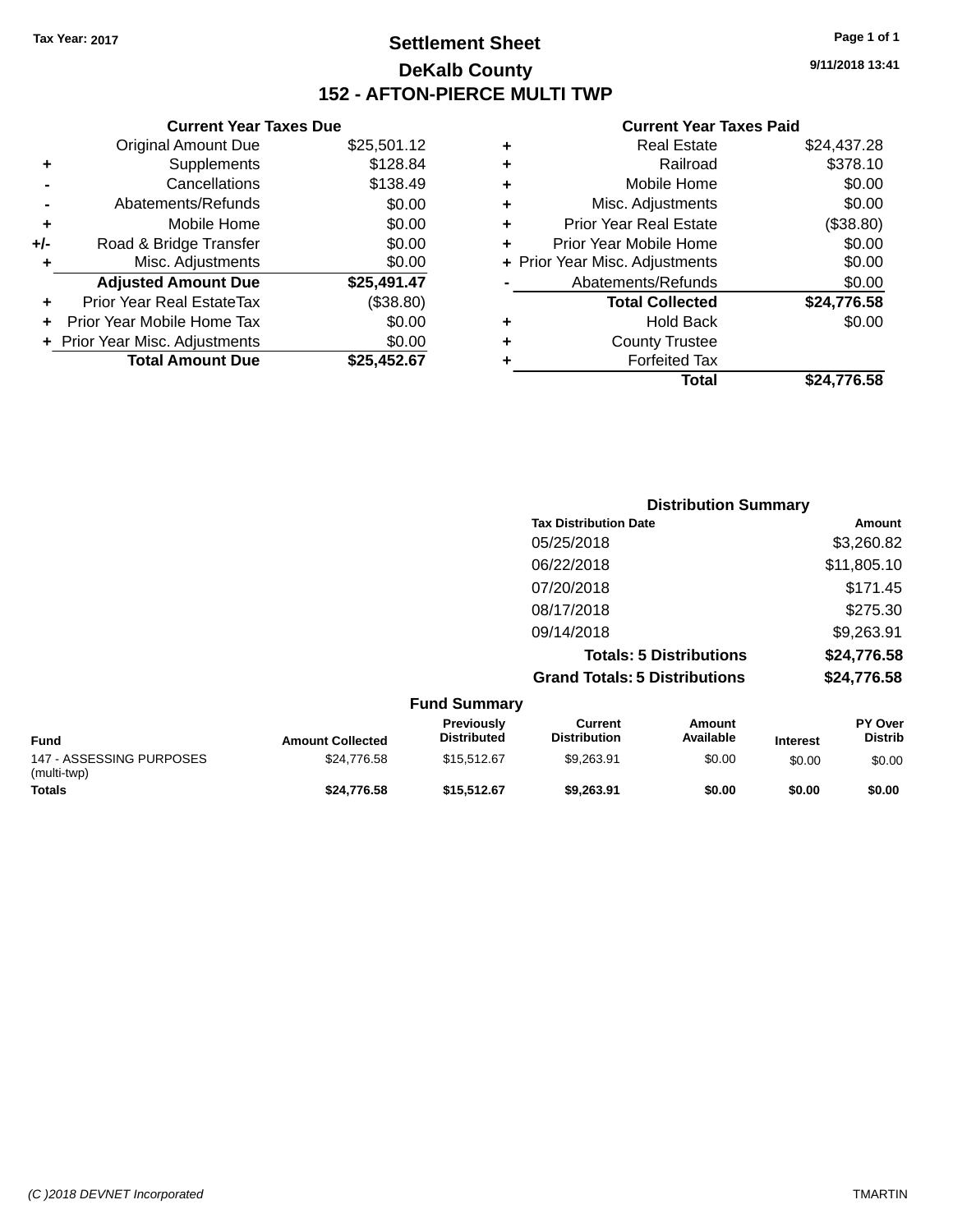Tax Year: 2017

# Settlement Sheet

## DeKalb County

## 152 - AFTON-PIERCE MULTI TWP

9/11/2018 13:41

### Current Year Taxes Due

| | | |
|---|---|---|
| | Original Amount Due | $25,501.12 |
| + | Supplements | $128.84 |
| - | Cancellations | $138.49 |
| - | Abatements/Refunds | $0.00 |
| + | Mobile Home | $0.00 |
| +/- | Road & Bridge Transfer | $0.00 |
| + | Misc. Adjustments | $0.00 |
| | **Adjusted Amount Due** | **$25,491.47** |
| + | Prior Year Real EstateTax | ($38.80) |
| + | Prior Year Mobile Home Tax | $0.00 |
| + | Prior Year Misc. Adjustments | $0.00 |
| | **Total Amount Due** | **$25,452.67** |

### Current Year Taxes Paid

| | | |
|---|---|---|
| + | Real Estate | $24,437.28 |
| + | Railroad | $378.10 |
| + | Mobile Home | $0.00 |
| + | Misc. Adjustments | $0.00 |
| + | Prior Year Real Estate | ($38.80) |
| + | Prior Year Mobile Home | $0.00 |
| + | Prior Year Misc. Adjustments | $0.00 |
| - | Abatements/Refunds | $0.00 |
| | **Total Collected** | **$24,776.58** |
| + | Hold Back | $0.00 |
| + | County Trustee | |
| + | Forfeited Tax | |
| | **Total** | **$24,776.58** |

### Distribution Summary

| Tax Distribution Date | Amount |
|---|---|
| 05/25/2018 | $3,260.82 |
| 06/22/2018 | $11,805.10 |
| 07/20/2018 | $171.45 |
| 08/17/2018 | $275.30 |
| 09/14/2018 | $9,263.91 |
| **Totals: 5 Distributions** | **$24,776.58** |
| **Grand Totals: 5 Distributions** | **$24,776.58** |

### Fund Summary

| Fund | Amount Collected | Previously Distributed | Current Distribution | Amount Available | Interest | PY Over Distrib |
|---|---|---|---|---|---|---|
| 147 - ASSESSING PURPOSES (multi-twp) | $24,776.58 | $15,512.67 | $9,263.91 | $0.00 | $0.00 | $0.00 |
| **Totals** | **$24,776.58** | **$15,512.67** | **$9,263.91** | **$0.00** | **$0.00** | **$0.00** |

(C )2018 DEVNET Incorporated

TMARTIN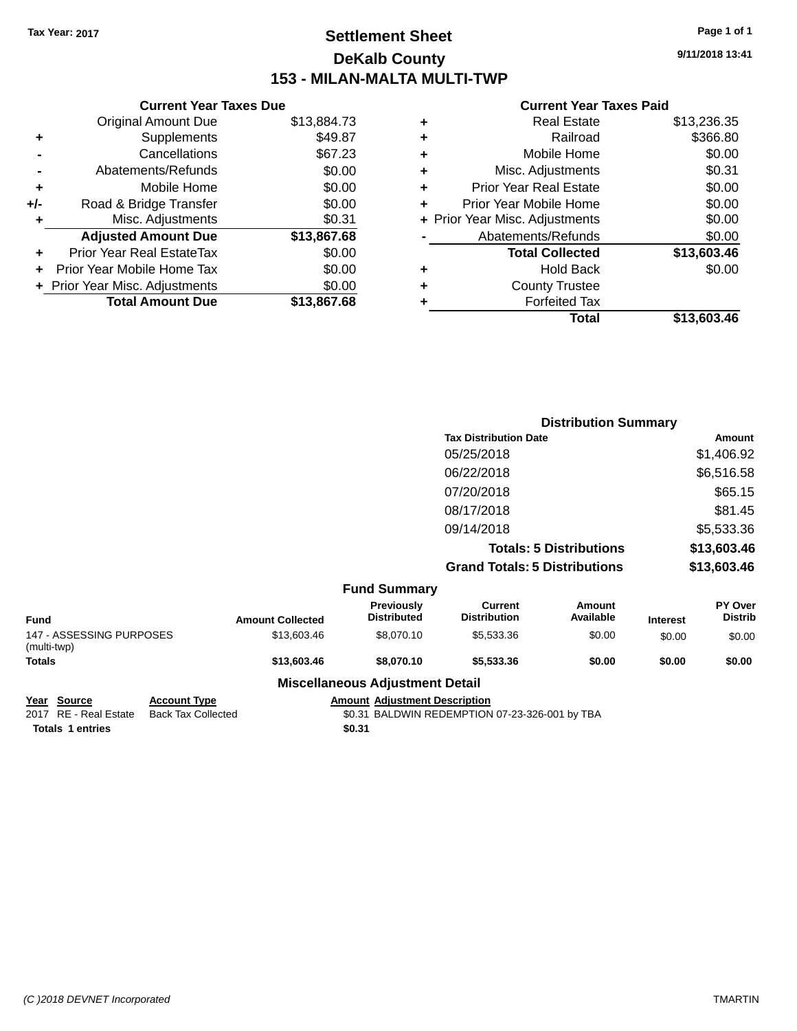Tax Year: 2017

# Settlement Sheet

## DeKalb County

## 153 - MILAN-MALTA MULTI-TWP

9/11/2018 13:41

### Current Year Taxes Due

| | | |
|---|---|---|
| | Original Amount Due | $13,884.73 |
| + | Supplements | $49.87 |
| - | Cancellations | $67.23 |
| - | Abatements/Refunds | $0.00 |
| + | Mobile Home | $0.00 |
| +/- | Road & Bridge Transfer | $0.00 |
| + | Misc. Adjustments | $0.31 |
| | **Adjusted Amount Due** | **$13,867.68** |
| + | Prior Year Real EstateTax | $0.00 |
| + | Prior Year Mobile Home Tax | $0.00 |
| + | Prior Year Misc. Adjustments | $0.00 |
| | **Total Amount Due** | **$13,867.68** |

### Current Year Taxes Paid

| | | |
|---|---|---|
| + | Real Estate | $13,236.35 |
| + | Railroad | $366.80 |
| + | Mobile Home | $0.00 |
| + | Misc. Adjustments | $0.31 |
| + | Prior Year Real Estate | $0.00 |
| + | Prior Year Mobile Home | $0.00 |
| + | Prior Year Misc. Adjustments | $0.00 |
| - | Abatements/Refunds | $0.00 |
| | **Total Collected** | **$13,603.46** |
| + | Hold Back | $0.00 |
| + | County Trustee | |
| + | Forfeited Tax | |
| | **Total** | **$13,603.46** |

### Distribution Summary

| Tax Distribution Date | Amount |
|---|---|
| 05/25/2018 | $1,406.92 |
| 06/22/2018 | $6,516.58 |
| 07/20/2018 | $65.15 |
| 08/17/2018 | $81.45 |
| 09/14/2018 | $5,533.36 |
| **Totals: 5 Distributions** | **$13,603.46** |
| **Grand Totals: 5 Distributions** | **$13,603.46** |

### Fund Summary

| Fund | Amount Collected | Previously Distributed | Current Distribution | Amount Available | Interest | PY Over Distrib |
|---|---|---|---|---|---|---|
| 147 - ASSESSING PURPOSES (multi-twp) | $13,603.46 | $8,070.10 | $5,533.36 | $0.00 | $0.00 | $0.00 |
| **Totals** | **$13,603.46** | **$8,070.10** | **$5,533.36** | **$0.00** | **$0.00** | **$0.00** |

### Miscellaneous Adjustment Detail

| Year | Source | Account Type | Amount | Adjustment Description |
|---|---|---|---|---|
| 2017 | RE - Real Estate | Back Tax Collected | $0.31 | BALDWIN REDEMPTION 07-23-326-001 by TBA |
| **Totals** | **1 entries** | | **$0.31** | |

(C )2018 DEVNET Incorporated

TMARTIN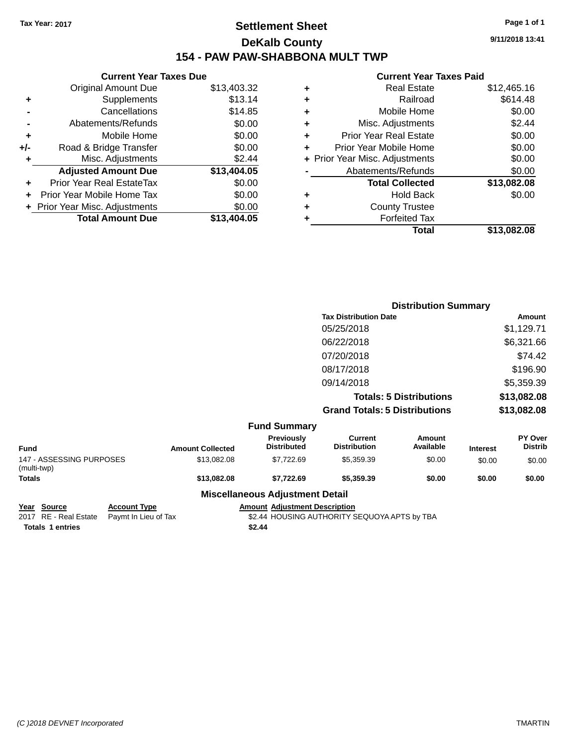Tax Year: 2017

# Settlement Sheet

## DeKalb County

## 154 - PAW PAW-SHABBONA MULT TWP

9/11/2018 13:41

### Current Year Taxes Due

| | | |
|---|---|---|
| | Original Amount Due | $13,403.32 |
| + | Supplements | $13.14 |
| - | Cancellations | $14.85 |
| - | Abatements/Refunds | $0.00 |
| + | Mobile Home | $0.00 |
| +/- | Road & Bridge Transfer | $0.00 |
| + | Misc. Adjustments | $2.44 |
| | **Adjusted Amount Due** | **$13,404.05** |
| + | Prior Year Real EstateTax | $0.00 |
| + | Prior Year Mobile Home Tax | $0.00 |
| + | Prior Year Misc. Adjustments | $0.00 |
| | **Total Amount Due** | **$13,404.05** |

### Current Year Taxes Paid

| | | |
|---|---|---|
| + | Real Estate | $12,465.16 |
| + | Railroad | $614.48 |
| + | Mobile Home | $0.00 |
| + | Misc. Adjustments | $2.44 |
| + | Prior Year Real Estate | $0.00 |
| + | Prior Year Mobile Home | $0.00 |
| + | Prior Year Misc. Adjustments | $0.00 |
| - | Abatements/Refunds | $0.00 |
| | **Total Collected** | **$13,082.08** |
| + | Hold Back | $0.00 |
| + | County Trustee | |
| + | Forfeited Tax | |
| | **Total** | **$13,082.08** |

### Distribution Summary

| Tax Distribution Date | Amount |
|---|---|
| 05/25/2018 | $1,129.71 |
| 06/22/2018 | $6,321.66 |
| 07/20/2018 | $74.42 |
| 08/17/2018 | $196.90 |
| 09/14/2018 | $5,359.39 |
| **Totals: 5 Distributions** | **$13,082.08** |
| **Grand Totals: 5 Distributions** | **$13,082.08** |

### Fund Summary

| Fund | Amount Collected | Previously Distributed | Current Distribution | Amount Available | Interest | PY Over Distrib |
|---|---|---|---|---|---|---|
| 147 - ASSESSING PURPOSES (multi-twp) | $13,082.08 | $7,722.69 | $5,359.39 | $0.00 | $0.00 | $0.00 |
| **Totals** | **$13,082.08** | **$7,722.69** | **$5,359.39** | **$0.00** | **$0.00** | **$0.00** |

### Miscellaneous Adjustment Detail

| Year | Source | Account Type | Amount | Adjustment Description |
|---|---|---|---|---|
| 2017 | RE - Real Estate | Paymt In Lieu of Tax | $2.44 | HOUSING AUTHORITY SEQUOYA APTS by TBA |
| **Totals** | **1 entries** | | **$2.44** | |

(C )2018 DEVNET Incorporated TMARTIN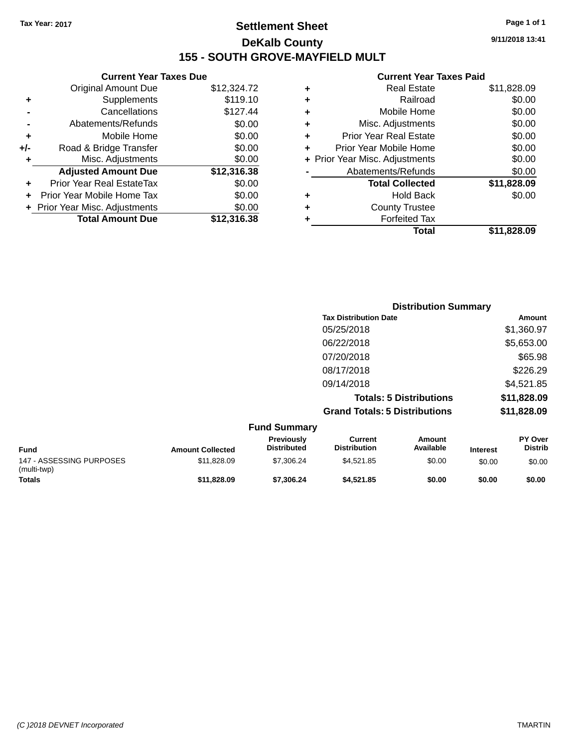Tax Year: 2017

# Settlement Sheet

## DeKalb County

## 155 - SOUTH GROVE-MAYFIELD MULT

9/11/2018 13:41

### Current Year Taxes Due

| | | |
|---|---|---|
| | Original Amount Due | $12,324.72 |
| + | Supplements | $119.10 |
| - | Cancellations | $127.44 |
| - | Abatements/Refunds | $0.00 |
| + | Mobile Home | $0.00 |
| +/- | Road & Bridge Transfer | $0.00 |
| + | Misc. Adjustments | $0.00 |
| | **Adjusted Amount Due** | **$12,316.38** |
| + | Prior Year Real EstateTax | $0.00 |
| + | Prior Year Mobile Home Tax | $0.00 |
| + | Prior Year Misc. Adjustments | $0.00 |
| | **Total Amount Due** | **$12,316.38** |

### Current Year Taxes Paid

| | | |
|---|---|---|
| + | Real Estate | $11,828.09 |
| + | Railroad | $0.00 |
| + | Mobile Home | $0.00 |
| + | Misc. Adjustments | $0.00 |
| + | Prior Year Real Estate | $0.00 |
| + | Prior Year Mobile Home | $0.00 |
| + | Prior Year Misc. Adjustments | $0.00 |
| - | Abatements/Refunds | $0.00 |
| | **Total Collected** | **$11,828.09** |
| + | Hold Back | $0.00 |
| + | County Trustee | |
| + | Forfeited Tax | |
| | **Total** | **$11,828.09** |

### Distribution Summary

| Tax Distribution Date | Amount |
|---|---|
| 05/25/2018 | $1,360.97 |
| 06/22/2018 | $5,653.00 |
| 07/20/2018 | $65.98 |
| 08/17/2018 | $226.29 |
| 09/14/2018 | $4,521.85 |
| **Totals: 5 Distributions** | **$11,828.09** |
| **Grand Totals: 5 Distributions** | **$11,828.09** |

### Fund Summary

| Fund | Amount Collected | Previously Distributed | Current Distribution | Amount Available | Interest | PY Over Distrib |
|---|---|---|---|---|---|---|
| 147 - ASSESSING PURPOSES (multi-twp) | $11,828.09 | $7,306.24 | $4,521.85 | $0.00 | $0.00 | $0.00 |
| **Totals** | **$11,828.09** | **$7,306.24** | **$4,521.85** | **$0.00** | **$0.00** | **$0.00** |

(C )2018 DEVNET Incorporated TMARTIN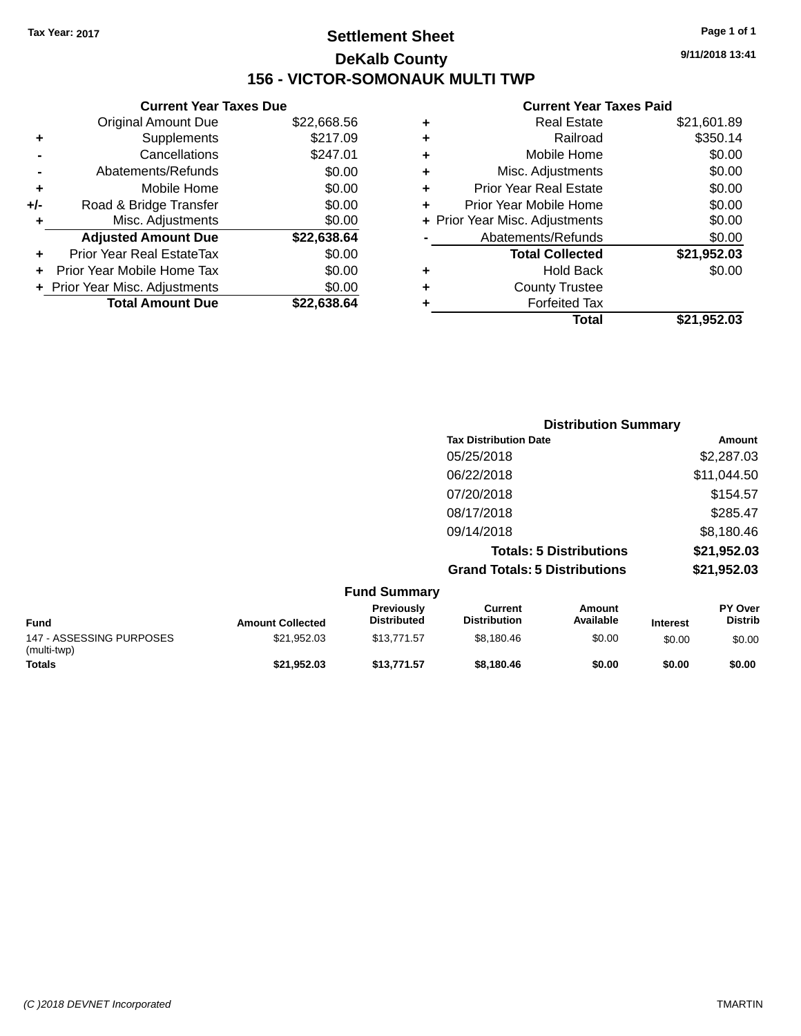Tax Year: 2017

# Settlement Sheet

## DeKalb County

## 156 - VICTOR-SOMONAUK MULTI TWP

9/11/2018 13:41

### Current Year Taxes Due

| | | |
|---|---|---|
| | Original Amount Due | $22,668.56 |
| + | Supplements | $217.09 |
| - | Cancellations | $247.01 |
| - | Abatements/Refunds | $0.00 |
| + | Mobile Home | $0.00 |
| +/- | Road & Bridge Transfer | $0.00 |
| + | Misc. Adjustments | $0.00 |
| | **Adjusted Amount Due** | **$22,638.64** |
| + | Prior Year Real EstateTax | $0.00 |
| + | Prior Year Mobile Home Tax | $0.00 |
| + | Prior Year Misc. Adjustments | $0.00 |
| | **Total Amount Due** | **$22,638.64** |

### Current Year Taxes Paid

| | | |
|---|---|---|
| + | Real Estate | $21,601.89 |
| + | Railroad | $350.14 |
| + | Mobile Home | $0.00 |
| + | Misc. Adjustments | $0.00 |
| + | Prior Year Real Estate | $0.00 |
| + | Prior Year Mobile Home | $0.00 |
| + | Prior Year Misc. Adjustments | $0.00 |
| - | Abatements/Refunds | $0.00 |
| | **Total Collected** | **$21,952.03** |
| + | Hold Back | $0.00 |
| + | County Trustee | |
| + | Forfeited Tax | |
| | **Total** | **$21,952.03** |

### Distribution Summary

| Tax Distribution Date | Amount |
|---|---|
| 05/25/2018 | $2,287.03 |
| 06/22/2018 | $11,044.50 |
| 07/20/2018 | $154.57 |
| 08/17/2018 | $285.47 |
| 09/14/2018 | $8,180.46 |
| **Totals: 5 Distributions** | **$21,952.03** |
| **Grand Totals: 5 Distributions** | **$21,952.03** |

### Fund Summary

| Fund | Amount Collected | Previously Distributed | Current Distribution | Amount Available | Interest | PY Over Distrib |
|---|---|---|---|---|---|---|
| 147 - ASSESSING PURPOSES (multi-twp) | $21,952.03 | $13,771.57 | $8,180.46 | $0.00 | $0.00 | $0.00 |
| **Totals** | **$21,952.03** | **$13,771.57** | **$8,180.46** | **$0.00** | **$0.00** | **$0.00** |

(C )2018 DEVNET Incorporated TMARTIN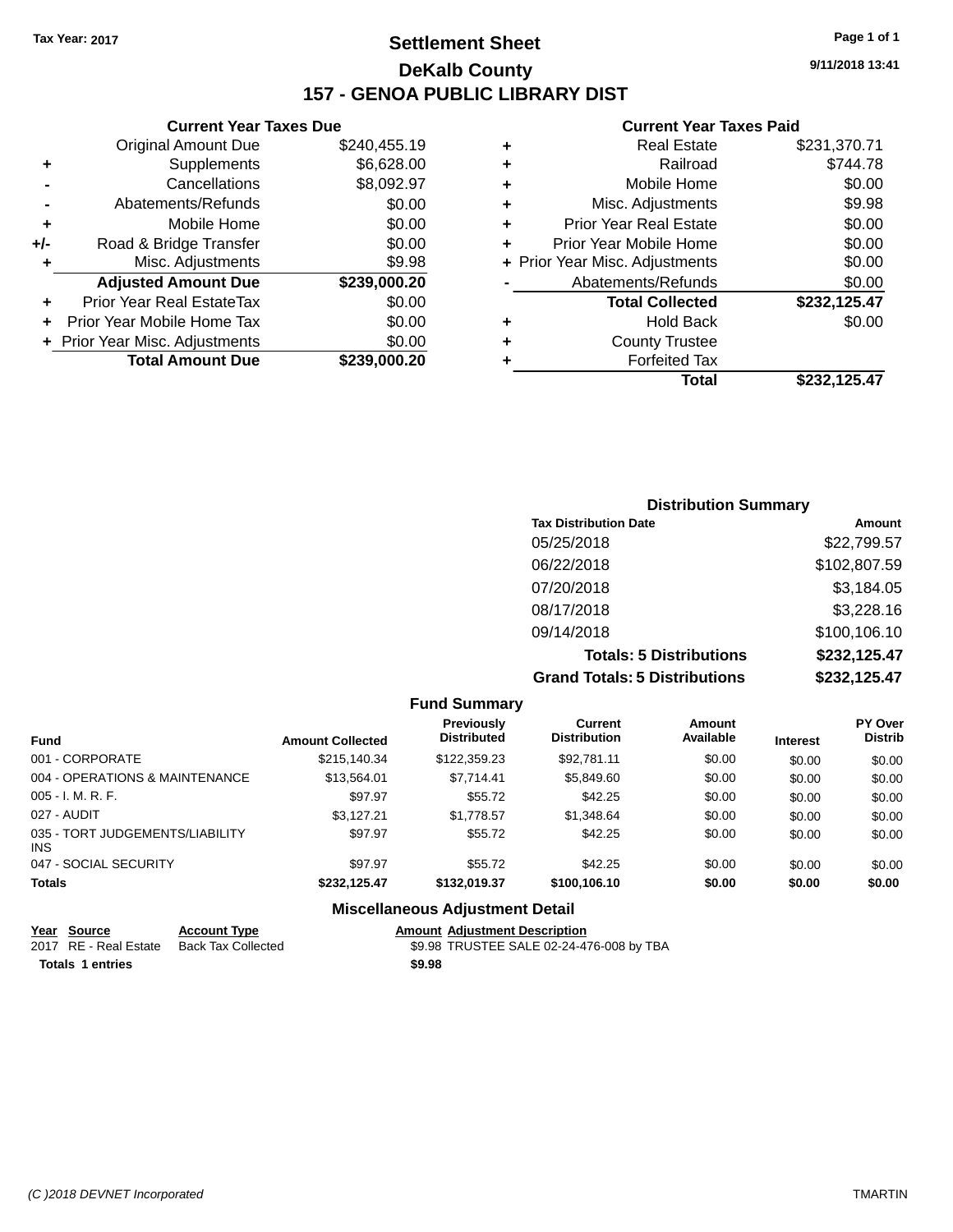Tax Year: 2017

# Settlement Sheet

## DeKalb County

## 157 - GENOA PUBLIC LIBRARY DIST

9/11/2018 13:41

### Current Year Taxes Due

| | | |
|---|---|---|
| | Original Amount Due | $240,455.19 |
| + | Supplements | $6,628.00 |
| - | Cancellations | $8,092.97 |
| - | Abatements/Refunds | $0.00 |
| + | Mobile Home | $0.00 |
| +/- | Road & Bridge Transfer | $0.00 |
| + | Misc. Adjustments | $9.98 |
| | **Adjusted Amount Due** | **$239,000.20** |
| + | Prior Year Real EstateTax | $0.00 |
| + | Prior Year Mobile Home Tax | $0.00 |
| + | Prior Year Misc. Adjustments | $0.00 |
| | **Total Amount Due** | **$239,000.20** |

### Current Year Taxes Paid

| | | |
|---|---|---|
| + | Real Estate | $231,370.71 |
| + | Railroad | $744.78 |
| + | Mobile Home | $0.00 |
| + | Misc. Adjustments | $9.98 |
| + | Prior Year Real Estate | $0.00 |
| + | Prior Year Mobile Home | $0.00 |
| + | Prior Year Misc. Adjustments | $0.00 |
| - | Abatements/Refunds | $0.00 |
| | **Total Collected** | **$232,125.47** |
| + | Hold Back | $0.00 |
| + | County Trustee | |
| + | Forfeited Tax | |
| | **Total** | **$232,125.47** |

### Distribution Summary

| Tax Distribution Date | Amount |
|---|---|
| 05/25/2018 | $22,799.57 |
| 06/22/2018 | $102,807.59 |
| 07/20/2018 | $3,184.05 |
| 08/17/2018 | $3,228.16 |
| 09/14/2018 | $100,106.10 |
| **Totals: 5 Distributions** | **$232,125.47** |
| **Grand Totals: 5 Distributions** | **$232,125.47** |

### Fund Summary

| Fund | Amount Collected | Previously Distributed | Current Distribution | Amount Available | Interest | PY Over Distrib |
|---|---|---|---|---|---|---|
| 001 - CORPORATE | $215,140.34 | $122,359.23 | $92,781.11 | $0.00 | $0.00 | $0.00 |
| 004 - OPERATIONS & MAINTENANCE | $13,564.01 | $7,714.41 | $5,849.60 | $0.00 | $0.00 | $0.00 |
| 005 - I. M. R. F. | $97.97 | $55.72 | $42.25 | $0.00 | $0.00 | $0.00 |
| 027 - AUDIT | $3,127.21 | $1,778.57 | $1,348.64 | $0.00 | $0.00 | $0.00 |
| 035 - TORT JUDGEMENTS/LIABILITY INS | $97.97 | $55.72 | $42.25 | $0.00 | $0.00 | $0.00 |
| 047 - SOCIAL SECURITY | $97.97 | $55.72 | $42.25 | $0.00 | $0.00 | $0.00 |
| **Totals** | **$232,125.47** | **$132,019.37** | **$100,106.10** | **$0.00** | **$0.00** | **$0.00** |

### Miscellaneous Adjustment Detail

| Year | Source | Account Type | Amount | Adjustment Description |
|---|---|---|---|---|
| 2017 | RE - Real Estate | Back Tax Collected | $9.98 | TRUSTEE SALE 02-24-476-008 by TBA |
| **Totals 1 entries** | | | **$9.98** | |

(C )2018 DEVNET Incorporated TMARTIN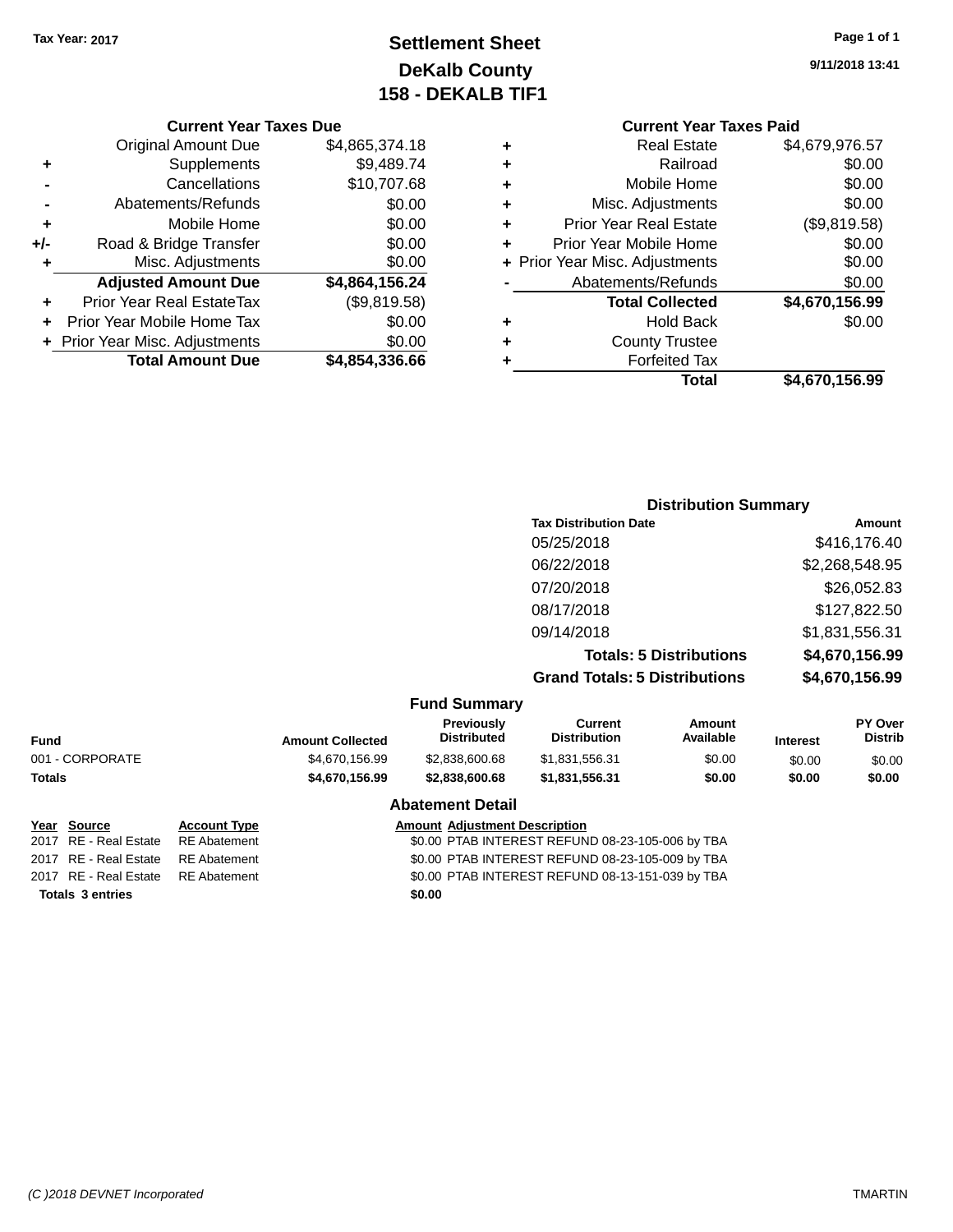Tax Year: 2017

# Settlement Sheet
## DeKalb County
## 158 - DEKALB TIF1

9/11/2018 13:41

### Current Year Taxes Due

| | | |
|---|---|---|
| | Original Amount Due | $4,865,374.18 |
| + | Supplements | $9,489.74 |
| - | Cancellations | $10,707.68 |
| - | Abatements/Refunds | $0.00 |
| + | Mobile Home | $0.00 |
| +/- | Road & Bridge Transfer | $0.00 |
| + | Misc. Adjustments | $0.00 |
| | **Adjusted Amount Due** | **$4,864,156.24** |
| + | Prior Year Real EstateTax | ($9,819.58) |
| + | Prior Year Mobile Home Tax | $0.00 |
| + | Prior Year Misc. Adjustments | $0.00 |
| | **Total Amount Due** | **$4,854,336.66** |

### Current Year Taxes Paid

| | | |
|---|---|---|
| + | Real Estate | $4,679,976.57 |
| + | Railroad | $0.00 |
| + | Mobile Home | $0.00 |
| + | Misc. Adjustments | $0.00 |
| + | Prior Year Real Estate | ($9,819.58) |
| + | Prior Year Mobile Home | $0.00 |
| + | Prior Year Misc. Adjustments | $0.00 |
| - | Abatements/Refunds | $0.00 |
| | **Total Collected** | **$4,670,156.99** |
| + | Hold Back | $0.00 |
| + | County Trustee | |
| + | Forfeited Tax | |
| | **Total** | **$4,670,156.99** |

### Distribution Summary

| Tax Distribution Date | Amount |
|---|---|
| 05/25/2018 | $416,176.40 |
| 06/22/2018 | $2,268,548.95 |
| 07/20/2018 | $26,052.83 |
| 08/17/2018 | $127,822.50 |
| 09/14/2018 | $1,831,556.31 |
| **Totals: 5 Distributions** | **$4,670,156.99** |
| **Grand Totals: 5 Distributions** | **$4,670,156.99** |

### Fund Summary

| Fund | Amount Collected | Previously Distributed | Current Distribution | Amount Available | Interest | PY Over Distrib |
|---|---|---|---|---|---|---|
| 001 - CORPORATE | $4,670,156.99 | $2,838,600.68 | $1,831,556.31 | $0.00 | $0.00 | $0.00 |
| **Totals** | **$4,670,156.99** | **$2,838,600.68** | **$1,831,556.31** | **$0.00** | **$0.00** | **$0.00** |

### Abatement Detail

| Year | Source | Account Type | Amount | Adjustment Description |
|---|---|---|---|---|
| 2017 | RE - Real Estate | RE Abatement | $0.00 | PTAB INTEREST REFUND 08-23-105-006 by TBA |
| 2017 | RE - Real Estate | RE Abatement | $0.00 | PTAB INTEREST REFUND 08-23-105-009 by TBA |
| 2017 | RE - Real Estate | RE Abatement | $0.00 | PTAB INTEREST REFUND 08-13-151-039 by TBA |
| **Totals 3 entries** | | | **$0.00** | |

(C )2018 DEVNET Incorporated  TMARTIN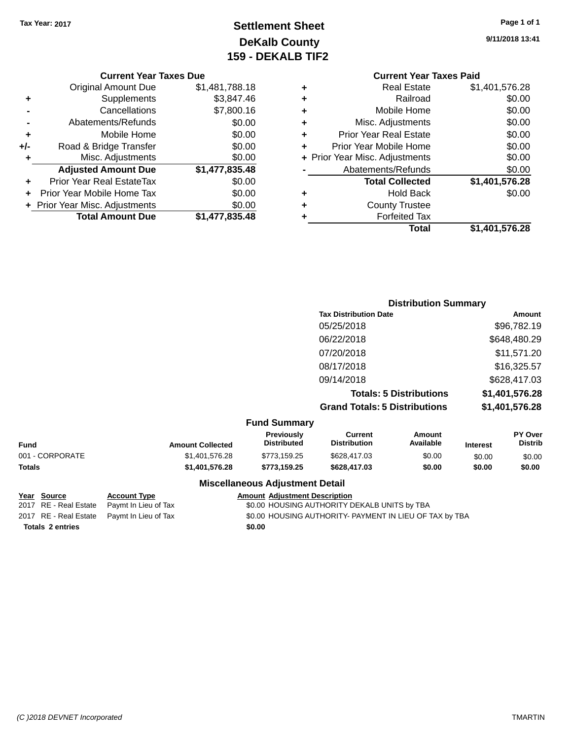**Tax Year: 2017**

# Settlement Sheet
## DeKalb County
## 159 - DEKALB TIF2

9/11/2018 13:41

### Current Year Taxes Due

| | | |
|---|---|---|
| | Original Amount Due | $1,481,788.18 |
| + | Supplements | $3,847.46 |
| - | Cancellations | $7,800.16 |
| - | Abatements/Refunds | $0.00 |
| + | Mobile Home | $0.00 |
| +/- | Road & Bridge Transfer | $0.00 |
| + | Misc. Adjustments | $0.00 |
| | **Adjusted Amount Due** | **$1,477,835.48** |
| + | Prior Year Real EstateTax | $0.00 |
| + | Prior Year Mobile Home Tax | $0.00 |
| + | Prior Year Misc. Adjustments | $0.00 |
| | **Total Amount Due** | **$1,477,835.48** |

### Current Year Taxes Paid

| | | |
|---|---|---|
| + | Real Estate | $1,401,576.28 |
| + | Railroad | $0.00 |
| + | Mobile Home | $0.00 |
| + | Misc. Adjustments | $0.00 |
| + | Prior Year Real Estate | $0.00 |
| + | Prior Year Mobile Home | $0.00 |
| + | Prior Year Misc. Adjustments | $0.00 |
| - | Abatements/Refunds | $0.00 |
| | **Total Collected** | **$1,401,576.28** |
| + | Hold Back | $0.00 |
| + | County Trustee | |
| + | Forfeited Tax | |
| | **Total** | **$1,401,576.28** |

### Distribution Summary

| Tax Distribution Date | Amount |
|---|---|
| 05/25/2018 | $96,782.19 |
| 06/22/2018 | $648,480.29 |
| 07/20/2018 | $11,571.20 |
| 08/17/2018 | $16,325.57 |
| 09/14/2018 | $628,417.03 |
| **Totals: 5 Distributions** | **$1,401,576.28** |
| **Grand Totals: 5 Distributions** | **$1,401,576.28** |

### Fund Summary

| Fund | Amount Collected | Previously Distributed | Current Distribution | Amount Available | Interest | PY Over Distrib |
|---|---|---|---|---|---|---|
| 001 - CORPORATE | $1,401,576.28 | $773,159.25 | $628,417.03 | $0.00 | $0.00 | $0.00 |
| **Totals** | **$1,401,576.28** | **$773,159.25** | **$628,417.03** | **$0.00** | **$0.00** | **$0.00** |

### Miscellaneous Adjustment Detail

| Year | Source | Account Type | Amount | Adjustment Description |
|---|---|---|---|---|
| 2017 | RE - Real Estate | Paymt In Lieu of Tax | $0.00 | HOUSING AUTHORITY DEKALB UNITS by TBA |
| 2017 | RE - Real Estate | Paymt In Lieu of Tax | $0.00 | HOUSING AUTHORITY- PAYMENT IN LIEU OF TAX by TBA |
| **Totals** | **2 entries** | | **$0.00** | |

*(C )2018 DEVNET Incorporated* TMARTIN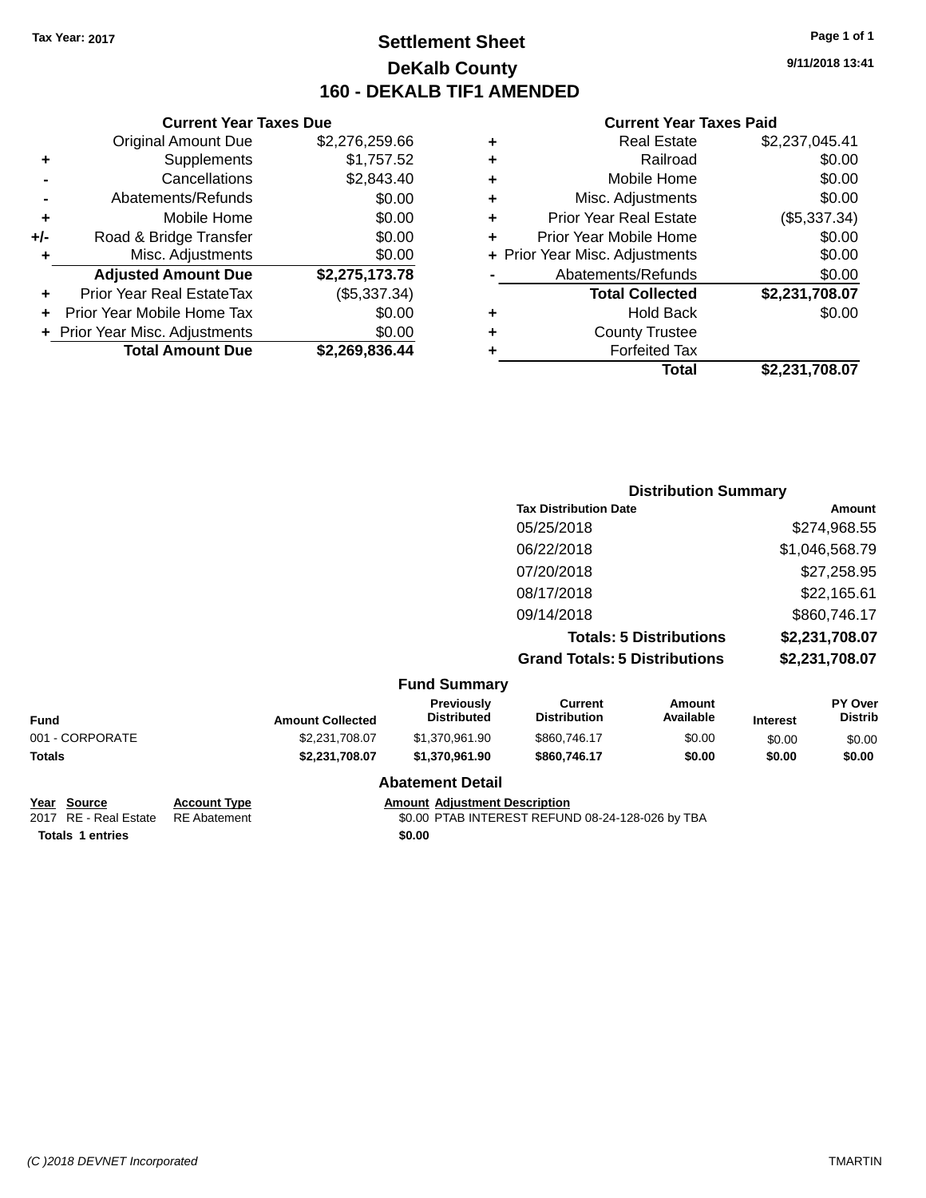Tax Year: 2017

# Settlement Sheet

## DeKalb County

## 160 - DEKALB TIF1 AMENDED

9/11/2018 13:41

### Current Year Taxes Due

| | | |
|---|---|---|
| | Original Amount Due | $2,276,259.66 |
| + | Supplements | $1,757.52 |
| - | Cancellations | $2,843.40 |
| - | Abatements/Refunds | $0.00 |
| + | Mobile Home | $0.00 |
| +/- | Road & Bridge Transfer | $0.00 |
| + | Misc. Adjustments | $0.00 |
| | **Adjusted Amount Due** | **$2,275,173.78** |
| + | Prior Year Real EstateTax | ($5,337.34) |
| + | Prior Year Mobile Home Tax | $0.00 |
| + | Prior Year Misc. Adjustments | $0.00 |
| | **Total Amount Due** | **$2,269,836.44** |

### Current Year Taxes Paid

| | | |
|---|---|---|
| + | Real Estate | $2,237,045.41 |
| + | Railroad | $0.00 |
| + | Mobile Home | $0.00 |
| + | Misc. Adjustments | $0.00 |
| + | Prior Year Real Estate | ($5,337.34) |
| + | Prior Year Mobile Home | $0.00 |
| + | Prior Year Misc. Adjustments | $0.00 |
| - | Abatements/Refunds | $0.00 |
| | **Total Collected** | **$2,231,708.07** |
| + | Hold Back | $0.00 |
| + | County Trustee | |
| + | Forfeited Tax | |
| | **Total** | **$2,231,708.07** |

### Distribution Summary

| Tax Distribution Date | Amount |
|---|---|
| 05/25/2018 | $274,968.55 |
| 06/22/2018 | $1,046,568.79 |
| 07/20/2018 | $27,258.95 |
| 08/17/2018 | $22,165.61 |
| 09/14/2018 | $860,746.17 |
| **Totals: 5 Distributions** | **$2,231,708.07** |
| **Grand Totals: 5 Distributions** | **$2,231,708.07** |

### Fund Summary

| Fund | Amount Collected | Previously Distributed | Current Distribution | Amount Available | Interest | PY Over Distrib |
|---|---|---|---|---|---|---|
| 001 - CORPORATE | $2,231,708.07 | $1,370,961.90 | $860,746.17 | $0.00 | $0.00 | $0.00 |
| **Totals** | **$2,231,708.07** | **$1,370,961.90** | **$860,746.17** | **$0.00** | **$0.00** | **$0.00** |

### Abatement Detail

| Year | Source | Account Type | Amount | Adjustment Description |
|---|---|---|---|---|
| 2017 | RE - Real Estate | RE Abatement | $0.00 | PTAB INTEREST REFUND 08-24-128-026 by TBA |
| **Totals 1 entries** | | | **$0.00** | |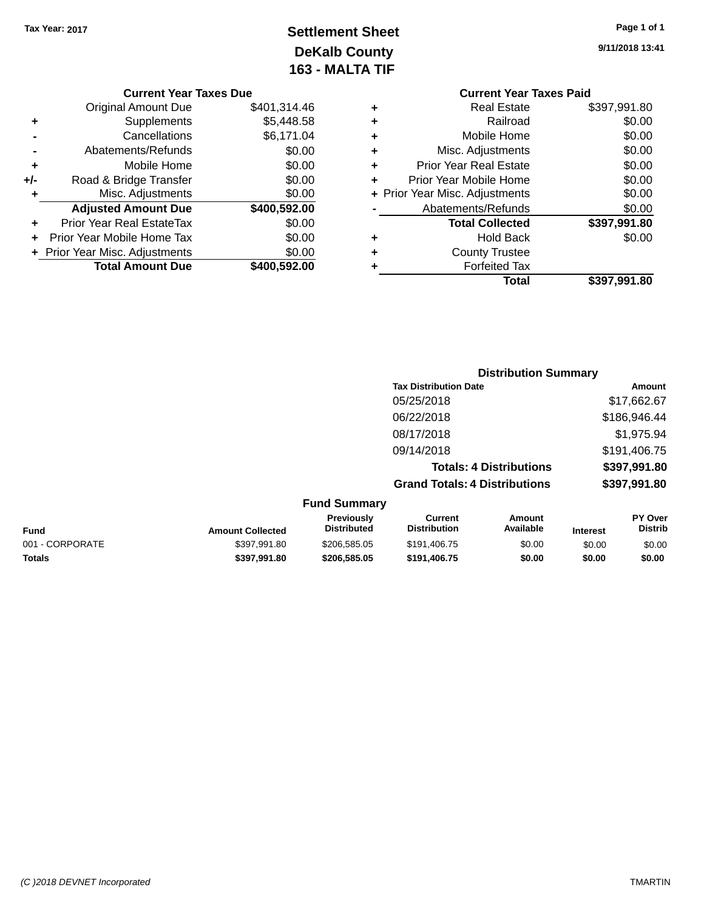Tax Year: 2017

# Settlement Sheet

## DeKalb County

## 163 - MALTA TIF

9/11/2018 13:41

### Current Year Taxes Due

| | | |
|---|---|---|
| | Original Amount Due | $401,314.46 |
| + | Supplements | $5,448.58 |
| - | Cancellations | $6,171.04 |
| - | Abatements/Refunds | $0.00 |
| + | Mobile Home | $0.00 |
| +/- | Road & Bridge Transfer | $0.00 |
| + | Misc. Adjustments | $0.00 |
| | **Adjusted Amount Due** | **$400,592.00** |
| + | Prior Year Real EstateTax | $0.00 |
| + | Prior Year Mobile Home Tax | $0.00 |
| + | Prior Year Misc. Adjustments | $0.00 |
| | **Total Amount Due** | **$400,592.00** |

### Current Year Taxes Paid

| | | |
|---|---|---|
| + | Real Estate | $397,991.80 |
| + | Railroad | $0.00 |
| + | Mobile Home | $0.00 |
| + | Misc. Adjustments | $0.00 |
| + | Prior Year Real Estate | $0.00 |
| + | Prior Year Mobile Home | $0.00 |
| + | Prior Year Misc. Adjustments | $0.00 |
| - | Abatements/Refunds | $0.00 |
| | **Total Collected** | **$397,991.80** |
| + | Hold Back | $0.00 |
| + | County Trustee | |
| + | Forfeited Tax | |
| | **Total** | **$397,991.80** |

### Distribution Summary

| Tax Distribution Date | Amount |
|---|---|
| 05/25/2018 | $17,662.67 |
| 06/22/2018 | $186,946.44 |
| 08/17/2018 | $1,975.94 |
| 09/14/2018 | $191,406.75 |
| **Totals: 4 Distributions** | **$397,991.80** |
| **Grand Totals: 4 Distributions** | **$397,991.80** |

### Fund Summary

| Fund | Amount Collected | Previously Distributed | Current Distribution | Amount Available | Interest | PY Over Distrib |
|---|---|---|---|---|---|---|
| 001 - CORPORATE | $397,991.80 | $206,585.05 | $191,406.75 | $0.00 | $0.00 | $0.00 |
| **Totals** | **$397,991.80** | **$206,585.05** | **$191,406.75** | **$0.00** | **$0.00** | **$0.00** |

(C )2018 DEVNET Incorporated TMARTIN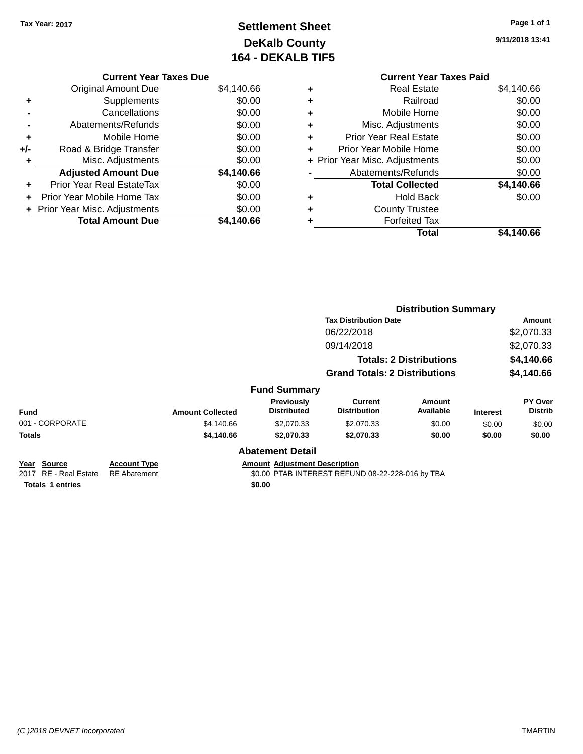Tax Year: 2017

# Settlement Sheet
## DeKalb County
## 164 - DEKALB TIF5

9/11/2018 13:41

### Current Year Taxes Due

| | | |
|---|---|---|
| | Original Amount Due | $4,140.66 |
| + | Supplements | $0.00 |
| - | Cancellations | $0.00 |
| - | Abatements/Refunds | $0.00 |
| + | Mobile Home | $0.00 |
| +/- | Road & Bridge Transfer | $0.00 |
| + | Misc. Adjustments | $0.00 |
| | **Adjusted Amount Due** | **$4,140.66** |
| + | Prior Year Real EstateTax | $0.00 |
| + | Prior Year Mobile Home Tax | $0.00 |
| + | Prior Year Misc. Adjustments | $0.00 |
| | **Total Amount Due** | **$4,140.66** |

### Current Year Taxes Paid

| | | |
|---|---|---|
| + | Real Estate | $4,140.66 |
| + | Railroad | $0.00 |
| + | Mobile Home | $0.00 |
| + | Misc. Adjustments | $0.00 |
| + | Prior Year Real Estate | $0.00 |
| + | Prior Year Mobile Home | $0.00 |
| + | Prior Year Misc. Adjustments | $0.00 |
| - | Abatements/Refunds | $0.00 |
| | **Total Collected** | **$4,140.66** |
| + | Hold Back | $0.00 |
| + | County Trustee | |
| + | Forfeited Tax | |
| | **Total** | **$4,140.66** |

### Distribution Summary

| Tax Distribution Date | Amount |
|---|---|
| 06/22/2018 | $2,070.33 |
| 09/14/2018 | $2,070.33 |
| **Totals: 2 Distributions** | **$4,140.66** |
| **Grand Totals: 2 Distributions** | **$4,140.66** |

### Fund Summary

| Fund | Amount Collected | Previously Distributed | Current Distribution | Amount Available | Interest | PY Over Distrib |
|---|---|---|---|---|---|---|
| 001 - CORPORATE | $4,140.66 | $2,070.33 | $2,070.33 | $0.00 | $0.00 | $0.00 |
| **Totals** | **$4,140.66** | **$2,070.33** | **$2,070.33** | **$0.00** | **$0.00** | **$0.00** |

### Abatement Detail

| Year | Source | Account Type | Amount | Adjustment Description |
|---|---|---|---|---|
| 2017 | RE - Real Estate | RE Abatement | $0.00 | PTAB INTEREST REFUND 08-22-228-016 by TBA |
| **Totals 1 entries** | | | **$0.00** | |

(C )2018 DEVNET Incorporated TMARTIN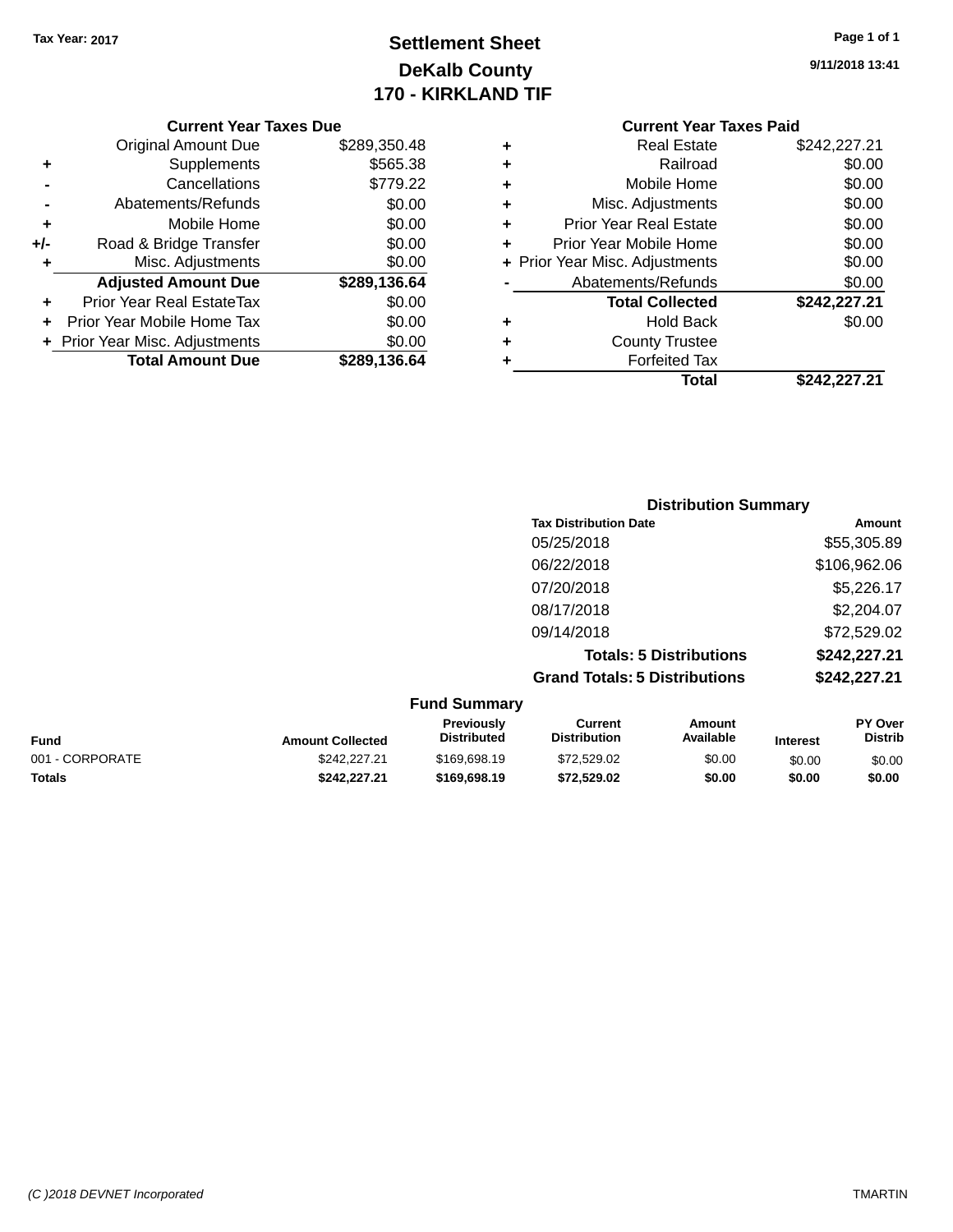Tax Year: 2017

# Settlement Sheet

## DeKalb County

## 170 - KIRKLAND TIF

9/11/2018 13:41

### Current Year Taxes Due

| | | |
|---|---|---|
| | Original Amount Due | $289,350.48 |
| + | Supplements | $565.38 |
| - | Cancellations | $779.22 |
| - | Abatements/Refunds | $0.00 |
| + | Mobile Home | $0.00 |
| +/- | Road & Bridge Transfer | $0.00 |
| + | Misc. Adjustments | $0.00 |
| | **Adjusted Amount Due** | **$289,136.64** |
| + | Prior Year Real EstateTax | $0.00 |
| + | Prior Year Mobile Home Tax | $0.00 |
| + | Prior Year Misc. Adjustments | $0.00 |
| | **Total Amount Due** | **$289,136.64** |

### Current Year Taxes Paid

| | | |
|---|---|---|
| + | Real Estate | $242,227.21 |
| + | Railroad | $0.00 |
| + | Mobile Home | $0.00 |
| + | Misc. Adjustments | $0.00 |
| + | Prior Year Real Estate | $0.00 |
| + | Prior Year Mobile Home | $0.00 |
| + | Prior Year Misc. Adjustments | $0.00 |
| - | Abatements/Refunds | $0.00 |
| | **Total Collected** | **$242,227.21** |
| + | Hold Back | $0.00 |
| + | County Trustee | |
| + | Forfeited Tax | |
| | **Total** | **$242,227.21** |

### Distribution Summary

| Tax Distribution Date | Amount |
|---|---|
| 05/25/2018 | $55,305.89 |
| 06/22/2018 | $106,962.06 |
| 07/20/2018 | $5,226.17 |
| 08/17/2018 | $2,204.07 |
| 09/14/2018 | $72,529.02 |
| **Totals: 5 Distributions** | **$242,227.21** |
| **Grand Totals: 5 Distributions** | **$242,227.21** |

### Fund Summary

| Fund | Amount Collected | Previously Distributed | Current Distribution | Amount Available | Interest | PY Over Distrib |
|---|---|---|---|---|---|---|
| 001 - CORPORATE | $242,227.21 | $169,698.19 | $72,529.02 | $0.00 | $0.00 | $0.00 |
| **Totals** | **$242,227.21** | **$169,698.19** | **$72,529.02** | **$0.00** | **$0.00** | **$0.00** |

(C )2018 DEVNET Incorporated TMARTIN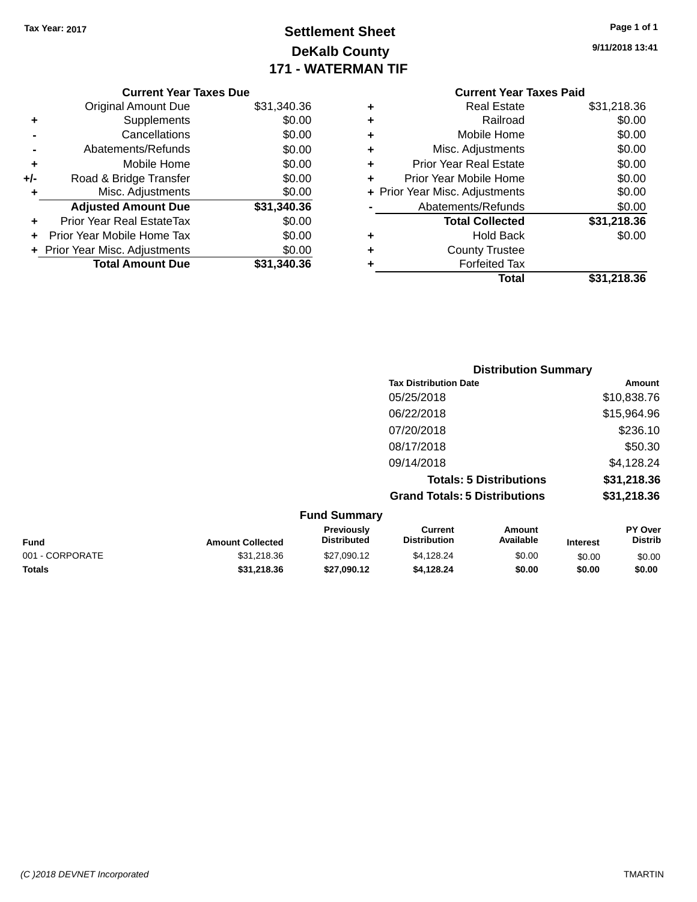Tax Year: 2017

# Settlement Sheet
## DeKalb County
## 171 - WATERMAN TIF

9/11/2018 13:41

### Current Year Taxes Due

| | | |
|---|---|---|
| | Original Amount Due | $31,340.36 |
| + | Supplements | $0.00 |
| - | Cancellations | $0.00 |
| - | Abatements/Refunds | $0.00 |
| + | Mobile Home | $0.00 |
| +/- | Road & Bridge Transfer | $0.00 |
| + | Misc. Adjustments | $0.00 |
| | **Adjusted Amount Due** | **$31,340.36** |
| + | Prior Year Real EstateTax | $0.00 |
| + | Prior Year Mobile Home Tax | $0.00 |
| + | Prior Year Misc. Adjustments | $0.00 |
| | **Total Amount Due** | **$31,340.36** |

### Current Year Taxes Paid

| | | |
|---|---|---|
| + | Real Estate | $31,218.36 |
| + | Railroad | $0.00 |
| + | Mobile Home | $0.00 |
| + | Misc. Adjustments | $0.00 |
| + | Prior Year Real Estate | $0.00 |
| + | Prior Year Mobile Home | $0.00 |
| + | Prior Year Misc. Adjustments | $0.00 |
| - | Abatements/Refunds | $0.00 |
| | **Total Collected** | **$31,218.36** |
| + | Hold Back | $0.00 |
| + | County Trustee | |
| + | Forfeited Tax | |
| | **Total** | **$31,218.36** |

### Distribution Summary

| Tax Distribution Date | Amount |
|---|---|
| 05/25/2018 | $10,838.76 |
| 06/22/2018 | $15,964.96 |
| 07/20/2018 | $236.10 |
| 08/17/2018 | $50.30 |
| 09/14/2018 | $4,128.24 |
| **Totals: 5 Distributions** | **$31,218.36** |
| **Grand Totals: 5 Distributions** | **$31,218.36** |

### Fund Summary

| Fund | Amount Collected | Previously Distributed | Current Distribution | Amount Available | Interest | PY Over Distrib |
|---|---|---|---|---|---|---|
| 001 - CORPORATE | $31,218.36 | $27,090.12 | $4,128.24 | $0.00 | $0.00 | $0.00 |
| **Totals** | **$31,218.36** | **$27,090.12** | **$4,128.24** | **$0.00** | **$0.00** | **$0.00** |

*(C )2018 DEVNET Incorporated* TMARTIN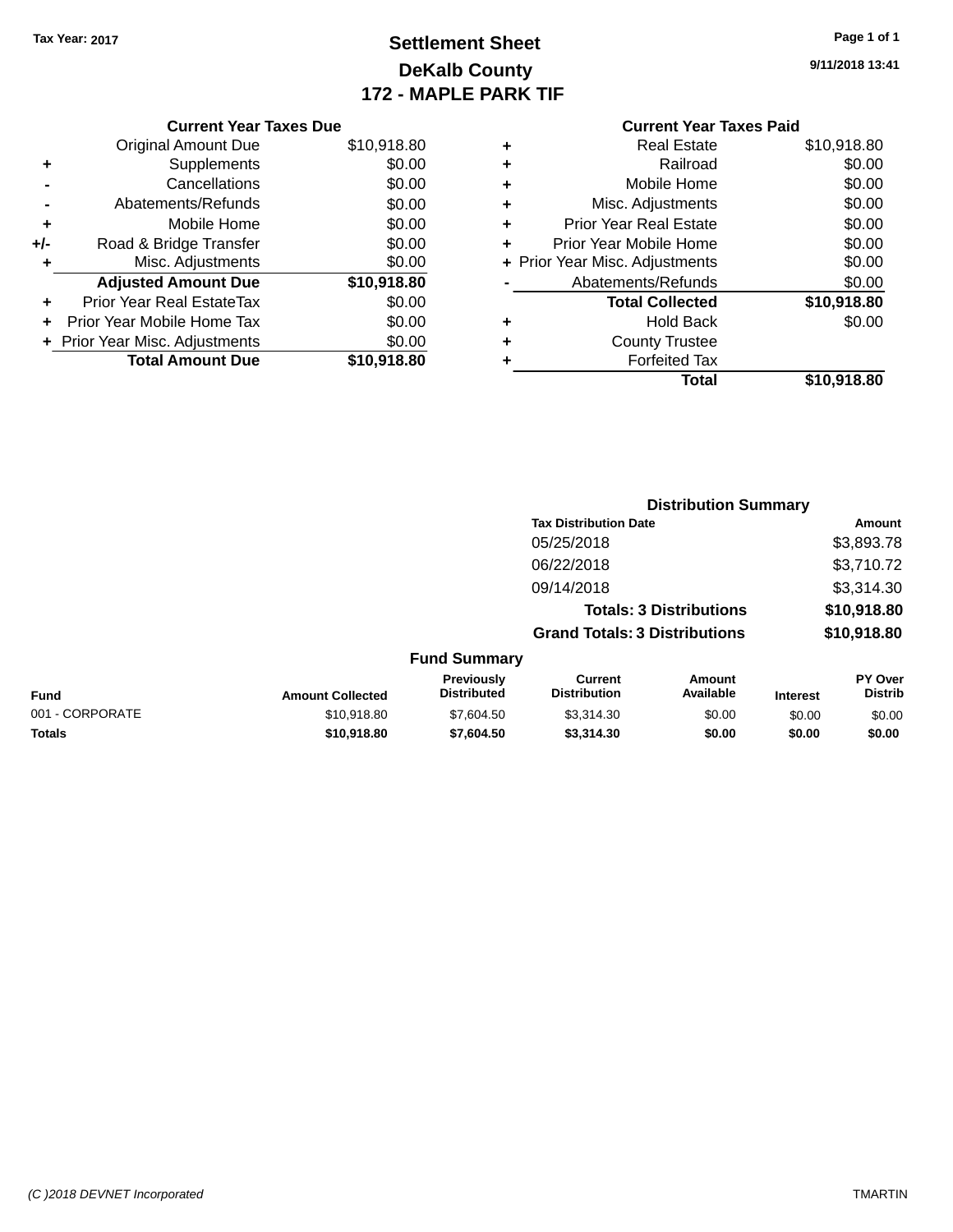Tax Year: 2017

# Settlement Sheet
## DeKalb County
## 172 - MAPLE PARK TIF

9/11/2018 13:41

### Current Year Taxes Due

| | | |
|---|---|---|
| | Original Amount Due | $10,918.80 |
| + | Supplements | $0.00 |
| - | Cancellations | $0.00 |
| - | Abatements/Refunds | $0.00 |
| + | Mobile Home | $0.00 |
| +/- | Road & Bridge Transfer | $0.00 |
| + | Misc. Adjustments | $0.00 |
| | **Adjusted Amount Due** | **$10,918.80** |
| + | Prior Year Real EstateTax | $0.00 |
| + | Prior Year Mobile Home Tax | $0.00 |
| + | Prior Year Misc. Adjustments | $0.00 |
| | **Total Amount Due** | **$10,918.80** |

### Current Year Taxes Paid

| | | |
|---|---|---|
| + | Real Estate | $10,918.80 |
| + | Railroad | $0.00 |
| + | Mobile Home | $0.00 |
| + | Misc. Adjustments | $0.00 |
| + | Prior Year Real Estate | $0.00 |
| + | Prior Year Mobile Home | $0.00 |
| + | Prior Year Misc. Adjustments | $0.00 |
| - | Abatements/Refunds | $0.00 |
| | **Total Collected** | **$10,918.80** |
| + | Hold Back | $0.00 |
| + | County Trustee | |
| + | Forfeited Tax | |
| | **Total** | **$10,918.80** |

### Distribution Summary

| Tax Distribution Date | Amount |
|---|---|
| 05/25/2018 | $3,893.78 |
| 06/22/2018 | $3,710.72 |
| 09/14/2018 | $3,314.30 |
| **Totals: 3 Distributions** | **$10,918.80** |
| **Grand Totals: 3 Distributions** | **$10,918.80** |

### Fund Summary

| Fund | Amount Collected | Previously Distributed | Current Distribution | Amount Available | Interest | PY Over Distrib |
|---|---|---|---|---|---|---|
| 001 - CORPORATE | $10,918.80 | $7,604.50 | $3,314.30 | $0.00 | $0.00 | $0.00 |
| **Totals** | **$10,918.80** | **$7,604.50** | **$3,314.30** | **$0.00** | **$0.00** | **$0.00** |

(C )2018 DEVNET Incorporated TMARTIN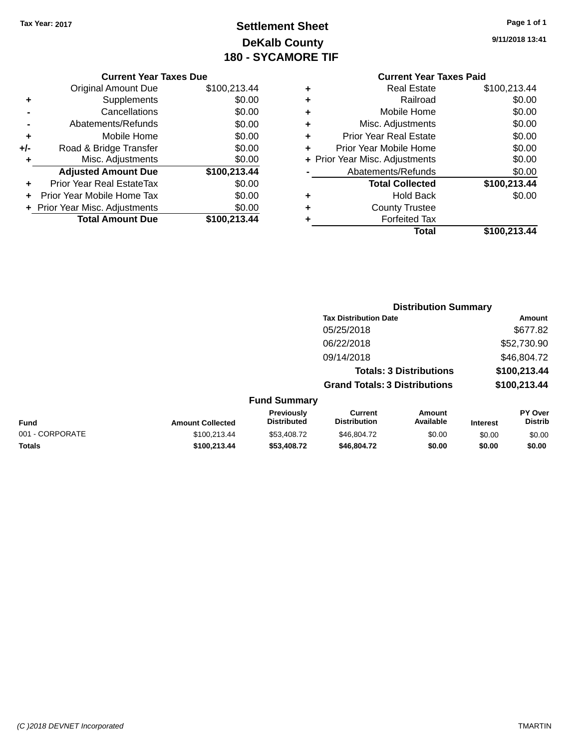Tax Year: 2017

# Settlement Sheet
## DeKalb County
## 180 - SYCAMORE TIF

9/11/2018 13:41

### Current Year Taxes Due

| | | |
|---|---|---|
| | Original Amount Due | $100,213.44 |
| + | Supplements | $0.00 |
| - | Cancellations | $0.00 |
| - | Abatements/Refunds | $0.00 |
| + | Mobile Home | $0.00 |
| +/- | Road & Bridge Transfer | $0.00 |
| + | Misc. Adjustments | $0.00 |
| | **Adjusted Amount Due** | **$100,213.44** |
| + | Prior Year Real EstateTax | $0.00 |
| + | Prior Year Mobile Home Tax | $0.00 |
| + | Prior Year Misc. Adjustments | $0.00 |
| | **Total Amount Due** | **$100,213.44** |

### Current Year Taxes Paid

| | | |
|---|---|---|
| + | Real Estate | $100,213.44 |
| + | Railroad | $0.00 |
| + | Mobile Home | $0.00 |
| + | Misc. Adjustments | $0.00 |
| + | Prior Year Real Estate | $0.00 |
| + | Prior Year Mobile Home | $0.00 |
| + | Prior Year Misc. Adjustments | $0.00 |
| - | Abatements/Refunds | $0.00 |
| | **Total Collected** | **$100,213.44** |
| + | Hold Back | $0.00 |
| + | County Trustee | |
| + | Forfeited Tax | |
| | **Total** | **$100,213.44** |

### Distribution Summary

| Tax Distribution Date | Amount |
|---|---|
| 05/25/2018 | $677.82 |
| 06/22/2018 | $52,730.90 |
| 09/14/2018 | $46,804.72 |
| **Totals: 3 Distributions** | **$100,213.44** |
| **Grand Totals: 3 Distributions** | **$100,213.44** |

### Fund Summary

| Fund | Amount Collected | Previously Distributed | Current Distribution | Amount Available | Interest | PY Over Distrib |
|---|---|---|---|---|---|---|
| 001 - CORPORATE | $100,213.44 | $53,408.72 | $46,804.72 | $0.00 | $0.00 | $0.00 |
| **Totals** | **$100,213.44** | **$53,408.72** | **$46,804.72** | **$0.00** | **$0.00** | **$0.00** |

(C )2018 DEVNET Incorporated TMARTIN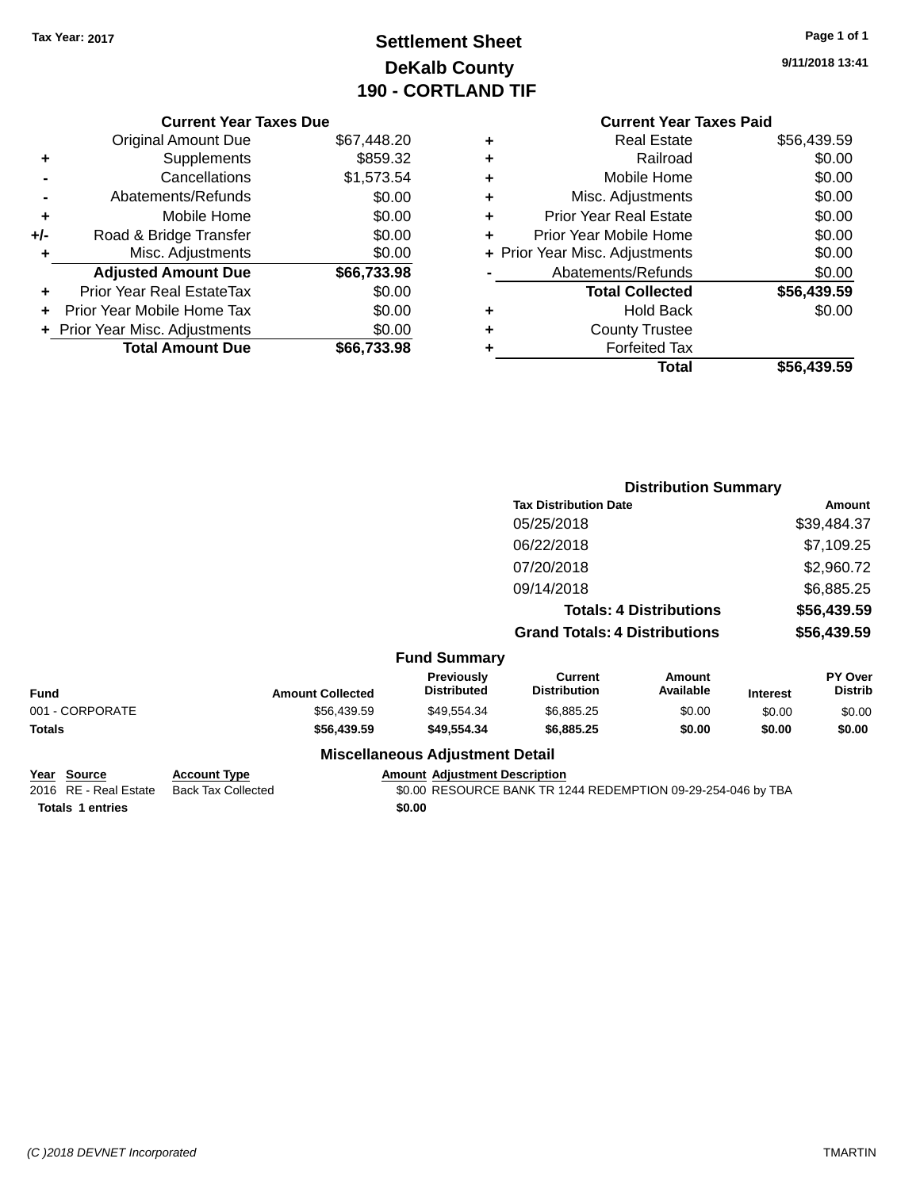Tax Year: 2017

# Settlement Sheet
## DeKalb County
## 190 - CORTLAND TIF

9/11/2018 13:41

### Current Year Taxes Due

| | | |
|---|---|---|
| | Original Amount Due | $67,448.20 |
| + | Supplements | $859.32 |
| - | Cancellations | $1,573.54 |
| - | Abatements/Refunds | $0.00 |
| + | Mobile Home | $0.00 |
| +/- | Road & Bridge Transfer | $0.00 |
| + | Misc. Adjustments | $0.00 |
| | **Adjusted Amount Due** | **$66,733.98** |
| + | Prior Year Real EstateTax | $0.00 |
| + | Prior Year Mobile Home Tax | $0.00 |
| + | Prior Year Misc. Adjustments | $0.00 |
| | **Total Amount Due** | **$66,733.98** |

### Current Year Taxes Paid

| | | |
|---|---|---|
| + | Real Estate | $56,439.59 |
| + | Railroad | $0.00 |
| + | Mobile Home | $0.00 |
| + | Misc. Adjustments | $0.00 |
| + | Prior Year Real Estate | $0.00 |
| + | Prior Year Mobile Home | $0.00 |
| + | Prior Year Misc. Adjustments | $0.00 |
| - | Abatements/Refunds | $0.00 |
| | **Total Collected** | **$56,439.59** |
| + | Hold Back | $0.00 |
| + | County Trustee | |
| + | Forfeited Tax | |
| | **Total** | **$56,439.59** |

### Distribution Summary

| Tax Distribution Date | Amount |
|---|---|
| 05/25/2018 | $39,484.37 |
| 06/22/2018 | $7,109.25 |
| 07/20/2018 | $2,960.72 |
| 09/14/2018 | $6,885.25 |
| **Totals: 4 Distributions** | **$56,439.59** |
| **Grand Totals: 4 Distributions** | **$56,439.59** |

### Fund Summary

| Fund | Amount Collected | Previously Distributed | Current Distribution | Amount Available | Interest | PY Over Distrib |
|---|---|---|---|---|---|---|
| 001 - CORPORATE | $56,439.59 | $49,554.34 | $6,885.25 | $0.00 | $0.00 | $0.00 |
| **Totals** | **$56,439.59** | **$49,554.34** | **$6,885.25** | **$0.00** | **$0.00** | **$0.00** |

### Miscellaneous Adjustment Detail

| Year | Source | Account Type | Amount | Adjustment Description |
|---|---|---|---|---|
| 2016 | RE - Real Estate | Back Tax Collected | $0.00 | RESOURCE BANK TR 1244 REDEMPTION 09-29-254-046 by TBA |
| **Totals 1 entries** | | | **$0.00** | |

(C )2018 DEVNET Incorporated TMARTIN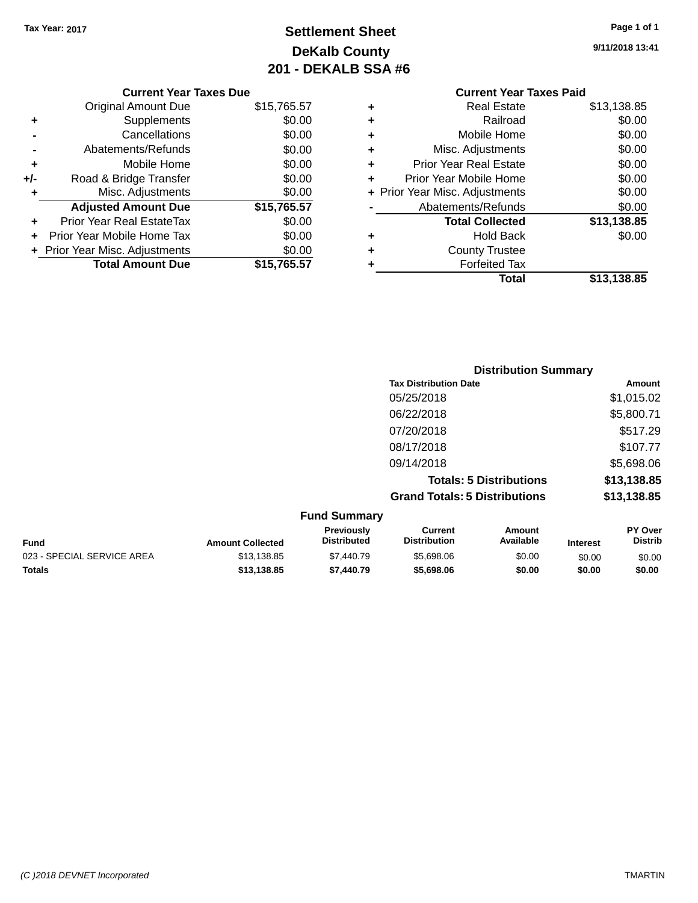Tax Year: 2017

# Settlement Sheet
## DeKalb County
## 201 - DEKALB SSA #6

9/11/2018 13:41

### Current Year Taxes Due

| | | |
|---|---|---|
| | Original Amount Due | $15,765.57 |
| + | Supplements | $0.00 |
| - | Cancellations | $0.00 |
| - | Abatements/Refunds | $0.00 |
| + | Mobile Home | $0.00 |
| +/- | Road & Bridge Transfer | $0.00 |
| + | Misc. Adjustments | $0.00 |
| | **Adjusted Amount Due** | **$15,765.57** |
| + | Prior Year Real EstateTax | $0.00 |
| + | Prior Year Mobile Home Tax | $0.00 |
| + | Prior Year Misc. Adjustments | $0.00 |
| | **Total Amount Due** | **$15,765.57** |

### Current Year Taxes Paid

| | | |
|---|---|---|
| + | Real Estate | $13,138.85 |
| + | Railroad | $0.00 |
| + | Mobile Home | $0.00 |
| + | Misc. Adjustments | $0.00 |
| + | Prior Year Real Estate | $0.00 |
| + | Prior Year Mobile Home | $0.00 |
| + | Prior Year Misc. Adjustments | $0.00 |
| - | Abatements/Refunds | $0.00 |
| | **Total Collected** | **$13,138.85** |
| + | Hold Back | $0.00 |
| + | County Trustee | |
| + | Forfeited Tax | |
| | **Total** | **$13,138.85** |

### Distribution Summary

| Tax Distribution Date | Amount |
|---|---|
| 05/25/2018 | $1,015.02 |
| 06/22/2018 | $5,800.71 |
| 07/20/2018 | $517.29 |
| 08/17/2018 | $107.77 |
| 09/14/2018 | $5,698.06 |
| **Totals: 5 Distributions** | **$13,138.85** |
| **Grand Totals: 5 Distributions** | **$13,138.85** |

### Fund Summary

| Fund | Amount Collected | Previously Distributed | Current Distribution | Amount Available | Interest | PY Over Distrib |
|---|---|---|---|---|---|---|
| 023 - SPECIAL SERVICE AREA | $13,138.85 | $7,440.79 | $5,698.06 | $0.00 | $0.00 | $0.00 |
| **Totals** | **$13,138.85** | **$7,440.79** | **$5,698.06** | **$0.00** | **$0.00** | **$0.00** |

(C )2018 DEVNET Incorporated TMARTIN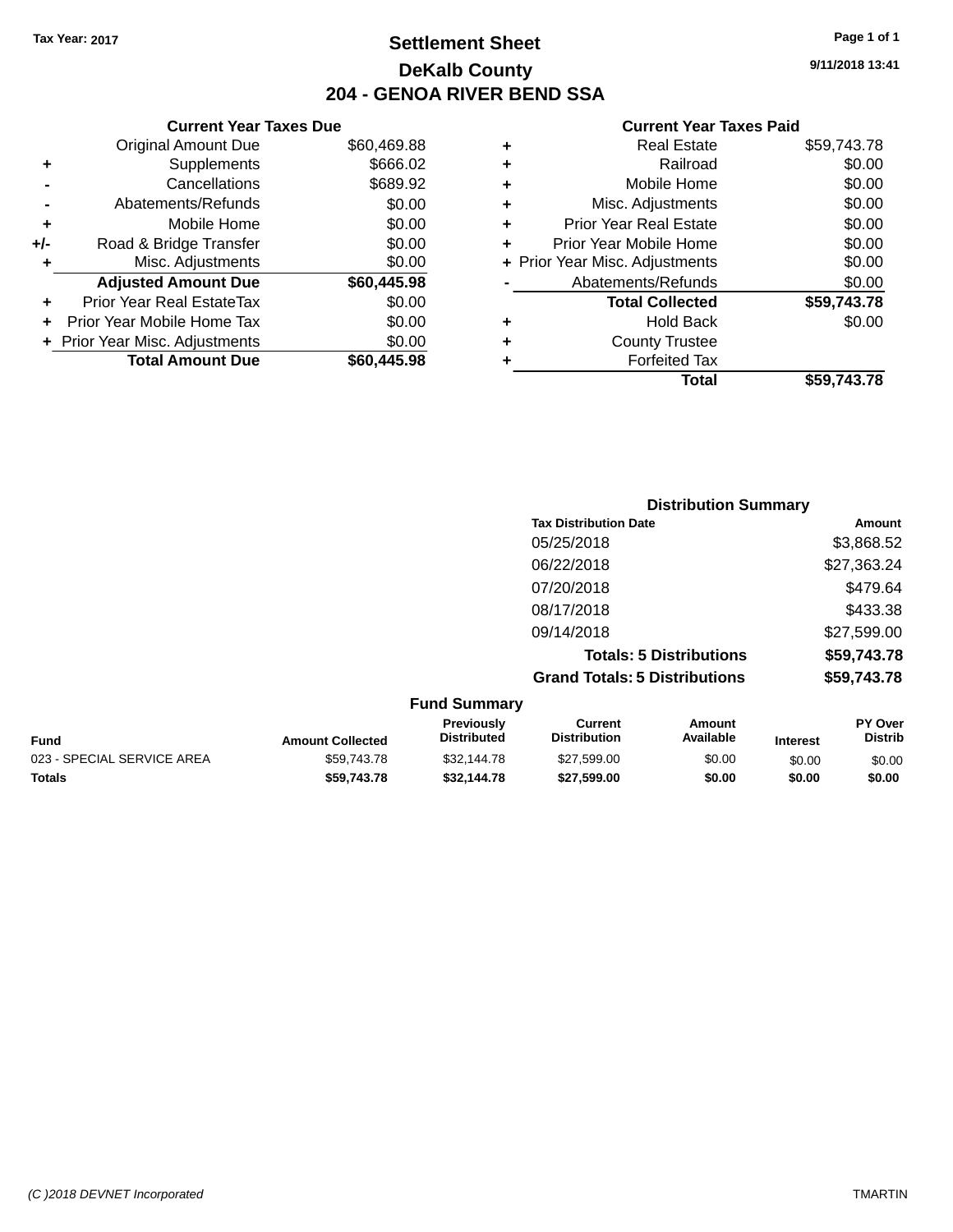Tax Year: 2017

# Settlement Sheet

## DeKalb County

## 204 - GENOA RIVER BEND SSA

9/11/2018 13:41

### Current Year Taxes Due

| | | |
|---|---|---|
| | Original Amount Due | $60,469.88 |
| + | Supplements | $666.02 |
| - | Cancellations | $689.92 |
| - | Abatements/Refunds | $0.00 |
| + | Mobile Home | $0.00 |
| +/- | Road & Bridge Transfer | $0.00 |
| + | Misc. Adjustments | $0.00 |
| | **Adjusted Amount Due** | **$60,445.98** |
| + | Prior Year Real EstateTax | $0.00 |
| + | Prior Year Mobile Home Tax | $0.00 |
| + | Prior Year Misc. Adjustments | $0.00 |
| | **Total Amount Due** | **$60,445.98** |

### Current Year Taxes Paid

| | | |
|---|---|---|
| + | Real Estate | $59,743.78 |
| + | Railroad | $0.00 |
| + | Mobile Home | $0.00 |
| + | Misc. Adjustments | $0.00 |
| + | Prior Year Real Estate | $0.00 |
| + | Prior Year Mobile Home | $0.00 |
| + | Prior Year Misc. Adjustments | $0.00 |
| - | Abatements/Refunds | $0.00 |
| | **Total Collected** | **$59,743.78** |
| + | Hold Back | $0.00 |
| + | County Trustee | |
| + | Forfeited Tax | |
| | **Total** | **$59,743.78** |

### Distribution Summary

| Tax Distribution Date | Amount |
|---|---|
| 05/25/2018 | $3,868.52 |
| 06/22/2018 | $27,363.24 |
| 07/20/2018 | $479.64 |
| 08/17/2018 | $433.38 |
| 09/14/2018 | $27,599.00 |
| **Totals: 5 Distributions** | **$59,743.78** |
| **Grand Totals: 5 Distributions** | **$59,743.78** |

### Fund Summary

| Fund | Amount Collected | Previously Distributed | Current Distribution | Amount Available | Interest | PY Over Distrib |
|---|---|---|---|---|---|---|
| 023 - SPECIAL SERVICE AREA | $59,743.78 | $32,144.78 | $27,599.00 | $0.00 | $0.00 | $0.00 |
| **Totals** | **$59,743.78** | **$32,144.78** | **$27,599.00** | **$0.00** | **$0.00** | **$0.00** |

(C )2018 DEVNET Incorporated TMARTIN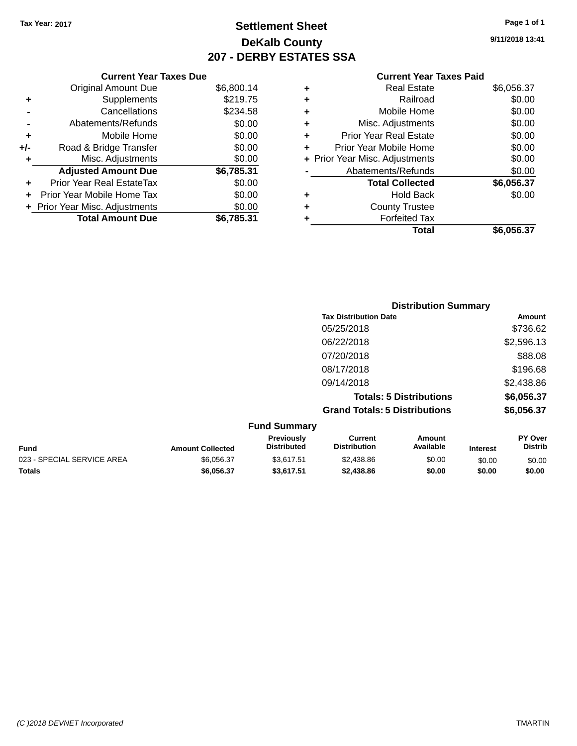Tax Year: 2017

# Settlement Sheet

## DeKalb County

## 207 - DERBY ESTATES SSA

9/11/2018 13:41

| | Current Year Taxes Due | |
|---|---|---|
| | Original Amount Due | $6,800.14 |
| + | Supplements | $219.75 |
| - | Cancellations | $234.58 |
| - | Abatements/Refunds | $0.00 |
| + | Mobile Home | $0.00 |
| +/- | Road & Bridge Transfer | $0.00 |
| + | Misc. Adjustments | $0.00 |
| | **Adjusted Amount Due** | **$6,785.31** |
| + | Prior Year Real EstateTax | $0.00 |
| + | Prior Year Mobile Home Tax | $0.00 |
| + | Prior Year Misc. Adjustments | $0.00 |
| | **Total Amount Due** | **$6,785.31** |

| | Current Year Taxes Paid | |
|---|---|---|
| + | Real Estate | $6,056.37 |
| + | Railroad | $0.00 |
| + | Mobile Home | $0.00 |
| + | Misc. Adjustments | $0.00 |
| + | Prior Year Real Estate | $0.00 |
| + | Prior Year Mobile Home | $0.00 |
| + | Prior Year Misc. Adjustments | $0.00 |
| - | Abatements/Refunds | $0.00 |
| | **Total Collected** | **$6,056.37** |
| + | Hold Back | $0.00 |
| + | County Trustee | |
| + | Forfeited Tax | |
| | **Total** | **$6,056.37** |

**Distribution Summary**

| Tax Distribution Date | Amount |
|---|---|
| 05/25/2018 | $736.62 |
| 06/22/2018 | $2,596.13 |
| 07/20/2018 | $88.08 |
| 08/17/2018 | $196.68 |
| 09/14/2018 | $2,438.86 |
| **Totals: 5 Distributions** | **$6,056.37** |
| **Grand Totals: 5 Distributions** | **$6,056.37** |

**Fund Summary**

| Fund | Amount Collected | Previously Distributed | Current Distribution | Amount Available | Interest | PY Over Distrib |
|---|---|---|---|---|---|---|
| 023 - SPECIAL SERVICE AREA | $6,056.37 | $3,617.51 | $2,438.86 | $0.00 | $0.00 | $0.00 |
| **Totals** | **$6,056.37** | **$3,617.51** | **$2,438.86** | **$0.00** | **$0.00** | **$0.00** |

(C )2018 DEVNET Incorporated TMARTIN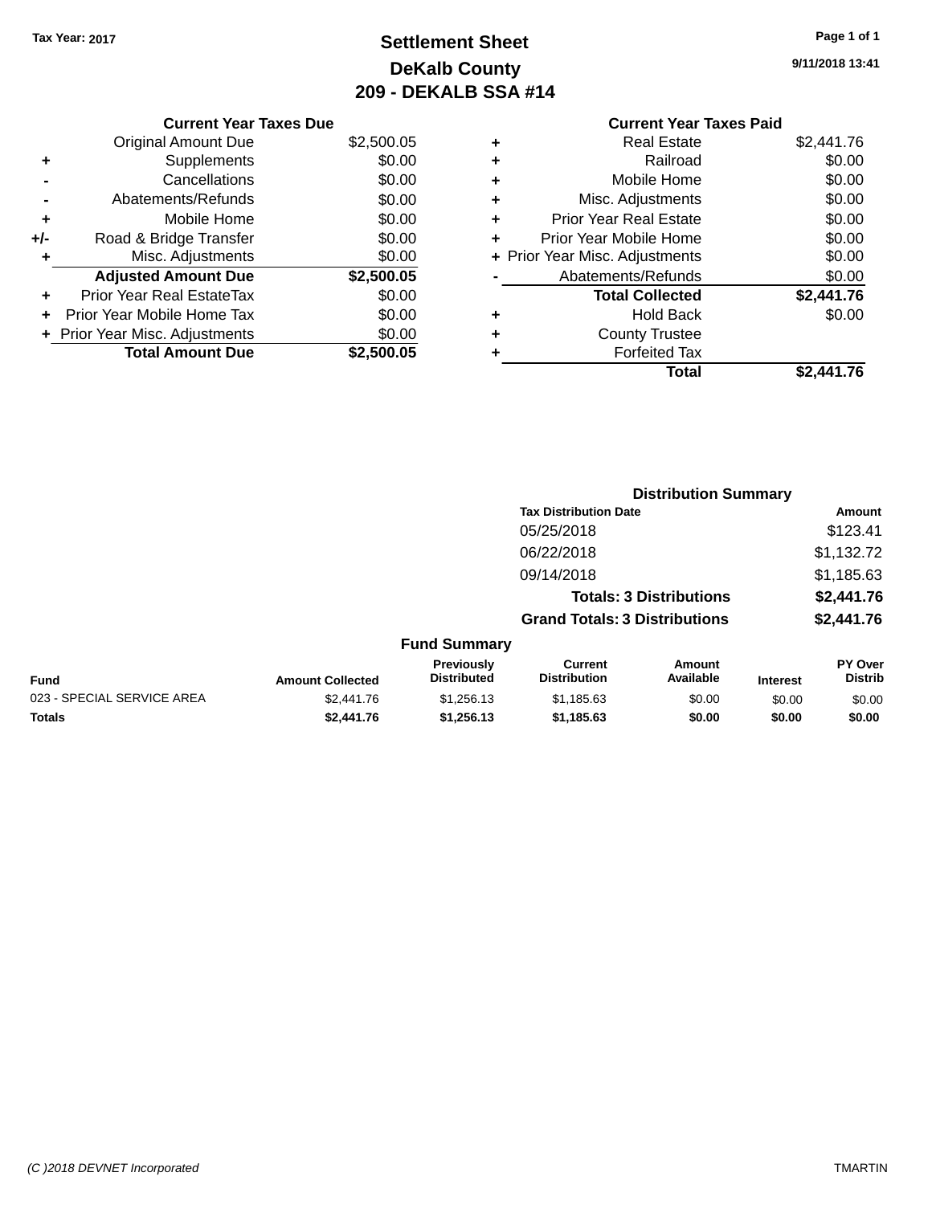**Tax Year: 2017**

# Settlement Sheet

## DeKalb County

## 209 - DEKALB SSA #14

9/11/2018 13:41

| | Current Year Taxes Due | |
|---|---|---|
| | Original Amount Due | $2,500.05 |
| + | Supplements | $0.00 |
| - | Cancellations | $0.00 |
| - | Abatements/Refunds | $0.00 |
| + | Mobile Home | $0.00 |
| +/- | Road & Bridge Transfer | $0.00 |
| + | Misc. Adjustments | $0.00 |
| | **Adjusted Amount Due** | **$2,500.05** |
| + | Prior Year Real EstateTax | $0.00 |
| + | Prior Year Mobile Home Tax | $0.00 |
| + | Prior Year Misc. Adjustments | $0.00 |
| | **Total Amount Due** | **$2,500.05** |

| | Current Year Taxes Paid | |
|---|---|---|
| + | Real Estate | $2,441.76 |
| + | Railroad | $0.00 |
| + | Mobile Home | $0.00 |
| + | Misc. Adjustments | $0.00 |
| + | Prior Year Real Estate | $0.00 |
| + | Prior Year Mobile Home | $0.00 |
| + | Prior Year Misc. Adjustments | $0.00 |
| - | Abatements/Refunds | $0.00 |
| | **Total Collected** | **$2,441.76** |
| + | Hold Back | $0.00 |
| + | County Trustee | |
| + | Forfeited Tax | |
| | **Total** | **$2,441.76** |

### Distribution Summary

| Tax Distribution Date | Amount |
|---|---|
| 05/25/2018 | $123.41 |
| 06/22/2018 | $1,132.72 |
| 09/14/2018 | $1,185.63 |
| **Totals: 3 Distributions** | **$2,441.76** |
| **Grand Totals: 3 Distributions** | **$2,441.76** |

### Fund Summary

| Fund | Amount Collected | Previously Distributed | Current Distribution | Amount Available | Interest | PY Over Distrib |
|---|---|---|---|---|---|---|
| 023 - SPECIAL SERVICE AREA | $2,441.76 | $1,256.13 | $1,185.63 | $0.00 | $0.00 | $0.00 |
| **Totals** | **$2,441.76** | **$1,256.13** | **$1,185.63** | **$0.00** | **$0.00** | **$0.00** |

(C )2018 DEVNET Incorporated TMARTIN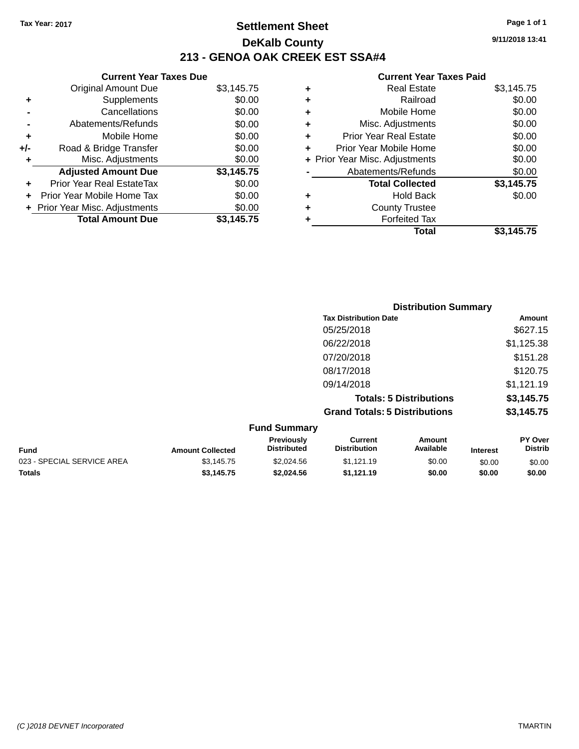Tax Year: 2017

# Settlement Sheet

## DeKalb County

## 213 - GENOA OAK CREEK EST SSA#4

9/11/2018 13:41

### Current Year Taxes Due

| | | |
|---|---|---|
| | Original Amount Due | $3,145.75 |
| + | Supplements | $0.00 |
| - | Cancellations | $0.00 |
| - | Abatements/Refunds | $0.00 |
| + | Mobile Home | $0.00 |
| +/- | Road & Bridge Transfer | $0.00 |
| + | Misc. Adjustments | $0.00 |
| | **Adjusted Amount Due** | **$3,145.75** |
| + | Prior Year Real EstateTax | $0.00 |
| + | Prior Year Mobile Home Tax | $0.00 |
| + | Prior Year Misc. Adjustments | $0.00 |
| | **Total Amount Due** | **$3,145.75** |

### Current Year Taxes Paid

| | | |
|---|---|---|
| + | Real Estate | $3,145.75 |
| + | Railroad | $0.00 |
| + | Mobile Home | $0.00 |
| + | Misc. Adjustments | $0.00 |
| + | Prior Year Real Estate | $0.00 |
| + | Prior Year Mobile Home | $0.00 |
| + | Prior Year Misc. Adjustments | $0.00 |
| - | Abatements/Refunds | $0.00 |
| | **Total Collected** | **$3,145.75** |
| + | Hold Back | $0.00 |
| + | County Trustee | |
| + | Forfeited Tax | |
| | **Total** | **$3,145.75** |

### Distribution Summary

| Tax Distribution Date | Amount |
|---|---|
| 05/25/2018 | $627.15 |
| 06/22/2018 | $1,125.38 |
| 07/20/2018 | $151.28 |
| 08/17/2018 | $120.75 |
| 09/14/2018 | $1,121.19 |
| **Totals: 5 Distributions** | **$3,145.75** |
| **Grand Totals: 5 Distributions** | **$3,145.75** |

### Fund Summary

| Fund | Amount Collected | Previously Distributed | Current Distribution | Amount Available | Interest | PY Over Distrib |
|---|---|---|---|---|---|---|
| 023 - SPECIAL SERVICE AREA | $3,145.75 | $2,024.56 | $1,121.19 | $0.00 | $0.00 | $0.00 |
| **Totals** | **$3,145.75** | **$2,024.56** | **$1,121.19** | **$0.00** | **$0.00** | **$0.00** |

(C )2018 DEVNET Incorporated TMARTIN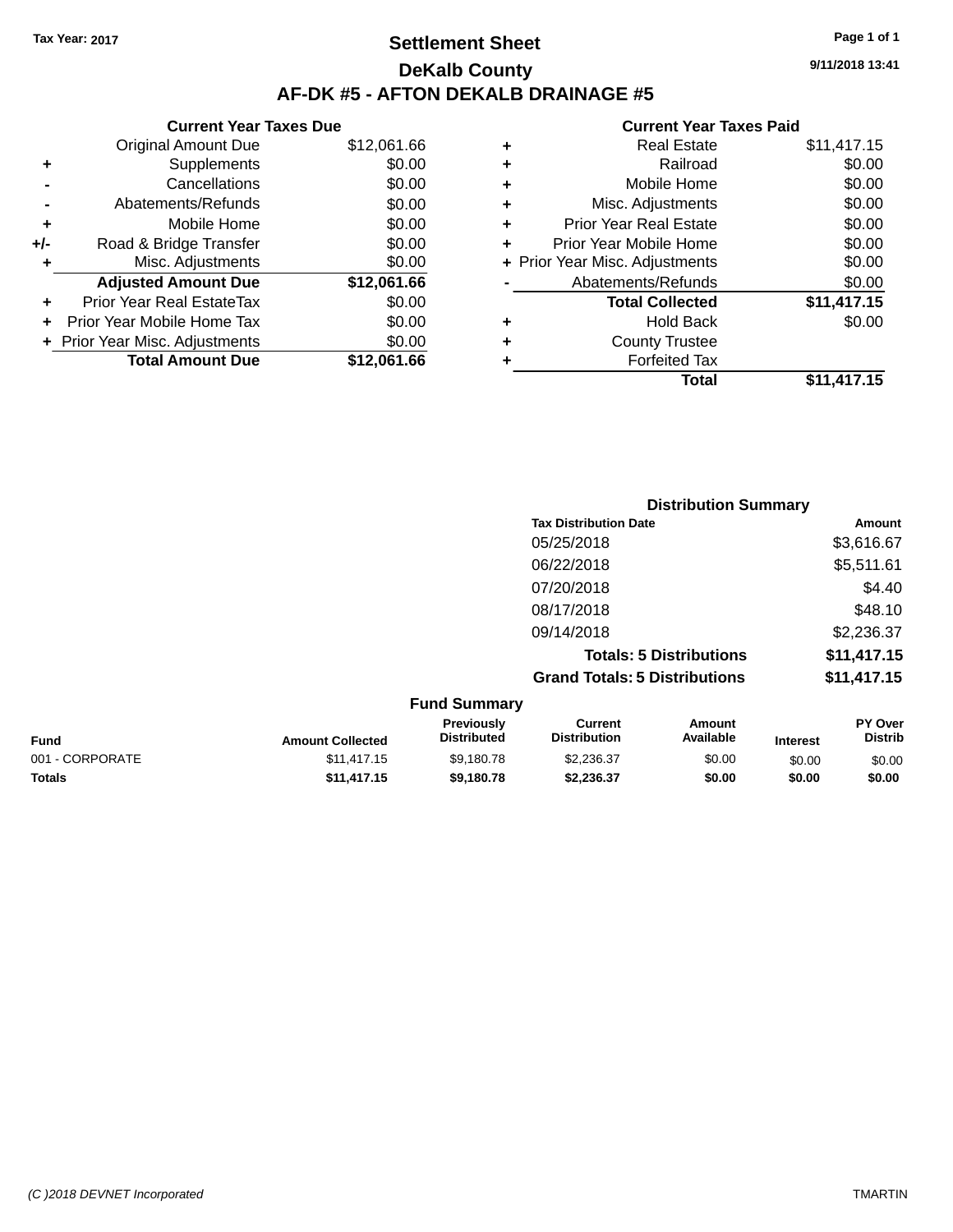Tax Year: 2017

# Settlement Sheet

## DeKalb County

## AF-DK #5 - AFTON DEKALB DRAINAGE #5

9/11/2018 13:41

**Current Year Taxes Due**

| | | |
|---|---|---|
| | Original Amount Due | $12,061.66 |
| + | Supplements | $0.00 |
| - | Cancellations | $0.00 |
| - | Abatements/Refunds | $0.00 |
| + | Mobile Home | $0.00 |
| +/- | Road & Bridge Transfer | $0.00 |
| + | Misc. Adjustments | $0.00 |
| | **Adjusted Amount Due** | **$12,061.66** |
| + | Prior Year Real EstateTax | $0.00 |
| + | Prior Year Mobile Home Tax | $0.00 |
| + | Prior Year Misc. Adjustments | $0.00 |
| | **Total Amount Due** | **$12,061.66** |

**Current Year Taxes Paid**

| | | |
|---|---|---|
| + | Real Estate | $11,417.15 |
| + | Railroad | $0.00 |
| + | Mobile Home | $0.00 |
| + | Misc. Adjustments | $0.00 |
| + | Prior Year Real Estate | $0.00 |
| + | Prior Year Mobile Home | $0.00 |
| + | Prior Year Misc. Adjustments | $0.00 |
| - | Abatements/Refunds | $0.00 |
| | **Total Collected** | **$11,417.15** |
| + | Hold Back | $0.00 |
| + | County Trustee | |
| + | Forfeited Tax | |
| | **Total** | **$11,417.15** |

**Distribution Summary**

| Tax Distribution Date | Amount |
|---|---|
| 05/25/2018 | $3,616.67 |
| 06/22/2018 | $5,511.61 |
| 07/20/2018 | $4.40 |
| 08/17/2018 | $48.10 |
| 09/14/2018 | $2,236.37 |
| **Totals: 5 Distributions** | **$11,417.15** |
| **Grand Totals: 5 Distributions** | **$11,417.15** |

**Fund Summary**

| Fund | Amount Collected | Previously Distributed | Current Distribution | Amount Available | Interest | PY Over Distrib |
|---|---|---|---|---|---|---|
| 001 - CORPORATE | $11,417.15 | $9,180.78 | $2,236.37 | $0.00 | $0.00 | $0.00 |
| **Totals** | **$11,417.15** | **$9,180.78** | **$2,236.37** | **$0.00** | **$0.00** | **$0.00** |

(C )2018 DEVNET Incorporated TMARTIN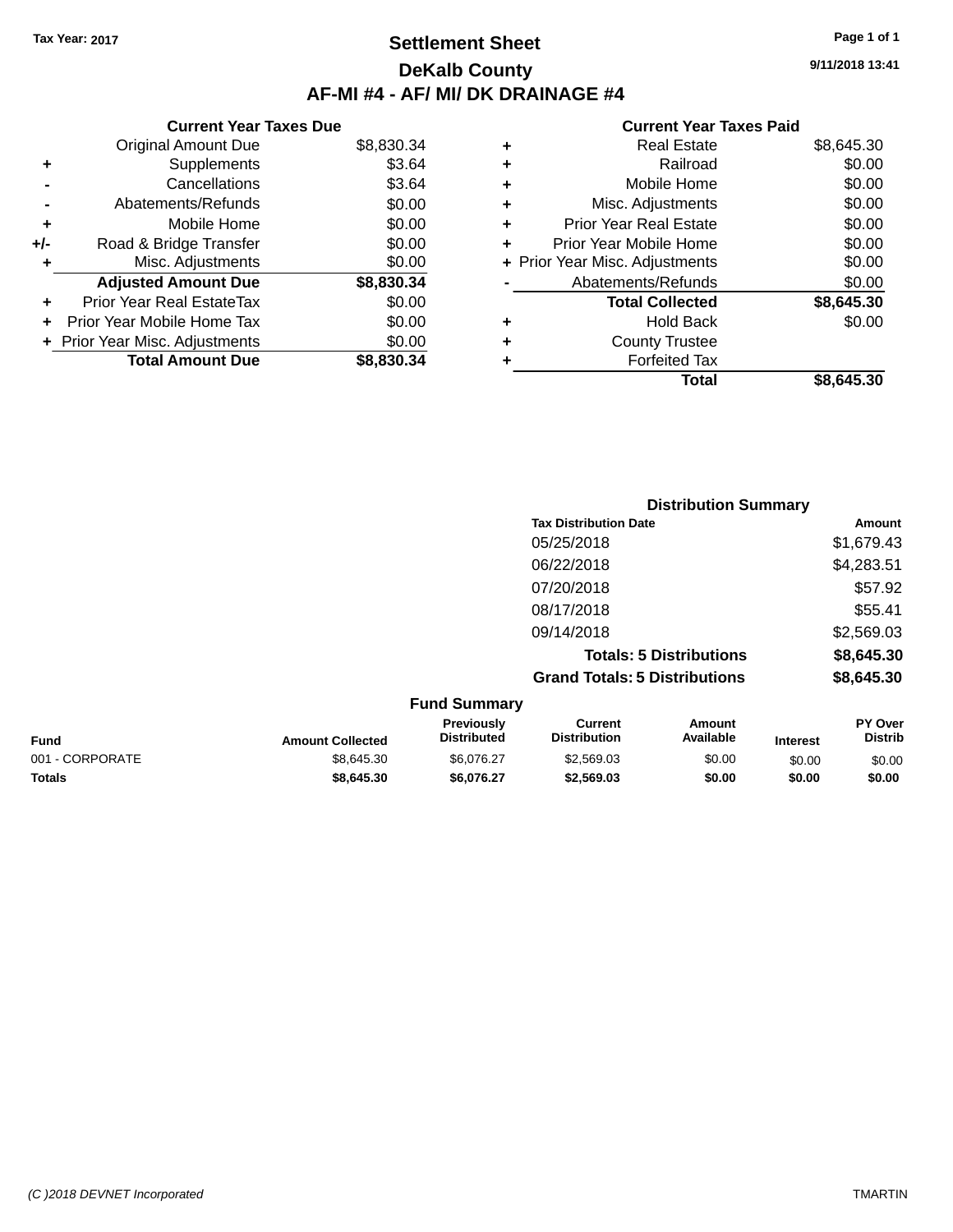Tax Year: 2017

# Settlement Sheet

## DeKalb County

## AF-MI #4 - AF/ MI/ DK DRAINAGE #4

9/11/2018 13:41

### Current Year Taxes Due

| | | |
|---|---|---|
| | Original Amount Due | $8,830.34 |
| + | Supplements | $3.64 |
| - | Cancellations | $3.64 |
| - | Abatements/Refunds | $0.00 |
| + | Mobile Home | $0.00 |
| +/- | Road & Bridge Transfer | $0.00 |
| + | Misc. Adjustments | $0.00 |
| | **Adjusted Amount Due** | **$8,830.34** |
| + | Prior Year Real EstateTax | $0.00 |
| + | Prior Year Mobile Home Tax | $0.00 |
| + | Prior Year Misc. Adjustments | $0.00 |
| | **Total Amount Due** | **$8,830.34** |

### Current Year Taxes Paid

| | | |
|---|---|---|
| + | Real Estate | $8,645.30 |
| + | Railroad | $0.00 |
| + | Mobile Home | $0.00 |
| + | Misc. Adjustments | $0.00 |
| + | Prior Year Real Estate | $0.00 |
| + | Prior Year Mobile Home | $0.00 |
| + | Prior Year Misc. Adjustments | $0.00 |
| - | Abatements/Refunds | $0.00 |
| | **Total Collected** | **$8,645.30** |
| + | Hold Back | $0.00 |
| + | County Trustee | |
| + | Forfeited Tax | |
| | **Total** | **$8,645.30** |

### Distribution Summary

| Tax Distribution Date | Amount |
|---|---|
| 05/25/2018 | $1,679.43 |
| 06/22/2018 | $4,283.51 |
| 07/20/2018 | $57.92 |
| 08/17/2018 | $55.41 |
| 09/14/2018 | $2,569.03 |
| **Totals: 5 Distributions** | **$8,645.30** |
| **Grand Totals: 5 Distributions** | **$8,645.30** |

### Fund Summary

| Fund | Amount Collected | Previously Distributed | Current Distribution | Amount Available | Interest | PY Over Distrib |
|---|---|---|---|---|---|---|
| 001 - CORPORATE | $8,645.30 | $6,076.27 | $2,569.03 | $0.00 | $0.00 | $0.00 |
| **Totals** | **$8,645.30** | **$6,076.27** | **$2,569.03** | **$0.00** | **$0.00** | **$0.00** |

(C )2018 DEVNET Incorporated TMARTIN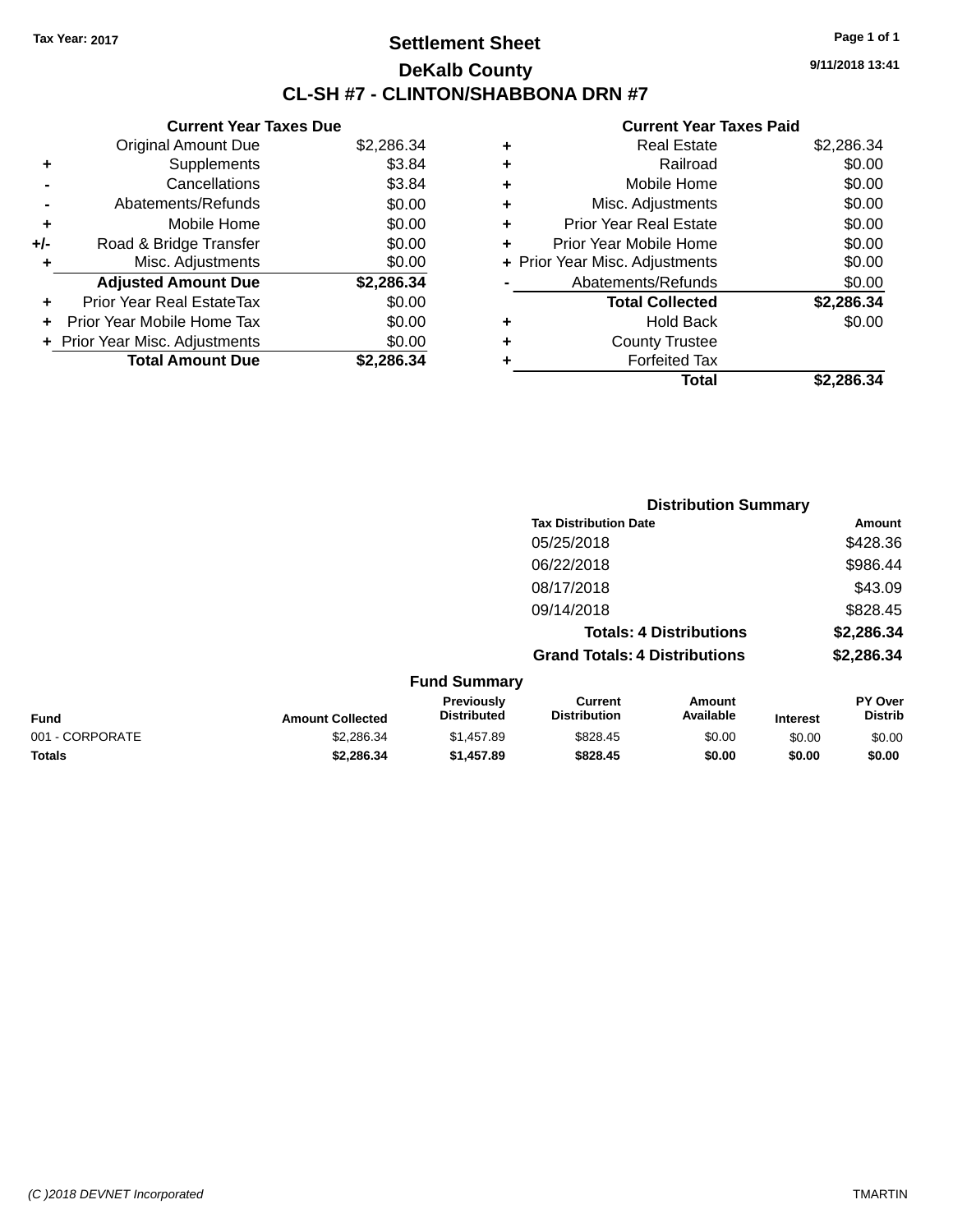Tax Year: 2017

# Settlement Sheet

## DeKalb County

## CL-SH #7 - CLINTON/SHABBONA DRN #7

9/11/2018 13:41

### Current Year Taxes Due

| | | |
|---|---|---|
| | Original Amount Due | $2,286.34 |
| + | Supplements | $3.84 |
| - | Cancellations | $3.84 |
| - | Abatements/Refunds | $0.00 |
| + | Mobile Home | $0.00 |
| +/- | Road & Bridge Transfer | $0.00 |
| + | Misc. Adjustments | $0.00 |
| | **Adjusted Amount Due** | **$2,286.34** |
| + | Prior Year Real EstateTax | $0.00 |
| + | Prior Year Mobile Home Tax | $0.00 |
| + | Prior Year Misc. Adjustments | $0.00 |
| | **Total Amount Due** | **$2,286.34** |

### Current Year Taxes Paid

| | | |
|---|---|---|
| + | Real Estate | $2,286.34 |
| + | Railroad | $0.00 |
| + | Mobile Home | $0.00 |
| + | Misc. Adjustments | $0.00 |
| + | Prior Year Real Estate | $0.00 |
| + | Prior Year Mobile Home | $0.00 |
| + | Prior Year Misc. Adjustments | $0.00 |
| - | Abatements/Refunds | $0.00 |
| | **Total Collected** | **$2,286.34** |
| + | Hold Back | $0.00 |
| + | County Trustee | |
| + | Forfeited Tax | |
| | **Total** | **$2,286.34** |

### Distribution Summary

| Tax Distribution Date | Amount |
|---|---|
| 05/25/2018 | $428.36 |
| 06/22/2018 | $986.44 |
| 08/17/2018 | $43.09 |
| 09/14/2018 | $828.45 |
| **Totals: 4 Distributions** | **$2,286.34** |
| **Grand Totals: 4 Distributions** | **$2,286.34** |

### Fund Summary

| Fund | Amount Collected | Previously Distributed | Current Distribution | Amount Available | Interest | PY Over Distrib |
|---|---|---|---|---|---|---|
| 001 - CORPORATE | $2,286.34 | $1,457.89 | $828.45 | $0.00 | $0.00 | $0.00 |
| **Totals** | **$2,286.34** | **$1,457.89** | **$828.45** | **$0.00** | **$0.00** | **$0.00** |

(C )2018 DEVNET Incorporated TMARTIN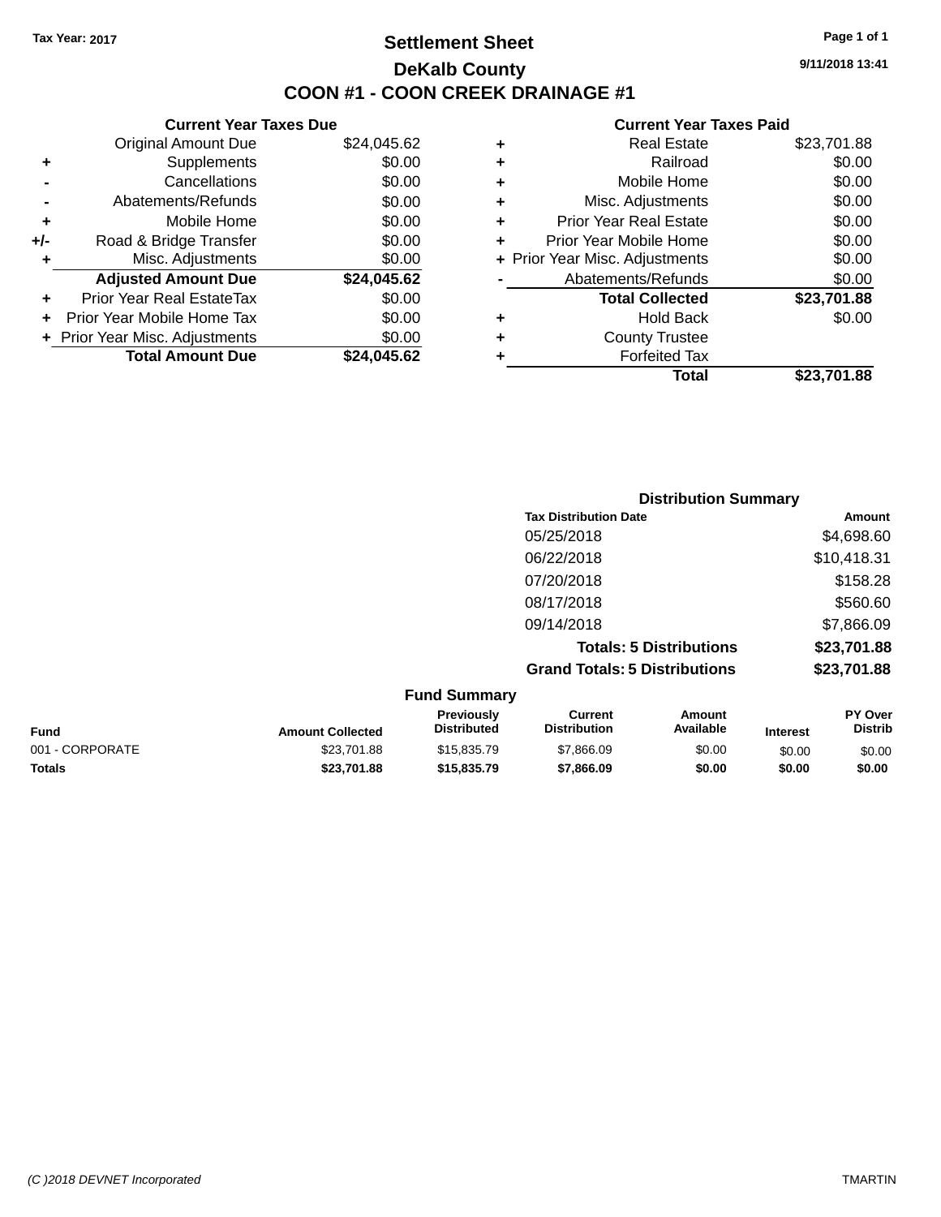Tax Year: 2017

# Settlement Sheet

## DeKalb County

## COON #1 - COON CREEK DRAINAGE #1

9/11/2018 13:41

### Current Year Taxes Due

| | | |
|---|---|---|
| | Original Amount Due | $24,045.62 |
| + | Supplements | $0.00 |
| - | Cancellations | $0.00 |
| - | Abatements/Refunds | $0.00 |
| + | Mobile Home | $0.00 |
| +/- | Road & Bridge Transfer | $0.00 |
| + | Misc. Adjustments | $0.00 |
| | **Adjusted Amount Due** | **$24,045.62** |
| + | Prior Year Real EstateTax | $0.00 |
| + | Prior Year Mobile Home Tax | $0.00 |
| + | Prior Year Misc. Adjustments | $0.00 |
| | **Total Amount Due** | **$24,045.62** |

### Current Year Taxes Paid

| | | |
|---|---|---|
| + | Real Estate | $23,701.88 |
| + | Railroad | $0.00 |
| + | Mobile Home | $0.00 |
| + | Misc. Adjustments | $0.00 |
| + | Prior Year Real Estate | $0.00 |
| + | Prior Year Mobile Home | $0.00 |
| + | Prior Year Misc. Adjustments | $0.00 |
| - | Abatements/Refunds | $0.00 |
| | **Total Collected** | **$23,701.88** |
| + | Hold Back | $0.00 |
| + | County Trustee | |
| + | Forfeited Tax | |
| | **Total** | **$23,701.88** |

### Distribution Summary

| Tax Distribution Date | Amount |
|---|---|
| 05/25/2018 | $4,698.60 |
| 06/22/2018 | $10,418.31 |
| 07/20/2018 | $158.28 |
| 08/17/2018 | $560.60 |
| 09/14/2018 | $7,866.09 |
| **Totals: 5 Distributions** | **$23,701.88** |
| **Grand Totals: 5 Distributions** | **$23,701.88** |

### Fund Summary

| Fund | Amount Collected | Previously Distributed | Current Distribution | Amount Available | Interest | PY Over Distrib |
|---|---|---|---|---|---|---|
| 001 - CORPORATE | $23,701.88 | $15,835.79 | $7,866.09 | $0.00 | $0.00 | $0.00 |
| **Totals** | **$23,701.88** | **$15,835.79** | **$7,866.09** | **$0.00** | **$0.00** | **$0.00** |

(C )2018 DEVNET Incorporated TMARTIN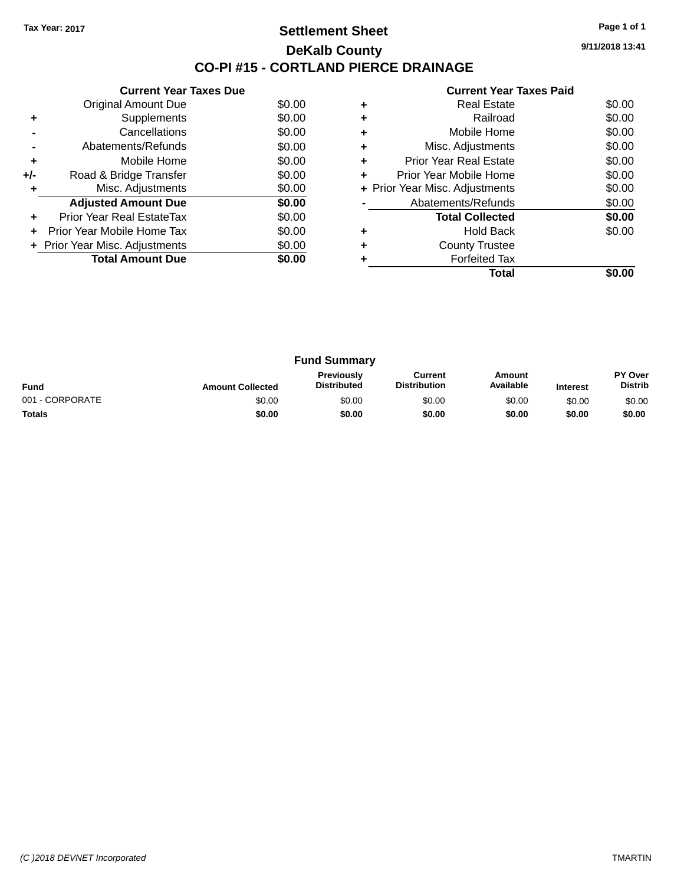Tax Year: 2017

# Settlement Sheet

## DeKalb County

## CO-PI #15 - CORTLAND PIERCE DRAINAGE

9/11/2018 13:41

### Current Year Taxes Due

| | | |
|---|---|---|
| | Original Amount Due | $0.00 |
| + | Supplements | $0.00 |
| - | Cancellations | $0.00 |
| - | Abatements/Refunds | $0.00 |
| + | Mobile Home | $0.00 |
| +/- | Road & Bridge Transfer | $0.00 |
| + | Misc. Adjustments | $0.00 |
| | **Adjusted Amount Due** | **$0.00** |
| + | Prior Year Real EstateTax | $0.00 |
| + | Prior Year Mobile Home Tax | $0.00 |
| + | Prior Year Misc. Adjustments | $0.00 |
| | **Total Amount Due** | **$0.00** |

### Current Year Taxes Paid

| | | |
|---|---|---|
| + | Real Estate | $0.00 |
| + | Railroad | $0.00 |
| + | Mobile Home | $0.00 |
| + | Misc. Adjustments | $0.00 |
| + | Prior Year Real Estate | $0.00 |
| + | Prior Year Mobile Home | $0.00 |
| + | Prior Year Misc. Adjustments | $0.00 |
| - | Abatements/Refunds | $0.00 |
| | **Total Collected** | **$0.00** |
| + | Hold Back | $0.00 |
| + | County Trustee | |
| + | Forfeited Tax | |
| | **Total** | **$0.00** |

### Fund Summary

| Fund | Amount Collected | Previously Distributed | Current Distribution | Amount Available | Interest | PY Over Distrib |
|---|---|---|---|---|---|---|
| 001 - CORPORATE | $0.00 | $0.00 | $0.00 | $0.00 | $0.00 | $0.00 |
| **Totals** | **$0.00** | **$0.00** | **$0.00** | **$0.00** | **$0.00** | **$0.00** |

(C )2018 DEVNET Incorporated TMARTIN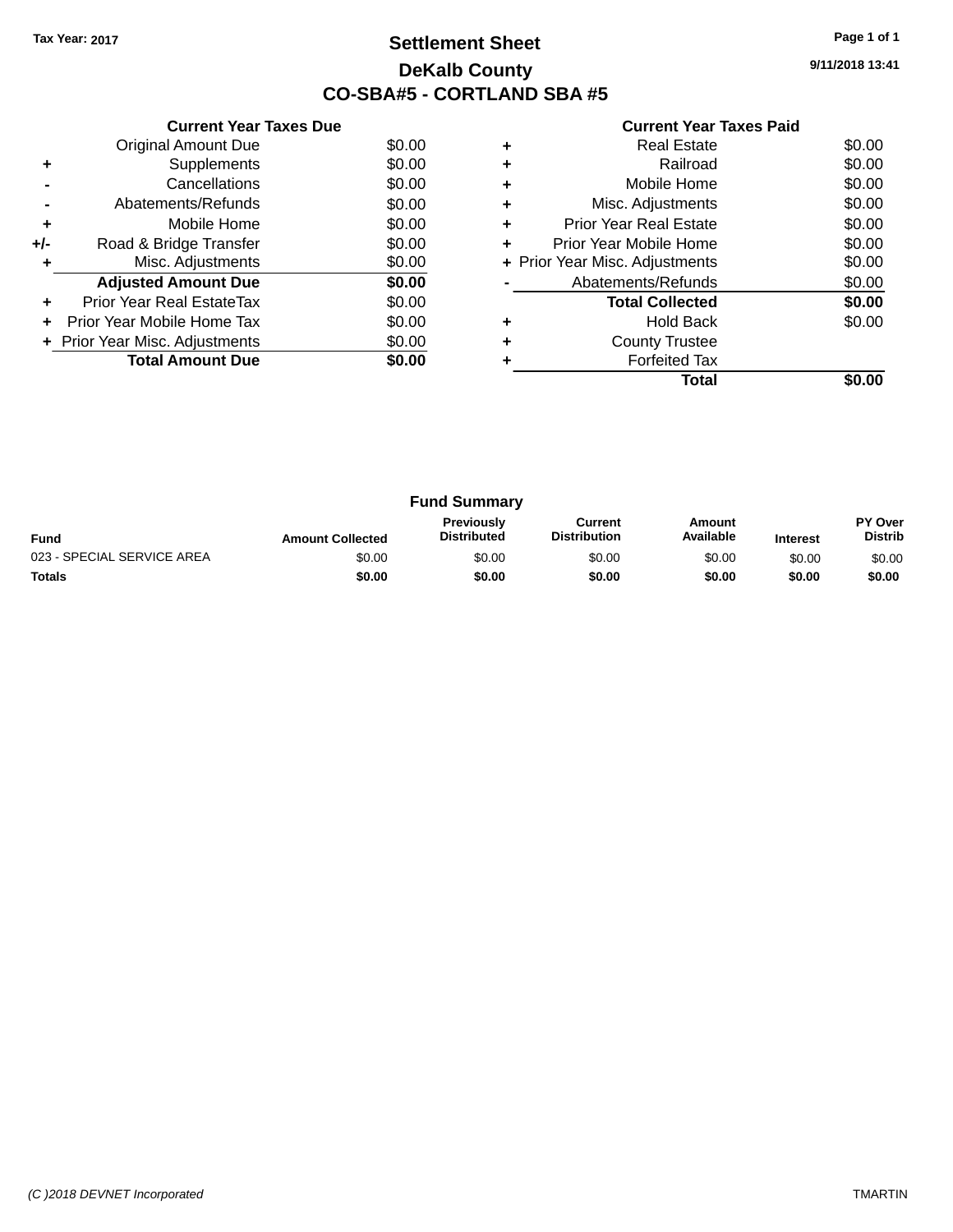Tax Year: 2017

# Settlement Sheet

## DeKalb County

## CO-SBA#5 - CORTLAND SBA #5

9/11/2018 13:41

### Current Year Taxes Due

| | | |
|---|---|---|
| | Original Amount Due | $0.00 |
| + | Supplements | $0.00 |
| - | Cancellations | $0.00 |
| - | Abatements/Refunds | $0.00 |
| + | Mobile Home | $0.00 |
| +/- | Road & Bridge Transfer | $0.00 |
| + | Misc. Adjustments | $0.00 |
| | **Adjusted Amount Due** | **$0.00** |
| + | Prior Year Real EstateTax | $0.00 |
| + | Prior Year Mobile Home Tax | $0.00 |
| + | Prior Year Misc. Adjustments | $0.00 |
| | **Total Amount Due** | **$0.00** |

### Current Year Taxes Paid

| | | |
|---|---|---|
| + | Real Estate | $0.00 |
| + | Railroad | $0.00 |
| + | Mobile Home | $0.00 |
| + | Misc. Adjustments | $0.00 |
| + | Prior Year Real Estate | $0.00 |
| + | Prior Year Mobile Home | $0.00 |
| + | Prior Year Misc. Adjustments | $0.00 |
| - | Abatements/Refunds | $0.00 |
| | **Total Collected** | **$0.00** |
| + | Hold Back | $0.00 |
| + | County Trustee | |
| + | Forfeited Tax | |
| | **Total** | **$0.00** |

### Fund Summary

| Fund | Amount Collected | Previously Distributed | Current Distribution | Amount Available | Interest | PY Over Distrib |
|---|---|---|---|---|---|---|
| 023 - SPECIAL SERVICE AREA | $0.00 | $0.00 | $0.00 | $0.00 | $0.00 | $0.00 |
| **Totals** | **$0.00** | **$0.00** | **$0.00** | **$0.00** | **$0.00** | **$0.00** |

(C )2018 DEVNET Incorporated TMARTIN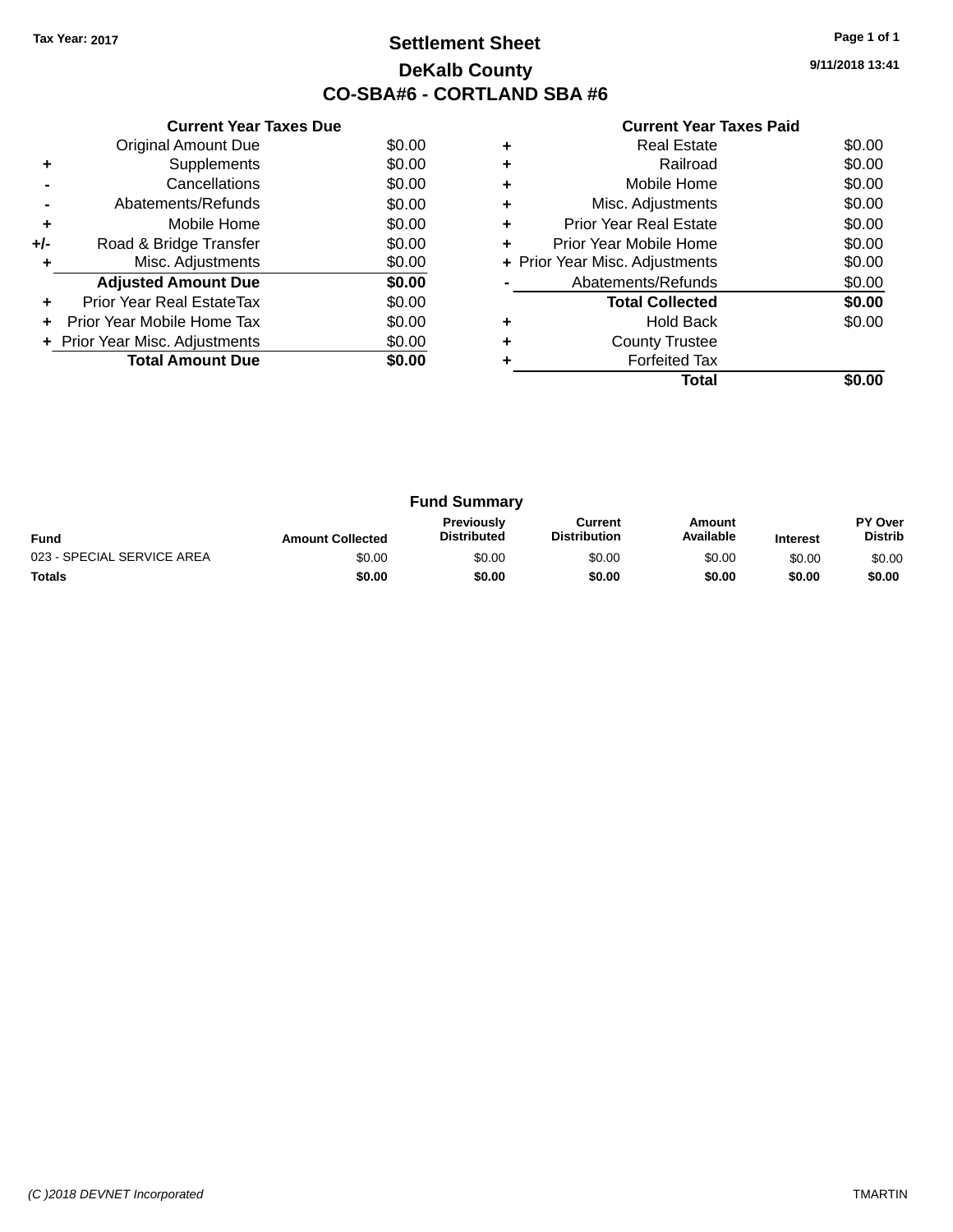Tax Year: 2017

# Settlement Sheet

## DeKalb County

## CO-SBA#6 - CORTLAND SBA #6

9/11/2018 13:41

**Current Year Taxes Due**

| | | |
|---|---|---|
| | Original Amount Due | $0.00 |
| + | Supplements | $0.00 |
| - | Cancellations | $0.00 |
| - | Abatements/Refunds | $0.00 |
| + | Mobile Home | $0.00 |
| +/- | Road & Bridge Transfer | $0.00 |
| + | Misc. Adjustments | $0.00 |
| | **Adjusted Amount Due** | **$0.00** |
| + | Prior Year Real EstateTax | $0.00 |
| + | Prior Year Mobile Home Tax | $0.00 |
| + | Prior Year Misc. Adjustments | $0.00 |
| | **Total Amount Due** | **$0.00** |

**Current Year Taxes Paid**

| | | |
|---|---|---|
| + | Real Estate | $0.00 |
| + | Railroad | $0.00 |
| + | Mobile Home | $0.00 |
| + | Misc. Adjustments | $0.00 |
| + | Prior Year Real Estate | $0.00 |
| + | Prior Year Mobile Home | $0.00 |
| + | Prior Year Misc. Adjustments | $0.00 |
| - | Abatements/Refunds | $0.00 |
| | **Total Collected** | **$0.00** |
| + | Hold Back | $0.00 |
| + | County Trustee | |
| + | Forfeited Tax | |
| | **Total** | **$0.00** |

**Fund Summary**

| Fund | Amount Collected | Previously Distributed | Current Distribution | Amount Available | Interest | PY Over Distrib |
|---|---|---|---|---|---|---|
| 023 - SPECIAL SERVICE AREA | $0.00 | $0.00 | $0.00 | $0.00 | $0.00 | $0.00 |
| **Totals** | **$0.00** | **$0.00** | **$0.00** | **$0.00** | **$0.00** | **$0.00** |

(C )2018 DEVNET Incorporated TMARTIN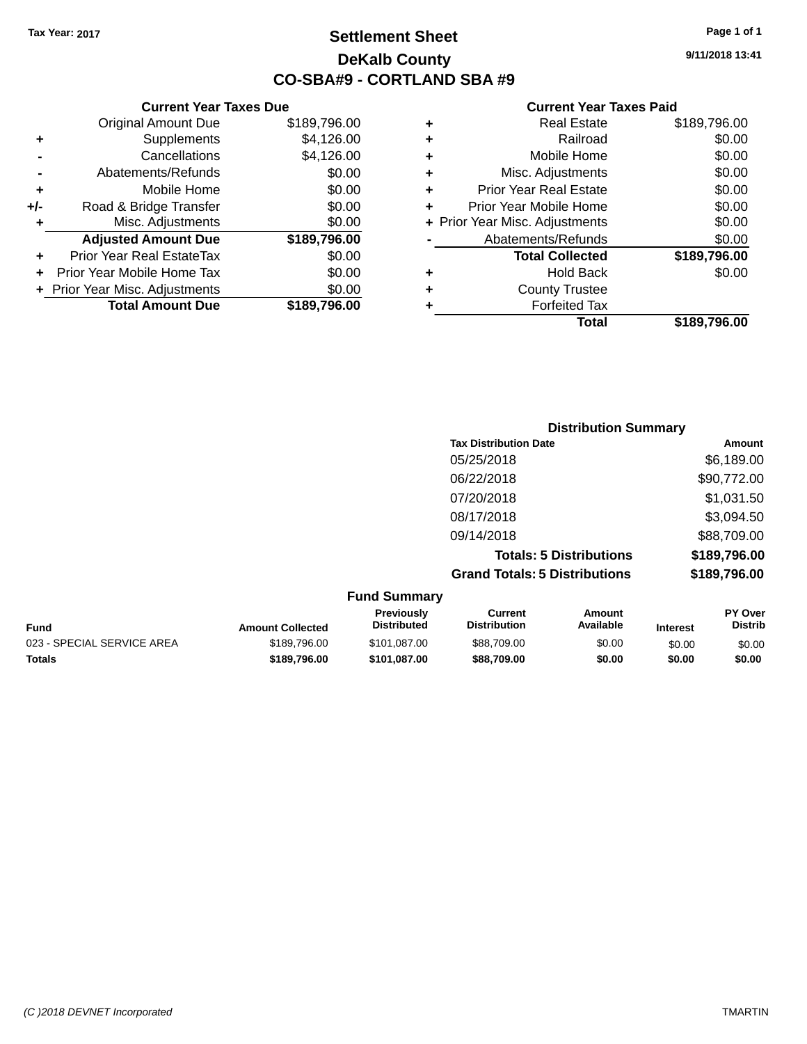Tax Year: 2017

# Settlement Sheet

## DeKalb County

## CO-SBA#9 - CORTLAND SBA #9

9/11/2018 13:41

### Current Year Taxes Due

| | | |
|---|---|---|
| | Original Amount Due | $189,796.00 |
| + | Supplements | $4,126.00 |
| - | Cancellations | $4,126.00 |
| - | Abatements/Refunds | $0.00 |
| + | Mobile Home | $0.00 |
| +/- | Road & Bridge Transfer | $0.00 |
| + | Misc. Adjustments | $0.00 |
| | **Adjusted Amount Due** | **$189,796.00** |
| + | Prior Year Real EstateTax | $0.00 |
| + | Prior Year Mobile Home Tax | $0.00 |
| + | Prior Year Misc. Adjustments | $0.00 |
| | **Total Amount Due** | **$189,796.00** |

### Current Year Taxes Paid

| | | |
|---|---|---|
| + | Real Estate | $189,796.00 |
| + | Railroad | $0.00 |
| + | Mobile Home | $0.00 |
| + | Misc. Adjustments | $0.00 |
| + | Prior Year Real Estate | $0.00 |
| + | Prior Year Mobile Home | $0.00 |
| + | Prior Year Misc. Adjustments | $0.00 |
| - | Abatements/Refunds | $0.00 |
| | **Total Collected** | **$189,796.00** |
| + | Hold Back | $0.00 |
| + | County Trustee | |
| + | Forfeited Tax | |
| | **Total** | **$189,796.00** |

### Distribution Summary

| Tax Distribution Date | Amount |
|---|---|
| 05/25/2018 | $6,189.00 |
| 06/22/2018 | $90,772.00 |
| 07/20/2018 | $1,031.50 |
| 08/17/2018 | $3,094.50 |
| 09/14/2018 | $88,709.00 |
| **Totals: 5 Distributions** | **$189,796.00** |
| **Grand Totals: 5 Distributions** | **$189,796.00** |

### Fund Summary

| Fund | Amount Collected | Previously Distributed | Current Distribution | Amount Available | Interest | PY Over Distrib |
|---|---|---|---|---|---|---|
| 023 - SPECIAL SERVICE AREA | $189,796.00 | $101,087.00 | $88,709.00 | $0.00 | $0.00 | $0.00 |
| **Totals** | **$189,796.00** | **$101,087.00** | **$88,709.00** | **$0.00** | **$0.00** | **$0.00** |

(C )2018 DEVNET Incorporated TMARTIN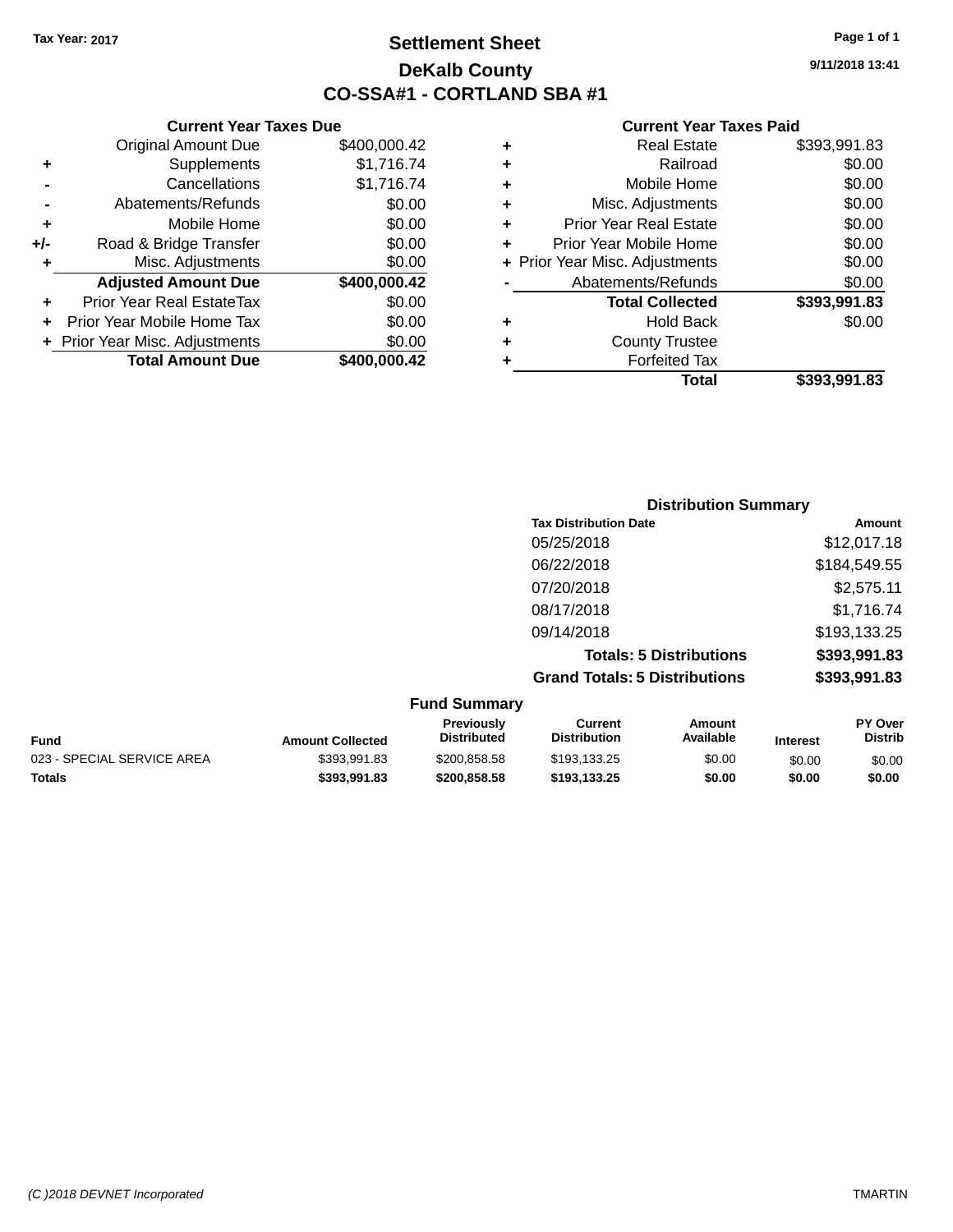Tax Year: 2017

# Settlement Sheet

## DeKalb County

## CO-SSA#1 - CORTLAND SBA #1

9/11/2018 13:41

### Current Year Taxes Due

| | | |
|---|---|---|
| | Original Amount Due | $400,000.42 |
| + | Supplements | $1,716.74 |
| - | Cancellations | $1,716.74 |
| - | Abatements/Refunds | $0.00 |
| + | Mobile Home | $0.00 |
| +/- | Road & Bridge Transfer | $0.00 |
| + | Misc. Adjustments | $0.00 |
| | **Adjusted Amount Due** | **$400,000.42** |
| + | Prior Year Real EstateTax | $0.00 |
| + | Prior Year Mobile Home Tax | $0.00 |
| + | Prior Year Misc. Adjustments | $0.00 |
| | **Total Amount Due** | **$400,000.42** |

### Current Year Taxes Paid

| | | |
|---|---|---|
| + | Real Estate | $393,991.83 |
| + | Railroad | $0.00 |
| + | Mobile Home | $0.00 |
| + | Misc. Adjustments | $0.00 |
| + | Prior Year Real Estate | $0.00 |
| + | Prior Year Mobile Home | $0.00 |
| + | Prior Year Misc. Adjustments | $0.00 |
| - | Abatements/Refunds | $0.00 |
| | **Total Collected** | **$393,991.83** |
| + | Hold Back | $0.00 |
| + | County Trustee | |
| + | Forfeited Tax | |
| | **Total** | **$393,991.83** |

### Distribution Summary

| Tax Distribution Date | Amount |
|---|---|
| 05/25/2018 | $12,017.18 |
| 06/22/2018 | $184,549.55 |
| 07/20/2018 | $2,575.11 |
| 08/17/2018 | $1,716.74 |
| 09/14/2018 | $193,133.25 |
| **Totals: 5 Distributions** | **$393,991.83** |
| **Grand Totals: 5 Distributions** | **$393,991.83** |

### Fund Summary

| Fund | Amount Collected | Previously Distributed | Current Distribution | Amount Available | Interest | PY Over Distrib |
|---|---|---|---|---|---|---|
| 023 - SPECIAL SERVICE AREA | $393,991.83 | $200,858.58 | $193,133.25 | $0.00 | $0.00 | $0.00 |
| **Totals** | **$393,991.83** | **$200,858.58** | **$193,133.25** | **$0.00** | **$0.00** | **$0.00** |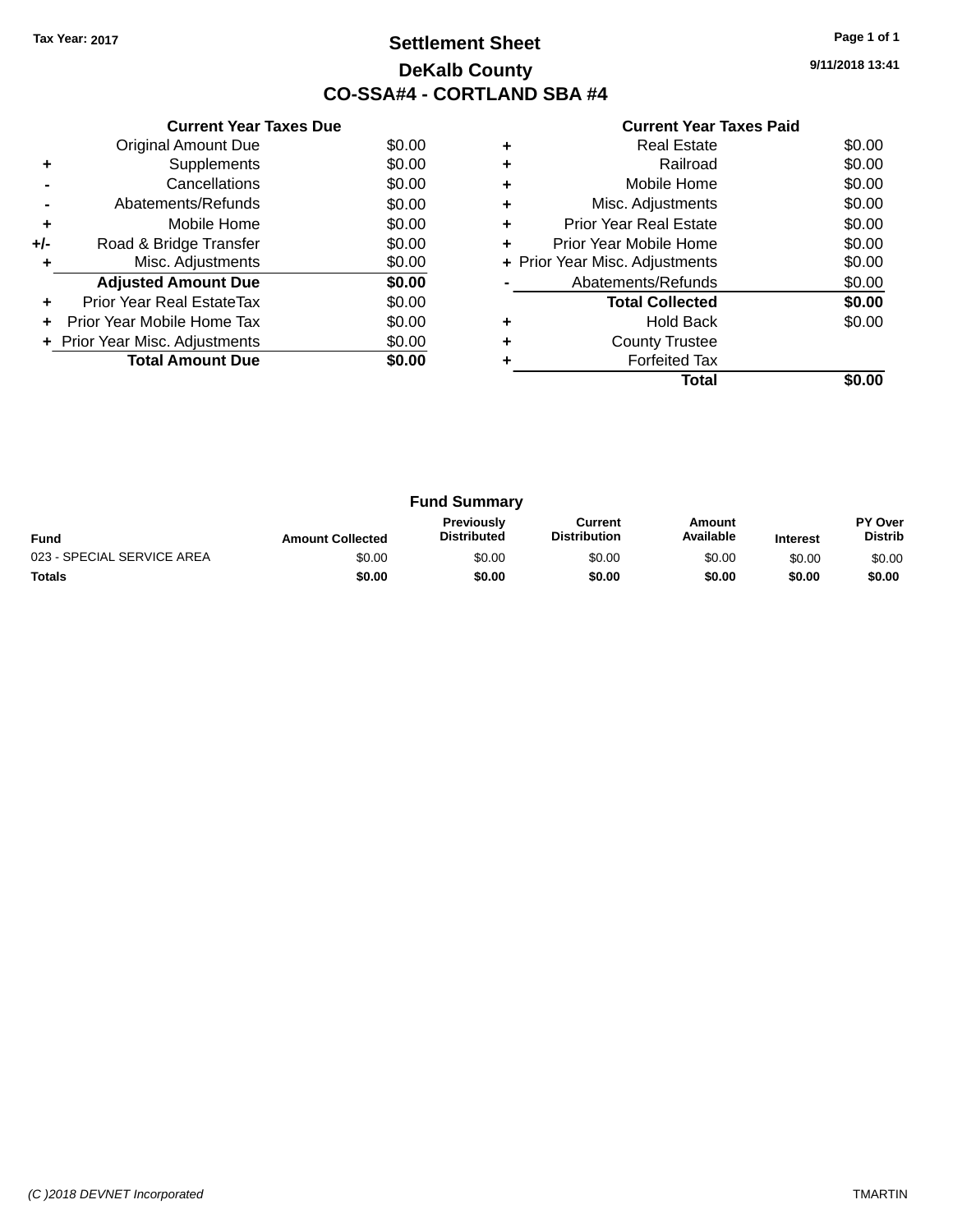Tax Year: 2017

# Settlement Sheet

## DeKalb County

## CO-SSA#4 - CORTLAND SBA #4

9/11/2018 13:41

### Current Year Taxes Due

| | | |
|---|---|---|
| | Original Amount Due | $0.00 |
| + | Supplements | $0.00 |
| - | Cancellations | $0.00 |
| - | Abatements/Refunds | $0.00 |
| + | Mobile Home | $0.00 |
| +/- | Road & Bridge Transfer | $0.00 |
| + | Misc. Adjustments | $0.00 |
| | **Adjusted Amount Due** | **$0.00** |
| + | Prior Year Real EstateTax | $0.00 |
| + | Prior Year Mobile Home Tax | $0.00 |
| + | Prior Year Misc. Adjustments | $0.00 |
| | **Total Amount Due** | **$0.00** |

### Current Year Taxes Paid

| | | |
|---|---|---|
| + | Real Estate | $0.00 |
| + | Railroad | $0.00 |
| + | Mobile Home | $0.00 |
| + | Misc. Adjustments | $0.00 |
| + | Prior Year Real Estate | $0.00 |
| + | Prior Year Mobile Home | $0.00 |
| + | Prior Year Misc. Adjustments | $0.00 |
| - | Abatements/Refunds | $0.00 |
| | **Total Collected** | **$0.00** |
| + | Hold Back | $0.00 |
| + | County Trustee | |
| + | Forfeited Tax | |
| | **Total** | **$0.00** |

### Fund Summary

| Fund | Amount Collected | Previously Distributed | Current Distribution | Amount Available | Interest | PY Over Distrib |
|---|---|---|---|---|---|---|
| 023 - SPECIAL SERVICE AREA | $0.00 | $0.00 | $0.00 | $0.00 | $0.00 | $0.00 |
| **Totals** | **$0.00** | **$0.00** | **$0.00** | **$0.00** | **$0.00** | **$0.00** |

(C )2018 DEVNET Incorporated

TMARTIN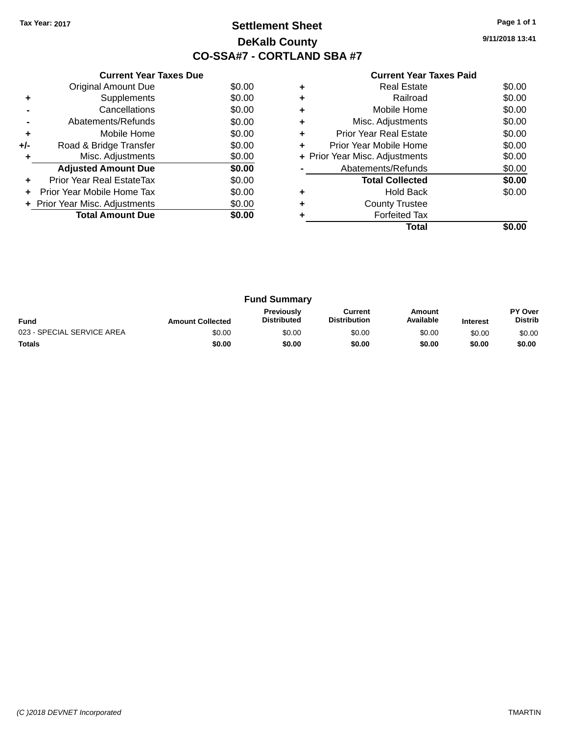Tax Year: 2017

# Settlement Sheet

## DeKalb County

## CO-SSA#7 - CORTLAND SBA #7

9/11/2018 13:41

| | Current Year Taxes Due | |
|---|---|---|
| | Original Amount Due | $0.00 |
| + | Supplements | $0.00 |
| - | Cancellations | $0.00 |
| - | Abatements/Refunds | $0.00 |
| + | Mobile Home | $0.00 |
| +/- | Road & Bridge Transfer | $0.00 |
| + | Misc. Adjustments | $0.00 |
| | **Adjusted Amount Due** | **$0.00** |
| + | Prior Year Real EstateTax | $0.00 |
| + | Prior Year Mobile Home Tax | $0.00 |
| + | Prior Year Misc. Adjustments | $0.00 |
| | **Total Amount Due** | **$0.00** |

| | Current Year Taxes Paid | |
|---|---|---|
| + | Real Estate | $0.00 |
| + | Railroad | $0.00 |
| + | Mobile Home | $0.00 |
| + | Misc. Adjustments | $0.00 |
| + | Prior Year Real Estate | $0.00 |
| + | Prior Year Mobile Home | $0.00 |
| + | Prior Year Misc. Adjustments | $0.00 |
| - | Abatements/Refunds | $0.00 |
| | **Total Collected** | **$0.00** |
| + | Hold Back | $0.00 |
| + | County Trustee | |
| + | Forfeited Tax | |
| | **Total** | **$0.00** |

### Fund Summary

| Fund | Amount Collected | Previously Distributed | Current Distribution | Amount Available | Interest | PY Over Distrib |
|---|---|---|---|---|---|---|
| 023 - SPECIAL SERVICE AREA | $0.00 | $0.00 | $0.00 | $0.00 | $0.00 | $0.00 |
| **Totals** | **$0.00** | **$0.00** | **$0.00** | **$0.00** | **$0.00** | **$0.00** |

(C )2018 DEVNET Incorporated TMARTIN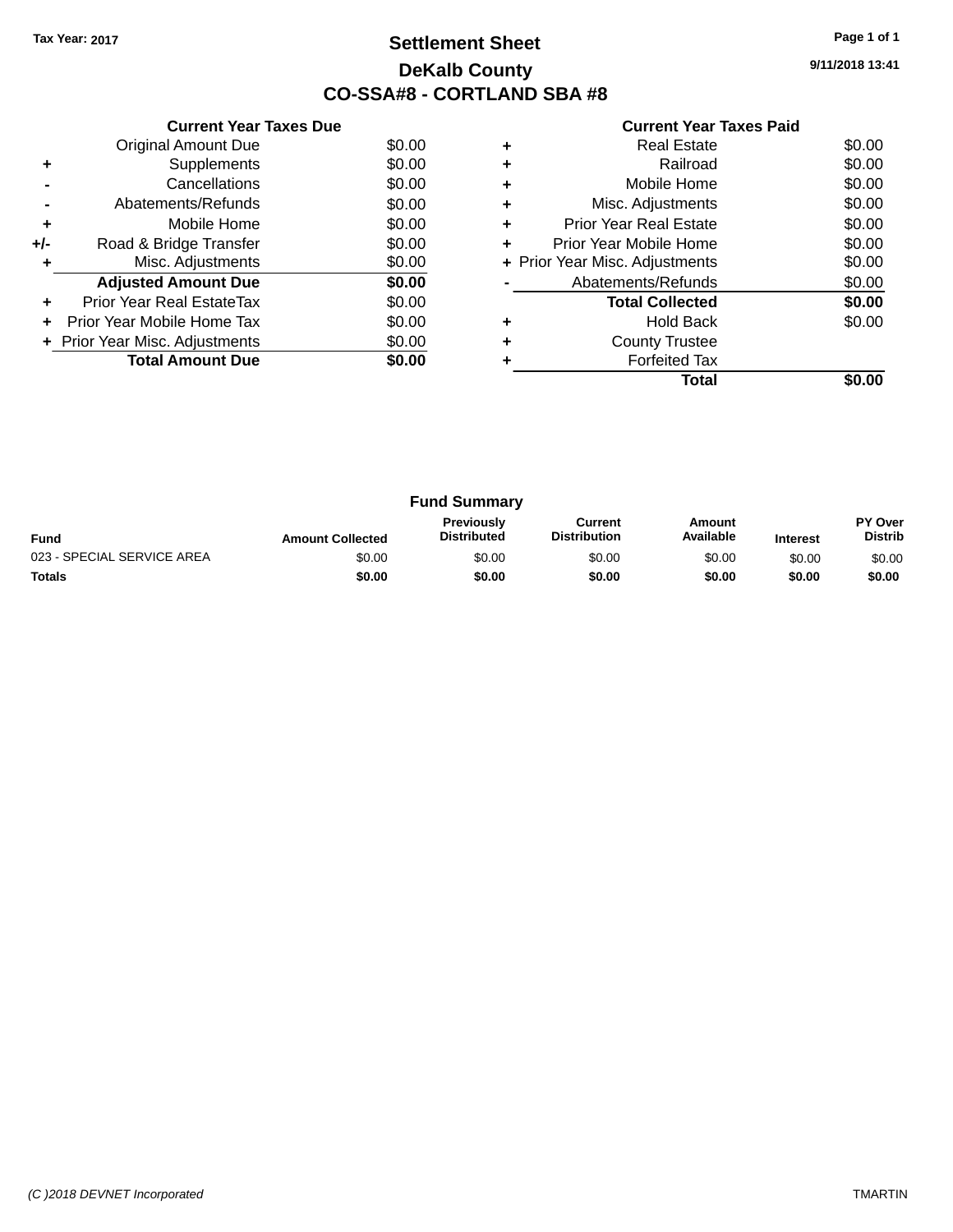Tax Year: 2017

# Settlement Sheet

## DeKalb County

## CO-SSA#8 - CORTLAND SBA #8

9/11/2018 13:41

### Current Year Taxes Due

| | | |
|---|---|---|
| | Original Amount Due | $0.00 |
| + | Supplements | $0.00 |
| - | Cancellations | $0.00 |
| - | Abatements/Refunds | $0.00 |
| + | Mobile Home | $0.00 |
| +/- | Road & Bridge Transfer | $0.00 |
| + | Misc. Adjustments | $0.00 |
| | **Adjusted Amount Due** | **$0.00** |
| + | Prior Year Real EstateTax | $0.00 |
| + | Prior Year Mobile Home Tax | $0.00 |
| + | Prior Year Misc. Adjustments | $0.00 |
| | **Total Amount Due** | **$0.00** |

### Current Year Taxes Paid

| | | |
|---|---|---|
| + | Real Estate | $0.00 |
| + | Railroad | $0.00 |
| + | Mobile Home | $0.00 |
| + | Misc. Adjustments | $0.00 |
| + | Prior Year Real Estate | $0.00 |
| + | Prior Year Mobile Home | $0.00 |
| + | Prior Year Misc. Adjustments | $0.00 |
| - | Abatements/Refunds | $0.00 |
| | **Total Collected** | **$0.00** |
| + | Hold Back | $0.00 |
| + | County Trustee | |
| + | Forfeited Tax | |
| | **Total** | **$0.00** |

### Fund Summary

| Fund | Amount Collected | Previously Distributed | Current Distribution | Amount Available | Interest | PY Over Distrib |
|---|---|---|---|---|---|---|
| 023 - SPECIAL SERVICE AREA | $0.00 | $0.00 | $0.00 | $0.00 | $0.00 | $0.00 |
| **Totals** | **$0.00** | **$0.00** | **$0.00** | **$0.00** | **$0.00** | **$0.00** |

(C )2018 DEVNET Incorporated TMARTIN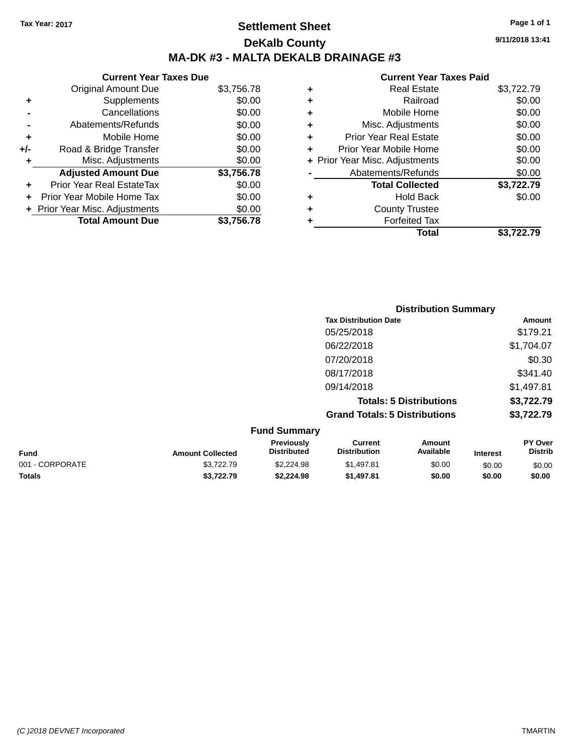Tax Year: 2017

# Settlement Sheet

## DeKalb County

## MA-DK #3 - MALTA DEKALB DRAINAGE #3

9/11/2018 13:41

### Current Year Taxes Due

| | | |
|---|---|---|
| | Original Amount Due | $3,756.78 |
| + | Supplements | $0.00 |
| - | Cancellations | $0.00 |
| - | Abatements/Refunds | $0.00 |
| + | Mobile Home | $0.00 |
| +/- | Road & Bridge Transfer | $0.00 |
| + | Misc. Adjustments | $0.00 |
| | **Adjusted Amount Due** | **$3,756.78** |
| + | Prior Year Real EstateTax | $0.00 |
| + | Prior Year Mobile Home Tax | $0.00 |
| + | Prior Year Misc. Adjustments | $0.00 |
| | **Total Amount Due** | **$3,756.78** |

### Current Year Taxes Paid

| | | |
|---|---|---|
| + | Real Estate | $3,722.79 |
| + | Railroad | $0.00 |
| + | Mobile Home | $0.00 |
| + | Misc. Adjustments | $0.00 |
| + | Prior Year Real Estate | $0.00 |
| + | Prior Year Mobile Home | $0.00 |
| + | Prior Year Misc. Adjustments | $0.00 |
| - | Abatements/Refunds | $0.00 |
| | **Total Collected** | **$3,722.79** |
| + | Hold Back | $0.00 |
| + | County Trustee | |
| + | Forfeited Tax | |
| | **Total** | **$3,722.79** |

### Distribution Summary

| Tax Distribution Date | Amount |
|---|---|
| 05/25/2018 | $179.21 |
| 06/22/2018 | $1,704.07 |
| 07/20/2018 | $0.30 |
| 08/17/2018 | $341.40 |
| 09/14/2018 | $1,497.81 |
| **Totals: 5 Distributions** | **$3,722.79** |
| **Grand Totals: 5 Distributions** | **$3,722.79** |

### Fund Summary

| Fund | Amount Collected | Previously Distributed | Current Distribution | Amount Available | Interest | PY Over Distrib |
|---|---|---|---|---|---|---|
| 001 - CORPORATE | $3,722.79 | $2,224.98 | $1,497.81 | $0.00 | $0.00 | $0.00 |
| **Totals** | **$3,722.79** | **$2,224.98** | **$1,497.81** | **$0.00** | **$0.00** | **$0.00** |

(C )2018 DEVNET Incorporated TMARTIN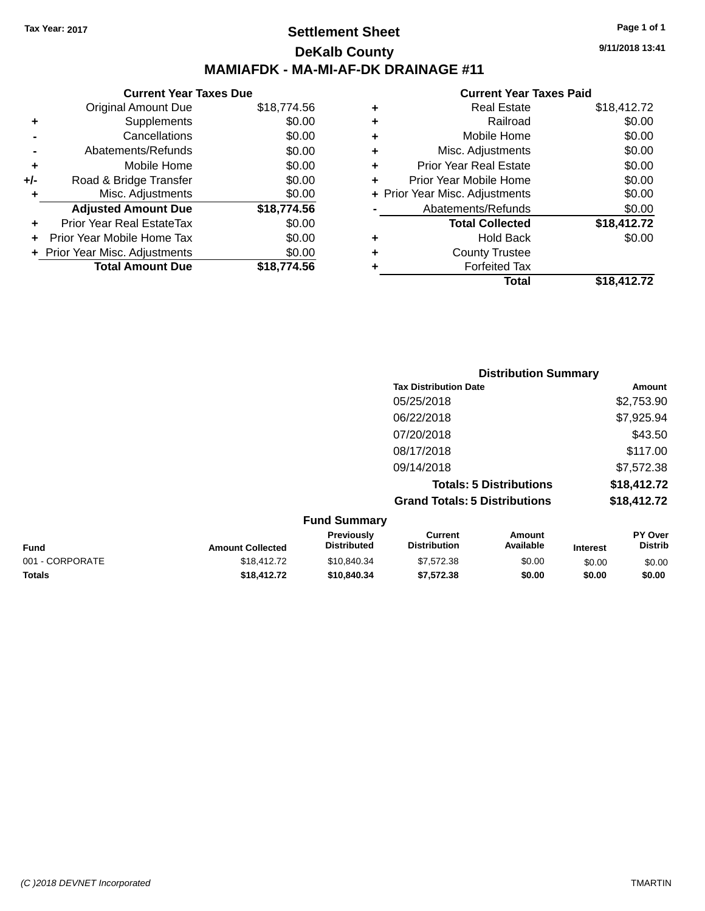Tax Year: 2017

# Settlement Sheet

## DeKalb County

## MAMIAFDK - MA-MI-AF-DK DRAINAGE #11

9/11/2018 13:41

### Current Year Taxes Due

| | | |
|---|---|---|
| | Original Amount Due | $18,774.56 |
| + | Supplements | $0.00 |
| - | Cancellations | $0.00 |
| - | Abatements/Refunds | $0.00 |
| + | Mobile Home | $0.00 |
| +/- | Road & Bridge Transfer | $0.00 |
| + | Misc. Adjustments | $0.00 |
| | **Adjusted Amount Due** | **$18,774.56** |
| + | Prior Year Real EstateTax | $0.00 |
| + | Prior Year Mobile Home Tax | $0.00 |
| + | Prior Year Misc. Adjustments | $0.00 |
| | **Total Amount Due** | **$18,774.56** |

### Current Year Taxes Paid

| | | |
|---|---|---|
| + | Real Estate | $18,412.72 |
| + | Railroad | $0.00 |
| + | Mobile Home | $0.00 |
| + | Misc. Adjustments | $0.00 |
| + | Prior Year Real Estate | $0.00 |
| + | Prior Year Mobile Home | $0.00 |
| + | Prior Year Misc. Adjustments | $0.00 |
| - | Abatements/Refunds | $0.00 |
| | **Total Collected** | **$18,412.72** |
| + | Hold Back | $0.00 |
| + | County Trustee | |
| + | Forfeited Tax | |
| | **Total** | **$18,412.72** |

### Distribution Summary

| Tax Distribution Date | Amount |
|---|---|
| 05/25/2018 | $2,753.90 |
| 06/22/2018 | $7,925.94 |
| 07/20/2018 | $43.50 |
| 08/17/2018 | $117.00 |
| 09/14/2018 | $7,572.38 |
| **Totals: 5 Distributions** | **$18,412.72** |
| **Grand Totals: 5 Distributions** | **$18,412.72** |

### Fund Summary

| Fund | Amount Collected | Previously Distributed | Current Distribution | Amount Available | Interest | PY Over Distrib |
|---|---|---|---|---|---|---|
| 001 - CORPORATE | $18,412.72 | $10,840.34 | $7,572.38 | $0.00 | $0.00 | $0.00 |
| **Totals** | **$18,412.72** | **$10,840.34** | **$7,572.38** | **$0.00** | **$0.00** | **$0.00** |

(C )2018 DEVNET Incorporated TMARTIN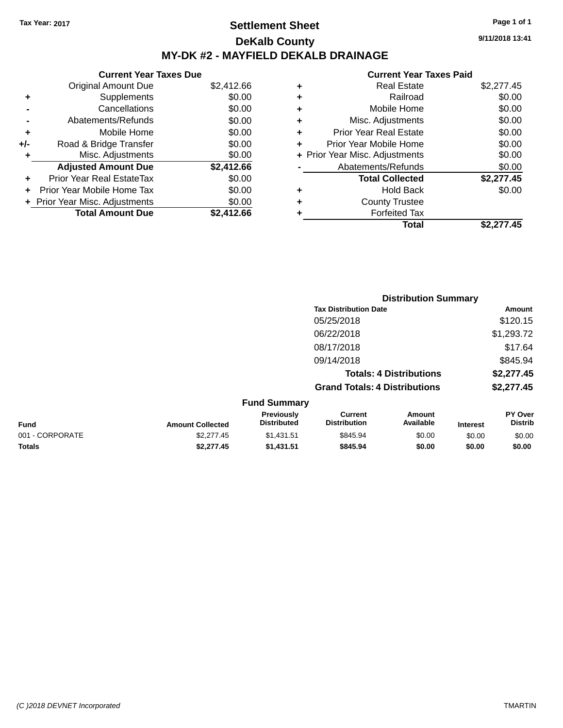Tax Year: 2017

# Settlement Sheet

## DeKalb County

## MY-DK #2 - MAYFIELD DEKALB DRAINAGE

9/11/2018 13:41

### Current Year Taxes Due

| | | |
|---|---|---|
| | Original Amount Due | $2,412.66 |
| + | Supplements | $0.00 |
| - | Cancellations | $0.00 |
| - | Abatements/Refunds | $0.00 |
| + | Mobile Home | $0.00 |
| +/- | Road & Bridge Transfer | $0.00 |
| + | Misc. Adjustments | $0.00 |
| | **Adjusted Amount Due** | **$2,412.66** |
| + | Prior Year Real EstateTax | $0.00 |
| + | Prior Year Mobile Home Tax | $0.00 |
| + | Prior Year Misc. Adjustments | $0.00 |
| | **Total Amount Due** | **$2,412.66** |

### Current Year Taxes Paid

| | | |
|---|---|---|
| + | Real Estate | $2,277.45 |
| + | Railroad | $0.00 |
| + | Mobile Home | $0.00 |
| + | Misc. Adjustments | $0.00 |
| + | Prior Year Real Estate | $0.00 |
| + | Prior Year Mobile Home | $0.00 |
| + | Prior Year Misc. Adjustments | $0.00 |
| - | Abatements/Refunds | $0.00 |
| | **Total Collected** | **$2,277.45** |
| + | Hold Back | $0.00 |
| + | County Trustee | |
| + | Forfeited Tax | |
| | **Total** | **$2,277.45** |

### Distribution Summary

| Tax Distribution Date | Amount |
|---|---|
| 05/25/2018 | $120.15 |
| 06/22/2018 | $1,293.72 |
| 08/17/2018 | $17.64 |
| 09/14/2018 | $845.94 |
| **Totals: 4 Distributions** | **$2,277.45** |
| **Grand Totals: 4 Distributions** | **$2,277.45** |

### Fund Summary

| Fund | Amount Collected | Previously Distributed | Current Distribution | Amount Available | Interest | PY Over Distrib |
|---|---|---|---|---|---|---|
| 001 - CORPORATE | $2,277.45 | $1,431.51 | $845.94 | $0.00 | $0.00 | $0.00 |
| **Totals** | **$2,277.45** | **$1,431.51** | **$845.94** | **$0.00** | **$0.00** | **$0.00** |

(C )2018 DEVNET Incorporated TMARTIN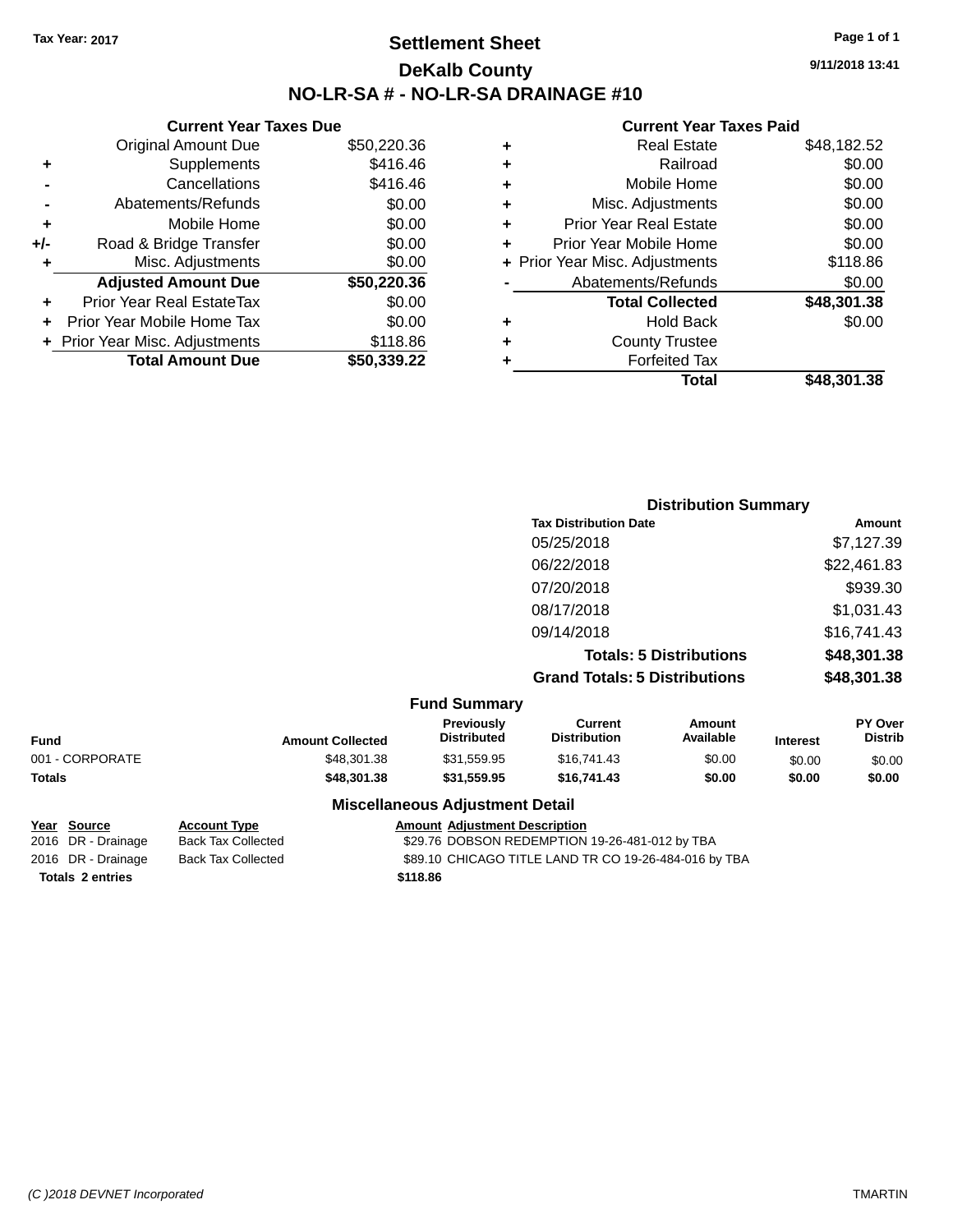Tax Year: 2017

# Settlement Sheet

## DeKalb County

## NO-LR-SA # - NO-LR-SA DRAINAGE #10

9/11/2018 13:41

### Current Year Taxes Due

| | | |
|---|---|---|
| | Original Amount Due | $50,220.36 |
| + | Supplements | $416.46 |
| - | Cancellations | $416.46 |
| - | Abatements/Refunds | $0.00 |
| + | Mobile Home | $0.00 |
| +/- | Road & Bridge Transfer | $0.00 |
| + | Misc. Adjustments | $0.00 |
| | **Adjusted Amount Due** | **$50,220.36** |
| + | Prior Year Real EstateTax | $0.00 |
| + | Prior Year Mobile Home Tax | $0.00 |
| + | Prior Year Misc. Adjustments | $118.86 |
| | **Total Amount Due** | **$50,339.22** |

### Current Year Taxes Paid

| | | |
|---|---|---|
| + | Real Estate | $48,182.52 |
| + | Railroad | $0.00 |
| + | Mobile Home | $0.00 |
| + | Misc. Adjustments | $0.00 |
| + | Prior Year Real Estate | $0.00 |
| + | Prior Year Mobile Home | $0.00 |
| + | Prior Year Misc. Adjustments | $118.86 |
| - | Abatements/Refunds | $0.00 |
| | **Total Collected** | **$48,301.38** |
| + | Hold Back | $0.00 |
| + | County Trustee | |
| + | Forfeited Tax | |
| | **Total** | **$48,301.38** |

### Distribution Summary

| Tax Distribution Date | Amount |
|---|---|
| 05/25/2018 | $7,127.39 |
| 06/22/2018 | $22,461.83 |
| 07/20/2018 | $939.30 |
| 08/17/2018 | $1,031.43 |
| 09/14/2018 | $16,741.43 |
| **Totals: 5 Distributions** | **$48,301.38** |
| **Grand Totals: 5 Distributions** | **$48,301.38** |

### Fund Summary

| Fund | Amount Collected | Previously Distributed | Current Distribution | Amount Available | Interest | PY Over Distrib |
|---|---|---|---|---|---|---|
| 001 - CORPORATE | $48,301.38 | $31,559.95 | $16,741.43 | $0.00 | $0.00 | $0.00 |
| **Totals** | **$48,301.38** | **$31,559.95** | **$16,741.43** | **$0.00** | **$0.00** | **$0.00** |

### Miscellaneous Adjustment Detail

| Year | Source | Account Type | Amount | Adjustment Description |
|---|---|---|---|---|
| 2016 | DR - Drainage | Back Tax Collected | $29.76 | DOBSON REDEMPTION 19-26-481-012 by TBA |
| 2016 | DR - Drainage | Back Tax Collected | $89.10 | CHICAGO TITLE LAND TR CO 19-26-484-016 by TBA |
| **Totals 2 entries** | | | **$118.86** | |

(C )2018 DEVNET Incorporated TMARTIN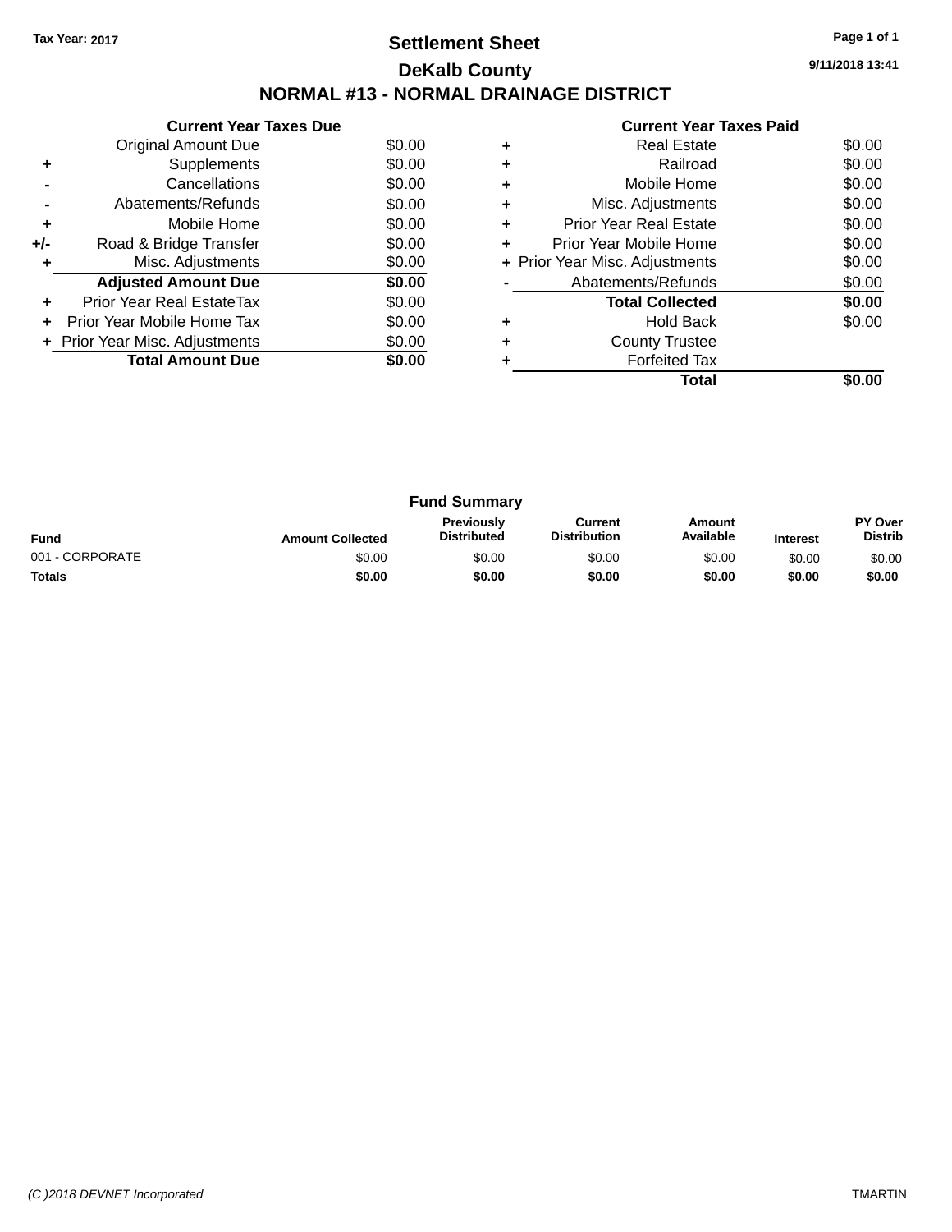Tax Year: 2017

# Settlement Sheet

## DeKalb County

## NORMAL #13 - NORMAL DRAINAGE DISTRICT

9/11/2018 13:41

### Current Year Taxes Due

| | | |
|---|---|---|
| | Original Amount Due | $0.00 |
| + | Supplements | $0.00 |
| - | Cancellations | $0.00 |
| - | Abatements/Refunds | $0.00 |
| + | Mobile Home | $0.00 |
| +/- | Road & Bridge Transfer | $0.00 |
| + | Misc. Adjustments | $0.00 |
| | **Adjusted Amount Due** | **$0.00** |
| + | Prior Year Real EstateTax | $0.00 |
| + | Prior Year Mobile Home Tax | $0.00 |
| + | Prior Year Misc. Adjustments | $0.00 |
| | **Total Amount Due** | **$0.00** |

### Current Year Taxes Paid

| | | |
|---|---|---|
| + | Real Estate | $0.00 |
| + | Railroad | $0.00 |
| + | Mobile Home | $0.00 |
| + | Misc. Adjustments | $0.00 |
| + | Prior Year Real Estate | $0.00 |
| + | Prior Year Mobile Home | $0.00 |
| + | Prior Year Misc. Adjustments | $0.00 |
| - | Abatements/Refunds | $0.00 |
| | **Total Collected** | **$0.00** |
| + | Hold Back | $0.00 |
| + | County Trustee | |
| + | Forfeited Tax | |
| | **Total** | **$0.00** |

### Fund Summary

| Fund | Amount Collected | Previously Distributed | Current Distribution | Amount Available | Interest | PY Over Distrib |
|---|---|---|---|---|---|---|
| 001 - CORPORATE | $0.00 | $0.00 | $0.00 | $0.00 | $0.00 | $0.00 |
| **Totals** | **$0.00** | **$0.00** | **$0.00** | **$0.00** | **$0.00** | **$0.00** |

(C )2018 DEVNET Incorporated

TMARTIN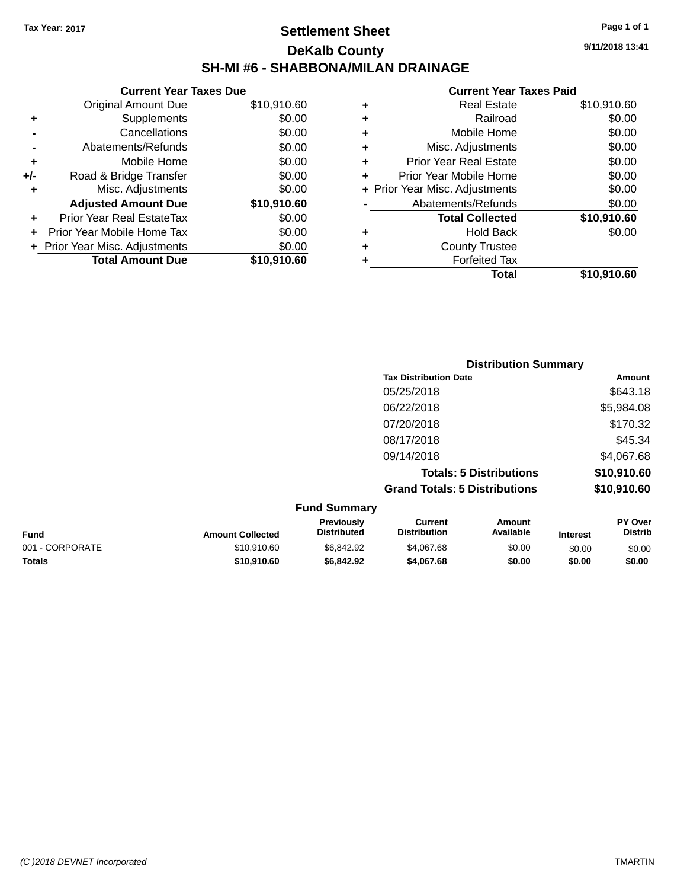**Tax Year: 2017**

# Settlement Sheet

## DeKalb County

## SH-MI #6 - SHABBONA/MILAN DRAINAGE

9/11/2018 13:41

### Current Year Taxes Due

| | | |
|---|---|---|
| | Original Amount Due | $10,910.60 |
| + | Supplements | $0.00 |
| - | Cancellations | $0.00 |
| - | Abatements/Refunds | $0.00 |
| + | Mobile Home | $0.00 |
| +/- | Road & Bridge Transfer | $0.00 |
| + | Misc. Adjustments | $0.00 |
| | **Adjusted Amount Due** | **$10,910.60** |
| + | Prior Year Real EstateTax | $0.00 |
| + | Prior Year Mobile Home Tax | $0.00 |
| + | Prior Year Misc. Adjustments | $0.00 |
| | **Total Amount Due** | **$10,910.60** |

### Current Year Taxes Paid

| | | |
|---|---|---|
| + | Real Estate | $10,910.60 |
| + | Railroad | $0.00 |
| + | Mobile Home | $0.00 |
| + | Misc. Adjustments | $0.00 |
| + | Prior Year Real Estate | $0.00 |
| + | Prior Year Mobile Home | $0.00 |
| + | Prior Year Misc. Adjustments | $0.00 |
| - | Abatements/Refunds | $0.00 |
| | **Total Collected** | **$10,910.60** |
| + | Hold Back | $0.00 |
| + | County Trustee | |
| + | Forfeited Tax | |
| | **Total** | **$10,910.60** |

### Distribution Summary

| Tax Distribution Date | Amount |
|---|---|
| 05/25/2018 | $643.18 |
| 06/22/2018 | $5,984.08 |
| 07/20/2018 | $170.32 |
| 08/17/2018 | $45.34 |
| 09/14/2018 | $4,067.68 |
| **Totals: 5 Distributions** | **$10,910.60** |
| **Grand Totals: 5 Distributions** | **$10,910.60** |

### Fund Summary

| Fund | Amount Collected | Previously Distributed | Current Distribution | Amount Available | Interest | PY Over Distrib |
|---|---|---|---|---|---|---|
| 001 - CORPORATE | $10,910.60 | $6,842.92 | $4,067.68 | $0.00 | $0.00 | $0.00 |
| **Totals** | **$10,910.60** | **$6,842.92** | **$4,067.68** | **$0.00** | **$0.00** | **$0.00** |

*(C )2018 DEVNET Incorporated* TMARTIN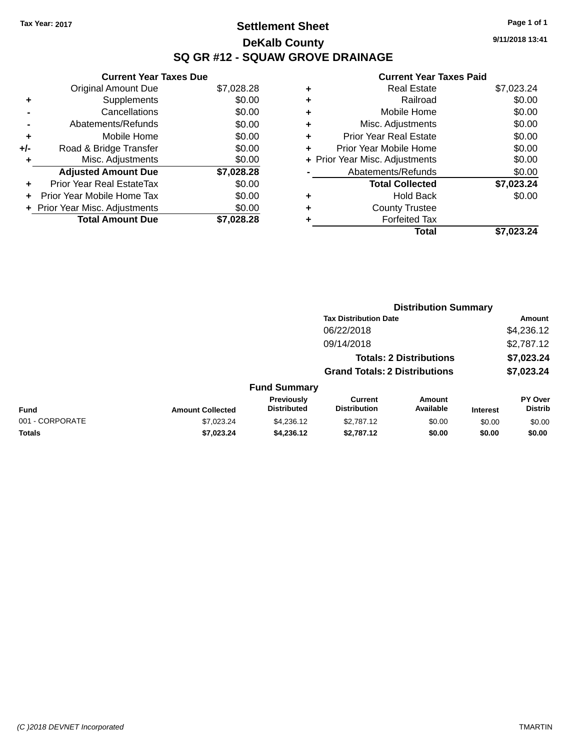Tax Year: 2017

# Settlement Sheet

## DeKalb County

## SQ GR #12 - SQUAW GROVE DRAINAGE

9/11/2018 13:41

### Current Year Taxes Due

| | | |
|---|---|---|
| | Original Amount Due | $7,028.28 |
| + | Supplements | $0.00 |
| - | Cancellations | $0.00 |
| - | Abatements/Refunds | $0.00 |
| + | Mobile Home | $0.00 |
| +/- | Road & Bridge Transfer | $0.00 |
| + | Misc. Adjustments | $0.00 |
| | **Adjusted Amount Due** | **$7,028.28** |
| + | Prior Year Real EstateTax | $0.00 |
| + | Prior Year Mobile Home Tax | $0.00 |
| + | Prior Year Misc. Adjustments | $0.00 |
| | **Total Amount Due** | **$7,028.28** |

### Current Year Taxes Paid

| | | |
|---|---|---|
| + | Real Estate | $7,023.24 |
| + | Railroad | $0.00 |
| + | Mobile Home | $0.00 |
| + | Misc. Adjustments | $0.00 |
| + | Prior Year Real Estate | $0.00 |
| + | Prior Year Mobile Home | $0.00 |
| + | Prior Year Misc. Adjustments | $0.00 |
| - | Abatements/Refunds | $0.00 |
| | **Total Collected** | **$7,023.24** |
| + | Hold Back | $0.00 |
| + | County Trustee | |
| + | Forfeited Tax | |
| | **Total** | **$7,023.24** |

### Distribution Summary

| Tax Distribution Date | Amount |
|---|---|
| 06/22/2018 | $4,236.12 |
| 09/14/2018 | $2,787.12 |
| **Totals: 2 Distributions** | **$7,023.24** |
| **Grand Totals: 2 Distributions** | **$7,023.24** |

### Fund Summary

| Fund | Amount Collected | Previously Distributed | Current Distribution | Amount Available | Interest | PY Over Distrib |
|---|---|---|---|---|---|---|
| 001 - CORPORATE | $7,023.24 | $4,236.12 | $2,787.12 | $0.00 | $0.00 | $0.00 |
| **Totals** | **$7,023.24** | **$4,236.12** | **$2,787.12** | **$0.00** | **$0.00** | **$0.00** |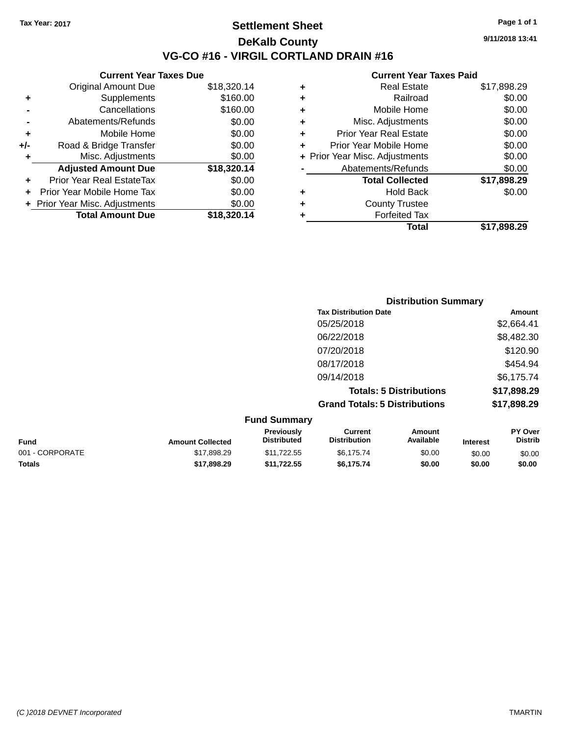Tax Year: 2017

# Settlement Sheet

## DeKalb County

## VG-CO #16 - VIRGIL CORTLAND DRAIN #16

9/11/2018 13:41

### Current Year Taxes Due

| | | |
|---|---|---|
| | Original Amount Due | $18,320.14 |
| + | Supplements | $160.00 |
| - | Cancellations | $160.00 |
| - | Abatements/Refunds | $0.00 |
| + | Mobile Home | $0.00 |
| +/- | Road & Bridge Transfer | $0.00 |
| + | Misc. Adjustments | $0.00 |
| | **Adjusted Amount Due** | **$18,320.14** |
| + | Prior Year Real EstateTax | $0.00 |
| + | Prior Year Mobile Home Tax | $0.00 |
| + | Prior Year Misc. Adjustments | $0.00 |
| | **Total Amount Due** | **$18,320.14** |

### Current Year Taxes Paid

| | | |
|---|---|---|
| + | Real Estate | $17,898.29 |
| + | Railroad | $0.00 |
| + | Mobile Home | $0.00 |
| + | Misc. Adjustments | $0.00 |
| + | Prior Year Real Estate | $0.00 |
| + | Prior Year Mobile Home | $0.00 |
| + | Prior Year Misc. Adjustments | $0.00 |
| - | Abatements/Refunds | $0.00 |
| | **Total Collected** | **$17,898.29** |
| + | Hold Back | $0.00 |
| + | County Trustee | |
| + | Forfeited Tax | |
| | **Total** | **$17,898.29** |

### Distribution Summary

| Tax Distribution Date | Amount |
|---|---|
| 05/25/2018 | $2,664.41 |
| 06/22/2018 | $8,482.30 |
| 07/20/2018 | $120.90 |
| 08/17/2018 | $454.94 |
| 09/14/2018 | $6,175.74 |
| **Totals: 5 Distributions** | **$17,898.29** |
| **Grand Totals: 5 Distributions** | **$17,898.29** |

### Fund Summary

| Fund | Amount Collected | Previously Distributed | Current Distribution | Amount Available | Interest | PY Over Distrib |
|---|---|---|---|---|---|---|
| 001 - CORPORATE | $17,898.29 | $11,722.55 | $6,175.74 | $0.00 | $0.00 | $0.00 |
| **Totals** | **$17,898.29** | **$11,722.55** | **$6,175.74** | **$0.00** | **$0.00** | **$0.00** |

(C )2018 DEVNET Incorporated TMARTIN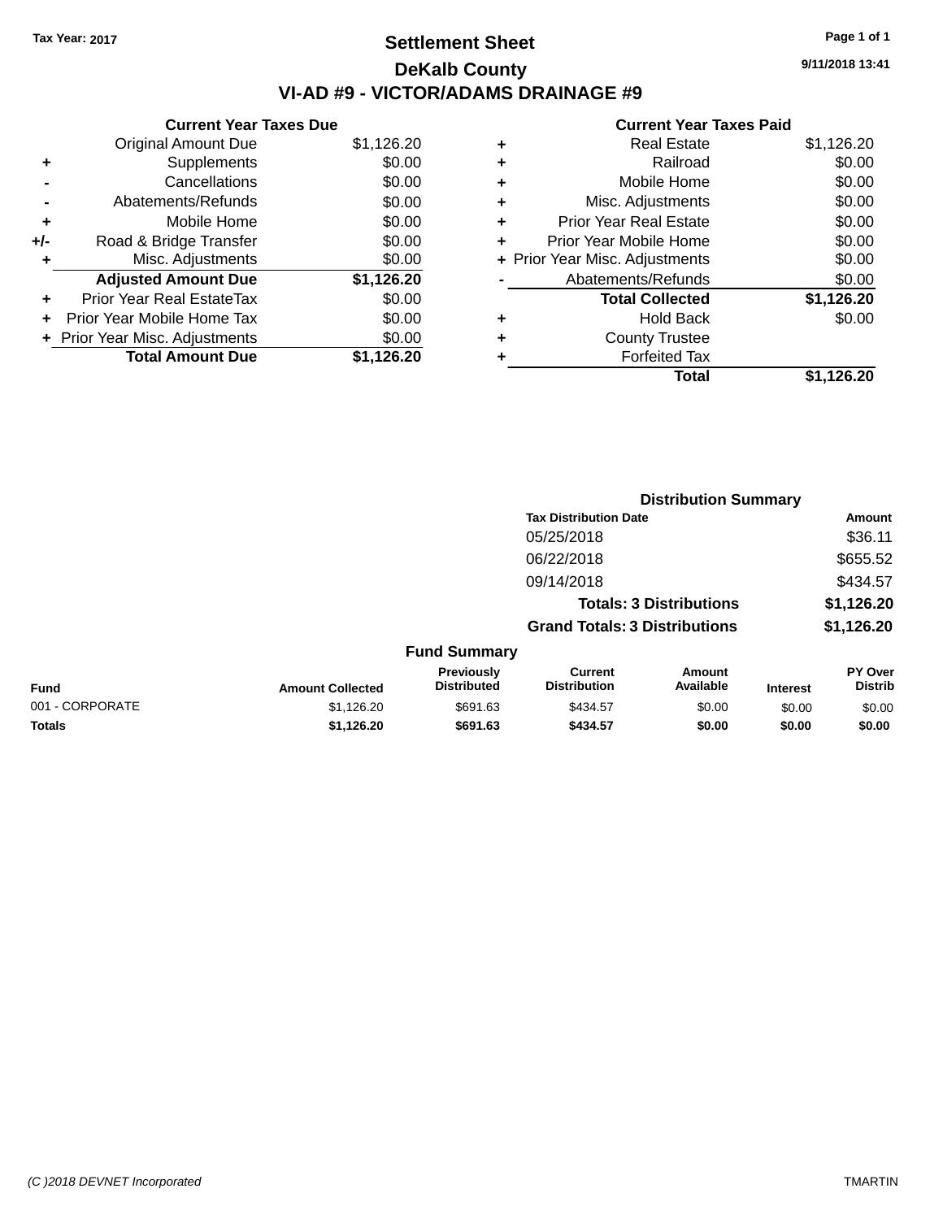Tax Year: 2017

# Settlement Sheet

## DeKalb County

## VI-AD #9 - VICTOR/ADAMS DRAINAGE #9

9/11/2018 13:41

### Current Year Taxes Due

| | | |
|---|---|---|
| | Original Amount Due | $1,126.20 |
| + | Supplements | $0.00 |
| - | Cancellations | $0.00 |
| - | Abatements/Refunds | $0.00 |
| + | Mobile Home | $0.00 |
| +/- | Road & Bridge Transfer | $0.00 |
| + | Misc. Adjustments | $0.00 |
| | **Adjusted Amount Due** | **$1,126.20** |
| + | Prior Year Real EstateTax | $0.00 |
| + | Prior Year Mobile Home Tax | $0.00 |
| + | Prior Year Misc. Adjustments | $0.00 |
| | **Total Amount Due** | **$1,126.20** |

### Current Year Taxes Paid

| | | |
|---|---|---|
| + | Real Estate | $1,126.20 |
| + | Railroad | $0.00 |
| + | Mobile Home | $0.00 |
| + | Misc. Adjustments | $0.00 |
| + | Prior Year Real Estate | $0.00 |
| + | Prior Year Mobile Home | $0.00 |
| + | Prior Year Misc. Adjustments | $0.00 |
| - | Abatements/Refunds | $0.00 |
| | **Total Collected** | **$1,126.20** |
| + | Hold Back | $0.00 |
| + | County Trustee | |
| + | Forfeited Tax | |
| | **Total** | **$1,126.20** |

### Distribution Summary

| Tax Distribution Date | Amount |
|---|---|
| 05/25/2018 | $36.11 |
| 06/22/2018 | $655.52 |
| 09/14/2018 | $434.57 |
| **Totals: 3 Distributions** | **$1,126.20** |
| **Grand Totals: 3 Distributions** | **$1,126.20** |

### Fund Summary

| Fund | Amount Collected | Previously Distributed | Current Distribution | Amount Available | Interest | PY Over Distrib |
|---|---|---|---|---|---|---|
| 001 - CORPORATE | $1,126.20 | $691.63 | $434.57 | $0.00 | $0.00 | $0.00 |
| **Totals** | **$1,126.20** | **$691.63** | **$434.57** | **$0.00** | **$0.00** | **$0.00** |

(C )2018 DEVNET Incorporated — TMARTIN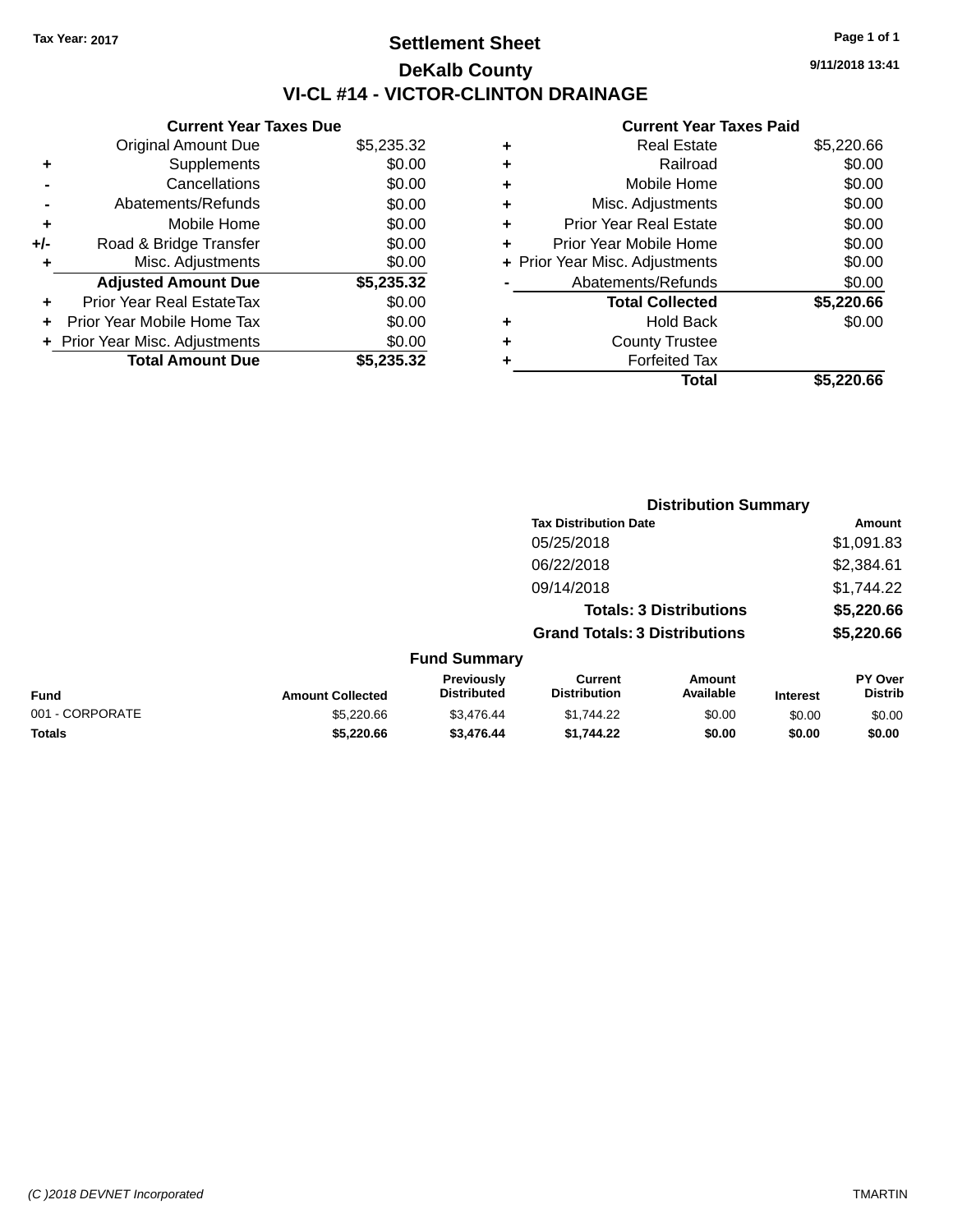Tax Year: 2017

# Settlement Sheet

## DeKalb County

## VI-CL #14 - VICTOR-CLINTON DRAINAGE

9/11/2018 13:41

| | Current Year Taxes Due | |
|---|---|---|
| | Original Amount Due | $5,235.32 |
| + | Supplements | $0.00 |
| - | Cancellations | $0.00 |
| - | Abatements/Refunds | $0.00 |
| + | Mobile Home | $0.00 |
| +/- | Road & Bridge Transfer | $0.00 |
| + | Misc. Adjustments | $0.00 |
| | **Adjusted Amount Due** | **$5,235.32** |
| + | Prior Year Real EstateTax | $0.00 |
| + | Prior Year Mobile Home Tax | $0.00 |
| + | Prior Year Misc. Adjustments | $0.00 |
| | **Total Amount Due** | **$5,235.32** |

| | Current Year Taxes Paid | |
|---|---|---|
| + | Real Estate | $5,220.66 |
| + | Railroad | $0.00 |
| + | Mobile Home | $0.00 |
| + | Misc. Adjustments | $0.00 |
| + | Prior Year Real Estate | $0.00 |
| + | Prior Year Mobile Home | $0.00 |
| + | Prior Year Misc. Adjustments | $0.00 |
| - | Abatements/Refunds | $0.00 |
| | **Total Collected** | **$5,220.66** |
| + | Hold Back | $0.00 |
| + | County Trustee | |
| + | Forfeited Tax | |
| | **Total** | **$5,220.66** |

### Distribution Summary

| Tax Distribution Date | Amount |
|---|---|
| 05/25/2018 | $1,091.83 |
| 06/22/2018 | $2,384.61 |
| 09/14/2018 | $1,744.22 |
| **Totals: 3 Distributions** | **$5,220.66** |
| **Grand Totals: 3 Distributions** | **$5,220.66** |

### Fund Summary

| Fund | Amount Collected | Previously Distributed | Current Distribution | Amount Available | Interest | PY Over Distrib |
|---|---|---|---|---|---|---|
| 001 - CORPORATE | $5,220.66 | $3,476.44 | $1,744.22 | $0.00 | $0.00 | $0.00 |
| **Totals** | **$5,220.66** | **$3,476.44** | **$1,744.22** | **$0.00** | **$0.00** | **$0.00** |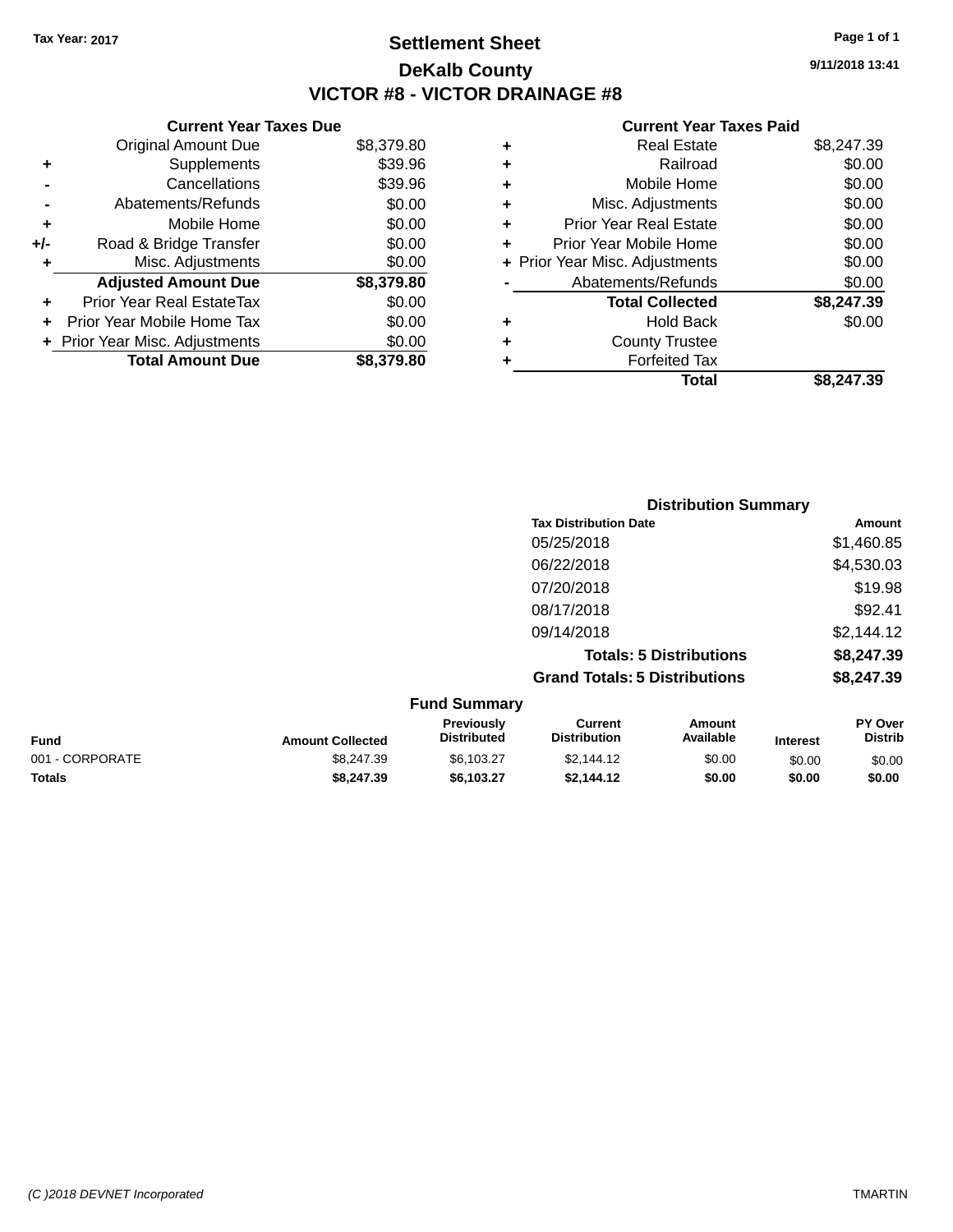Tax Year: 2017

# Settlement Sheet

## DeKalb County

## VICTOR #8 - VICTOR DRAINAGE #8

9/11/2018 13:41

### Current Year Taxes Due

| | | |
|---|---|---|
| | Original Amount Due | $8,379.80 |
| + | Supplements | $39.96 |
| - | Cancellations | $39.96 |
| - | Abatements/Refunds | $0.00 |
| + | Mobile Home | $0.00 |
| +/- | Road & Bridge Transfer | $0.00 |
| + | Misc. Adjustments | $0.00 |
| | **Adjusted Amount Due** | **$8,379.80** |
| + | Prior Year Real EstateTax | $0.00 |
| + | Prior Year Mobile Home Tax | $0.00 |
| + | Prior Year Misc. Adjustments | $0.00 |
| | **Total Amount Due** | **$8,379.80** |

### Current Year Taxes Paid

| | | |
|---|---|---|
| + | Real Estate | $8,247.39 |
| + | Railroad | $0.00 |
| + | Mobile Home | $0.00 |
| + | Misc. Adjustments | $0.00 |
| + | Prior Year Real Estate | $0.00 |
| + | Prior Year Mobile Home | $0.00 |
| + | Prior Year Misc. Adjustments | $0.00 |
| - | Abatements/Refunds | $0.00 |
| | **Total Collected** | **$8,247.39** |
| + | Hold Back | $0.00 |
| + | County Trustee | |
| + | Forfeited Tax | |
| | **Total** | **$8,247.39** |

### Distribution Summary

| Tax Distribution Date | Amount |
|---|---|
| 05/25/2018 | $1,460.85 |
| 06/22/2018 | $4,530.03 |
| 07/20/2018 | $19.98 |
| 08/17/2018 | $92.41 |
| 09/14/2018 | $2,144.12 |
| **Totals: 5 Distributions** | **$8,247.39** |
| **Grand Totals: 5 Distributions** | **$8,247.39** |

### Fund Summary

| Fund | Amount Collected | Previously Distributed | Current Distribution | Amount Available | Interest | PY Over Distrib |
|---|---|---|---|---|---|---|
| 001 - CORPORATE | $8,247.39 | $6,103.27 | $2,144.12 | $0.00 | $0.00 | $0.00 |
| **Totals** | **$8,247.39** | **$6,103.27** | **$2,144.12** | **$0.00** | **$0.00** | **$0.00** |

(C )2018 DEVNET Incorporated TMARTIN